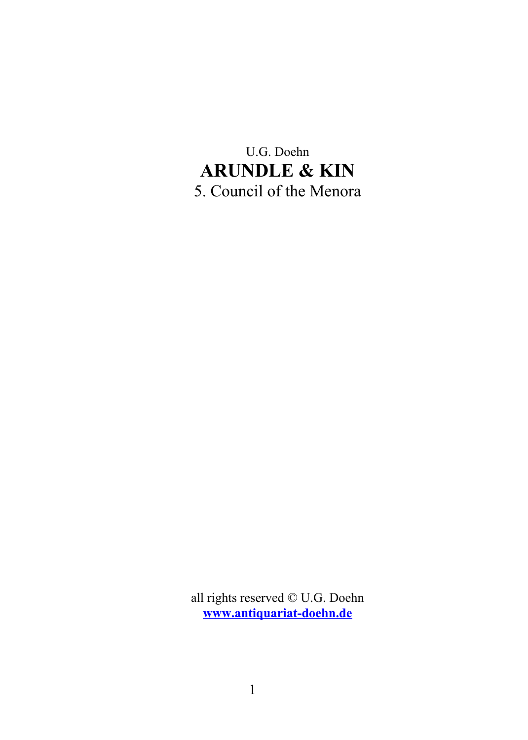U.G. Doehn

# ARUNDLE & KIN

5. Council of the Menora

all rights reserved © U.G. Doehn
**www.antiquariat-doehn.de**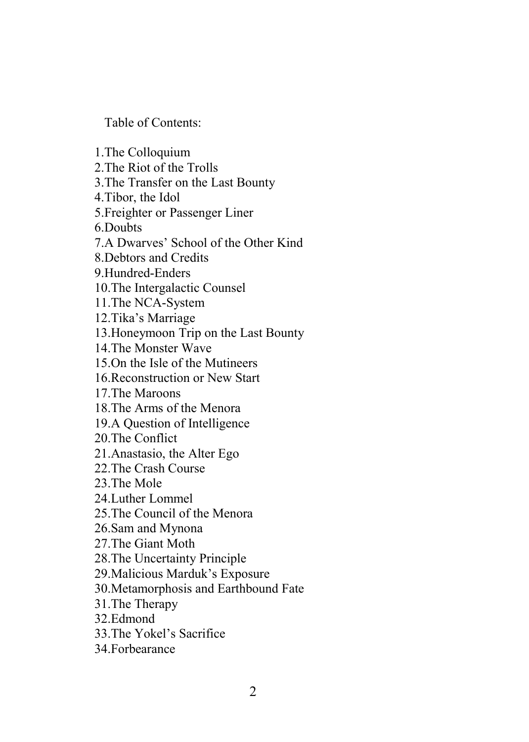Table of Contents:

1. The Colloquium
2. The Riot of the Trolls
3. The Transfer on the Last Bounty
4. Tibor, the Idol
5. Freighter or Passenger Liner
6. Doubts
7. A Dwarves' School of the Other Kind
8. Debtors and Credits
9. Hundred-Enders
10. The Intergalactic Counsel
11. The NCA-System
12. Tika's Marriage
13. Honeymoon Trip on the Last Bounty
14. The Monster Wave
15. On the Isle of the Mutineers
16. Reconstruction or New Start
17. The Maroons
18. The Arms of the Menora
19. A Question of Intelligence
20. The Conflict
21. Anastasio, the Alter Ego
22. The Crash Course
23. The Mole
24. Luther Lommel
25. The Council of the Menora
26. Sam and Mynona
27. The Giant Moth
28. The Uncertainty Principle
29. Malicious Marduk's Exposure
30. Metamorphosis and Earthbound Fate
31. The Therapy
32. Edmond
33. The Yokel's Sacrifice
34. Forbearance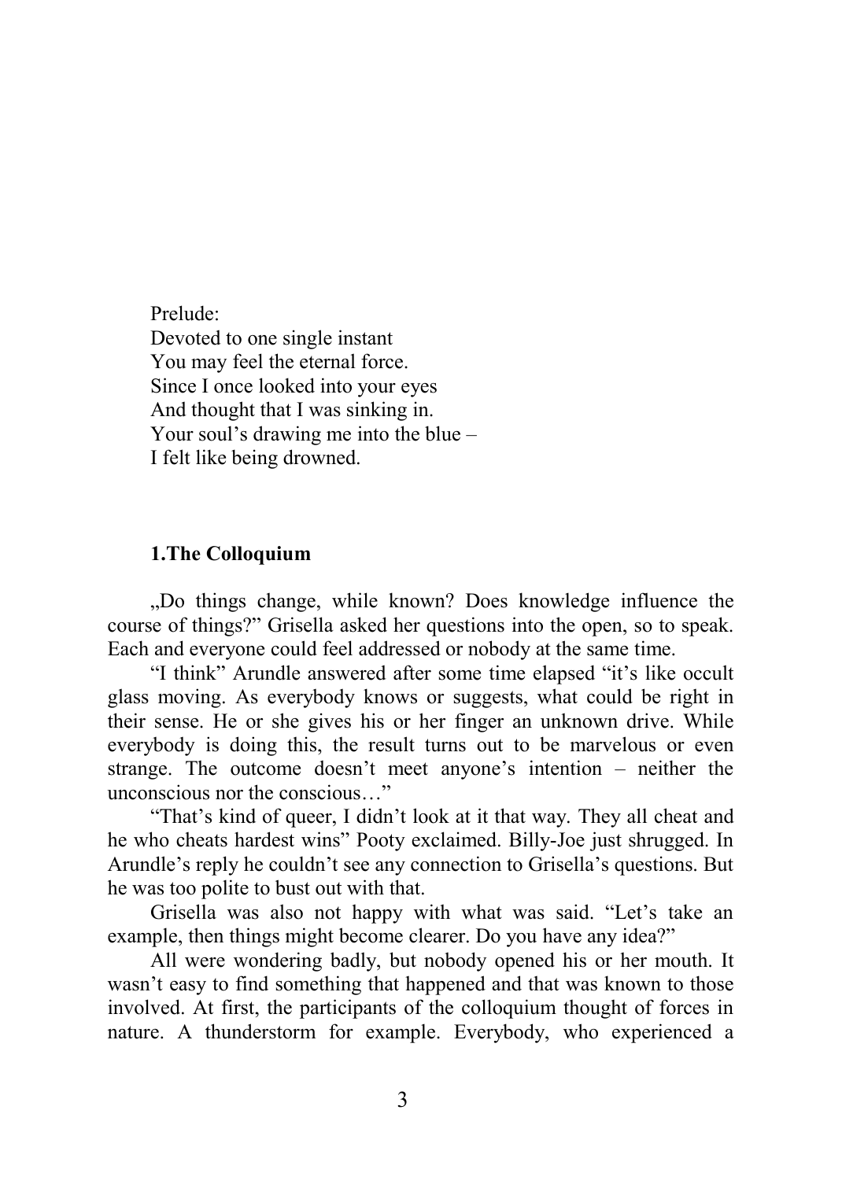Prelude:
Devoted to one single instant
You may feel the eternal force.
Since I once looked into your eyes
And thought that I was sinking in.
Your soul's drawing me into the blue –
I felt like being drowned.

## 1.The Colloquium

„Do things change, while known? Does knowledge influence the course of things?" Grisella asked her questions into the open, so to speak. Each and everyone could feel addressed or nobody at the same time.

"I think" Arundle answered after some time elapsed "it's like occult glass moving. As everybody knows or suggests, what could be right in their sense. He or she gives his or her finger an unknown drive. While everybody is doing this, the result turns out to be marvelous or even strange. The outcome doesn't meet anyone's intention – neither the unconscious nor the conscious…"

"That's kind of queer, I didn't look at it that way. They all cheat and he who cheats hardest wins" Pooty exclaimed. Billy-Joe just shrugged. In Arundle's reply he couldn't see any connection to Grisella's questions. But he was too polite to bust out with that.

Grisella was also not happy with what was said. "Let's take an example, then things might become clearer. Do you have any idea?"

All were wondering badly, but nobody opened his or her mouth. It wasn't easy to find something that happened and that was known to those involved. At first, the participants of the colloquium thought of forces in nature. A thunderstorm for example. Everybody, who experienced a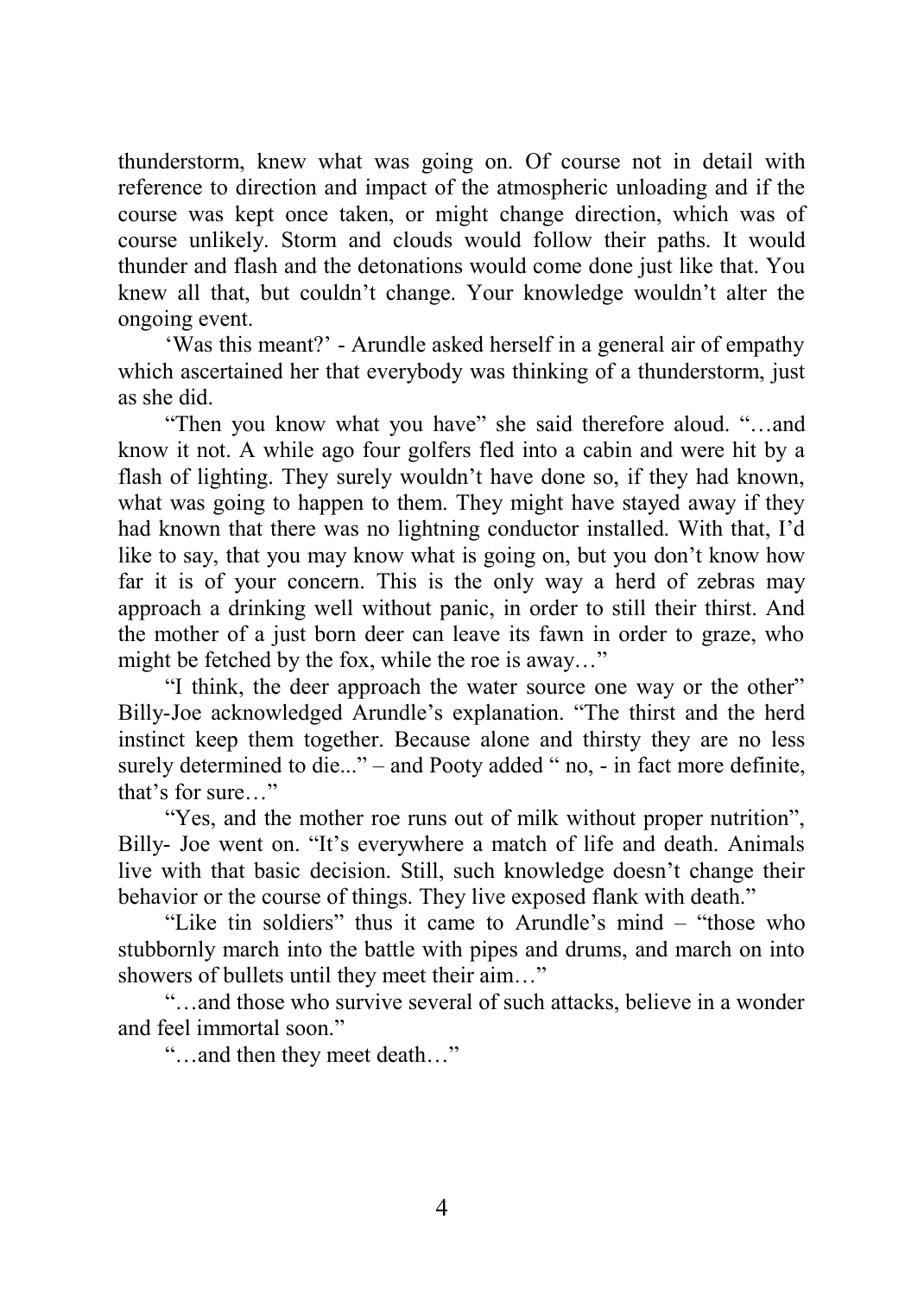thunderstorm, knew what was going on. Of course not in detail with reference to direction and impact of the atmospheric unloading and if the course was kept once taken, or might change direction, which was of course unlikely. Storm and clouds would follow their paths. It would thunder and flash and the detonations would come done just like that. You knew all that, but couldn't change. Your knowledge wouldn't alter the ongoing event.

'Was this meant?' - Arundle asked herself in a general air of empathy which ascertained her that everybody was thinking of a thunderstorm, just as she did.

"Then you know what you have" she said therefore aloud. "…and know it not. A while ago four golfers fled into a cabin and were hit by a flash of lighting. They surely wouldn't have done so, if they had known, what was going to happen to them. They might have stayed away if they had known that there was no lightning conductor installed. With that, I'd like to say, that you may know what is going on, but you don't know how far it is of your concern. This is the only way a herd of zebras may approach a drinking well without panic, in order to still their thirst. And the mother of a just born deer can leave its fawn in order to graze, who might be fetched by the fox, while the roe is away…"

"I think, the deer approach the water source one way or the other" Billy-Joe acknowledged Arundle's explanation. "The thirst and the herd instinct keep them together. Because alone and thirsty they are no less surely determined to die..." – and Pooty added " no, - in fact more definite, that's for sure…"

"Yes, and the mother roe runs out of milk without proper nutrition", Billy- Joe went on. "It's everywhere a match of life and death. Animals live with that basic decision. Still, such knowledge doesn't change their behavior or the course of things. They live exposed flank with death."

"Like tin soldiers" thus it came to Arundle's mind – "those who stubbornly march into the battle with pipes and drums, and march on into showers of bullets until they meet their aim…"

"…and those who survive several of such attacks, believe in a wonder and feel immortal soon."

"…and then they meet death…"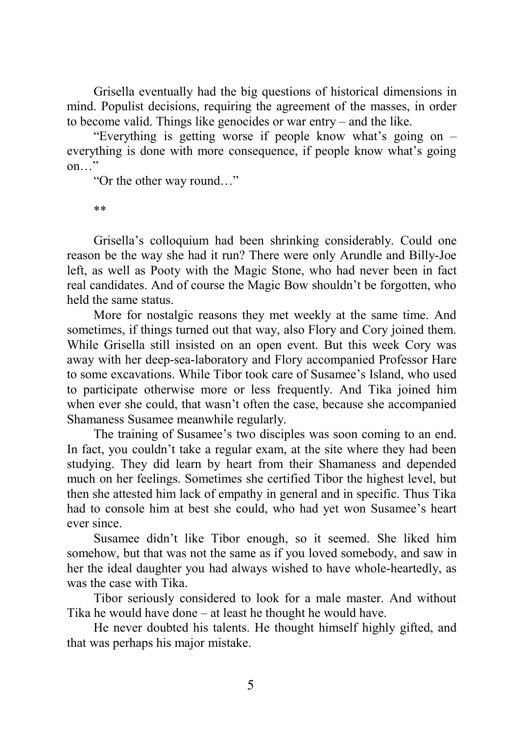Grisella eventually had the big questions of historical dimensions in mind. Populist decisions, requiring the agreement of the masses, in order to become valid. Things like genocides or war entry – and the like.

"Everything is getting worse if people know what's going on – everything is done with more consequence, if people know what's going on…"

"Or the other way round…"

**

Grisella's colloquium had been shrinking considerably. Could one reason be the way she had it run? There were only Arundle and Billy-Joe left, as well as Pooty with the Magic Stone, who had never been in fact real candidates. And of course the Magic Bow shouldn't be forgotten, who held the same status.

More for nostalgic reasons they met weekly at the same time. And sometimes, if things turned out that way, also Flory and Cory joined them. While Grisella still insisted on an open event. But this week Cory was away with her deep-sea-laboratory and Flory accompanied Professor Hare to some excavations. While Tibor took care of Susamee's Island, who used to participate otherwise more or less frequently. And Tika joined him when ever she could, that wasn't often the case, because she accompanied Shamaness Susamee meanwhile regularly.

The training of Susamee's two disciples was soon coming to an end. In fact, you couldn't take a regular exam, at the site where they had been studying. They did learn by heart from their Shamaness and depended much on her feelings. Sometimes she certified Tibor the highest level, but then she attested him lack of empathy in general and in specific. Thus Tika had to console him at best she could, who had yet won Susamee's heart ever since.

Susamee didn't like Tibor enough, so it seemed. She liked him somehow, but that was not the same as if you loved somebody, and saw in her the ideal daughter you had always wished to have whole-heartedly, as was the case with Tika.

Tibor seriously considered to look for a male master. And without Tika he would have done – at least he thought he would have.

He never doubted his talents. He thought himself highly gifted, and that was perhaps his major mistake.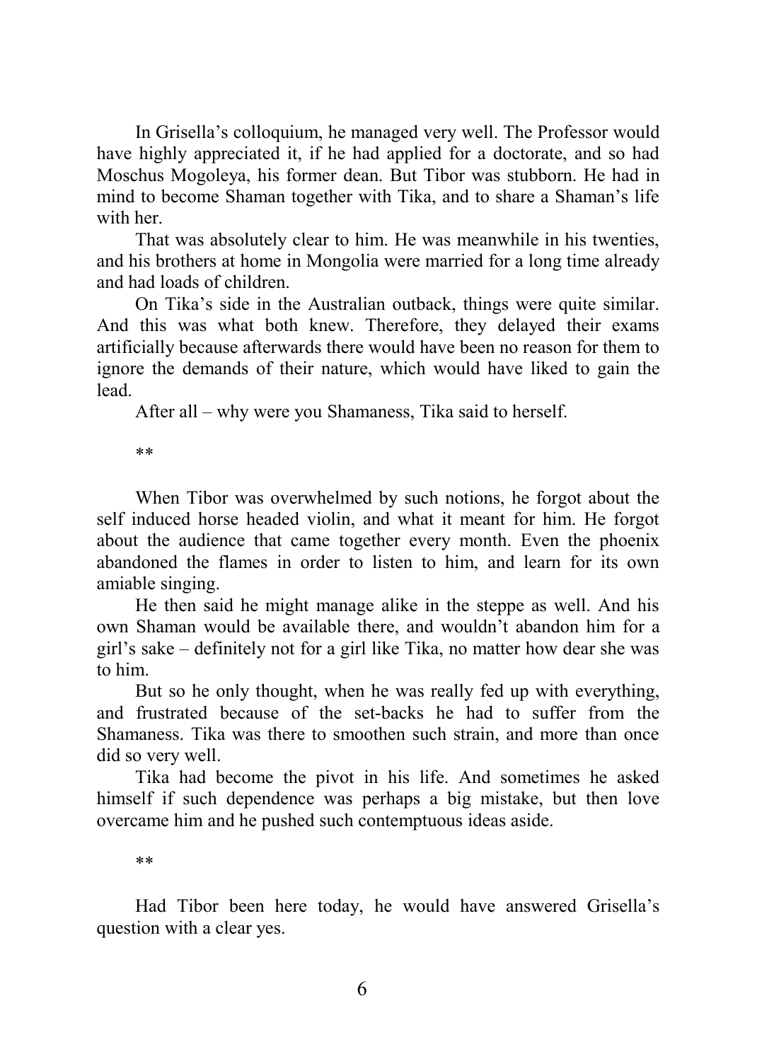In Grisella's colloquium, he managed very well. The Professor would have highly appreciated it, if he had applied for a doctorate, and so had Moschus Mogoleya, his former dean. But Tibor was stubborn. He had in mind to become Shaman together with Tika, and to share a Shaman's life with her.

That was absolutely clear to him. He was meanwhile in his twenties, and his brothers at home in Mongolia were married for a long time already and had loads of children.

On Tika's side in the Australian outback, things were quite similar. And this was what both knew. Therefore, they delayed their exams artificially because afterwards there would have been no reason for them to ignore the demands of their nature, which would have liked to gain the lead.

After all – why were you Shamaness, Tika said to herself.

**

When Tibor was overwhelmed by such notions, he forgot about the self induced horse headed violin, and what it meant for him. He forgot about the audience that came together every month. Even the phoenix abandoned the flames in order to listen to him, and learn for its own amiable singing.

He then said he might manage alike in the steppe as well. And his own Shaman would be available there, and wouldn't abandon him for a girl's sake – definitely not for a girl like Tika, no matter how dear she was to him.

But so he only thought, when he was really fed up with everything, and frustrated because of the set-backs he had to suffer from the Shamaness. Tika was there to smoothen such strain, and more than once did so very well.

Tika had become the pivot in his life. And sometimes he asked himself if such dependence was perhaps a big mistake, but then love overcame him and he pushed such contemptuous ideas aside.

**

Had Tibor been here today, he would have answered Grisella's question with a clear yes.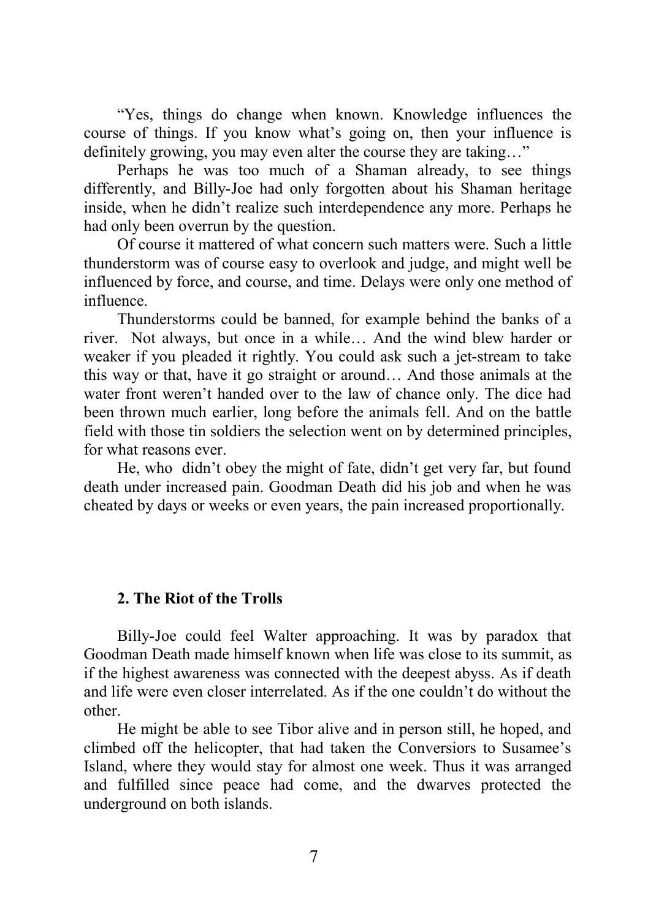"Yes, things do change when known. Knowledge influences the course of things. If you know what's going on, then your influence is definitely growing, you may even alter the course they are taking…"

Perhaps he was too much of a Shaman already, to see things differently, and Billy-Joe had only forgotten about his Shaman heritage inside, when he didn't realize such interdependence any more. Perhaps he had only been overrun by the question.

Of course it mattered of what concern such matters were. Such a little thunderstorm was of course easy to overlook and judge, and might well be influenced by force, and course, and time. Delays were only one method of influence.

Thunderstorms could be banned, for example behind the banks of a river. Not always, but once in a while… And the wind blew harder or weaker if you pleaded it rightly. You could ask such a jet-stream to take this way or that, have it go straight or around… And those animals at the water front weren't handed over to the law of chance only. The dice had been thrown much earlier, long before the animals fell. And on the battle field with those tin soldiers the selection went on by determined principles, for what reasons ever.

He, who didn't obey the might of fate, didn't get very far, but found death under increased pain. Goodman Death did his job and when he was cheated by days or weeks or even years, the pain increased proportionally.

## 2. The Riot of the Trolls

Billy-Joe could feel Walter approaching. It was by paradox that Goodman Death made himself known when life was close to its summit, as if the highest awareness was connected with the deepest abyss. As if death and life were even closer interrelated. As if the one couldn't do without the other.

He might be able to see Tibor alive and in person still, he hoped, and climbed off the helicopter, that had taken the Conversiors to Susamee's Island, where they would stay for almost one week. Thus it was arranged and fulfilled since peace had come, and the dwarves protected the underground on both islands.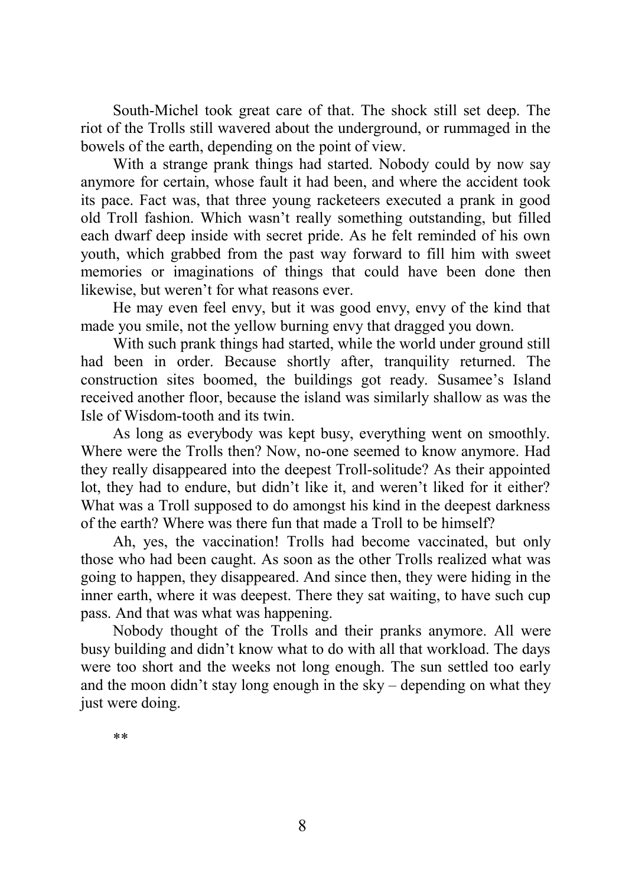South-Michel took great care of that. The shock still set deep. The riot of the Trolls still wavered about the underground, or rummaged in the bowels of the earth, depending on the point of view.

With a strange prank things had started. Nobody could by now say anymore for certain, whose fault it had been, and where the accident took its pace. Fact was, that three young racketeers executed a prank in good old Troll fashion. Which wasn't really something outstanding, but filled each dwarf deep inside with secret pride. As he felt reminded of his own youth, which grabbed from the past way forward to fill him with sweet memories or imaginations of things that could have been done then likewise, but weren't for what reasons ever.

He may even feel envy, but it was good envy, envy of the kind that made you smile, not the yellow burning envy that dragged you down.

With such prank things had started, while the world under ground still had been in order. Because shortly after, tranquility returned. The construction sites boomed, the buildings got ready. Susamee's Island received another floor, because the island was similarly shallow as was the Isle of Wisdom-tooth and its twin.

As long as everybody was kept busy, everything went on smoothly. Where were the Trolls then? Now, no-one seemed to know anymore. Had they really disappeared into the deepest Troll-solitude? As their appointed lot, they had to endure, but didn't like it, and weren't liked for it either? What was a Troll supposed to do amongst his kind in the deepest darkness of the earth? Where was there fun that made a Troll to be himself?

Ah, yes, the vaccination! Trolls had become vaccinated, but only those who had been caught. As soon as the other Trolls realized what was going to happen, they disappeared. And since then, they were hiding in the inner earth, where it was deepest. There they sat waiting, to have such cup pass. And that was what was happening.

Nobody thought of the Trolls and their pranks anymore. All were busy building and didn't know what to do with all that workload. The days were too short and the weeks not long enough. The sun settled too early and the moon didn't stay long enough in the sky – depending on what they just were doing.

**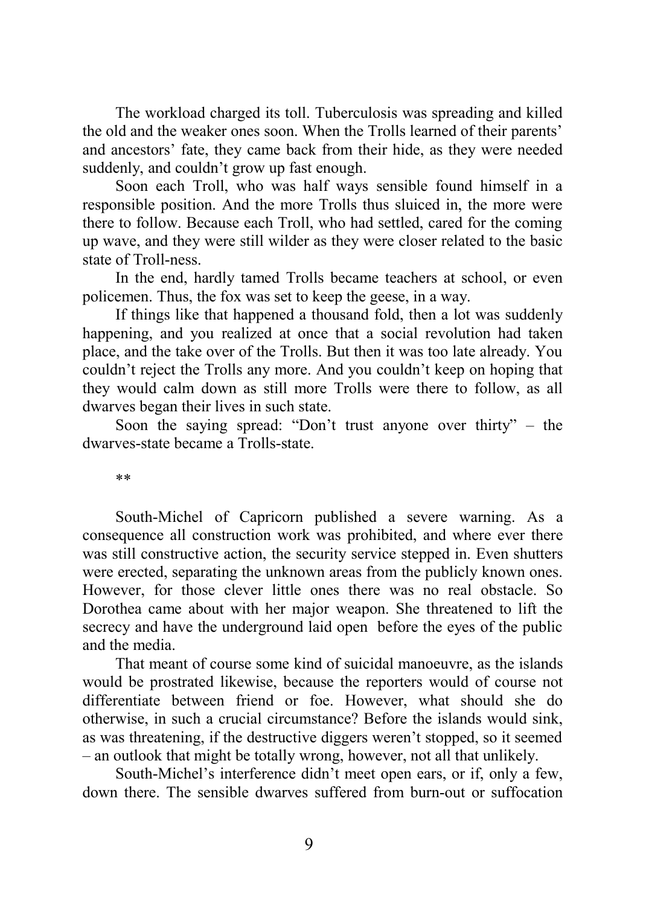The workload charged its toll. Tuberculosis was spreading and killed the old and the weaker ones soon. When the Trolls learned of their parents' and ancestors' fate, they came back from their hide, as they were needed suddenly, and couldn't grow up fast enough.

Soon each Troll, who was half ways sensible found himself in a responsible position. And the more Trolls thus sluiced in, the more were there to follow. Because each Troll, who had settled, cared for the coming up wave, and they were still wilder as they were closer related to the basic state of Troll-ness.

In the end, hardly tamed Trolls became teachers at school, or even policemen. Thus, the fox was set to keep the geese, in a way.

If things like that happened a thousand fold, then a lot was suddenly happening, and you realized at once that a social revolution had taken place, and the take over of the Trolls. But then it was too late already. You couldn't reject the Trolls any more. And you couldn't keep on hoping that they would calm down as still more Trolls were there to follow, as all dwarves began their lives in such state.

Soon the saying spread: "Don't trust anyone over thirty" – the dwarves-state became a Trolls-state.

**

South-Michel of Capricorn published a severe warning. As a consequence all construction work was prohibited, and where ever there was still constructive action, the security service stepped in. Even shutters were erected, separating the unknown areas from the publicly known ones. However, for those clever little ones there was no real obstacle. So Dorothea came about with her major weapon. She threatened to lift the secrecy and have the underground laid open before the eyes of the public and the media.

That meant of course some kind of suicidal manoeuvre, as the islands would be prostrated likewise, because the reporters would of course not differentiate between friend or foe. However, what should she do otherwise, in such a crucial circumstance? Before the islands would sink, as was threatening, if the destructive diggers weren't stopped, so it seemed – an outlook that might be totally wrong, however, not all that unlikely.

South-Michel's interference didn't meet open ears, or if, only a few, down there. The sensible dwarves suffered from burn-out or suffocation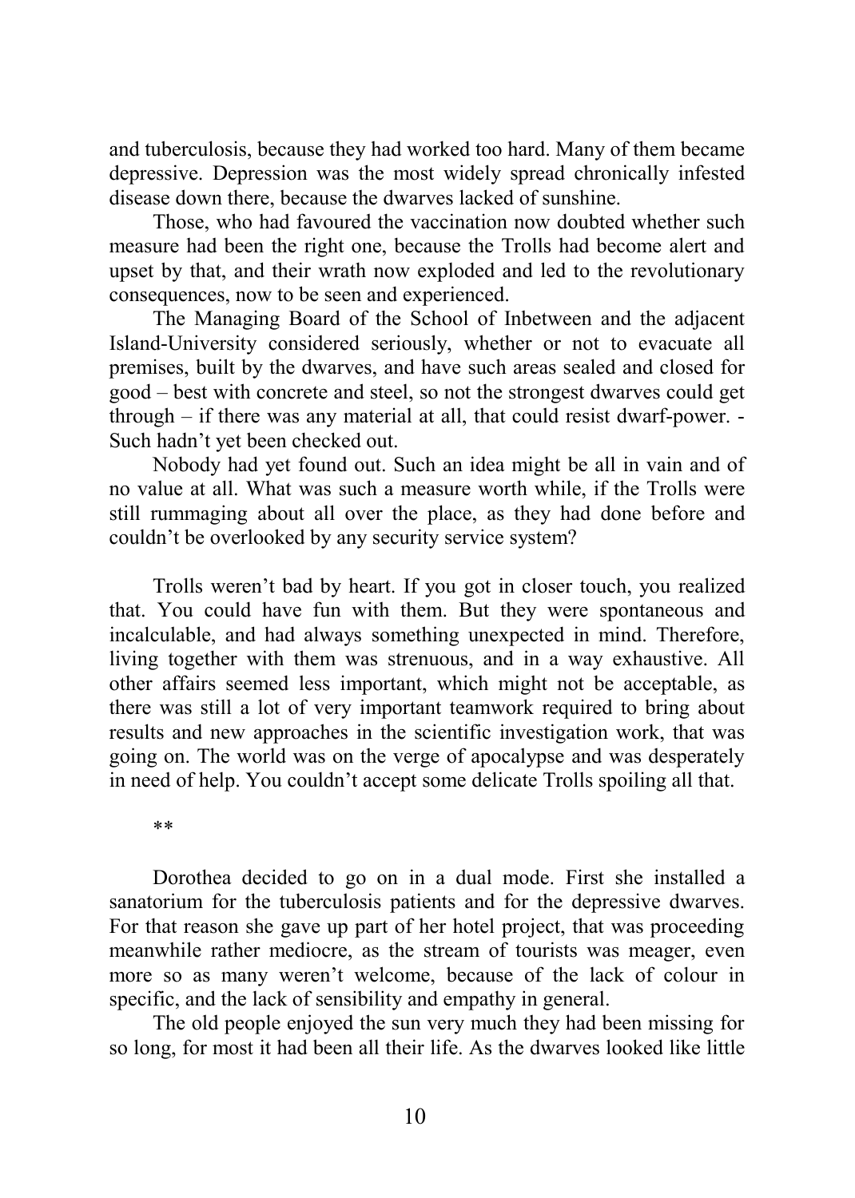and tuberculosis, because they had worked too hard. Many of them became depressive. Depression was the most widely spread chronically infested disease down there, because the dwarves lacked of sunshine.

Those, who had favoured the vaccination now doubted whether such measure had been the right one, because the Trolls had become alert and upset by that, and their wrath now exploded and led to the revolutionary consequences, now to be seen and experienced.

The Managing Board of the School of Inbetween and the adjacent Island-University considered seriously, whether or not to evacuate all premises, built by the dwarves, and have such areas sealed and closed for good – best with concrete and steel, so not the strongest dwarves could get through – if there was any material at all, that could resist dwarf-power. - Such hadn't yet been checked out.

Nobody had yet found out. Such an idea might be all in vain and of no value at all. What was such a measure worth while, if the Trolls were still rummaging about all over the place, as they had done before and couldn't be overlooked by any security service system?

Trolls weren't bad by heart. If you got in closer touch, you realized that. You could have fun with them. But they were spontaneous and incalculable, and had always something unexpected in mind. Therefore, living together with them was strenuous, and in a way exhaustive. All other affairs seemed less important, which might not be acceptable, as there was still a lot of very important teamwork required to bring about results and new approaches in the scientific investigation work, that was going on. The world was on the verge of apocalypse and was desperately in need of help. You couldn't accept some delicate Trolls spoiling all that.

**

Dorothea decided to go on in a dual mode. First she installed a sanatorium for the tuberculosis patients and for the depressive dwarves. For that reason she gave up part of her hotel project, that was proceeding meanwhile rather mediocre, as the stream of tourists was meager, even more so as many weren't welcome, because of the lack of colour in specific, and the lack of sensibility and empathy in general.

The old people enjoyed the sun very much they had been missing for so long, for most it had been all their life. As the dwarves looked like little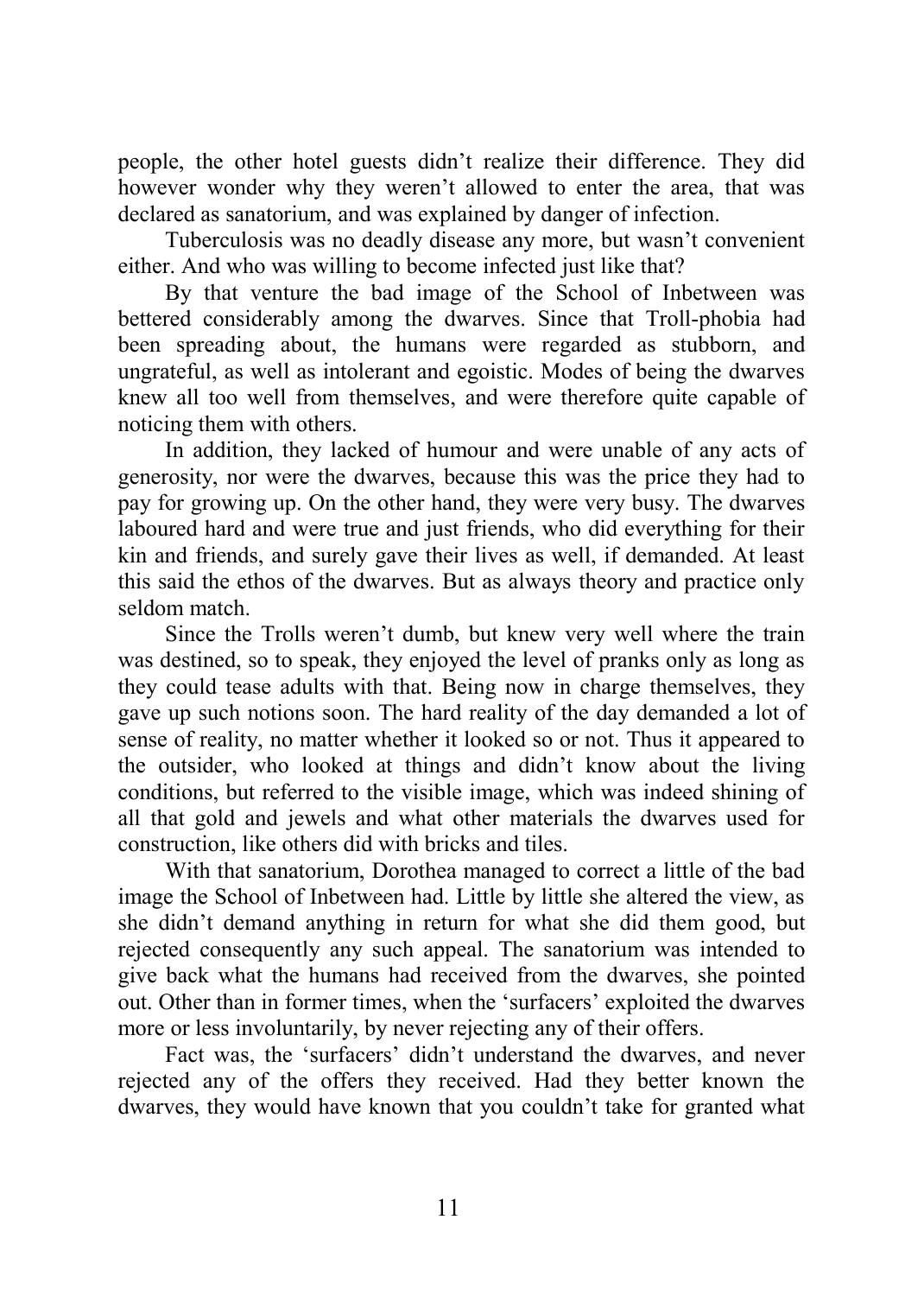people, the other hotel guests didn't realize their difference. They did however wonder why they weren't allowed to enter the area, that was declared as sanatorium, and was explained by danger of infection.

Tuberculosis was no deadly disease any more, but wasn't convenient either. And who was willing to become infected just like that?

By that venture the bad image of the School of Inbetween was bettered considerably among the dwarves. Since that Troll-phobia had been spreading about, the humans were regarded as stubborn, and ungrateful, as well as intolerant and egoistic. Modes of being the dwarves knew all too well from themselves, and were therefore quite capable of noticing them with others.

In addition, they lacked of humour and were unable of any acts of generosity, nor were the dwarves, because this was the price they had to pay for growing up. On the other hand, they were very busy. The dwarves laboured hard and were true and just friends, who did everything for their kin and friends, and surely gave their lives as well, if demanded. At least this said the ethos of the dwarves. But as always theory and practice only seldom match.

Since the Trolls weren't dumb, but knew very well where the train was destined, so to speak, they enjoyed the level of pranks only as long as they could tease adults with that. Being now in charge themselves, they gave up such notions soon. The hard reality of the day demanded a lot of sense of reality, no matter whether it looked so or not. Thus it appeared to the outsider, who looked at things and didn't know about the living conditions, but referred to the visible image, which was indeed shining of all that gold and jewels and what other materials the dwarves used for construction, like others did with bricks and tiles.

With that sanatorium, Dorothea managed to correct a little of the bad image the School of Inbetween had. Little by little she altered the view, as she didn't demand anything in return for what she did them good, but rejected consequently any such appeal. The sanatorium was intended to give back what the humans had received from the dwarves, she pointed out. Other than in former times, when the 'surfacers' exploited the dwarves more or less involuntarily, by never rejecting any of their offers.

Fact was, the 'surfacers' didn't understand the dwarves, and never rejected any of the offers they received. Had they better known the dwarves, they would have known that you couldn't take for granted what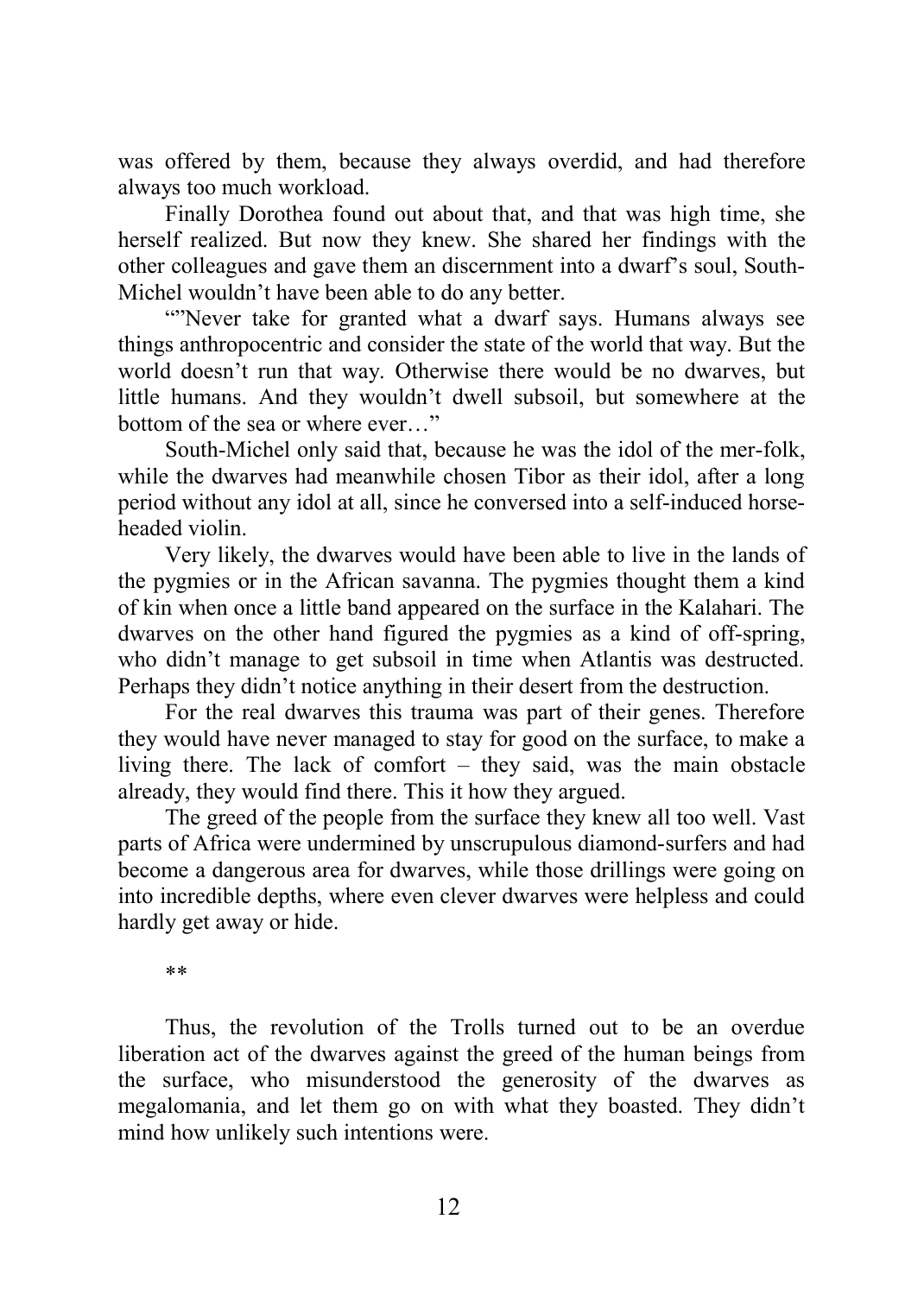was offered by them, because they always overdid, and had therefore always too much workload.

Finally Dorothea found out about that, and that was high time, she herself realized. But now they knew. She shared her findings with the other colleagues and gave them an discernment into a dwarf's soul, South-Michel wouldn't have been able to do any better.

""Never take for granted what a dwarf says. Humans always see things anthropocentric and consider the state of the world that way. But the world doesn't run that way. Otherwise there would be no dwarves, but little humans. And they wouldn't dwell subsoil, but somewhere at the bottom of the sea or where ever…"

South-Michel only said that, because he was the idol of the mer-folk, while the dwarves had meanwhile chosen Tibor as their idol, after a long period without any idol at all, since he conversed into a self-induced horse-headed violin.

Very likely, the dwarves would have been able to live in the lands of the pygmies or in the African savanna. The pygmies thought them a kind of kin when once a little band appeared on the surface in the Kalahari. The dwarves on the other hand figured the pygmies as a kind of off-spring, who didn't manage to get subsoil in time when Atlantis was destructed. Perhaps they didn't notice anything in their desert from the destruction.

For the real dwarves this trauma was part of their genes. Therefore they would have never managed to stay for good on the surface, to make a living there. The lack of comfort – they said, was the main obstacle already, they would find there. This it how they argued.

The greed of the people from the surface they knew all too well. Vast parts of Africa were undermined by unscrupulous diamond-surfers and had become a dangerous area for dwarves, while those drillings were going on into incredible depths, where even clever dwarves were helpless and could hardly get away or hide.

**

Thus, the revolution of the Trolls turned out to be an overdue liberation act of the dwarves against the greed of the human beings from the surface, who misunderstood the generosity of the dwarves as megalomania, and let them go on with what they boasted. They didn't mind how unlikely such intentions were.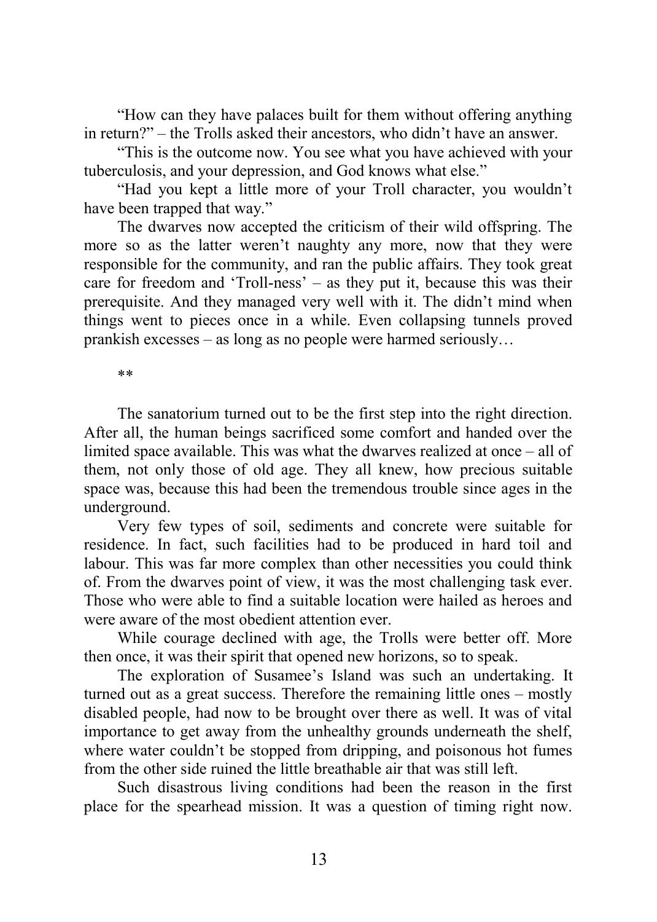"How can they have palaces built for them without offering anything in return?" – the Trolls asked their ancestors, who didn't have an answer.

"This is the outcome now. You see what you have achieved with your tuberculosis, and your depression, and God knows what else."

"Had you kept a little more of your Troll character, you wouldn't have been trapped that way."

The dwarves now accepted the criticism of their wild offspring. The more so as the latter weren't naughty any more, now that they were responsible for the community, and ran the public affairs. They took great care for freedom and 'Troll-ness' – as they put it, because this was their prerequisite. And they managed very well with it. The didn't mind when things went to pieces once in a while. Even collapsing tunnels proved prankish excesses – as long as no people were harmed seriously…

**

The sanatorium turned out to be the first step into the right direction. After all, the human beings sacrificed some comfort and handed over the limited space available. This was what the dwarves realized at once – all of them, not only those of old age. They all knew, how precious suitable space was, because this had been the tremendous trouble since ages in the underground.

Very few types of soil, sediments and concrete were suitable for residence. In fact, such facilities had to be produced in hard toil and labour. This was far more complex than other necessities you could think of. From the dwarves point of view, it was the most challenging task ever. Those who were able to find a suitable location were hailed as heroes and were aware of the most obedient attention ever.

While courage declined with age, the Trolls were better off. More then once, it was their spirit that opened new horizons, so to speak.

The exploration of Susamee's Island was such an undertaking. It turned out as a great success. Therefore the remaining little ones – mostly disabled people, had now to be brought over there as well. It was of vital importance to get away from the unhealthy grounds underneath the shelf, where water couldn't be stopped from dripping, and poisonous hot fumes from the other side ruined the little breathable air that was still left.

Such disastrous living conditions had been the reason in the first place for the spearhead mission. It was a question of timing right now.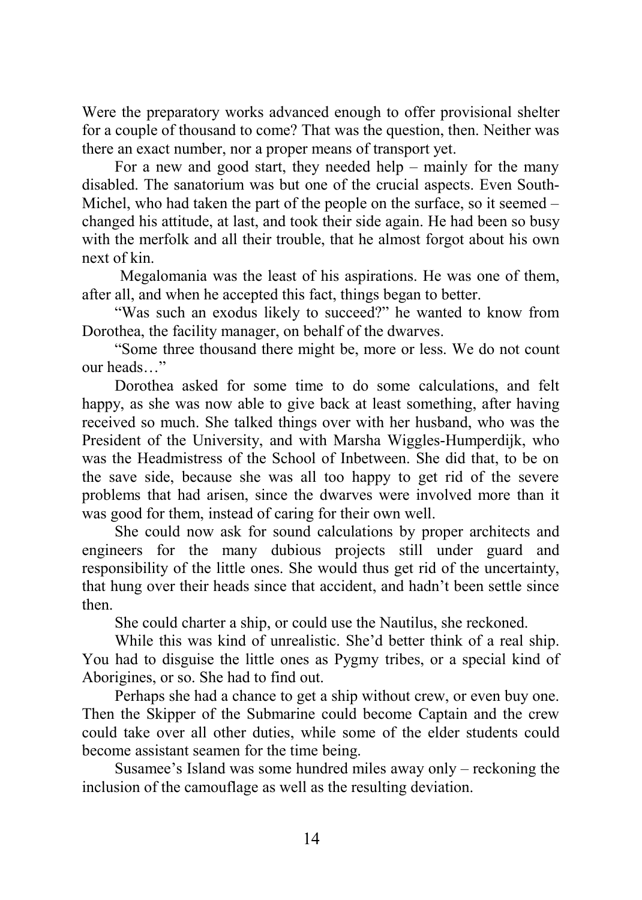Were the preparatory works advanced enough to offer provisional shelter for a couple of thousand to come? That was the question, then. Neither was there an exact number, nor a proper means of transport yet.

For a new and good start, they needed help – mainly for the many disabled. The sanatorium was but one of the crucial aspects. Even South-Michel, who had taken the part of the people on the surface, so it seemed – changed his attitude, at last, and took their side again. He had been so busy with the merfolk and all their trouble, that he almost forgot about his own next of kin.

Megalomania was the least of his aspirations. He was one of them, after all, and when he accepted this fact, things began to better.

"Was such an exodus likely to succeed?" he wanted to know from Dorothea, the facility manager, on behalf of the dwarves.

"Some three thousand there might be, more or less. We do not count our heads…"

Dorothea asked for some time to do some calculations, and felt happy, as she was now able to give back at least something, after having received so much. She talked things over with her husband, who was the President of the University, and with Marsha Wiggles-Humperdijk, who was the Headmistress of the School of Inbetween. She did that, to be on the save side, because she was all too happy to get rid of the severe problems that had arisen, since the dwarves were involved more than it was good for them, instead of caring for their own well.

She could now ask for sound calculations by proper architects and engineers for the many dubious projects still under guard and responsibility of the little ones. She would thus get rid of the uncertainty, that hung over their heads since that accident, and hadn't been settle since then.

She could charter a ship, or could use the Nautilus, she reckoned.

While this was kind of unrealistic. She'd better think of a real ship. You had to disguise the little ones as Pygmy tribes, or a special kind of Aborigines, or so. She had to find out.

Perhaps she had a chance to get a ship without crew, or even buy one. Then the Skipper of the Submarine could become Captain and the crew could take over all other duties, while some of the elder students could become assistant seamen for the time being.

Susamee's Island was some hundred miles away only – reckoning the inclusion of the camouflage as well as the resulting deviation.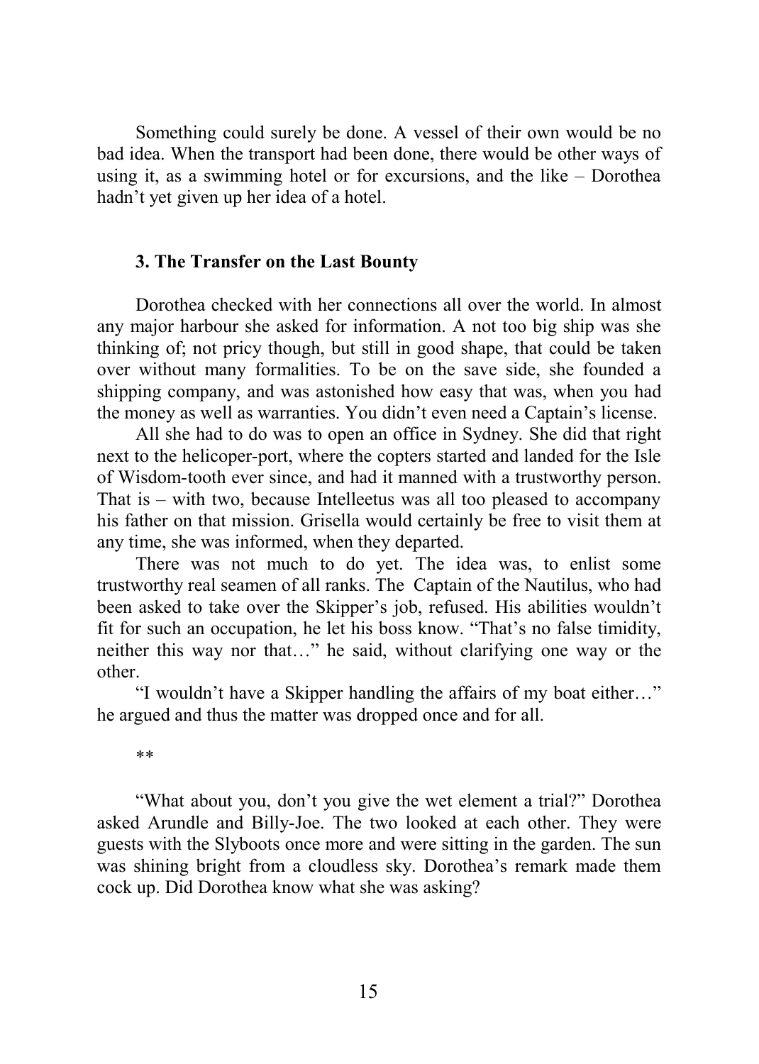Something could surely be done. A vessel of their own would be no bad idea. When the transport had been done, there would be other ways of using it, as a swimming hotel or for excursions, and the like – Dorothea hadn't yet given up her idea of a hotel.

### 3. The Transfer on the Last Bounty

Dorothea checked with her connections all over the world. In almost any major harbour she asked for information. A not too big ship was she thinking of; not pricy though, but still in good shape, that could be taken over without many formalities. To be on the save side, she founded a shipping company, and was astonished how easy that was, when you had the money as well as warranties. You didn't even need a Captain's license.

All she had to do was to open an office in Sydney. She did that right next to the helicoper-port, where the copters started and landed for the Isle of Wisdom-tooth ever since, and had it manned with a trustworthy person. That is – with two, because Intelleetus was all too pleased to accompany his father on that mission. Grisella would certainly be free to visit them at any time, she was informed, when they departed.

There was not much to do yet. The idea was, to enlist some trustworthy real seamen of all ranks. The Captain of the Nautilus, who had been asked to take over the Skipper's job, refused. His abilities wouldn't fit for such an occupation, he let his boss know. "That's no false timidity, neither this way nor that…" he said, without clarifying one way or the other.

"I wouldn't have a Skipper handling the affairs of my boat either…" he argued and thus the matter was dropped once and for all.

**

"What about you, don't you give the wet element a trial?" Dorothea asked Arundle and Billy-Joe. The two looked at each other. They were guests with the Slyboots once more and were sitting in the garden. The sun was shining bright from a cloudless sky. Dorothea's remark made them cock up. Did Dorothea know what she was asking?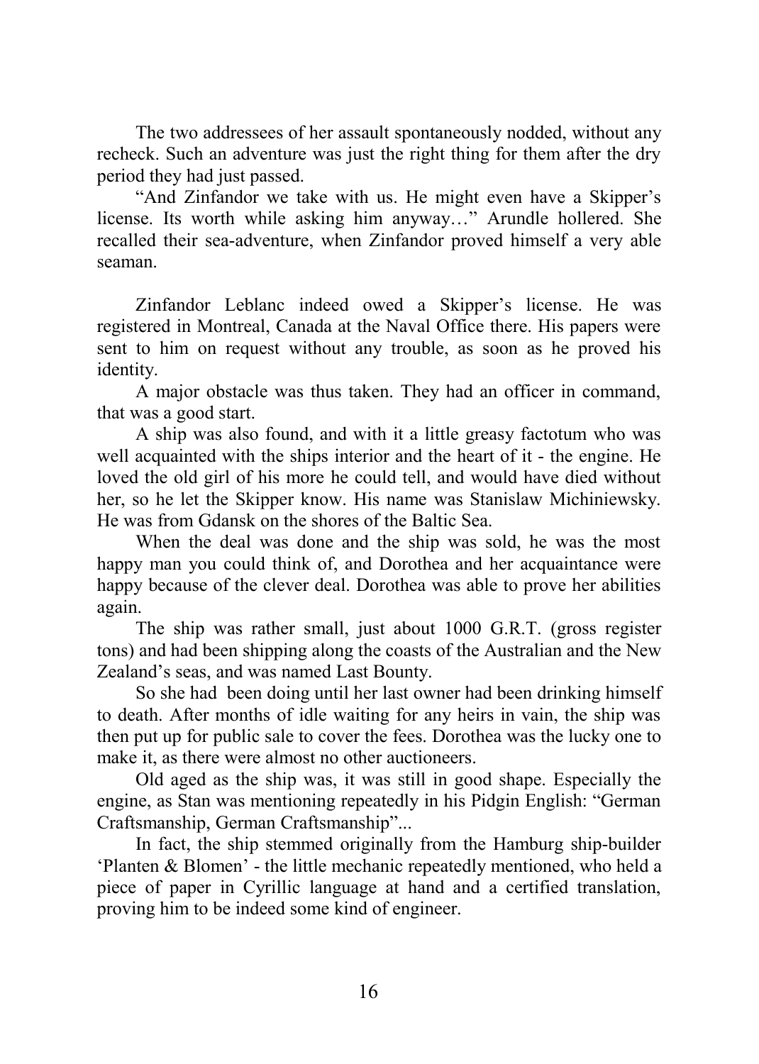The two addressees of her assault spontaneously nodded, without any recheck. Such an adventure was just the right thing for them after the dry period they had just passed.

"And Zinfandor we take with us. He might even have a Skipper's license. Its worth while asking him anyway…" Arundle hollered. She recalled their sea-adventure, when Zinfandor proved himself a very able seaman.

Zinfandor Leblanc indeed owed a Skipper's license. He was registered in Montreal, Canada at the Naval Office there. His papers were sent to him on request without any trouble, as soon as he proved his identity.

A major obstacle was thus taken. They had an officer in command, that was a good start.

A ship was also found, and with it a little greasy factotum who was well acquainted with the ships interior and the heart of it - the engine. He loved the old girl of his more he could tell, and would have died without her, so he let the Skipper know. His name was Stanislaw Michiniewsky. He was from Gdansk on the shores of the Baltic Sea.

When the deal was done and the ship was sold, he was the most happy man you could think of, and Dorothea and her acquaintance were happy because of the clever deal. Dorothea was able to prove her abilities again.

The ship was rather small, just about 1000 G.R.T. (gross register tons) and had been shipping along the coasts of the Australian and the New Zealand's seas, and was named Last Bounty.

So she had been doing until her last owner had been drinking himself to death. After months of idle waiting for any heirs in vain, the ship was then put up for public sale to cover the fees. Dorothea was the lucky one to make it, as there were almost no other auctioneers.

Old aged as the ship was, it was still in good shape. Especially the engine, as Stan was mentioning repeatedly in his Pidgin English: "German Craftsmanship, German Craftsmanship"...

In fact, the ship stemmed originally from the Hamburg ship-builder 'Planten & Blomen' - the little mechanic repeatedly mentioned, who held a piece of paper in Cyrillic language at hand and a certified translation, proving him to be indeed some kind of engineer.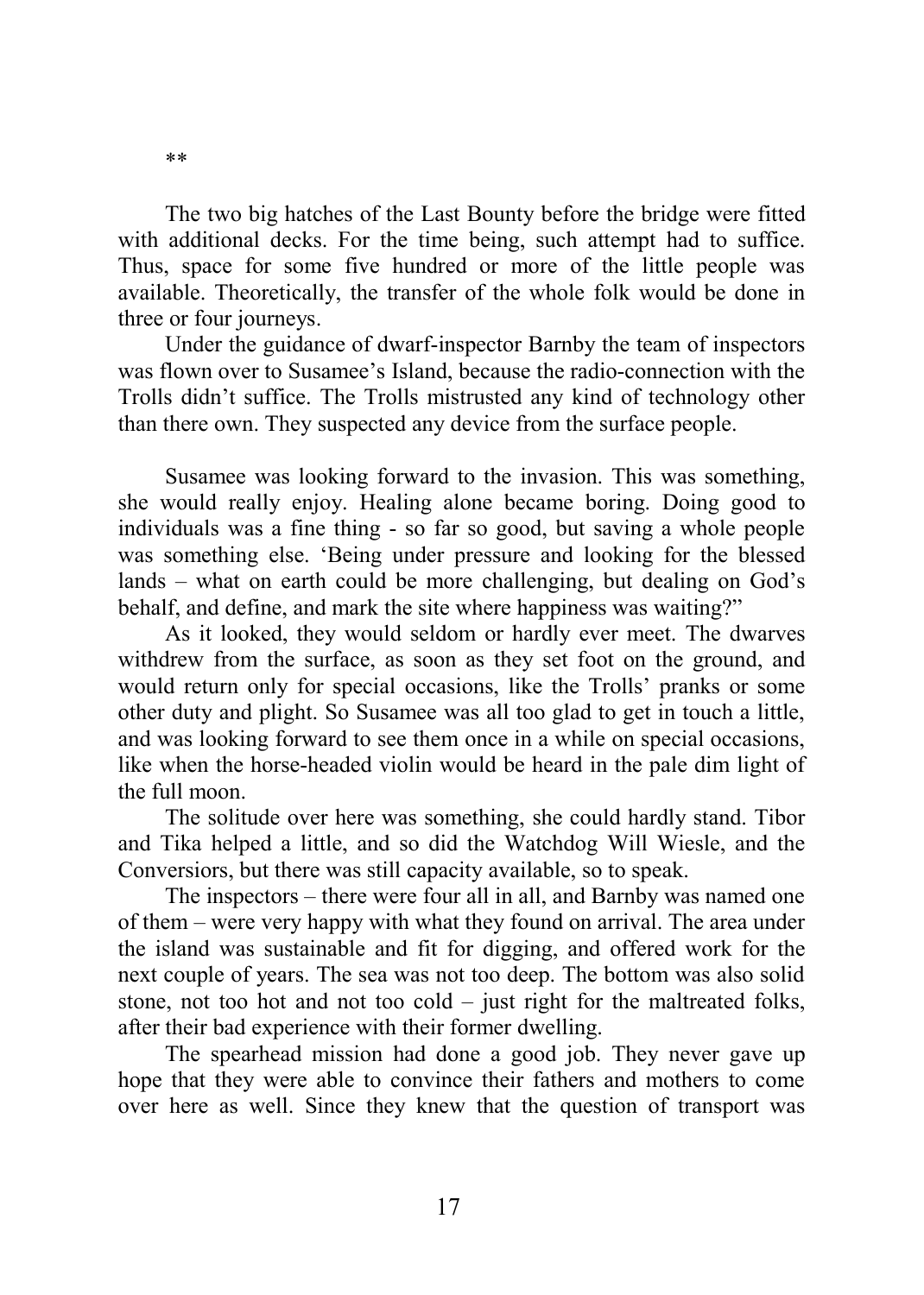**

The two big hatches of the Last Bounty before the bridge were fitted with additional decks. For the time being, such attempt had to suffice. Thus, space for some five hundred or more of the little people was available. Theoretically, the transfer of the whole folk would be done in three or four journeys.

Under the guidance of dwarf-inspector Barnby the team of inspectors was flown over to Susamee's Island, because the radio-connection with the Trolls didn't suffice. The Trolls mistrusted any kind of technology other than there own. They suspected any device from the surface people.

Susamee was looking forward to the invasion. This was something, she would really enjoy. Healing alone became boring. Doing good to individuals was a fine thing - so far so good, but saving a whole people was something else. 'Being under pressure and looking for the blessed lands – what on earth could be more challenging, but dealing on God's behalf, and define, and mark the site where happiness was waiting?"

As it looked, they would seldom or hardly ever meet. The dwarves withdrew from the surface, as soon as they set foot on the ground, and would return only for special occasions, like the Trolls' pranks or some other duty and plight. So Susamee was all too glad to get in touch a little, and was looking forward to see them once in a while on special occasions, like when the horse-headed violin would be heard in the pale dim light of the full moon.

The solitude over here was something, she could hardly stand. Tibor and Tika helped a little, and so did the Watchdog Will Wiesle, and the Conversiors, but there was still capacity available, so to speak.

The inspectors – there were four all in all, and Barnby was named one of them – were very happy with what they found on arrival. The area under the island was sustainable and fit for digging, and offered work for the next couple of years. The sea was not too deep. The bottom was also solid stone, not too hot and not too cold – just right for the maltreated folks, after their bad experience with their former dwelling.

The spearhead mission had done a good job. They never gave up hope that they were able to convince their fathers and mothers to come over here as well. Since they knew that the question of transport was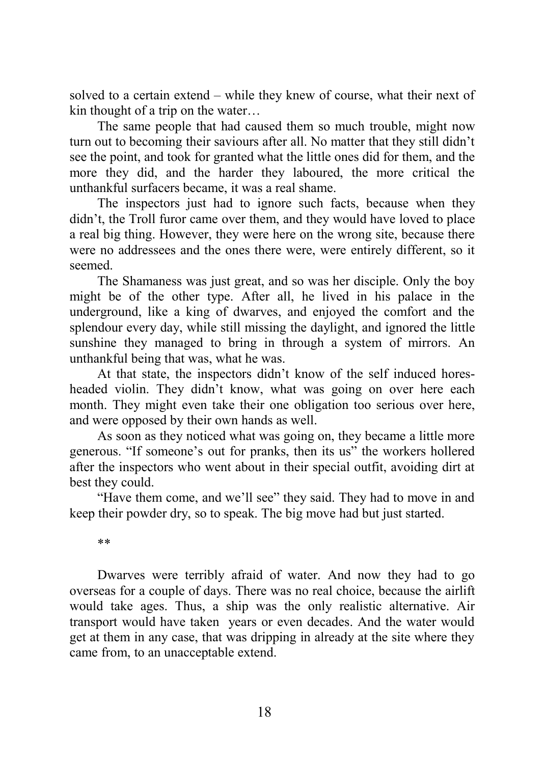solved to a certain extend – while they knew of course, what their next of kin thought of a trip on the water…

The same people that had caused them so much trouble, might now turn out to becoming their saviours after all. No matter that they still didn't see the point, and took for granted what the little ones did for them, and the more they did, and the harder they laboured, the more critical the unthankful surfacers became, it was a real shame.

The inspectors just had to ignore such facts, because when they didn't, the Troll furor came over them, and they would have loved to place a real big thing. However, they were here on the wrong site, because there were no addressees and the ones there were, were entirely different, so it seemed.

The Shamaness was just great, and so was her disciple. Only the boy might be of the other type. After all, he lived in his palace in the underground, like a king of dwarves, and enjoyed the comfort and the splendour every day, while still missing the daylight, and ignored the little sunshine they managed to bring in through a system of mirrors. An unthankful being that was, what he was.

At that state, the inspectors didn't know of the self induced hores-headed violin. They didn't know, what was going on over here each month. They might even take their one obligation too serious over here, and were opposed by their own hands as well.

As soon as they noticed what was going on, they became a little more generous. "If someone's out for pranks, then its us" the workers hollered after the inspectors who went about in their special outfit, avoiding dirt at best they could.

"Have them come, and we'll see" they said. They had to move in and keep their powder dry, so to speak. The big move had but just started.

**

Dwarves were terribly afraid of water. And now they had to go overseas for a couple of days. There was no real choice, because the airlift would take ages. Thus, a ship was the only realistic alternative. Air transport would have taken years or even decades. And the water would get at them in any case, that was dripping in already at the site where they came from, to an unacceptable extend.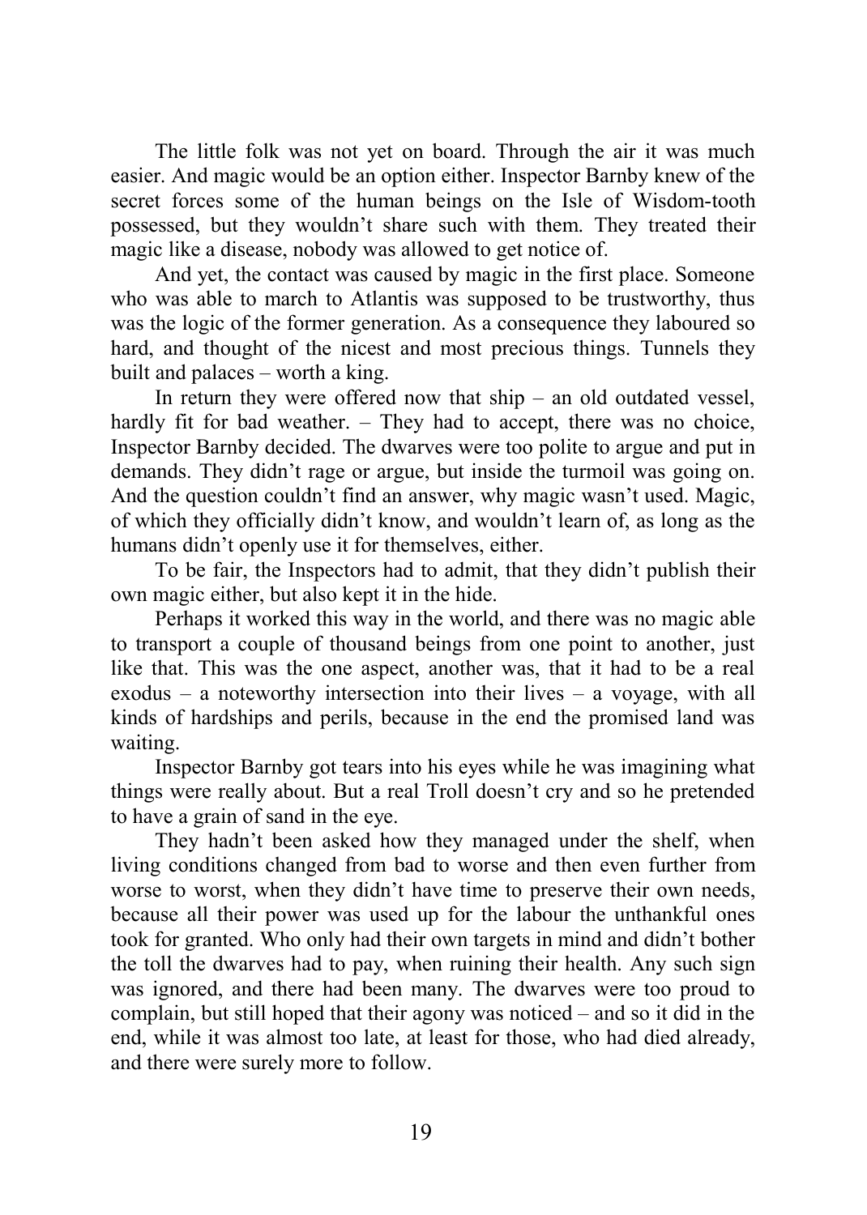The little folk was not yet on board. Through the air it was much easier. And magic would be an option either. Inspector Barnby knew of the secret forces some of the human beings on the Isle of Wisdom-tooth possessed, but they wouldn't share such with them. They treated their magic like a disease, nobody was allowed to get notice of.

And yet, the contact was caused by magic in the first place. Someone who was able to march to Atlantis was supposed to be trustworthy, thus was the logic of the former generation. As a consequence they laboured so hard, and thought of the nicest and most precious things. Tunnels they built and palaces – worth a king.

In return they were offered now that ship – an old outdated vessel, hardly fit for bad weather. – They had to accept, there was no choice, Inspector Barnby decided. The dwarves were too polite to argue and put in demands. They didn't rage or argue, but inside the turmoil was going on. And the question couldn't find an answer, why magic wasn't used. Magic, of which they officially didn't know, and wouldn't learn of, as long as the humans didn't openly use it for themselves, either.

To be fair, the Inspectors had to admit, that they didn't publish their own magic either, but also kept it in the hide.

Perhaps it worked this way in the world, and there was no magic able to transport a couple of thousand beings from one point to another, just like that. This was the one aspect, another was, that it had to be a real exodus – a noteworthy intersection into their lives – a voyage, with all kinds of hardships and perils, because in the end the promised land was waiting.

Inspector Barnby got tears into his eyes while he was imagining what things were really about. But a real Troll doesn't cry and so he pretended to have a grain of sand in the eye.

They hadn't been asked how they managed under the shelf, when living conditions changed from bad to worse and then even further from worse to worst, when they didn't have time to preserve their own needs, because all their power was used up for the labour the unthankful ones took for granted. Who only had their own targets in mind and didn't bother the toll the dwarves had to pay, when ruining their health. Any such sign was ignored, and there had been many. The dwarves were too proud to complain, but still hoped that their agony was noticed – and so it did in the end, while it was almost too late, at least for those, who had died already, and there were surely more to follow.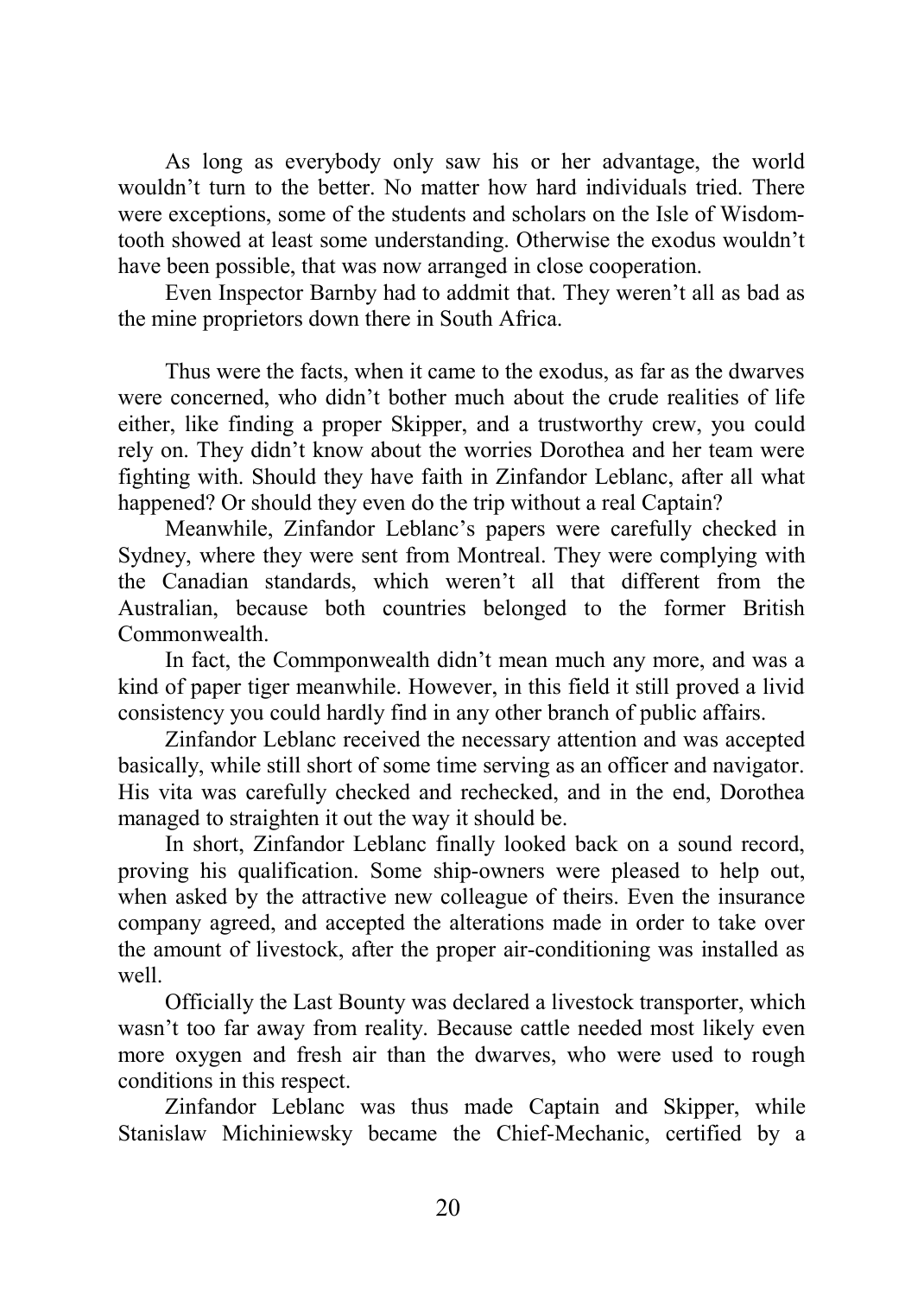As long as everybody only saw his or her advantage, the world wouldn't turn to the better. No matter how hard individuals tried. There were exceptions, some of the students and scholars on the Isle of Wisdom-tooth showed at least some understanding. Otherwise the exodus wouldn't have been possible, that was now arranged in close cooperation.

Even Inspector Barnby had to addmit that. They weren't all as bad as the mine proprietors down there in South Africa.

Thus were the facts, when it came to the exodus, as far as the dwarves were concerned, who didn't bother much about the crude realities of life either, like finding a proper Skipper, and a trustworthy crew, you could rely on. They didn't know about the worries Dorothea and her team were fighting with. Should they have faith in Zinfandor Leblanc, after all what happened? Or should they even do the trip without a real Captain?

Meanwhile, Zinfandor Leblanc's papers were carefully checked in Sydney, where they were sent from Montreal. They were complying with the Canadian standards, which weren't all that different from the Australian, because both countries belonged to the former British Commonwealth.

In fact, the Commponwealth didn't mean much any more, and was a kind of paper tiger meanwhile. However, in this field it still proved a livid consistency you could hardly find in any other branch of public affairs.

Zinfandor Leblanc received the necessary attention and was accepted basically, while still short of some time serving as an officer and navigator. His vita was carefully checked and rechecked, and in the end, Dorothea managed to straighten it out the way it should be.

In short, Zinfandor Leblanc finally looked back on a sound record, proving his qualification. Some ship-owners were pleased to help out, when asked by the attractive new colleague of theirs. Even the insurance company agreed, and accepted the alterations made in order to take over the amount of livestock, after the proper air-conditioning was installed as well.

Officially the Last Bounty was declared a livestock transporter, which wasn't too far away from reality. Because cattle needed most likely even more oxygen and fresh air than the dwarves, who were used to rough conditions in this respect.

Zinfandor Leblanc was thus made Captain and Skipper, while Stanislaw Michiniewsky became the Chief-Mechanic, certified by a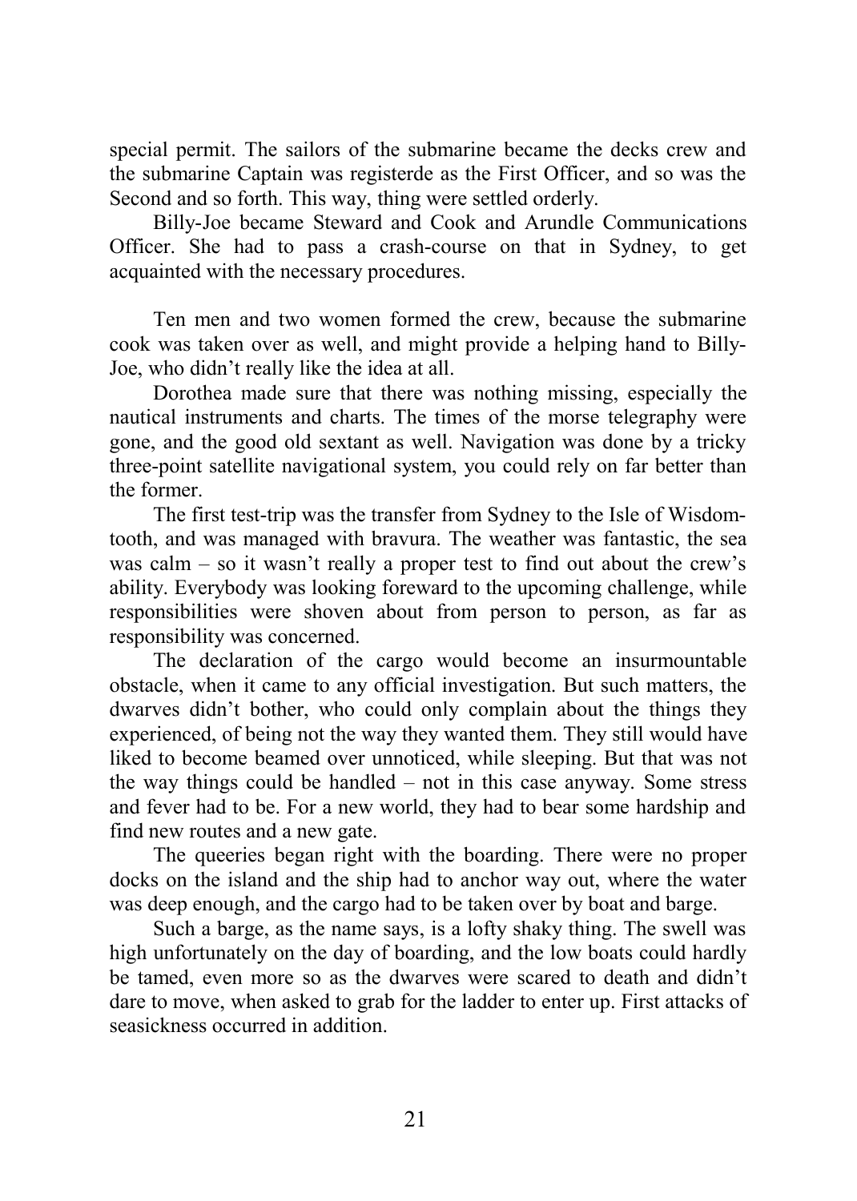special permit. The sailors of the submarine became the decks crew and the submarine Captain was registerde as the First Officer, and so was the Second and so forth. This way, thing were settled orderly.

Billy-Joe became Steward and Cook and Arundle Communications Officer. She had to pass a crash-course on that in Sydney, to get acquainted with the necessary procedures.

Ten men and two women formed the crew, because the submarine cook was taken over as well, and might provide a helping hand to Billy-Joe, who didn't really like the idea at all.

Dorothea made sure that there was nothing missing, especially the nautical instruments and charts. The times of the morse telegraphy were gone, and the good old sextant as well. Navigation was done by a tricky three-point satellite navigational system, you could rely on far better than the former.

The first test-trip was the transfer from Sydney to the Isle of Wisdom-tooth, and was managed with bravura. The weather was fantastic, the sea was calm – so it wasn't really a proper test to find out about the crew's ability. Everybody was looking foreward to the upcoming challenge, while responsibilities were shoven about from person to person, as far as responsibility was concerned.

The declaration of the cargo would become an insurmountable obstacle, when it came to any official investigation. But such matters, the dwarves didn't bother, who could only complain about the things they experienced, of being not the way they wanted them. They still would have liked to become beamed over unnoticed, while sleeping. But that was not the way things could be handled – not in this case anyway. Some stress and fever had to be. For a new world, they had to bear some hardship and find new routes and a new gate.

The queeries began right with the boarding. There were no proper docks on the island and the ship had to anchor way out, where the water was deep enough, and the cargo had to be taken over by boat and barge.

Such a barge, as the name says, is a lofty shaky thing. The swell was high unfortunately on the day of boarding, and the low boats could hardly be tamed, even more so as the dwarves were scared to death and didn't dare to move, when asked to grab for the ladder to enter up. First attacks of seasickness occurred in addition.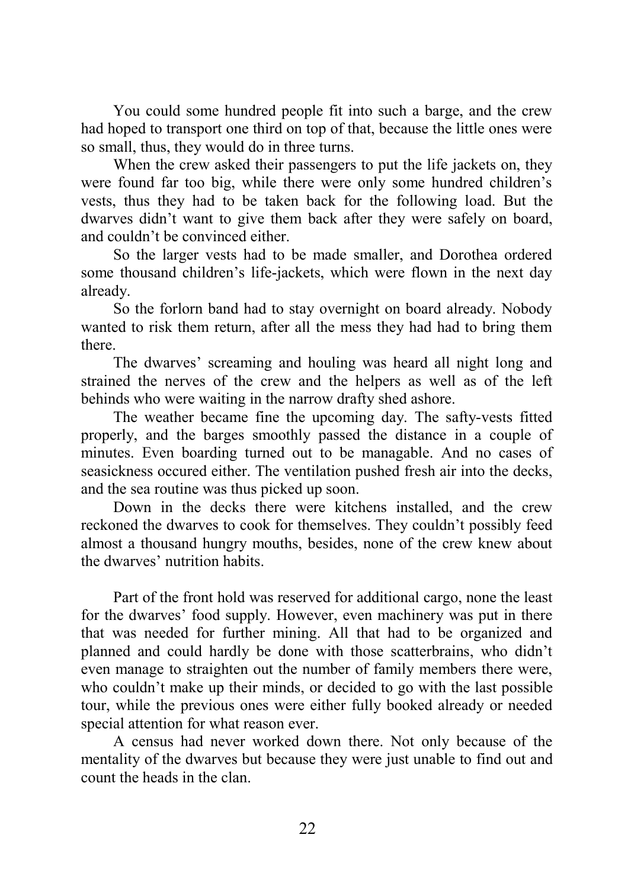You could some hundred people fit into such a barge, and the crew had hoped to transport one third on top of that, because the little ones were so small, thus, they would do in three turns.

When the crew asked their passengers to put the life jackets on, they were found far too big, while there were only some hundred children's vests, thus they had to be taken back for the following load. But the dwarves didn't want to give them back after they were safely on board, and couldn't be convinced either.

So the larger vests had to be made smaller, and Dorothea ordered some thousand children's life-jackets, which were flown in the next day already.

So the forlorn band had to stay overnight on board already. Nobody wanted to risk them return, after all the mess they had had to bring them there.

The dwarves' screaming and houling was heard all night long and strained the nerves of the crew and the helpers as well as of the left behinds who were waiting in the narrow drafty shed ashore.

The weather became fine the upcoming day. The safty-vests fitted properly, and the barges smoothly passed the distance in a couple of minutes. Even boarding turned out to be managable. And no cases of seasickness occured either. The ventilation pushed fresh air into the decks, and the sea routine was thus picked up soon.

Down in the decks there were kitchens installed, and the crew reckoned the dwarves to cook for themselves. They couldn't possibly feed almost a thousand hungry mouths, besides, none of the crew knew about the dwarves' nutrition habits.

Part of the front hold was reserved for additional cargo, none the least for the dwarves' food supply. However, even machinery was put in there that was needed for further mining. All that had to be organized and planned and could hardly be done with those scatterbrains, who didn't even manage to straighten out the number of family members there were, who couldn't make up their minds, or decided to go with the last possible tour, while the previous ones were either fully booked already or needed special attention for what reason ever.

A census had never worked down there. Not only because of the mentality of the dwarves but because they were just unable to find out and count the heads in the clan.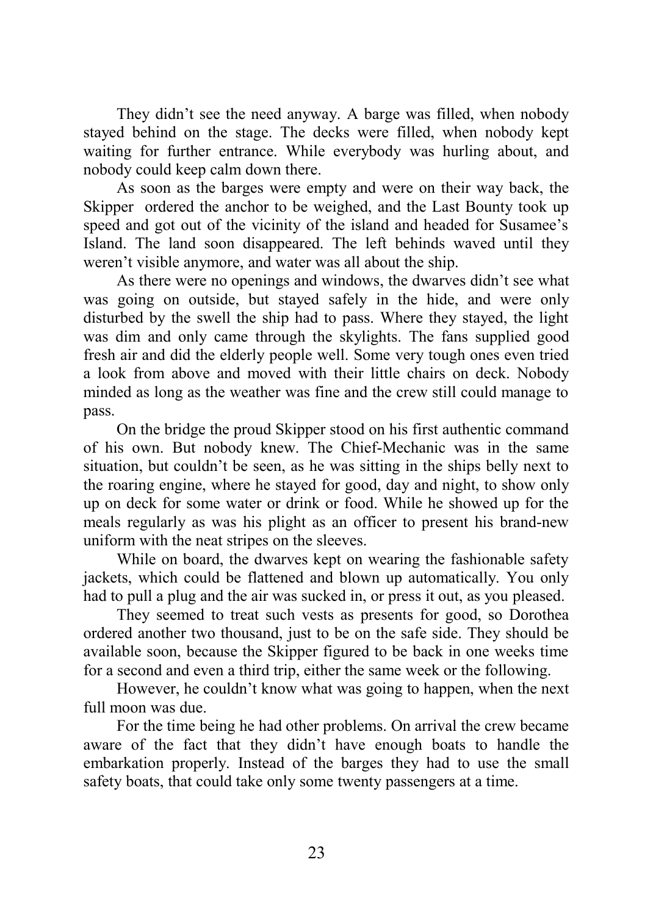They didn’t see the need anyway. A barge was filled, when nobody stayed behind on the stage. The decks were filled, when nobody kept waiting for further entrance. While everybody was hurling about, and nobody could keep calm down there.

As soon as the barges were empty and were on their way back, the Skipper ordered the anchor to be weighed, and the Last Bounty took up speed and got out of the vicinity of the island and headed for Susamee’s Island. The land soon disappeared. The left behinds waved until they weren’t visible anymore, and water was all about the ship.

As there were no openings and windows, the dwarves didn’t see what was going on outside, but stayed safely in the hide, and were only disturbed by the swell the ship had to pass. Where they stayed, the light was dim and only came through the skylights. The fans supplied good fresh air and did the elderly people well. Some very tough ones even tried a look from above and moved with their little chairs on deck. Nobody minded as long as the weather was fine and the crew still could manage to pass.

On the bridge the proud Skipper stood on his first authentic command of his own. But nobody knew. The Chief-Mechanic was in the same situation, but couldn’t be seen, as he was sitting in the ships belly next to the roaring engine, where he stayed for good, day and night, to show only up on deck for some water or drink or food. While he showed up for the meals regularly as was his plight as an officer to present his brand-new uniform with the neat stripes on the sleeves.

While on board, the dwarves kept on wearing the fashionable safety jackets, which could be flattened and blown up automatically. You only had to pull a plug and the air was sucked in, or press it out, as you pleased.

They seemed to treat such vests as presents for good, so Dorothea ordered another two thousand, just to be on the safe side. They should be available soon, because the Skipper figured to be back in one weeks time for a second and even a third trip, either the same week or the following.

However, he couldn’t know what was going to happen, when the next full moon was due.

For the time being he had other problems. On arrival the crew became aware of the fact that they didn’t have enough boats to handle the embarkation properly. Instead of the barges they had to use the small safety boats, that could take only some twenty passengers at a time.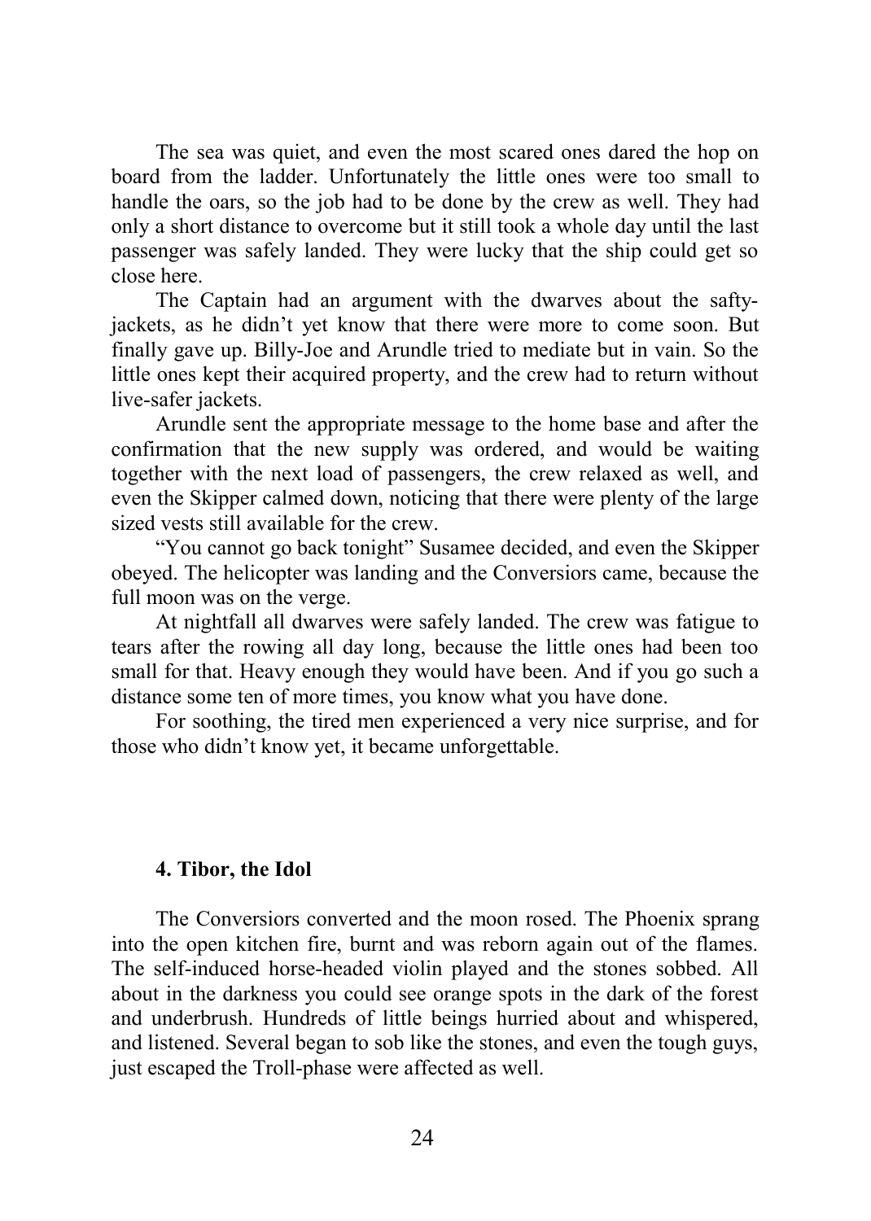The sea was quiet, and even the most scared ones dared the hop on board from the ladder. Unfortunately the little ones were too small to handle the oars, so the job had to be done by the crew as well. They had only a short distance to overcome but it still took a whole day until the last passenger was safely landed. They were lucky that the ship could get so close here.

The Captain had an argument with the dwarves about the safty-jackets, as he didn't yet know that there were more to come soon. But finally gave up. Billy-Joe and Arundle tried to mediate but in vain. So the little ones kept their acquired property, and the crew had to return without live-safer jackets.

Arundle sent the appropriate message to the home base and after the confirmation that the new supply was ordered, and would be waiting together with the next load of passengers, the crew relaxed as well, and even the Skipper calmed down, noticing that there were plenty of the large sized vests still available for the crew.

"You cannot go back tonight" Susamee decided, and even the Skipper obeyed. The helicopter was landing and the Conversiors came, because the full moon was on the verge.

At nightfall all dwarves were safely landed. The crew was fatigue to tears after the rowing all day long, because the little ones had been too small for that. Heavy enough they would have been. And if you go such a distance some ten of more times, you know what you have done.

For soothing, the tired men experienced a very nice surprise, and for those who didn't know yet, it became unforgettable.

### 4. Tibor, the Idol

The Conversiors converted and the moon rosed. The Phoenix sprang into the open kitchen fire, burnt and was reborn again out of the flames. The self-induced horse-headed violin played and the stones sobbed. All about in the darkness you could see orange spots in the dark of the forest and underbrush. Hundreds of little beings hurried about and whispered, and listened. Several began to sob like the stones, and even the tough guys, just escaped the Troll-phase were affected as well.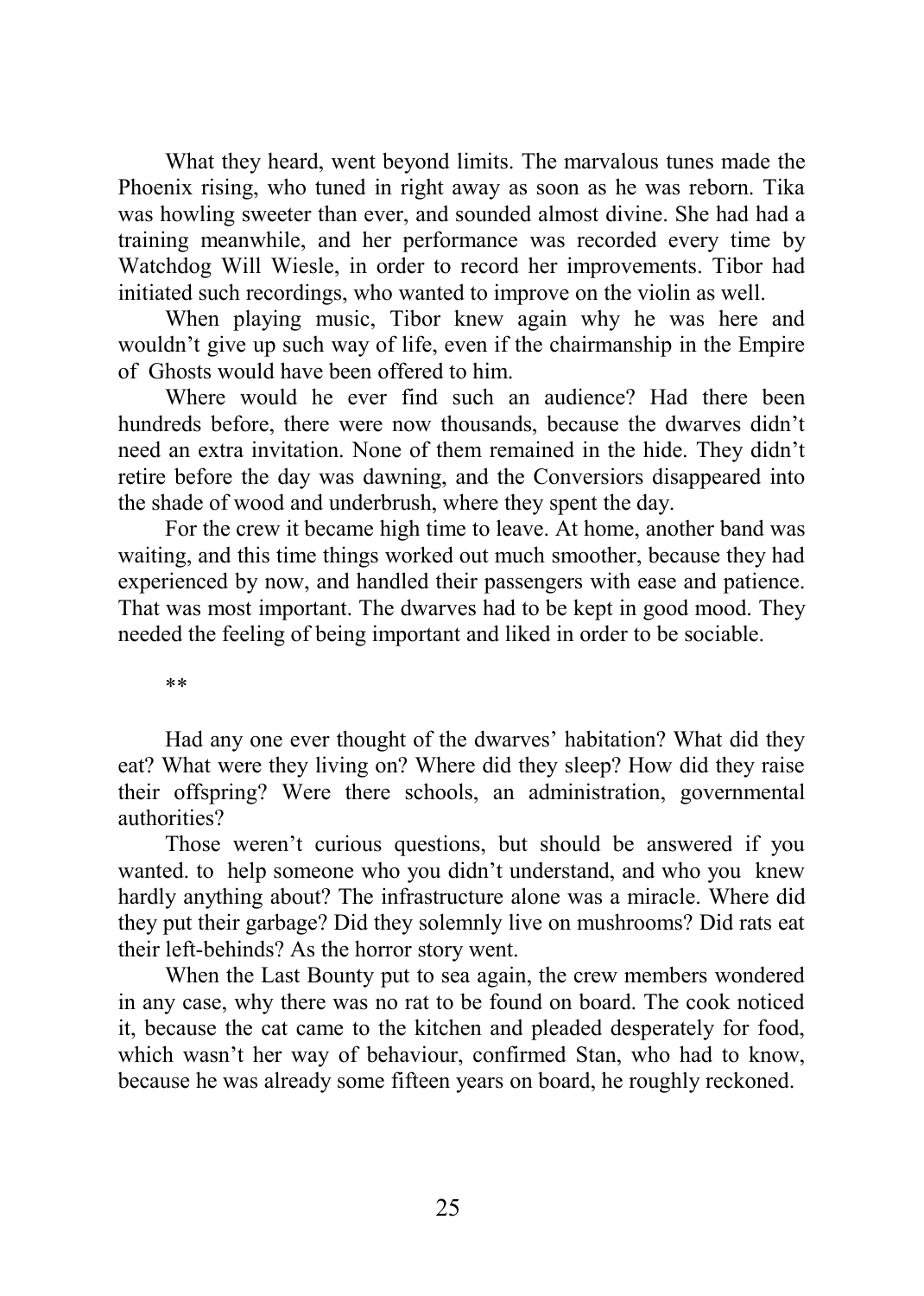What they heard, went beyond limits. The marvalous tunes made the Phoenix rising, who tuned in right away as soon as he was reborn. Tika was howling sweeter than ever, and sounded almost divine. She had had a training meanwhile, and her performance was recorded every time by Watchdog Will Wiesle, in order to record her improvements. Tibor had initiated such recordings, who wanted to improve on the violin as well.

When playing music, Tibor knew again why he was here and wouldn't give up such way of life, even if the chairmanship in the Empire of Ghosts would have been offered to him.

Where would he ever find such an audience? Had there been hundreds before, there were now thousands, because the dwarves didn't need an extra invitation. None of them remained in the hide. They didn't retire before the day was dawning, and the Conversiors disappeared into the shade of wood and underbrush, where they spent the day.

For the crew it became high time to leave. At home, another band was waiting, and this time things worked out much smoother, because they had experienced by now, and handled their passengers with ease and patience. That was most important. The dwarves had to be kept in good mood. They needed the feeling of being important and liked in order to be sociable.

**

Had any one ever thought of the dwarves' habitation? What did they eat? What were they living on? Where did they sleep? How did they raise their offspring? Were there schools, an administration, governmental authorities?

Those weren't curious questions, but should be answered if you wanted. to help someone who you didn't understand, and who you knew hardly anything about? The infrastructure alone was a miracle. Where did they put their garbage? Did they solemnly live on mushrooms? Did rats eat their left-behinds? As the horror story went.

When the Last Bounty put to sea again, the crew members wondered in any case, why there was no rat to be found on board. The cook noticed it, because the cat came to the kitchen and pleaded desperately for food, which wasn't her way of behaviour, confirmed Stan, who had to know, because he was already some fifteen years on board, he roughly reckoned.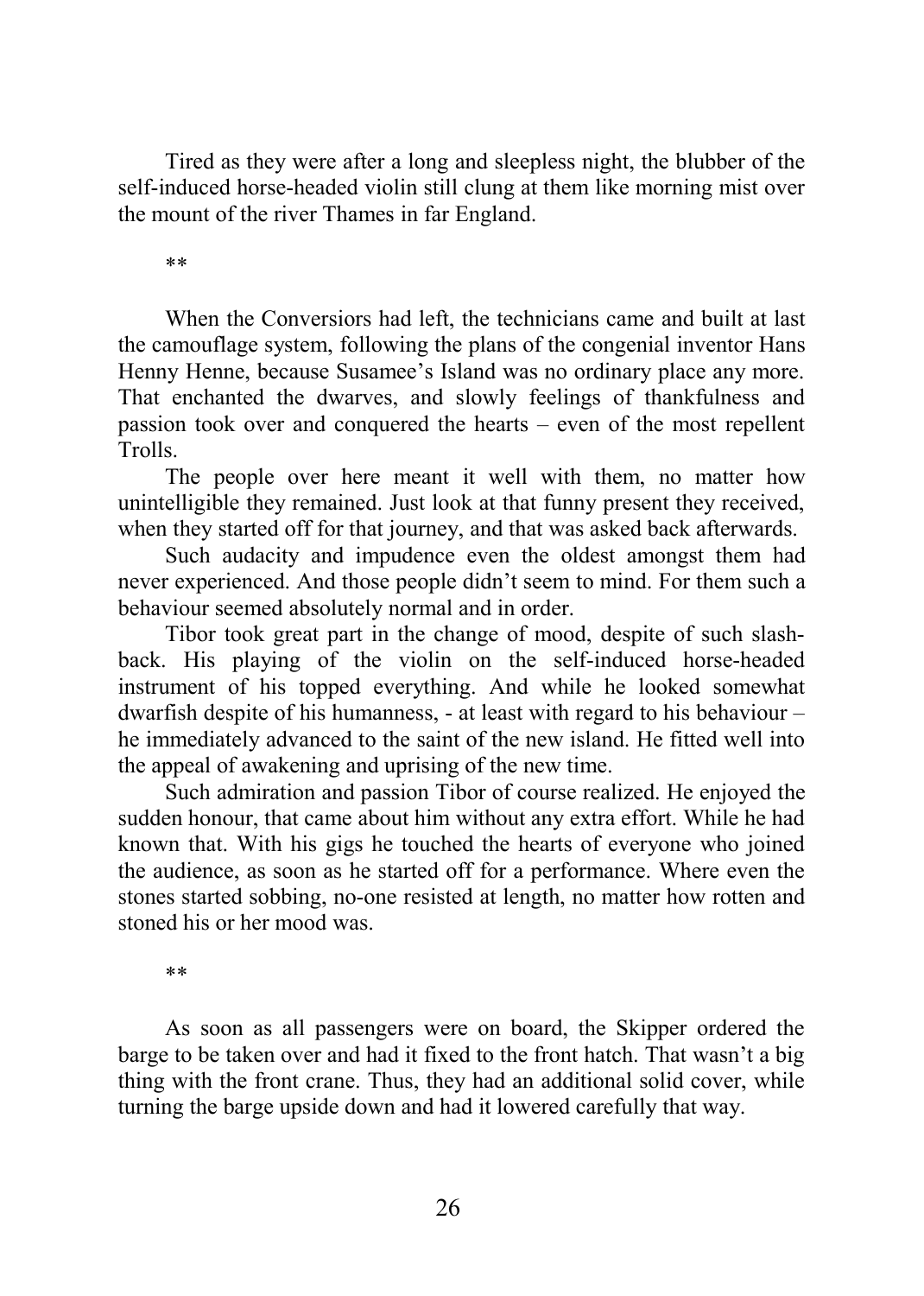Tired as they were after a long and sleepless night, the blubber of the self-induced horse-headed violin still clung at them like morning mist over the mount of the river Thames in far England.

**

When the Conversiors had left, the technicians came and built at last the camouflage system, following the plans of the congenial inventor Hans Henny Henne, because Susamee's Island was no ordinary place any more. That enchanted the dwarves, and slowly feelings of thankfulness and passion took over and conquered the hearts – even of the most repellent Trolls.

The people over here meant it well with them, no matter how unintelligible they remained. Just look at that funny present they received, when they started off for that journey, and that was asked back afterwards.

Such audacity and impudence even the oldest amongst them had never experienced. And those people didn't seem to mind. For them such a behaviour seemed absolutely normal and in order.

Tibor took great part in the change of mood, despite of such slash-back. His playing of the violin on the self-induced horse-headed instrument of his topped everything. And while he looked somewhat dwarfish despite of his humanness, - at least with regard to his behaviour – he immediately advanced to the saint of the new island. He fitted well into the appeal of awakening and uprising of the new time.

Such admiration and passion Tibor of course realized. He enjoyed the sudden honour, that came about him without any extra effort. While he had known that. With his gigs he touched the hearts of everyone who joined the audience, as soon as he started off for a performance. Where even the stones started sobbing, no-one resisted at length, no matter how rotten and stoned his or her mood was.

**

As soon as all passengers were on board, the Skipper ordered the barge to be taken over and had it fixed to the front hatch. That wasn't a big thing with the front crane. Thus, they had an additional solid cover, while turning the barge upside down and had it lowered carefully that way.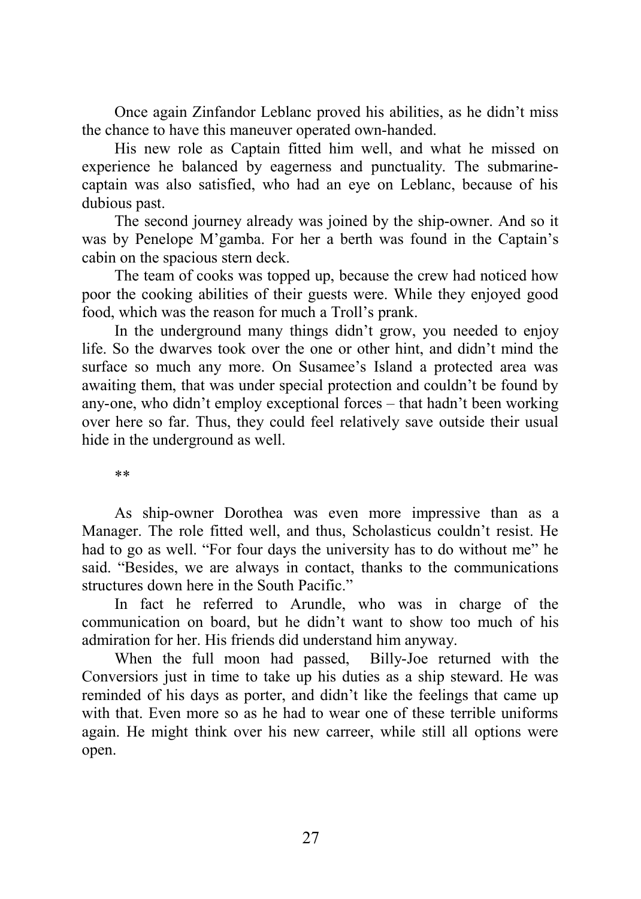Once again Zinfandor Leblanc proved his abilities, as he didn't miss the chance to have this maneuver operated own-handed.

His new role as Captain fitted him well, and what he missed on experience he balanced by eagerness and punctuality. The submarine-captain was also satisfied, who had an eye on Leblanc, because of his dubious past.

The second journey already was joined by the ship-owner. And so it was by Penelope M'gamba. For her a berth was found in the Captain's cabin on the spacious stern deck.

The team of cooks was topped up, because the crew had noticed how poor the cooking abilities of their guests were. While they enjoyed good food, which was the reason for much a Troll's prank.

In the underground many things didn't grow, you needed to enjoy life. So the dwarves took over the one or other hint, and didn't mind the surface so much any more. On Susamee's Island a protected area was awaiting them, that was under special protection and couldn't be found by any-one, who didn't employ exceptional forces – that hadn't been working over here so far. Thus, they could feel relatively save outside their usual hide in the underground as well.

**

As ship-owner Dorothea was even more impressive than as a Manager. The role fitted well, and thus, Scholasticus couldn't resist. He had to go as well. "For four days the university has to do without me" he said. "Besides, we are always in contact, thanks to the communications structures down here in the South Pacific."

In fact he referred to Arundle, who was in charge of the communication on board, but he didn't want to show too much of his admiration for her. His friends did understand him anyway.

When the full moon had passed, Billy-Joe returned with the Conversiors just in time to take up his duties as a ship steward. He was reminded of his days as porter, and didn't like the feelings that came up with that. Even more so as he had to wear one of these terrible uniforms again. He might think over his new carreer, while still all options were open.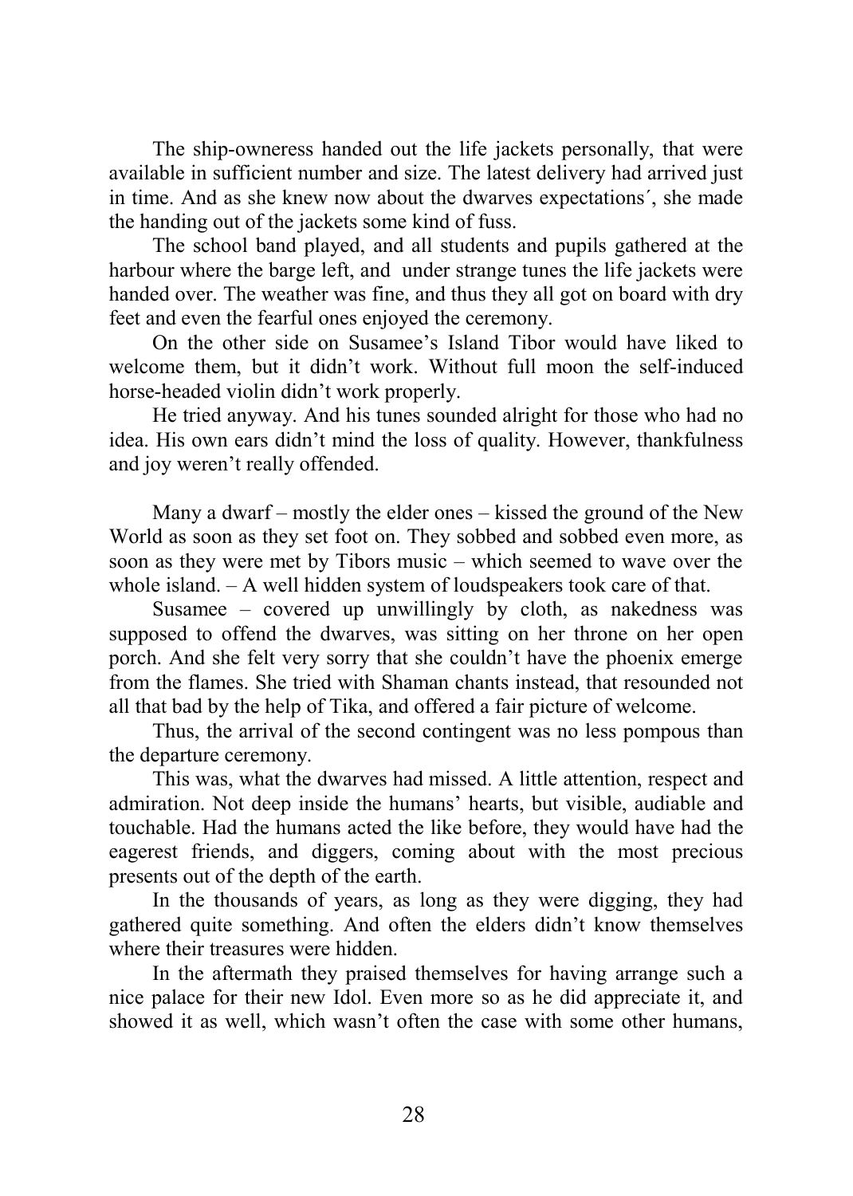The ship-owneress handed out the life jackets personally, that were available in sufficient number and size. The latest delivery had arrived just in time. And as she knew now about the dwarves expectations´, she made the handing out of the jackets some kind of fuss.

The school band played, and all students and pupils gathered at the harbour where the barge left, and under strange tunes the life jackets were handed over. The weather was fine, and thus they all got on board with dry feet and even the fearful ones enjoyed the ceremony.

On the other side on Susamee's Island Tibor would have liked to welcome them, but it didn't work. Without full moon the self-induced horse-headed violin didn't work properly.

He tried anyway. And his tunes sounded alright for those who had no idea. His own ears didn't mind the loss of quality. However, thankfulness and joy weren't really offended.

Many a dwarf – mostly the elder ones – kissed the ground of the New World as soon as they set foot on. They sobbed and sobbed even more, as soon as they were met by Tibors music – which seemed to wave over the whole island. – A well hidden system of loudspeakers took care of that.

Susamee – covered up unwillingly by cloth, as nakedness was supposed to offend the dwarves, was sitting on her throne on her open porch. And she felt very sorry that she couldn't have the phoenix emerge from the flames. She tried with Shaman chants instead, that resounded not all that bad by the help of Tika, and offered a fair picture of welcome.

Thus, the arrival of the second contingent was no less pompous than the departure ceremony.

This was, what the dwarves had missed. A little attention, respect and admiration. Not deep inside the humans' hearts, but visible, audiable and touchable. Had the humans acted the like before, they would have had the eagerest friends, and diggers, coming about with the most precious presents out of the depth of the earth.

In the thousands of years, as long as they were digging, they had gathered quite something. And often the elders didn't know themselves where their treasures were hidden.

In the aftermath they praised themselves for having arrange such a nice palace for their new Idol. Even more so as he did appreciate it, and showed it as well, which wasn't often the case with some other humans,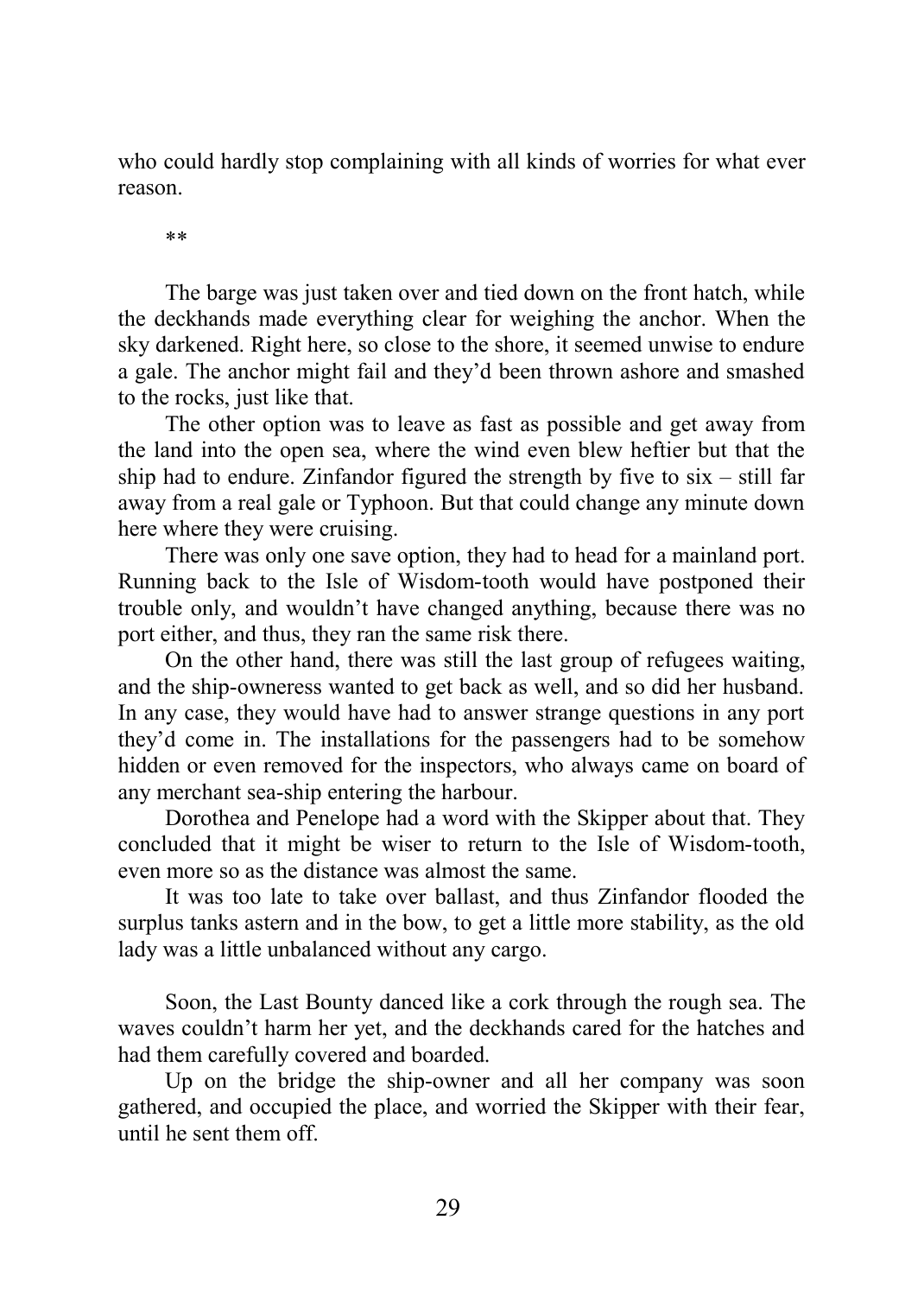who could hardly stop complaining with all kinds of worries for what ever reason.

**

The barge was just taken over and tied down on the front hatch, while the deckhands made everything clear for weighing the anchor. When the sky darkened. Right here, so close to the shore, it seemed unwise to endure a gale. The anchor might fail and they'd been thrown ashore and smashed to the rocks, just like that.

The other option was to leave as fast as possible and get away from the land into the open sea, where the wind even blew heftier but that the ship had to endure. Zinfandor figured the strength by five to six – still far away from a real gale or Typhoon. But that could change any minute down here where they were cruising.

There was only one save option, they had to head for a mainland port. Running back to the Isle of Wisdom-tooth would have postponed their trouble only, and wouldn't have changed anything, because there was no port either, and thus, they ran the same risk there.

On the other hand, there was still the last group of refugees waiting, and the ship-owneress wanted to get back as well, and so did her husband. In any case, they would have had to answer strange questions in any port they'd come in. The installations for the passengers had to be somehow hidden or even removed for the inspectors, who always came on board of any merchant sea-ship entering the harbour.

Dorothea and Penelope had a word with the Skipper about that. They concluded that it might be wiser to return to the Isle of Wisdom-tooth, even more so as the distance was almost the same.

It was too late to take over ballast, and thus Zinfandor flooded the surplus tanks astern and in the bow, to get a little more stability, as the old lady was a little unbalanced without any cargo.

Soon, the Last Bounty danced like a cork through the rough sea. The waves couldn't harm her yet, and the deckhands cared for the hatches and had them carefully covered and boarded.

Up on the bridge the ship-owner and all her company was soon gathered, and occupied the place, and worried the Skipper with their fear, until he sent them off.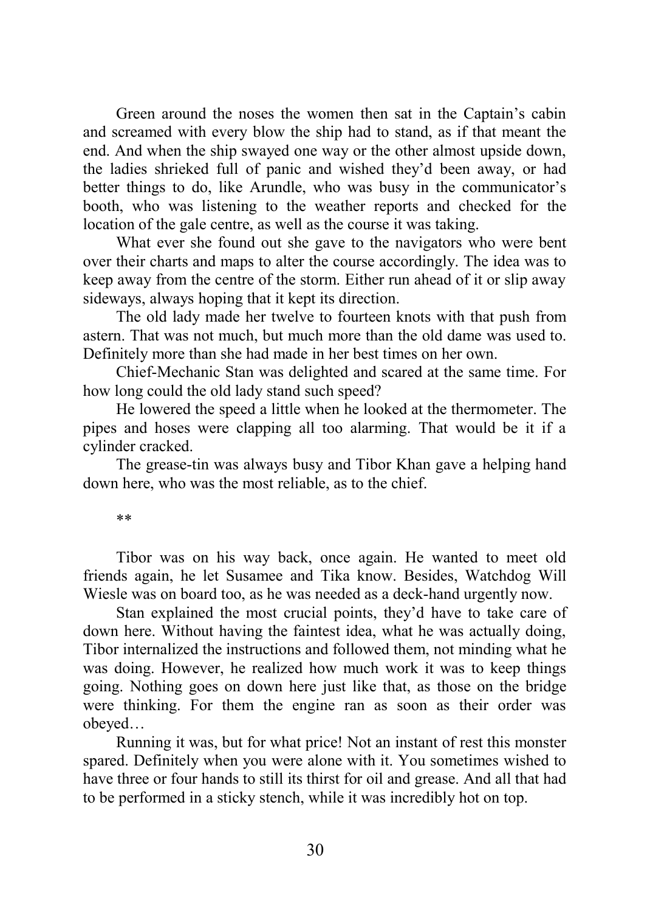Green around the noses the women then sat in the Captain's cabin and screamed with every blow the ship had to stand, as if that meant the end. And when the ship swayed one way or the other almost upside down, the ladies shrieked full of panic and wished they'd been away, or had better things to do, like Arundle, who was busy in the communicator's booth, who was listening to the weather reports and checked for the location of the gale centre, as well as the course it was taking.

What ever she found out she gave to the navigators who were bent over their charts and maps to alter the course accordingly. The idea was to keep away from the centre of the storm. Either run ahead of it or slip away sideways, always hoping that it kept its direction.

The old lady made her twelve to fourteen knots with that push from astern. That was not much, but much more than the old dame was used to. Definitely more than she had made in her best times on her own.

Chief-Mechanic Stan was delighted and scared at the same time. For how long could the old lady stand such speed?

He lowered the speed a little when he looked at the thermometer. The pipes and hoses were clapping all too alarming. That would be it if a cylinder cracked.

The grease-tin was always busy and Tibor Khan gave a helping hand down here, who was the most reliable, as to the chief.

\*\*

Tibor was on his way back, once again. He wanted to meet old friends again, he let Susamee and Tika know. Besides, Watchdog Will Wiesle was on board too, as he was needed as a deck-hand urgently now.

Stan explained the most crucial points, they'd have to take care of down here. Without having the faintest idea, what he was actually doing, Tibor internalized the instructions and followed them, not minding what he was doing. However, he realized how much work it was to keep things going. Nothing goes on down here just like that, as those on the bridge were thinking. For them the engine ran as soon as their order was obeyed…

Running it was, but for what price! Not an instant of rest this monster spared. Definitely when you were alone with it. You sometimes wished to have three or four hands to still its thirst for oil and grease. And all that had to be performed in a sticky stench, while it was incredibly hot on top.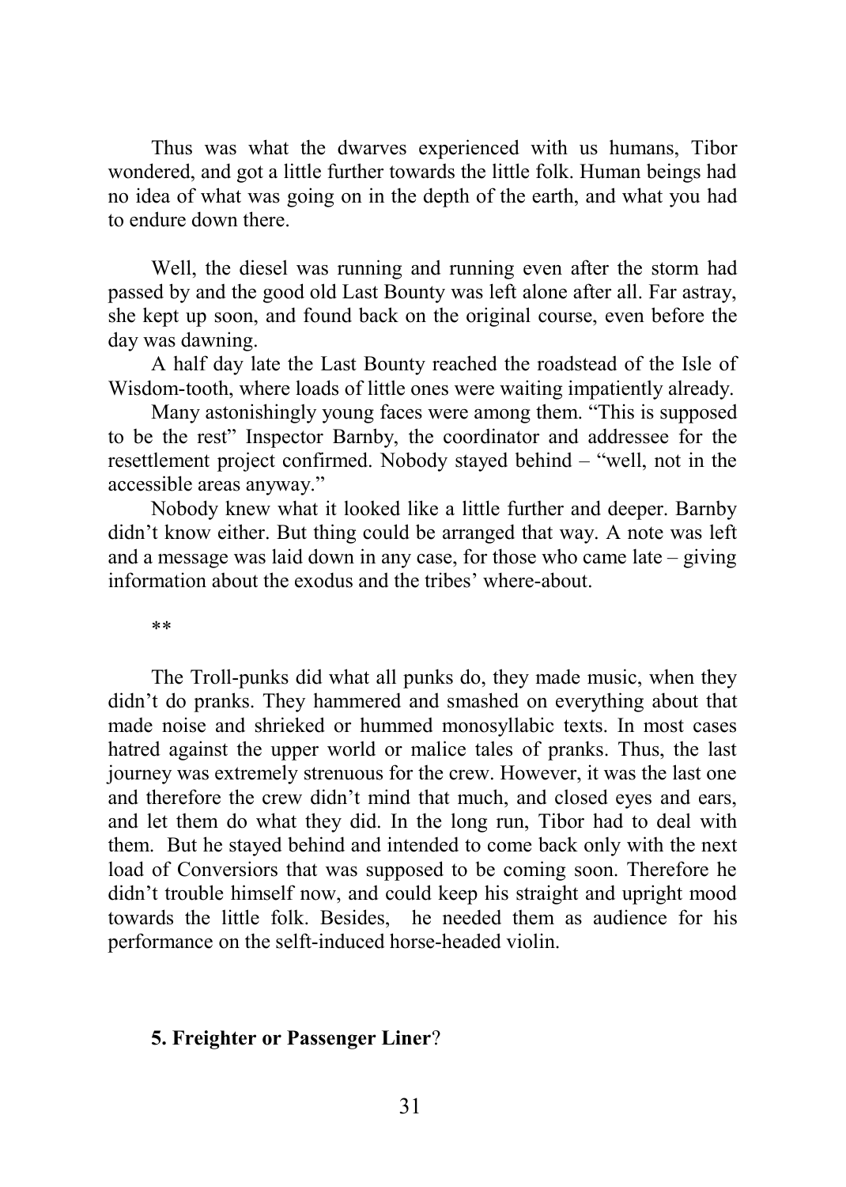Thus was what the dwarves experienced with us humans, Tibor wondered, and got a little further towards the little folk. Human beings had no idea of what was going on in the depth of the earth, and what you had to endure down there.

Well, the diesel was running and running even after the storm had passed by and the good old Last Bounty was left alone after all. Far astray, she kept up soon, and found back on the original course, even before the day was dawning.

A half day late the Last Bounty reached the roadstead of the Isle of Wisdom-tooth, where loads of little ones were waiting impatiently already.

Many astonishingly young faces were among them. "This is supposed to be the rest" Inspector Barnby, the coordinator and addressee for the resettlement project confirmed. Nobody stayed behind – "well, not in the accessible areas anyway."

Nobody knew what it looked like a little further and deeper. Barnby didn't know either. But thing could be arranged that way. A note was left and a message was laid down in any case, for those who came late – giving information about the exodus and the tribes' where-about.

**

The Troll-punks did what all punks do, they made music, when they didn't do pranks. They hammered and smashed on everything about that made noise and shrieked or hummed monosyllabic texts. In most cases hatred against the upper world or malice tales of pranks. Thus, the last journey was extremely strenuous for the crew. However, it was the last one and therefore the crew didn't mind that much, and closed eyes and ears, and let them do what they did. In the long run, Tibor had to deal with them. But he stayed behind and intended to come back only with the next load of Conversiors that was supposed to be coming soon. Therefore he didn't trouble himself now, and could keep his straight and upright mood towards the little folk. Besides, he needed them as audience for his performance on the selft-induced horse-headed violin.

## 5. Freighter or Passenger Liner?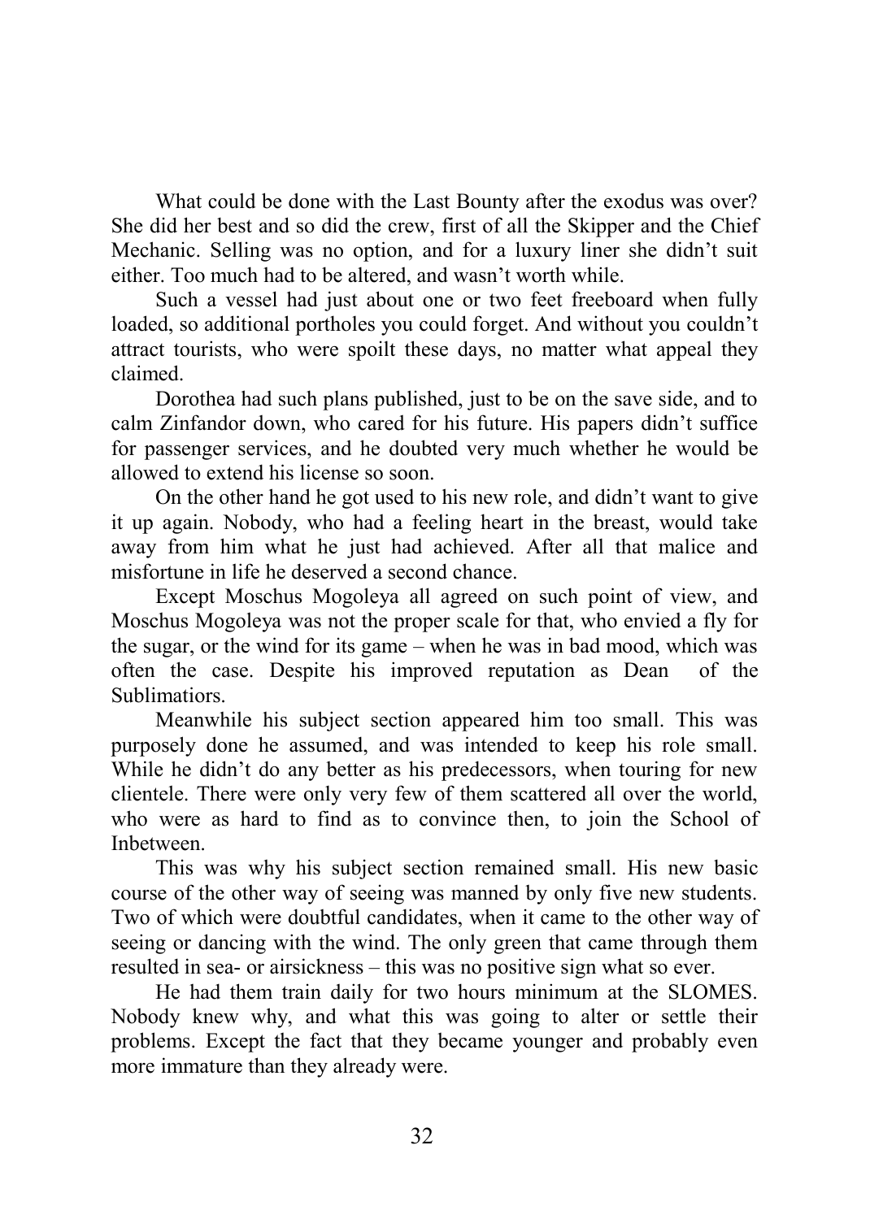What could be done with the Last Bounty after the exodus was over? She did her best and so did the crew, first of all the Skipper and the Chief Mechanic. Selling was no option, and for a luxury liner she didn't suit either. Too much had to be altered, and wasn't worth while.

Such a vessel had just about one or two feet freeboard when fully loaded, so additional portholes you could forget. And without you couldn't attract tourists, who were spoilt these days, no matter what appeal they claimed.

Dorothea had such plans published, just to be on the save side, and to calm Zinfandor down, who cared for his future. His papers didn't suffice for passenger services, and he doubted very much whether he would be allowed to extend his license so soon.

On the other hand he got used to his new role, and didn't want to give it up again. Nobody, who had a feeling heart in the breast, would take away from him what he just had achieved. After all that malice and misfortune in life he deserved a second chance.

Except Moschus Mogoleya all agreed on such point of view, and Moschus Mogoleya was not the proper scale for that, who envied a fly for the sugar, or the wind for its game – when he was in bad mood, which was often the case. Despite his improved reputation as Dean of the Sublimatiors.

Meanwhile his subject section appeared him too small. This was purposely done he assumed, and was intended to keep his role small. While he didn't do any better as his predecessors, when touring for new clientele. There were only very few of them scattered all over the world, who were as hard to find as to convince then, to join the School of Inbetween.

This was why his subject section remained small. His new basic course of the other way of seeing was manned by only five new students. Two of which were doubtful candidates, when it came to the other way of seeing or dancing with the wind. The only green that came through them resulted in sea- or airsickness – this was no positive sign what so ever.

He had them train daily for two hours minimum at the SLOMES. Nobody knew why, and what this was going to alter or settle their problems. Except the fact that they became younger and probably even more immature than they already were.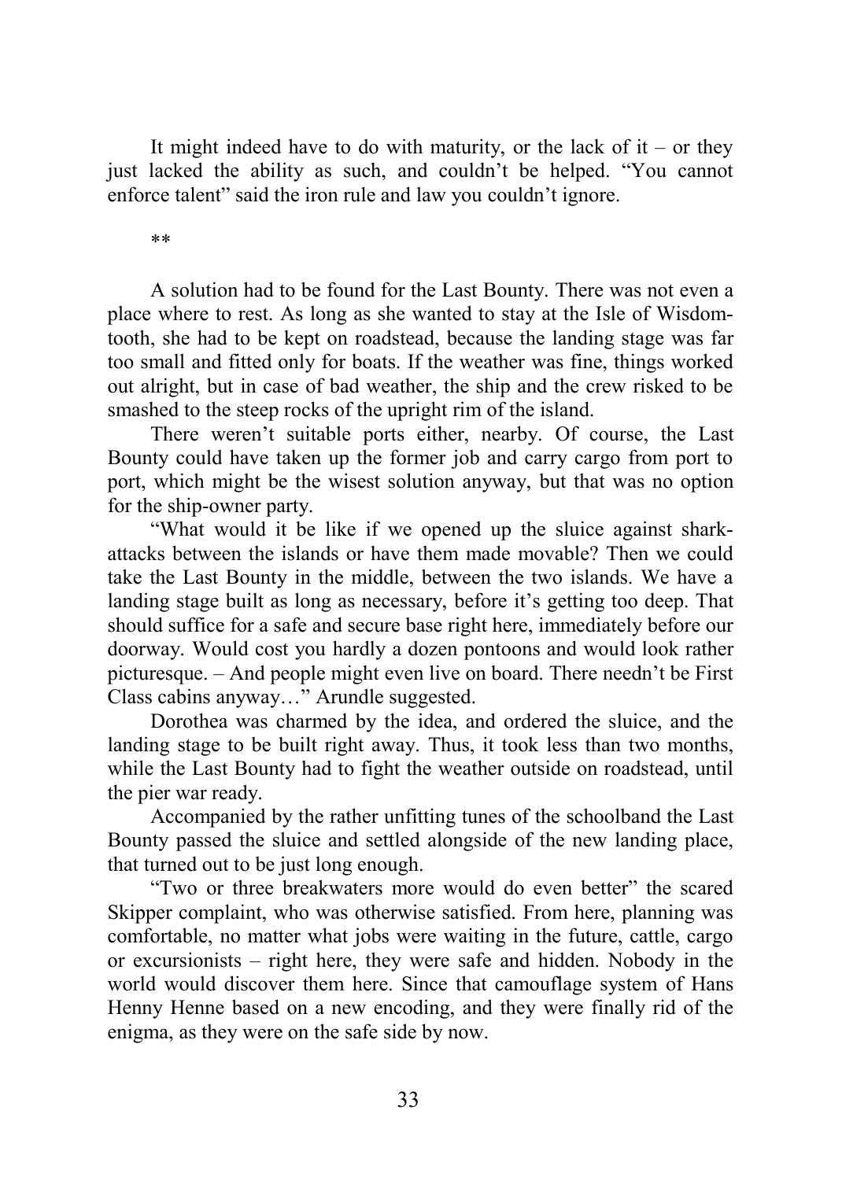It might indeed have to do with maturity, or the lack of it – or they just lacked the ability as such, and couldn't be helped. "You cannot enforce talent" said the iron rule and law you couldn't ignore.

**

A solution had to be found for the Last Bounty. There was not even a place where to rest. As long as she wanted to stay at the Isle of Wisdom-tooth, she had to be kept on roadstead, because the landing stage was far too small and fitted only for boats. If the weather was fine, things worked out alright, but in case of bad weather, the ship and the crew risked to be smashed to the steep rocks of the upright rim of the island.

There weren't suitable ports either, nearby. Of course, the Last Bounty could have taken up the former job and carry cargo from port to port, which might be the wisest solution anyway, but that was no option for the ship-owner party.

"What would it be like if we opened up the sluice against shark-attacks between the islands or have them made movable? Then we could take the Last Bounty in the middle, between the two islands. We have a landing stage built as long as necessary, before it's getting too deep. That should suffice for a safe and secure base right here, immediately before our doorway. Would cost you hardly a dozen pontoons and would look rather picturesque. – And people might even live on board. There needn't be First Class cabins anyway…" Arundle suggested.

Dorothea was charmed by the idea, and ordered the sluice, and the landing stage to be built right away. Thus, it took less than two months, while the Last Bounty had to fight the weather outside on roadstead, until the pier war ready.

Accompanied by the rather unfitting tunes of the schoolband the Last Bounty passed the sluice and settled alongside of the new landing place, that turned out to be just long enough.

"Two or three breakwaters more would do even better" the scared Skipper complaint, who was otherwise satisfied. From here, planning was comfortable, no matter what jobs were waiting in the future, cattle, cargo or excursionists – right here, they were safe and hidden. Nobody in the world would discover them here. Since that camouflage system of Hans Henny Henne based on a new encoding, and they were finally rid of the enigma, as they were on the safe side by now.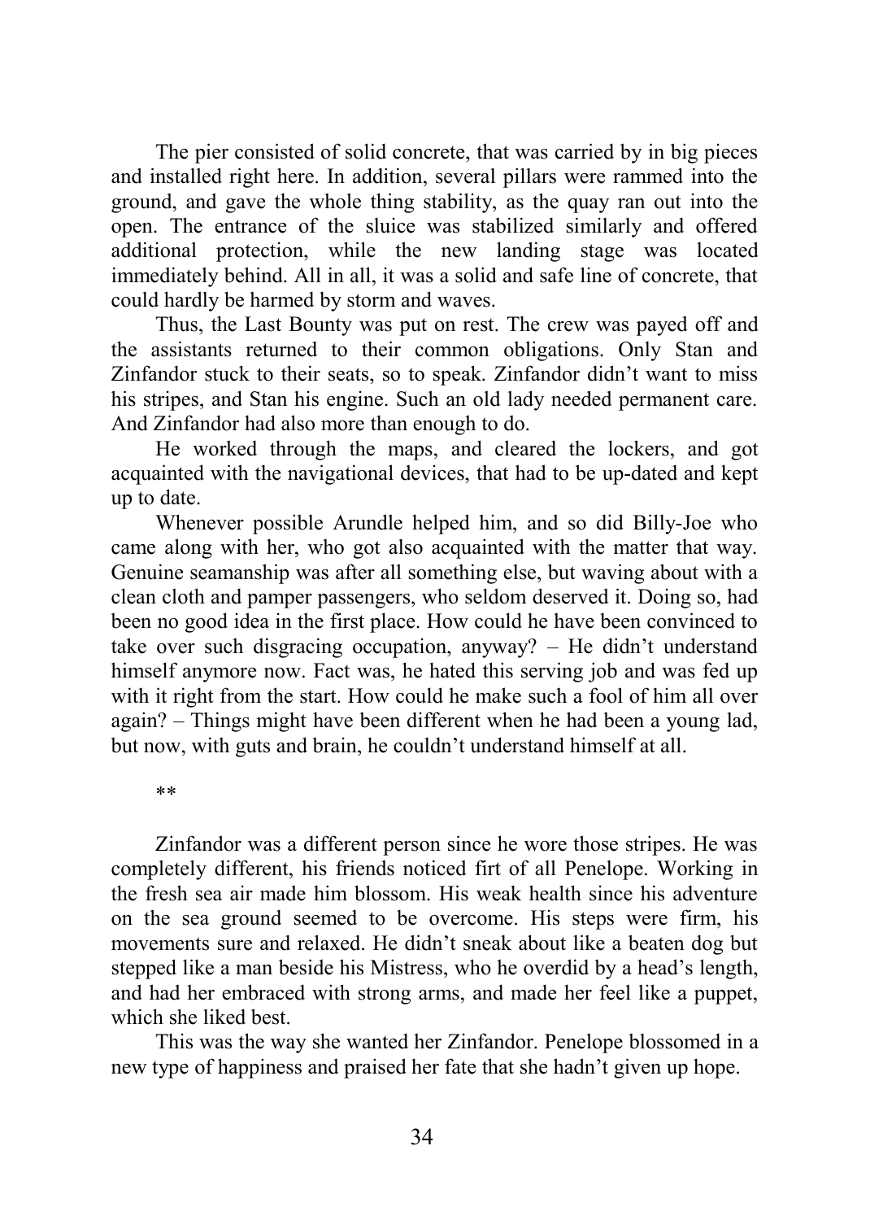The pier consisted of solid concrete, that was carried by in big pieces and installed right here. In addition, several pillars were rammed into the ground, and gave the whole thing stability, as the quay ran out into the open. The entrance of the sluice was stabilized similarly and offered additional protection, while the new landing stage was located immediately behind. All in all, it was a solid and safe line of concrete, that could hardly be harmed by storm and waves.

Thus, the Last Bounty was put on rest. The crew was payed off and the assistants returned to their common obligations. Only Stan and Zinfandor stuck to their seats, so to speak. Zinfandor didn't want to miss his stripes, and Stan his engine. Such an old lady needed permanent care. And Zinfandor had also more than enough to do.

He worked through the maps, and cleared the lockers, and got acquainted with the navigational devices, that had to be up-dated and kept up to date.

Whenever possible Arundle helped him, and so did Billy-Joe who came along with her, who got also acquainted with the matter that way. Genuine seamanship was after all something else, but waving about with a clean cloth and pamper passengers, who seldom deserved it. Doing so, had been no good idea in the first place. How could he have been convinced to take over such disgracing occupation, anyway? – He didn't understand himself anymore now. Fact was, he hated this serving job and was fed up with it right from the start. How could he make such a fool of him all over again? – Things might have been different when he had been a young lad, but now, with guts and brain, he couldn't understand himself at all.

\*\*

Zinfandor was a different person since he wore those stripes. He was completely different, his friends noticed firt of all Penelope. Working in the fresh sea air made him blossom. His weak health since his adventure on the sea ground seemed to be overcome. His steps were firm, his movements sure and relaxed. He didn't sneak about like a beaten dog but stepped like a man beside his Mistress, who he overdid by a head's length, and had her embraced with strong arms, and made her feel like a puppet, which she liked best.

This was the way she wanted her Zinfandor. Penelope blossomed in a new type of happiness and praised her fate that she hadn't given up hope.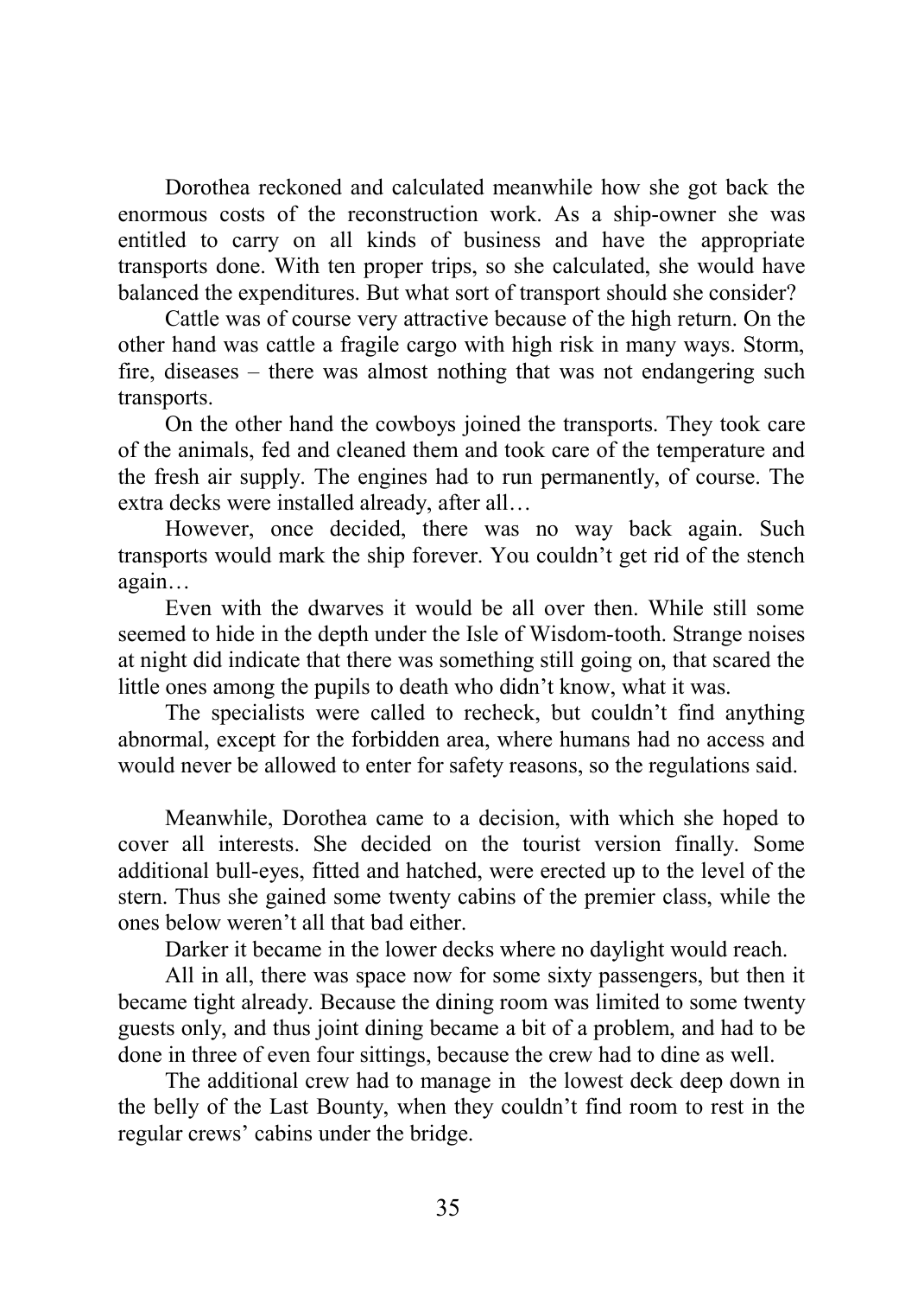Dorothea reckoned and calculated meanwhile how she got back the enormous costs of the reconstruction work. As a ship-owner she was entitled to carry on all kinds of business and have the appropriate transports done. With ten proper trips, so she calculated, she would have balanced the expenditures. But what sort of transport should she consider?

Cattle was of course very attractive because of the high return. On the other hand was cattle a fragile cargo with high risk in many ways. Storm, fire, diseases – there was almost nothing that was not endangering such transports.

On the other hand the cowboys joined the transports. They took care of the animals, fed and cleaned them and took care of the temperature and the fresh air supply. The engines had to run permanently, of course. The extra decks were installed already, after all…

However, once decided, there was no way back again. Such transports would mark the ship forever. You couldn't get rid of the stench again…

Even with the dwarves it would be all over then. While still some seemed to hide in the depth under the Isle of Wisdom-tooth. Strange noises at night did indicate that there was something still going on, that scared the little ones among the pupils to death who didn't know, what it was.

The specialists were called to recheck, but couldn't find anything abnormal, except for the forbidden area, where humans had no access and would never be allowed to enter for safety reasons, so the regulations said.

Meanwhile, Dorothea came to a decision, with which she hoped to cover all interests. She decided on the tourist version finally. Some additional bull-eyes, fitted and hatched, were erected up to the level of the stern. Thus she gained some twenty cabins of the premier class, while the ones below weren't all that bad either.

Darker it became in the lower decks where no daylight would reach.

All in all, there was space now for some sixty passengers, but then it became tight already. Because the dining room was limited to some twenty guests only, and thus joint dining became a bit of a problem, and had to be done in three of even four sittings, because the crew had to dine as well.

The additional crew had to manage in the lowest deck deep down in the belly of the Last Bounty, when they couldn't find room to rest in the regular crews' cabins under the bridge.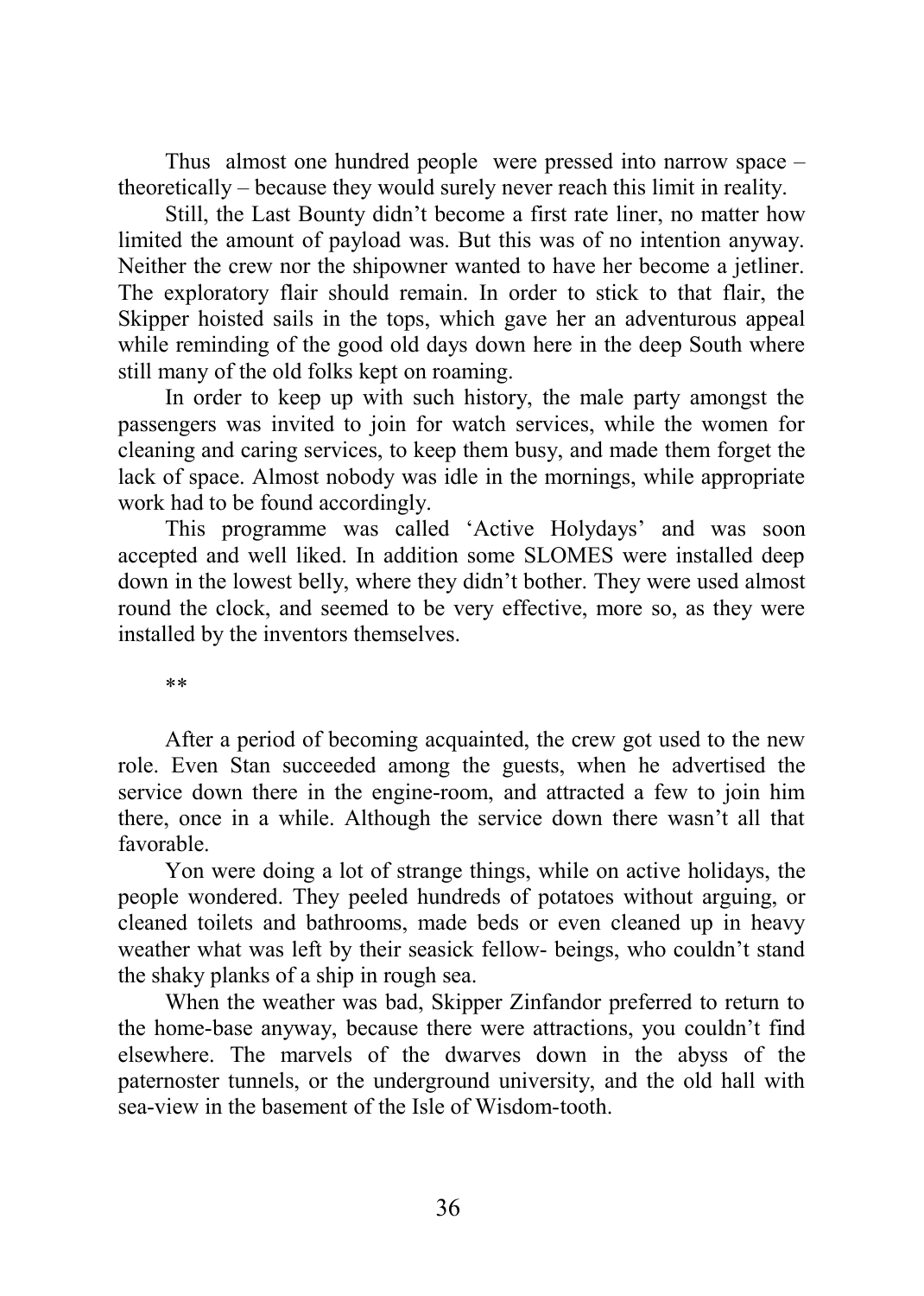Thus almost one hundred people were pressed into narrow space – theoretically – because they would surely never reach this limit in reality.

Still, the Last Bounty didn't become a first rate liner, no matter how limited the amount of payload was. But this was of no intention anyway. Neither the crew nor the shipowner wanted to have her become a jetliner. The exploratory flair should remain. In order to stick to that flair, the Skipper hoisted sails in the tops, which gave her an adventurous appeal while reminding of the good old days down here in the deep South where still many of the old folks kept on roaming.

In order to keep up with such history, the male party amongst the passengers was invited to join for watch services, while the women for cleaning and caring services, to keep them busy, and made them forget the lack of space. Almost nobody was idle in the mornings, while appropriate work had to be found accordingly.

This programme was called 'Active Holydays' and was soon accepted and well liked. In addition some SLOMES were installed deep down in the lowest belly, where they didn't bother. They were used almost round the clock, and seemed to be very effective, more so, as they were installed by the inventors themselves.

**

After a period of becoming acquainted, the crew got used to the new role. Even Stan succeeded among the guests, when he advertised the service down there in the engine-room, and attracted a few to join him there, once in a while. Although the service down there wasn't all that favorable.

Yon were doing a lot of strange things, while on active holidays, the people wondered. They peeled hundreds of potatoes without arguing, or cleaned toilets and bathrooms, made beds or even cleaned up in heavy weather what was left by their seasick fellow- beings, who couldn't stand the shaky planks of a ship in rough sea.

When the weather was bad, Skipper Zinfandor preferred to return to the home-base anyway, because there were attractions, you couldn't find elsewhere. The marvels of the dwarves down in the abyss of the paternoster tunnels, or the underground university, and the old hall with sea-view in the basement of the Isle of Wisdom-tooth.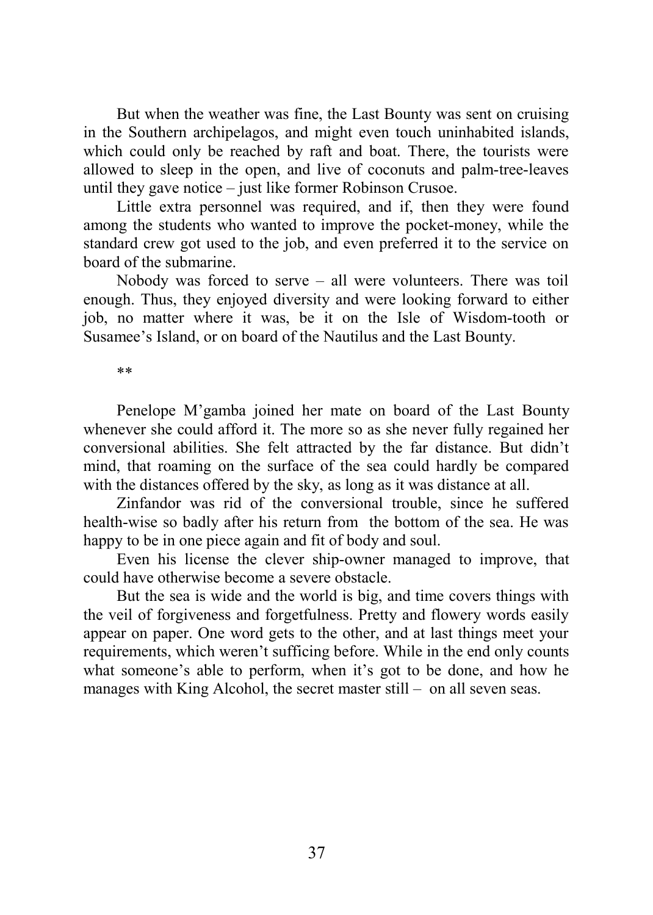But when the weather was fine, the Last Bounty was sent on cruising in the Southern archipelagos, and might even touch uninhabited islands, which could only be reached by raft and boat. There, the tourists were allowed to sleep in the open, and live of coconuts and palm-tree-leaves until they gave notice – just like former Robinson Crusoe.

Little extra personnel was required, and if, then they were found among the students who wanted to improve the pocket-money, while the standard crew got used to the job, and even preferred it to the service on board of the submarine.

Nobody was forced to serve – all were volunteers. There was toil enough. Thus, they enjoyed diversity and were looking forward to either job, no matter where it was, be it on the Isle of Wisdom-tooth or Susamee's Island, or on board of the Nautilus and the Last Bounty.

**

Penelope M'gamba joined her mate on board of the Last Bounty whenever she could afford it. The more so as she never fully regained her conversional abilities. She felt attracted by the far distance. But didn't mind, that roaming on the surface of the sea could hardly be compared with the distances offered by the sky, as long as it was distance at all.

Zinfandor was rid of the conversional trouble, since he suffered health-wise so badly after his return from the bottom of the sea. He was happy to be in one piece again and fit of body and soul.

Even his license the clever ship-owner managed to improve, that could have otherwise become a severe obstacle.

But the sea is wide and the world is big, and time covers things with the veil of forgiveness and forgetfulness. Pretty and flowery words easily appear on paper. One word gets to the other, and at last things meet your requirements, which weren't sufficing before. While in the end only counts what someone's able to perform, when it's got to be done, and how he manages with King Alcohol, the secret master still – on all seven seas.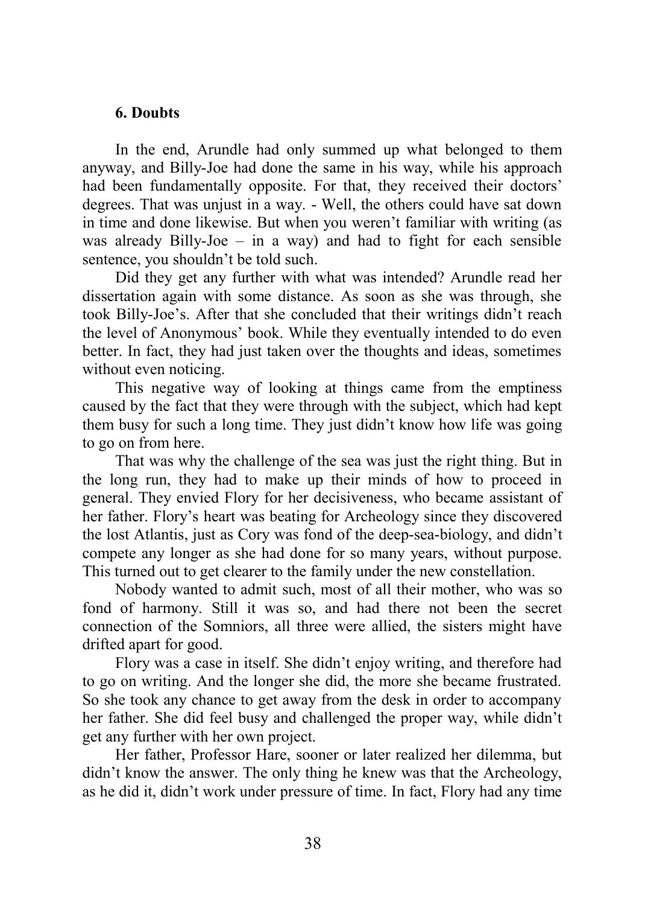### 6. Doubts

In the end, Arundle had only summed up what belonged to them anyway, and Billy-Joe had done the same in his way, while his approach had been fundamentally opposite. For that, they received their doctors' degrees. That was unjust in a way. - Well, the others could have sat down in time and done likewise. But when you weren't familiar with writing (as was already Billy-Joe – in a way) and had to fight for each sensible sentence, you shouldn't be told such.

Did they get any further with what was intended? Arundle read her dissertation again with some distance. As soon as she was through, she took Billy-Joe's. After that she concluded that their writings didn't reach the level of Anonymous' book. While they eventually intended to do even better. In fact, they had just taken over the thoughts and ideas, sometimes without even noticing.

This negative way of looking at things came from the emptiness caused by the fact that they were through with the subject, which had kept them busy for such a long time. They just didn't know how life was going to go on from here.

That was why the challenge of the sea was just the right thing. But in the long run, they had to make up their minds of how to proceed in general. They envied Flory for her decisiveness, who became assistant of her father. Flory's heart was beating for Archeology since they discovered the lost Atlantis, just as Cory was fond of the deep-sea-biology, and didn't compete any longer as she had done for so many years, without purpose. This turned out to get clearer to the family under the new constellation.

Nobody wanted to admit such, most of all their mother, who was so fond of harmony. Still it was so, and had there not been the secret connection of the Somniors, all three were allied, the sisters might have drifted apart for good.

Flory was a case in itself. She didn't enjoy writing, and therefore had to go on writing. And the longer she did, the more she became frustrated. So she took any chance to get away from the desk in order to accompany her father. She did feel busy and challenged the proper way, while didn't get any further with her own project.

Her father, Professor Hare, sooner or later realized her dilemma, but didn't know the answer. The only thing he knew was that the Archeology, as he did it, didn't work under pressure of time. In fact, Flory had any time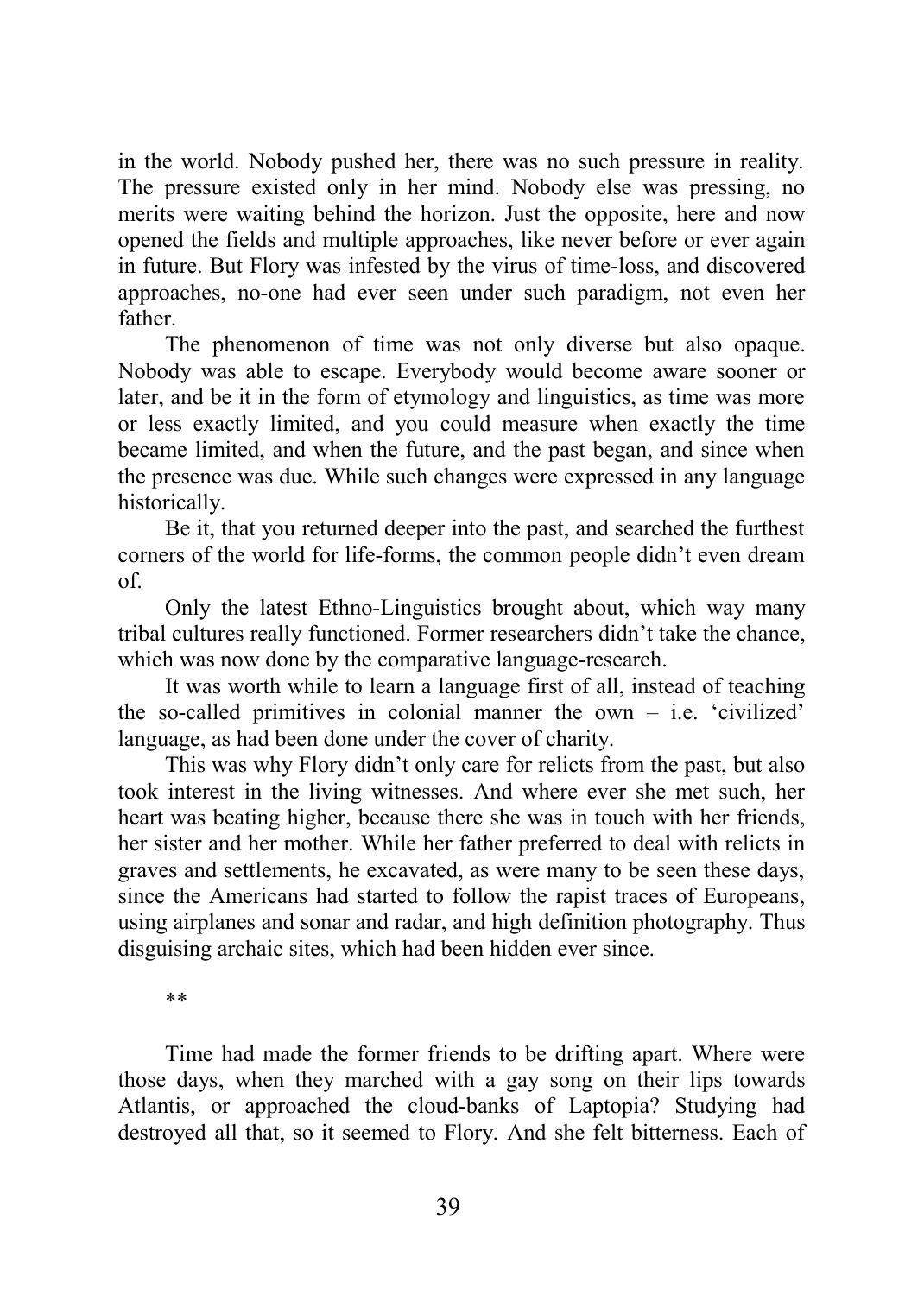in the world. Nobody pushed her, there was no such pressure in reality. The pressure existed only in her mind. Nobody else was pressing, no merits were waiting behind the horizon. Just the opposite, here and now opened the fields and multiple approaches, like never before or ever again in future. But Flory was infested by the virus of time-loss, and discovered approaches, no-one had ever seen under such paradigm, not even her father.

The phenomenon of time was not only diverse but also opaque. Nobody was able to escape. Everybody would become aware sooner or later, and be it in the form of etymology and linguistics, as time was more or less exactly limited, and you could measure when exactly the time became limited, and when the future, and the past began, and since when the presence was due. While such changes were expressed in any language historically.

Be it, that you returned deeper into the past, and searched the furthest corners of the world for life-forms, the common people didn't even dream of.

Only the latest Ethno-Linguistics brought about, which way many tribal cultures really functioned. Former researchers didn't take the chance, which was now done by the comparative language-research.

It was worth while to learn a language first of all, instead of teaching the so-called primitives in colonial manner the own – i.e. 'civilized' language, as had been done under the cover of charity.

This was why Flory didn't only care for relicts from the past, but also took interest in the living witnesses. And where ever she met such, her heart was beating higher, because there she was in touch with her friends, her sister and her mother. While her father preferred to deal with relicts in graves and settlements, he excavated, as were many to be seen these days, since the Americans had started to follow the rapist traces of Europeans, using airplanes and sonar and radar, and high definition photography. Thus disguising archaic sites, which had been hidden ever since.

\*\*

Time had made the former friends to be drifting apart. Where were those days, when they marched with a gay song on their lips towards Atlantis, or approached the cloud-banks of Laptopia? Studying had destroyed all that, so it seemed to Flory. And she felt bitterness. Each of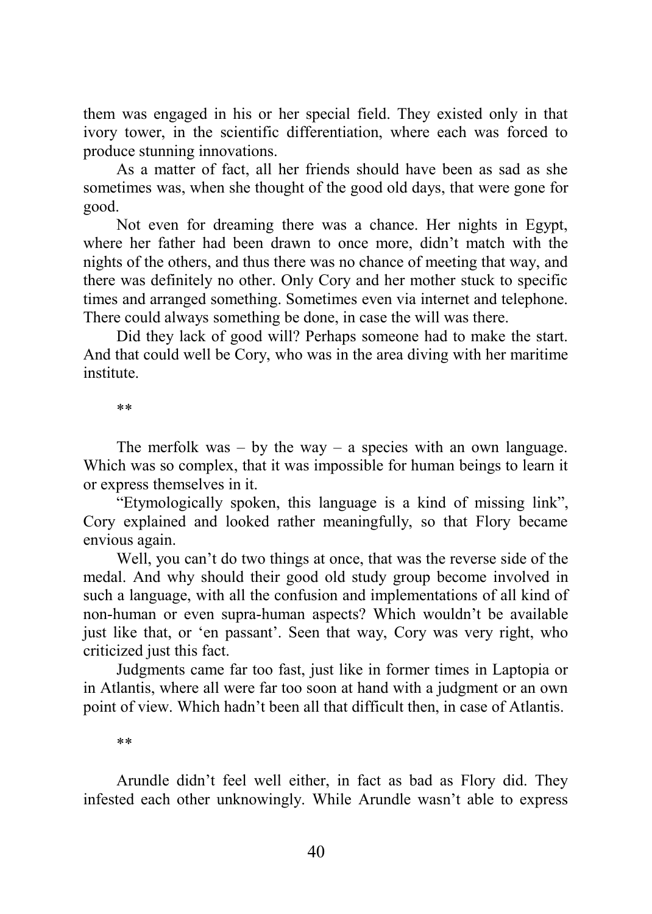them was engaged in his or her special field. They existed only in that ivory tower, in the scientific differentiation, where each was forced to produce stunning innovations.

As a matter of fact, all her friends should have been as sad as she sometimes was, when she thought of the good old days, that were gone for good.

Not even for dreaming there was a chance. Her nights in Egypt, where her father had been drawn to once more, didn't match with the nights of the others, and thus there was no chance of meeting that way, and there was definitely no other. Only Cory and her mother stuck to specific times and arranged something. Sometimes even via internet and telephone. There could always something be done, in case the will was there.

Did they lack of good will? Perhaps someone had to make the start. And that could well be Cory, who was in the area diving with her maritime institute.

**

The merfolk was – by the way – a species with an own language. Which was so complex, that it was impossible for human beings to learn it or express themselves in it.

"Etymologically spoken, this language is a kind of missing link", Cory explained and looked rather meaningfully, so that Flory became envious again.

Well, you can't do two things at once, that was the reverse side of the medal. And why should their good old study group become involved in such a language, with all the confusion and implementations of all kind of non-human or even supra-human aspects? Which wouldn't be available just like that, or 'en passant'. Seen that way, Cory was very right, who criticized just this fact.

Judgments came far too fast, just like in former times in Laptopia or in Atlantis, where all were far too soon at hand with a judgment or an own point of view. Which hadn't been all that difficult then, in case of Atlantis.

**

Arundle didn't feel well either, in fact as bad as Flory did. They infested each other unknowingly. While Arundle wasn't able to express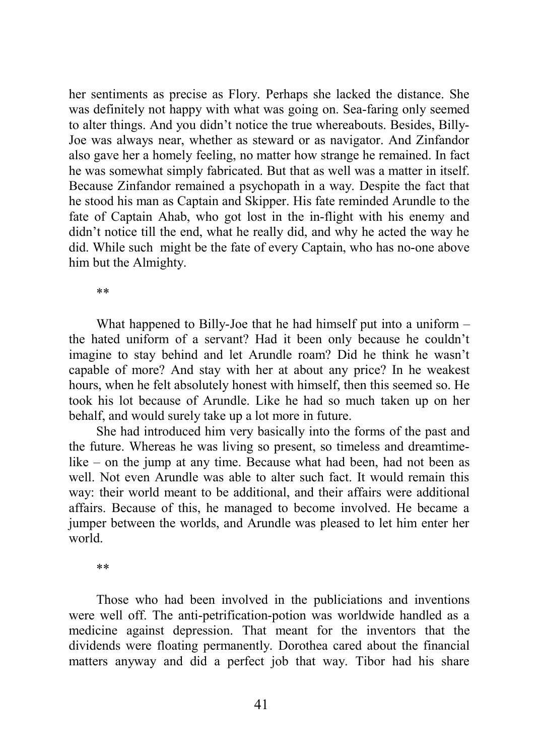her sentiments as precise as Flory. Perhaps she lacked the distance. She was definitely not happy with what was going on. Sea-faring only seemed to alter things. And you didn't notice the true whereabouts. Besides, Billy-Joe was always near, whether as steward or as navigator. And Zinfandor also gave her a homely feeling, no matter how strange he remained. In fact he was somewhat simply fabricated. But that as well was a matter in itself. Because Zinfandor remained a psychopath in a way. Despite the fact that he stood his man as Captain and Skipper. His fate reminded Arundle to the fate of Captain Ahab, who got lost in the in-flight with his enemy and didn't notice till the end, what he really did, and why he acted the way he did. While such might be the fate of every Captain, who has no-one above him but the Almighty.

**

What happened to Billy-Joe that he had himself put into a uniform – the hated uniform of a servant? Had it been only because he couldn't imagine to stay behind and let Arundle roam? Did he think he wasn't capable of more? And stay with her at about any price? In he weakest hours, when he felt absolutely honest with himself, then this seemed so. He took his lot because of Arundle. Like he had so much taken up on her behalf, and would surely take up a lot more in future.

She had introduced him very basically into the forms of the past and the future. Whereas he was living so present, so timeless and dreamtime-like – on the jump at any time. Because what had been, had not been as well. Not even Arundle was able to alter such fact. It would remain this way: their world meant to be additional, and their affairs were additional affairs. Because of this, he managed to become involved. He became a jumper between the worlds, and Arundle was pleased to let him enter her world.

**

Those who had been involved in the publiciations and inventions were well off. The anti-petrification-potion was worldwide handled as a medicine against depression. That meant for the inventors that the dividends were floating permanently. Dorothea cared about the financial matters anyway and did a perfect job that way. Tibor had his share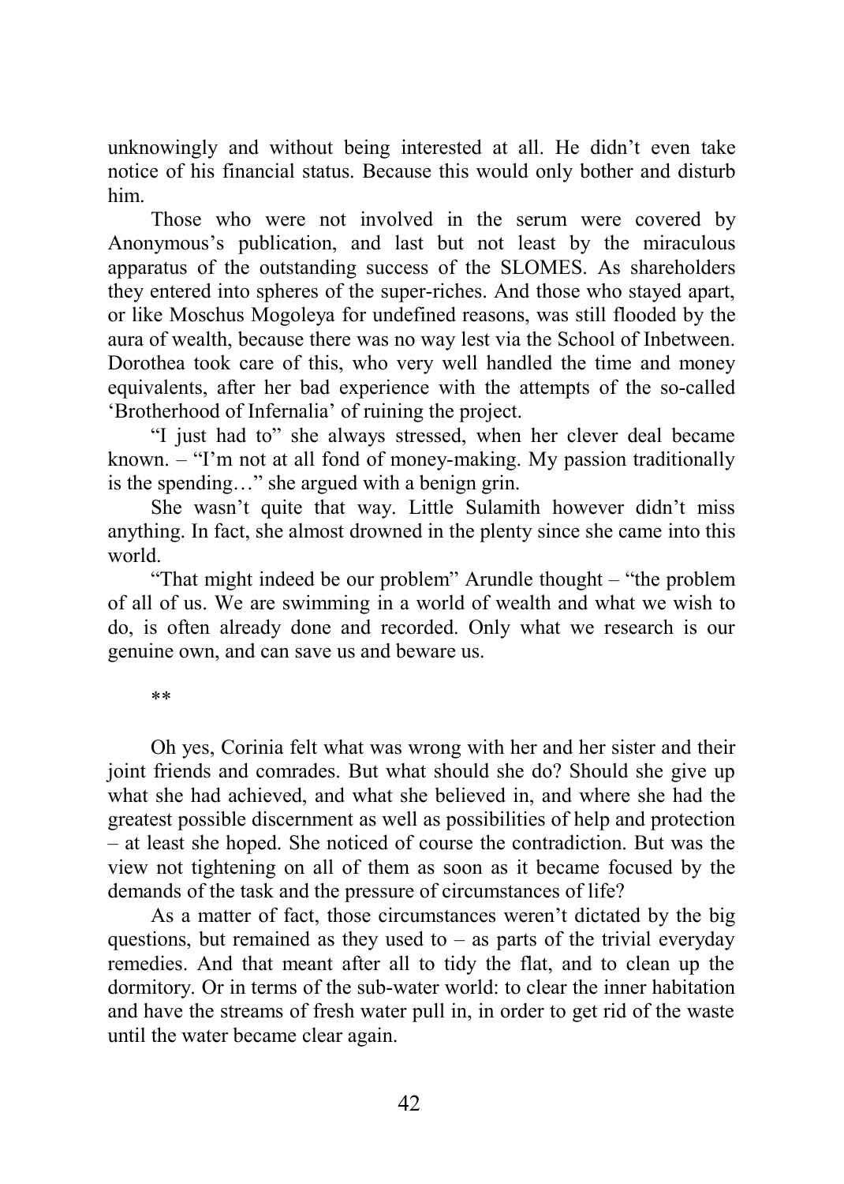unknowingly and without being interested at all. He didn't even take notice of his financial status. Because this would only bother and disturb him.

Those who were not involved in the serum were covered by Anonymous's publication, and last but not least by the miraculous apparatus of the outstanding success of the SLOMES. As shareholders they entered into spheres of the super-riches. And those who stayed apart, or like Moschus Mogoleya for undefined reasons, was still flooded by the aura of wealth, because there was no way lest via the School of Inbetween. Dorothea took care of this, who very well handled the time and money equivalents, after her bad experience with the attempts of the so-called 'Brotherhood of Infernalia' of ruining the project.

"I just had to" she always stressed, when her clever deal became known. – "I'm not at all fond of money-making. My passion traditionally is the spending…" she argued with a benign grin.

She wasn't quite that way. Little Sulamith however didn't miss anything. In fact, she almost drowned in the plenty since she came into this world.

"That might indeed be our problem" Arundle thought – "the problem of all of us. We are swimming in a world of wealth and what we wish to do, is often already done and recorded. Only what we research is our genuine own, and can save us and beware us.

**

Oh yes, Corinia felt what was wrong with her and her sister and their joint friends and comrades. But what should she do? Should she give up what she had achieved, and what she believed in, and where she had the greatest possible discernment as well as possibilities of help and protection – at least she hoped. She noticed of course the contradiction. But was the view not tightening on all of them as soon as it became focused by the demands of the task and the pressure of circumstances of life?

As a matter of fact, those circumstances weren't dictated by the big questions, but remained as they used to – as parts of the trivial everyday remedies. And that meant after all to tidy the flat, and to clean up the dormitory. Or in terms of the sub-water world: to clear the inner habitation and have the streams of fresh water pull in, in order to get rid of the waste until the water became clear again.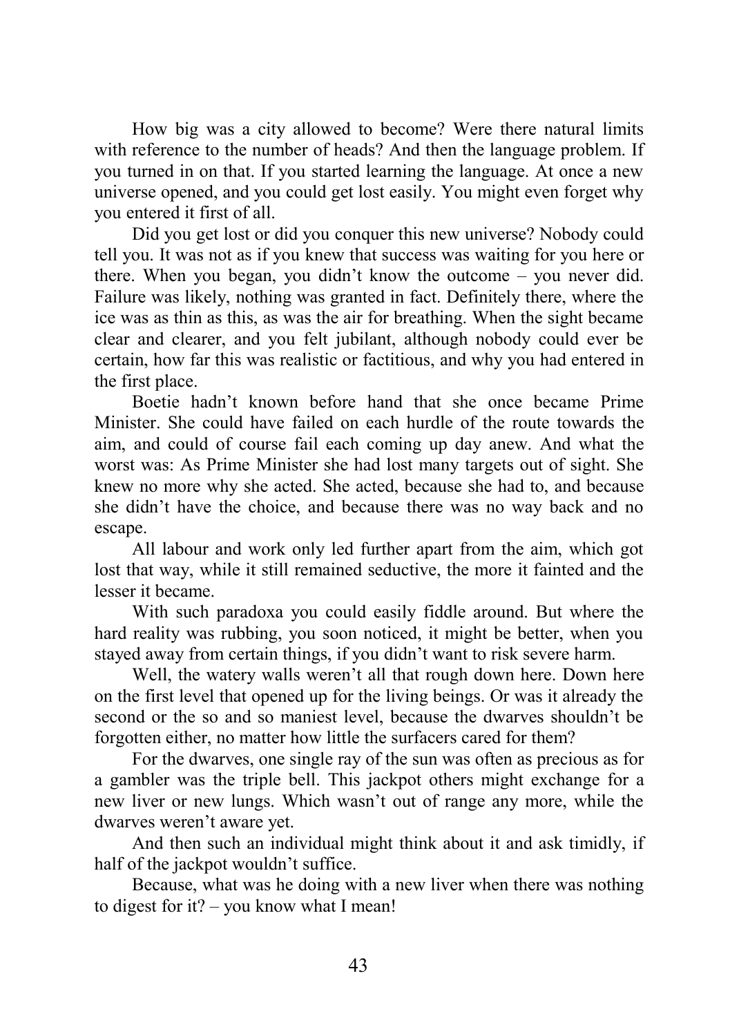How big was a city allowed to become? Were there natural limits with reference to the number of heads? And then the language problem. If you turned in on that. If you started learning the language. At once a new universe opened, and you could get lost easily. You might even forget why you entered it first of all.

Did you get lost or did you conquer this new universe? Nobody could tell you. It was not as if you knew that success was waiting for you here or there. When you began, you didn't know the outcome – you never did. Failure was likely, nothing was granted in fact. Definitely there, where the ice was as thin as this, as was the air for breathing. When the sight became clear and clearer, and you felt jubilant, although nobody could ever be certain, how far this was realistic or factitious, and why you had entered in the first place.

Boetie hadn't known before hand that she once became Prime Minister. She could have failed on each hurdle of the route towards the aim, and could of course fail each coming up day anew. And what the worst was: As Prime Minister she had lost many targets out of sight. She knew no more why she acted. She acted, because she had to, and because she didn't have the choice, and because there was no way back and no escape.

All labour and work only led further apart from the aim, which got lost that way, while it still remained seductive, the more it fainted and the lesser it became.

With such paradoxa you could easily fiddle around. But where the hard reality was rubbing, you soon noticed, it might be better, when you stayed away from certain things, if you didn't want to risk severe harm.

Well, the watery walls weren't all that rough down here. Down here on the first level that opened up for the living beings. Or was it already the second or the so and so maniest level, because the dwarves shouldn't be forgotten either, no matter how little the surfacers cared for them?

For the dwarves, one single ray of the sun was often as precious as for a gambler was the triple bell. This jackpot others might exchange for a new liver or new lungs. Which wasn't out of range any more, while the dwarves weren't aware yet.

And then such an individual might think about it and ask timidly, if half of the jackpot wouldn't suffice.

Because, what was he doing with a new liver when there was nothing to digest for it? – you know what I mean!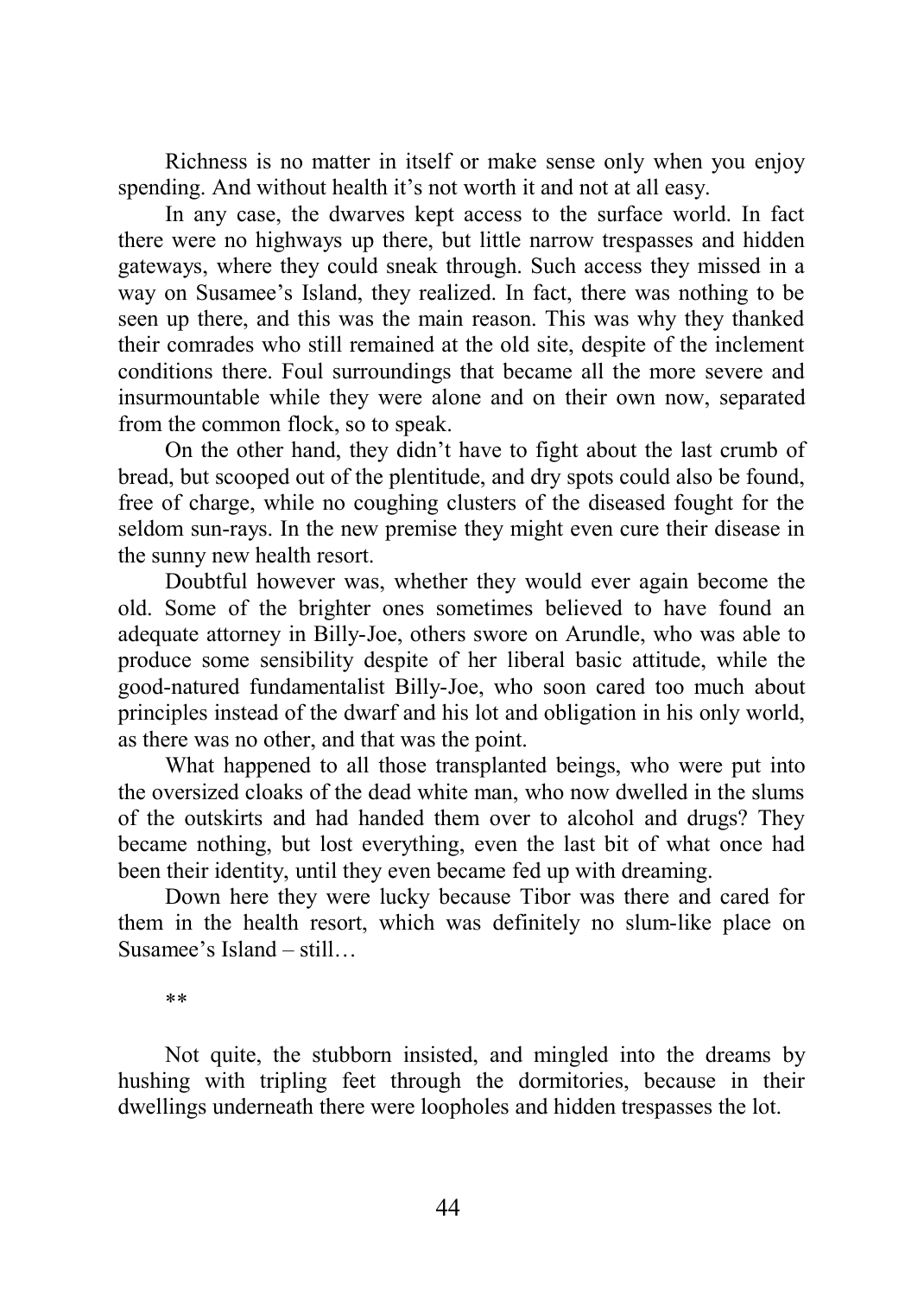Richness is no matter in itself or make sense only when you enjoy spending. And without health it's not worth it and not at all easy.

In any case, the dwarves kept access to the surface world. In fact there were no highways up there, but little narrow trespasses and hidden gateways, where they could sneak through. Such access they missed in a way on Susamee's Island, they realized. In fact, there was nothing to be seen up there, and this was the main reason. This was why they thanked their comrades who still remained at the old site, despite of the inclement conditions there. Foul surroundings that became all the more severe and insurmountable while they were alone and on their own now, separated from the common flock, so to speak.

On the other hand, they didn't have to fight about the last crumb of bread, but scooped out of the plentitude, and dry spots could also be found, free of charge, while no coughing clusters of the diseased fought for the seldom sun-rays. In the new premise they might even cure their disease in the sunny new health resort.

Doubtful however was, whether they would ever again become the old. Some of the brighter ones sometimes believed to have found an adequate attorney in Billy-Joe, others swore on Arundle, who was able to produce some sensibility despite of her liberal basic attitude, while the good-natured fundamentalist Billy-Joe, who soon cared too much about principles instead of the dwarf and his lot and obligation in his only world, as there was no other, and that was the point.

What happened to all those transplanted beings, who were put into the oversized cloaks of the dead white man, who now dwelled in the slums of the outskirts and had handed them over to alcohol and drugs? They became nothing, but lost everything, even the last bit of what once had been their identity, until they even became fed up with dreaming.

Down here they were lucky because Tibor was there and cared for them in the health resort, which was definitely no slum-like place on Susamee's Island – still…

**

Not quite, the stubborn insisted, and mingled into the dreams by hushing with tripling feet through the dormitories, because in their dwellings underneath there were loopholes and hidden trespasses the lot.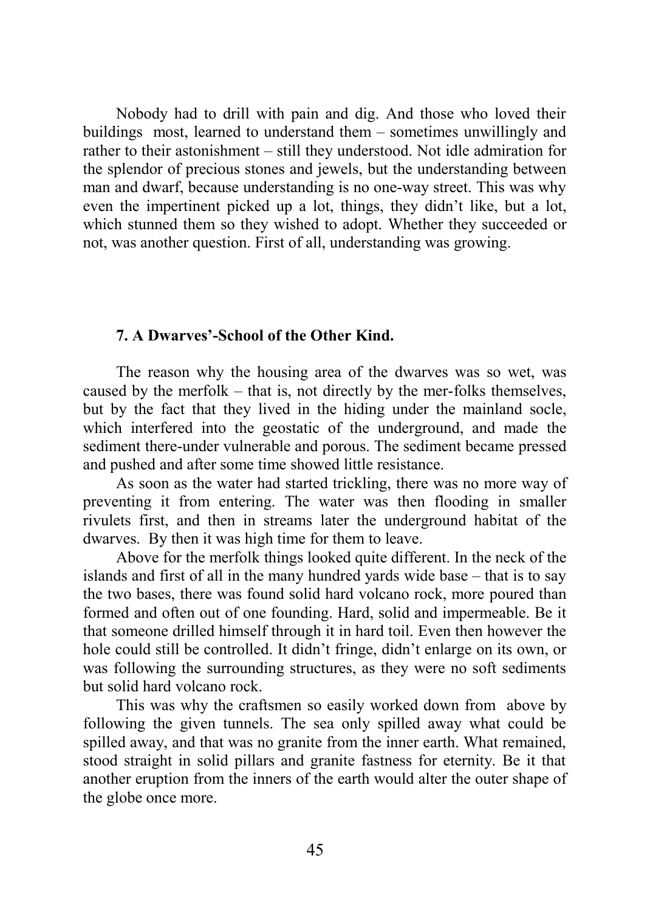Nobody had to drill with pain and dig. And those who loved their buildings most, learned to understand them – sometimes unwillingly and rather to their astonishment – still they understood. Not idle admiration for the splendor of precious stones and jewels, but the understanding between man and dwarf, because understanding is no one-way street. This was why even the impertinent picked up a lot, things, they didn't like, but a lot, which stunned them so they wished to adopt. Whether they succeeded or not, was another question. First of all, understanding was growing.

## 7. A Dwarves'-School of the Other Kind.

The reason why the housing area of the dwarves was so wet, was caused by the merfolk – that is, not directly by the mer-folks themselves, but by the fact that they lived in the hiding under the mainland socle, which interfered into the geostatic of the underground, and made the sediment there-under vulnerable and porous. The sediment became pressed and pushed and after some time showed little resistance.

As soon as the water had started trickling, there was no more way of preventing it from entering. The water was then flooding in smaller rivulets first, and then in streams later the underground habitat of the dwarves. By then it was high time for them to leave.

Above for the merfolk things looked quite different. In the neck of the islands and first of all in the many hundred yards wide base – that is to say the two bases, there was found solid hard volcano rock, more poured than formed and often out of one founding. Hard, solid and impermeable. Be it that someone drilled himself through it in hard toil. Even then however the hole could still be controlled. It didn't fringe, didn't enlarge on its own, or was following the surrounding structures, as they were no soft sediments but solid hard volcano rock.

This was why the craftsmen so easily worked down from above by following the given tunnels. The sea only spilled away what could be spilled away, and that was no granite from the inner earth. What remained, stood straight in solid pillars and granite fastness for eternity. Be it that another eruption from the inners of the earth would alter the outer shape of the globe once more.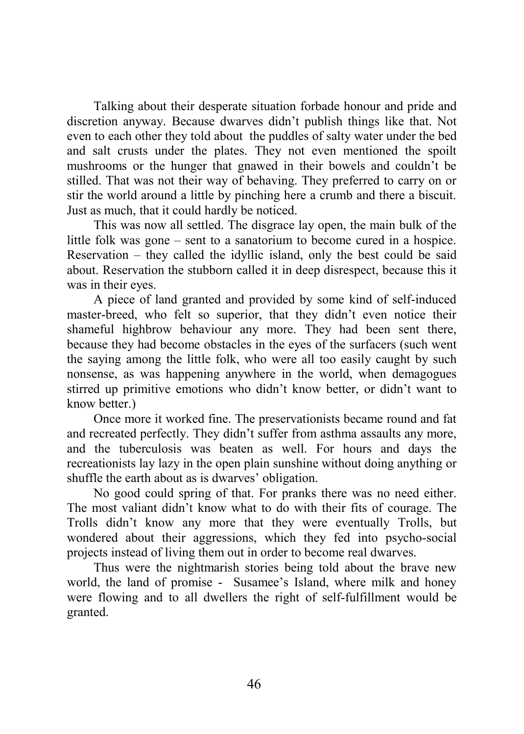Talking about their desperate situation forbade honour and pride and discretion anyway. Because dwarves didn't publish things like that. Not even to each other they told about the puddles of salty water under the bed and salt crusts under the plates. They not even mentioned the spoilt mushrooms or the hunger that gnawed in their bowels and couldn't be stilled. That was not their way of behaving. They preferred to carry on or stir the world around a little by pinching here a crumb and there a biscuit. Just as much, that it could hardly be noticed.

This was now all settled. The disgrace lay open, the main bulk of the little folk was gone – sent to a sanatorium to become cured in a hospice. Reservation – they called the idyllic island, only the best could be said about. Reservation the stubborn called it in deep disrespect, because this it was in their eyes.

A piece of land granted and provided by some kind of self-induced master-breed, who felt so superior, that they didn't even notice their shameful highbrow behaviour any more. They had been sent there, because they had become obstacles in the eyes of the surfacers (such went the saying among the little folk, who were all too easily caught by such nonsense, as was happening anywhere in the world, when demagogues stirred up primitive emotions who didn't know better, or didn't want to know better.)

Once more it worked fine. The preservationists became round and fat and recreated perfectly. They didn't suffer from asthma assaults any more, and the tuberculosis was beaten as well. For hours and days the recreationists lay lazy in the open plain sunshine without doing anything or shuffle the earth about as is dwarves' obligation.

No good could spring of that. For pranks there was no need either. The most valiant didn't know what to do with their fits of courage. The Trolls didn't know any more that they were eventually Trolls, but wondered about their aggressions, which they fed into psycho-social projects instead of living them out in order to become real dwarves.

Thus were the nightmarish stories being told about the brave new world, the land of promise - Susamee's Island, where milk and honey were flowing and to all dwellers the right of self-fulfillment would be granted.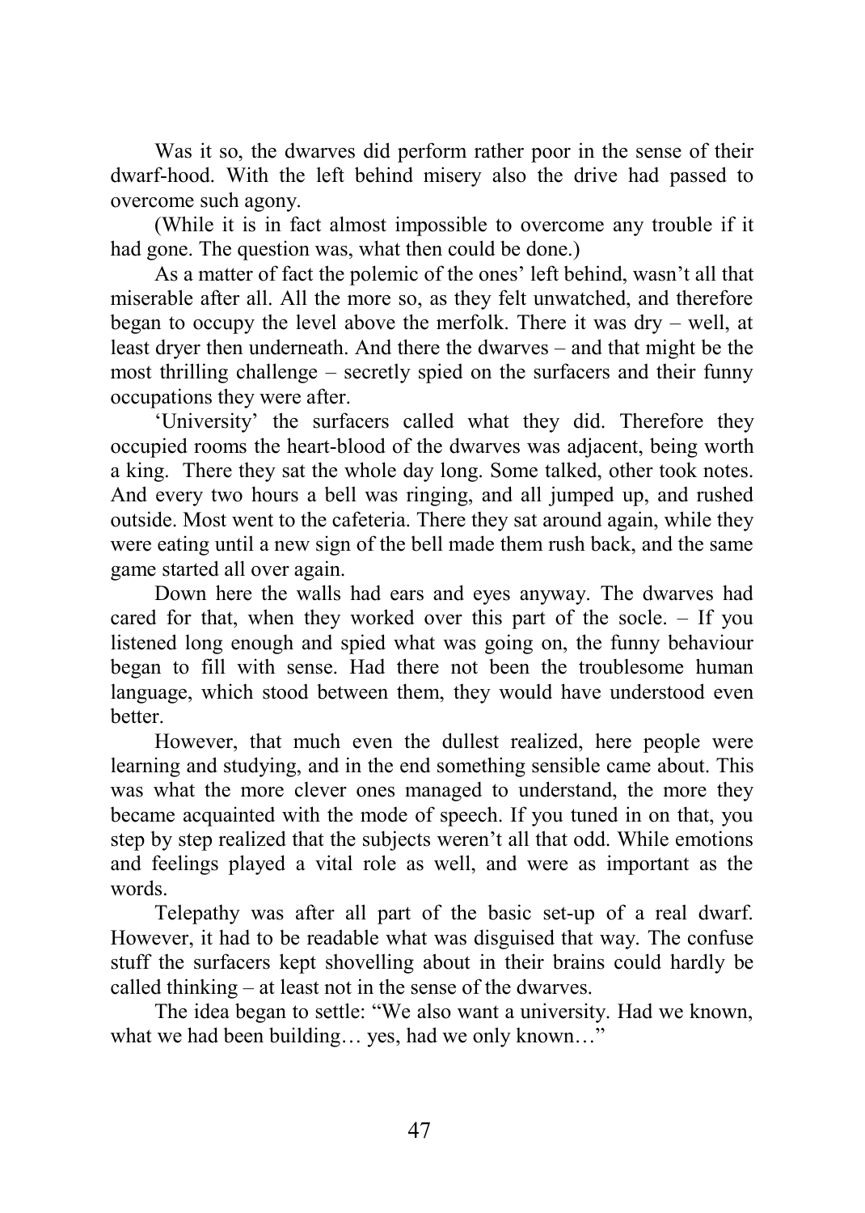Was it so, the dwarves did perform rather poor in the sense of their dwarf-hood. With the left behind misery also the drive had passed to overcome such agony.

(While it is in fact almost impossible to overcome any trouble if it had gone. The question was, what then could be done.)

As a matter of fact the polemic of the ones' left behind, wasn't all that miserable after all. All the more so, as they felt unwatched, and therefore began to occupy the level above the merfolk. There it was dry – well, at least dryer then underneath. And there the dwarves – and that might be the most thrilling challenge – secretly spied on the surfacers and their funny occupations they were after.

'University' the surfacers called what they did. Therefore they occupied rooms the heart-blood of the dwarves was adjacent, being worth a king.  There they sat the whole day long. Some talked, other took notes. And every two hours a bell was ringing, and all jumped up, and rushed outside. Most went to the cafeteria. There they sat around again, while they were eating until a new sign of the bell made them rush back, and the same game started all over again.

Down here the walls had ears and eyes anyway. The dwarves had cared for that, when they worked over this part of the socle. – If you listened long enough and spied what was going on, the funny behaviour began to fill with sense. Had there not been the troublesome human language, which stood between them, they would have understood even better.

However, that much even the dullest realized, here people were learning and studying, and in the end something sensible came about. This was what the more clever ones managed to understand, the more they became acquainted with the mode of speech. If you tuned in on that, you step by step realized that the subjects weren't all that odd. While emotions and feelings played a vital role as well, and were as important as the words.

Telepathy was after all part of the basic set-up of a real dwarf. However, it had to be readable what was disguised that way. The confuse stuff the surfacers kept shovelling about in their brains could hardly be called thinking – at least not in the sense of the dwarves.

The idea began to settle: "We also want a university. Had we known, what we had been building… yes, had we only known…"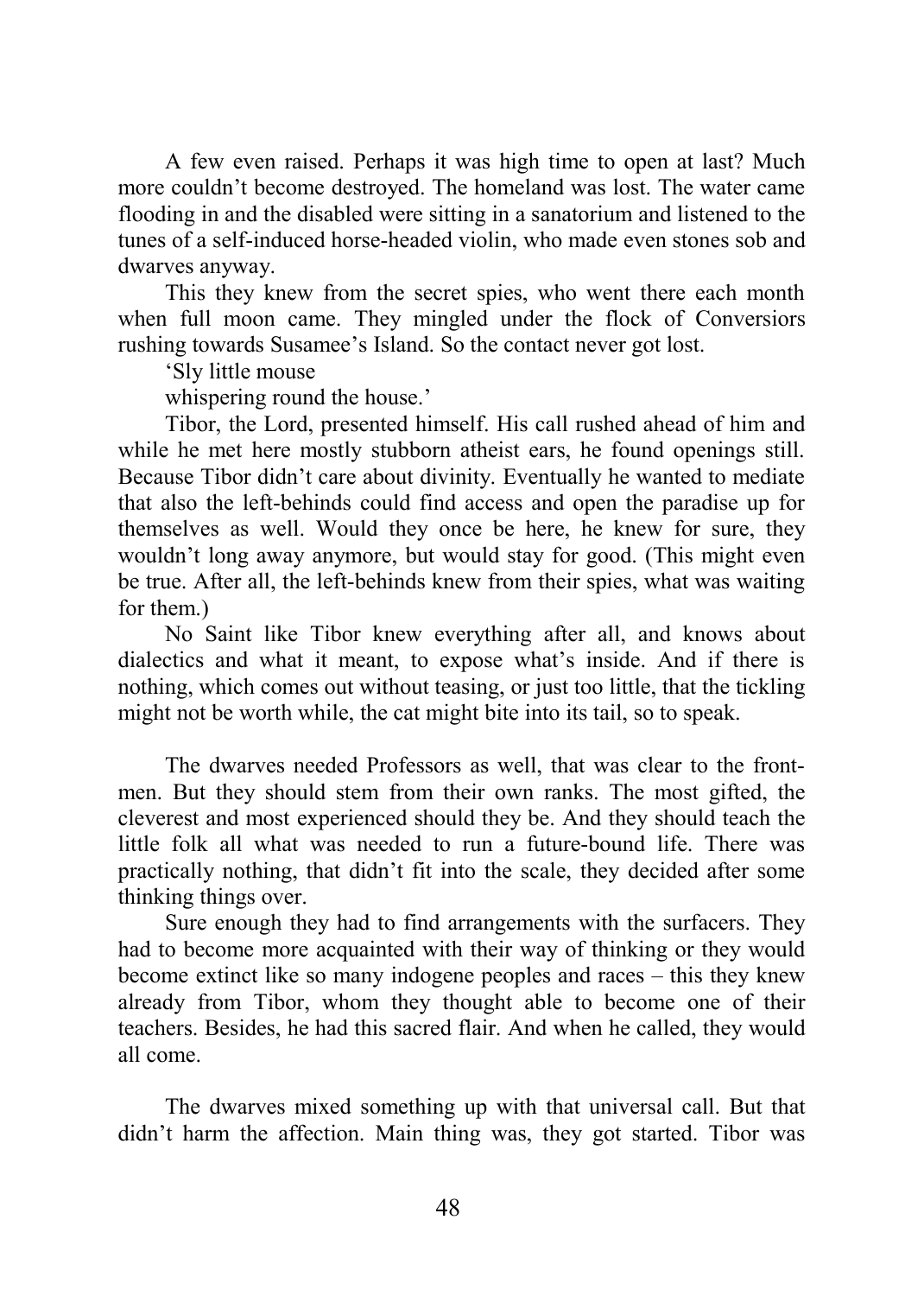A few even raised. Perhaps it was high time to open at last? Much more couldn't become destroyed. The homeland was lost. The water came flooding in and the disabled were sitting in a sanatorium and listened to the tunes of a self-induced horse-headed violin, who made even stones sob and dwarves anyway.

This they knew from the secret spies, who went there each month when full moon came. They mingled under the flock of Conversiors rushing towards Susamee's Island. So the contact never got lost.

'Sly little mouse
whispering round the house.'

Tibor, the Lord, presented himself. His call rushed ahead of him and while he met here mostly stubborn atheist ears, he found openings still. Because Tibor didn't care about divinity. Eventually he wanted to mediate that also the left-behinds could find access and open the paradise up for themselves as well. Would they once be here, he knew for sure, they wouldn't long away anymore, but would stay for good. (This might even be true. After all, the left-behinds knew from their spies, what was waiting for them.)

No Saint like Tibor knew everything after all, and knows about dialectics and what it meant, to expose what's inside. And if there is nothing, which comes out without teasing, or just too little, that the tickling might not be worth while, the cat might bite into its tail, so to speak.

The dwarves needed Professors as well, that was clear to the front-men. But they should stem from their own ranks. The most gifted, the cleverest and most experienced should they be. And they should teach the little folk all what was needed to run a future-bound life. There was practically nothing, that didn't fit into the scale, they decided after some thinking things over.

Sure enough they had to find arrangements with the surfacers. They had to become more acquainted with their way of thinking or they would become extinct like so many indogene peoples and races – this they knew already from Tibor, whom they thought able to become one of their teachers. Besides, he had this sacred flair. And when he called, they would all come.

The dwarves mixed something up with that universal call. But that didn't harm the affection. Main thing was, they got started. Tibor was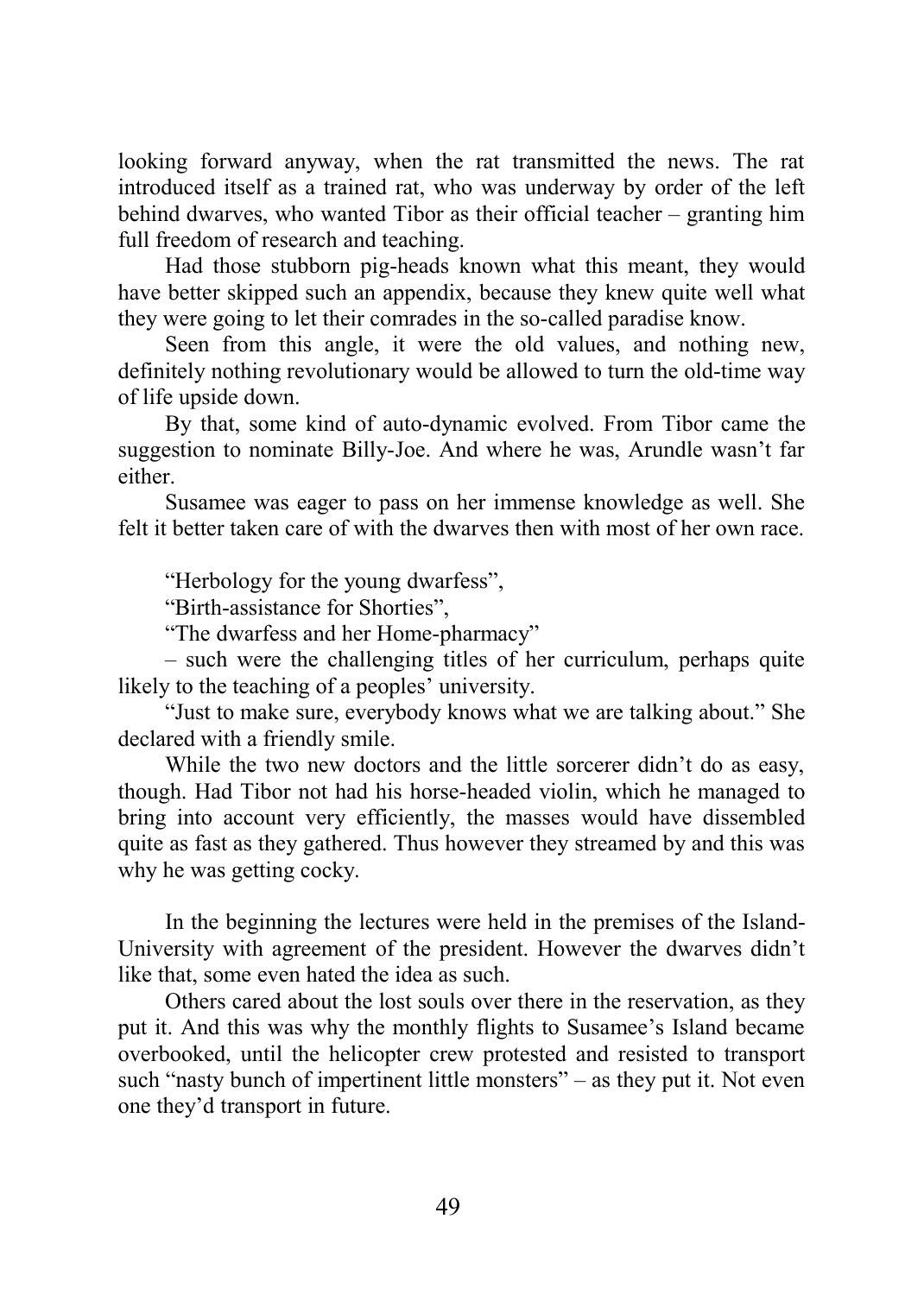looking forward anyway, when the rat transmitted the news. The rat introduced itself as a trained rat, who was underway by order of the left behind dwarves, who wanted Tibor as their official teacher – granting him full freedom of research and teaching.

Had those stubborn pig-heads known what this meant, they would have better skipped such an appendix, because they knew quite well what they were going to let their comrades in the so-called paradise know.

Seen from this angle, it were the old values, and nothing new, definitely nothing revolutionary would be allowed to turn the old-time way of life upside down.

By that, some kind of auto-dynamic evolved. From Tibor came the suggestion to nominate Billy-Joe. And where he was, Arundle wasn't far either.

Susamee was eager to pass on her immense knowledge as well. She felt it better taken care of with the dwarves then with most of her own race.

"Herbology for the young dwarfess",

"Birth-assistance for Shorties",

"The dwarfess and her Home-pharmacy"

– such were the challenging titles of her curriculum, perhaps quite likely to the teaching of a peoples' university.

"Just to make sure, everybody knows what we are talking about." She declared with a friendly smile.

While the two new doctors and the little sorcerer didn't do as easy, though. Had Tibor not had his horse-headed violin, which he managed to bring into account very efficiently, the masses would have dissembled quite as fast as they gathered. Thus however they streamed by and this was why he was getting cocky.

In the beginning the lectures were held in the premises of the Island-University with agreement of the president. However the dwarves didn't like that, some even hated the idea as such.

Others cared about the lost souls over there in the reservation, as they put it. And this was why the monthly flights to Susamee's Island became overbooked, until the helicopter crew protested and resisted to transport such "nasty bunch of impertinent little monsters" – as they put it. Not even one they'd transport in future.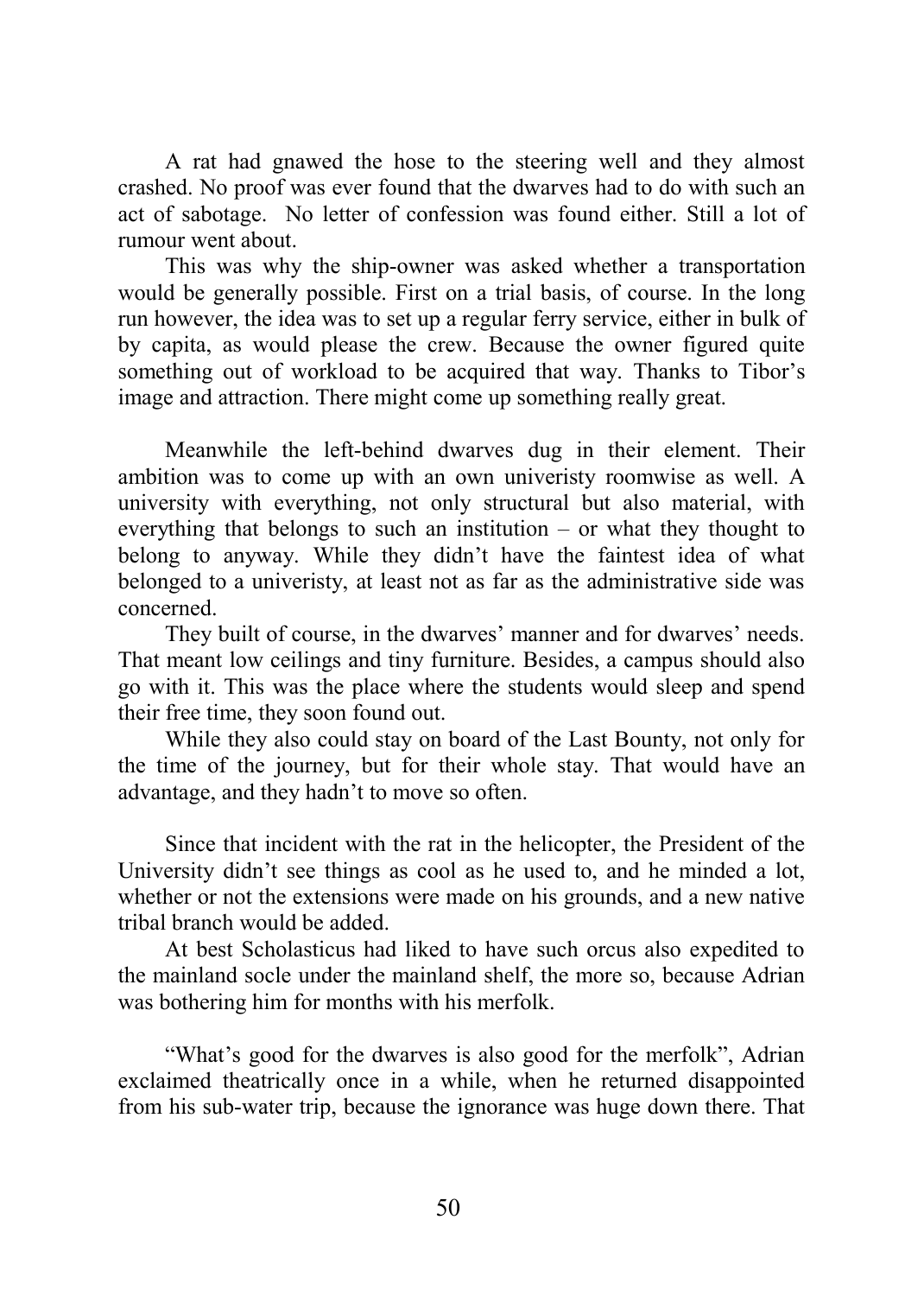A rat had gnawed the hose to the steering well and they almost crashed. No proof was ever found that the dwarves had to do with such an act of sabotage. No letter of confession was found either. Still a lot of rumour went about.

This was why the ship-owner was asked whether a transportation would be generally possible. First on a trial basis, of course. In the long run however, the idea was to set up a regular ferry service, either in bulk of by capita, as would please the crew. Because the owner figured quite something out of workload to be acquired that way. Thanks to Tibor's image and attraction. There might come up something really great.

Meanwhile the left-behind dwarves dug in their element. Their ambition was to come up with an own univeristy roomwise as well. A university with everything, not only structural but also material, with everything that belongs to such an institution – or what they thought to belong to anyway. While they didn't have the faintest idea of what belonged to a univeristy, at least not as far as the administrative side was concerned.

They built of course, in the dwarves' manner and for dwarves' needs. That meant low ceilings and tiny furniture. Besides, a campus should also go with it. This was the place where the students would sleep and spend their free time, they soon found out.

While they also could stay on board of the Last Bounty, not only for the time of the journey, but for their whole stay. That would have an advantage, and they hadn't to move so often.

Since that incident with the rat in the helicopter, the President of the University didn't see things as cool as he used to, and he minded a lot, whether or not the extensions were made on his grounds, and a new native tribal branch would be added.

At best Scholasticus had liked to have such orcus also expedited to the mainland socle under the mainland shelf, the more so, because Adrian was bothering him for months with his merfolk.

"What's good for the dwarves is also good for the merfolk", Adrian exclaimed theatrically once in a while, when he returned disappointed from his sub-water trip, because the ignorance was huge down there. That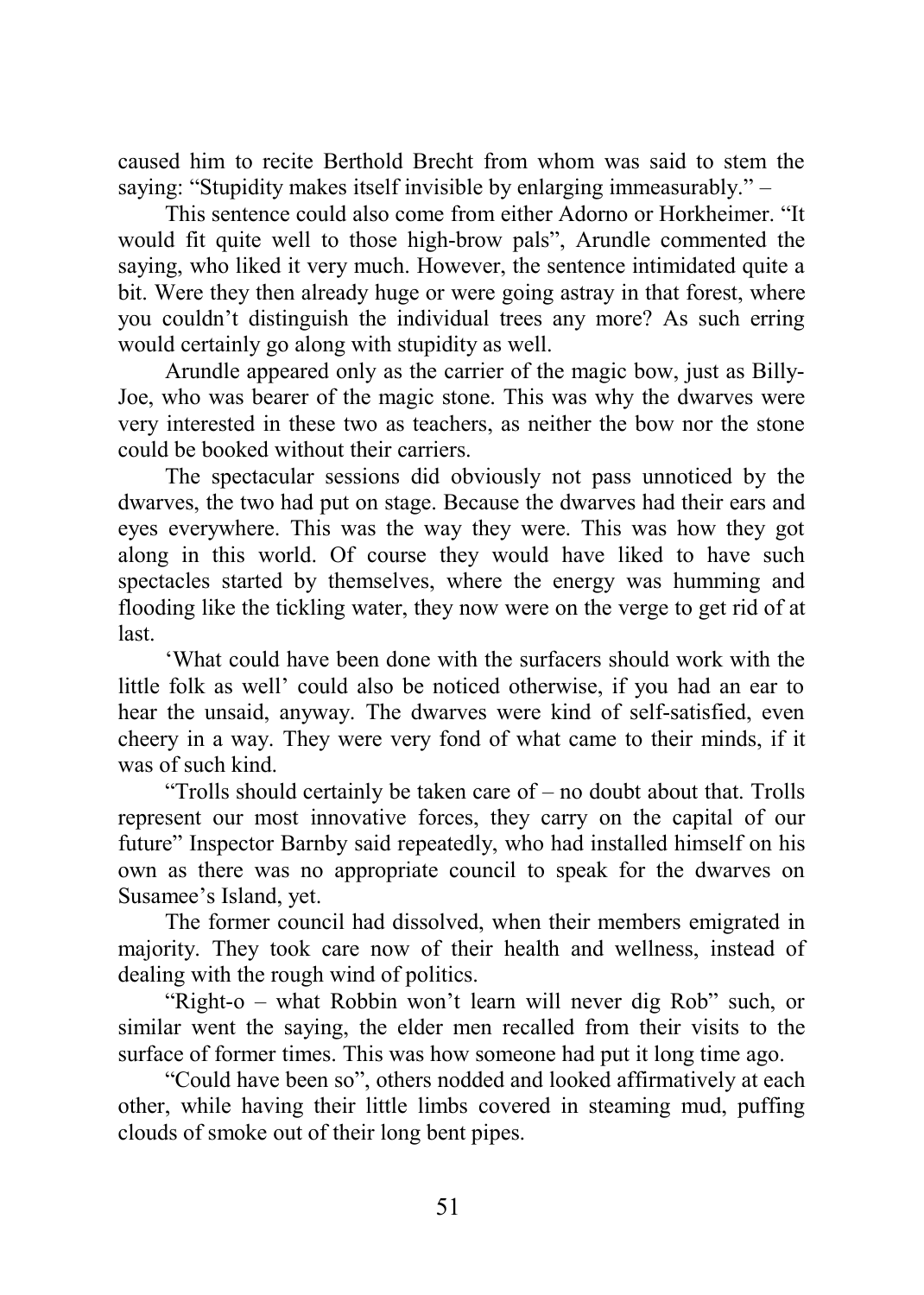caused him to recite Berthold Brecht from whom was said to stem the saying: “Stupidity makes itself invisible by enlarging immeasurably.” –

This sentence could also come from either Adorno or Horkheimer. “It would fit quite well to those high-brow pals”, Arundle commented the saying, who liked it very much. However, the sentence intimidated quite a bit. Were they then already huge or were going astray in that forest, where you couldn’t distinguish the individual trees any more? As such erring would certainly go along with stupidity as well.

Arundle appeared only as the carrier of the magic bow, just as Billy-Joe, who was bearer of the magic stone. This was why the dwarves were very interested in these two as teachers, as neither the bow nor the stone could be booked without their carriers.

The spectacular sessions did obviously not pass unnoticed by the dwarves, the two had put on stage. Because the dwarves had their ears and eyes everywhere. This was the way they were. This was how they got along in this world. Of course they would have liked to have such spectacles started by themselves, where the energy was humming and flooding like the tickling water, they now were on the verge to get rid of at last.

‘What could have been done with the surfacers should work with the little folk as well’ could also be noticed otherwise, if you had an ear to hear the unsaid, anyway. The dwarves were kind of self-satisfied, even cheery in a way. They were very fond of what came to their minds, if it was of such kind.

“Trolls should certainly be taken care of – no doubt about that. Trolls represent our most innovative forces, they carry on the capital of our future” Inspector Barnby said repeatedly, who had installed himself on his own as there was no appropriate council to speak for the dwarves on Susamee’s Island, yet.

The former council had dissolved, when their members emigrated in majority. They took care now of their health and wellness, instead of dealing with the rough wind of politics.

“Right-o – what Robbin won’t learn will never dig Rob” such, or similar went the saying, the elder men recalled from their visits to the surface of former times. This was how someone had put it long time ago.

“Could have been so”, others nodded and looked affirmatively at each other, while having their little limbs covered in steaming mud, puffing clouds of smoke out of their long bent pipes.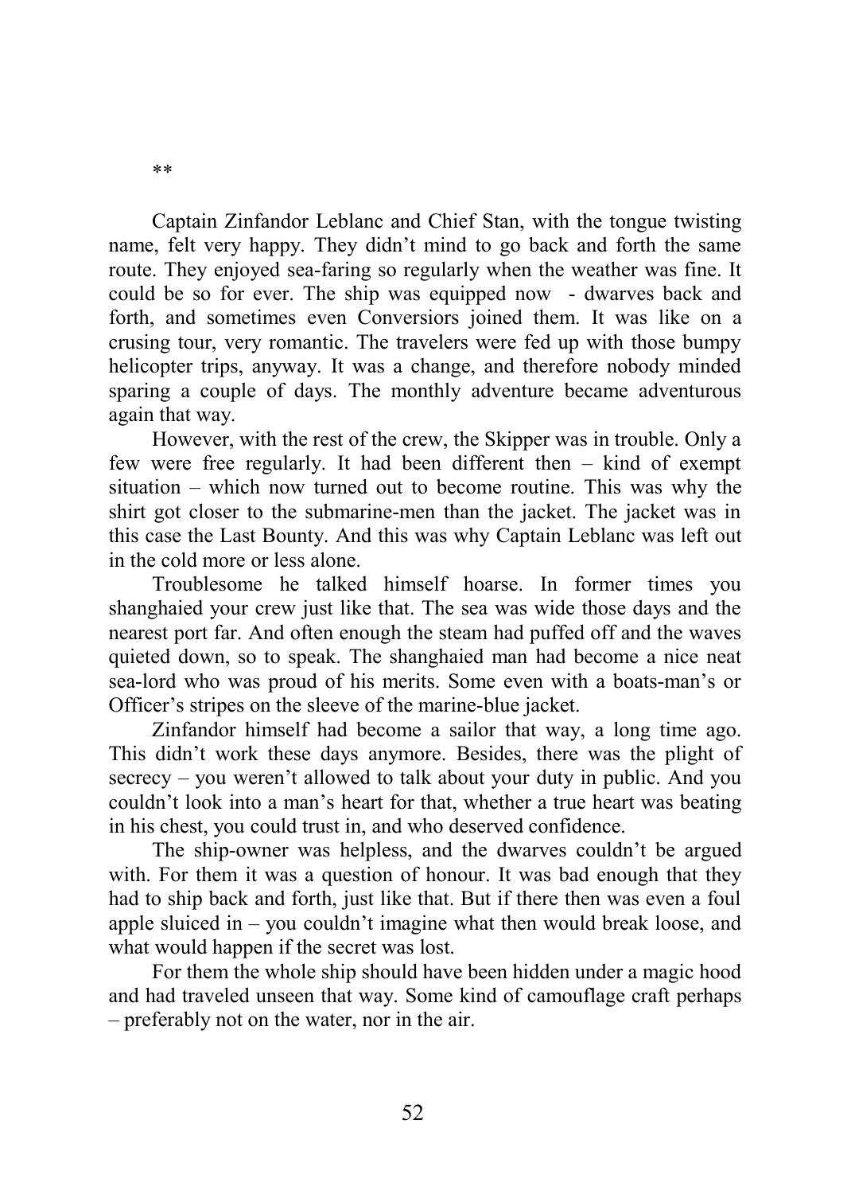**

Captain Zinfandor Leblanc and Chief Stan, with the tongue twisting name, felt very happy. They didn't mind to go back and forth the same route. They enjoyed sea-faring so regularly when the weather was fine. It could be so for ever. The ship was equipped now - dwarves back and forth, and sometimes even Conversiors joined them. It was like on a crusing tour, very romantic. The travelers were fed up with those bumpy helicopter trips, anyway. It was a change, and therefore nobody minded sparing a couple of days. The monthly adventure became adventurous again that way.

However, with the rest of the crew, the Skipper was in trouble. Only a few were free regularly. It had been different then – kind of exempt situation – which now turned out to become routine. This was why the shirt got closer to the submarine-men than the jacket. The jacket was in this case the Last Bounty. And this was why Captain Leblanc was left out in the cold more or less alone.

Troublesome he talked himself hoarse. In former times you shanghaied your crew just like that. The sea was wide those days and the nearest port far. And often enough the steam had puffed off and the waves quieted down, so to speak. The shanghaied man had become a nice neat sea-lord who was proud of his merits. Some even with a boats-man's or Officer's stripes on the sleeve of the marine-blue jacket.

Zinfandor himself had become a sailor that way, a long time ago. This didn't work these days anymore. Besides, there was the plight of secrecy – you weren't allowed to talk about your duty in public. And you couldn't look into a man's heart for that, whether a true heart was beating in his chest, you could trust in, and who deserved confidence.

The ship-owner was helpless, and the dwarves couldn't be argued with. For them it was a question of honour. It was bad enough that they had to ship back and forth, just like that. But if there then was even a foul apple sluiced in – you couldn't imagine what then would break loose, and what would happen if the secret was lost.

For them the whole ship should have been hidden under a magic hood and had traveled unseen that way. Some kind of camouflage craft perhaps – preferably not on the water, nor in the air.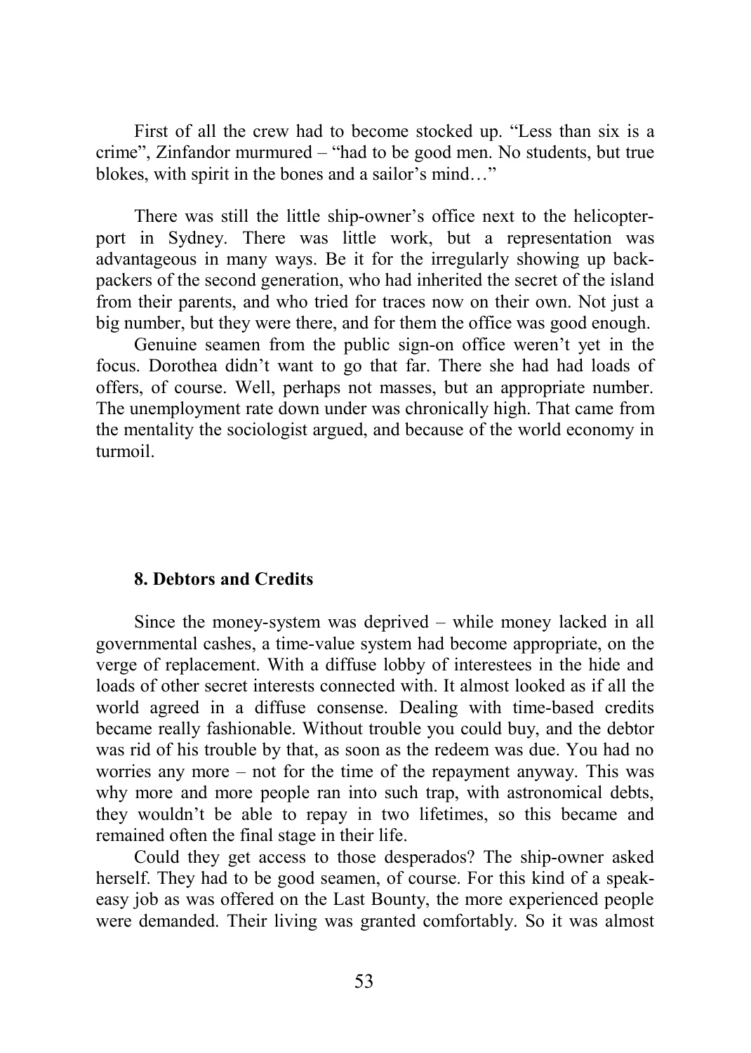First of all the crew had to become stocked up. "Less than six is a crime", Zinfandor murmured – "had to be good men. No students, but true blokes, with spirit in the bones and a sailor's mind…"

There was still the little ship-owner's office next to the helicopter-port in Sydney. There was little work, but a representation was advantageous in many ways. Be it for the irregularly showing up back-packers of the second generation, who had inherited the secret of the island from their parents, and who tried for traces now on their own. Not just a big number, but they were there, and for them the office was good enough.

Genuine seamen from the public sign-on office weren't yet in the focus. Dorothea didn't want to go that far. There she had had loads of offers, of course. Well, perhaps not masses, but an appropriate number. The unemployment rate down under was chronically high. That came from the mentality the sociologist argued, and because of the world economy in turmoil.

### 8. Debtors and Credits

Since the money-system was deprived – while money lacked in all governmental cashes, a time-value system had become appropriate, on the verge of replacement. With a diffuse lobby of interestees in the hide and loads of other secret interests connected with. It almost looked as if all the world agreed in a diffuse consense. Dealing with time-based credits became really fashionable. Without trouble you could buy, and the debtor was rid of his trouble by that, as soon as the redeem was due. You had no worries any more – not for the time of the repayment anyway. This was why more and more people ran into such trap, with astronomical debts, they wouldn't be able to repay in two lifetimes, so this became and remained often the final stage in their life.

Could they get access to those desperados? The ship-owner asked herself. They had to be good seamen, of course. For this kind of a speak-easy job as was offered on the Last Bounty, the more experienced people were demanded. Their living was granted comfortably. So it was almost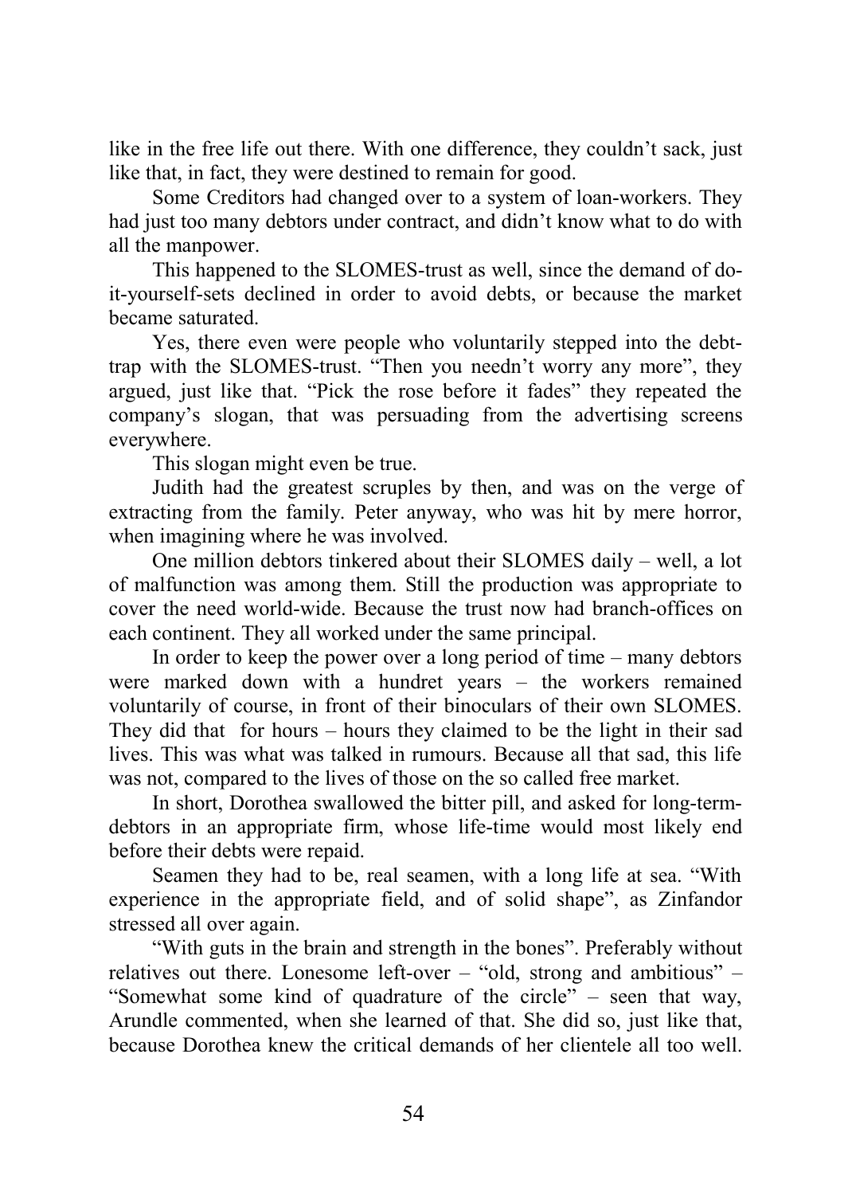like in the free life out there. With one difference, they couldn't sack, just like that, in fact, they were destined to remain for good.

Some Creditors had changed over to a system of loan-workers. They had just too many debtors under contract, and didn't know what to do with all the manpower.

This happened to the SLOMES-trust as well, since the demand of do-it-yourself-sets declined in order to avoid debts, or because the market became saturated.

Yes, there even were people who voluntarily stepped into the debt-trap with the SLOMES-trust. "Then you needn't worry any more", they argued, just like that. "Pick the rose before it fades" they repeated the company's slogan, that was persuading from the advertising screens everywhere.

This slogan might even be true.

Judith had the greatest scruples by then, and was on the verge of extracting from the family. Peter anyway, who was hit by mere horror, when imagining where he was involved.

One million debtors tinkered about their SLOMES daily – well, a lot of malfunction was among them. Still the production was appropriate to cover the need world-wide. Because the trust now had branch-offices on each continent. They all worked under the same principal.

In order to keep the power over a long period of time – many debtors were marked down with a hundret years – the workers remained voluntarily of course, in front of their binoculars of their own SLOMES. They did that for hours – hours they claimed to be the light in their sad lives. This was what was talked in rumours. Because all that sad, this life was not, compared to the lives of those on the so called free market.

In short, Dorothea swallowed the bitter pill, and asked for long-term-debtors in an appropriate firm, whose life-time would most likely end before their debts were repaid.

Seamen they had to be, real seamen, with a long life at sea. "With experience in the appropriate field, and of solid shape", as Zinfandor stressed all over again.

"With guts in the brain and strength in the bones". Preferably without relatives out there. Lonesome left-over – "old, strong and ambitious" – "Somewhat some kind of quadrature of the circle" – seen that way, Arundle commented, when she learned of that. She did so, just like that, because Dorothea knew the critical demands of her clientele all too well.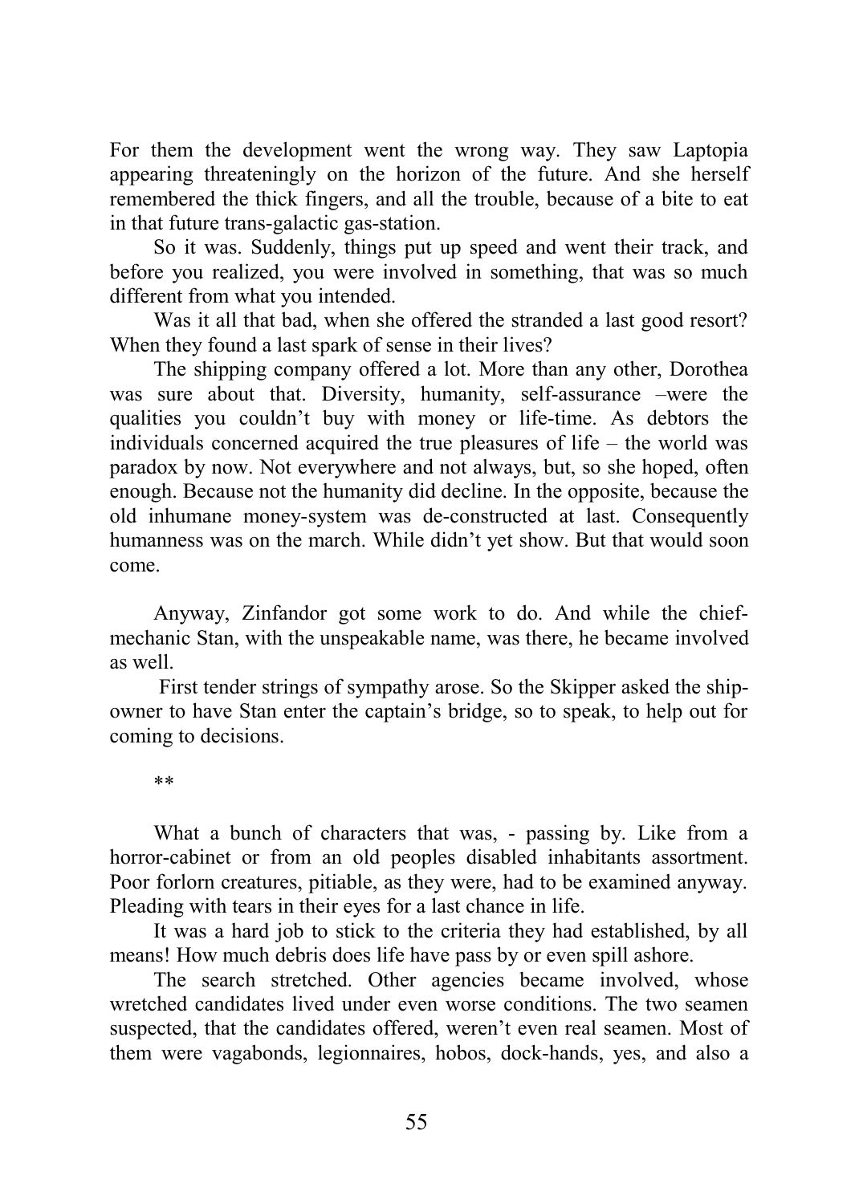For them the development went the wrong way. They saw Laptopia appearing threateningly on the horizon of the future. And she herself remembered the thick fingers, and all the trouble, because of a bite to eat in that future trans-galactic gas-station.

So it was. Suddenly, things put up speed and went their track, and before you realized, you were involved in something, that was so much different from what you intended.

Was it all that bad, when she offered the stranded a last good resort? When they found a last spark of sense in their lives?

The shipping company offered a lot. More than any other, Dorothea was sure about that. Diversity, humanity, self-assurance –were the qualities you couldn't buy with money or life-time. As debtors the individuals concerned acquired the true pleasures of life – the world was paradox by now. Not everywhere and not always, but, so she hoped, often enough. Because not the humanity did decline. In the opposite, because the old inhumane money-system was de-constructed at last. Consequently humanness was on the march. While didn't yet show. But that would soon come.

Anyway, Zinfandor got some work to do. And while the chief-mechanic Stan, with the unspeakable name, was there, he became involved as well.

First tender strings of sympathy arose. So the Skipper asked the ship-owner to have Stan enter the captain's bridge, so to speak, to help out for coming to decisions.

**

What a bunch of characters that was, - passing by. Like from a horror-cabinet or from an old peoples disabled inhabitants assortment. Poor forlorn creatures, pitiable, as they were, had to be examined anyway. Pleading with tears in their eyes for a last chance in life.

It was a hard job to stick to the criteria they had established, by all means! How much debris does life have pass by or even spill ashore.

The search stretched. Other agencies became involved, whose wretched candidates lived under even worse conditions. The two seamen suspected, that the candidates offered, weren't even real seamen. Most of them were vagabonds, legionnaires, hobos, dock-hands, yes, and also a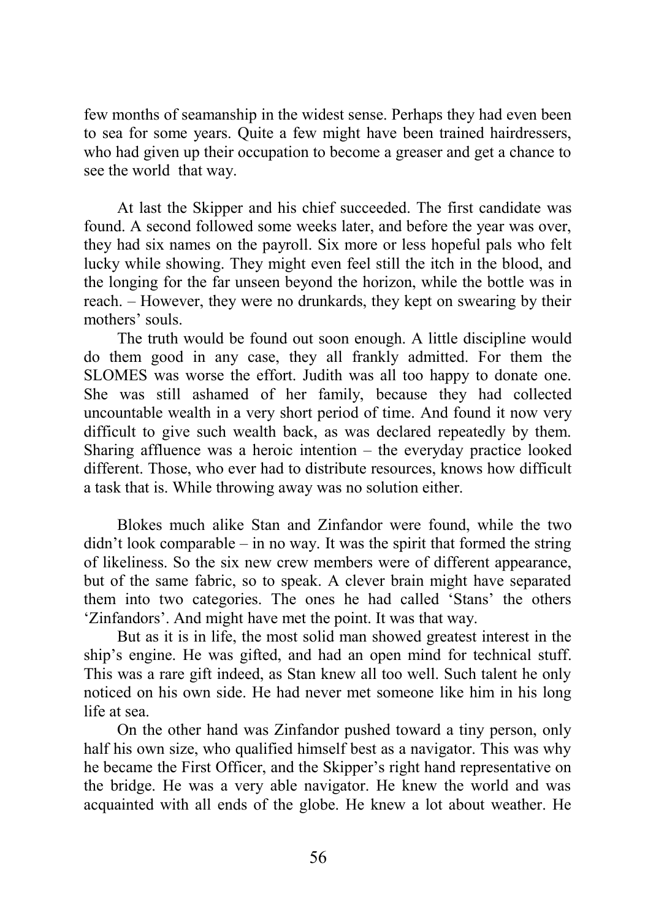few months of seamanship in the widest sense. Perhaps they had even been to sea for some years. Quite a few might have been trained hairdressers, who had given up their occupation to become a greaser and get a chance to see the world  that way.

At last the Skipper and his chief succeeded. The first candidate was found. A second followed some weeks later, and before the year was over, they had six names on the payroll. Six more or less hopeful pals who felt lucky while showing. They might even feel still the itch in the blood, and the longing for the far unseen beyond the horizon, while the bottle was in reach. – However, they were no drunkards, they kept on swearing by their mothers' souls.

The truth would be found out soon enough. A little discipline would do them good in any case, they all frankly admitted. For them the SLOMES was worse the effort. Judith was all too happy to donate one. She was still ashamed of her family, because they had collected uncountable wealth in a very short period of time. And found it now very difficult to give such wealth back, as was declared repeatedly by them. Sharing affluence was a heroic intention – the everyday practice looked different. Those, who ever had to distribute resources, knows how difficult a task that is. While throwing away was no solution either.

Blokes much alike Stan and Zinfandor were found, while the two didn't look comparable – in no way. It was the spirit that formed the string of likeliness. So the six new crew members were of different appearance, but of the same fabric, so to speak. A clever brain might have separated them into two categories. The ones he had called 'Stans' the others 'Zinfandors'. And might have met the point. It was that way.

But as it is in life, the most solid man showed greatest interest in the ship's engine. He was gifted, and had an open mind for technical stuff. This was a rare gift indeed, as Stan knew all too well. Such talent he only noticed on his own side. He had never met someone like him in his long life at sea.

On the other hand was Zinfandor pushed toward a tiny person, only half his own size, who qualified himself best as a navigator. This was why he became the First Officer, and the Skipper's right hand representative on the bridge. He was a very able navigator. He knew the world and was acquainted with all ends of the globe. He knew a lot about weather. He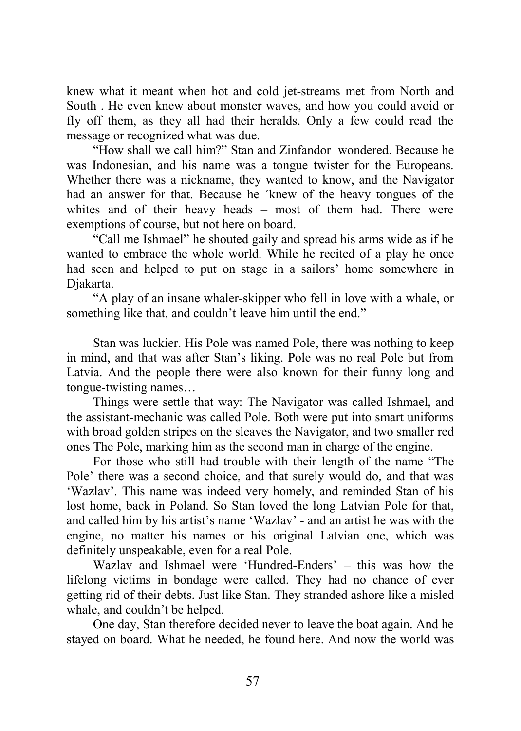knew what it meant when hot and cold jet-streams met from North and South . He even knew about monster waves, and how you could avoid or fly off them, as they all had their heralds. Only a few could read the message or recognized what was due.

"How shall we call him?" Stan and Zinfandor wondered. Because he was Indonesian, and his name was a tongue twister for the Europeans. Whether there was a nickname, they wanted to know, and the Navigator had an answer for that. Because he ´knew of the heavy tongues of the whites and of their heavy heads – most of them had. There were exemptions of course, but not here on board.

"Call me Ishmael" he shouted gaily and spread his arms wide as if he wanted to embrace the whole world. While he recited of a play he once had seen and helped to put on stage in a sailors' home somewhere in Djakarta.

"A play of an insane whaler-skipper who fell in love with a whale, or something like that, and couldn't leave him until the end."

Stan was luckier. His Pole was named Pole, there was nothing to keep in mind, and that was after Stan's liking. Pole was no real Pole but from Latvia. And the people there were also known for their funny long and tongue-twisting names…

Things were settle that way: The Navigator was called Ishmael, and the assistant-mechanic was called Pole. Both were put into smart uniforms with broad golden stripes on the sleaves the Navigator, and two smaller red ones The Pole, marking him as the second man in charge of the engine.

For those who still had trouble with their length of the name "The Pole' there was a second choice, and that surely would do, and that was 'Wazlav'. This name was indeed very homely, and reminded Stan of his lost home, back in Poland. So Stan loved the long Latvian Pole for that, and called him by his artist's name 'Wazlav' - and an artist he was with the engine, no matter his names or his original Latvian one, which was definitely unspeakable, even for a real Pole.

Wazlav and Ishmael were 'Hundred-Enders' – this was how the lifelong victims in bondage were called. They had no chance of ever getting rid of their debts. Just like Stan. They stranded ashore like a misled whale, and couldn't be helped.

One day, Stan therefore decided never to leave the boat again. And he stayed on board. What he needed, he found here. And now the world was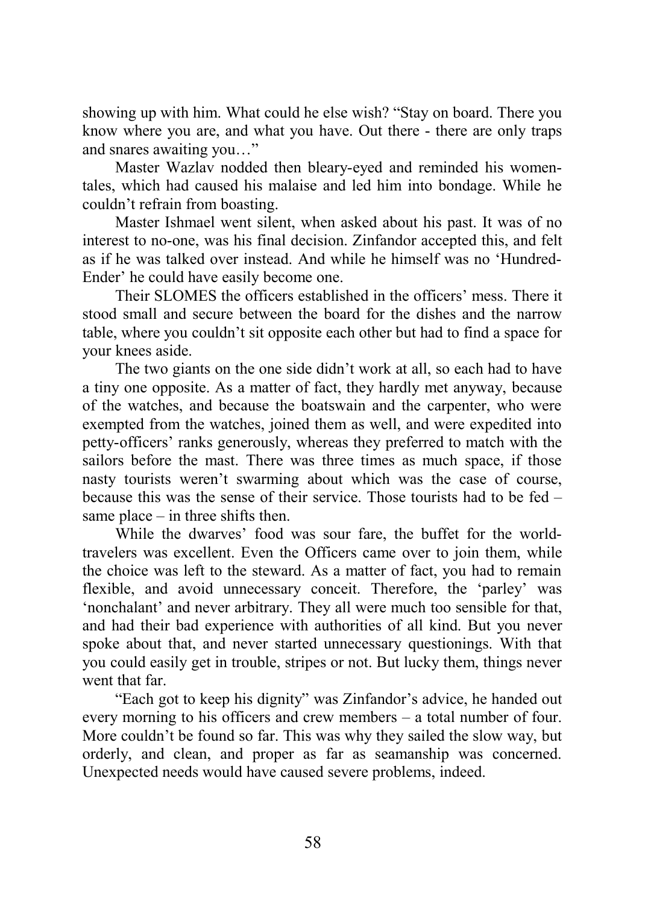showing up with him. What could he else wish? "Stay on board. There you know where you are, and what you have. Out there - there are only traps and snares awaiting you…"

Master Wazlav nodded then bleary-eyed and reminded his women-tales, which had caused his malaise and led him into bondage. While he couldn't refrain from boasting.

Master Ishmael went silent, when asked about his past. It was of no interest to no-one, was his final decision. Zinfandor accepted this, and felt as if he was talked over instead. And while he himself was no 'Hundred-Ender' he could have easily become one.

Their SLOMES the officers established in the officers' mess. There it stood small and secure between the board for the dishes and the narrow table, where you couldn't sit opposite each other but had to find a space for your knees aside.

The two giants on the one side didn't work at all, so each had to have a tiny one opposite. As a matter of fact, they hardly met anyway, because of the watches, and because the boatswain and the carpenter, who were exempted from the watches, joined them as well, and were expedited into petty-officers' ranks generously, whereas they preferred to match with the sailors before the mast. There was three times as much space, if those nasty tourists weren't swarming about which was the case of course, because this was the sense of their service. Those tourists had to be fed – same place – in three shifts then.

While the dwarves' food was sour fare, the buffet for the world-travelers was excellent. Even the Officers came over to join them, while the choice was left to the steward. As a matter of fact, you had to remain flexible, and avoid unnecessary conceit. Therefore, the 'parley' was 'nonchalant' and never arbitrary. They all were much too sensible for that, and had their bad experience with authorities of all kind. But you never spoke about that, and never started unnecessary questionings. With that you could easily get in trouble, stripes or not. But lucky them, things never went that far.

"Each got to keep his dignity" was Zinfandor's advice, he handed out every morning to his officers and crew members – a total number of four. More couldn't be found so far. This was why they sailed the slow way, but orderly, and clean, and proper as far as seamanship was concerned. Unexpected needs would have caused severe problems, indeed.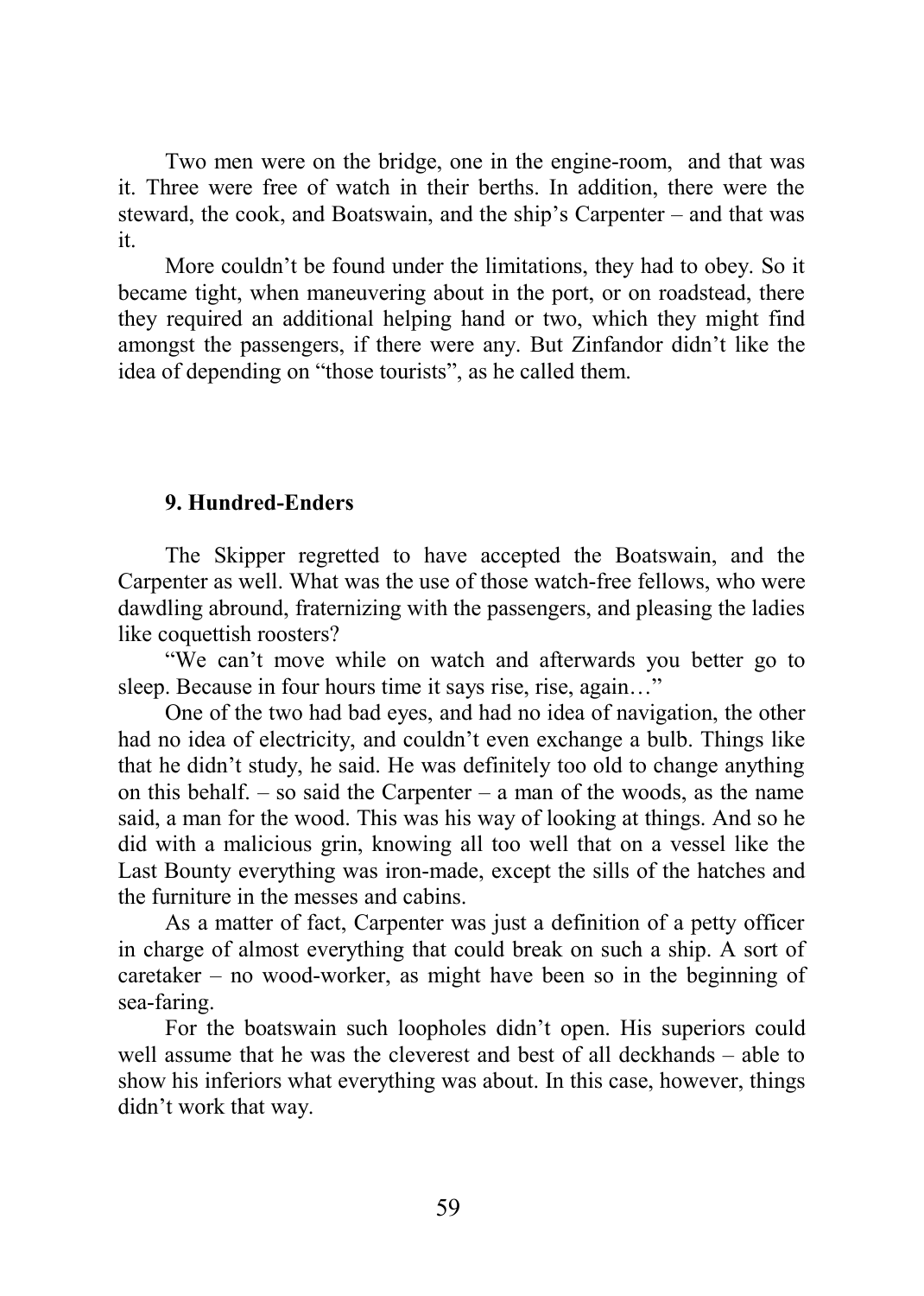Two men were on the bridge, one in the engine-room, and that was it. Three were free of watch in their berths. In addition, there were the steward, the cook, and Boatswain, and the ship's Carpenter – and that was it.

More couldn't be found under the limitations, they had to obey. So it became tight, when maneuvering about in the port, or on roadstead, there they required an additional helping hand or two, which they might find amongst the passengers, if there were any. But Zinfandor didn't like the idea of depending on "those tourists", as he called them.

### 9. Hundred-Enders

The Skipper regretted to have accepted the Boatswain, and the Carpenter as well. What was the use of those watch-free fellows, who were dawdling abround, fraternizing with the passengers, and pleasing the ladies like coquettish roosters?

"We can't move while on watch and afterwards you better go to sleep. Because in four hours time it says rise, rise, again…"

One of the two had bad eyes, and had no idea of navigation, the other had no idea of electricity, and couldn't even exchange a bulb. Things like that he didn't study, he said. He was definitely too old to change anything on this behalf. – so said the Carpenter – a man of the woods, as the name said, a man for the wood. This was his way of looking at things. And so he did with a malicious grin, knowing all too well that on a vessel like the Last Bounty everything was iron-made, except the sills of the hatches and the furniture in the messes and cabins.

As a matter of fact, Carpenter was just a definition of a petty officer in charge of almost everything that could break on such a ship. A sort of caretaker – no wood-worker, as might have been so in the beginning of sea-faring.

For the boatswain such loopholes didn't open. His superiors could well assume that he was the cleverest and best of all deckhands – able to show his inferiors what everything was about. In this case, however, things didn't work that way.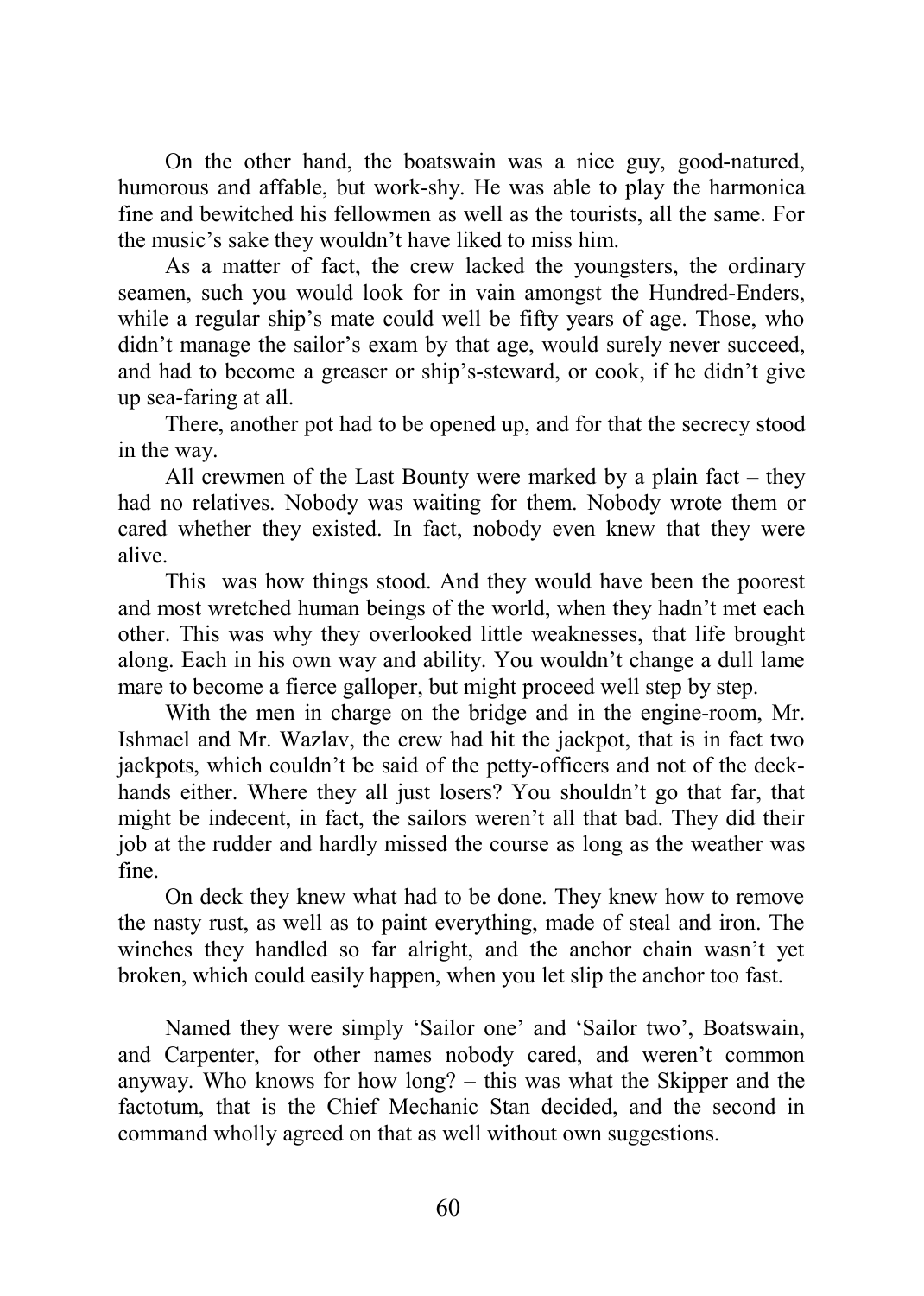On the other hand, the boatswain was a nice guy, good-natured, humorous and affable, but work-shy. He was able to play the harmonica fine and bewitched his fellowmen as well as the tourists, all the same. For the music's sake they wouldn't have liked to miss him.

As a matter of fact, the crew lacked the youngsters, the ordinary seamen, such you would look for in vain amongst the Hundred-Enders, while a regular ship's mate could well be fifty years of age. Those, who didn't manage the sailor's exam by that age, would surely never succeed, and had to become a greaser or ship's-steward, or cook, if he didn't give up sea-faring at all.

There, another pot had to be opened up, and for that the secrecy stood in the way.

All crewmen of the Last Bounty were marked by a plain fact – they had no relatives. Nobody was waiting for them. Nobody wrote them or cared whether they existed. In fact, nobody even knew that they were alive.

This  was how things stood. And they would have been the poorest and most wretched human beings of the world, when they hadn't met each other. This was why they overlooked little weaknesses, that life brought along. Each in his own way and ability. You wouldn't change a dull lame mare to become a fierce galloper, but might proceed well step by step.

With the men in charge on the bridge and in the engine-room, Mr. Ishmael and Mr. Wazlav, the crew had hit the jackpot, that is in fact two jackpots, which couldn't be said of the petty-officers and not of the deck-hands either. Where they all just losers? You shouldn't go that far, that might be indecent, in fact, the sailors weren't all that bad. They did their job at the rudder and hardly missed the course as long as the weather was fine.

On deck they knew what had to be done. They knew how to remove the nasty rust, as well as to paint everything, made of steal and iron. The winches they handled so far alright, and the anchor chain wasn't yet broken, which could easily happen, when you let slip the anchor too fast.

Named they were simply 'Sailor one' and 'Sailor two', Boatswain, and Carpenter, for other names nobody cared, and weren't common anyway. Who knows for how long? – this was what the Skipper and the factotum, that is the Chief Mechanic Stan decided, and the second in command wholly agreed on that as well without own suggestions.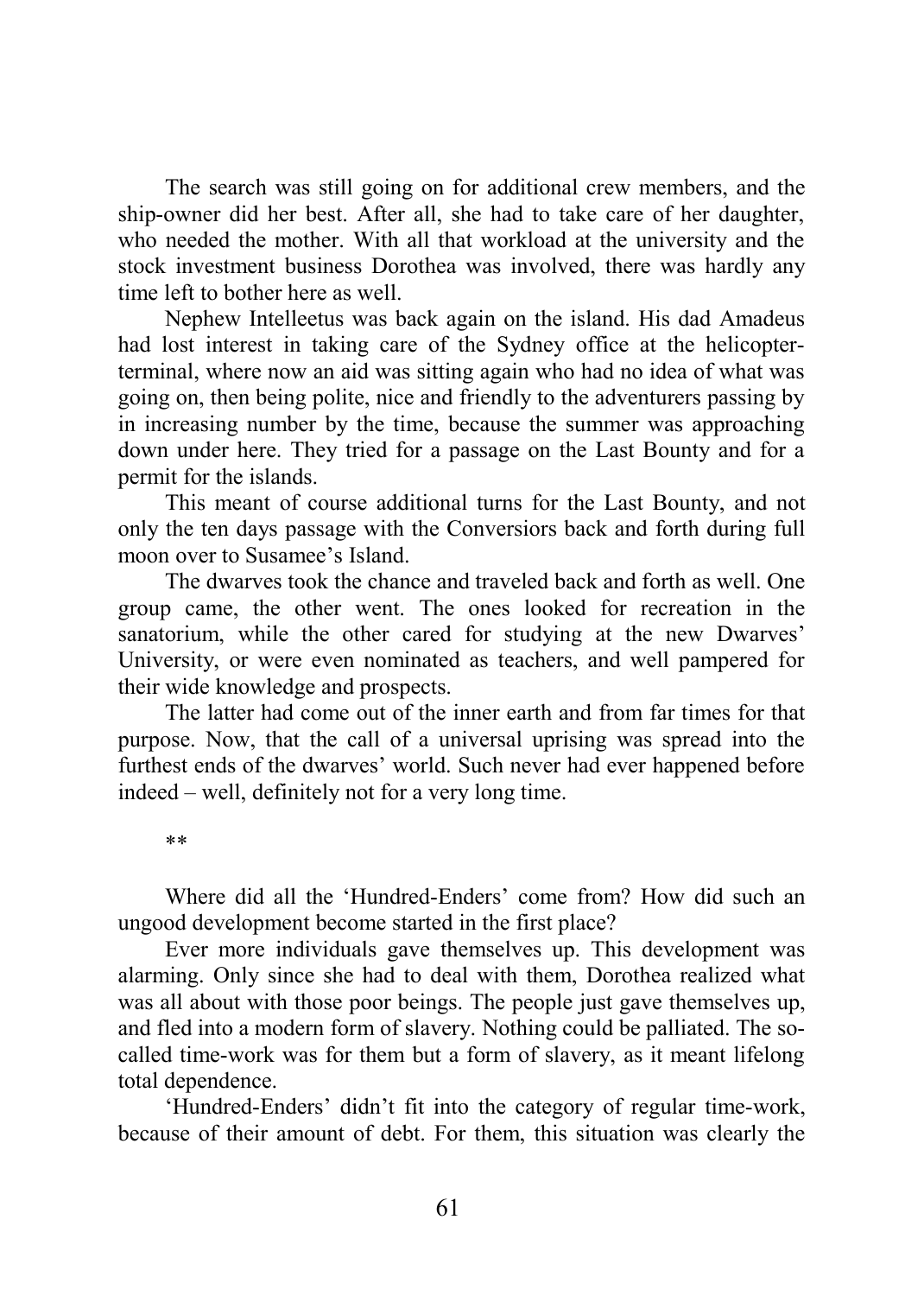The search was still going on for additional crew members, and the ship-owner did her best. After all, she had to take care of her daughter, who needed the mother. With all that workload at the university and the stock investment business Dorothea was involved, there was hardly any time left to bother here as well.

Nephew Intelleetus was back again on the island. His dad Amadeus had lost interest in taking care of the Sydney office at the helicopter-terminal, where now an aid was sitting again who had no idea of what was going on, then being polite, nice and friendly to the adventurers passing by in increasing number by the time, because the summer was approaching down under here. They tried for a passage on the Last Bounty and for a permit for the islands.

This meant of course additional turns for the Last Bounty, and not only the ten days passage with the Conversiors back and forth during full moon over to Susamee's Island.

The dwarves took the chance and traveled back and forth as well. One group came, the other went. The ones looked for recreation in the sanatorium, while the other cared for studying at the new Dwarves' University, or were even nominated as teachers, and well pampered for their wide knowledge and prospects.

The latter had come out of the inner earth and from far times for that purpose. Now, that the call of a universal uprising was spread into the furthest ends of the dwarves' world. Such never had ever happened before indeed – well, definitely not for a very long time.

**

Where did all the 'Hundred-Enders' come from? How did such an ungood development become started in the first place?

Ever more individuals gave themselves up. This development was alarming. Only since she had to deal with them, Dorothea realized what was all about with those poor beings. The people just gave themselves up, and fled into a modern form of slavery. Nothing could be palliated. The so-called time-work was for them but a form of slavery, as it meant lifelong total dependence.

'Hundred-Enders' didn't fit into the category of regular time-work, because of their amount of debt. For them, this situation was clearly the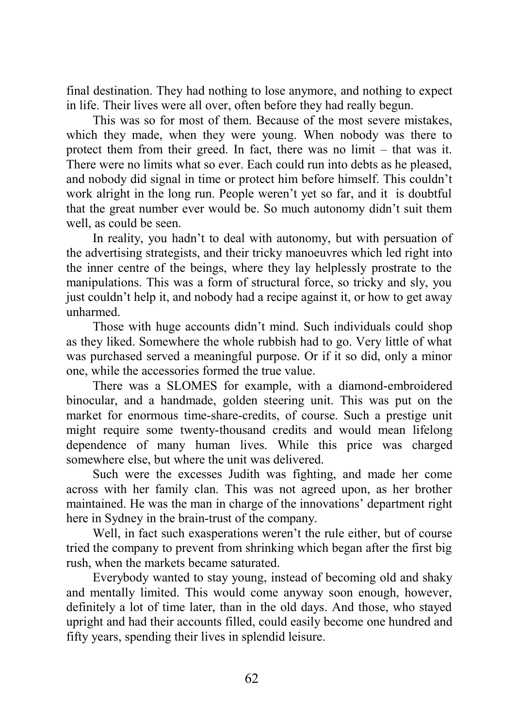final destination. They had nothing to lose anymore, and nothing to expect in life. Their lives were all over, often before they had really begun.

This was so for most of them. Because of the most severe mistakes, which they made, when they were young. When nobody was there to protect them from their greed. In fact, there was no limit – that was it. There were no limits what so ever. Each could run into debts as he pleased, and nobody did signal in time or protect him before himself. This couldn't work alright in the long run. People weren't yet so far, and it is doubtful that the great number ever would be. So much autonomy didn't suit them well, as could be seen.

In reality, you hadn't to deal with autonomy, but with persuation of the advertising strategists, and their tricky manoeuvres which led right into the inner centre of the beings, where they lay helplessly prostrate to the manipulations. This was a form of structural force, so tricky and sly, you just couldn't help it, and nobody had a recipe against it, or how to get away unharmed.

Those with huge accounts didn't mind. Such individuals could shop as they liked. Somewhere the whole rubbish had to go. Very little of what was purchased served a meaningful purpose. Or if it so did, only a minor one, while the accessories formed the true value.

There was a SLOMES for example, with a diamond-embroidered binocular, and a handmade, golden steering unit. This was put on the market for enormous time-share-credits, of course. Such a prestige unit might require some twenty-thousand credits and would mean lifelong dependence of many human lives. While this price was charged somewhere else, but where the unit was delivered.

Such were the excesses Judith was fighting, and made her come across with her family clan. This was not agreed upon, as her brother maintained. He was the man in charge of the innovations' department right here in Sydney in the brain-trust of the company.

Well, in fact such exasperations weren't the rule either, but of course tried the company to prevent from shrinking which began after the first big rush, when the markets became saturated.

Everybody wanted to stay young, instead of becoming old and shaky and mentally limited. This would come anyway soon enough, however, definitely a lot of time later, than in the old days. And those, who stayed upright and had their accounts filled, could easily become one hundred and fifty years, spending their lives in splendid leisure.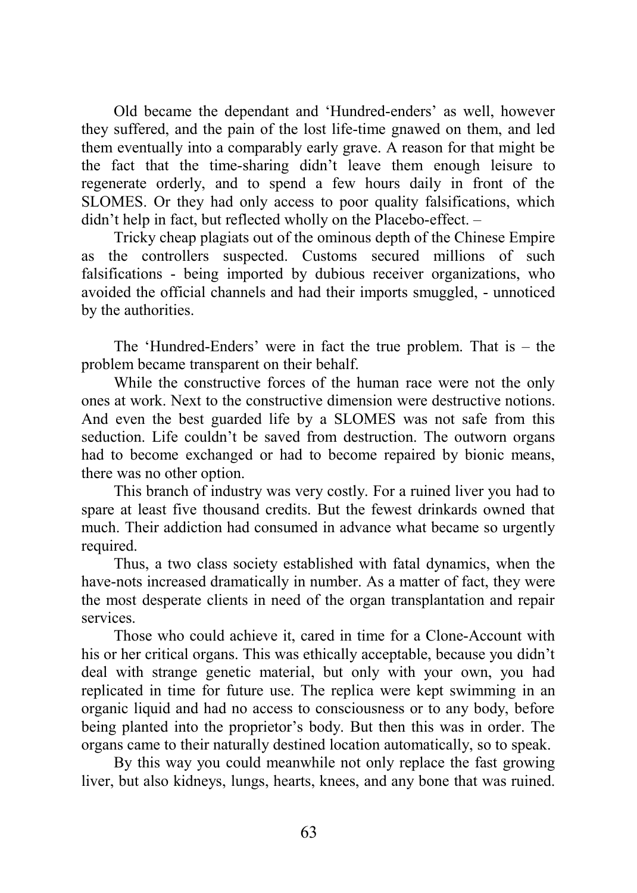Old became the dependant and 'Hundred-enders' as well, however they suffered, and the pain of the lost life-time gnawed on them, and led them eventually into a comparably early grave. A reason for that might be the fact that the time-sharing didn't leave them enough leisure to regenerate orderly, and to spend a few hours daily in front of the SLOMES. Or they had only access to poor quality falsifications, which didn't help in fact, but reflected wholly on the Placebo-effect. –

Tricky cheap plagiats out of the ominous depth of the Chinese Empire as the controllers suspected. Customs secured millions of such falsifications - being imported by dubious receiver organizations, who avoided the official channels and had their imports smuggled, - unnoticed by the authorities.

The 'Hundred-Enders' were in fact the true problem. That is – the problem became transparent on their behalf.

While the constructive forces of the human race were not the only ones at work. Next to the constructive dimension were destructive notions. And even the best guarded life by a SLOMES was not safe from this seduction. Life couldn't be saved from destruction. The outworn organs had to become exchanged or had to become repaired by bionic means, there was no other option.

This branch of industry was very costly. For a ruined liver you had to spare at least five thousand credits. But the fewest drinkards owned that much. Their addiction had consumed in advance what became so urgently required.

Thus, a two class society established with fatal dynamics, when the have-nots increased dramatically in number. As a matter of fact, they were the most desperate clients in need of the organ transplantation and repair services.

Those who could achieve it, cared in time for a Clone-Account with his or her critical organs. This was ethically acceptable, because you didn't deal with strange genetic material, but only with your own, you had replicated in time for future use. The replica were kept swimming in an organic liquid and had no access to consciousness or to any body, before being planted into the proprietor's body. But then this was in order. The organs came to their naturally destined location automatically, so to speak.

By this way you could meanwhile not only replace the fast growing liver, but also kidneys, lungs, hearts, knees, and any bone that was ruined.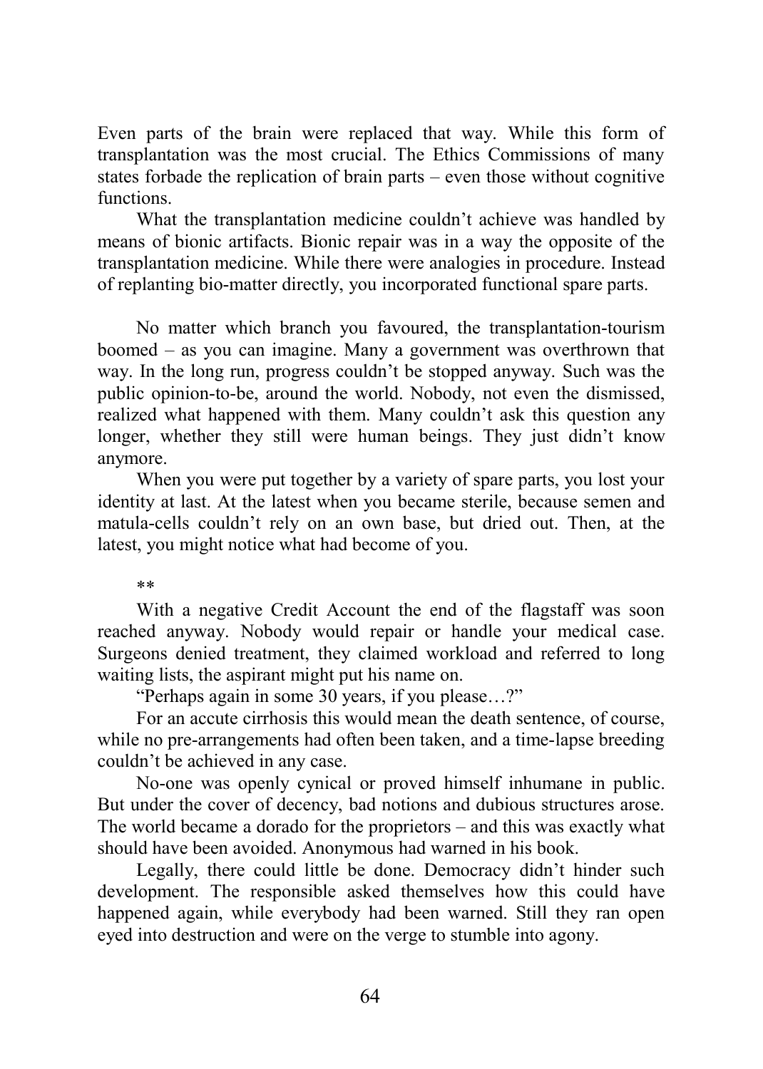Even parts of the brain were replaced that way. While this form of transplantation was the most crucial. The Ethics Commissions of many states forbade the replication of brain parts – even those without cognitive functions.

What the transplantation medicine couldn't achieve was handled by means of bionic artifacts. Bionic repair was in a way the opposite of the transplantation medicine. While there were analogies in procedure. Instead of replanting bio-matter directly, you incorporated functional spare parts.

No matter which branch you favoured, the transplantation-tourism boomed – as you can imagine. Many a government was overthrown that way. In the long run, progress couldn't be stopped anyway. Such was the public opinion-to-be, around the world. Nobody, not even the dismissed, realized what happened with them. Many couldn't ask this question any longer, whether they still were human beings. They just didn't know anymore.

When you were put together by a variety of spare parts, you lost your identity at last. At the latest when you became sterile, because semen and matula-cells couldn't rely on an own base, but dried out. Then, at the latest, you might notice what had become of you.

**

With a negative Credit Account the end of the flagstaff was soon reached anyway. Nobody would repair or handle your medical case. Surgeons denied treatment, they claimed workload and referred to long waiting lists, the aspirant might put his name on.

"Perhaps again in some 30 years, if you please…?"

For an accute cirrhosis this would mean the death sentence, of course, while no pre-arrangements had often been taken, and a time-lapse breeding couldn't be achieved in any case.

No-one was openly cynical or proved himself inhumane in public. But under the cover of decency, bad notions and dubious structures arose. The world became a dorado for the proprietors – and this was exactly what should have been avoided. Anonymous had warned in his book.

Legally, there could little be done. Democracy didn't hinder such development. The responsible asked themselves how this could have happened again, while everybody had been warned. Still they ran open eyed into destruction and were on the verge to stumble into agony.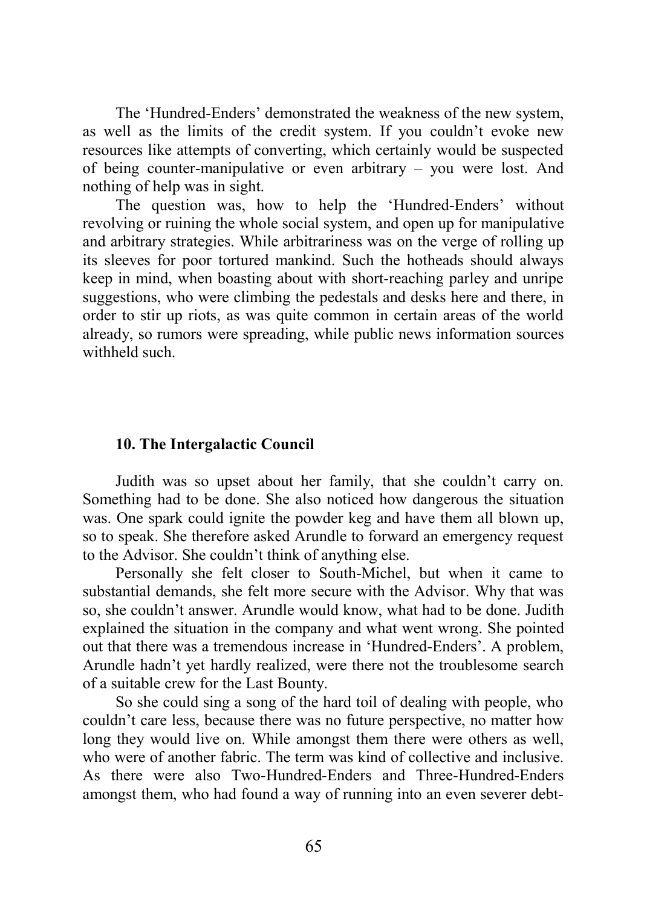The 'Hundred-Enders' demonstrated the weakness of the new system, as well as the limits of the credit system. If you couldn't evoke new resources like attempts of converting, which certainly would be suspected of being counter-manipulative or even arbitrary – you were lost. And nothing of help was in sight.

The question was, how to help the 'Hundred-Enders' without revolving or ruining the whole social system, and open up for manipulative and arbitrary strategies. While arbitrariness was on the verge of rolling up its sleeves for poor tortured mankind. Such the hotheads should always keep in mind, when boasting about with short-reaching parley and unripe suggestions, who were climbing the pedestals and desks here and there, in order to stir up riots, as was quite common in certain areas of the world already, so rumors were spreading, while public news information sources withheld such.

### 10. The Intergalactic Council

Judith was so upset about her family, that she couldn't carry on. Something had to be done. She also noticed how dangerous the situation was. One spark could ignite the powder keg and have them all blown up, so to speak. She therefore asked Arundle to forward an emergency request to the Advisor. She couldn't think of anything else.

Personally she felt closer to South-Michel, but when it came to substantial demands, she felt more secure with the Advisor. Why that was so, she couldn't answer. Arundle would know, what had to be done. Judith explained the situation in the company and what went wrong. She pointed out that there was a tremendous increase in 'Hundred-Enders'. A problem, Arundle hadn't yet hardly realized, were there not the troublesome search of a suitable crew for the Last Bounty.

So she could sing a song of the hard toil of dealing with people, who couldn't care less, because there was no future perspective, no matter how long they would live on. While amongst them there were others as well, who were of another fabric. The term was kind of collective and inclusive. As there were also Two-Hundred-Enders and Three-Hundred-Enders amongst them, who had found a way of running into an even severer debt-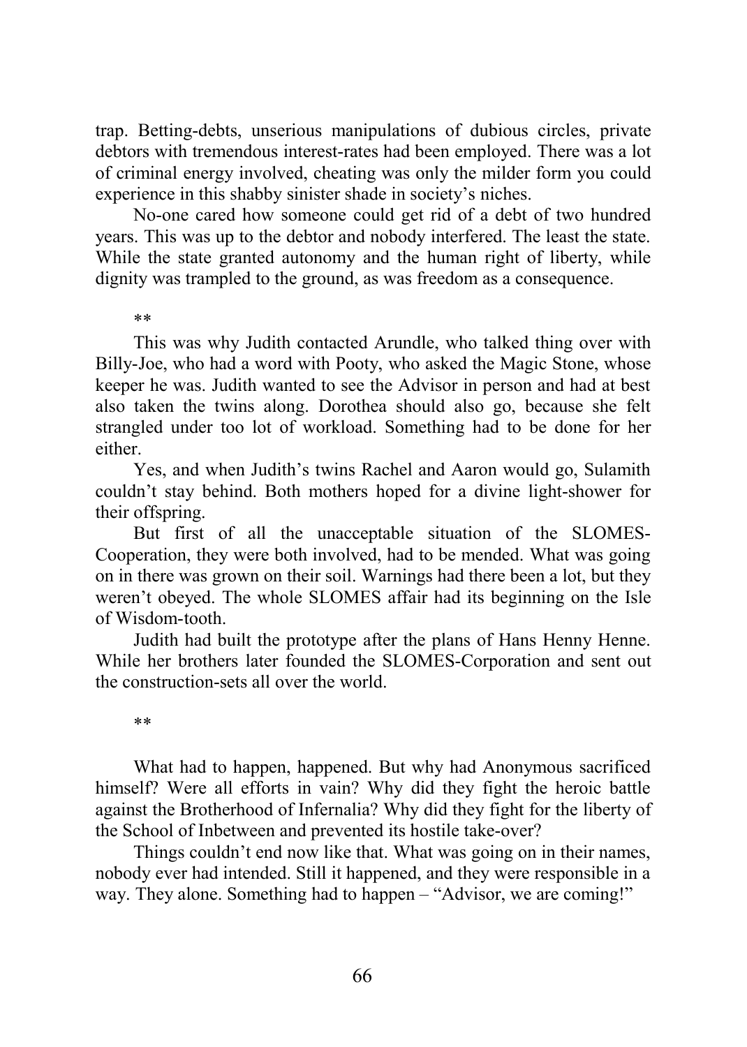trap. Betting-debts, unserious manipulations of dubious circles, private debtors with tremendous interest-rates had been employed. There was a lot of criminal energy involved, cheating was only the milder form you could experience in this shabby sinister shade in society's niches.

No-one cared how someone could get rid of a debt of two hundred years. This was up to the debtor and nobody interfered. The least the state. While the state granted autonomy and the human right of liberty, while dignity was trampled to the ground, as was freedom as a consequence.

**

This was why Judith contacted Arundle, who talked thing over with Billy-Joe, who had a word with Pooty, who asked the Magic Stone, whose keeper he was. Judith wanted to see the Advisor in person and had at best also taken the twins along. Dorothea should also go, because she felt strangled under too lot of workload. Something had to be done for her either.

Yes, and when Judith's twins Rachel and Aaron would go, Sulamith couldn't stay behind. Both mothers hoped for a divine light-shower for their offspring.

But first of all the unacceptable situation of the SLOMES-Cooperation, they were both involved, had to be mended. What was going on in there was grown on their soil. Warnings had there been a lot, but they weren't obeyed. The whole SLOMES affair had its beginning on the Isle of Wisdom-tooth.

Judith had built the prototype after the plans of Hans Henny Henne. While her brothers later founded the SLOMES-Corporation and sent out the construction-sets all over the world.

**

What had to happen, happened. But why had Anonymous sacrificed himself? Were all efforts in vain? Why did they fight the heroic battle against the Brotherhood of Infernalia? Why did they fight for the liberty of the School of Inbetween and prevented its hostile take-over?

Things couldn't end now like that. What was going on in their names, nobody ever had intended. Still it happened, and they were responsible in a way. They alone. Something had to happen – "Advisor, we are coming!"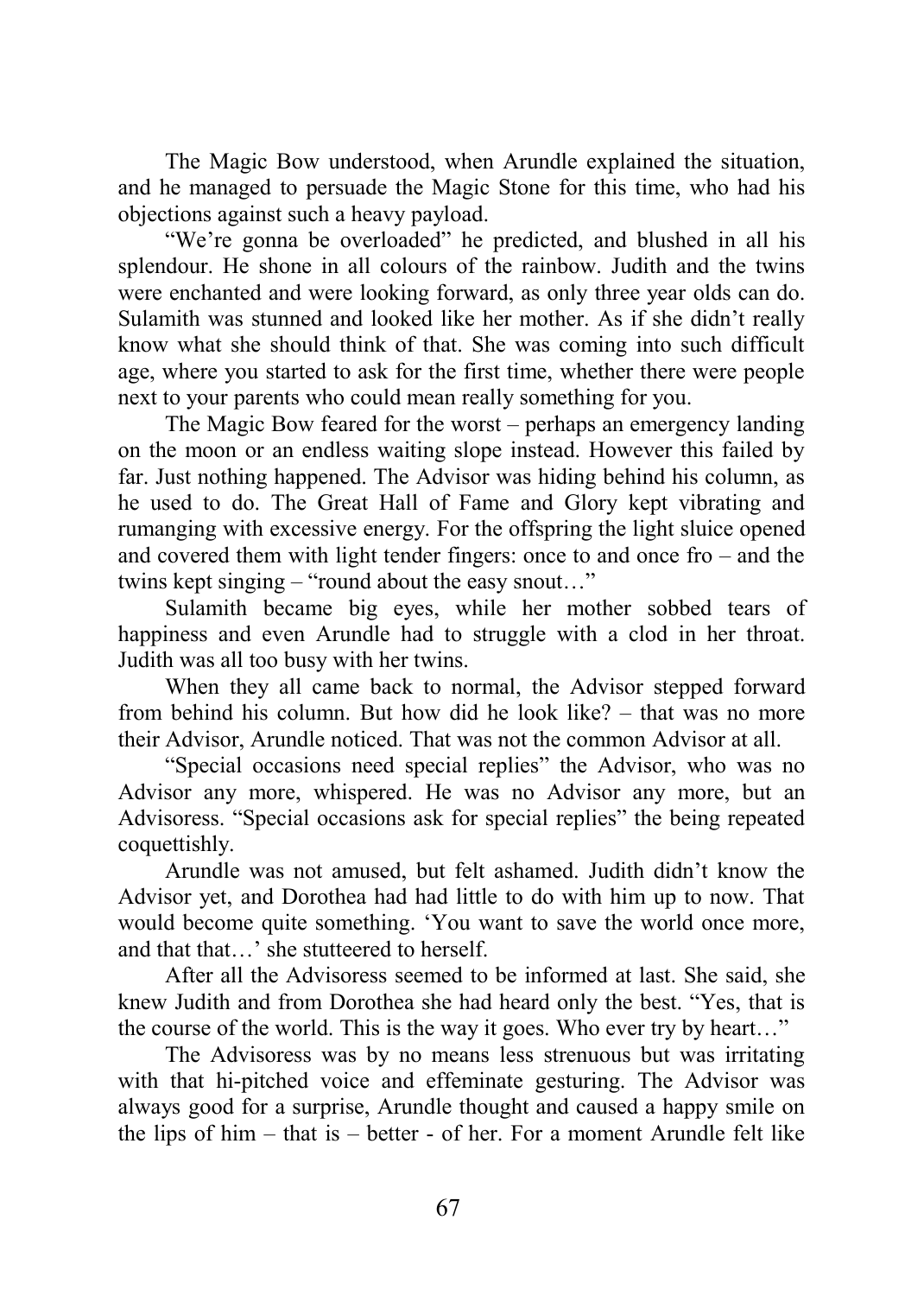The Magic Bow understood, when Arundle explained the situation, and he managed to persuade the Magic Stone for this time, who had his objections against such a heavy payload.

"We're gonna be overloaded" he predicted, and blushed in all his splendour. He shone in all colours of the rainbow. Judith and the twins were enchanted and were looking forward, as only three year olds can do. Sulamith was stunned and looked like her mother. As if she didn't really know what she should think of that. She was coming into such difficult age, where you started to ask for the first time, whether there were people next to your parents who could mean really something for you.

The Magic Bow feared for the worst – perhaps an emergency landing on the moon or an endless waiting slope instead. However this failed by far. Just nothing happened. The Advisor was hiding behind his column, as he used to do. The Great Hall of Fame and Glory kept vibrating and rumanging with excessive energy. For the offspring the light sluice opened and covered them with light tender fingers: once to and once fro – and the twins kept singing – "round about the easy snout…"

Sulamith became big eyes, while her mother sobbed tears of happiness and even Arundle had to struggle with a clod in her throat. Judith was all too busy with her twins.

When they all came back to normal, the Advisor stepped forward from behind his column. But how did he look like? – that was no more their Advisor, Arundle noticed. That was not the common Advisor at all.

"Special occasions need special replies" the Advisor, who was no Advisor any more, whispered. He was no Advisor any more, but an Advisoress. "Special occasions ask for special replies" the being repeated coquettishly.

Arundle was not amused, but felt ashamed. Judith didn't know the Advisor yet, and Dorothea had had little to do with him up to now. That would become quite something. 'You want to save the world once more, and that that…' she stutteered to herself.

After all the Advisoress seemed to be informed at last. She said, she knew Judith and from Dorothea she had heard only the best. "Yes, that is the course of the world. This is the way it goes. Who ever try by heart…"

The Advisoress was by no means less strenuous but was irritating with that hi-pitched voice and effeminate gesturing. The Advisor was always good for a surprise, Arundle thought and caused a happy smile on the lips of him – that is – better - of her. For a moment Arundle felt like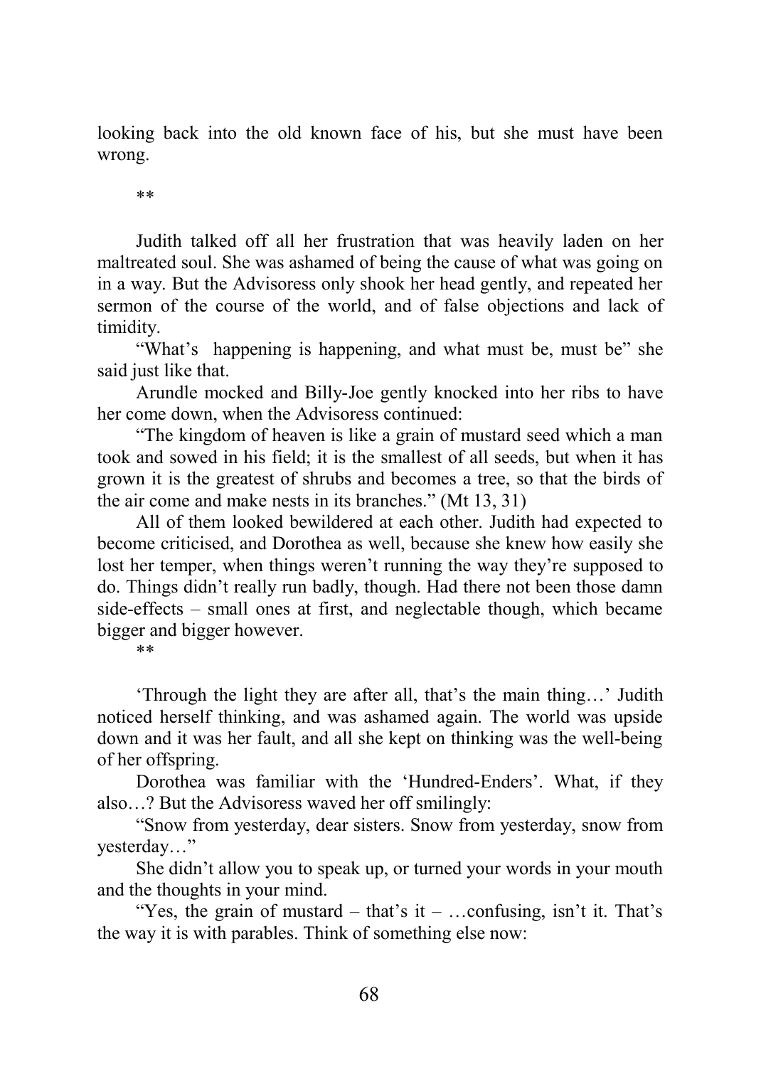looking back into the old known face of his, but she must have been wrong.

**

Judith talked off all her frustration that was heavily laden on her maltreated soul. She was ashamed of being the cause of what was going on in a way. But the Advisoress only shook her head gently, and repeated her sermon of the course of the world, and of false objections and lack of timidity.

"What's  happening is happening, and what must be, must be" she said just like that.

Arundle mocked and Billy-Joe gently knocked into her ribs to have her come down, when the Advisoress continued:

"The kingdom of heaven is like a grain of mustard seed which a man took and sowed in his field; it is the smallest of all seeds, but when it has grown it is the greatest of shrubs and becomes a tree, so that the birds of the air come and make nests in its branches." (Mt 13, 31)

All of them looked bewildered at each other. Judith had expected to become criticised, and Dorothea as well, because she knew how easily she lost her temper, when things weren't running the way they're supposed to do. Things didn't really run badly, though. Had there not been those damn side-effects – small ones at first, and neglectable though, which became bigger and bigger however.

**

'Through the light they are after all, that's the main thing…' Judith noticed herself thinking, and was ashamed again. The world was upside down and it was her fault, and all she kept on thinking was the well-being of her offspring.

Dorothea was familiar with the 'Hundred-Enders'. What, if they also…? But the Advisoress waved her off smilingly:

"Snow from yesterday, dear sisters. Snow from yesterday, snow from yesterday…"

She didn't allow you to speak up, or turned your words in your mouth and the thoughts in your mind.

"Yes, the grain of mustard – that's it – …confusing, isn't it. That's the way it is with parables. Think of something else now: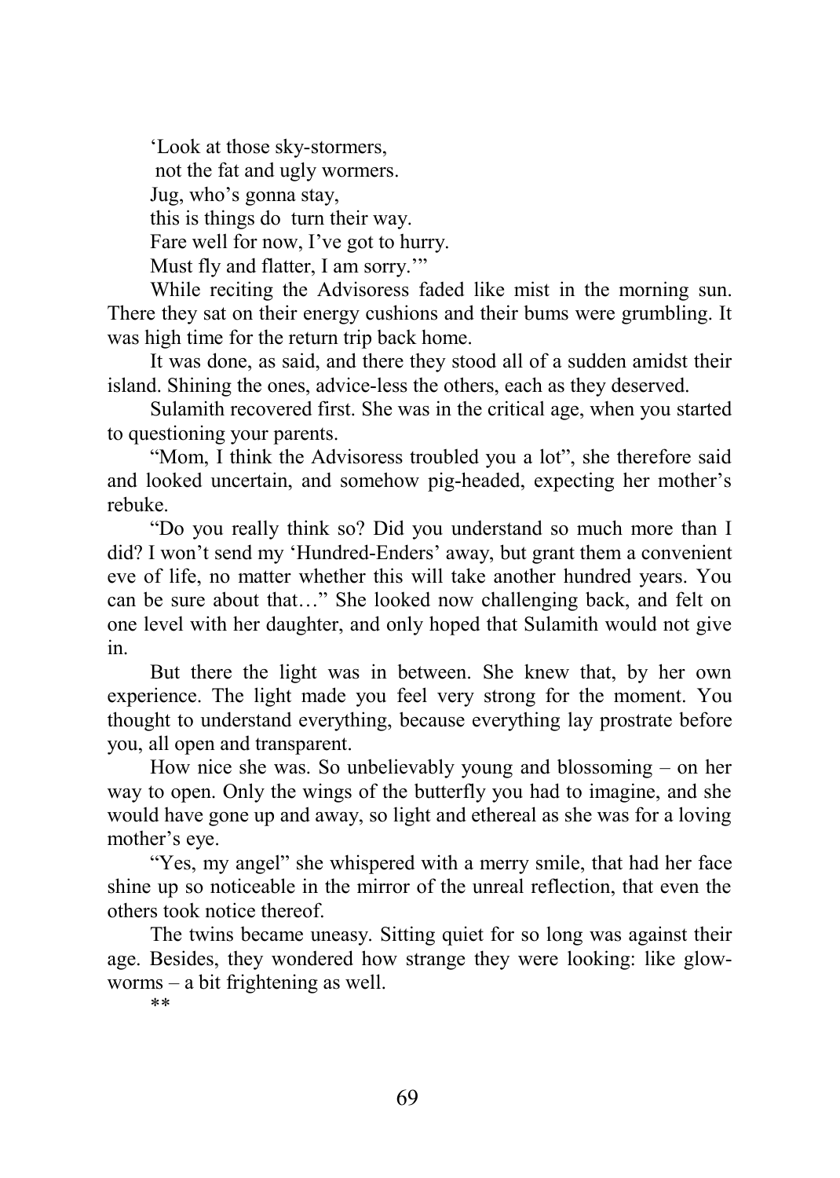'Look at those sky-stormers,  
not the fat and ugly wormers.  
Jug, who's gonna stay,  
this is things do turn their way.  
Fare well for now, I've got to hurry.  
Must fly and flatter, I am sorry.'"

While reciting the Advisoress faded like mist in the morning sun. There they sat on their energy cushions and their bums were grumbling. It was high time for the return trip back home.

It was done, as said, and there they stood all of a sudden amidst their island. Shining the ones, advice-less the others, each as they deserved.

Sulamith recovered first. She was in the critical age, when you started to questioning your parents.

"Mom, I think the Advisoress troubled you a lot", she therefore said and looked uncertain, and somehow pig-headed, expecting her mother's rebuke.

"Do you really think so? Did you understand so much more than I did? I won't send my 'Hundred-Enders' away, but grant them a convenient eve of life, no matter whether this will take another hundred years. You can be sure about that…" She looked now challenging back, and felt on one level with her daughter, and only hoped that Sulamith would not give in.

But there the light was in between. She knew that, by her own experience. The light made you feel very strong for the moment. You thought to understand everything, because everything lay prostrate before you, all open and transparent.

How nice she was. So unbelievably young and blossoming – on her way to open. Only the wings of the butterfly you had to imagine, and she would have gone up and away, so light and ethereal as she was for a loving mother's eye.

"Yes, my angel" she whispered with a merry smile, that had her face shine up so noticeable in the mirror of the unreal reflection, that even the others took notice thereof.

The twins became uneasy. Sitting quiet for so long was against their age. Besides, they wondered how strange they were looking: like glow-worms – a bit frightening as well.

**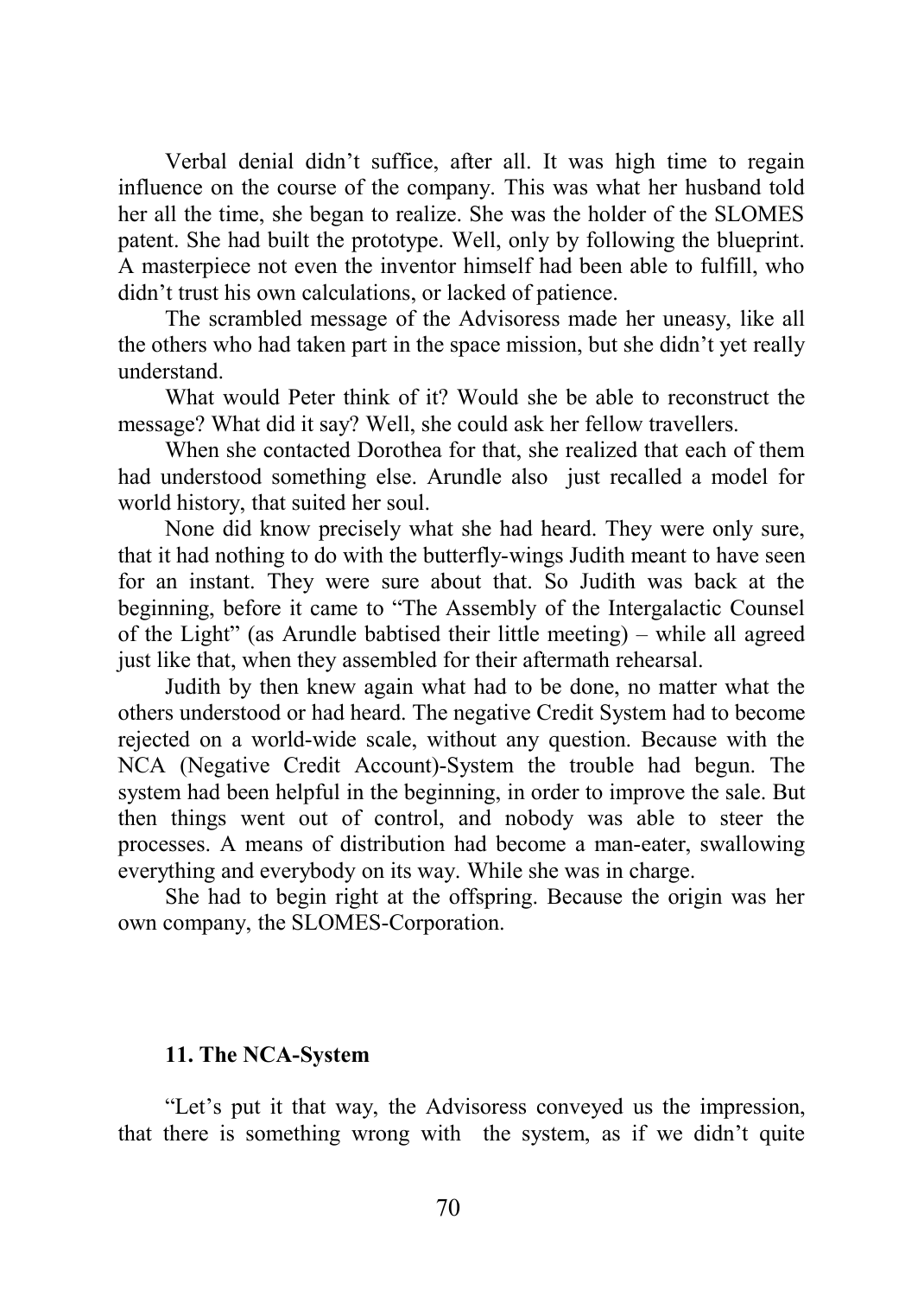Verbal denial didn't suffice, after all. It was high time to regain influence on the course of the company. This was what her husband told her all the time, she began to realize. She was the holder of the SLOMES patent. She had built the prototype. Well, only by following the blueprint. A masterpiece not even the inventor himself had been able to fulfill, who didn't trust his own calculations, or lacked of patience.

The scrambled message of the Advisoress made her uneasy, like all the others who had taken part in the space mission, but she didn't yet really understand.

What would Peter think of it? Would she be able to reconstruct the message? What did it say? Well, she could ask her fellow travellers.

When she contacted Dorothea for that, she realized that each of them had understood something else. Arundle also just recalled a model for world history, that suited her soul.

None did know precisely what she had heard. They were only sure, that it had nothing to do with the butterfly-wings Judith meant to have seen for an instant. They were sure about that. So Judith was back at the beginning, before it came to "The Assembly of the Intergalactic Counsel of the Light" (as Arundle babtised their little meeting) – while all agreed just like that, when they assembled for their aftermath rehearsal.

Judith by then knew again what had to be done, no matter what the others understood or had heard. The negative Credit System had to become rejected on a world-wide scale, without any question. Because with the NCA (Negative Credit Account)-System the trouble had begun. The system had been helpful in the beginning, in order to improve the sale. But then things went out of control, and nobody was able to steer the processes. A means of distribution had become a man-eater, swallowing everything and everybody on its way. While she was in charge.

She had to begin right at the offspring. Because the origin was her own company, the SLOMES-Corporation.

## 11. The NCA-System

"Let's put it that way, the Advisoress conveyed us the impression, that there is something wrong with the system, as if we didn't quite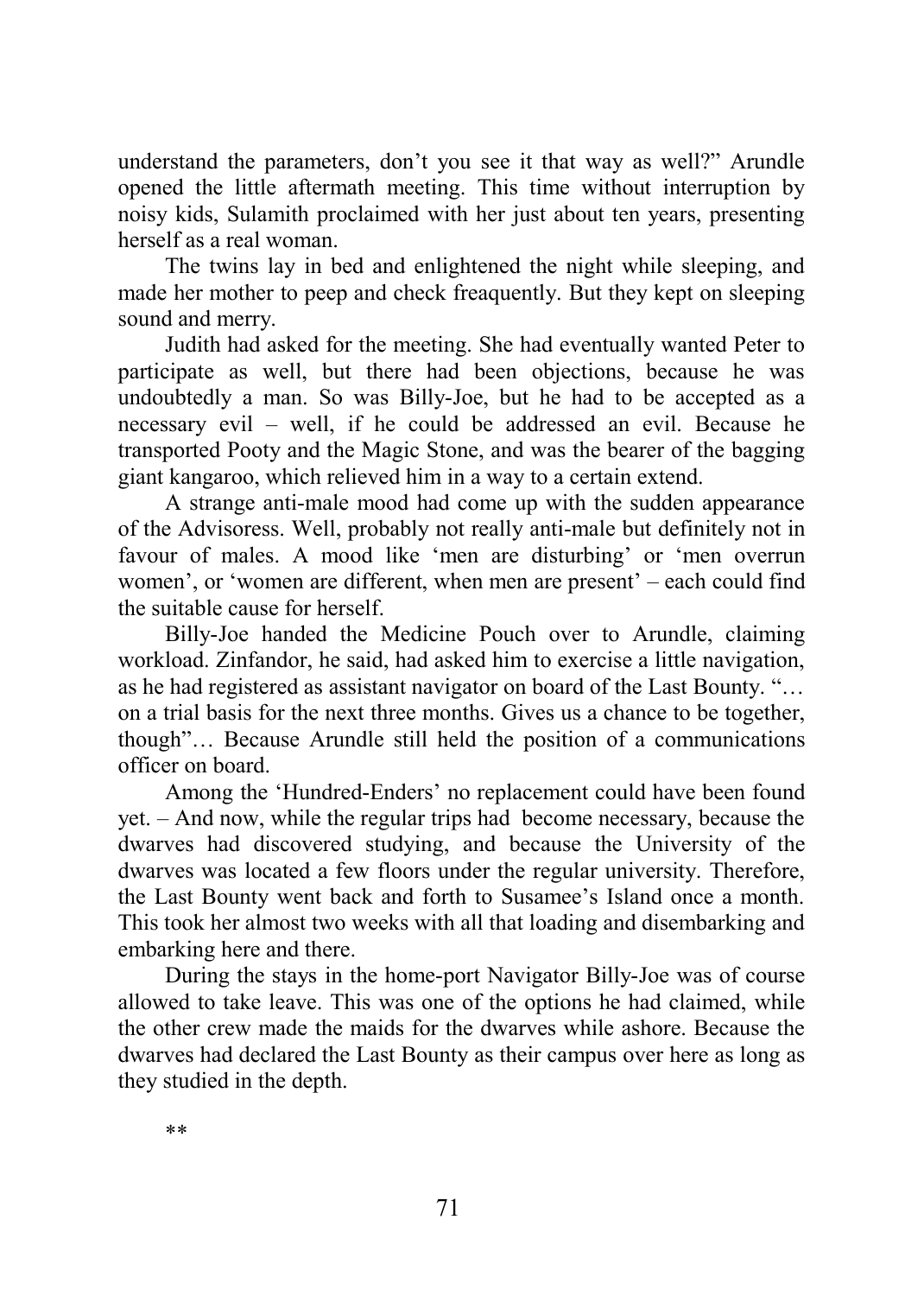understand the parameters, don't you see it that way as well?" Arundle opened the little aftermath meeting. This time without interruption by noisy kids, Sulamith proclaimed with her just about ten years, presenting herself as a real woman.

The twins lay in bed and enlightened the night while sleeping, and made her mother to peep and check freaquently. But they kept on sleeping sound and merry.

Judith had asked for the meeting. She had eventually wanted Peter to participate as well, but there had been objections, because he was undoubtedly a man. So was Billy-Joe, but he had to be accepted as a necessary evil – well, if he could be addressed an evil. Because he transported Pooty and the Magic Stone, and was the bearer of the bagging giant kangaroo, which relieved him in a way to a certain extend.

A strange anti-male mood had come up with the sudden appearance of the Advisoress. Well, probably not really anti-male but definitely not in favour of males. A mood like 'men are disturbing' or 'men overrun women', or 'women are different, when men are present' – each could find the suitable cause for herself.

Billy-Joe handed the Medicine Pouch over to Arundle, claiming workload. Zinfandor, he said, had asked him to exercise a little navigation, as he had registered as assistant navigator on board of the Last Bounty. "… on a trial basis for the next three months. Gives us a chance to be together, though"… Because Arundle still held the position of a communications officer on board.

Among the 'Hundred-Enders' no replacement could have been found yet. – And now, while the regular trips had become necessary, because the dwarves had discovered studying, and because the University of the dwarves was located a few floors under the regular university. Therefore, the Last Bounty went back and forth to Susamee's Island once a month. This took her almost two weeks with all that loading and disembarking and embarking here and there.

During the stays in the home-port Navigator Billy-Joe was of course allowed to take leave. This was one of the options he had claimed, while the other crew made the maids for the dwarves while ashore. Because the dwarves had declared the Last Bounty as their campus over here as long as they studied in the depth.

**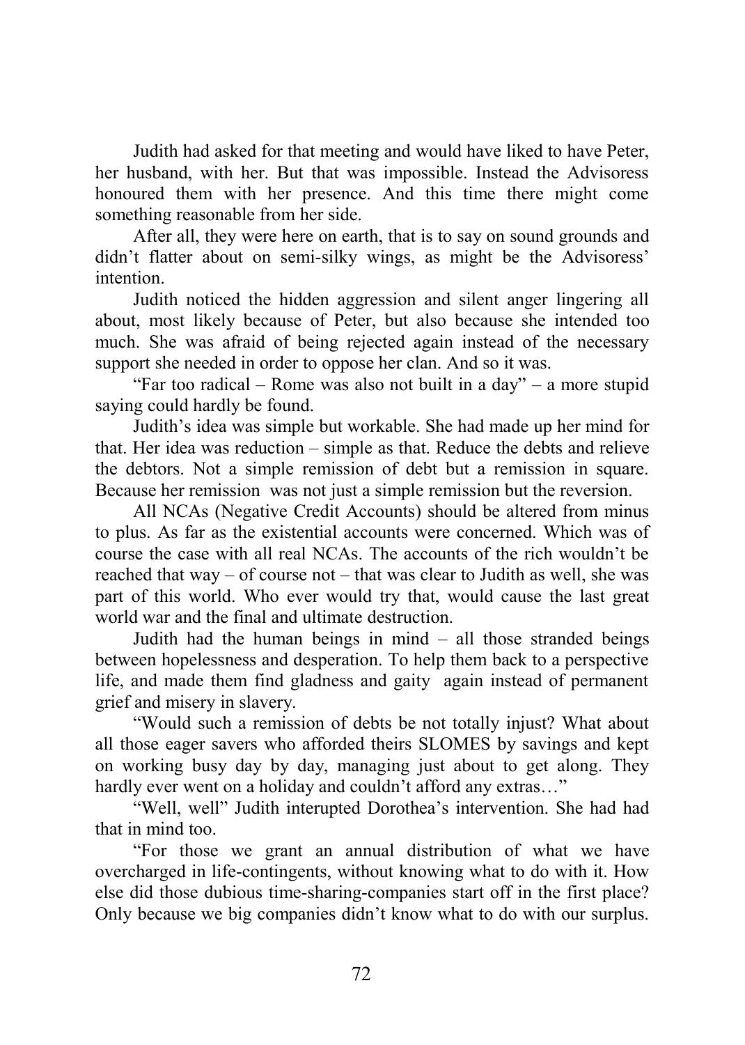Judith had asked for that meeting and would have liked to have Peter, her husband, with her. But that was impossible. Instead the Advisoress honoured them with her presence. And this time there might come something reasonable from her side.

After all, they were here on earth, that is to say on sound grounds and didn't flatter about on semi-silky wings, as might be the Advisoress' intention.

Judith noticed the hidden aggression and silent anger lingering all about, most likely because of Peter, but also because she intended too much. She was afraid of being rejected again instead of the necessary support she needed in order to oppose her clan. And so it was.

"Far too radical – Rome was also not built in a day" – a more stupid saying could hardly be found.

Judith's idea was simple but workable. She had made up her mind for that. Her idea was reduction – simple as that. Reduce the debts and relieve the debtors. Not a simple remission of debt but a remission in square. Because her remission was not just a simple remission but the reversion.

All NCAs (Negative Credit Accounts) should be altered from minus to plus. As far as the existential accounts were concerned. Which was of course the case with all real NCAs. The accounts of the rich wouldn't be reached that way – of course not – that was clear to Judith as well, she was part of this world. Who ever would try that, would cause the last great world war and the final and ultimate destruction.

Judith had the human beings in mind – all those stranded beings between hopelessness and desperation. To help them back to a perspective life, and made them find gladness and gaity again instead of permanent grief and misery in slavery.

"Would such a remission of debts be not totally injust? What about all those eager savers who afforded theirs SLOMES by savings and kept on working busy day by day, managing just about to get along. They hardly ever went on a holiday and couldn't afford any extras…"

"Well, well" Judith interupted Dorothea's intervention. She had had that in mind too.

"For those we grant an annual distribution of what we have overcharged in life-contingents, without knowing what to do with it. How else did those dubious time-sharing-companies start off in the first place? Only because we big companies didn't know what to do with our surplus.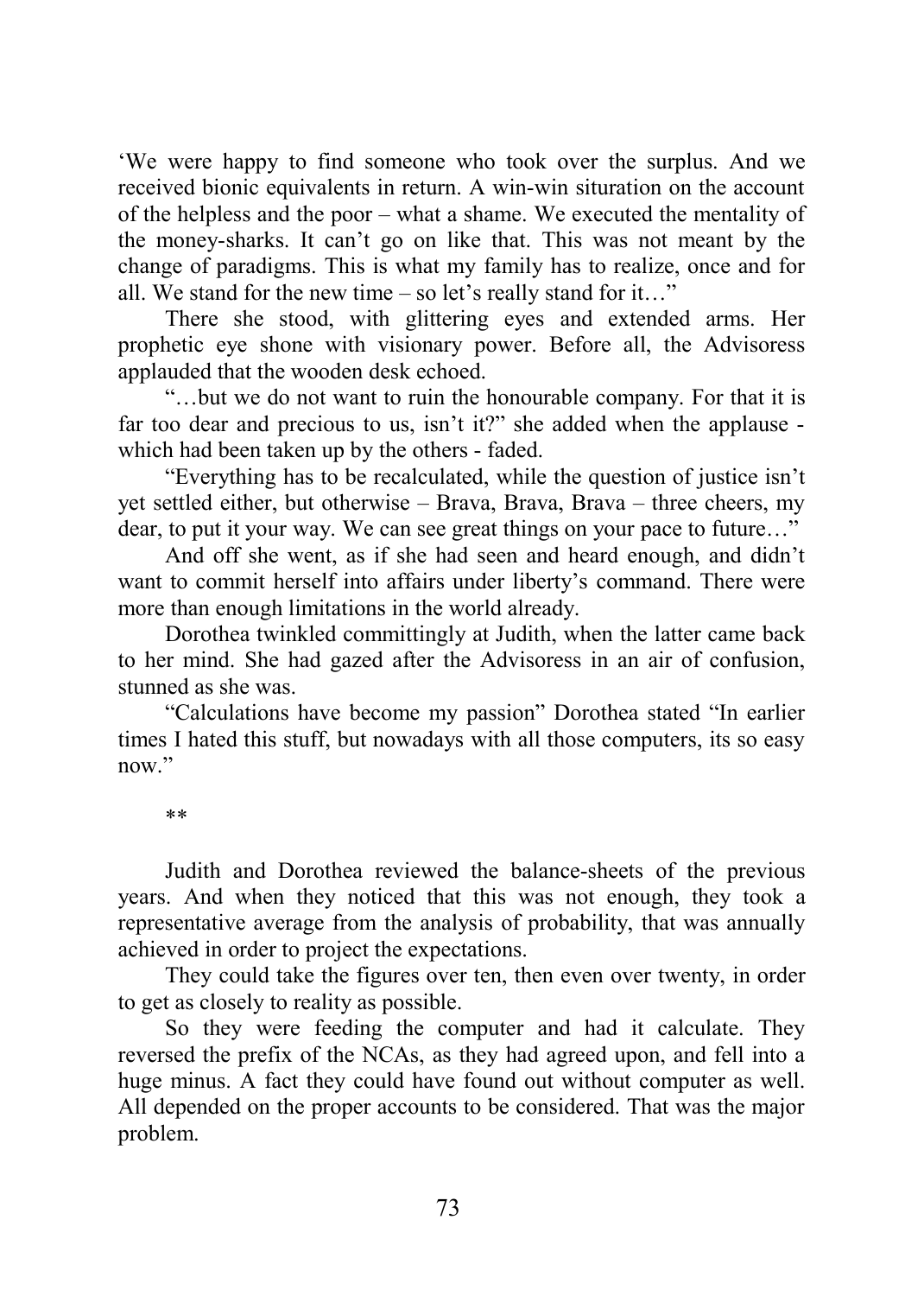'We were happy to find someone who took over the surplus. And we received bionic equivalents in return. A win-win situration on the account of the helpless and the poor – what a shame. We executed the mentality of the money-sharks. It can't go on like that. This was not meant by the change of paradigms. This is what my family has to realize, once and for all. We stand for the new time – so let's really stand for it…"

There she stood, with glittering eyes and extended arms. Her prophetic eye shone with visionary power. Before all, the Advisoress applauded that the wooden desk echoed.

"…but we do not want to ruin the honourable company. For that it is far too dear and precious to us, isn't it?" she added when the applause - which had been taken up by the others - faded.

"Everything has to be recalculated, while the question of justice isn't yet settled either, but otherwise – Brava, Brava, Brava – three cheers, my dear, to put it your way. We can see great things on your pace to future…"

And off she went, as if she had seen and heard enough, and didn't want to commit herself into affairs under liberty's command. There were more than enough limitations in the world already.

Dorothea twinkled committingly at Judith, when the latter came back to her mind. She had gazed after the Advisoress in an air of confusion, stunned as she was.

"Calculations have become my passion" Dorothea stated "In earlier times I hated this stuff, but nowadays with all those computers, its so easy now."

**

Judith and Dorothea reviewed the balance-sheets of the previous years. And when they noticed that this was not enough, they took a representative average from the analysis of probability, that was annually achieved in order to project the expectations.

They could take the figures over ten, then even over twenty, in order to get as closely to reality as possible.

So they were feeding the computer and had it calculate. They reversed the prefix of the NCAs, as they had agreed upon, and fell into a huge minus. A fact they could have found out without computer as well. All depended on the proper accounts to be considered. That was the major problem.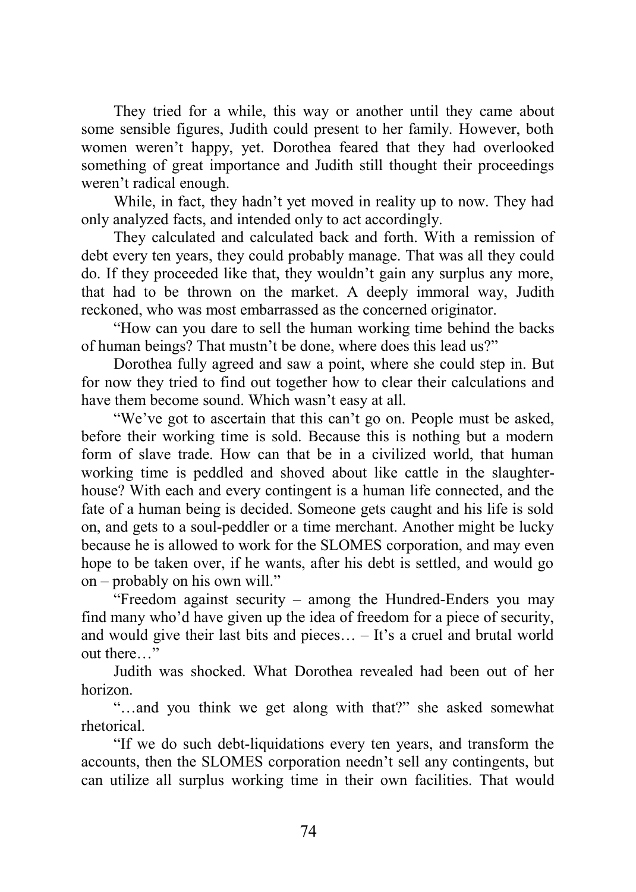They tried for a while, this way or another until they came about some sensible figures, Judith could present to her family. However, both women weren't happy, yet. Dorothea feared that they had overlooked something of great importance and Judith still thought their proceedings weren't radical enough.

While, in fact, they hadn't yet moved in reality up to now. They had only analyzed facts, and intended only to act accordingly.

They calculated and calculated back and forth. With a remission of debt every ten years, they could probably manage. That was all they could do. If they proceeded like that, they wouldn't gain any surplus any more, that had to be thrown on the market. A deeply immoral way, Judith reckoned, who was most embarrassed as the concerned originator.

"How can you dare to sell the human working time behind the backs of human beings? That mustn't be done, where does this lead us?"

Dorothea fully agreed and saw a point, where she could step in. But for now they tried to find out together how to clear their calculations and have them become sound. Which wasn't easy at all.

"We've got to ascertain that this can't go on. People must be asked, before their working time is sold. Because this is nothing but a modern form of slave trade. How can that be in a civilized world, that human working time is peddled and shoved about like cattle in the slaughter-house? With each and every contingent is a human life connected, and the fate of a human being is decided. Someone gets caught and his life is sold on, and gets to a soul-peddler or a time merchant. Another might be lucky because he is allowed to work for the SLOMES corporation, and may even hope to be taken over, if he wants, after his debt is settled, and would go on – probably on his own will."

"Freedom against security – among the Hundred-Enders you may find many who'd have given up the idea of freedom for a piece of security, and would give their last bits and pieces… – It's a cruel and brutal world out there…"

Judith was shocked. What Dorothea revealed had been out of her horizon.

"…and you think we get along with that?" she asked somewhat rhetorical.

"If we do such debt-liquidations every ten years, and transform the accounts, then the SLOMES corporation needn't sell any contingents, but can utilize all surplus working time in their own facilities. That would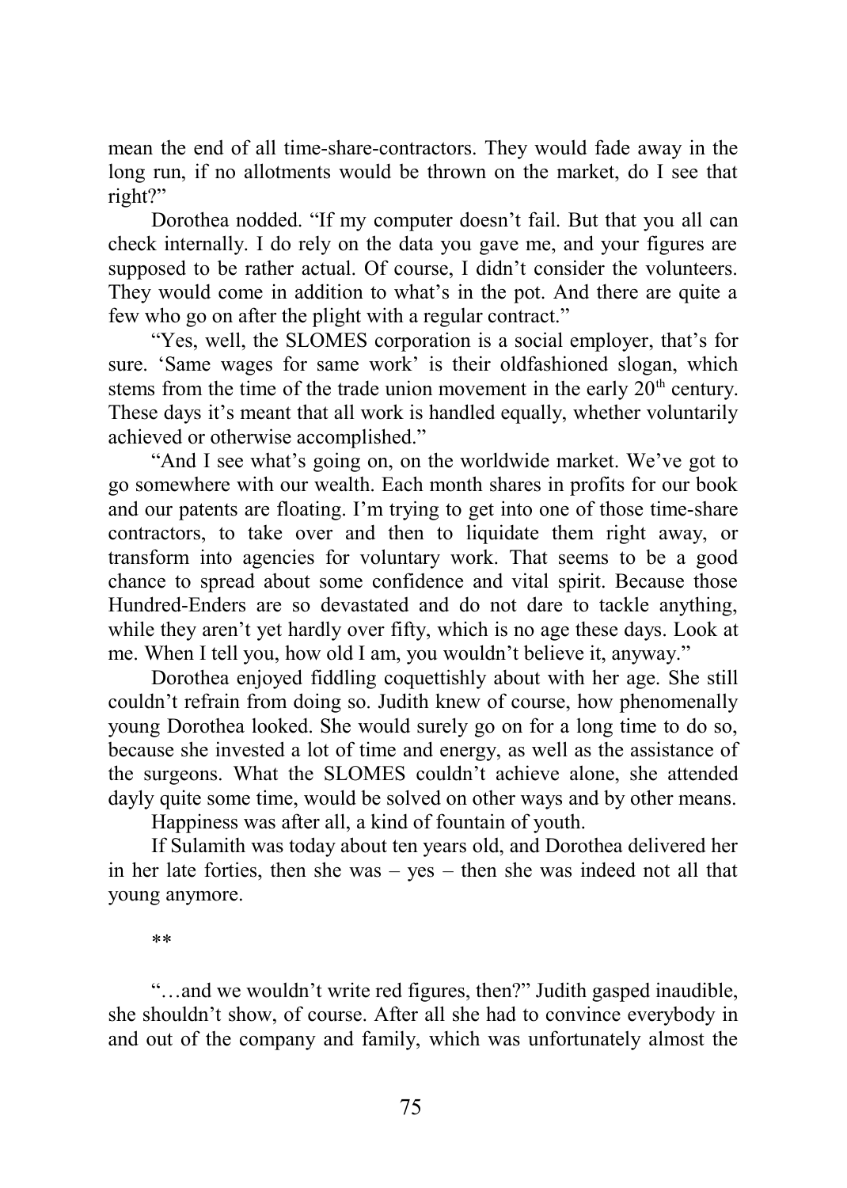mean the end of all time-share-contractors. They would fade away in the long run, if no allotments would be thrown on the market, do I see that right?"

Dorothea nodded. "If my computer doesn't fail. But that you all can check internally. I do rely on the data you gave me, and your figures are supposed to be rather actual. Of course, I didn't consider the volunteers. They would come in addition to what's in the pot. And there are quite a few who go on after the plight with a regular contract."

"Yes, well, the SLOMES corporation is a social employer, that's for sure. 'Same wages for same work' is their oldfashioned slogan, which stems from the time of the trade union movement in the early 20th century. These days it's meant that all work is handled equally, whether voluntarily achieved or otherwise accomplished."

"And I see what's going on, on the worldwide market. We've got to go somewhere with our wealth. Each month shares in profits for our book and our patents are floating. I'm trying to get into one of those time-share contractors, to take over and then to liquidate them right away, or transform into agencies for voluntary work. That seems to be a good chance to spread about some confidence and vital spirit. Because those Hundred-Enders are so devastated and do not dare to tackle anything, while they aren't yet hardly over fifty, which is no age these days. Look at me. When I tell you, how old I am, you wouldn't believe it, anyway."

Dorothea enjoyed fiddling coquettishly about with her age. She still couldn't refrain from doing so. Judith knew of course, how phenomenally young Dorothea looked. She would surely go on for a long time to do so, because she invested a lot of time and energy, as well as the assistance of the surgeons. What the SLOMES couldn't achieve alone, she attended dayly quite some time, would be solved on other ways and by other means.

Happiness was after all, a kind of fountain of youth.

If Sulamith was today about ten years old, and Dorothea delivered her in her late forties, then she was – yes – then she was indeed not all that young anymore.

**

"…and we wouldn't write red figures, then?" Judith gasped inaudible, she shouldn't show, of course. After all she had to convince everybody in and out of the company and family, which was unfortunately almost the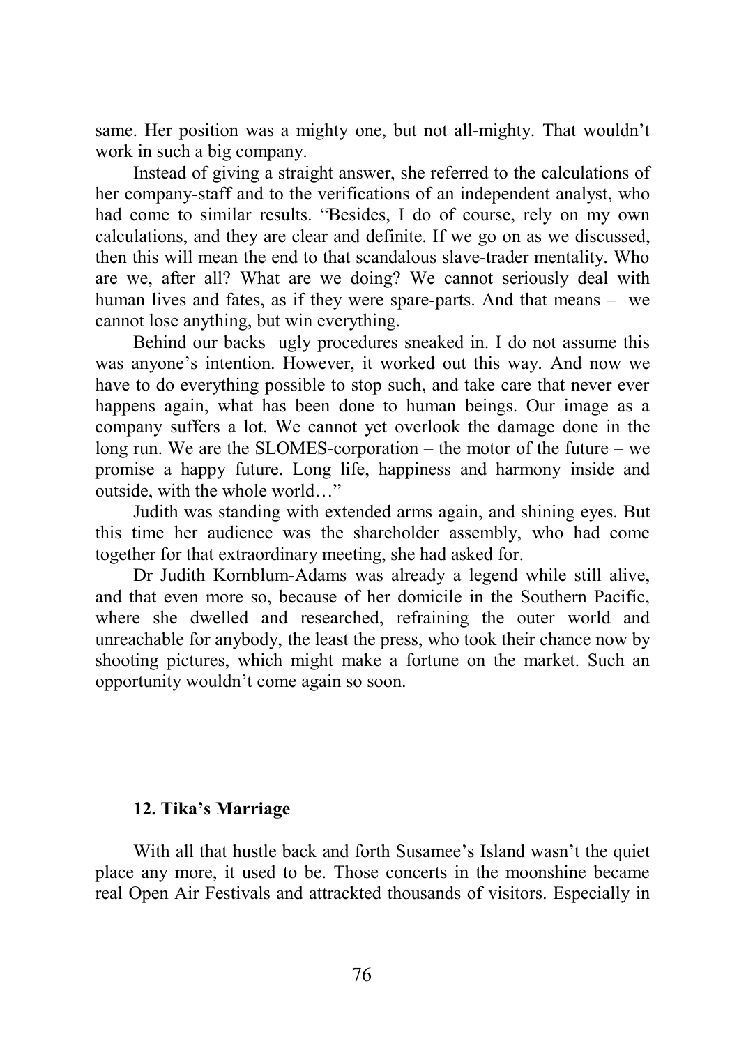same. Her position was a mighty one, but not all-mighty. That wouldn't work in such a big company.

Instead of giving a straight answer, she referred to the calculations of her company-staff and to the verifications of an independent analyst, who had come to similar results. "Besides, I do of course, rely on my own calculations, and they are clear and definite. If we go on as we discussed, then this will mean the end to that scandalous slave-trader mentality. Who are we, after all? What are we doing? We cannot seriously deal with human lives and fates, as if they were spare-parts. And that means – we cannot lose anything, but win everything.

Behind our backs ugly procedures sneaked in. I do not assume this was anyone's intention. However, it worked out this way. And now we have to do everything possible to stop such, and take care that never ever happens again, what has been done to human beings. Our image as a company suffers a lot. We cannot yet overlook the damage done in the long run. We are the SLOMES-corporation – the motor of the future – we promise a happy future. Long life, happiness and harmony inside and outside, with the whole world…"

Judith was standing with extended arms again, and shining eyes. But this time her audience was the shareholder assembly, who had come together for that extraordinary meeting, she had asked for.

Dr Judith Kornblum-Adams was already a legend while still alive, and that even more so, because of her domicile in the Southern Pacific, where she dwelled and researched, refraining the outer world and unreachable for anybody, the least the press, who took their chance now by shooting pictures, which might make a fortune on the market. Such an opportunity wouldn't come again so soon.

## 12. Tika's Marriage

With all that hustle back and forth Susamee's Island wasn't the quiet place any more, it used to be. Those concerts in the moonshine became real Open Air Festivals and attrackted thousands of visitors. Especially in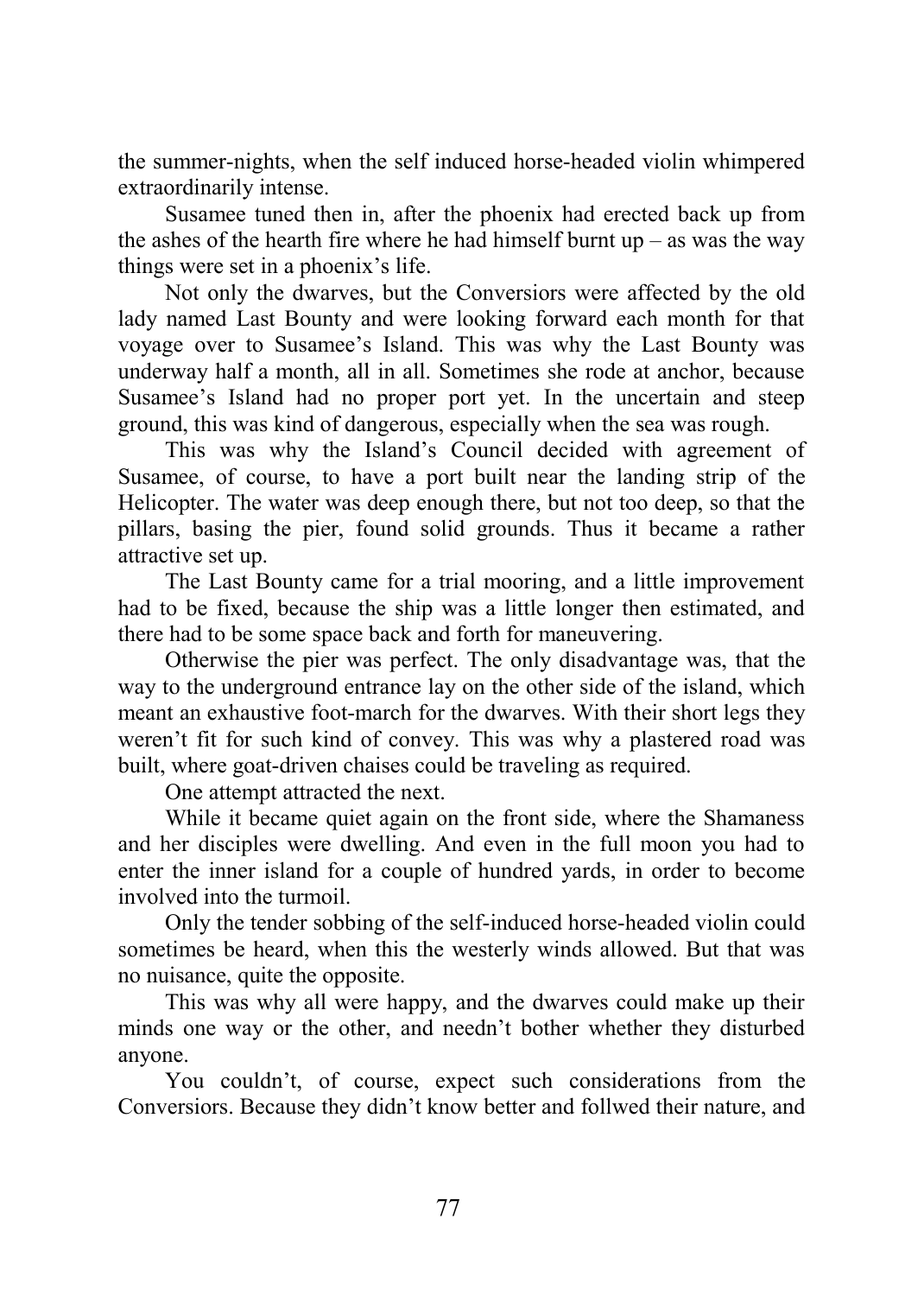the summer-nights, when the self induced horse-headed violin whimpered extraordinarily intense.

Susamee tuned then in, after the phoenix had erected back up from the ashes of the hearth fire where he had himself burnt up – as was the way things were set in a phoenix's life.

Not only the dwarves, but the Conversiors were affected by the old lady named Last Bounty and were looking forward each month for that voyage over to Susamee's Island. This was why the Last Bounty was underway half a month, all in all. Sometimes she rode at anchor, because Susamee's Island had no proper port yet. In the uncertain and steep ground, this was kind of dangerous, especially when the sea was rough.

This was why the Island's Council decided with agreement of Susamee, of course, to have a port built near the landing strip of the Helicopter. The water was deep enough there, but not too deep, so that the pillars, basing the pier, found solid grounds. Thus it became a rather attractive set up.

The Last Bounty came for a trial mooring, and a little improvement had to be fixed, because the ship was a little longer then estimated, and there had to be some space back and forth for maneuvering.

Otherwise the pier was perfect. The only disadvantage was, that the way to the underground entrance lay on the other side of the island, which meant an exhaustive foot-march for the dwarves. With their short legs they weren't fit for such kind of convey. This was why a plastered road was built, where goat-driven chaises could be traveling as required.

One attempt attracted the next.

While it became quiet again on the front side, where the Shamaness and her disciples were dwelling. And even in the full moon you had to enter the inner island for a couple of hundred yards, in order to become involved into the turmoil.

Only the tender sobbing of the self-induced horse-headed violin could sometimes be heard, when this the westerly winds allowed. But that was no nuisance, quite the opposite.

This was why all were happy, and the dwarves could make up their minds one way or the other, and needn't bother whether they disturbed anyone.

You couldn't, of course, expect such considerations from the Conversiors. Because they didn't know better and follwed their nature, and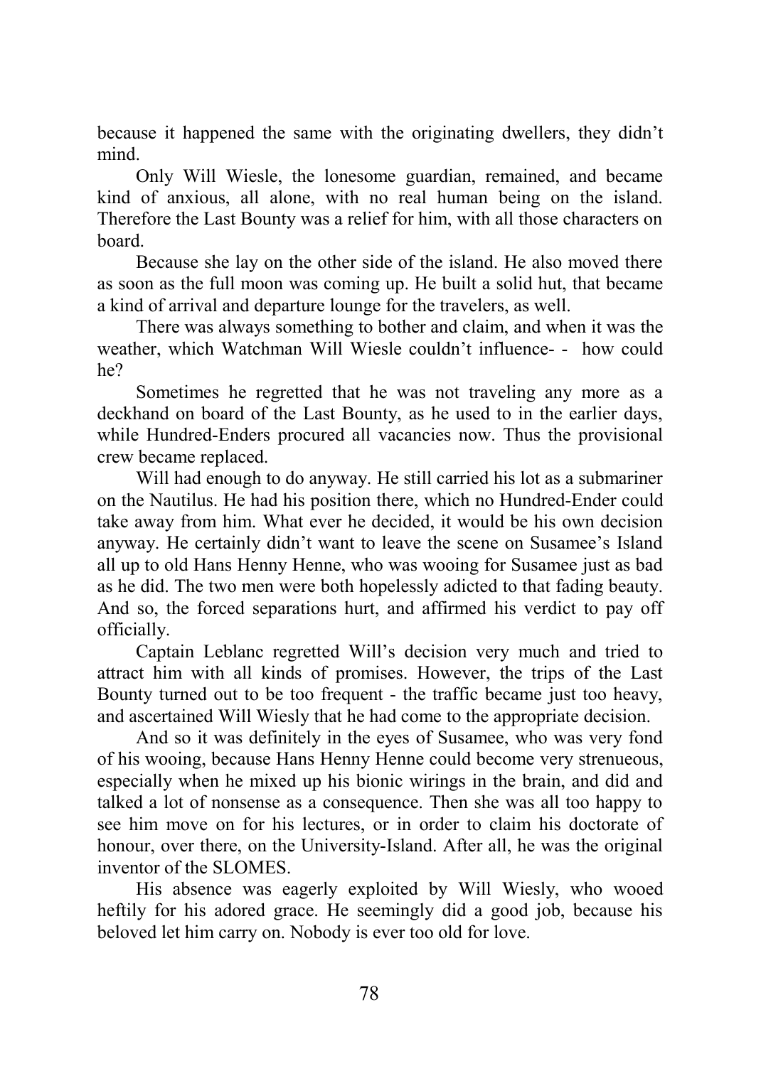because it happened the same with the originating dwellers, they didn't mind.

Only Will Wiesle, the lonesome guardian, remained, and became kind of anxious, all alone, with no real human being on the island. Therefore the Last Bounty was a relief for him, with all those characters on board.

Because she lay on the other side of the island. He also moved there as soon as the full moon was coming up. He built a solid hut, that became a kind of arrival and departure lounge for the travelers, as well.

There was always something to bother and claim, and when it was the weather, which Watchman Will Wiesle couldn't influence- - how could he?

Sometimes he regretted that he was not traveling any more as a deckhand on board of the Last Bounty, as he used to in the earlier days, while Hundred-Enders procured all vacancies now. Thus the provisional crew became replaced.

Will had enough to do anyway. He still carried his lot as a submariner on the Nautilus. He had his position there, which no Hundred-Ender could take away from him. What ever he decided, it would be his own decision anyway. He certainly didn't want to leave the scene on Susamee's Island all up to old Hans Henny Henne, who was wooing for Susamee just as bad as he did. The two men were both hopelessly adicted to that fading beauty. And so, the forced separations hurt, and affirmed his verdict to pay off officially.

Captain Leblanc regretted Will's decision very much and tried to attract him with all kinds of promises. However, the trips of the Last Bounty turned out to be too frequent - the traffic became just too heavy, and ascertained Will Wiesly that he had come to the appropriate decision.

And so it was definitely in the eyes of Susamee, who was very fond of his wooing, because Hans Henny Henne could become very strenueous, especially when he mixed up his bionic wirings in the brain, and did and talked a lot of nonsense as a consequence. Then she was all too happy to see him move on for his lectures, or in order to claim his doctorate of honour, over there, on the University-Island. After all, he was the original inventor of the SLOMES.

His absence was eagerly exploited by Will Wiesly, who wooed heftily for his adored grace. He seemingly did a good job, because his beloved let him carry on. Nobody is ever too old for love.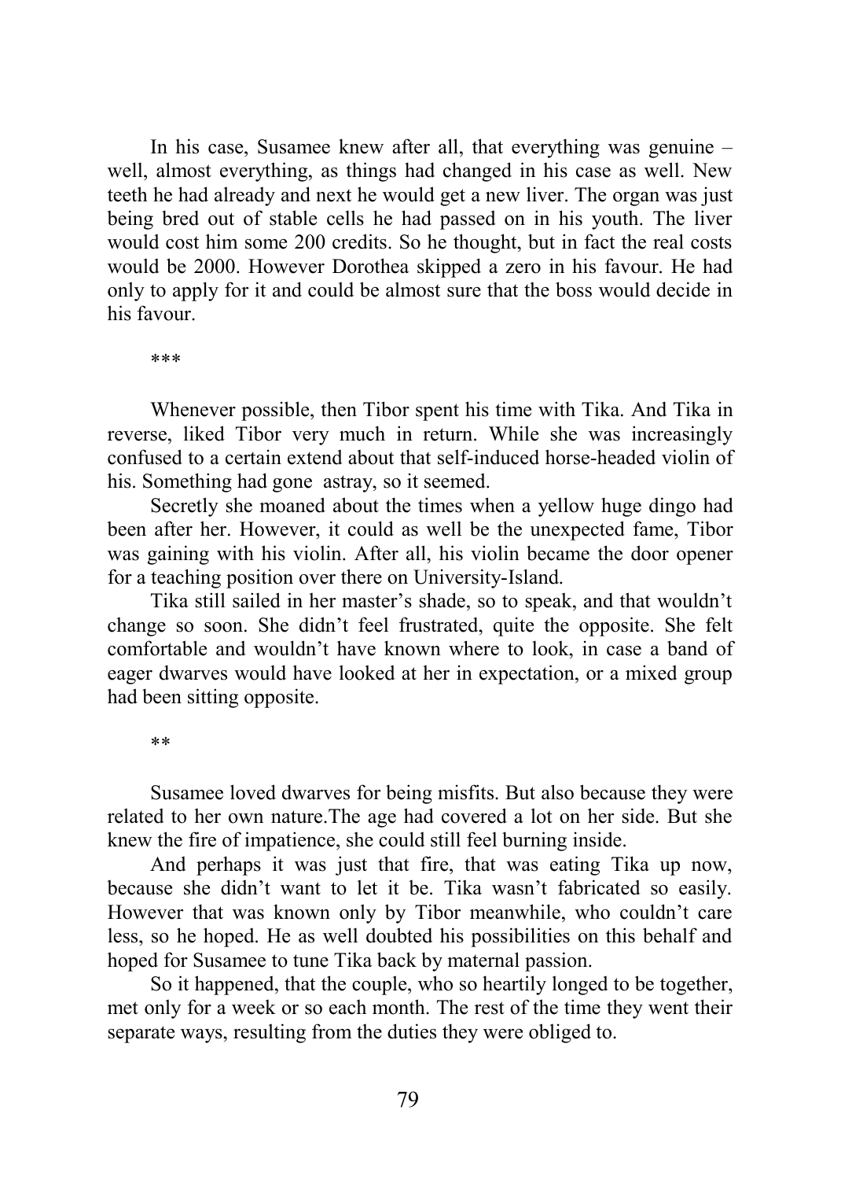In his case, Susamee knew after all, that everything was genuine – well, almost everything, as things had changed in his case as well. New teeth he had already and next he would get a new liver. The organ was just being bred out of stable cells he had passed on in his youth. The liver would cost him some 200 credits. So he thought, but in fact the real costs would be 2000. However Dorothea skipped a zero in his favour. He had only to apply for it and could be almost sure that the boss would decide in his favour.

***

Whenever possible, then Tibor spent his time with Tika. And Tika in reverse, liked Tibor very much in return. While she was increasingly confused to a certain extend about that self-induced horse-headed violin of his. Something had gone astray, so it seemed.

Secretly she moaned about the times when a yellow huge dingo had been after her. However, it could as well be the unexpected fame, Tibor was gaining with his violin. After all, his violin became the door opener for a teaching position over there on University-Island.

Tika still sailed in her master's shade, so to speak, and that wouldn't change so soon. She didn't feel frustrated, quite the opposite. She felt comfortable and wouldn't have known where to look, in case a band of eager dwarves would have looked at her in expectation, or a mixed group had been sitting opposite.

**

Susamee loved dwarves for being misfits. But also because they were related to her own nature.The age had covered a lot on her side. But she knew the fire of impatience, she could still feel burning inside.

And perhaps it was just that fire, that was eating Tika up now, because she didn't want to let it be. Tika wasn't fabricated so easily. However that was known only by Tibor meanwhile, who couldn't care less, so he hoped. He as well doubted his possibilities on this behalf and hoped for Susamee to tune Tika back by maternal passion.

So it happened, that the couple, who so heartily longed to be together, met only for a week or so each month. The rest of the time they went their separate ways, resulting from the duties they were obliged to.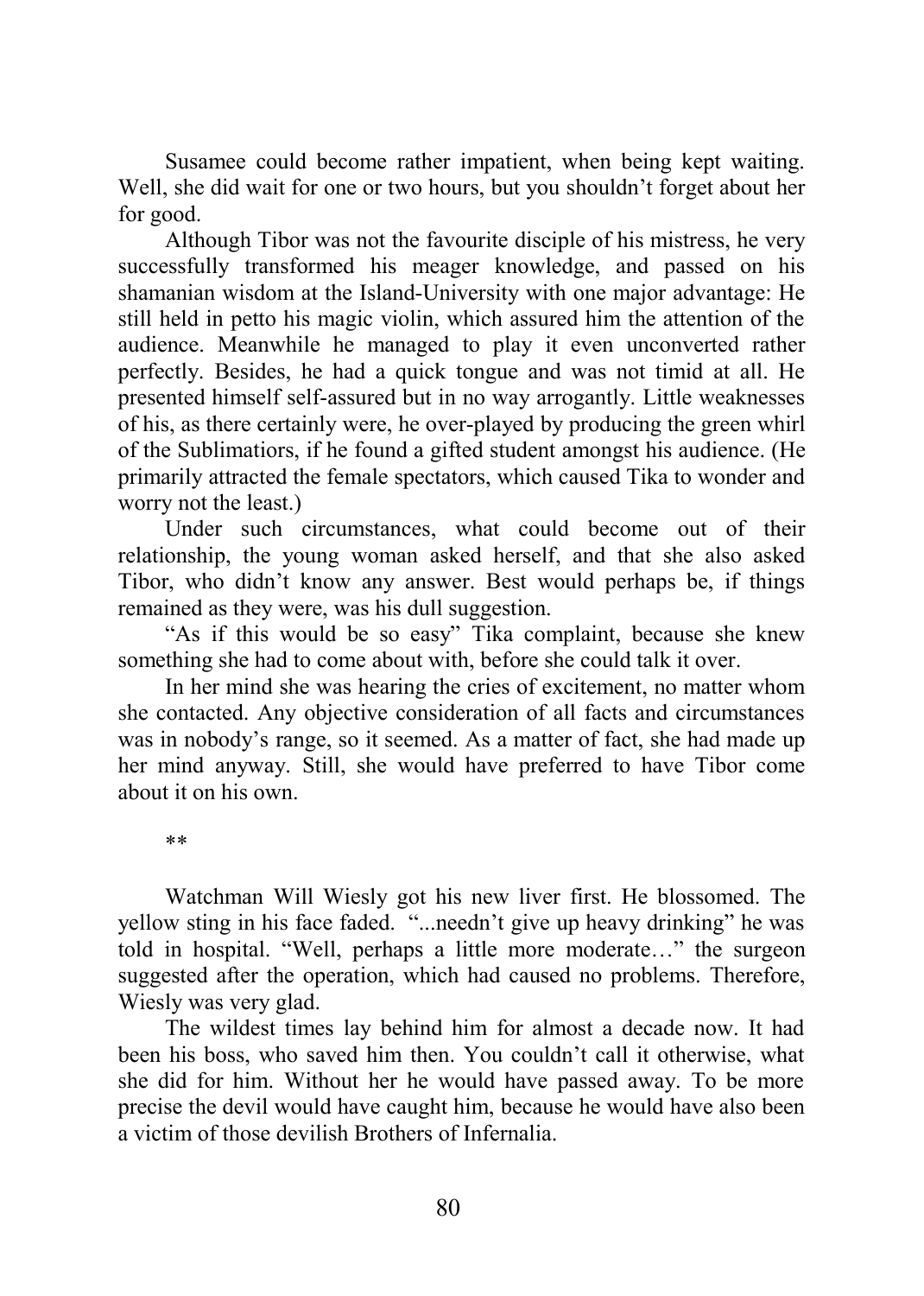Susamee could become rather impatient, when being kept waiting. Well, she did wait for one or two hours, but you shouldn't forget about her for good.

Although Tibor was not the favourite disciple of his mistress, he very successfully transformed his meager knowledge, and passed on his shamanian wisdom at the Island-University with one major advantage: He still held in petto his magic violin, which assured him the attention of the audience. Meanwhile he managed to play it even unconverted rather perfectly. Besides, he had a quick tongue and was not timid at all. He presented himself self-assured but in no way arrogantly. Little weaknesses of his, as there certainly were, he over-played by producing the green whirl of the Sublimatiors, if he found a gifted student amongst his audience. (He primarily attracted the female spectators, which caused Tika to wonder and worry not the least.)

Under such circumstances, what could become out of their relationship, the young woman asked herself, and that she also asked Tibor, who didn't know any answer. Best would perhaps be, if things remained as they were, was his dull suggestion.

"As if this would be so easy" Tika complaint, because she knew something she had to come about with, before she could talk it over.

In her mind she was hearing the cries of excitement, no matter whom she contacted. Any objective consideration of all facts and circumstances was in nobody's range, so it seemed. As a matter of fact, she had made up her mind anyway. Still, she would have preferred to have Tibor come about it on his own.

**

Watchman Will Wiesly got his new liver first. He blossomed. The yellow sting in his face faded. "...needn't give up heavy drinking" he was told in hospital. "Well, perhaps a little more moderate…" the surgeon suggested after the operation, which had caused no problems. Therefore, Wiesly was very glad.

The wildest times lay behind him for almost a decade now. It had been his boss, who saved him then. You couldn't call it otherwise, what she did for him. Without her he would have passed away. To be more precise the devil would have caught him, because he would have also been a victim of those devilish Brothers of Infernalia.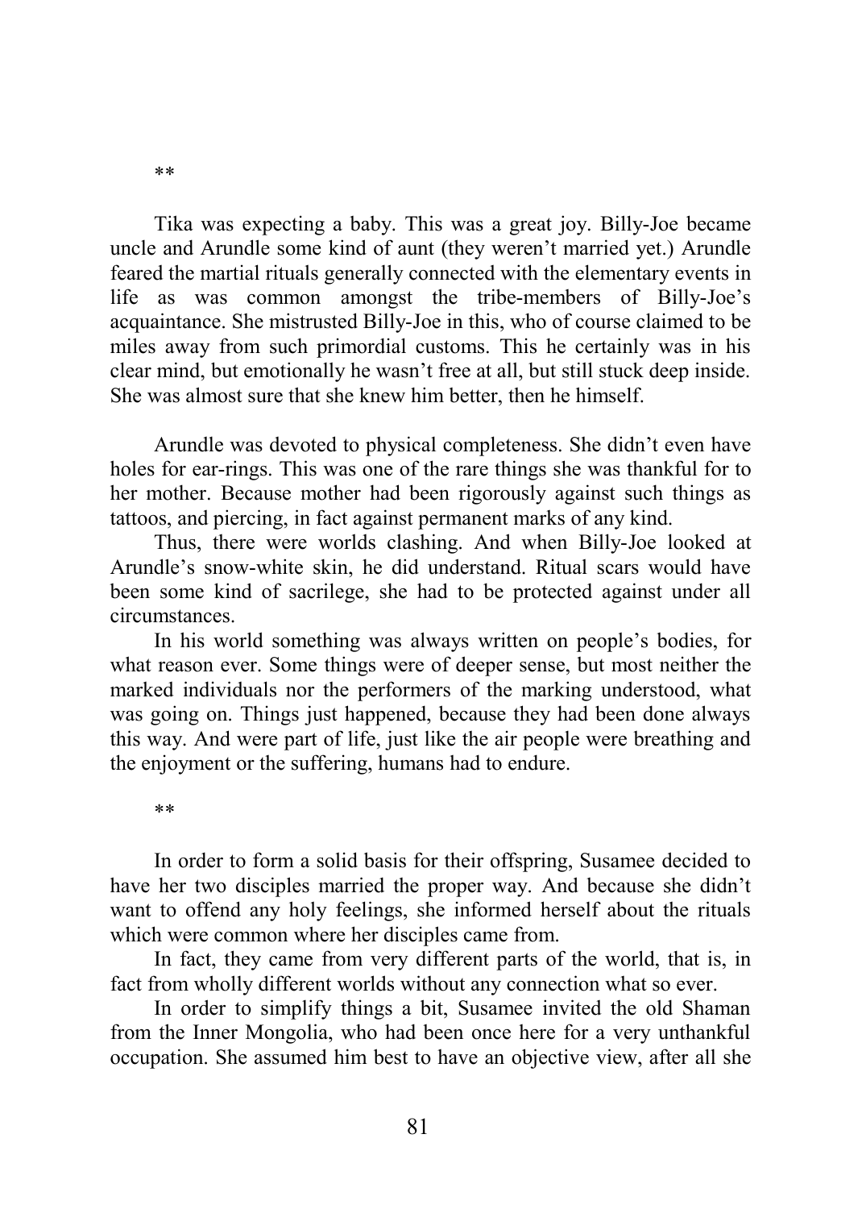**

Tika was expecting a baby. This was a great joy. Billy-Joe became uncle and Arundle some kind of aunt (they weren't married yet.) Arundle feared the martial rituals generally connected with the elementary events in life as was common amongst the tribe-members of Billy-Joe's acquaintance. She mistrusted Billy-Joe in this, who of course claimed to be miles away from such primordial customs. This he certainly was in his clear mind, but emotionally he wasn't free at all, but still stuck deep inside. She was almost sure that she knew him better, then he himself.

Arundle was devoted to physical completeness. She didn't even have holes for ear-rings. This was one of the rare things she was thankful for to her mother. Because mother had been rigorously against such things as tattoos, and piercing, in fact against permanent marks of any kind.

Thus, there were worlds clashing. And when Billy-Joe looked at Arundle's snow-white skin, he did understand. Ritual scars would have been some kind of sacrilege, she had to be protected against under all circumstances.

In his world something was always written on people's bodies, for what reason ever. Some things were of deeper sense, but most neither the marked individuals nor the performers of the marking understood, what was going on. Things just happened, because they had been done always this way. And were part of life, just like the air people were breathing and the enjoyment or the suffering, humans had to endure.

**

In order to form a solid basis for their offspring, Susamee decided to have her two disciples married the proper way. And because she didn't want to offend any holy feelings, she informed herself about the rituals which were common where her disciples came from.

In fact, they came from very different parts of the world, that is, in fact from wholly different worlds without any connection what so ever.

In order to simplify things a bit, Susamee invited the old Shaman from the Inner Mongolia, who had been once here for a very unthankful occupation. She assumed him best to have an objective view, after all she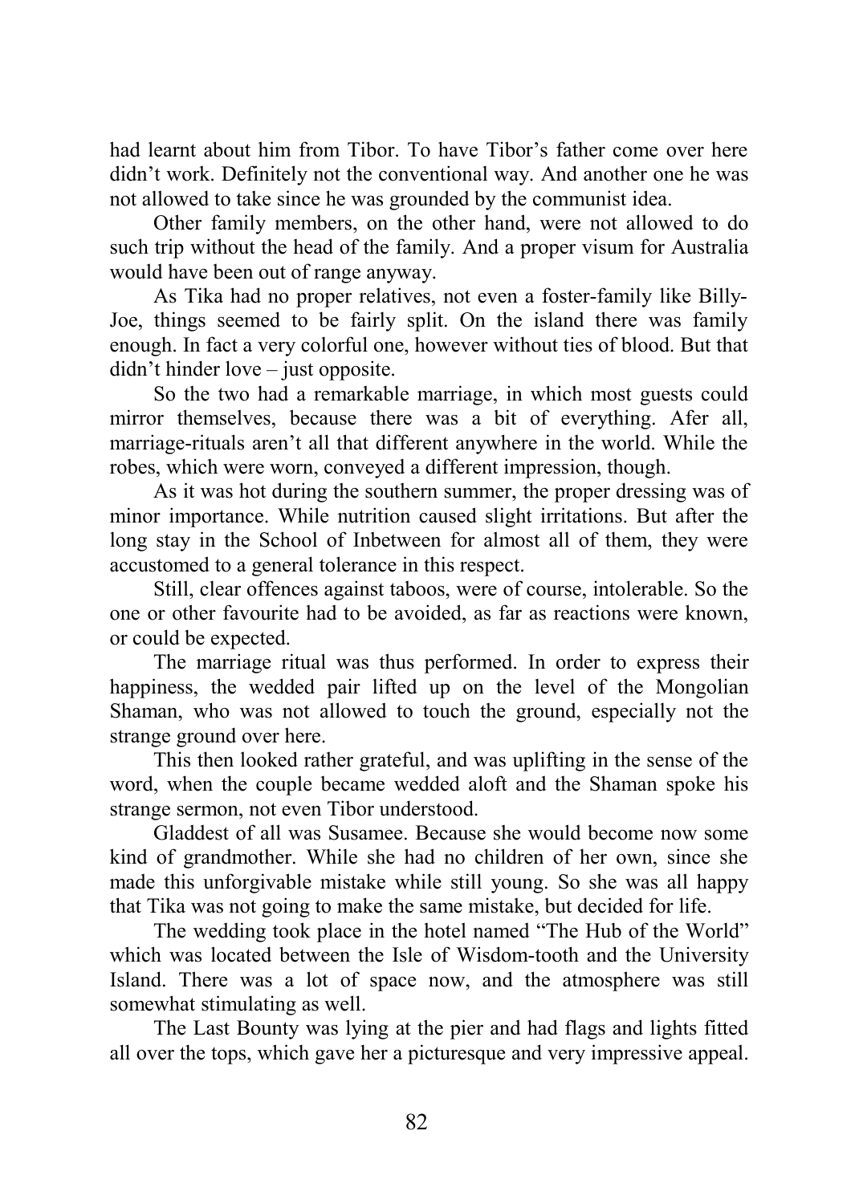had learnt about him from Tibor. To have Tibor's father come over here didn't work. Definitely not the conventional way. And another one he was not allowed to take since he was grounded by the communist idea.

Other family members, on the other hand, were not allowed to do such trip without the head of the family. And a proper visum for Australia would have been out of range anyway.

As Tika had no proper relatives, not even a foster-family like Billy-Joe, things seemed to be fairly split. On the island there was family enough. In fact a very colorful one, however without ties of blood. But that didn't hinder love – just opposite.

So the two had a remarkable marriage, in which most guests could mirror themselves, because there was a bit of everything. Afer all, marriage-rituals aren't all that different anywhere in the world. While the robes, which were worn, conveyed a different impression, though.

As it was hot during the southern summer, the proper dressing was of minor importance. While nutrition caused slight irritations. But after the long stay in the School of Inbetween for almost all of them, they were accustomed to a general tolerance in this respect.

Still, clear offences against taboos, were of course, intolerable. So the one or other favourite had to be avoided, as far as reactions were known, or could be expected.

The marriage ritual was thus performed. In order to express their happiness, the wedded pair lifted up on the level of the Mongolian Shaman, who was not allowed to touch the ground, especially not the strange ground over here.

This then looked rather grateful, and was uplifting in the sense of the word, when the couple became wedded aloft and the Shaman spoke his strange sermon, not even Tibor understood.

Gladdest of all was Susamee. Because she would become now some kind of grandmother. While she had no children of her own, since she made this unforgivable mistake while still young. So she was all happy that Tika was not going to make the same mistake, but decided for life.

The wedding took place in the hotel named "The Hub of the World" which was located between the Isle of Wisdom-tooth and the University Island. There was a lot of space now, and the atmosphere was still somewhat stimulating as well.

The Last Bounty was lying at the pier and had flags and lights fitted all over the tops, which gave her a picturesque and very impressive appeal.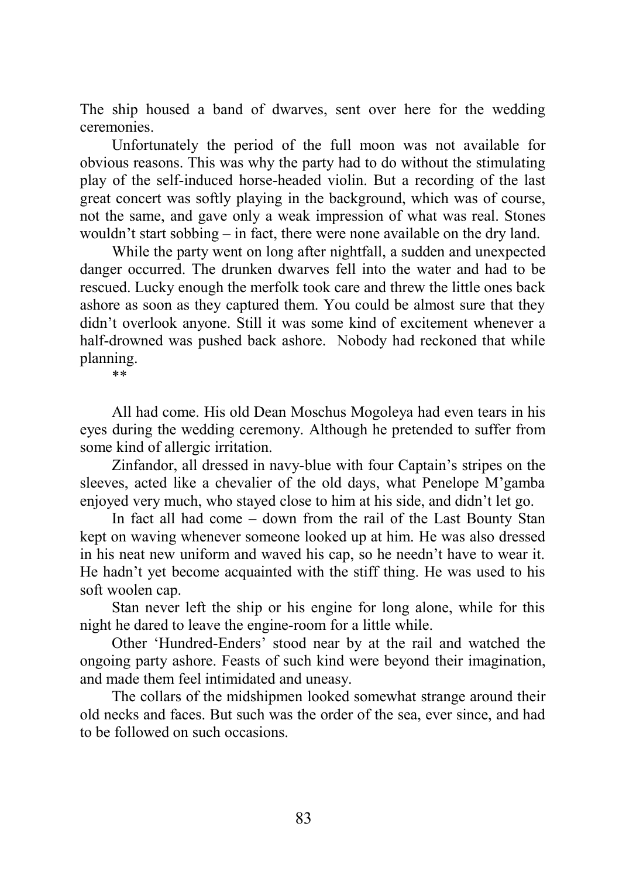The ship housed a band of dwarves, sent over here for the wedding ceremonies.

Unfortunately the period of the full moon was not available for obvious reasons. This was why the party had to do without the stimulating play of the self-induced horse-headed violin. But a recording of the last great concert was softly playing in the background, which was of course, not the same, and gave only a weak impression of what was real. Stones wouldn't start sobbing – in fact, there were none available on the dry land.

While the party went on long after nightfall, a sudden and unexpected danger occurred. The drunken dwarves fell into the water and had to be rescued. Lucky enough the merfolk took care and threw the little ones back ashore as soon as they captured them. You could be almost sure that they didn't overlook anyone. Still it was some kind of excitement whenever a half-drowned was pushed back ashore. Nobody had reckoned that while planning.

**

All had come. His old Dean Moschus Mogoleya had even tears in his eyes during the wedding ceremony. Although he pretended to suffer from some kind of allergic irritation.

Zinfandor, all dressed in navy-blue with four Captain's stripes on the sleeves, acted like a chevalier of the old days, what Penelope M'gamba enjoyed very much, who stayed close to him at his side, and didn't let go.

In fact all had come – down from the rail of the Last Bounty Stan kept on waving whenever someone looked up at him. He was also dressed in his neat new uniform and waved his cap, so he needn't have to wear it. He hadn't yet become acquainted with the stiff thing. He was used to his soft woolen cap.

Stan never left the ship or his engine for long alone, while for this night he dared to leave the engine-room for a little while.

Other 'Hundred-Enders' stood near by at the rail and watched the ongoing party ashore. Feasts of such kind were beyond their imagination, and made them feel intimidated and uneasy.

The collars of the midshipmen looked somewhat strange around their old necks and faces. But such was the order of the sea, ever since, and had to be followed on such occasions.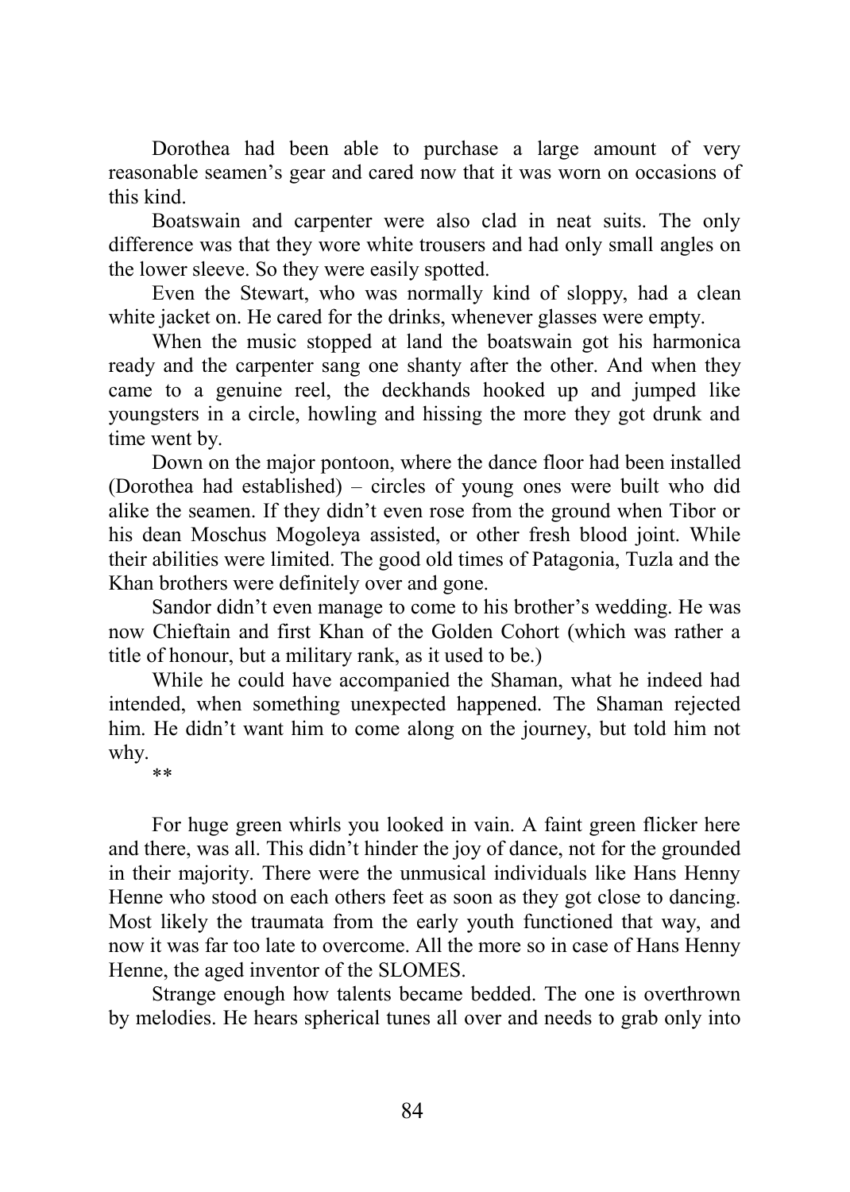Dorothea had been able to purchase a large amount of very reasonable seamen's gear and cared now that it was worn on occasions of this kind.

Boatswain and carpenter were also clad in neat suits. The only difference was that they wore white trousers and had only small angles on the lower sleeve. So they were easily spotted.

Even the Stewart, who was normally kind of sloppy, had a clean white jacket on. He cared for the drinks, whenever glasses were empty.

When the music stopped at land the boatswain got his harmonica ready and the carpenter sang one shanty after the other. And when they came to a genuine reel, the deckhands hooked up and jumped like youngsters in a circle, howling and hissing the more they got drunk and time went by.

Down on the major pontoon, where the dance floor had been installed (Dorothea had established) – circles of young ones were built who did alike the seamen. If they didn't even rose from the ground when Tibor or his dean Moschus Mogoleya assisted, or other fresh blood joint. While their abilities were limited. The good old times of Patagonia, Tuzla and the Khan brothers were definitely over and gone.

Sandor didn't even manage to come to his brother's wedding. He was now Chieftain and first Khan of the Golden Cohort (which was rather a title of honour, but a military rank, as it used to be.)

While he could have accompanied the Shaman, what he indeed had intended, when something unexpected happened. The Shaman rejected him. He didn't want him to come along on the journey, but told him not why.

**

For huge green whirls you looked in vain. A faint green flicker here and there, was all. This didn't hinder the joy of dance, not for the grounded in their majority. There were the unmusical individuals like Hans Henny Henne who stood on each others feet as soon as they got close to dancing. Most likely the traumata from the early youth functioned that way, and now it was far too late to overcome. All the more so in case of Hans Henny Henne, the aged inventor of the SLOMES.

Strange enough how talents became bedded. The one is overthrown by melodies. He hears spherical tunes all over and needs to grab only into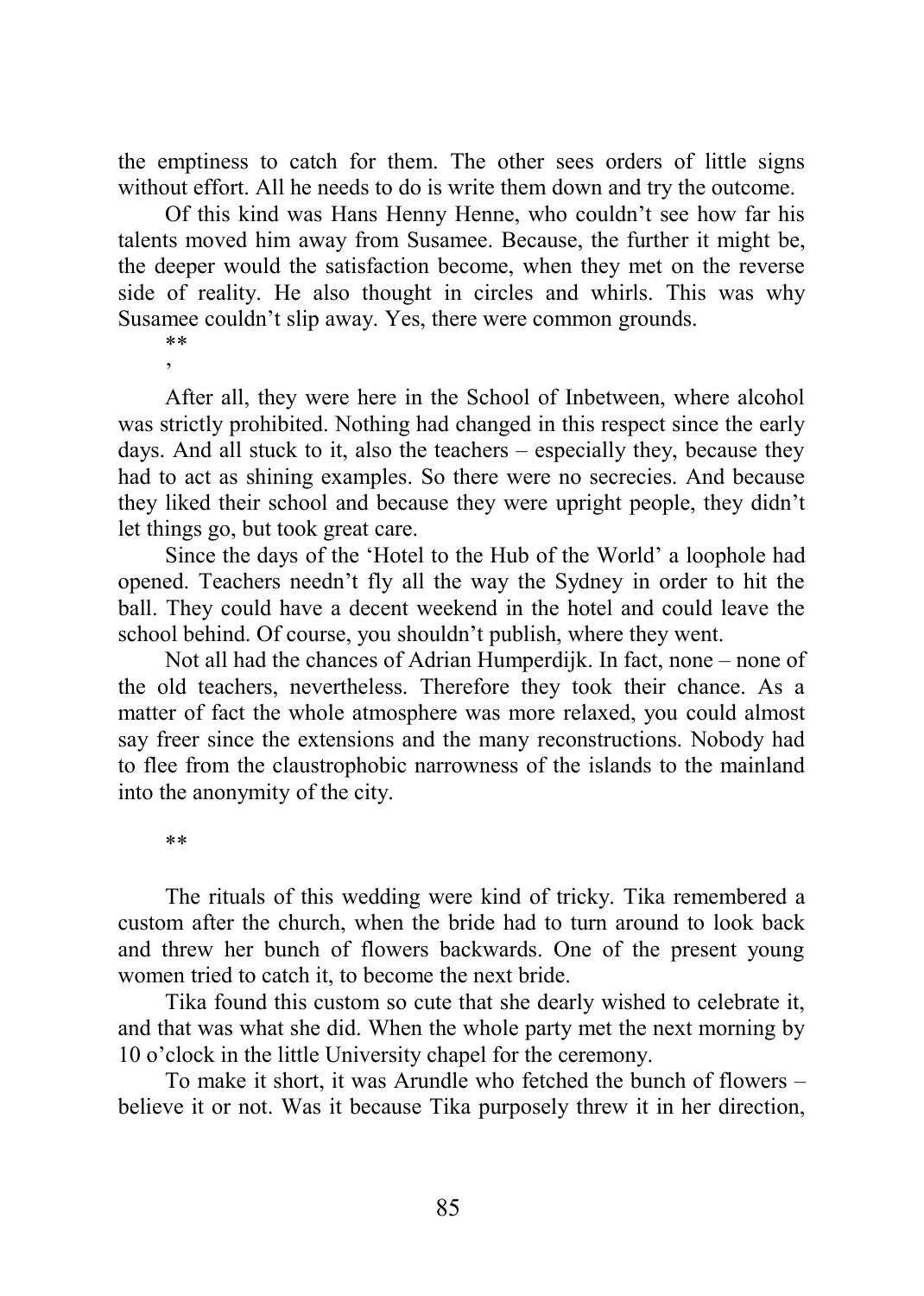the emptiness to catch for them. The other sees orders of little signs without effort. All he needs to do is write them down and try the outcome.

Of this kind was Hans Henny Henne, who couldn't see how far his talents moved him away from Susamee. Because, the further it might be, the deeper would the satisfaction become, when they met on the reverse side of reality. He also thought in circles and whirls. This was why Susamee couldn't slip away. Yes, there were common grounds.

**

,

After all, they were here in the School of Inbetween, where alcohol was strictly prohibited. Nothing had changed in this respect since the early days. And all stuck to it, also the teachers – especially they, because they had to act as shining examples. So there were no secrecies. And because they liked their school and because they were upright people, they didn't let things go, but took great care.

Since the days of the 'Hotel to the Hub of the World' a loophole had opened. Teachers needn't fly all the way the Sydney in order to hit the ball. They could have a decent weekend in the hotel and could leave the school behind. Of course, you shouldn't publish, where they went.

Not all had the chances of Adrian Humperdijk. In fact, none – none of the old teachers, nevertheless. Therefore they took their chance. As a matter of fact the whole atmosphere was more relaxed, you could almost say freer since the extensions and the many reconstructions. Nobody had to flee from the claustrophobic narrowness of the islands to the mainland into the anonymity of the city.

**

The rituals of this wedding were kind of tricky. Tika remembered a custom after the church, when the bride had to turn around to look back and threw her bunch of flowers backwards. One of the present young women tried to catch it, to become the next bride.

Tika found this custom so cute that she dearly wished to celebrate it, and that was what she did. When the whole party met the next morning by 10 o'clock in the little University chapel for the ceremony.

To make it short, it was Arundle who fetched the bunch of flowers – believe it or not. Was it because Tika purposely threw it in her direction,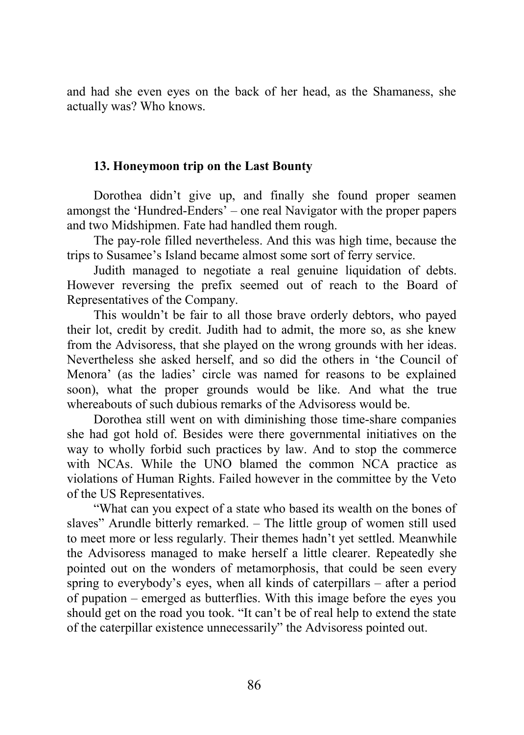and had she even eyes on the back of her head, as the Shamaness, she actually was? Who knows.

### 13. Honeymoon trip on the Last Bounty

Dorothea didn't give up, and finally she found proper seamen amongst the 'Hundred-Enders' – one real Navigator with the proper papers and two Midshipmen. Fate had handled them rough.

The pay-role filled nevertheless. And this was high time, because the trips to Susamee's Island became almost some sort of ferry service.

Judith managed to negotiate a real genuine liquidation of debts. However reversing the prefix seemed out of reach to the Board of Representatives of the Company.

This wouldn't be fair to all those brave orderly debtors, who payed their lot, credit by credit. Judith had to admit, the more so, as she knew from the Advisoress, that she played on the wrong grounds with her ideas. Nevertheless she asked herself, and so did the others in 'the Council of Menora' (as the ladies' circle was named for reasons to be explained soon), what the proper grounds would be like. And what the true whereabouts of such dubious remarks of the Advisoress would be.

Dorothea still went on with diminishing those time-share companies she had got hold of. Besides were there governmental initiatives on the way to wholly forbid such practices by law. And to stop the commerce with NCAs. While the UNO blamed the common NCA practice as violations of Human Rights. Failed however in the committee by the Veto of the US Representatives.

"What can you expect of a state who based its wealth on the bones of slaves" Arundle bitterly remarked. – The little group of women still used to meet more or less regularly. Their themes hadn't yet settled. Meanwhile the Advisoress managed to make herself a little clearer. Repeatedly she pointed out on the wonders of metamorphosis, that could be seen every spring to everybody's eyes, when all kinds of caterpillars – after a period of pupation – emerged as butterflies. With this image before the eyes you should get on the road you took. "It can't be of real help to extend the state of the caterpillar existence unnecessarily" the Advisoress pointed out.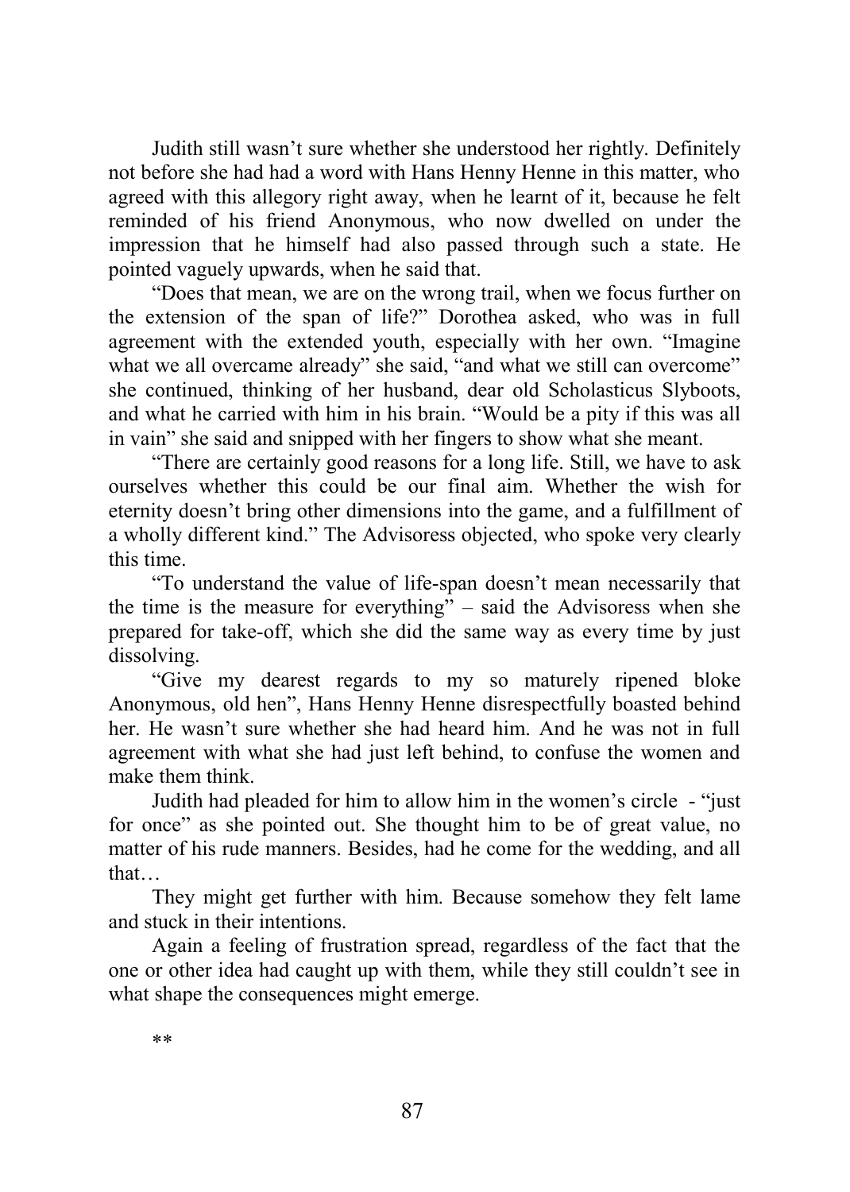Judith still wasn't sure whether she understood her rightly. Definitely not before she had had a word with Hans Henny Henne in this matter, who agreed with this allegory right away, when he learnt of it, because he felt reminded of his friend Anonymous, who now dwelled on under the impression that he himself had also passed through such a state. He pointed vaguely upwards, when he said that.

"Does that mean, we are on the wrong trail, when we focus further on the extension of the span of life?" Dorothea asked, who was in full agreement with the extended youth, especially with her own. "Imagine what we all overcame already" she said, "and what we still can overcome" she continued, thinking of her husband, dear old Scholasticus Slyboots, and what he carried with him in his brain. "Would be a pity if this was all in vain" she said and snipped with her fingers to show what she meant.

"There are certainly good reasons for a long life. Still, we have to ask ourselves whether this could be our final aim. Whether the wish for eternity doesn't bring other dimensions into the game, and a fulfillment of a wholly different kind." The Advisoress objected, who spoke very clearly this time.

"To understand the value of life-span doesn't mean necessarily that the time is the measure for everything" – said the Advisoress when she prepared for take-off, which she did the same way as every time by just dissolving.

"Give my dearest regards to my so maturely ripened bloke Anonymous, old hen", Hans Henny Henne disrespectfully boasted behind her. He wasn't sure whether she had heard him. And he was not in full agreement with what she had just left behind, to confuse the women and make them think.

Judith had pleaded for him to allow him in the women's circle - "just for once" as she pointed out. She thought him to be of great value, no matter of his rude manners. Besides, had he come for the wedding, and all that…

They might get further with him. Because somehow they felt lame and stuck in their intentions.

Again a feeling of frustration spread, regardless of the fact that the one or other idea had caught up with them, while they still couldn't see in what shape the consequences might emerge.

**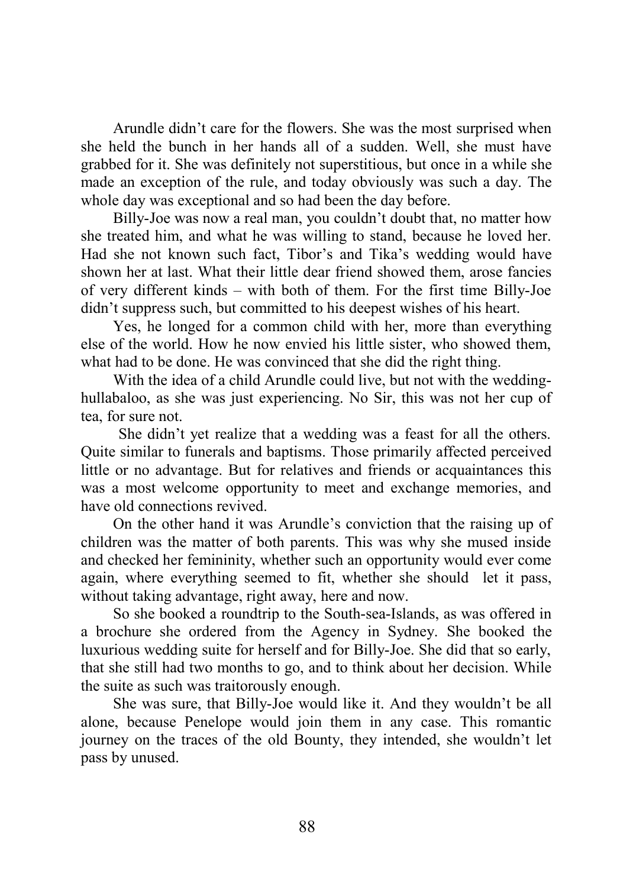Arundle didn't care for the flowers. She was the most surprised when she held the bunch in her hands all of a sudden. Well, she must have grabbed for it. She was definitely not superstitious, but once in a while she made an exception of the rule, and today obviously was such a day. The whole day was exceptional and so had been the day before.

Billy-Joe was now a real man, you couldn't doubt that, no matter how she treated him, and what he was willing to stand, because he loved her. Had she not known such fact, Tibor's and Tika's wedding would have shown her at last. What their little dear friend showed them, arose fancies of very different kinds – with both of them. For the first time Billy-Joe didn't suppress such, but committed to his deepest wishes of his heart.

Yes, he longed for a common child with her, more than everything else of the world. How he now envied his little sister, who showed them, what had to be done. He was convinced that she did the right thing.

With the idea of a child Arundle could live, but not with the wedding-hullabaloo, as she was just experiencing. No Sir, this was not her cup of tea, for sure not.

She didn't yet realize that a wedding was a feast for all the others. Quite similar to funerals and baptisms. Those primarily affected perceived little or no advantage. But for relatives and friends or acquaintances this was a most welcome opportunity to meet and exchange memories, and have old connections revived.

On the other hand it was Arundle's conviction that the raising up of children was the matter of both parents. This was why she mused inside and checked her femininity, whether such an opportunity would ever come again, where everything seemed to fit, whether she should let it pass, without taking advantage, right away, here and now.

So she booked a roundtrip to the South-sea-Islands, as was offered in a brochure she ordered from the Agency in Sydney. She booked the luxurious wedding suite for herself and for Billy-Joe. She did that so early, that she still had two months to go, and to think about her decision. While the suite as such was traitorously enough.

She was sure, that Billy-Joe would like it. And they wouldn't be all alone, because Penelope would join them in any case. This romantic journey on the traces of the old Bounty, they intended, she wouldn't let pass by unused.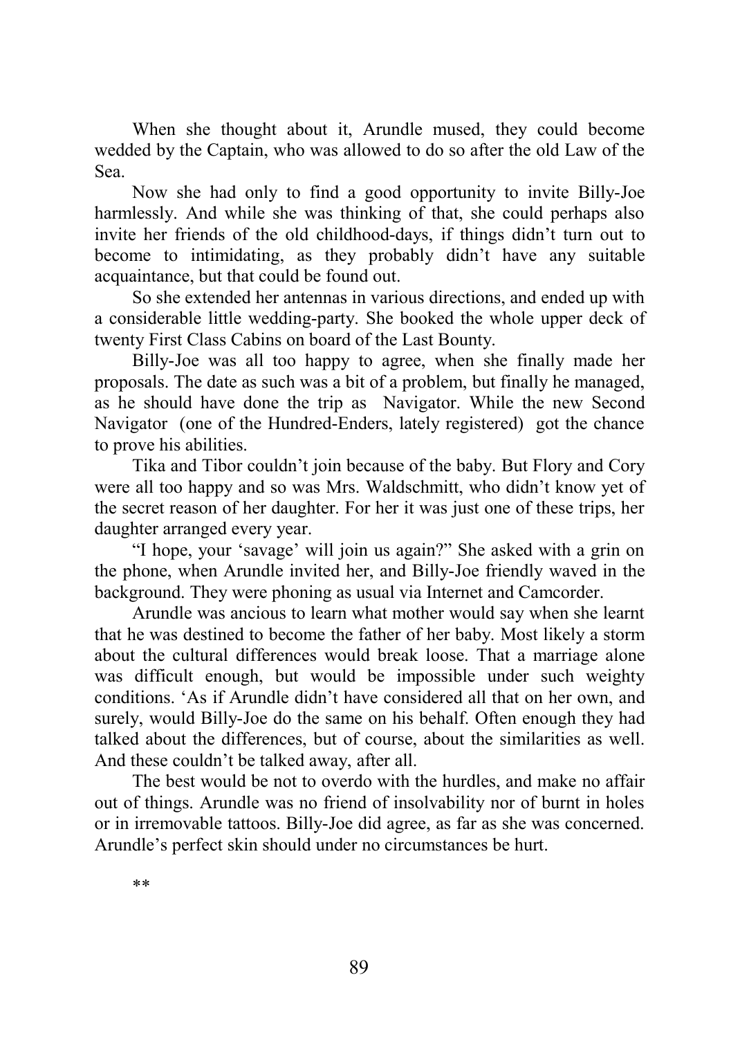When she thought about it, Arundle mused, they could become wedded by the Captain, who was allowed to do so after the old Law of the Sea.

Now she had only to find a good opportunity to invite Billy-Joe harmlessly. And while she was thinking of that, she could perhaps also invite her friends of the old childhood-days, if things didn't turn out to become to intimidating, as they probably didn't have any suitable acquaintance, but that could be found out.

So she extended her antennas in various directions, and ended up with a considerable little wedding-party. She booked the whole upper deck of twenty First Class Cabins on board of the Last Bounty.

Billy-Joe was all too happy to agree, when she finally made her proposals. The date as such was a bit of a problem, but finally he managed, as he should have done the trip as Navigator. While the new Second Navigator (one of the Hundred-Enders, lately registered) got the chance to prove his abilities.

Tika and Tibor couldn't join because of the baby. But Flory and Cory were all too happy and so was Mrs. Waldschmitt, who didn't know yet of the secret reason of her daughter. For her it was just one of these trips, her daughter arranged every year.

"I hope, your 'savage' will join us again?" She asked with a grin on the phone, when Arundle invited her, and Billy-Joe friendly waved in the background. They were phoning as usual via Internet and Camcorder.

Arundle was ancious to learn what mother would say when she learnt that he was destined to become the father of her baby. Most likely a storm about the cultural differences would break loose. That a marriage alone was difficult enough, but would be impossible under such weighty conditions. 'As if Arundle didn't have considered all that on her own, and surely, would Billy-Joe do the same on his behalf. Often enough they had talked about the differences, but of course, about the similarities as well. And these couldn't be talked away, after all.

The best would be not to overdo with the hurdles, and make no affair out of things. Arundle was no friend of insolvability nor of burnt in holes or in irremovable tattoos. Billy-Joe did agree, as far as she was concerned. Arundle's perfect skin should under no circumstances be hurt.

**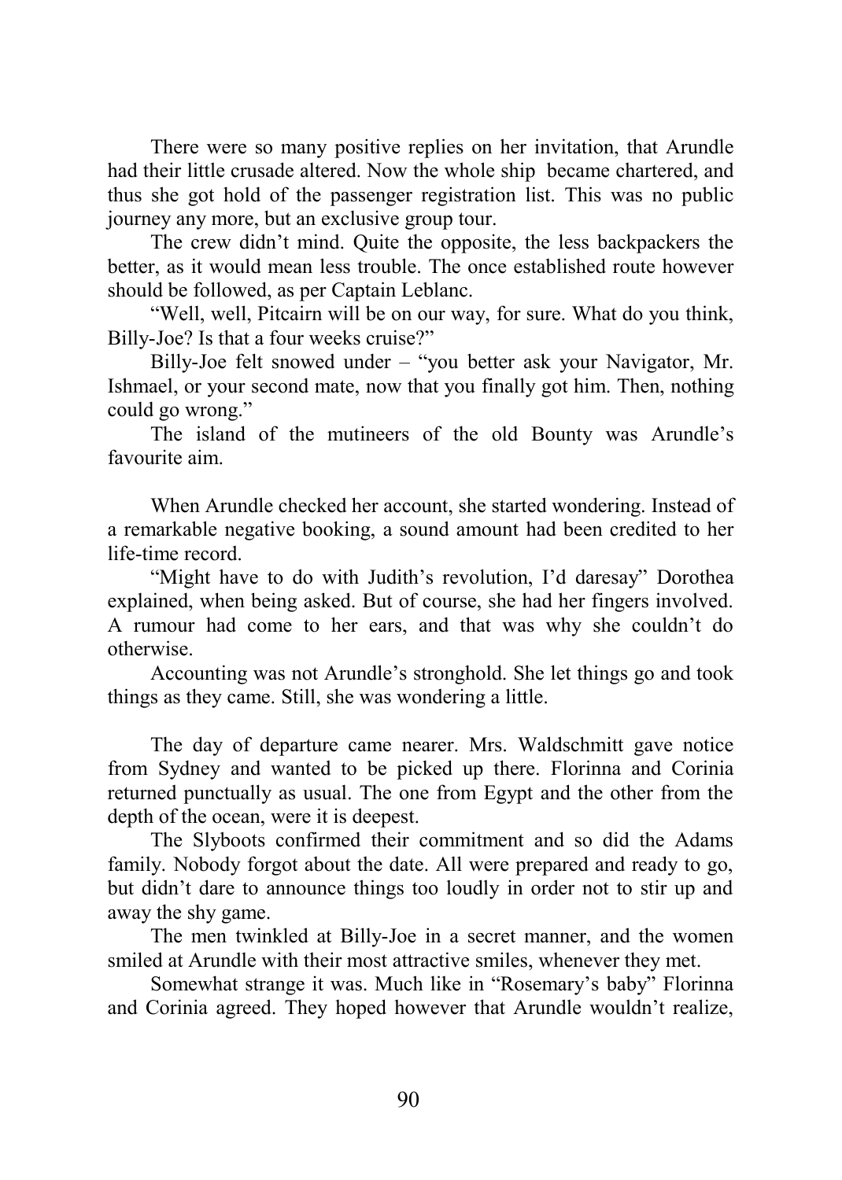There were so many positive replies on her invitation, that Arundle had their little crusade altered. Now the whole ship became chartered, and thus she got hold of the passenger registration list. This was no public journey any more, but an exclusive group tour.

The crew didn't mind. Quite the opposite, the less backpackers the better, as it would mean less trouble. The once established route however should be followed, as per Captain Leblanc.

"Well, well, Pitcairn will be on our way, for sure. What do you think, Billy-Joe? Is that a four weeks cruise?"

Billy-Joe felt snowed under – "you better ask your Navigator, Mr. Ishmael, or your second mate, now that you finally got him. Then, nothing could go wrong."

The island of the mutineers of the old Bounty was Arundle's favourite aim.

When Arundle checked her account, she started wondering. Instead of a remarkable negative booking, a sound amount had been credited to her life-time record.

"Might have to do with Judith's revolution, I'd daresay" Dorothea explained, when being asked. But of course, she had her fingers involved. A rumour had come to her ears, and that was why she couldn't do otherwise.

Accounting was not Arundle's stronghold. She let things go and took things as they came. Still, she was wondering a little.

The day of departure came nearer. Mrs. Waldschmitt gave notice from Sydney and wanted to be picked up there. Florinna and Corinia returned punctually as usual. The one from Egypt and the other from the depth of the ocean, were it is deepest.

The Slyboots confirmed their commitment and so did the Adams family. Nobody forgot about the date. All were prepared and ready to go, but didn't dare to announce things too loudly in order not to stir up and away the shy game.

The men twinkled at Billy-Joe in a secret manner, and the women smiled at Arundle with their most attractive smiles, whenever they met.

Somewhat strange it was. Much like in "Rosemary's baby" Florinna and Corinia agreed. They hoped however that Arundle wouldn't realize,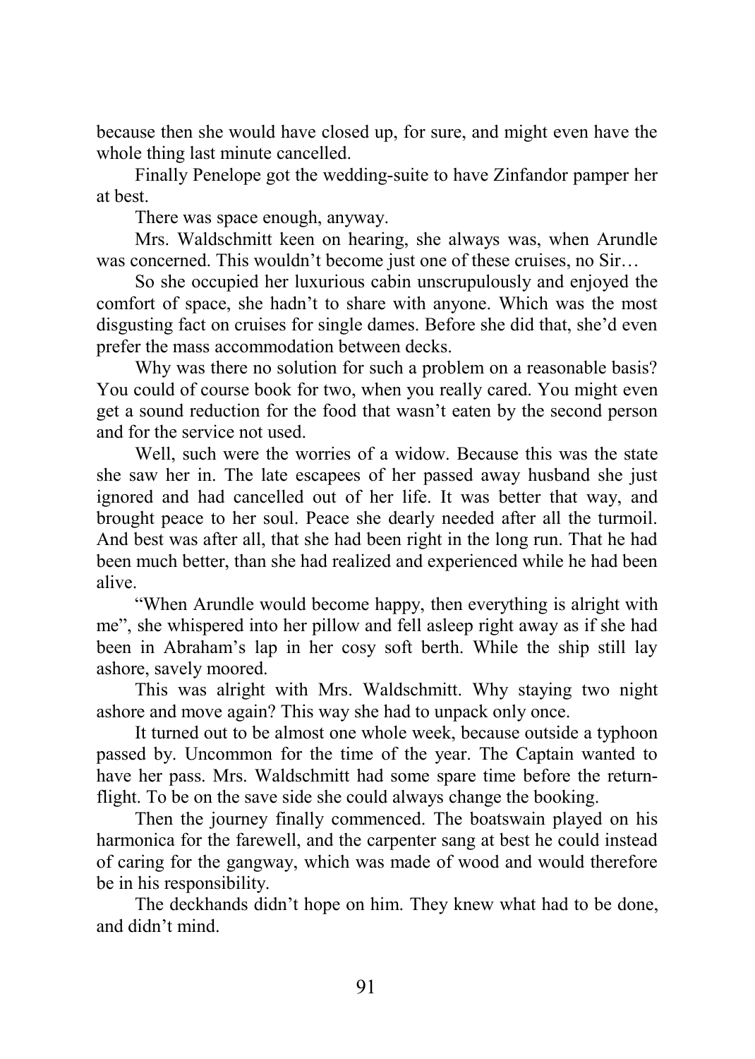because then she would have closed up, for sure, and might even have the whole thing last minute cancelled.

Finally Penelope got the wedding-suite to have Zinfandor pamper her at best.

There was space enough, anyway.

Mrs. Waldschmitt keen on hearing, she always was, when Arundle was concerned. This wouldn't become just one of these cruises, no Sir…

So she occupied her luxurious cabin unscrupulously and enjoyed the comfort of space, she hadn't to share with anyone. Which was the most disgusting fact on cruises for single dames. Before she did that, she'd even prefer the mass accommodation between decks.

Why was there no solution for such a problem on a reasonable basis? You could of course book for two, when you really cared. You might even get a sound reduction for the food that wasn't eaten by the second person and for the service not used.

Well, such were the worries of a widow. Because this was the state she saw her in. The late escapees of her passed away husband she just ignored and had cancelled out of her life. It was better that way, and brought peace to her soul. Peace she dearly needed after all the turmoil. And best was after all, that she had been right in the long run. That he had been much better, than she had realized and experienced while he had been alive.

"When Arundle would become happy, then everything is alright with me", she whispered into her pillow and fell asleep right away as if she had been in Abraham's lap in her cosy soft berth. While the ship still lay ashore, savely moored.

This was alright with Mrs. Waldschmitt. Why staying two night ashore and move again? This way she had to unpack only once.

It turned out to be almost one whole week, because outside a typhoon passed by. Uncommon for the time of the year. The Captain wanted to have her pass. Mrs. Waldschmitt had some spare time before the return-flight. To be on the save side she could always change the booking.

Then the journey finally commenced. The boatswain played on his harmonica for the farewell, and the carpenter sang at best he could instead of caring for the gangway, which was made of wood and would therefore be in his responsibility.

The deckhands didn't hope on him. They knew what had to be done, and didn't mind.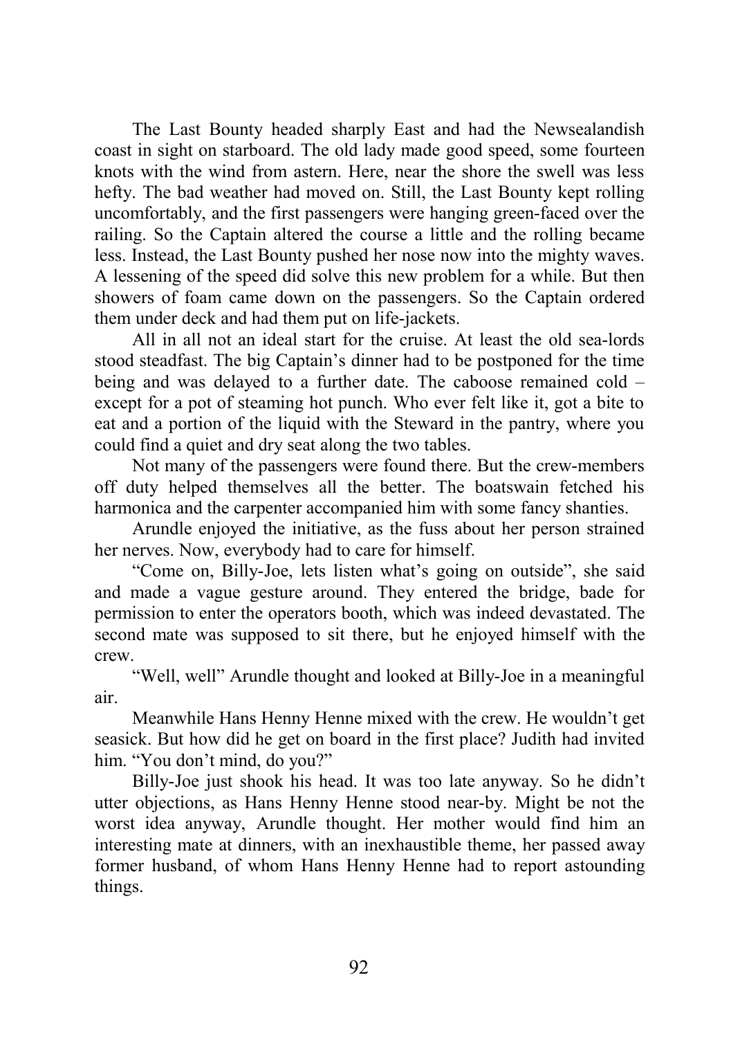The Last Bounty headed sharply East and had the Newsealandish coast in sight on starboard. The old lady made good speed, some fourteen knots with the wind from astern. Here, near the shore the swell was less hefty. The bad weather had moved on. Still, the Last Bounty kept rolling uncomfortably, and the first passengers were hanging green-faced over the railing. So the Captain altered the course a little and the rolling became less. Instead, the Last Bounty pushed her nose now into the mighty waves. A lessening of the speed did solve this new problem for a while. But then showers of foam came down on the passengers. So the Captain ordered them under deck and had them put on life-jackets.

All in all not an ideal start for the cruise. At least the old sea-lords stood steadfast. The big Captain's dinner had to be postponed for the time being and was delayed to a further date. The caboose remained cold – except for a pot of steaming hot punch. Who ever felt like it, got a bite to eat and a portion of the liquid with the Steward in the pantry, where you could find a quiet and dry seat along the two tables.

Not many of the passengers were found there. But the crew-members off duty helped themselves all the better. The boatswain fetched his harmonica and the carpenter accompanied him with some fancy shanties.

Arundle enjoyed the initiative, as the fuss about her person strained her nerves. Now, everybody had to care for himself.

"Come on, Billy-Joe, lets listen what's going on outside", she said and made a vague gesture around. They entered the bridge, bade for permission to enter the operators booth, which was indeed devastated. The second mate was supposed to sit there, but he enjoyed himself with the crew.

"Well, well" Arundle thought and looked at Billy-Joe in a meaningful air.

Meanwhile Hans Henny Henne mixed with the crew. He wouldn't get seasick. But how did he get on board in the first place? Judith had invited him. "You don't mind, do you?"

Billy-Joe just shook his head. It was too late anyway. So he didn't utter objections, as Hans Henny Henne stood near-by. Might be not the worst idea anyway, Arundle thought. Her mother would find him an interesting mate at dinners, with an inexhaustible theme, her passed away former husband, of whom Hans Henny Henne had to report astounding things.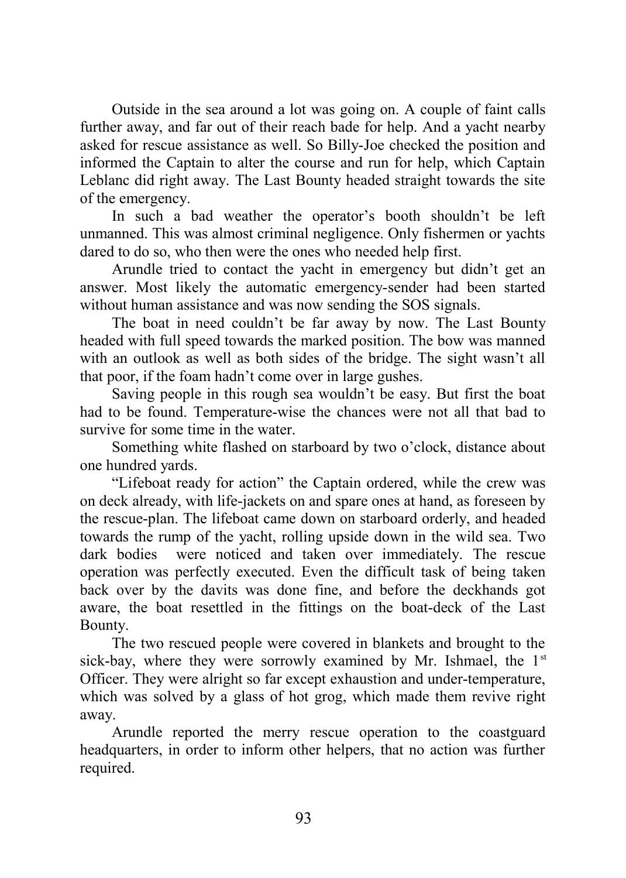Outside in the sea around a lot was going on. A couple of faint calls further away, and far out of their reach bade for help. And a yacht nearby asked for rescue assistance as well. So Billy-Joe checked the position and informed the Captain to alter the course and run for help, which Captain Leblanc did right away. The Last Bounty headed straight towards the site of the emergency.

In such a bad weather the operator's booth shouldn't be left unmanned. This was almost criminal negligence. Only fishermen or yachts dared to do so, who then were the ones who needed help first.

Arundle tried to contact the yacht in emergency but didn't get an answer. Most likely the automatic emergency-sender had been started without human assistance and was now sending the SOS signals.

The boat in need couldn't be far away by now. The Last Bounty headed with full speed towards the marked position. The bow was manned with an outlook as well as both sides of the bridge. The sight wasn't all that poor, if the foam hadn't come over in large gushes.

Saving people in this rough sea wouldn't be easy. But first the boat had to be found. Temperature-wise the chances were not all that bad to survive for some time in the water.

Something white flashed on starboard by two o'clock, distance about one hundred yards.

"Lifeboat ready for action" the Captain ordered, while the crew was on deck already, with life-jackets on and spare ones at hand, as foreseen by the rescue-plan. The lifeboat came down on starboard orderly, and headed towards the rump of the yacht, rolling upside down in the wild sea. Two dark bodies were noticed and taken over immediately. The rescue operation was perfectly executed. Even the difficult task of being taken back over by the davits was done fine, and before the deckhands got aware, the boat resettled in the fittings on the boat-deck of the Last Bounty.

The two rescued people were covered in blankets and brought to the sick-bay, where they were sorrowly examined by Mr. Ishmael, the 1st Officer. They were alright so far except exhaustion and under-temperature, which was solved by a glass of hot grog, which made them revive right away.

Arundle reported the merry rescue operation to the coastguard headquarters, in order to inform other helpers, that no action was further required.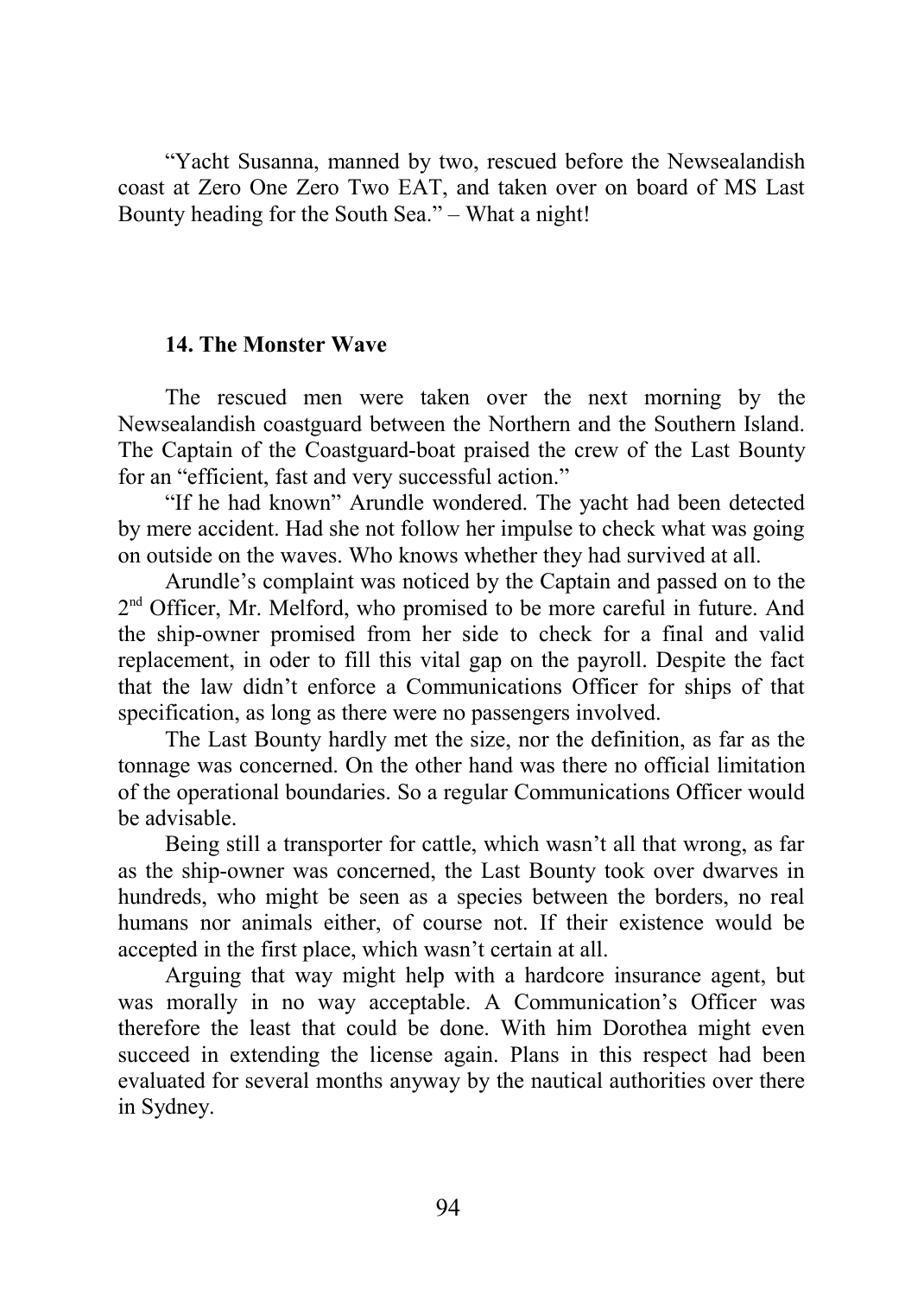“Yacht Susanna, manned by two, rescued before the Newsealandish coast at Zero One Zero Two EAT, and taken over on board of MS Last Bounty heading for the South Sea.” – What a night!

## 14. The Monster Wave

The rescued men were taken over the next morning by the Newsealandish coastguard between the Northern and the Southern Island. The Captain of the Coastguard-boat praised the crew of the Last Bounty for an “efficient, fast and very successful action.”

“If he had known” Arundle wondered. The yacht had been detected by mere accident. Had she not follow her impulse to check what was going on outside on the waves. Who knows whether they had survived at all.

Arundle’s complaint was noticed by the Captain and passed on to the 2nd Officer, Mr. Melford, who promised to be more careful in future. And the ship-owner promised from her side to check for a final and valid replacement, in oder to fill this vital gap on the payroll. Despite the fact that the law didn’t enforce a Communications Officer for ships of that specification, as long as there were no passengers involved.

The Last Bounty hardly met the size, nor the definition, as far as the tonnage was concerned. On the other hand was there no official limitation of the operational boundaries. So a regular Communications Officer would be advisable.

Being still a transporter for cattle, which wasn’t all that wrong, as far as the ship-owner was concerned, the Last Bounty took over dwarves in hundreds, who might be seen as a species between the borders, no real humans nor animals either, of course not. If their existence would be accepted in the first place, which wasn’t certain at all.

Arguing that way might help with a hardcore insurance agent, but was morally in no way acceptable. A Communication’s Officer was therefore the least that could be done. With him Dorothea might even succeed in extending the license again. Plans in this respect had been evaluated for several months anyway by the nautical authorities over there in Sydney.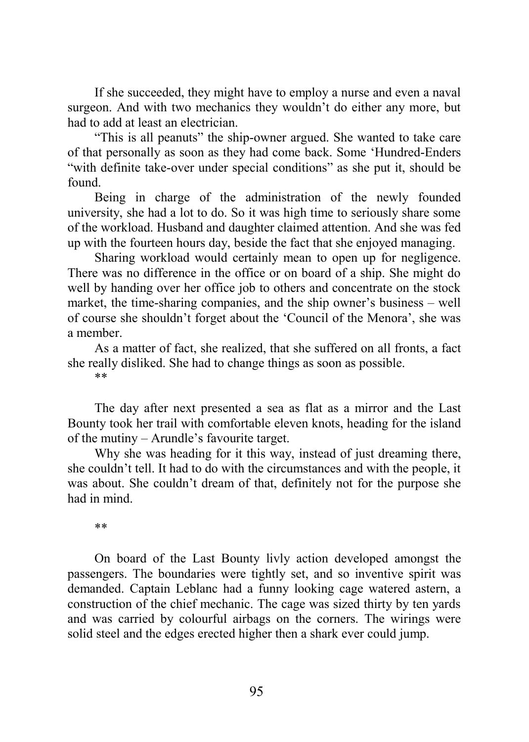If she succeeded, they might have to employ a nurse and even a naval surgeon. And with two mechanics they wouldn't do either any more, but had to add at least an electrician.

"This is all peanuts" the ship-owner argued. She wanted to take care of that personally as soon as they had come back. Some 'Hundred-Enders "with definite take-over under special conditions" as she put it, should be found.

Being in charge of the administration of the newly founded university, she had a lot to do. So it was high time to seriously share some of the workload. Husband and daughter claimed attention. And she was fed up with the fourteen hours day, beside the fact that she enjoyed managing.

Sharing workload would certainly mean to open up for negligence. There was no difference in the office or on board of a ship. She might do well by handing over her office job to others and concentrate on the stock market, the time-sharing companies, and the ship owner's business – well of course she shouldn't forget about the 'Council of the Menora', she was a member.

As a matter of fact, she realized, that she suffered on all fronts, a fact she really disliked. She had to change things as soon as possible.

**

The day after next presented a sea as flat as a mirror and the Last Bounty took her trail with comfortable eleven knots, heading for the island of the mutiny – Arundle's favourite target.

Why she was heading for it this way, instead of just dreaming there, she couldn't tell. It had to do with the circumstances and with the people, it was about. She couldn't dream of that, definitely not for the purpose she had in mind.

**

On board of the Last Bounty livly action developed amongst the passengers. The boundaries were tightly set, and so inventive spirit was demanded. Captain Leblanc had a funny looking cage watered astern, a construction of the chief mechanic. The cage was sized thirty by ten yards and was carried by colourful airbags on the corners. The wirings were solid steel and the edges erected higher then a shark ever could jump.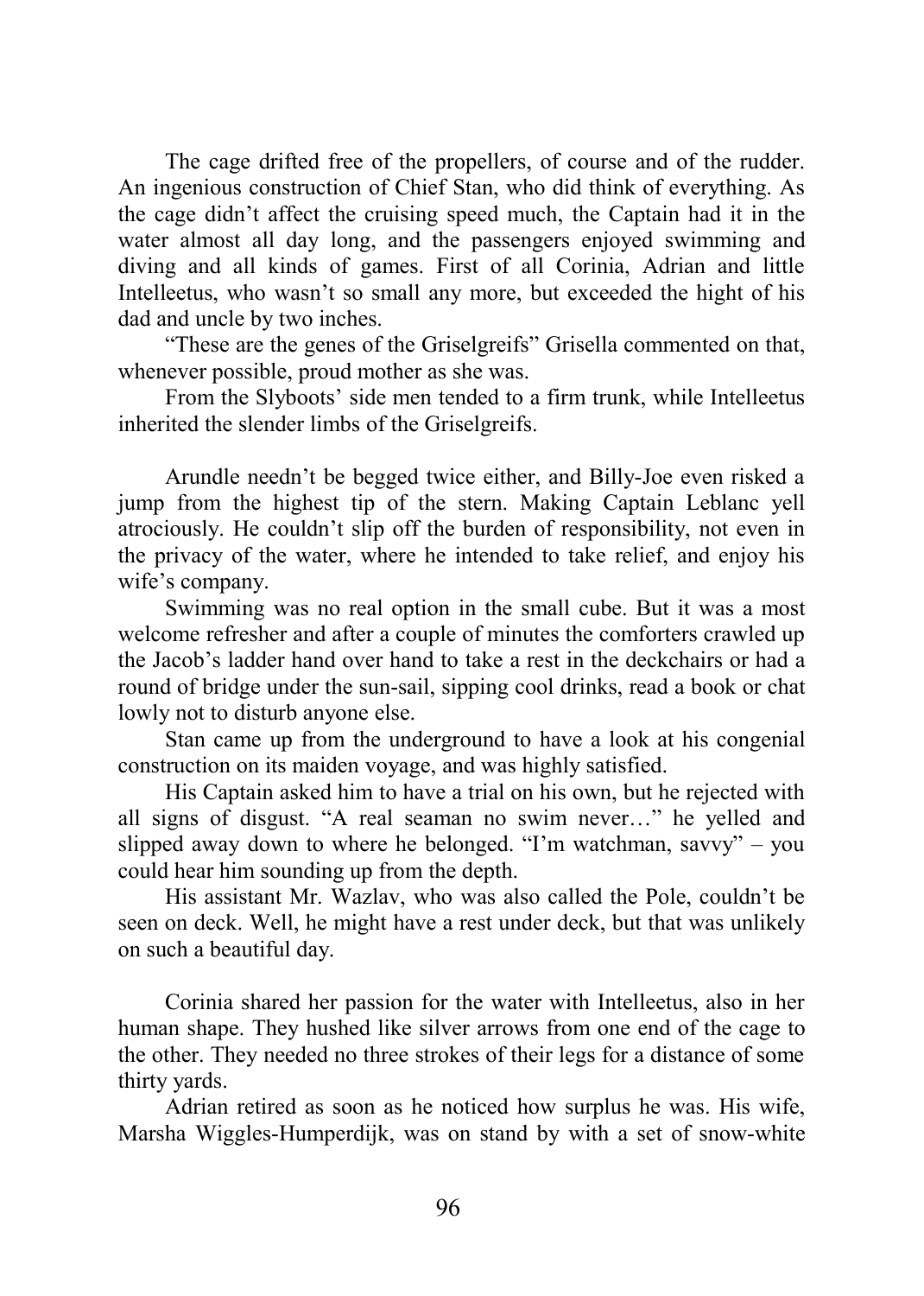The cage drifted free of the propellers, of course and of the rudder. An ingenious construction of Chief Stan, who did think of everything. As the cage didn't affect the cruising speed much, the Captain had it in the water almost all day long, and the passengers enjoyed swimming and diving and all kinds of games. First of all Corinia, Adrian and little Intelleetus, who wasn't so small any more, but exceeded the hight of his dad and uncle by two inches.

"These are the genes of the Griselgreifs" Grisella commented on that, whenever possible, proud mother as she was.

From the Slyboots' side men tended to a firm trunk, while Intelleetus inherited the slender limbs of the Griselgreifs.

Arundle needn't be begged twice either, and Billy-Joe even risked a jump from the highest tip of the stern. Making Captain Leblanc yell atrociously. He couldn't slip off the burden of responsibility, not even in the privacy of the water, where he intended to take relief, and enjoy his wife's company.

Swimming was no real option in the small cube. But it was a most welcome refresher and after a couple of minutes the comforters crawled up the Jacob's ladder hand over hand to take a rest in the deckchairs or had a round of bridge under the sun-sail, sipping cool drinks, read a book or chat lowly not to disturb anyone else.

Stan came up from the underground to have a look at his congenial construction on its maiden voyage, and was highly satisfied.

His Captain asked him to have a trial on his own, but he rejected with all signs of disgust. "A real seaman no swim never…" he yelled and slipped away down to where he belonged. "I'm watchman, savvy" – you could hear him sounding up from the depth.

His assistant Mr. Wazlav, who was also called the Pole, couldn't be seen on deck. Well, he might have a rest under deck, but that was unlikely on such a beautiful day.

Corinia shared her passion for the water with Intelleetus, also in her human shape. They hushed like silver arrows from one end of the cage to the other. They needed no three strokes of their legs for a distance of some thirty yards.

Adrian retired as soon as he noticed how surplus he was. His wife, Marsha Wiggles-Humperdijk, was on stand by with a set of snow-white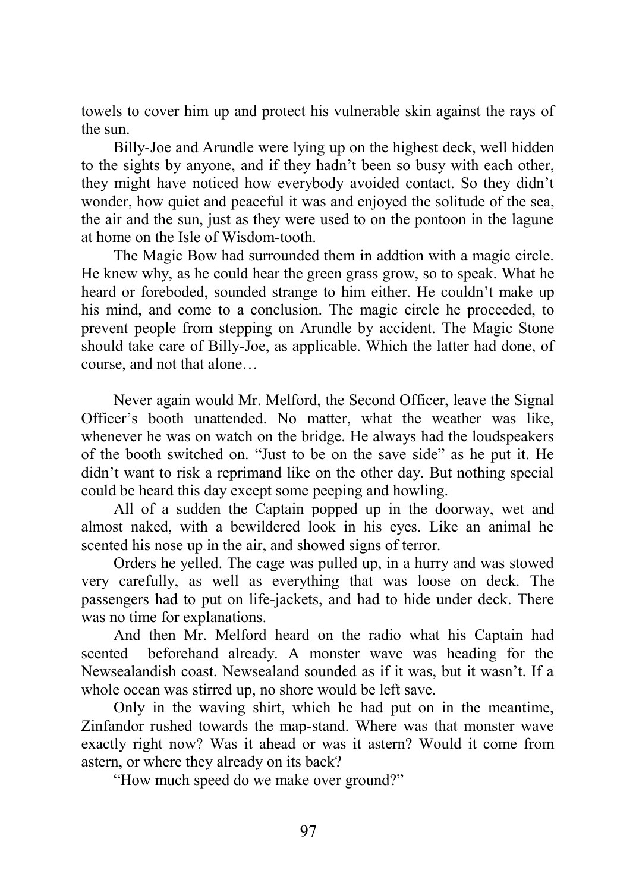towels to cover him up and protect his vulnerable skin against the rays of the sun.

Billy-Joe and Arundle were lying up on the highest deck, well hidden to the sights by anyone, and if they hadn't been so busy with each other, they might have noticed how everybody avoided contact. So they didn't wonder, how quiet and peaceful it was and enjoyed the solitude of the sea, the air and the sun, just as they were used to on the pontoon in the lagune at home on the Isle of Wisdom-tooth.

The Magic Bow had surrounded them in addtion with a magic circle. He knew why, as he could hear the green grass grow, so to speak. What he heard or foreboded, sounded strange to him either. He couldn't make up his mind, and come to a conclusion. The magic circle he proceeded, to prevent people from stepping on Arundle by accident. The Magic Stone should take care of Billy-Joe, as applicable. Which the latter had done, of course, and not that alone…

Never again would Mr. Melford, the Second Officer, leave the Signal Officer's booth unattended. No matter, what the weather was like, whenever he was on watch on the bridge. He always had the loudspeakers of the booth switched on. "Just to be on the save side" as he put it. He didn't want to risk a reprimand like on the other day. But nothing special could be heard this day except some peeping and howling.

All of a sudden the Captain popped up in the doorway, wet and almost naked, with a bewildered look in his eyes. Like an animal he scented his nose up in the air, and showed signs of terror.

Orders he yelled. The cage was pulled up, in a hurry and was stowed very carefully, as well as everything that was loose on deck. The passengers had to put on life-jackets, and had to hide under deck. There was no time for explanations.

And then Mr. Melford heard on the radio what his Captain had scented beforehand already. A monster wave was heading for the Newsealandish coast. Newsealand sounded as if it was, but it wasn't. If a whole ocean was stirred up, no shore would be left save.

Only in the waving shirt, which he had put on in the meantime, Zinfandor rushed towards the map-stand. Where was that monster wave exactly right now? Was it ahead or was it astern? Would it come from astern, or where they already on its back?

"How much speed do we make over ground?"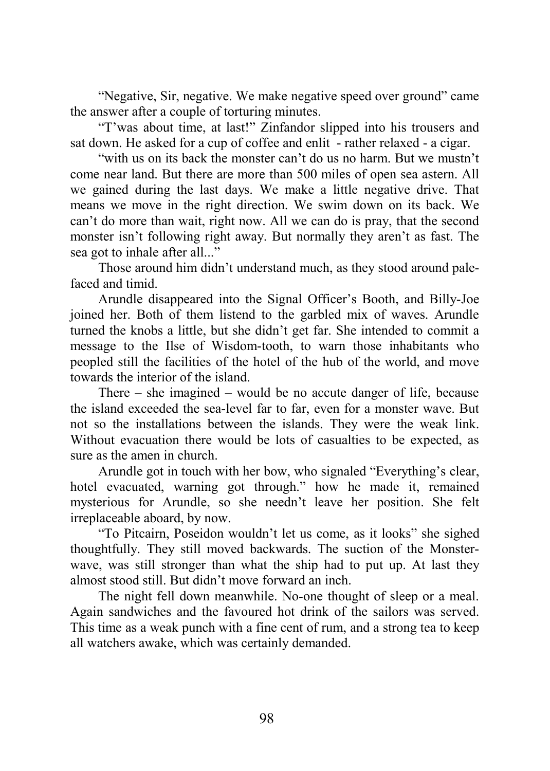"Negative, Sir, negative. We make negative speed over ground" came the answer after a couple of torturing minutes.

"T'was about time, at last!" Zinfandor slipped into his trousers and sat down. He asked for a cup of coffee and enlit - rather relaxed - a cigar.

"with us on its back the monster can't do us no harm. But we mustn't come near land. But there are more than 500 miles of open sea astern. All we gained during the last days. We make a little negative drive. That means we move in the right direction. We swim down on its back. We can't do more than wait, right now. All we can do is pray, that the second monster isn't following right away. But normally they aren't as fast. The sea got to inhale after all..."

Those around him didn't understand much, as they stood around pale-faced and timid.

Arundle disappeared into the Signal Officer's Booth, and Billy-Joe joined her. Both of them listend to the garbled mix of waves. Arundle turned the knobs a little, but she didn't get far. She intended to commit a message to the Ilse of Wisdom-tooth, to warn those inhabitants who peopled still the facilities of the hotel of the hub of the world, and move towards the interior of the island.

There – she imagined – would be no accute danger of life, because the island exceeded the sea-level far to far, even for a monster wave. But not so the installations between the islands. They were the weak link. Without evacuation there would be lots of casualties to be expected, as sure as the amen in church.

Arundle got in touch with her bow, who signaled "Everything's clear, hotel evacuated, warning got through." how he made it, remained mysterious for Arundle, so she needn't leave her position. She felt irreplaceable aboard, by now.

"To Pitcairn, Poseidon wouldn't let us come, as it looks" she sighed thoughtfully. They still moved backwards. The suction of the Monster-wave, was still stronger than what the ship had to put up. At last they almost stood still. But didn't move forward an inch.

The night fell down meanwhile. No-one thought of sleep or a meal. Again sandwiches and the favoured hot drink of the sailors was served. This time as a weak punch with a fine cent of rum, and a strong tea to keep all watchers awake, which was certainly demanded.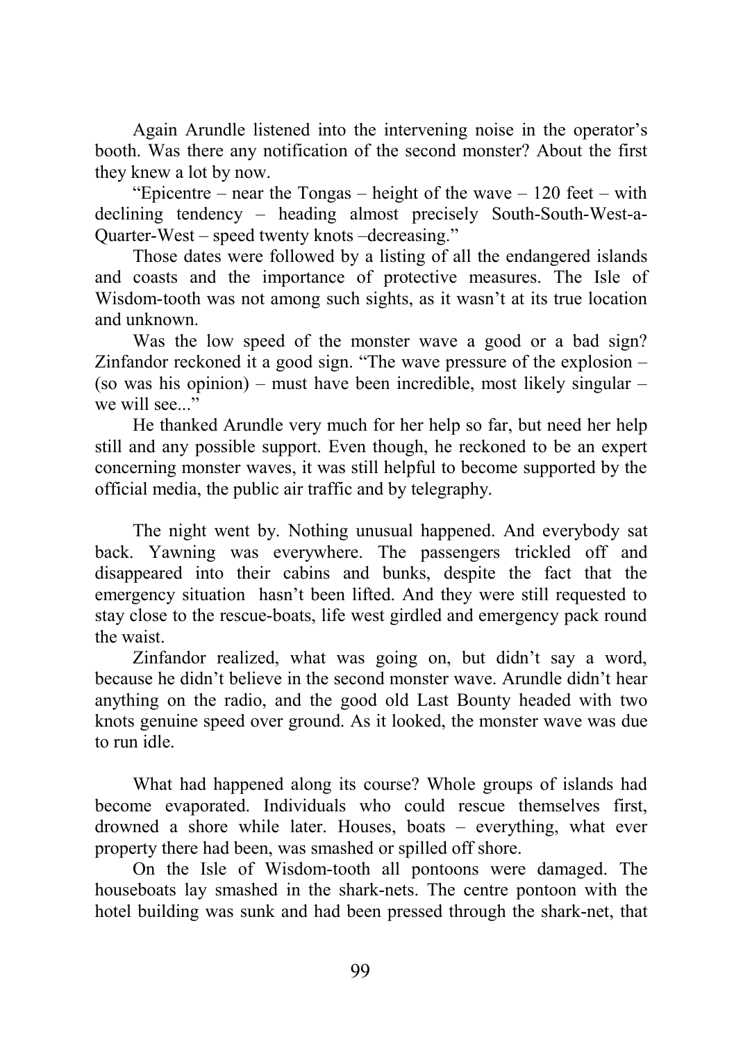Again Arundle listened into the intervening noise in the operator's booth. Was there any notification of the second monster? About the first they knew a lot by now.

"Epicentre – near the Tongas – height of the wave – 120 feet – with declining tendency – heading almost precisely South-South-West-a-Quarter-West – speed twenty knots –decreasing."

Those dates were followed by a listing of all the endangered islands and coasts and the importance of protective measures. The Isle of Wisdom-tooth was not among such sights, as it wasn't at its true location and unknown.

Was the low speed of the monster wave a good or a bad sign? Zinfandor reckoned it a good sign. "The wave pressure of the explosion – (so was his opinion) – must have been incredible, most likely singular – we will see..."

He thanked Arundle very much for her help so far, but need her help still and any possible support. Even though, he reckoned to be an expert concerning monster waves, it was still helpful to become supported by the official media, the public air traffic and by telegraphy.

The night went by. Nothing unusual happened. And everybody sat back. Yawning was everywhere. The passengers trickled off and disappeared into their cabins and bunks, despite the fact that the emergency situation hasn't been lifted. And they were still requested to stay close to the rescue-boats, life west girdled and emergency pack round the waist.

Zinfandor realized, what was going on, but didn't say a word, because he didn't believe in the second monster wave. Arundle didn't hear anything on the radio, and the good old Last Bounty headed with two knots genuine speed over ground. As it looked, the monster wave was due to run idle.

What had happened along its course? Whole groups of islands had become evaporated. Individuals who could rescue themselves first, drowned a shore while later. Houses, boats – everything, what ever property there had been, was smashed or spilled off shore.

On the Isle of Wisdom-tooth all pontoons were damaged. The houseboats lay smashed in the shark-nets. The centre pontoon with the hotel building was sunk and had been pressed through the shark-net, that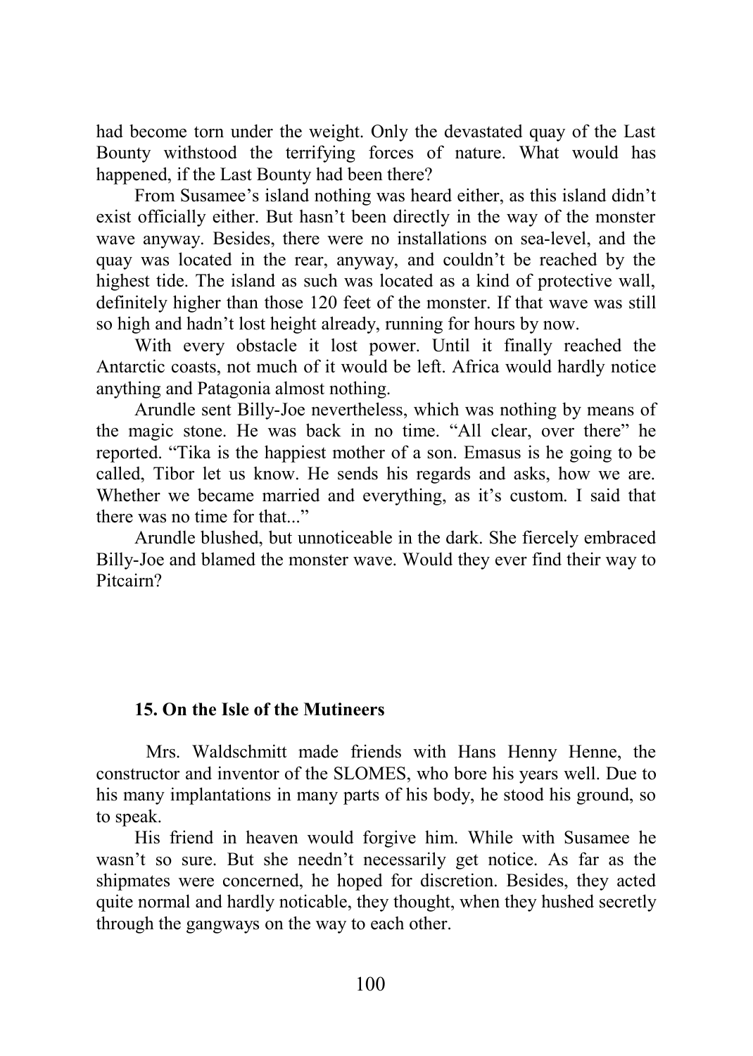had become torn under the weight. Only the devastated quay of the Last Bounty withstood the terrifying forces of nature. What would has happened, if the Last Bounty had been there?

From Susamee's island nothing was heard either, as this island didn't exist officially either. But hasn't been directly in the way of the monster wave anyway. Besides, there were no installations on sea-level, and the quay was located in the rear, anyway, and couldn't be reached by the highest tide. The island as such was located as a kind of protective wall, definitely higher than those 120 feet of the monster. If that wave was still so high and hadn't lost height already, running for hours by now.

With every obstacle it lost power. Until it finally reached the Antarctic coasts, not much of it would be left. Africa would hardly notice anything and Patagonia almost nothing.

Arundle sent Billy-Joe nevertheless, which was nothing by means of the magic stone. He was back in no time. "All clear, over there" he reported. "Tika is the happiest mother of a son. Emasus is he going to be called, Tibor let us know. He sends his regards and asks, how we are. Whether we became married and everything, as it's custom. I said that there was no time for that..."

Arundle blushed, but unnoticeable in the dark. She fiercely embraced Billy-Joe and blamed the monster wave. Would they ever find their way to Pitcairn?

## 15. On the Isle of the Mutineers

Mrs. Waldschmitt made friends with Hans Henny Henne, the constructor and inventor of the SLOMES, who bore his years well. Due to his many implantations in many parts of his body, he stood his ground, so to speak.

His friend in heaven would forgive him. While with Susamee he wasn't so sure. But she needn't necessarily get notice. As far as the shipmates were concerned, he hoped for discretion. Besides, they acted quite normal and hardly noticable, they thought, when they hushed secretly through the gangways on the way to each other.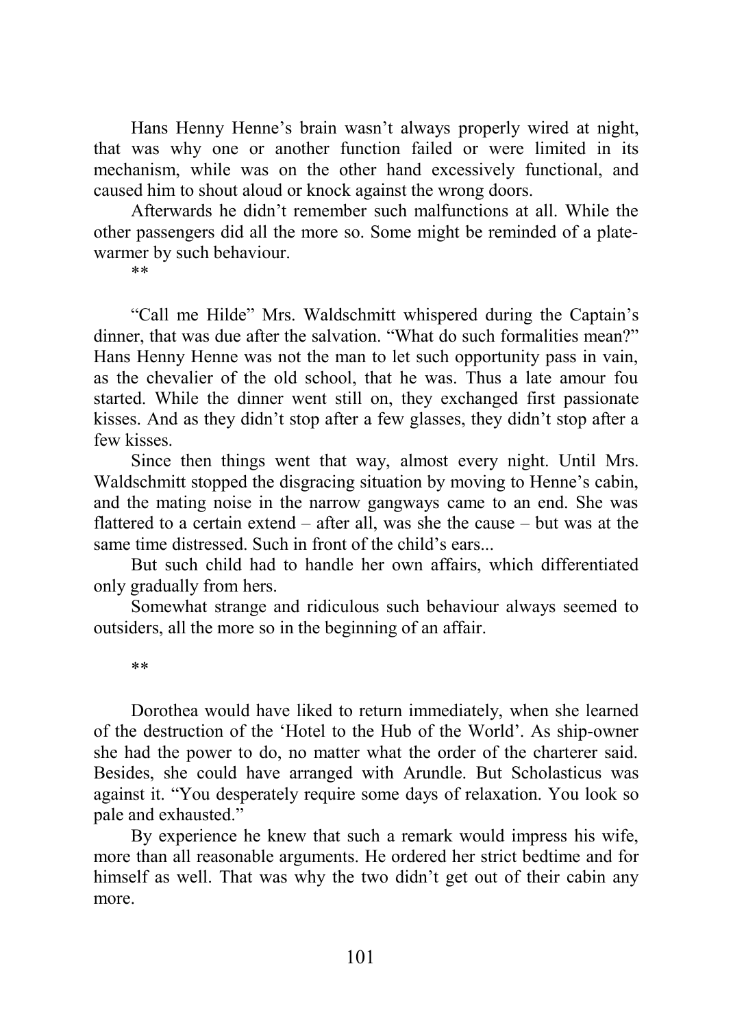Hans Henny Henne's brain wasn't always properly wired at night, that was why one or another function failed or were limited in its mechanism, while was on the other hand excessively functional, and caused him to shout aloud or knock against the wrong doors.

Afterwards he didn't remember such malfunctions at all. While the other passengers did all the more so. Some might be reminded of a plate-warmer by such behaviour.

**

"Call me Hilde" Mrs. Waldschmitt whispered during the Captain's dinner, that was due after the salvation. "What do such formalities mean?" Hans Henny Henne was not the man to let such opportunity pass in vain, as the chevalier of the old school, that he was. Thus a late amour fou started. While the dinner went still on, they exchanged first passionate kisses. And as they didn't stop after a few glasses, they didn't stop after a few kisses.

Since then things went that way, almost every night. Until Mrs. Waldschmitt stopped the disgracing situation by moving to Henne's cabin, and the mating noise in the narrow gangways came to an end. She was flattered to a certain extend – after all, was she the cause – but was at the same time distressed. Such in front of the child's ears...

But such child had to handle her own affairs, which differentiated only gradually from hers.

Somewhat strange and ridiculous such behaviour always seemed to outsiders, all the more so in the beginning of an affair.

**

Dorothea would have liked to return immediately, when she learned of the destruction of the 'Hotel to the Hub of the World'. As ship-owner she had the power to do, no matter what the order of the charterer said. Besides, she could have arranged with Arundle. But Scholasticus was against it. "You desperately require some days of relaxation. You look so pale and exhausted."

By experience he knew that such a remark would impress his wife, more than all reasonable arguments. He ordered her strict bedtime and for himself as well. That was why the two didn't get out of their cabin any more.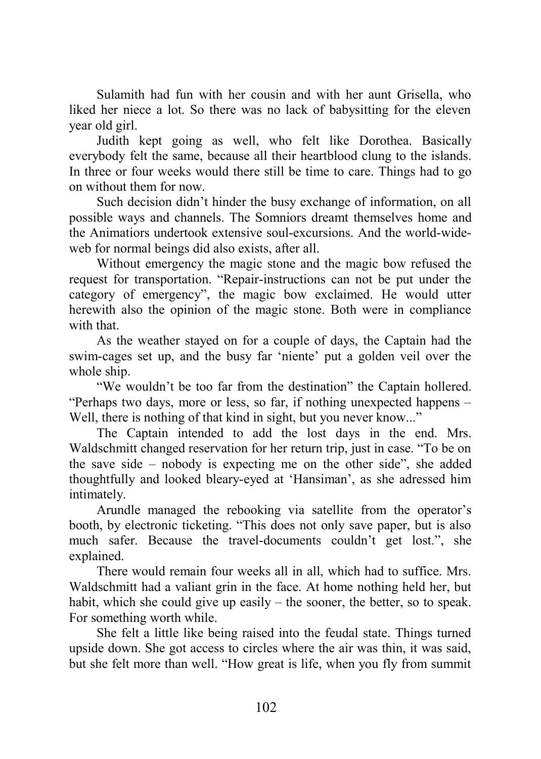Sulamith had fun with her cousin and with her aunt Grisella, who liked her niece a lot. So there was no lack of babysitting for the eleven year old girl.

Judith kept going as well, who felt like Dorothea. Basically everybody felt the same, because all their heartblood clung to the islands. In three or four weeks would there still be time to care. Things had to go on without them for now.

Such decision didn't hinder the busy exchange of information, on all possible ways and channels. The Somniors dreamt themselves home and the Animatiors undertook extensive soul-excursions. And the world-wide-web for normal beings did also exists, after all.

Without emergency the magic stone and the magic bow refused the request for transportation. "Repair-instructions can not be put under the category of emergency", the magic bow exclaimed. He would utter herewith also the opinion of the magic stone. Both were in compliance with that.

As the weather stayed on for a couple of days, the Captain had the swim-cages set up, and the busy far 'niente' put a golden veil over the whole ship.

"We wouldn't be too far from the destination" the Captain hollered. "Perhaps two days, more or less, so far, if nothing unexpected happens – Well, there is nothing of that kind in sight, but you never know..."

The Captain intended to add the lost days in the end. Mrs. Waldschmitt changed reservation for her return trip, just in case. "To be on the save side – nobody is expecting me on the other side", she added thoughtfully and looked bleary-eyed at 'Hansiman', as she adressed him intimately.

Arundle managed the rebooking via satellite from the operator's booth, by electronic ticketing. "This does not only save paper, but is also much safer. Because the travel-documents couldn't get lost.", she explained.

There would remain four weeks all in all, which had to suffice. Mrs. Waldschmitt had a valiant grin in the face. At home nothing held her, but habit, which she could give up easily – the sooner, the better, so to speak. For something worth while.

She felt a little like being raised into the feudal state. Things turned upside down. She got access to circles where the air was thin, it was said, but she felt more than well. "How great is life, when you fly from summit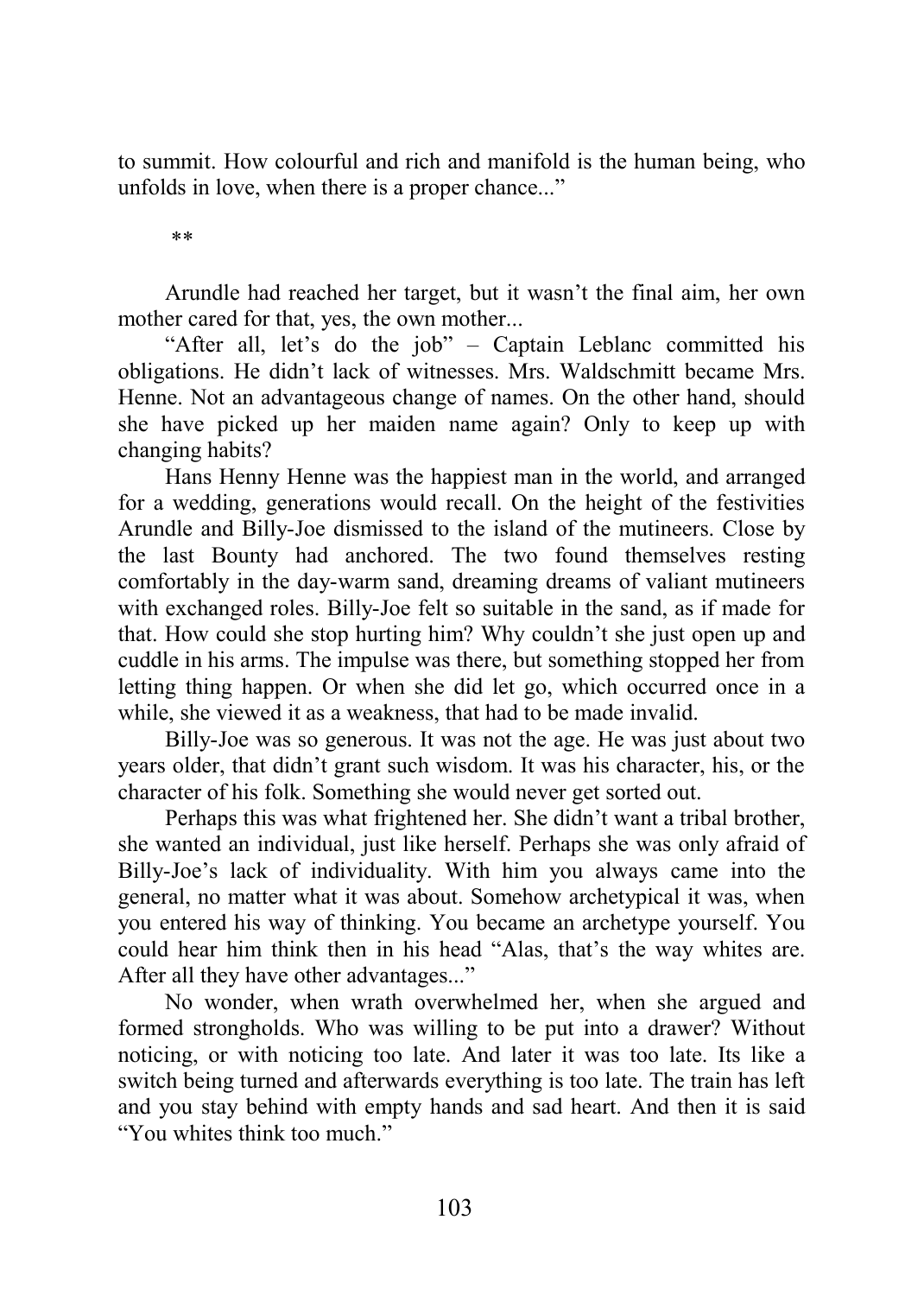to summit. How colourful and rich and manifold is the human being, who unfolds in love, when there is a proper chance..."

\*\*

Arundle had reached her target, but it wasn't the final aim, her own mother cared for that, yes, the own mother...

"After all, let's do the job" – Captain Leblanc committed his obligations. He didn't lack of witnesses. Mrs. Waldschmitt became Mrs. Henne. Not an advantageous change of names. On the other hand, should she have picked up her maiden name again? Only to keep up with changing habits?

Hans Henny Henne was the happiest man in the world, and arranged for a wedding, generations would recall. On the height of the festivities Arundle and Billy-Joe dismissed to the island of the mutineers. Close by the last Bounty had anchored. The two found themselves resting comfortably in the day-warm sand, dreaming dreams of valiant mutineers with exchanged roles. Billy-Joe felt so suitable in the sand, as if made for that. How could she stop hurting him? Why couldn't she just open up and cuddle in his arms. The impulse was there, but something stopped her from letting thing happen. Or when she did let go, which occurred once in a while, she viewed it as a weakness, that had to be made invalid.

Billy-Joe was so generous. It was not the age. He was just about two years older, that didn't grant such wisdom. It was his character, his, or the character of his folk. Something she would never get sorted out.

Perhaps this was what frightened her. She didn't want a tribal brother, she wanted an individual, just like herself. Perhaps she was only afraid of Billy-Joe's lack of individuality. With him you always came into the general, no matter what it was about. Somehow archetypical it was, when you entered his way of thinking. You became an archetype yourself. You could hear him think then in his head "Alas, that's the way whites are. After all they have other advantages..."

No wonder, when wrath overwhelmed her, when she argued and formed strongholds. Who was willing to be put into a drawer? Without noticing, or with noticing too late. And later it was too late. Its like a switch being turned and afterwards everything is too late. The train has left and you stay behind with empty hands and sad heart. And then it is said "You whites think too much."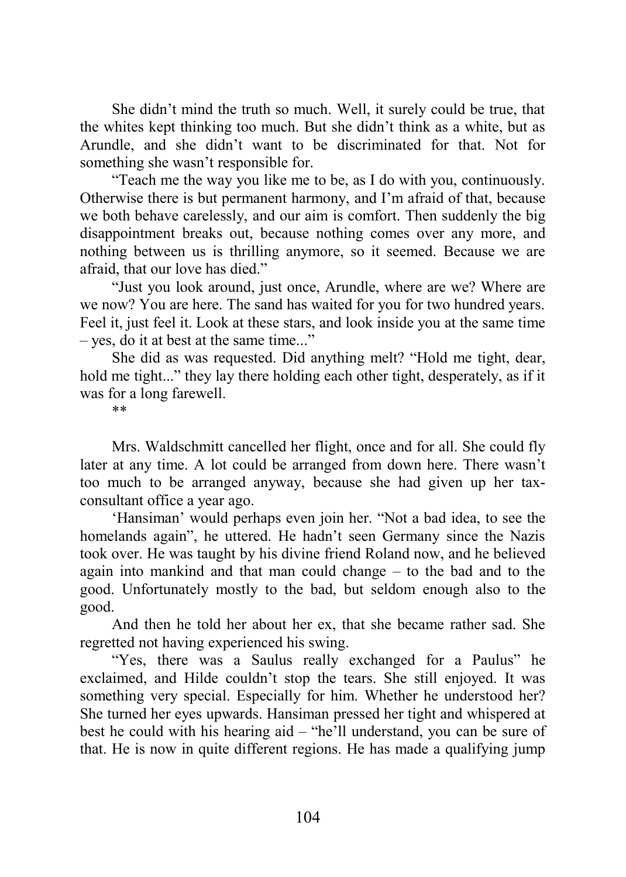She didn't mind the truth so much. Well, it surely could be true, that the whites kept thinking too much. But she didn't think as a white, but as Arundle, and she didn't want to be discriminated for that. Not for something she wasn't responsible for.

"Teach me the way you like me to be, as I do with you, continuously. Otherwise there is but permanent harmony, and I'm afraid of that, because we both behave carelessly, and our aim is comfort. Then suddenly the big disappointment breaks out, because nothing comes over any more, and nothing between us is thrilling anymore, so it seemed. Because we are afraid, that our love has died."

"Just you look around, just once, Arundle, where are we? Where are we now? You are here. The sand has waited for you for two hundred years. Feel it, just feel it. Look at these stars, and look inside you at the same time – yes, do it at best at the same time..."

She did as was requested. Did anything melt? "Hold me tight, dear, hold me tight..." they lay there holding each other tight, desperately, as if it was for a long farewell.

**

Mrs. Waldschmitt cancelled her flight, once and for all. She could fly later at any time. A lot could be arranged from down here. There wasn't too much to be arranged anyway, because she had given up her tax-consultant office a year ago.

'Hansiman' would perhaps even join her. "Not a bad idea, to see the homelands again", he uttered. He hadn't seen Germany since the Nazis took over. He was taught by his divine friend Roland now, and he believed again into mankind and that man could change – to the bad and to the good. Unfortunately mostly to the bad, but seldom enough also to the good.

And then he told her about her ex, that she became rather sad. She regretted not having experienced his swing.

"Yes, there was a Saulus really exchanged for a Paulus" he exclaimed, and Hilde couldn't stop the tears. She still enjoyed. It was something very special. Especially for him. Whether he understood her? She turned her eyes upwards. Hansiman pressed her tight and whispered at best he could with his hearing aid – "he'll understand, you can be sure of that. He is now in quite different regions. He has made a qualifying jump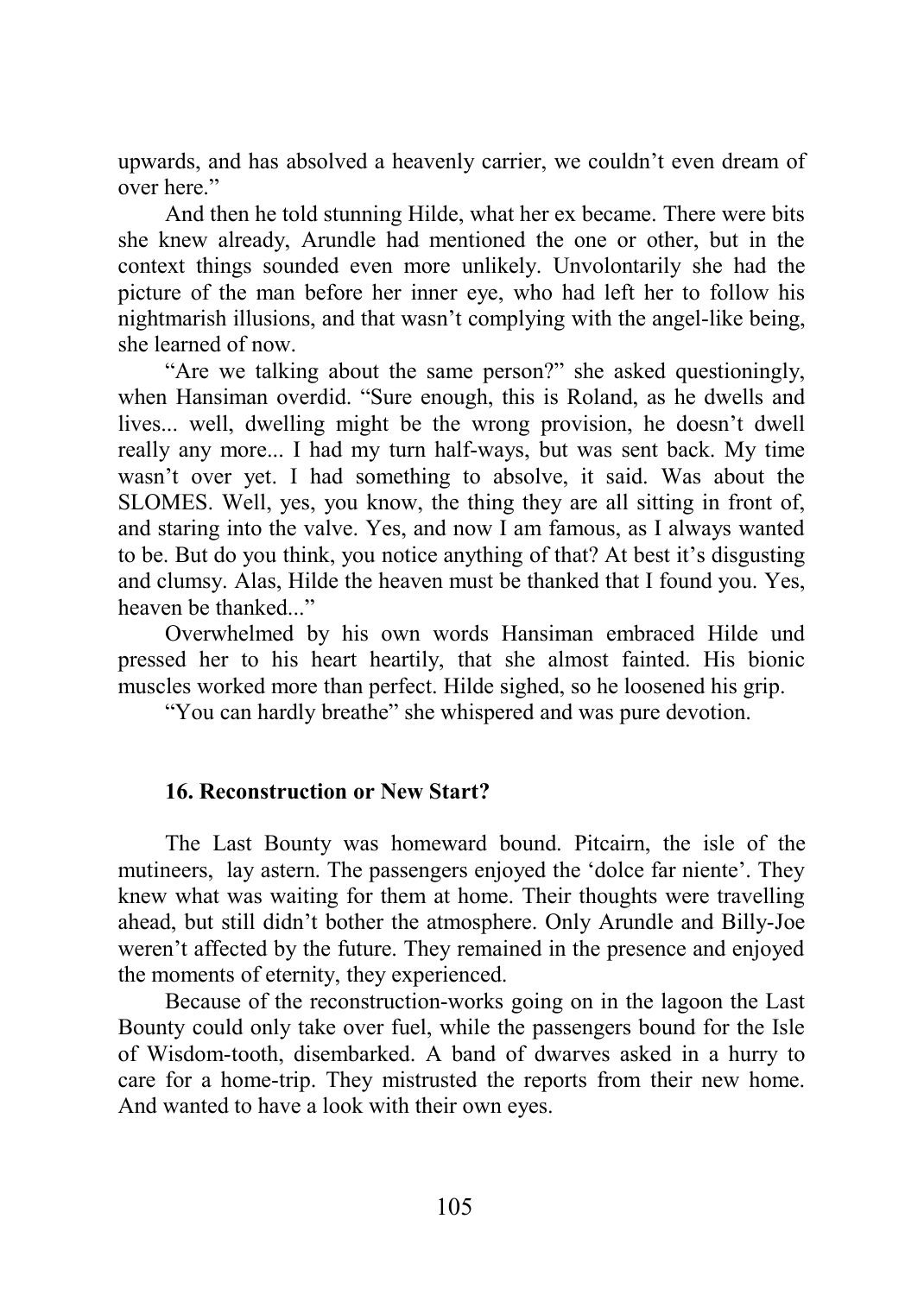upwards, and has absolved a heavenly carrier, we couldn't even dream of over here."

And then he told stunning Hilde, what her ex became. There were bits she knew already, Arundle had mentioned the one or other, but in the context things sounded even more unlikely. Unvolontarily she had the picture of the man before her inner eye, who had left her to follow his nightmarish illusions, and that wasn't complying with the angel-like being, she learned of now.

"Are we talking about the same person?" she asked questioningly, when Hansiman overdid. "Sure enough, this is Roland, as he dwells and lives... well, dwelling might be the wrong provision, he doesn't dwell really any more... I had my turn half-ways, but was sent back. My time wasn't over yet. I had something to absolve, it said. Was about the SLOMES. Well, yes, you know, the thing they are all sitting in front of, and staring into the valve. Yes, and now I am famous, as I always wanted to be. But do you think, you notice anything of that? At best it's disgusting and clumsy. Alas, Hilde the heaven must be thanked that I found you. Yes, heaven be thanked..."

Overwhelmed by his own words Hansiman embraced Hilde und pressed her to his heart heartily, that she almost fainted. His bionic muscles worked more than perfect. Hilde sighed, so he loosened his grip.

"You can hardly breathe" she whispered and was pure devotion.

### 16. Reconstruction or New Start?

The Last Bounty was homeward bound. Pitcairn, the isle of the mutineers, lay astern. The passengers enjoyed the 'dolce far niente'. They knew what was waiting for them at home. Their thoughts were travelling ahead, but still didn't bother the atmosphere. Only Arundle and Billy-Joe weren't affected by the future. They remained in the presence and enjoyed the moments of eternity, they experienced.

Because of the reconstruction-works going on in the lagoon the Last Bounty could only take over fuel, while the passengers bound for the Isle of Wisdom-tooth, disembarked. A band of dwarves asked in a hurry to care for a home-trip. They mistrusted the reports from their new home. And wanted to have a look with their own eyes.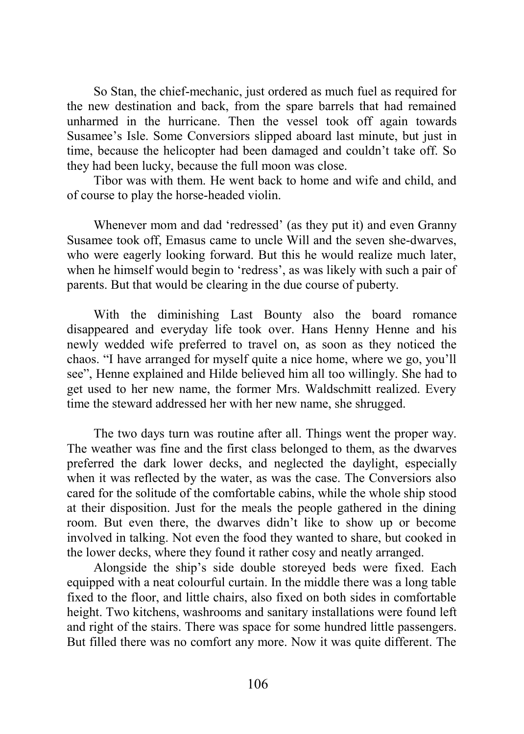So Stan, the chief-mechanic, just ordered as much fuel as required for the new destination and back, from the spare barrels that had remained unharmed in the hurricane. Then the vessel took off again towards Susamee's Isle. Some Conversiors slipped aboard last minute, but just in time, because the helicopter had been damaged and couldn't take off. So they had been lucky, because the full moon was close.

Tibor was with them. He went back to home and wife and child, and of course to play the horse-headed violin.

Whenever mom and dad 'redressed' (as they put it) and even Granny Susamee took off, Emasus came to uncle Will and the seven she-dwarves, who were eagerly looking forward. But this he would realize much later, when he himself would begin to 'redress', as was likely with such a pair of parents. But that would be clearing in the due course of puberty.

With the diminishing Last Bounty also the board romance disappeared and everyday life took over. Hans Henny Henne and his newly wedded wife preferred to travel on, as soon as they noticed the chaos. "I have arranged for myself quite a nice home, where we go, you'll see", Henne explained and Hilde believed him all too willingly. She had to get used to her new name, the former Mrs. Waldschmitt realized. Every time the steward addressed her with her new name, she shrugged.

The two days turn was routine after all. Things went the proper way. The weather was fine and the first class belonged to them, as the dwarves preferred the dark lower decks, and neglected the daylight, especially when it was reflected by the water, as was the case. The Conversiors also cared for the solitude of the comfortable cabins, while the whole ship stood at their disposition. Just for the meals the people gathered in the dining room. But even there, the dwarves didn't like to show up or become involved in talking. Not even the food they wanted to share, but cooked in the lower decks, where they found it rather cosy and neatly arranged.

Alongside the ship's side double storeyed beds were fixed. Each equipped with a neat colourful curtain. In the middle there was a long table fixed to the floor, and little chairs, also fixed on both sides in comfortable height. Two kitchens, washrooms and sanitary installations were found left and right of the stairs. There was space for some hundred little passengers. But filled there was no comfort any more. Now it was quite different. The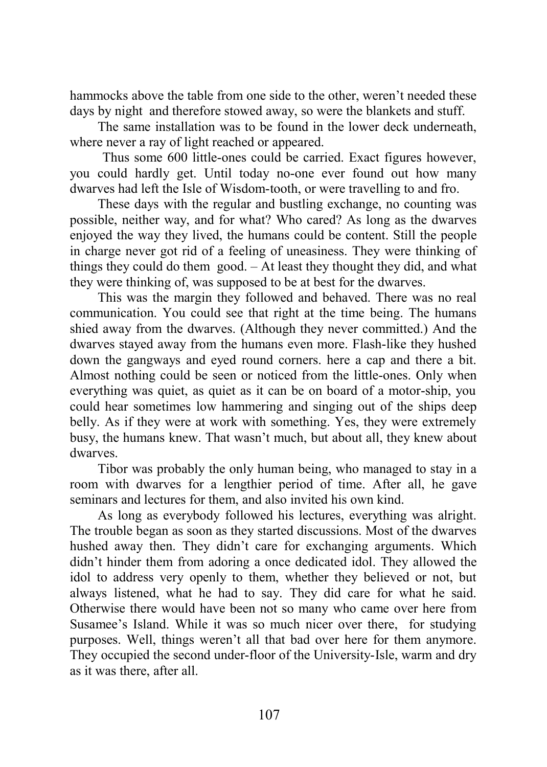hammocks above the table from one side to the other, weren't needed these days by night and therefore stowed away, so were the blankets and stuff.

The same installation was to be found in the lower deck underneath, where never a ray of light reached or appeared.

Thus some 600 little-ones could be carried. Exact figures however, you could hardly get. Until today no-one ever found out how many dwarves had left the Isle of Wisdom-tooth, or were travelling to and fro.

These days with the regular and bustling exchange, no counting was possible, neither way, and for what? Who cared? As long as the dwarves enjoyed the way they lived, the humans could be content. Still the people in charge never got rid of a feeling of uneasiness. They were thinking of things they could do them good. – At least they thought they did, and what they were thinking of, was supposed to be at best for the dwarves.

This was the margin they followed and behaved. There was no real communication. You could see that right at the time being. The humans shied away from the dwarves. (Although they never committed.) And the dwarves stayed away from the humans even more. Flash-like they hushed down the gangways and eyed round corners. here a cap and there a bit. Almost nothing could be seen or noticed from the little-ones. Only when everything was quiet, as quiet as it can be on board of a motor-ship, you could hear sometimes low hammering and singing out of the ships deep belly. As if they were at work with something. Yes, they were extremely busy, the humans knew. That wasn't much, but about all, they knew about dwarves.

Tibor was probably the only human being, who managed to stay in a room with dwarves for a lengthier period of time. After all, he gave seminars and lectures for them, and also invited his own kind.

As long as everybody followed his lectures, everything was alright. The trouble began as soon as they started discussions. Most of the dwarves hushed away then. They didn't care for exchanging arguments. Which didn't hinder them from adoring a once dedicated idol. They allowed the idol to address very openly to them, whether they believed or not, but always listened, what he had to say. They did care for what he said. Otherwise there would have been not so many who came over here from Susamee's Island. While it was so much nicer over there, for studying purposes. Well, things weren't all that bad over here for them anymore. They occupied the second under-floor of the University-Isle, warm and dry as it was there, after all.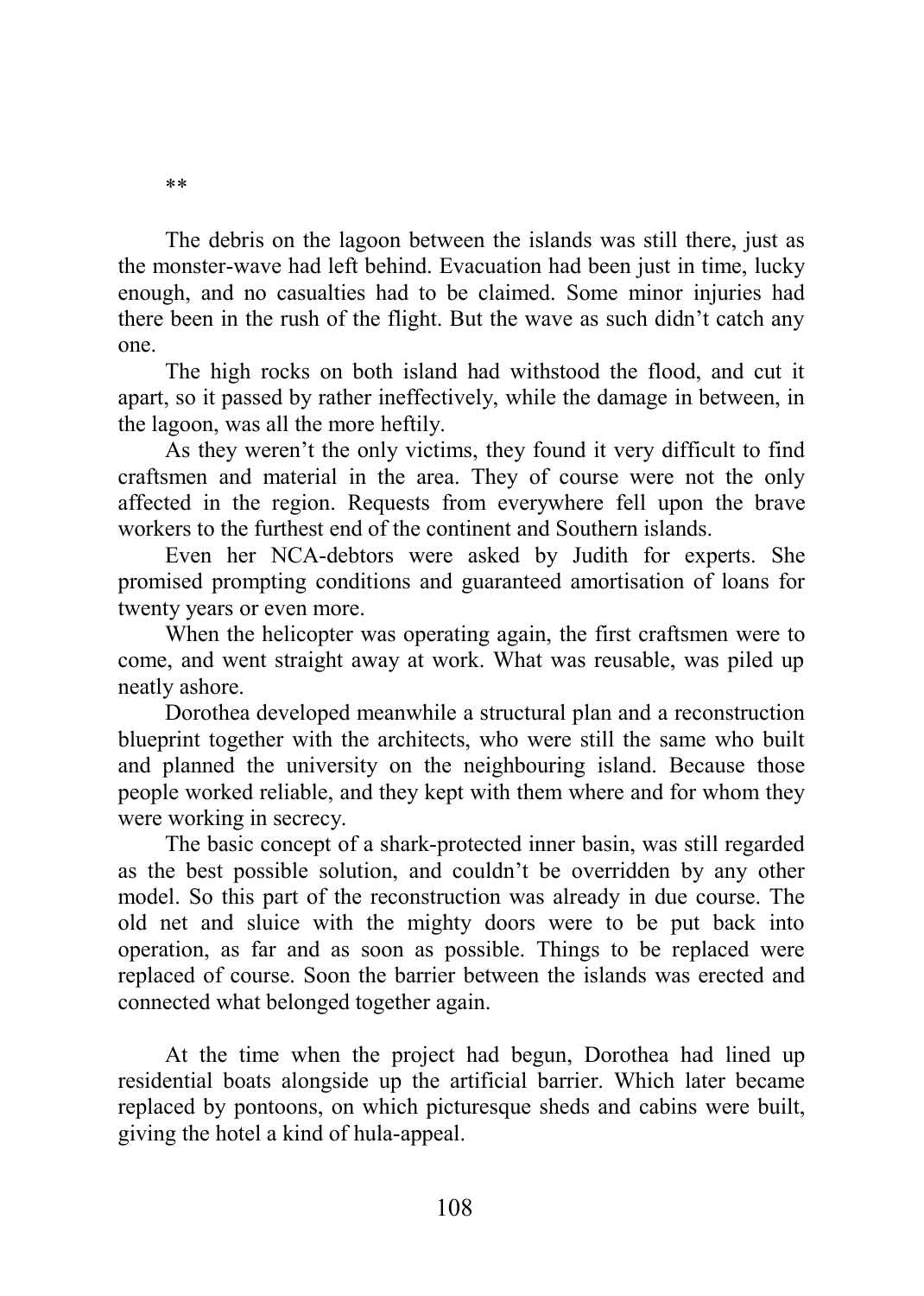**

The debris on the lagoon between the islands was still there, just as the monster-wave had left behind. Evacuation had been just in time, lucky enough, and no casualties had to be claimed. Some minor injuries had there been in the rush of the flight. But the wave as such didn't catch any one.

The high rocks on both island had withstood the flood, and cut it apart, so it passed by rather ineffectively, while the damage in between, in the lagoon, was all the more heftily.

As they weren't the only victims, they found it very difficult to find craftsmen and material in the area. They of course were not the only affected in the region. Requests from everywhere fell upon the brave workers to the furthest end of the continent and Southern islands.

Even her NCA-debtors were asked by Judith for experts. She promised prompting conditions and guaranteed amortisation of loans for twenty years or even more.

When the helicopter was operating again, the first craftsmen were to come, and went straight away at work. What was reusable, was piled up neatly ashore.

Dorothea developed meanwhile a structural plan and a reconstruction blueprint together with the architects, who were still the same who built and planned the university on the neighbouring island. Because those people worked reliable, and they kept with them where and for whom they were working in secrecy.

The basic concept of a shark-protected inner basin, was still regarded as the best possible solution, and couldn't be overridden by any other model. So this part of the reconstruction was already in due course. The old net and sluice with the mighty doors were to be put back into operation, as far and as soon as possible. Things to be replaced were replaced of course. Soon the barrier between the islands was erected and connected what belonged together again.

At the time when the project had begun, Dorothea had lined up residential boats alongside up the artificial barrier. Which later became replaced by pontoons, on which picturesque sheds and cabins were built, giving the hotel a kind of hula-appeal.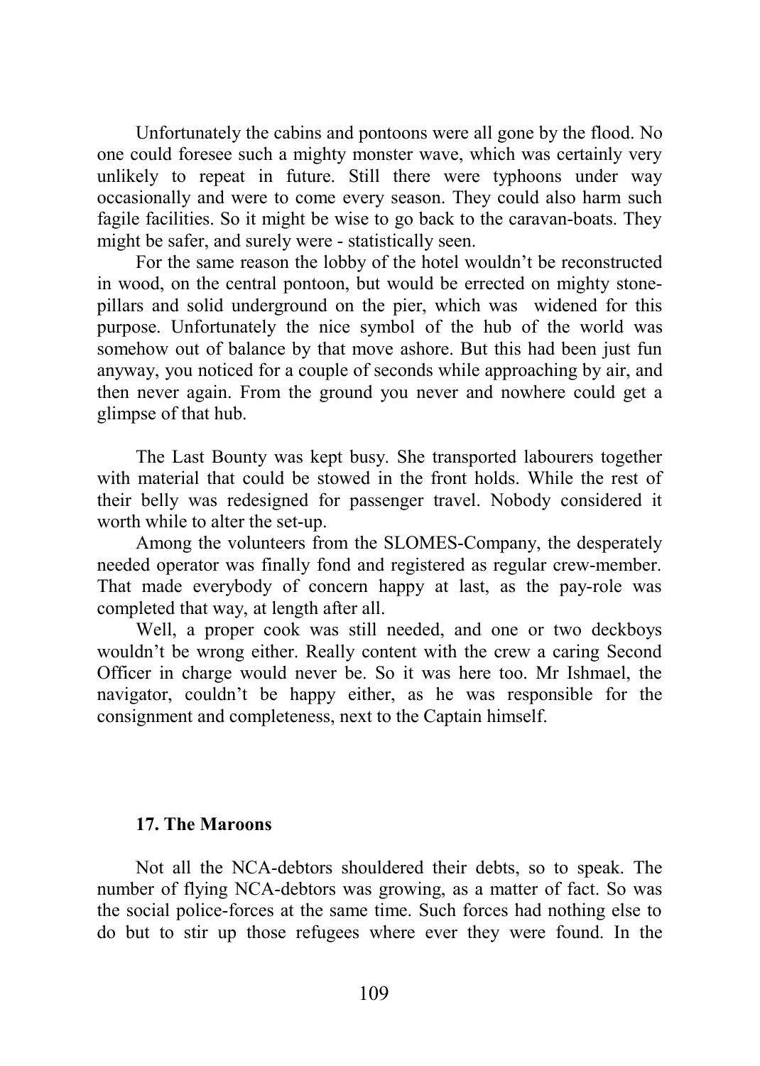Unfortunately the cabins and pontoons were all gone by the flood. No one could foresee such a mighty monster wave, which was certainly very unlikely to repeat in future. Still there were typhoons under way occasionally and were to come every season. They could also harm such fagile facilities. So it might be wise to go back to the caravan-boats. They might be safer, and surely were - statistically seen.

For the same reason the lobby of the hotel wouldn't be reconstructed in wood, on the central pontoon, but would be errected on mighty stone-pillars and solid underground on the pier, which was widened for this purpose. Unfortunately the nice symbol of the hub of the world was somehow out of balance by that move ashore. But this had been just fun anyway, you noticed for a couple of seconds while approaching by air, and then never again. From the ground you never and nowhere could get a glimpse of that hub.

The Last Bounty was kept busy. She transported labourers together with material that could be stowed in the front holds. While the rest of their belly was redesigned for passenger travel. Nobody considered it worth while to alter the set-up.

Among the volunteers from the SLOMES-Company, the desperately needed operator was finally fond and registered as regular crew-member. That made everybody of concern happy at last, as the pay-role was completed that way, at length after all.

Well, a proper cook was still needed, and one or two deckboys wouldn't be wrong either. Really content with the crew a caring Second Officer in charge would never be. So it was here too. Mr Ishmael, the navigator, couldn't be happy either, as he was responsible for the consignment and completeness, next to the Captain himself.

## 17. The Maroons

Not all the NCA-debtors shouldered their debts, so to speak. The number of flying NCA-debtors was growing, as a matter of fact. So was the social police-forces at the same time. Such forces had nothing else to do but to stir up those refugees where ever they were found. In the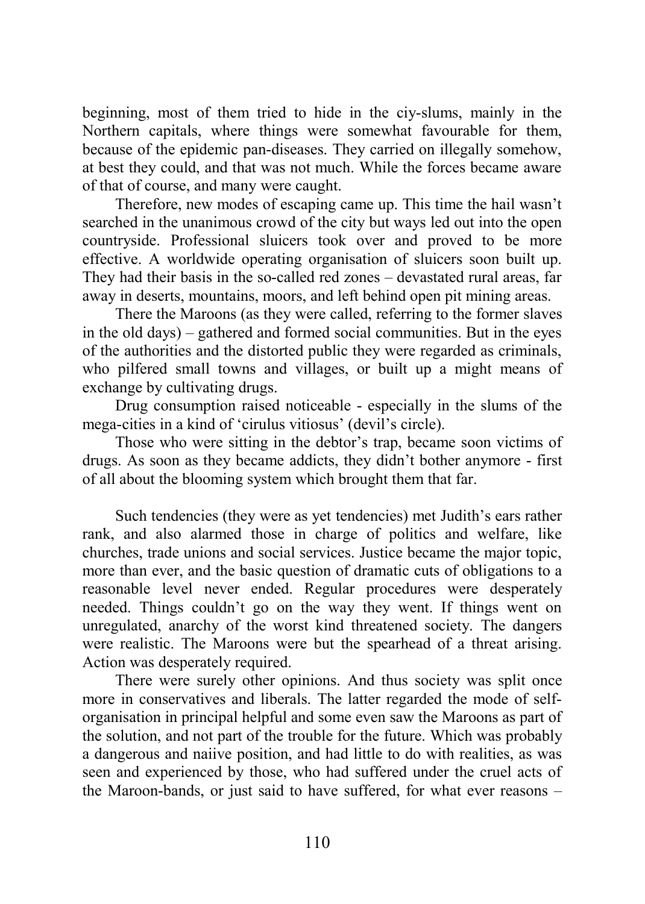beginning, most of them tried to hide in the ciy-slums, mainly in the Northern capitals, where things were somewhat favourable for them, because of the epidemic pan-diseases. They carried on illegally somehow, at best they could, and that was not much. While the forces became aware of that of course, and many were caught.

Therefore, new modes of escaping came up. This time the hail wasn't searched in the unanimous crowd of the city but ways led out into the open countryside. Professional sluicers took over and proved to be more effective. A worldwide operating organisation of sluicers soon built up. They had their basis in the so-called red zones – devastated rural areas, far away in deserts, mountains, moors, and left behind open pit mining areas.

There the Maroons (as they were called, referring to the former slaves in the old days) – gathered and formed social communities. But in the eyes of the authorities and the distorted public they were regarded as criminals, who pilfered small towns and villages, or built up a might means of exchange by cultivating drugs.

Drug consumption raised noticeable - especially in the slums of the mega-cities in a kind of 'cirulus vitiosus' (devil's circle).

Those who were sitting in the debtor's trap, became soon victims of drugs. As soon as they became addicts, they didn't bother anymore - first of all about the blooming system which brought them that far.

Such tendencies (they were as yet tendencies) met Judith's ears rather rank, and also alarmed those in charge of politics and welfare, like churches, trade unions and social services. Justice became the major topic, more than ever, and the basic question of dramatic cuts of obligations to a reasonable level never ended. Regular procedures were desperately needed. Things couldn't go on the way they went. If things went on unregulated, anarchy of the worst kind threatened society. The dangers were realistic. The Maroons were but the spearhead of a threat arising. Action was desperately required.

There were surely other opinions. And thus society was split once more in conservatives and liberals. The latter regarded the mode of self-organisation in principal helpful and some even saw the Maroons as part of the solution, and not part of the trouble for the future. Which was probably a dangerous and naiive position, and had little to do with realities, as was seen and experienced by those, who had suffered under the cruel acts of the Maroon-bands, or just said to have suffered, for what ever reasons –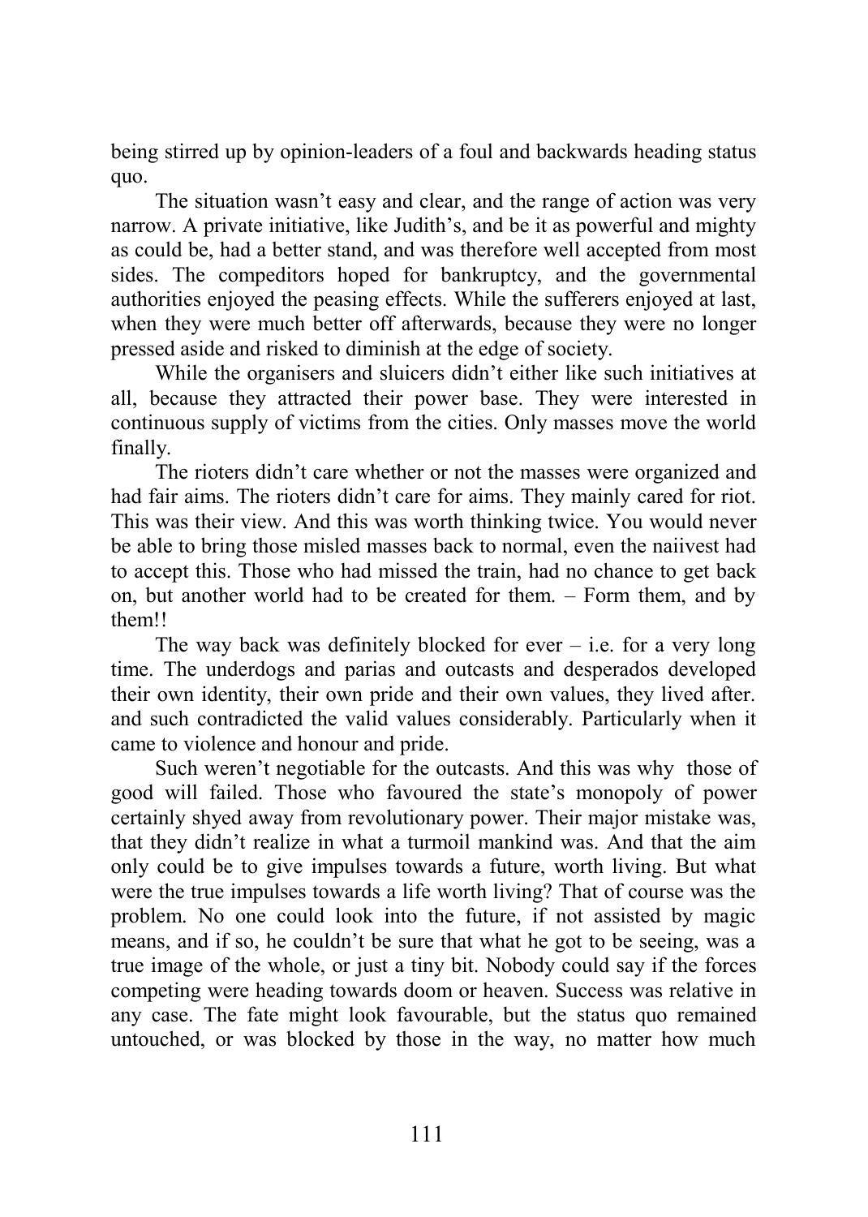being stirred up by opinion-leaders of a foul and backwards heading status quo.

The situation wasn't easy and clear, and the range of action was very narrow. A private initiative, like Judith's, and be it as powerful and mighty as could be, had a better stand, and was therefore well accepted from most sides. The compeditors hoped for bankruptcy, and the governmental authorities enjoyed the peasing effects. While the sufferers enjoyed at last, when they were much better off afterwards, because they were no longer pressed aside and risked to diminish at the edge of society.

While the organisers and sluicers didn't either like such initiatives at all, because they attracted their power base. They were interested in continuous supply of victims from the cities. Only masses move the world finally.

The rioters didn't care whether or not the masses were organized and had fair aims. The rioters didn't care for aims. They mainly cared for riot. This was their view. And this was worth thinking twice. You would never be able to bring those misled masses back to normal, even the naiivest had to accept this. Those who had missed the train, had no chance to get back on, but another world had to be created for them. – Form them, and by them!!

The way back was definitely blocked for ever – i.e. for a very long time. The underdogs and parias and outcasts and desperados developed their own identity, their own pride and their own values, they lived after. and such contradicted the valid values considerably. Particularly when it came to violence and honour and pride.

Such weren't negotiable for the outcasts. And this was why those of good will failed. Those who favoured the state's monopoly of power certainly shyed away from revolutionary power. Their major mistake was, that they didn't realize in what a turmoil mankind was. And that the aim only could be to give impulses towards a future, worth living. But what were the true impulses towards a life worth living? That of course was the problem. No one could look into the future, if not assisted by magic means, and if so, he couldn't be sure that what he got to be seeing, was a true image of the whole, or just a tiny bit. Nobody could say if the forces competing were heading towards doom or heaven. Success was relative in any case. The fate might look favourable, but the status quo remained untouched, or was blocked by those in the way, no matter how much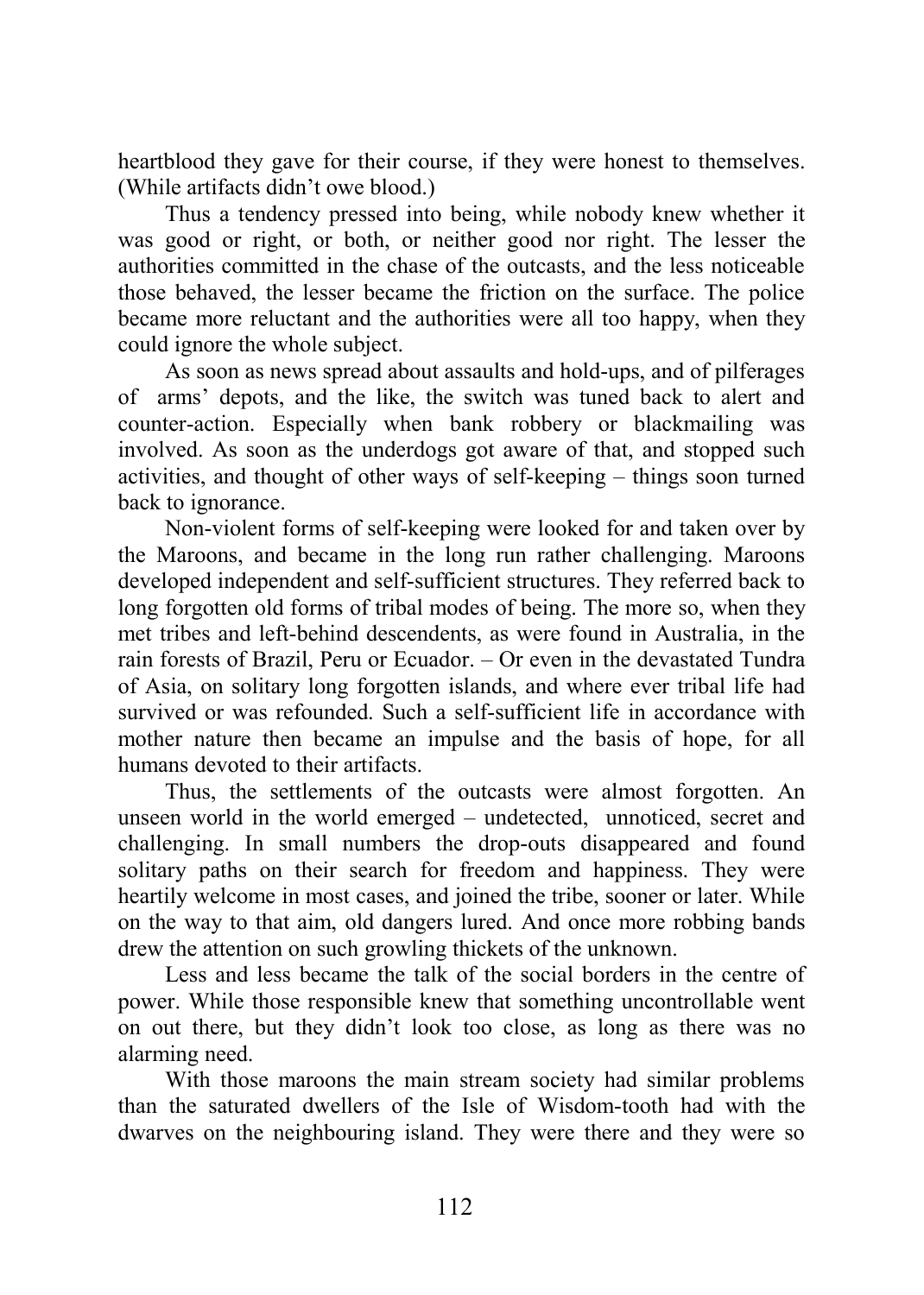heartblood they gave for their course, if they were honest to themselves. (While artifacts didn't owe blood.)

Thus a tendency pressed into being, while nobody knew whether it was good or right, or both, or neither good nor right. The lesser the authorities committed in the chase of the outcasts, and the less noticeable those behaved, the lesser became the friction on the surface. The police became more reluctant and the authorities were all too happy, when they could ignore the whole subject.

As soon as news spread about assaults and hold-ups, and of pilferages of arms' depots, and the like, the switch was tuned back to alert and counter-action. Especially when bank robbery or blackmailing was involved. As soon as the underdogs got aware of that, and stopped such activities, and thought of other ways of self-keeping – things soon turned back to ignorance.

Non-violent forms of self-keeping were looked for and taken over by the Maroons, and became in the long run rather challenging. Maroons developed independent and self-sufficient structures. They referred back to long forgotten old forms of tribal modes of being. The more so, when they met tribes and left-behind descendents, as were found in Australia, in the rain forests of Brazil, Peru or Ecuador. – Or even in the devastated Tundra of Asia, on solitary long forgotten islands, and where ever tribal life had survived or was refounded. Such a self-sufficient life in accordance with mother nature then became an impulse and the basis of hope, for all humans devoted to their artifacts.

Thus, the settlements of the outcasts were almost forgotten. An unseen world in the world emerged – undetected, unnoticed, secret and challenging. In small numbers the drop-outs disappeared and found solitary paths on their search for freedom and happiness. They were heartily welcome in most cases, and joined the tribe, sooner or later. While on the way to that aim, old dangers lured. And once more robbing bands drew the attention on such growling thickets of the unknown.

Less and less became the talk of the social borders in the centre of power. While those responsible knew that something uncontrollable went on out there, but they didn't look too close, as long as there was no alarming need.

With those maroons the main stream society had similar problems than the saturated dwellers of the Isle of Wisdom-tooth had with the dwarves on the neighbouring island. They were there and they were so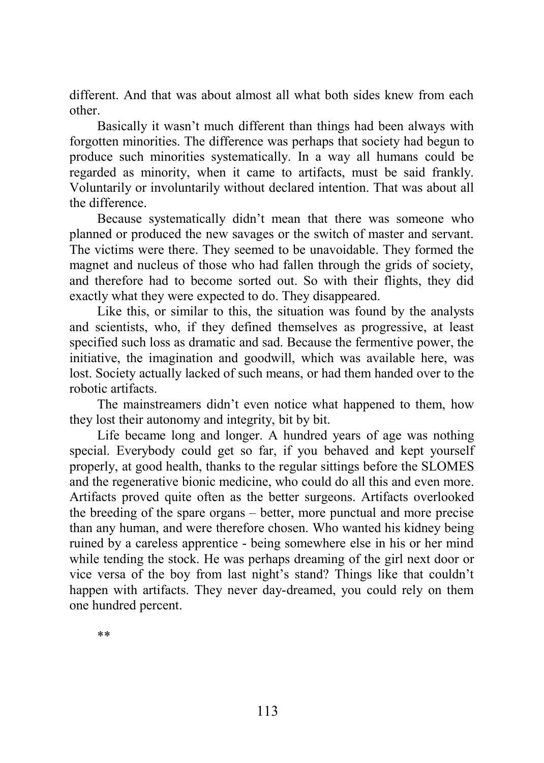different. And that was about almost all what both sides knew from each other.

Basically it wasn't much different than things had been always with forgotten minorities. The difference was perhaps that society had begun to produce such minorities systematically. In a way all humans could be regarded as minority, when it came to artifacts, must be said frankly. Voluntarily or involuntarily without declared intention. That was about all the difference.

Because systematically didn't mean that there was someone who planned or produced the new savages or the switch of master and servant. The victims were there. They seemed to be unavoidable. They formed the magnet and nucleus of those who had fallen through the grids of society, and therefore had to become sorted out. So with their flights, they did exactly what they were expected to do. They disappeared.

Like this, or similar to this, the situation was found by the analysts and scientists, who, if they defined themselves as progressive, at least specified such loss as dramatic and sad. Because the fermentive power, the initiative, the imagination and goodwill, which was available here, was lost. Society actually lacked of such means, or had them handed over to the robotic artifacts.

The mainstreamers didn't even notice what happened to them, how they lost their autonomy and integrity, bit by bit.

Life became long and longer. A hundred years of age was nothing special. Everybody could get so far, if you behaved and kept yourself properly, at good health, thanks to the regular sittings before the SLOMES and the regenerative bionic medicine, who could do all this and even more. Artifacts proved quite often as the better surgeons. Artifacts overlooked the breeding of the spare organs – better, more punctual and more precise than any human, and were therefore chosen. Who wanted his kidney being ruined by a careless apprentice - being somewhere else in his or her mind while tending the stock. He was perhaps dreaming of the girl next door or vice versa of the boy from last night's stand? Things like that couldn't happen with artifacts. They never day-dreamed, you could rely on them one hundred percent.

**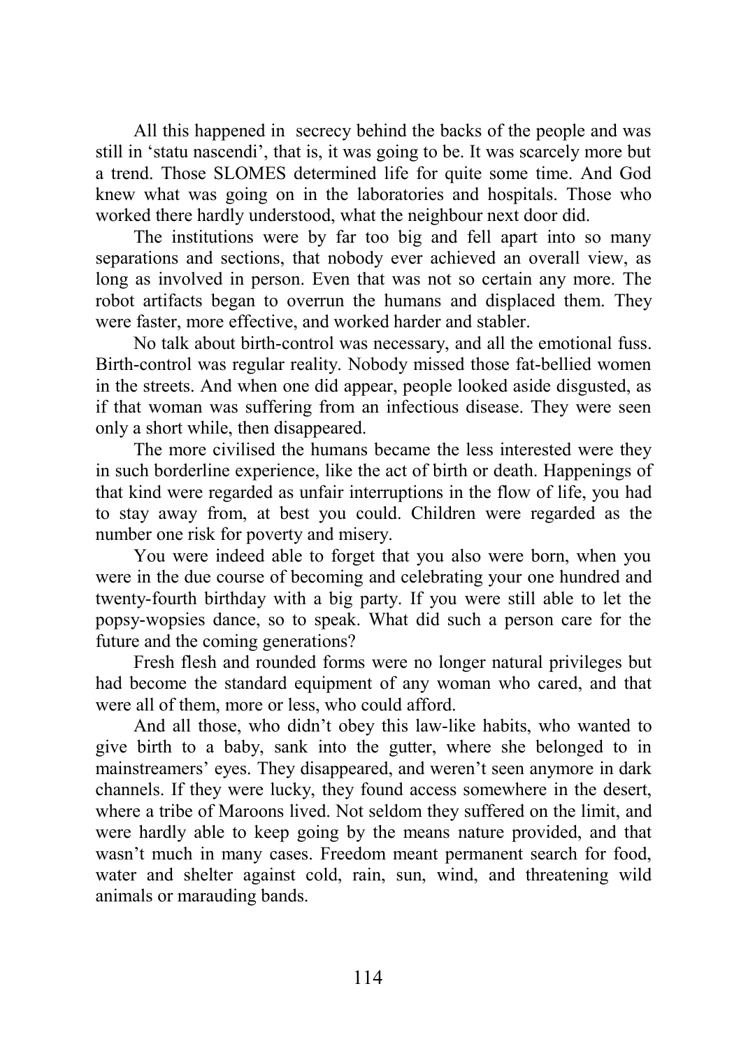All this happened in secrecy behind the backs of the people and was still in 'statu nascendi', that is, it was going to be. It was scarcely more but a trend. Those SLOMES determined life for quite some time. And God knew what was going on in the laboratories and hospitals. Those who worked there hardly understood, what the neighbour next door did.

The institutions were by far too big and fell apart into so many separations and sections, that nobody ever achieved an overall view, as long as involved in person. Even that was not so certain any more. The robot artifacts began to overrun the humans and displaced them. They were faster, more effective, and worked harder and stabler.

No talk about birth-control was necessary, and all the emotional fuss. Birth-control was regular reality. Nobody missed those fat-bellied women in the streets. And when one did appear, people looked aside disgusted, as if that woman was suffering from an infectious disease. They were seen only a short while, then disappeared.

The more civilised the humans became the less interested were they in such borderline experience, like the act of birth or death. Happenings of that kind were regarded as unfair interruptions in the flow of life, you had to stay away from, at best you could. Children were regarded as the number one risk for poverty and misery.

You were indeed able to forget that you also were born, when you were in the due course of becoming and celebrating your one hundred and twenty-fourth birthday with a big party. If you were still able to let the popsy-wopsies dance, so to speak. What did such a person care for the future and the coming generations?

Fresh flesh and rounded forms were no longer natural privileges but had become the standard equipment of any woman who cared, and that were all of them, more or less, who could afford.

And all those, who didn't obey this law-like habits, who wanted to give birth to a baby, sank into the gutter, where she belonged to in mainstreamers' eyes. They disappeared, and weren't seen anymore in dark channels. If they were lucky, they found access somewhere in the desert, where a tribe of Maroons lived. Not seldom they suffered on the limit, and were hardly able to keep going by the means nature provided, and that wasn't much in many cases. Freedom meant permanent search for food, water and shelter against cold, rain, sun, wind, and threatening wild animals or marauding bands.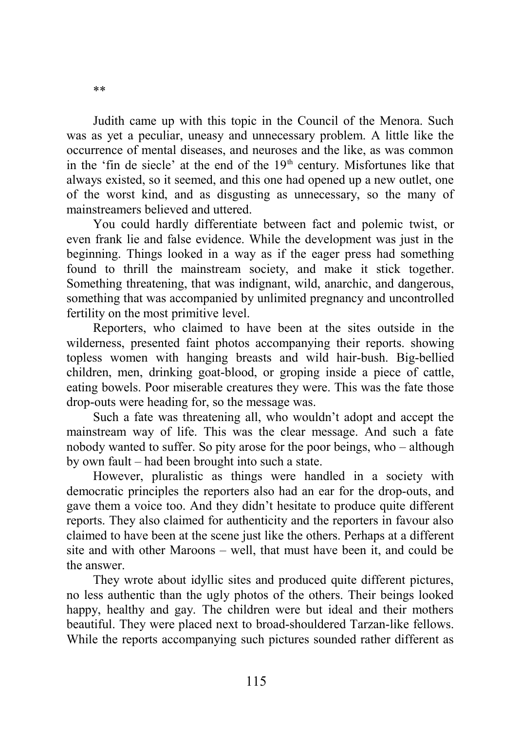**

Judith came up with this topic in the Council of the Menora. Such was as yet a peculiar, uneasy and unnecessary problem. A little like the occurrence of mental diseases, and neuroses and the like, as was common in the 'fin de siecle' at the end of the 19th century. Misfortunes like that always existed, so it seemed, and this one had opened up a new outlet, one of the worst kind, and as disgusting as unnecessary, so the many of mainstreamers believed and uttered.

You could hardly differentiate between fact and polemic twist, or even frank lie and false evidence. While the development was just in the beginning. Things looked in a way as if the eager press had something found to thrill the mainstream society, and make it stick together. Something threatening, that was indignant, wild, anarchic, and dangerous, something that was accompanied by unlimited pregnancy and uncontrolled fertility on the most primitive level.

Reporters, who claimed to have been at the sites outside in the wilderness, presented faint photos accompanying their reports. showing topless women with hanging breasts and wild hair-bush. Big-bellied children, men, drinking goat-blood, or groping inside a piece of cattle, eating bowels. Poor miserable creatures they were. This was the fate those drop-outs were heading for, so the message was.

Such a fate was threatening all, who wouldn't adopt and accept the mainstream way of life. This was the clear message. And such a fate nobody wanted to suffer. So pity arose for the poor beings, who – although by own fault – had been brought into such a state.

However, pluralistic as things were handled in a society with democratic principles the reporters also had an ear for the drop-outs, and gave them a voice too. And they didn't hesitate to produce quite different reports. They also claimed for authenticity and the reporters in favour also claimed to have been at the scene just like the others. Perhaps at a different site and with other Maroons – well, that must have been it, and could be the answer.

They wrote about idyllic sites and produced quite different pictures, no less authentic than the ugly photos of the others. Their beings looked happy, healthy and gay. The children were but ideal and their mothers beautiful. They were placed next to broad-shouldered Tarzan-like fellows. While the reports accompanying such pictures sounded rather different as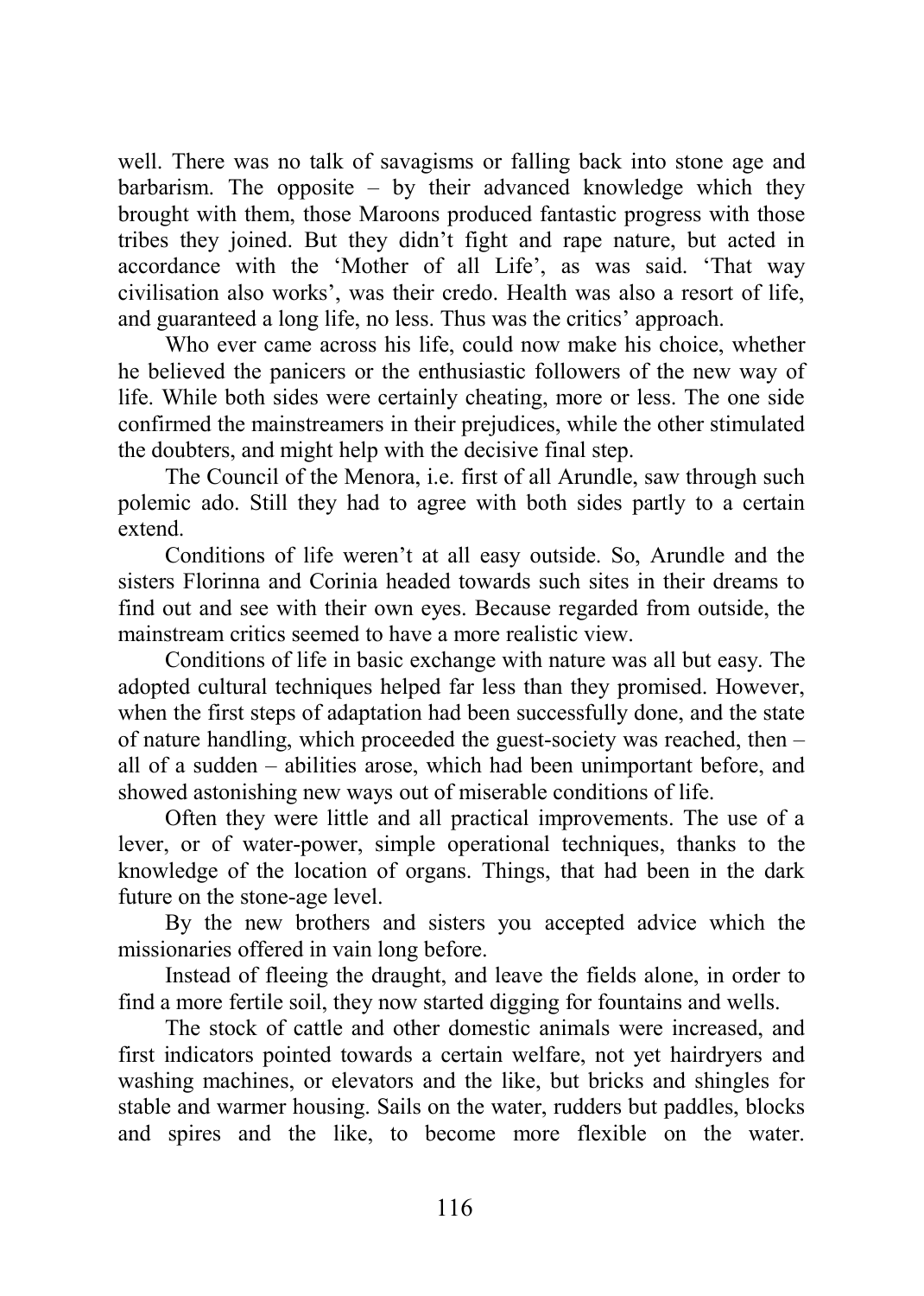well. There was no talk of savagisms or falling back into stone age and barbarism. The opposite – by their advanced knowledge which they brought with them, those Maroons produced fantastic progress with those tribes they joined. But they didn't fight and rape nature, but acted in accordance with the 'Mother of all Life', as was said. 'That way civilisation also works', was their credo. Health was also a resort of life, and guaranteed a long life, no less. Thus was the critics' approach.

Who ever came across his life, could now make his choice, whether he believed the panicers or the enthusiastic followers of the new way of life. While both sides were certainly cheating, more or less. The one side confirmed the mainstreamers in their prejudices, while the other stimulated the doubters, and might help with the decisive final step.

The Council of the Menora, i.e. first of all Arundle, saw through such polemic ado. Still they had to agree with both sides partly to a certain extend.

Conditions of life weren't at all easy outside. So, Arundle and the sisters Florinna and Corinia headed towards such sites in their dreams to find out and see with their own eyes. Because regarded from outside, the mainstream critics seemed to have a more realistic view.

Conditions of life in basic exchange with nature was all but easy. The adopted cultural techniques helped far less than they promised. However, when the first steps of adaptation had been successfully done, and the state of nature handling, which proceeded the guest-society was reached, then – all of a sudden – abilities arose, which had been unimportant before, and showed astonishing new ways out of miserable conditions of life.

Often they were little and all practical improvements. The use of a lever, or of water-power, simple operational techniques, thanks to the knowledge of the location of organs. Things, that had been in the dark future on the stone-age level.

By the new brothers and sisters you accepted advice which the missionaries offered in vain long before.

Instead of fleeing the draught, and leave the fields alone, in order to find a more fertile soil, they now started digging for fountains and wells.

The stock of cattle and other domestic animals were increased, and first indicators pointed towards a certain welfare, not yet hairdryers and washing machines, or elevators and the like, but bricks and shingles for stable and warmer housing. Sails on the water, rudders but paddles, blocks and spires and the like, to become more flexible on the water.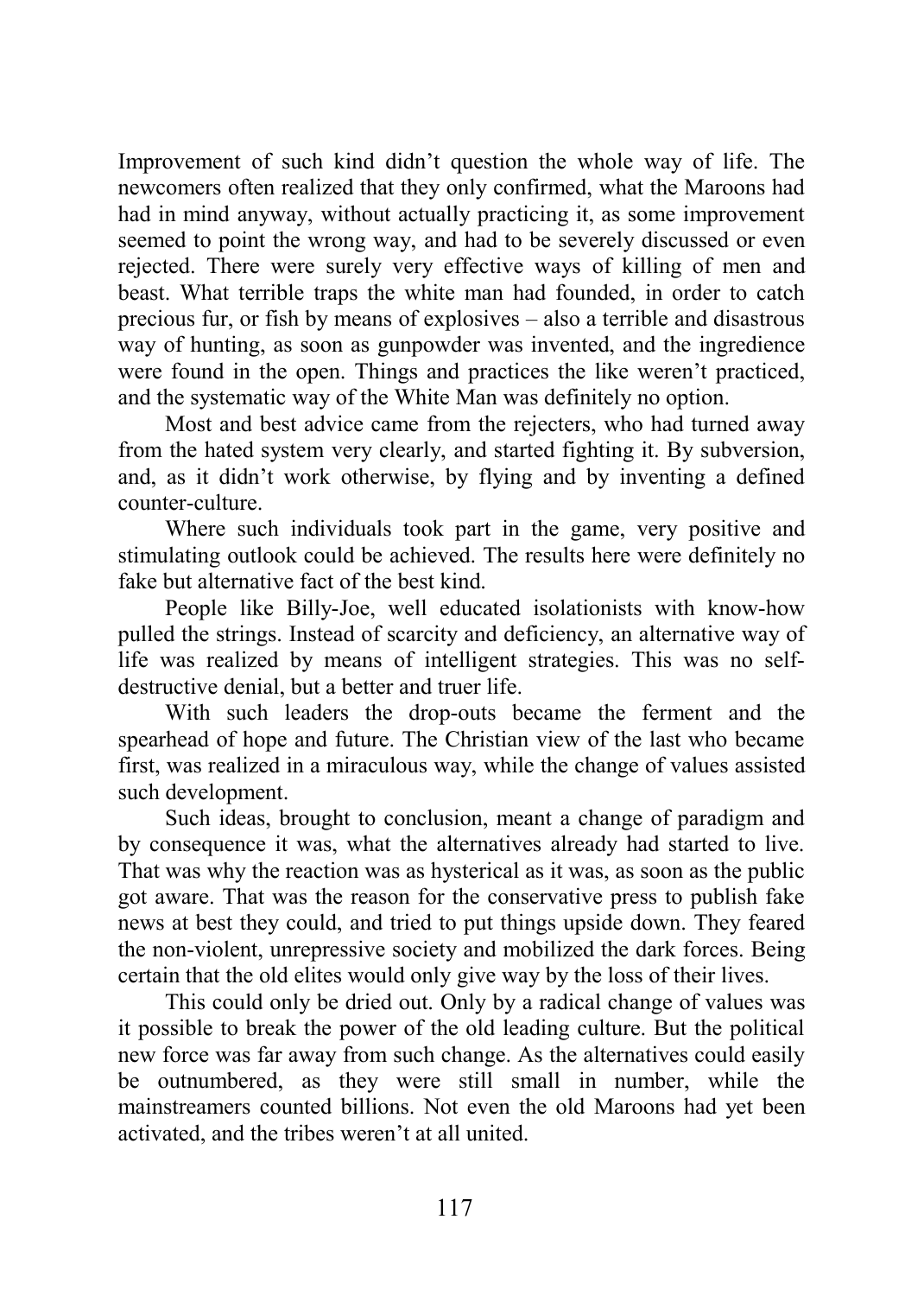Improvement of such kind didn't question the whole way of life. The newcomers often realized that they only confirmed, what the Maroons had had in mind anyway, without actually practicing it, as some improvement seemed to point the wrong way, and had to be severely discussed or even rejected. There were surely very effective ways of killing of men and beast. What terrible traps the white man had founded, in order to catch precious fur, or fish by means of explosives – also a terrible and disastrous way of hunting, as soon as gunpowder was invented, and the ingredience were found in the open. Things and practices the like weren't practiced, and the systematic way of the White Man was definitely no option.

Most and best advice came from the rejecters, who had turned away from the hated system very clearly, and started fighting it. By subversion, and, as it didn't work otherwise, by flying and by inventing a defined counter-culture.

Where such individuals took part in the game, very positive and stimulating outlook could be achieved. The results here were definitely no fake but alternative fact of the best kind.

People like Billy-Joe, well educated isolationists with know-how pulled the strings. Instead of scarcity and deficiency, an alternative way of life was realized by means of intelligent strategies. This was no self-destructive denial, but a better and truer life.

With such leaders the drop-outs became the ferment and the spearhead of hope and future. The Christian view of the last who became first, was realized in a miraculous way, while the change of values assisted such development.

Such ideas, brought to conclusion, meant a change of paradigm and by consequence it was, what the alternatives already had started to live. That was why the reaction was as hysterical as it was, as soon as the public got aware. That was the reason for the conservative press to publish fake news at best they could, and tried to put things upside down. They feared the non-violent, unrepressive society and mobilized the dark forces. Being certain that the old elites would only give way by the loss of their lives.

This could only be dried out. Only by a radical change of values was it possible to break the power of the old leading culture. But the political new force was far away from such change. As the alternatives could easily be outnumbered, as they were still small in number, while the mainstreamers counted billions. Not even the old Maroons had yet been activated, and the tribes weren't at all united.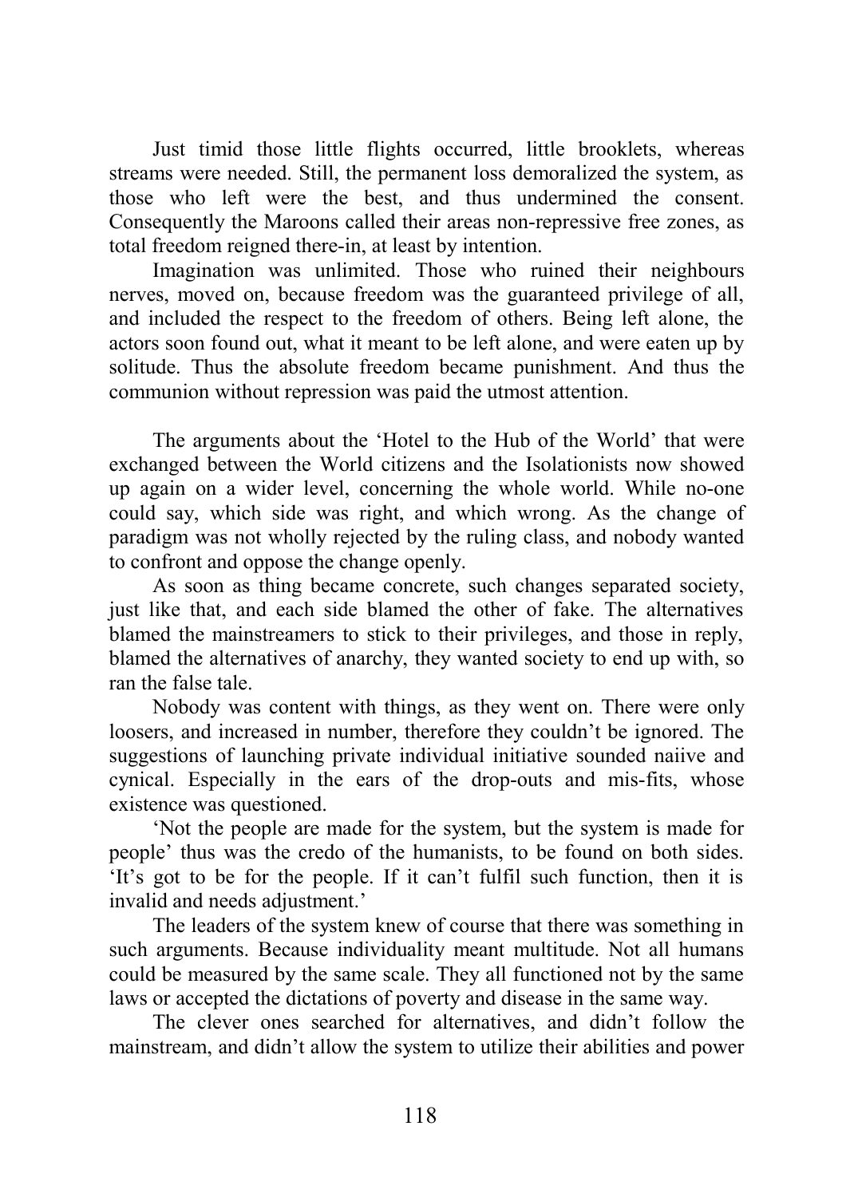Just timid those little flights occurred, little brooklets, whereas streams were needed. Still, the permanent loss demoralized the system, as those who left were the best, and thus undermined the consent. Consequently the Maroons called their areas non-repressive free zones, as total freedom reigned there-in, at least by intention.

Imagination was unlimited. Those who ruined their neighbours nerves, moved on, because freedom was the guaranteed privilege of all, and included the respect to the freedom of others. Being left alone, the actors soon found out, what it meant to be left alone, and were eaten up by solitude. Thus the absolute freedom became punishment. And thus the communion without repression was paid the utmost attention.

The arguments about the 'Hotel to the Hub of the World' that were exchanged between the World citizens and the Isolationists now showed up again on a wider level, concerning the whole world. While no-one could say, which side was right, and which wrong. As the change of paradigm was not wholly rejected by the ruling class, and nobody wanted to confront and oppose the change openly.

As soon as thing became concrete, such changes separated society, just like that, and each side blamed the other of fake. The alternatives blamed the mainstreamers to stick to their privileges, and those in reply, blamed the alternatives of anarchy, they wanted society to end up with, so ran the false tale.

Nobody was content with things, as they went on. There were only loosers, and increased in number, therefore they couldn't be ignored. The suggestions of launching private individual initiative sounded naiive and cynical. Especially in the ears of the drop-outs and mis-fits, whose existence was questioned.

'Not the people are made for the system, but the system is made for people' thus was the credo of the humanists, to be found on both sides. 'It's got to be for the people. If it can't fulfil such function, then it is invalid and needs adjustment.'

The leaders of the system knew of course that there was something in such arguments. Because individuality meant multitude. Not all humans could be measured by the same scale. They all functioned not by the same laws or accepted the dictations of poverty and disease in the same way.

The clever ones searched for alternatives, and didn't follow the mainstream, and didn't allow the system to utilize their abilities and power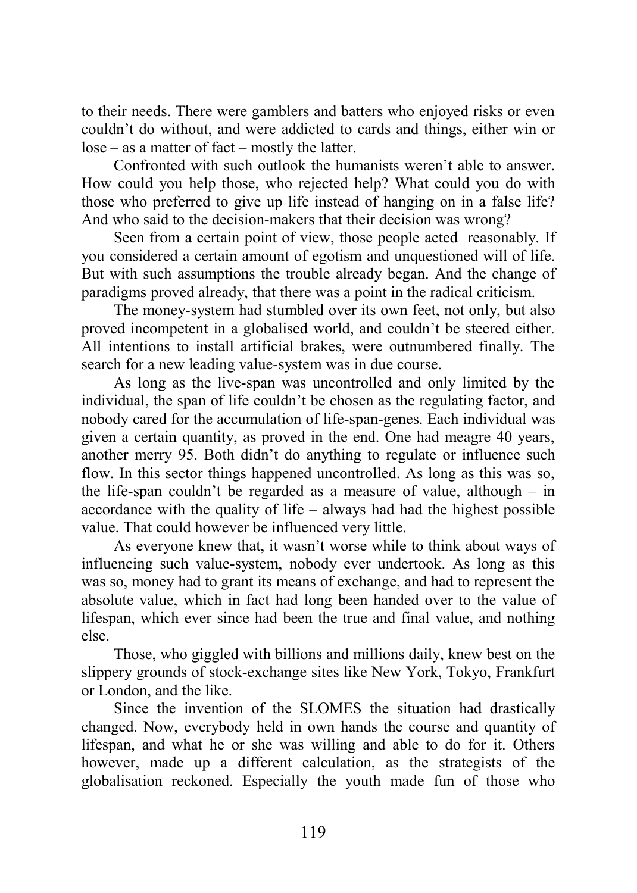to their needs. There were gamblers and batters who enjoyed risks or even couldn't do without, and were addicted to cards and things, either win or lose – as a matter of fact – mostly the latter.

Confronted with such outlook the humanists weren't able to answer. How could you help those, who rejected help? What could you do with those who preferred to give up life instead of hanging on in a false life? And who said to the decision-makers that their decision was wrong?

Seen from a certain point of view, those people acted reasonably. If you considered a certain amount of egotism and unquestioned will of life. But with such assumptions the trouble already began. And the change of paradigms proved already, that there was a point in the radical criticism.

The money-system had stumbled over its own feet, not only, but also proved incompetent in a globalised world, and couldn't be steered either. All intentions to install artificial brakes, were outnumbered finally. The search for a new leading value-system was in due course.

As long as the live-span was uncontrolled and only limited by the individual, the span of life couldn't be chosen as the regulating factor, and nobody cared for the accumulation of life-span-genes. Each individual was given a certain quantity, as proved in the end. One had meagre 40 years, another merry 95. Both didn't do anything to regulate or influence such flow. In this sector things happened uncontrolled. As long as this was so, the life-span couldn't be regarded as a measure of value, although – in accordance with the quality of life – always had had the highest possible value. That could however be influenced very little.

As everyone knew that, it wasn't worse while to think about ways of influencing such value-system, nobody ever undertook. As long as this was so, money had to grant its means of exchange, and had to represent the absolute value, which in fact had long been handed over to the value of lifespan, which ever since had been the true and final value, and nothing else.

Those, who giggled with billions and millions daily, knew best on the slippery grounds of stock-exchange sites like New York, Tokyo, Frankfurt or London, and the like.

Since the invention of the SLOMES the situation had drastically changed. Now, everybody held in own hands the course and quantity of lifespan, and what he or she was willing and able to do for it. Others however, made up a different calculation, as the strategists of the globalisation reckoned. Especially the youth made fun of those who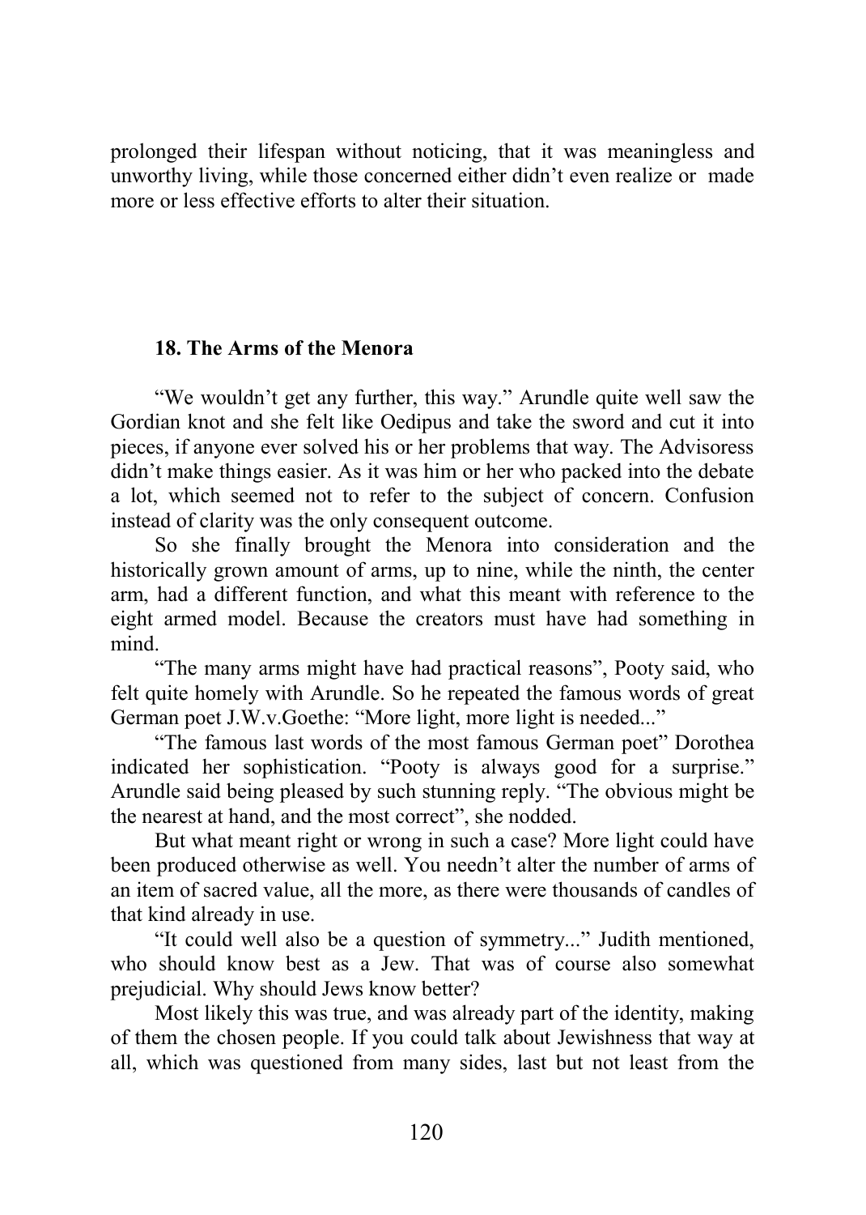prolonged their lifespan without noticing, that it was meaningless and unworthy living, while those concerned either didn't even realize or made more or less effective efforts to alter their situation.

## 18. The Arms of the Menora

"We wouldn't get any further, this way." Arundle quite well saw the Gordian knot and she felt like Oedipus and take the sword and cut it into pieces, if anyone ever solved his or her problems that way. The Advisoress didn't make things easier. As it was him or her who packed into the debate a lot, which seemed not to refer to the subject of concern. Confusion instead of clarity was the only consequent outcome.

So she finally brought the Menora into consideration and the historically grown amount of arms, up to nine, while the ninth, the center arm, had a different function, and what this meant with reference to the eight armed model. Because the creators must have had something in mind.

"The many arms might have had practical reasons", Pooty said, who felt quite homely with Arundle. So he repeated the famous words of great German poet J.W.v.Goethe: "More light, more light is needed..."

"The famous last words of the most famous German poet" Dorothea indicated her sophistication. "Pooty is always good for a surprise." Arundle said being pleased by such stunning reply. "The obvious might be the nearest at hand, and the most correct", she nodded.

But what meant right or wrong in such a case? More light could have been produced otherwise as well. You needn't alter the number of arms of an item of sacred value, all the more, as there were thousands of candles of that kind already in use.

"It could well also be a question of symmetry..." Judith mentioned, who should know best as a Jew. That was of course also somewhat prejudicial. Why should Jews know better?

Most likely this was true, and was already part of the identity, making of them the chosen people. If you could talk about Jewishness that way at all, which was questioned from many sides, last but not least from the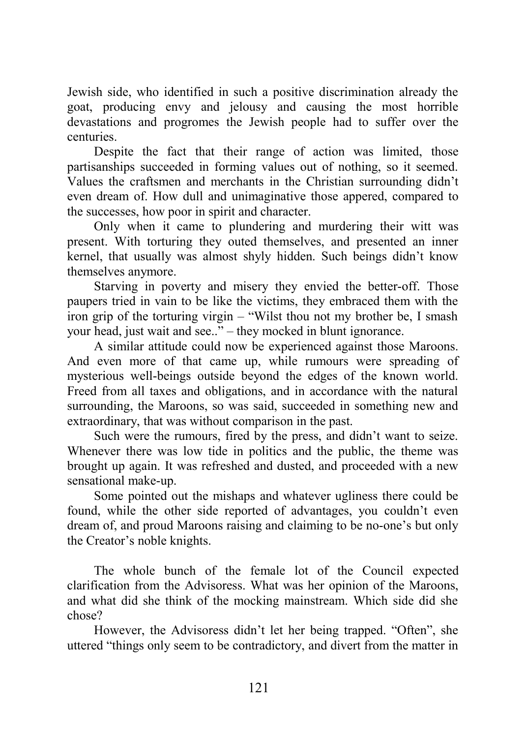Jewish side, who identified in such a positive discrimination already the goat, producing envy and jelousy and causing the most horrible devastations and progromes the Jewish people had to suffer over the centuries.

Despite the fact that their range of action was limited, those partisanships succeeded in forming values out of nothing, so it seemed. Values the craftsmen and merchants in the Christian surrounding didn't even dream of. How dull and unimaginative those appered, compared to the successes, how poor in spirit and character.

Only when it came to plundering and murdering their witt was present. With torturing they outed themselves, and presented an inner kernel, that usually was almost shyly hidden. Such beings didn't know themselves anymore.

Starving in poverty and misery they envied the better-off. Those paupers tried in vain to be like the victims, they embraced them with the iron grip of the torturing virgin – "Wilst thou not my brother be, I smash your head, just wait and see.." – they mocked in blunt ignorance.

A similar attitude could now be experienced against those Maroons. And even more of that came up, while rumours were spreading of mysterious well-beings outside beyond the edges of the known world. Freed from all taxes and obligations, and in accordance with the natural surrounding, the Maroons, so was said, succeeded in something new and extraordinary, that was without comparison in the past.

Such were the rumours, fired by the press, and didn't want to seize. Whenever there was low tide in politics and the public, the theme was brought up again. It was refreshed and dusted, and proceeded with a new sensational make-up.

Some pointed out the mishaps and whatever ugliness there could be found, while the other side reported of advantages, you couldn't even dream of, and proud Maroons raising and claiming to be no-one's but only the Creator's noble knights.

The whole bunch of the female lot of the Council expected clarification from the Advisoress. What was her opinion of the Maroons, and what did she think of the mocking mainstream. Which side did she chose?

However, the Advisoress didn't let her being trapped. "Often", she uttered "things only seem to be contradictory, and divert from the matter in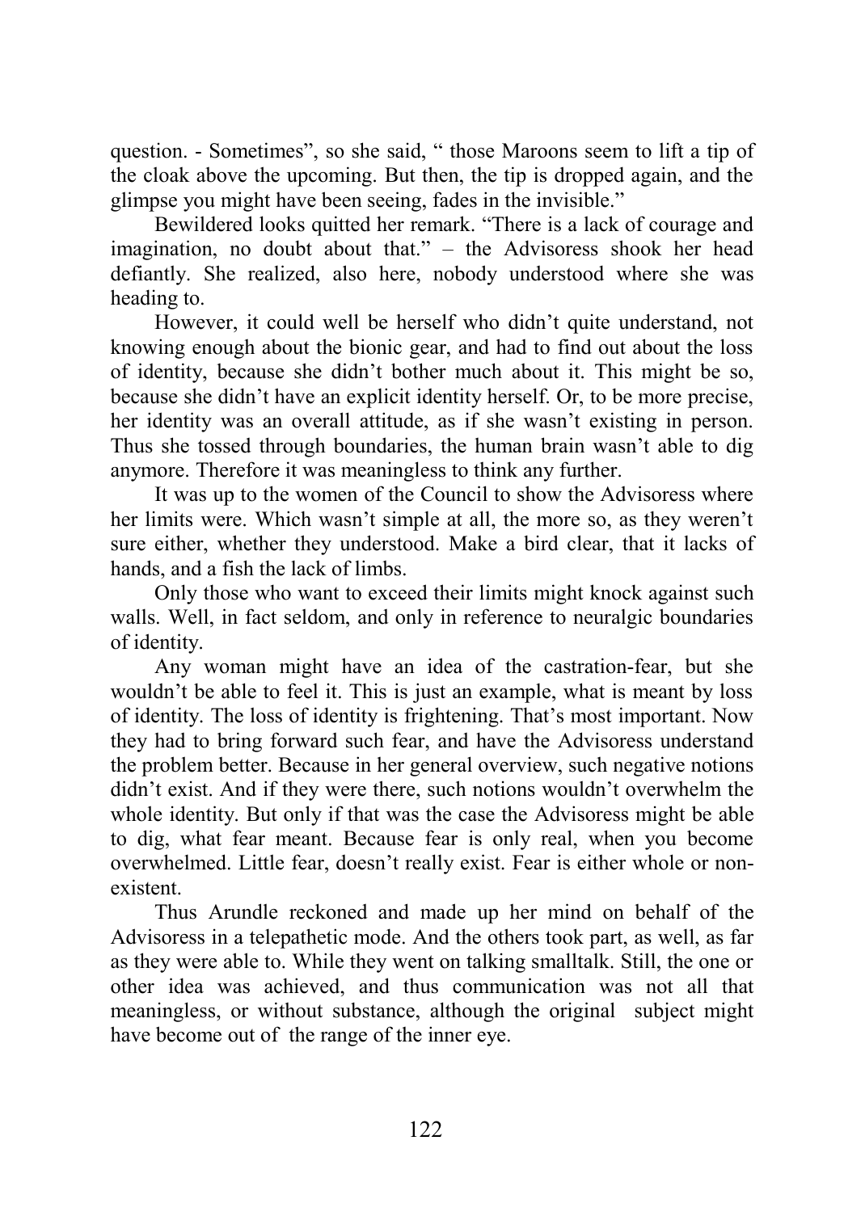question. - Sometimes", so she said, " those Maroons seem to lift a tip of the cloak above the upcoming. But then, the tip is dropped again, and the glimpse you might have been seeing, fades in the invisible."

Bewildered looks quitted her remark. "There is a lack of courage and imagination, no doubt about that." – the Advisoress shook her head defiantly. She realized, also here, nobody understood where she was heading to.

However, it could well be herself who didn't quite understand, not knowing enough about the bionic gear, and had to find out about the loss of identity, because she didn't bother much about it. This might be so, because she didn't have an explicit identity herself. Or, to be more precise, her identity was an overall attitude, as if she wasn't existing in person. Thus she tossed through boundaries, the human brain wasn't able to dig anymore. Therefore it was meaningless to think any further.

It was up to the women of the Council to show the Advisoress where her limits were. Which wasn't simple at all, the more so, as they weren't sure either, whether they understood. Make a bird clear, that it lacks of hands, and a fish the lack of limbs.

Only those who want to exceed their limits might knock against such walls. Well, in fact seldom, and only in reference to neuralgic boundaries of identity.

Any woman might have an idea of the castration-fear, but she wouldn't be able to feel it. This is just an example, what is meant by loss of identity. The loss of identity is frightening. That's most important. Now they had to bring forward such fear, and have the Advisoress understand the problem better. Because in her general overview, such negative notions didn't exist. And if they were there, such notions wouldn't overwhelm the whole identity. But only if that was the case the Advisoress might be able to dig, what fear meant. Because fear is only real, when you become overwhelmed. Little fear, doesn't really exist. Fear is either whole or non-existent.

Thus Arundle reckoned and made up her mind on behalf of the Advisoress in a telepathetic mode. And the others took part, as well, as far as they were able to. While they went on talking smalltalk. Still, the one or other idea was achieved, and thus communication was not all that meaningless, or without substance, although the original subject might have become out of the range of the inner eye.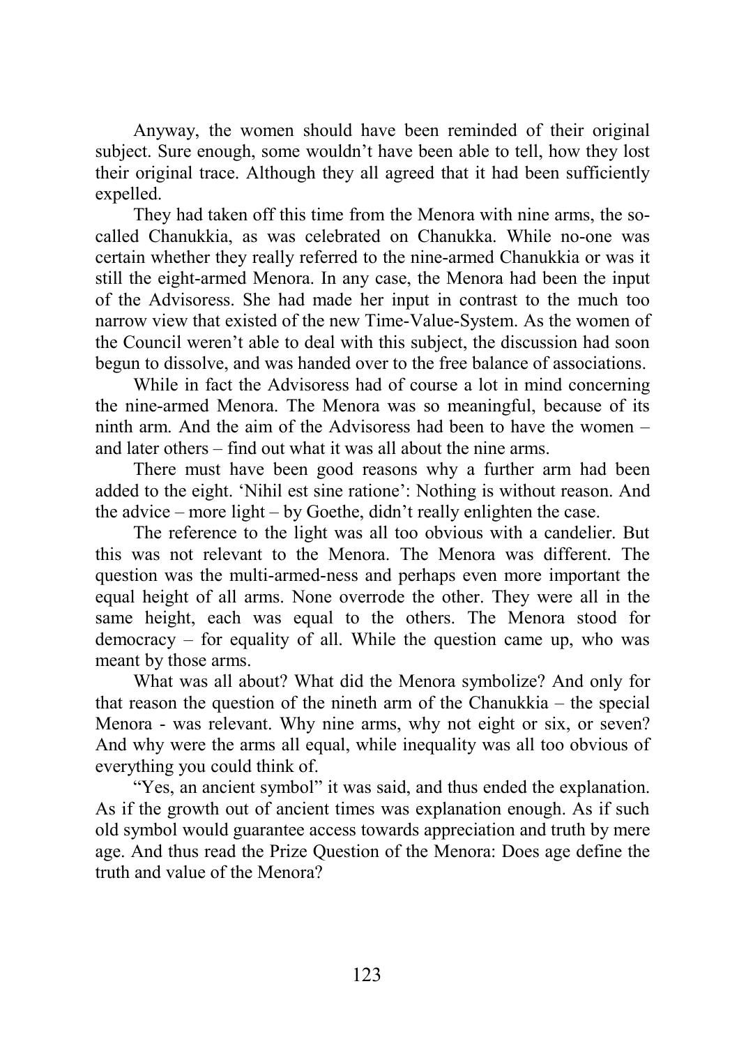Anyway, the women should have been reminded of their original subject. Sure enough, some wouldn't have been able to tell, how they lost their original trace. Although they all agreed that it had been sufficiently expelled.

They had taken off this time from the Menora with nine arms, the so-called Chanukkia, as was celebrated on Chanukka. While no-one was certain whether they really referred to the nine-armed Chanukkia or was it still the eight-armed Menora. In any case, the Menora had been the input of the Advisoress. She had made her input in contrast to the much too narrow view that existed of the new Time-Value-System. As the women of the Council weren't able to deal with this subject, the discussion had soon begun to dissolve, and was handed over to the free balance of associations.

While in fact the Advisoress had of course a lot in mind concerning the nine-armed Menora. The Menora was so meaningful, because of its ninth arm. And the aim of the Advisoress had been to have the women – and later others – find out what it was all about the nine arms.

There must have been good reasons why a further arm had been added to the eight. 'Nihil est sine ratione': Nothing is without reason. And the advice – more light – by Goethe, didn't really enlighten the case.

The reference to the light was all too obvious with a candelier. But this was not relevant to the Menora. The Menora was different. The question was the multi-armed-ness and perhaps even more important the equal height of all arms. None overrode the other. They were all in the same height, each was equal to the others. The Menora stood for democracy – for equality of all. While the question came up, who was meant by those arms.

What was all about? What did the Menora symbolize? And only for that reason the question of the nineth arm of the Chanukkia – the special Menora - was relevant. Why nine arms, why not eight or six, or seven? And why were the arms all equal, while inequality was all too obvious of everything you could think of.

"Yes, an ancient symbol" it was said, and thus ended the explanation. As if the growth out of ancient times was explanation enough. As if such old symbol would guarantee access towards appreciation and truth by mere age. And thus read the Prize Question of the Menora: Does age define the truth and value of the Menora?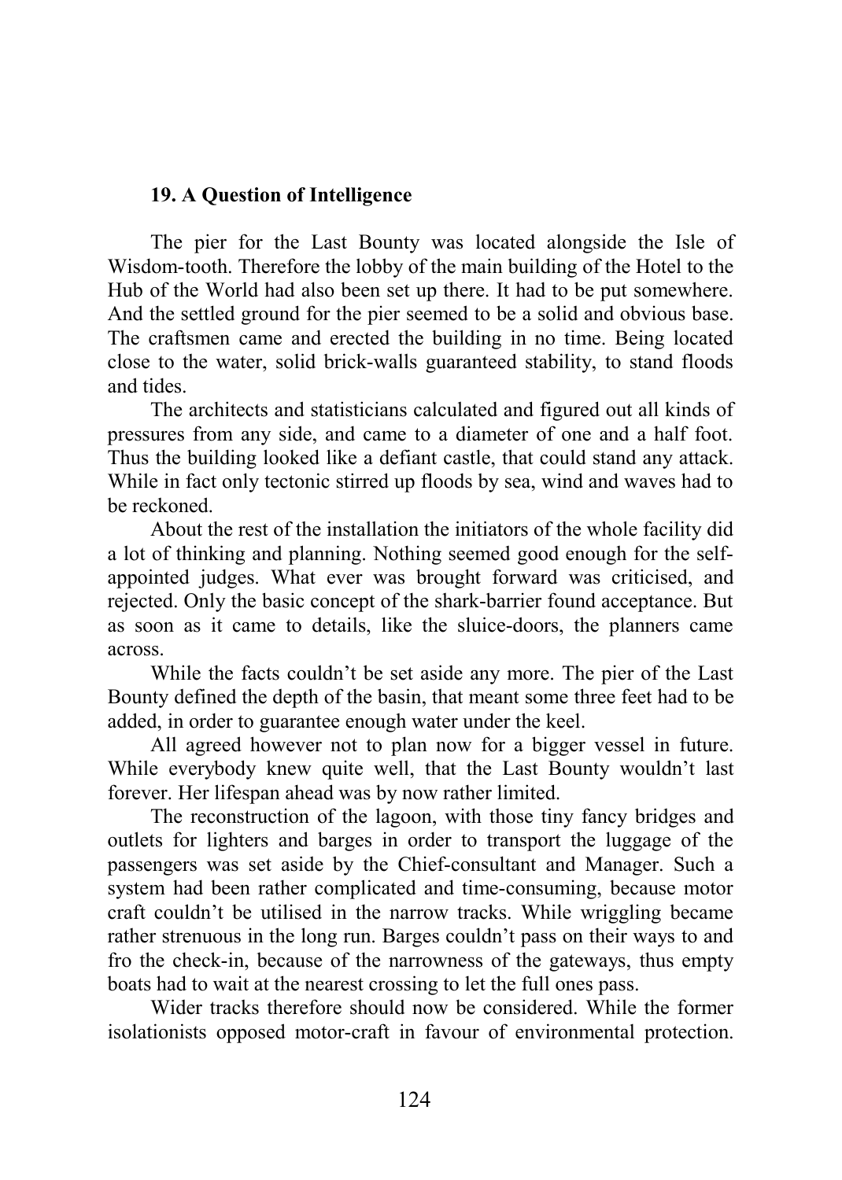## 19. A Question of Intelligence

The pier for the Last Bounty was located alongside the Isle of Wisdom-tooth. Therefore the lobby of the main building of the Hotel to the Hub of the World had also been set up there. It had to be put somewhere. And the settled ground for the pier seemed to be a solid and obvious base. The craftsmen came and erected the building in no time. Being located close to the water, solid brick-walls guaranteed stability, to stand floods and tides.

The architects and statisticians calculated and figured out all kinds of pressures from any side, and came to a diameter of one and a half foot. Thus the building looked like a defiant castle, that could stand any attack. While in fact only tectonic stirred up floods by sea, wind and waves had to be reckoned.

About the rest of the installation the initiators of the whole facility did a lot of thinking and planning. Nothing seemed good enough for the self-appointed judges. What ever was brought forward was criticised, and rejected. Only the basic concept of the shark-barrier found acceptance. But as soon as it came to details, like the sluice-doors, the planners came across.

While the facts couldn't be set aside any more. The pier of the Last Bounty defined the depth of the basin, that meant some three feet had to be added, in order to guarantee enough water under the keel.

All agreed however not to plan now for a bigger vessel in future. While everybody knew quite well, that the Last Bounty wouldn't last forever. Her lifespan ahead was by now rather limited.

The reconstruction of the lagoon, with those tiny fancy bridges and outlets for lighters and barges in order to transport the luggage of the passengers was set aside by the Chief-consultant and Manager. Such a system had been rather complicated and time-consuming, because motor craft couldn't be utilised in the narrow tracks. While wriggling became rather strenuous in the long run. Barges couldn't pass on their ways to and fro the check-in, because of the narrowness of the gateways, thus empty boats had to wait at the nearest crossing to let the full ones pass.

Wider tracks therefore should now be considered. While the former isolationists opposed motor-craft in favour of environmental protection.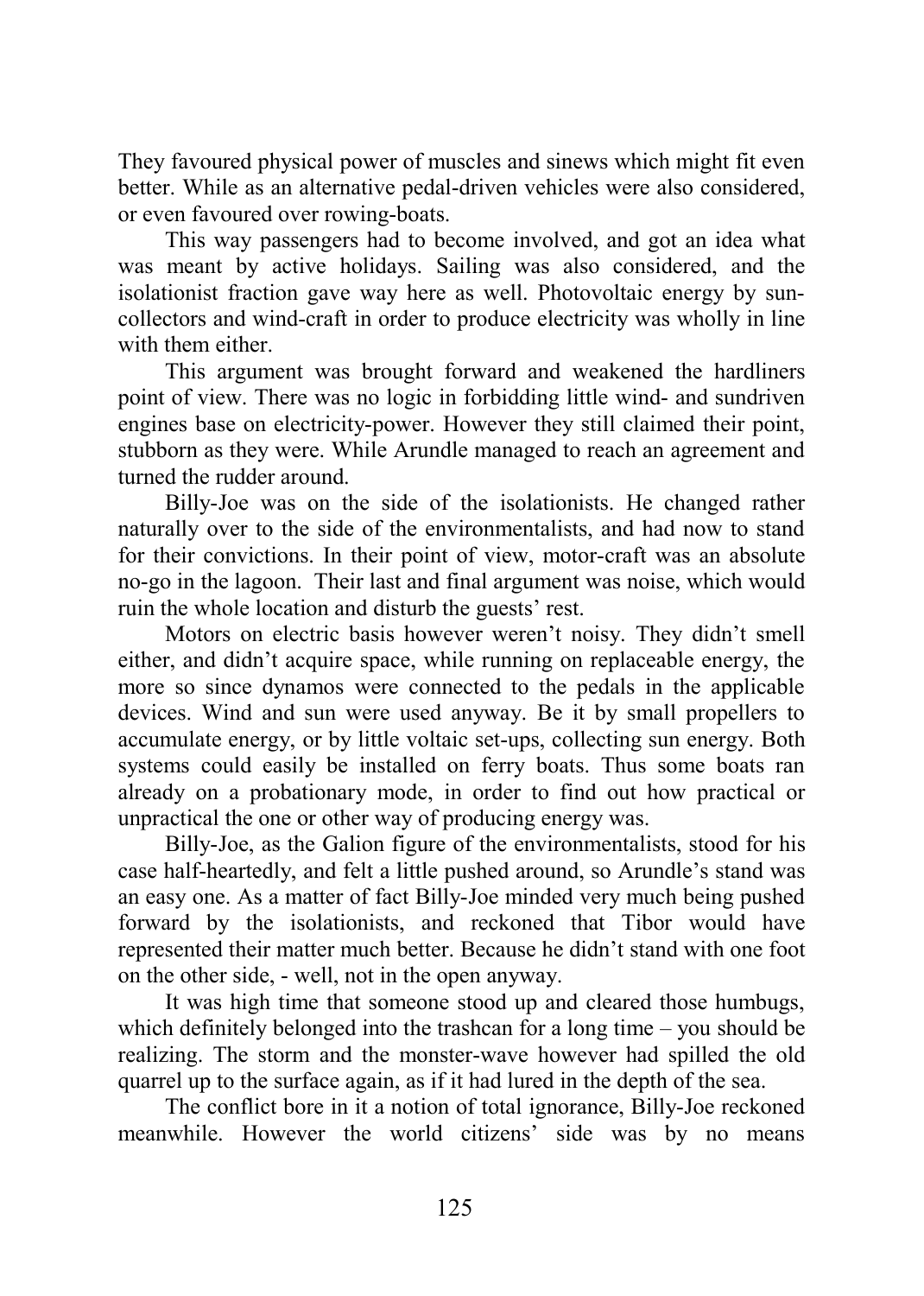They favoured physical power of muscles and sinews which might fit even better. While as an alternative pedal-driven vehicles were also considered, or even favoured over rowing-boats.

This way passengers had to become involved, and got an idea what was meant by active holidays. Sailing was also considered, and the isolationist fraction gave way here as well. Photovoltaic energy by sun-collectors and wind-craft in order to produce electricity was wholly in line with them either.

This argument was brought forward and weakened the hardliners point of view. There was no logic in forbidding little wind- and sundriven engines base on electricity-power. However they still claimed their point, stubborn as they were. While Arundle managed to reach an agreement and turned the rudder around.

Billy-Joe was on the side of the isolationists. He changed rather naturally over to the side of the environmentalists, and had now to stand for their convictions. In their point of view, motor-craft was an absolute no-go in the lagoon. Their last and final argument was noise, which would ruin the whole location and disturb the guests' rest.

Motors on electric basis however weren't noisy. They didn't smell either, and didn't acquire space, while running on replaceable energy, the more so since dynamos were connected to the pedals in the applicable devices. Wind and sun were used anyway. Be it by small propellers to accumulate energy, or by little voltaic set-ups, collecting sun energy. Both systems could easily be installed on ferry boats. Thus some boats ran already on a probationary mode, in order to find out how practical or unpractical the one or other way of producing energy was.

Billy-Joe, as the Galion figure of the environmentalists, stood for his case half-heartedly, and felt a little pushed around, so Arundle's stand was an easy one. As a matter of fact Billy-Joe minded very much being pushed forward by the isolationists, and reckoned that Tibor would have represented their matter much better. Because he didn't stand with one foot on the other side, - well, not in the open anyway.

It was high time that someone stood up and cleared those humbugs, which definitely belonged into the trashcan for a long time – you should be realizing. The storm and the monster-wave however had spilled the old quarrel up to the surface again, as if it had lured in the depth of the sea.

The conflict bore in it a notion of total ignorance, Billy-Joe reckoned meanwhile. However the world citizens' side was by no means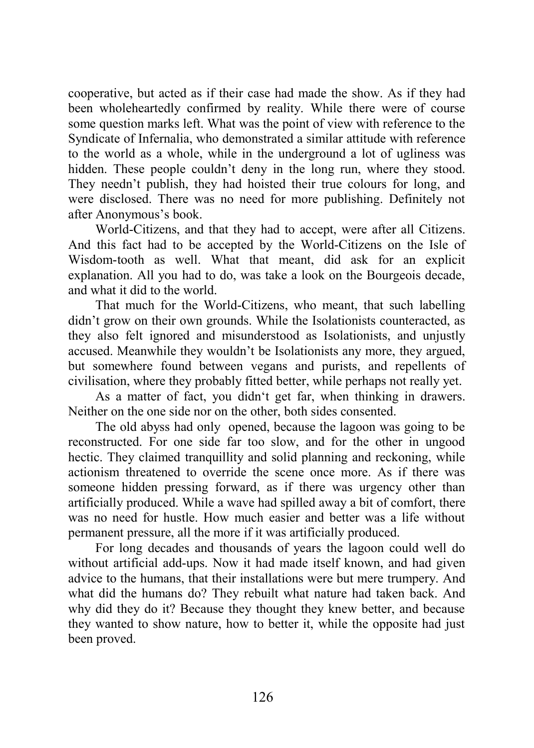cooperative, but acted as if their case had made the show. As if they had been wholeheartedly confirmed by reality. While there were of course some question marks left. What was the point of view with reference to the Syndicate of Infernalia, who demonstrated a similar attitude with reference to the world as a whole, while in the underground a lot of ugliness was hidden. These people couldn't deny in the long run, where they stood. They needn't publish, they had hoisted their true colours for long, and were disclosed. There was no need for more publishing. Definitely not after Anonymous's book.

World-Citizens, and that they had to accept, were after all Citizens. And this fact had to be accepted by the World-Citizens on the Isle of Wisdom-tooth as well. What that meant, did ask for an explicit explanation. All you had to do, was take a look on the Bourgeois decade, and what it did to the world.

That much for the World-Citizens, who meant, that such labelling didn't grow on their own grounds. While the Isolationists counteracted, as they also felt ignored and misunderstood as Isolationists, and unjustly accused. Meanwhile they wouldn't be Isolationists any more, they argued, but somewhere found between vegans and purists, and repellents of civilisation, where they probably fitted better, while perhaps not really yet.

As a matter of fact, you didn't get far, when thinking in drawers. Neither on the one side nor on the other, both sides consented.

The old abyss had only opened, because the lagoon was going to be reconstructed. For one side far too slow, and for the other in ungood hectic. They claimed tranquillity and solid planning and reckoning, while actionism threatened to override the scene once more. As if there was someone hidden pressing forward, as if there was urgency other than artificially produced. While a wave had spilled away a bit of comfort, there was no need for hustle. How much easier and better was a life without permanent pressure, all the more if it was artificially produced.

For long decades and thousands of years the lagoon could well do without artificial add-ups. Now it had made itself known, and had given advice to the humans, that their installations were but mere trumpery. And what did the humans do? They rebuilt what nature had taken back. And why did they do it? Because they thought they knew better, and because they wanted to show nature, how to better it, while the opposite had just been proved.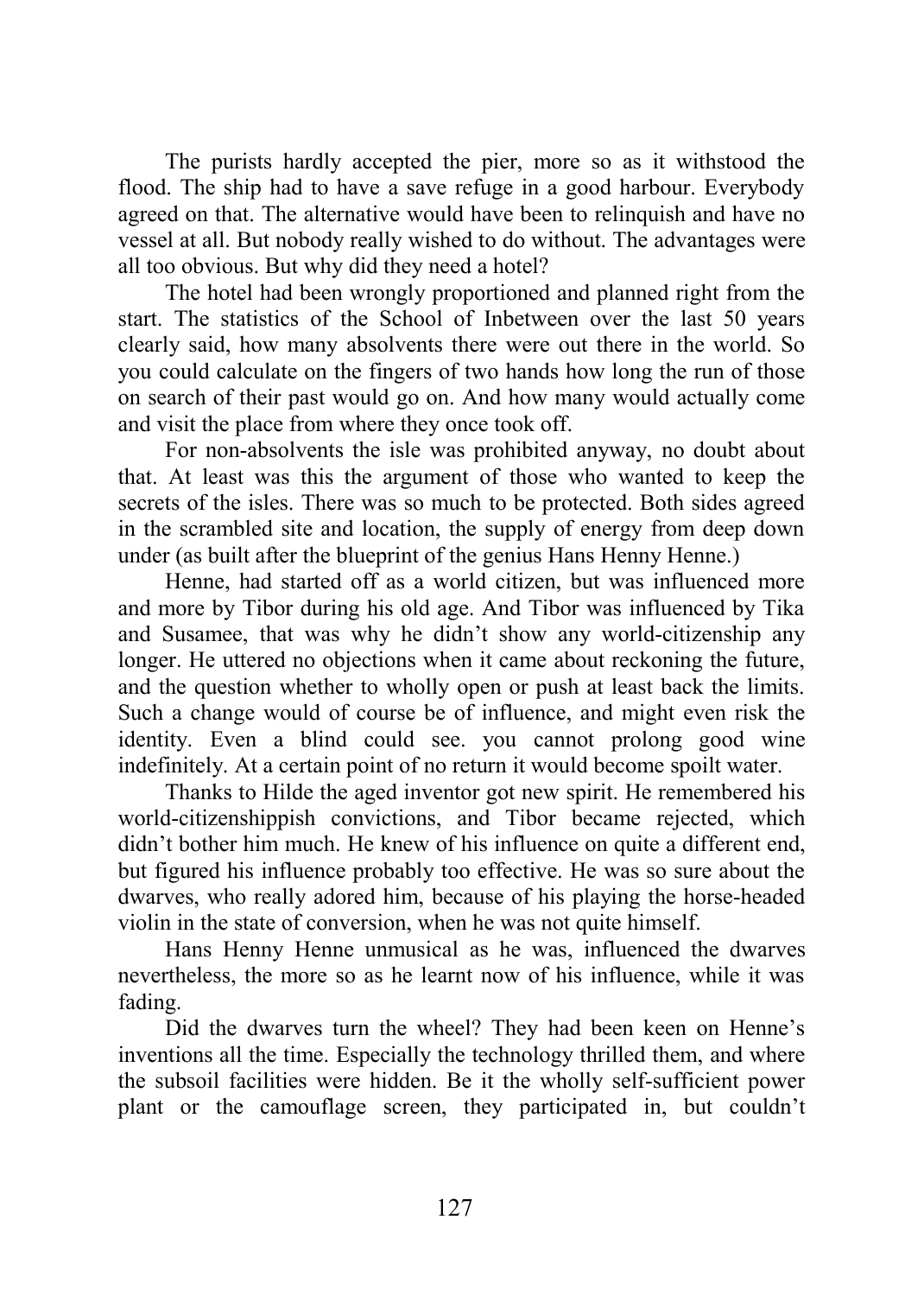The purists hardly accepted the pier, more so as it withstood the flood. The ship had to have a save refuge in a good harbour. Everybody agreed on that. The alternative would have been to relinquish and have no vessel at all. But nobody really wished to do without. The advantages were all too obvious. But why did they need a hotel?

The hotel had been wrongly proportioned and planned right from the start. The statistics of the School of Inbetween over the last 50 years clearly said, how many absolvents there were out there in the world. So you could calculate on the fingers of two hands how long the run of those on search of their past would go on. And how many would actually come and visit the place from where they once took off.

For non-absolvents the isle was prohibited anyway, no doubt about that. At least was this the argument of those who wanted to keep the secrets of the isles. There was so much to be protected. Both sides agreed in the scrambled site and location, the supply of energy from deep down under (as built after the blueprint of the genius Hans Henny Henne.)

Henne, had started off as a world citizen, but was influenced more and more by Tibor during his old age. And Tibor was influenced by Tika and Susamee, that was why he didn't show any world-citizenship any longer. He uttered no objections when it came about reckoning the future, and the question whether to wholly open or push at least back the limits. Such a change would of course be of influence, and might even risk the identity. Even a blind could see. you cannot prolong good wine indefinitely. At a certain point of no return it would become spoilt water.

Thanks to Hilde the aged inventor got new spirit. He remembered his world-citizenshippish convictions, and Tibor became rejected, which didn't bother him much. He knew of his influence on quite a different end, but figured his influence probably too effective. He was so sure about the dwarves, who really adored him, because of his playing the horse-headed violin in the state of conversion, when he was not quite himself.

Hans Henny Henne unmusical as he was, influenced the dwarves nevertheless, the more so as he learnt now of his influence, while it was fading.

Did the dwarves turn the wheel? They had been keen on Henne's inventions all the time. Especially the technology thrilled them, and where the subsoil facilities were hidden. Be it the wholly self-sufficient power plant or the camouflage screen, they participated in, but couldn't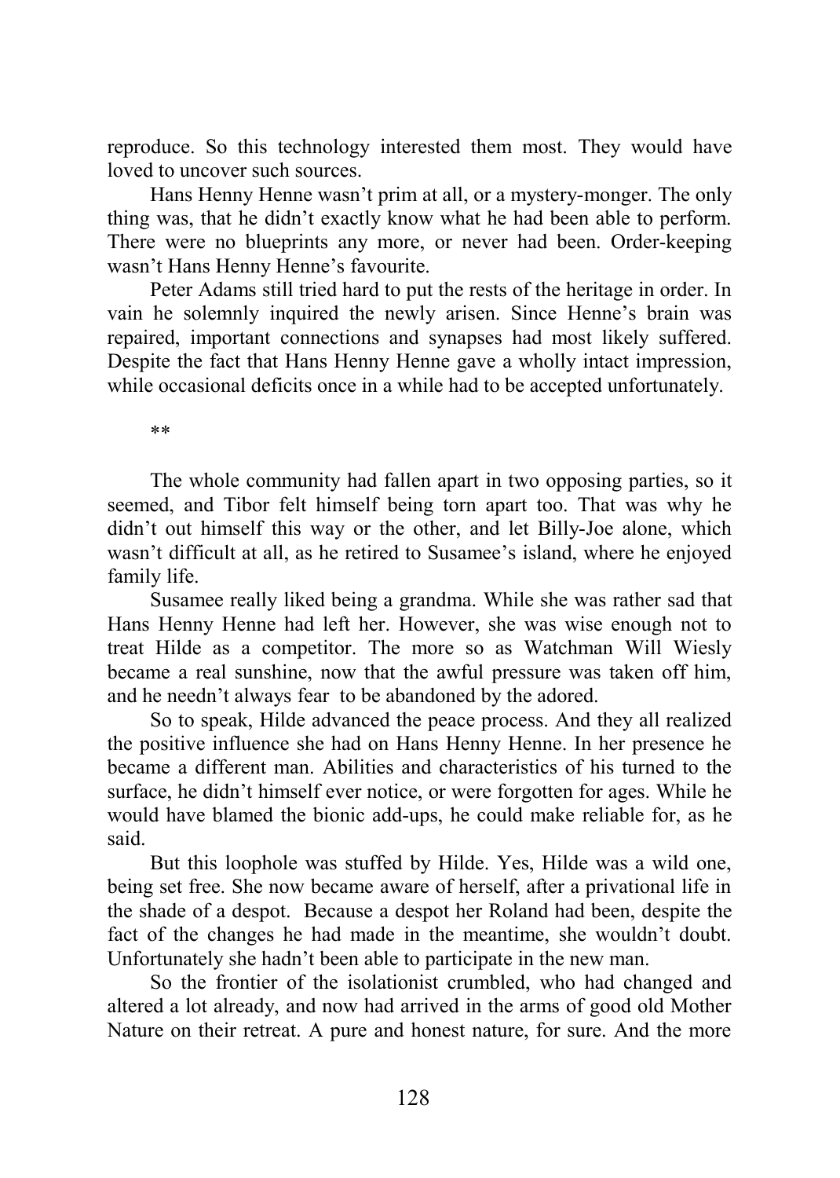reproduce. So this technology interested them most. They would have loved to uncover such sources.

Hans Henny Henne wasn't prim at all, or a mystery-monger. The only thing was, that he didn't exactly know what he had been able to perform. There were no blueprints any more, or never had been. Order-keeping wasn't Hans Henny Henne's favourite.

Peter Adams still tried hard to put the rests of the heritage in order. In vain he solemnly inquired the newly arisen. Since Henne's brain was repaired, important connections and synapses had most likely suffered. Despite the fact that Hans Henny Henne gave a wholly intact impression, while occasional deficits once in a while had to be accepted unfortunately.

**

The whole community had fallen apart in two opposing parties, so it seemed, and Tibor felt himself being torn apart too. That was why he didn't out himself this way or the other, and let Billy-Joe alone, which wasn't difficult at all, as he retired to Susamee's island, where he enjoyed family life.

Susamee really liked being a grandma. While she was rather sad that Hans Henny Henne had left her. However, she was wise enough not to treat Hilde as a competitor. The more so as Watchman Will Wiesly became a real sunshine, now that the awful pressure was taken off him, and he needn't always fear to be abandoned by the adored.

So to speak, Hilde advanced the peace process. And they all realized the positive influence she had on Hans Henny Henne. In her presence he became a different man. Abilities and characteristics of his turned to the surface, he didn't himself ever notice, or were forgotten for ages. While he would have blamed the bionic add-ups, he could make reliable for, as he said.

But this loophole was stuffed by Hilde. Yes, Hilde was a wild one, being set free. She now became aware of herself, after a privational life in the shade of a despot. Because a despot her Roland had been, despite the fact of the changes he had made in the meantime, she wouldn't doubt. Unfortunately she hadn't been able to participate in the new man.

So the frontier of the isolationist crumbled, who had changed and altered a lot already, and now had arrived in the arms of good old Mother Nature on their retreat. A pure and honest nature, for sure. And the more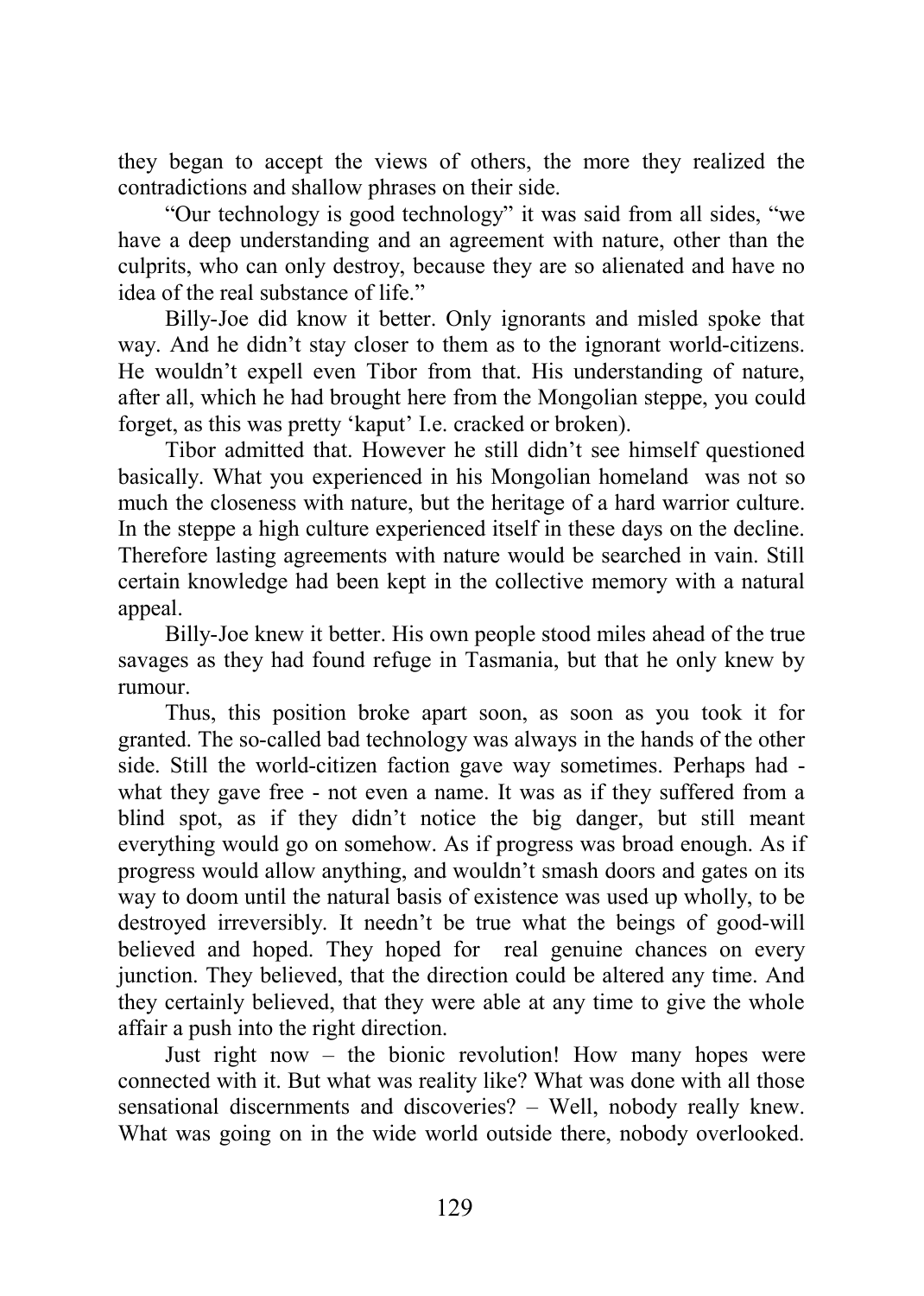they began to accept the views of others, the more they realized the contradictions and shallow phrases on their side.

"Our technology is good technology" it was said from all sides, "we have a deep understanding and an agreement with nature, other than the culprits, who can only destroy, because they are so alienated and have no idea of the real substance of life."

Billy-Joe did know it better. Only ignorants and misled spoke that way. And he didn't stay closer to them as to the ignorant world-citizens. He wouldn't expell even Tibor from that. His understanding of nature, after all, which he had brought here from the Mongolian steppe, you could forget, as this was pretty 'kaput' I.e. cracked or broken).

Tibor admitted that. However he still didn't see himself questioned basically. What you experienced in his Mongolian homeland was not so much the closeness with nature, but the heritage of a hard warrior culture. In the steppe a high culture experienced itself in these days on the decline. Therefore lasting agreements with nature would be searched in vain. Still certain knowledge had been kept in the collective memory with a natural appeal.

Billy-Joe knew it better. His own people stood miles ahead of the true savages as they had found refuge in Tasmania, but that he only knew by rumour.

Thus, this position broke apart soon, as soon as you took it for granted. The so-called bad technology was always in the hands of the other side. Still the world-citizen faction gave way sometimes. Perhaps had - what they gave free - not even a name. It was as if they suffered from a blind spot, as if they didn't notice the big danger, but still meant everything would go on somehow. As if progress was broad enough. As if progress would allow anything, and wouldn't smash doors and gates on its way to doom until the natural basis of existence was used up wholly, to be destroyed irreversibly. It needn't be true what the beings of good-will believed and hoped. They hoped for real genuine chances on every junction. They believed, that the direction could be altered any time. And they certainly believed, that they were able at any time to give the whole affair a push into the right direction.

Just right now – the bionic revolution! How many hopes were connected with it. But what was reality like? What was done with all those sensational discernments and discoveries? – Well, nobody really knew. What was going on in the wide world outside there, nobody overlooked.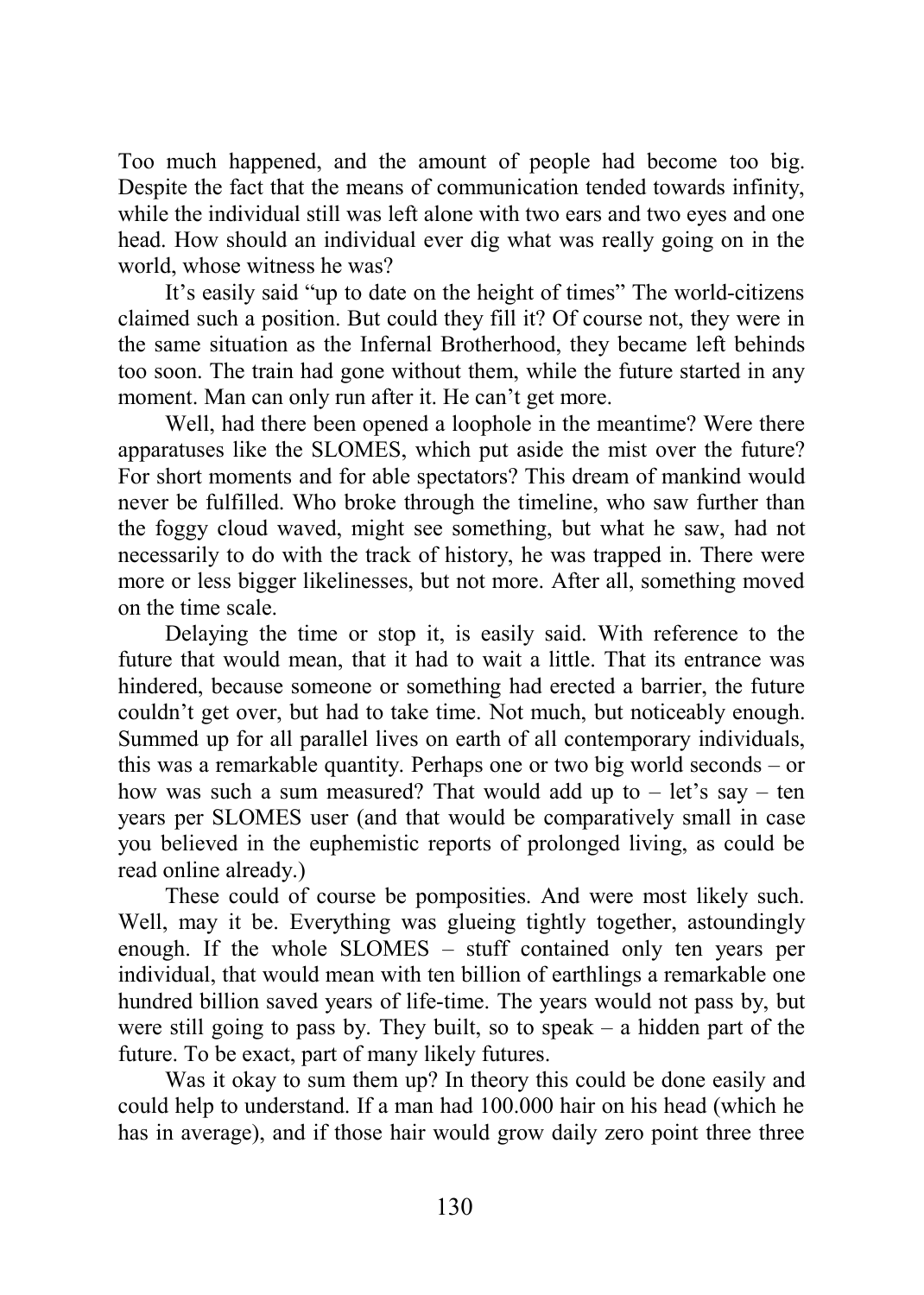Too much happened, and the amount of people had become too big. Despite the fact that the means of communication tended towards infinity, while the individual still was left alone with two ears and two eyes and one head. How should an individual ever dig what was really going on in the world, whose witness he was?

It's easily said "up to date on the height of times" The world-citizens claimed such a position. But could they fill it? Of course not, they were in the same situation as the Infernal Brotherhood, they became left behinds too soon. The train had gone without them, while the future started in any moment. Man can only run after it. He can't get more.

Well, had there been opened a loophole in the meantime? Were there apparatuses like the SLOMES, which put aside the mist over the future? For short moments and for able spectators? This dream of mankind would never be fulfilled. Who broke through the timeline, who saw further than the foggy cloud waved, might see something, but what he saw, had not necessarily to do with the track of history, he was trapped in. There were more or less bigger likelinesses, but not more. After all, something moved on the time scale.

Delaying the time or stop it, is easily said. With reference to the future that would mean, that it had to wait a little. That its entrance was hindered, because someone or something had erected a barrier, the future couldn't get over, but had to take time. Not much, but noticeably enough. Summed up for all parallel lives on earth of all contemporary individuals, this was a remarkable quantity. Perhaps one or two big world seconds – or how was such a sum measured? That would add up to – let's say – ten years per SLOMES user (and that would be comparatively small in case you believed in the euphemistic reports of prolonged living, as could be read online already.)

These could of course be pomposities. And were most likely such. Well, may it be. Everything was glueing tightly together, astoundingly enough. If the whole SLOMES – stuff contained only ten years per individual, that would mean with ten billion of earthlings a remarkable one hundred billion saved years of life-time. The years would not pass by, but were still going to pass by. They built, so to speak – a hidden part of the future. To be exact, part of many likely futures.

Was it okay to sum them up? In theory this could be done easily and could help to understand. If a man had 100.000 hair on his head (which he has in average), and if those hair would grow daily zero point three three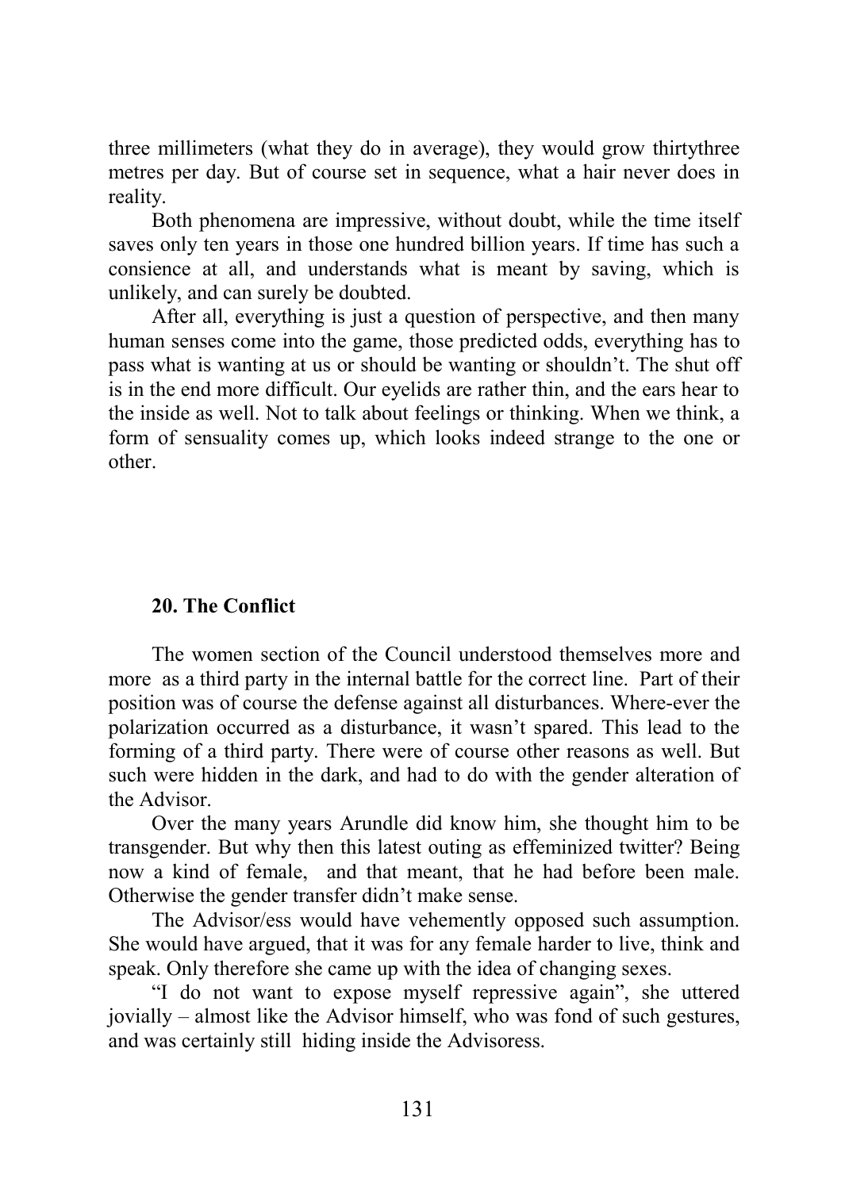three millimeters (what they do in average), they would grow thirtythree metres per day. But of course set in sequence, what a hair never does in reality.

Both phenomena are impressive, without doubt, while the time itself saves only ten years in those one hundred billion years. If time has such a consience at all, and understands what is meant by saving, which is unlikely, and can surely be doubted.

After all, everything is just a question of perspective, and then many human senses come into the game, those predicted odds, everything has to pass what is wanting at us or should be wanting or shouldn't. The shut off is in the end more difficult. Our eyelids are rather thin, and the ears hear to the inside as well. Not to talk about feelings or thinking. When we think, a form of sensuality comes up, which looks indeed strange to the one or other.

## 20. The Conflict

The women section of the Council understood themselves more and more as a third party in the internal battle for the correct line. Part of their position was of course the defense against all disturbances. Where-ever the polarization occurred as a disturbance, it wasn't spared. This lead to the forming of a third party. There were of course other reasons as well. But such were hidden in the dark, and had to do with the gender alteration of the Advisor.

Over the many years Arundle did know him, she thought him to be transgender. But why then this latest outing as effeminized twitter? Being now a kind of female, and that meant, that he had before been male. Otherwise the gender transfer didn't make sense.

The Advisor/ess would have vehemently opposed such assumption. She would have argued, that it was for any female harder to live, think and speak. Only therefore she came up with the idea of changing sexes.

"I do not want to expose myself repressive again", she uttered jovially – almost like the Advisor himself, who was fond of such gestures, and was certainly still hiding inside the Advisoress.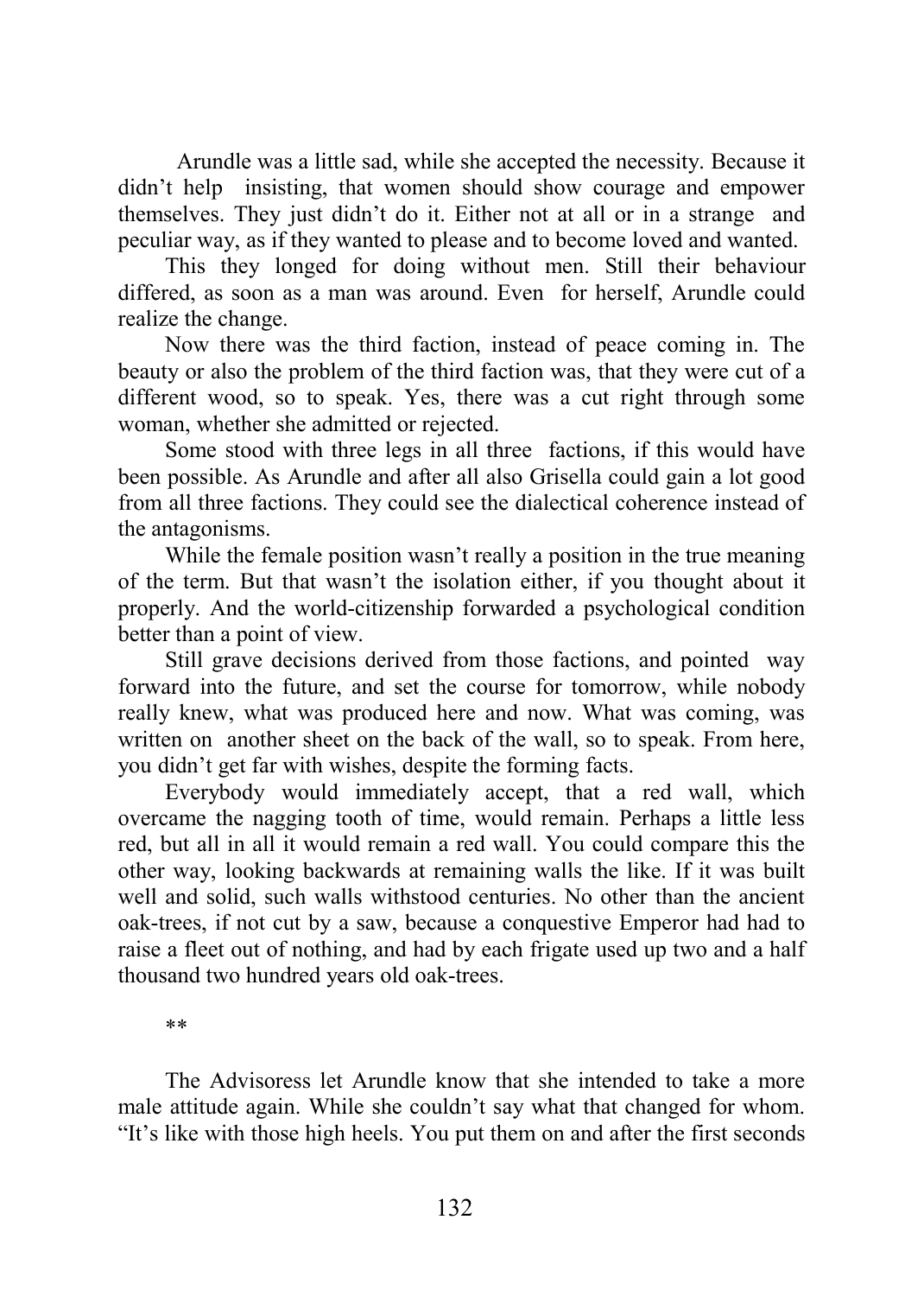Arundle was a little sad, while she accepted the necessity. Because it didn't help insisting, that women should show courage and empower themselves. They just didn't do it. Either not at all or in a strange and peculiar way, as if they wanted to please and to become loved and wanted.

This they longed for doing without men. Still their behaviour differed, as soon as a man was around. Even for herself, Arundle could realize the change.

Now there was the third faction, instead of peace coming in. The beauty or also the problem of the third faction was, that they were cut of a different wood, so to speak. Yes, there was a cut right through some woman, whether she admitted or rejected.

Some stood with three legs in all three factions, if this would have been possible. As Arundle and after all also Grisella could gain a lot good from all three factions. They could see the dialectical coherence instead of the antagonisms.

While the female position wasn't really a position in the true meaning of the term. But that wasn't the isolation either, if you thought about it properly. And the world-citizenship forwarded a psychological condition better than a point of view.

Still grave decisions derived from those factions, and pointed way forward into the future, and set the course for tomorrow, while nobody really knew, what was produced here and now. What was coming, was written on another sheet on the back of the wall, so to speak. From here, you didn't get far with wishes, despite the forming facts.

Everybody would immediately accept, that a red wall, which overcame the nagging tooth of time, would remain. Perhaps a little less red, but all in all it would remain a red wall. You could compare this the other way, looking backwards at remaining walls the like. If it was built well and solid, such walls withstood centuries. No other than the ancient oak-trees, if not cut by a saw, because a conquestive Emperor had had to raise a fleet out of nothing, and had by each frigate used up two and a half thousand two hundred years old oak-trees.

**

The Advisoress let Arundle know that she intended to take a more male attitude again. While she couldn't say what that changed for whom. "It's like with those high heels. You put them on and after the first seconds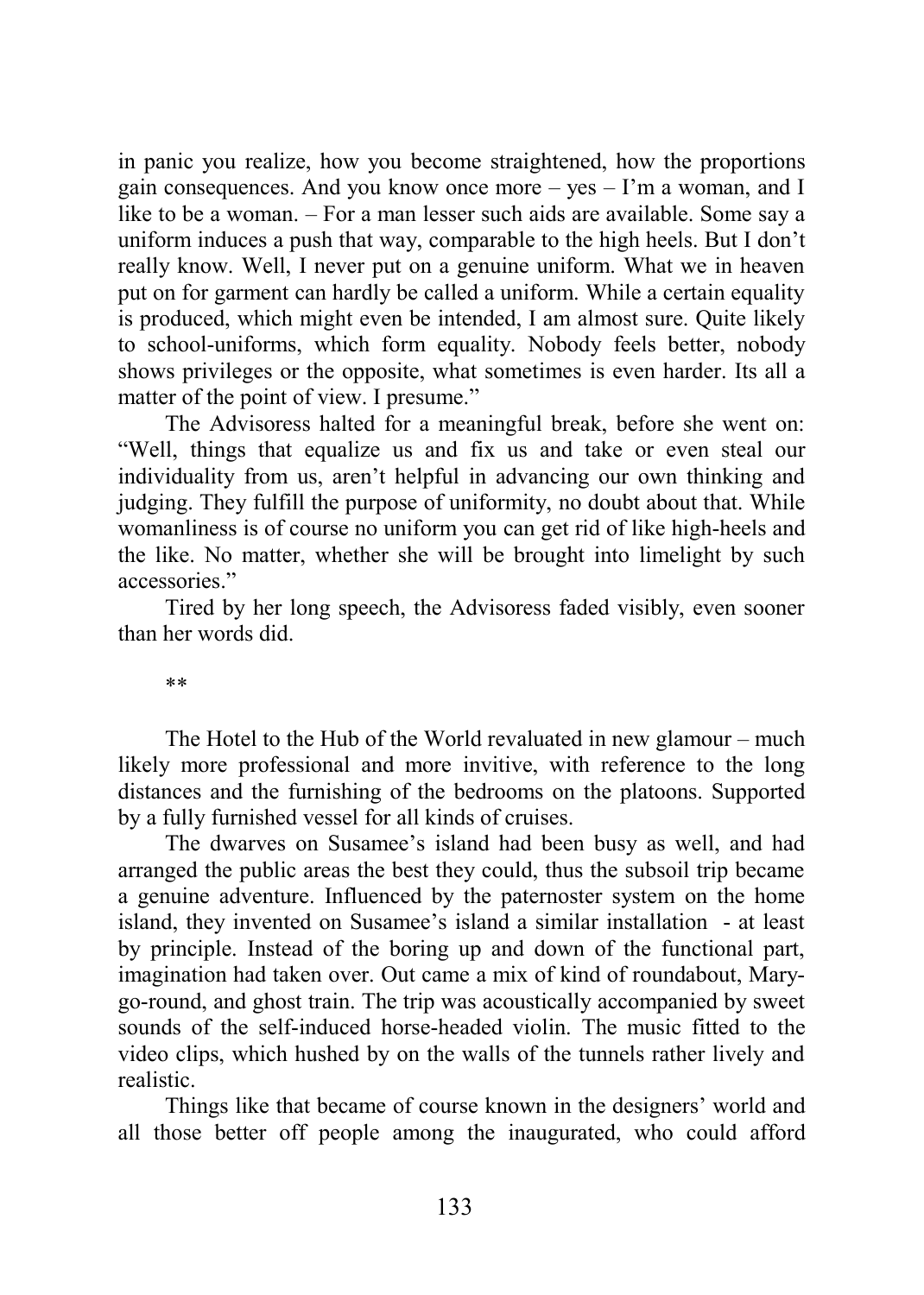in panic you realize, how you become straightened, how the proportions gain consequences. And you know once more – yes – I'm a woman, and I like to be a woman. – For a man lesser such aids are available. Some say a uniform induces a push that way, comparable to the high heels. But I don't really know. Well, I never put on a genuine uniform. What we in heaven put on for garment can hardly be called a uniform. While a certain equality is produced, which might even be intended, I am almost sure. Quite likely to school-uniforms, which form equality. Nobody feels better, nobody shows privileges or the opposite, what sometimes is even harder. Its all a matter of the point of view. I presume."

The Advisoress halted for a meaningful break, before she went on: "Well, things that equalize us and fix us and take or even steal our individuality from us, aren't helpful in advancing our own thinking and judging. They fulfill the purpose of uniformity, no doubt about that. While womanliness is of course no uniform you can get rid of like high-heels and the like. No matter, whether she will be brought into limelight by such accessories."

Tired by her long speech, the Advisoress faded visibly, even sooner than her words did.

**

The Hotel to the Hub of the World revaluated in new glamour – much likely more professional and more invitive, with reference to the long distances and the furnishing of the bedrooms on the platoons. Supported by a fully furnished vessel for all kinds of cruises.

The dwarves on Susamee's island had been busy as well, and had arranged the public areas the best they could, thus the subsoil trip became a genuine adventure. Influenced by the paternoster system on the home island, they invented on Susamee's island a similar installation - at least by principle. Instead of the boring up and down of the functional part, imagination had taken over. Out came a mix of kind of roundabout, Mary-go-round, and ghost train. The trip was acoustically accompanied by sweet sounds of the self-induced horse-headed violin. The music fitted to the video clips, which hushed by on the walls of the tunnels rather lively and realistic.

Things like that became of course known in the designers' world and all those better off people among the inaugurated, who could afford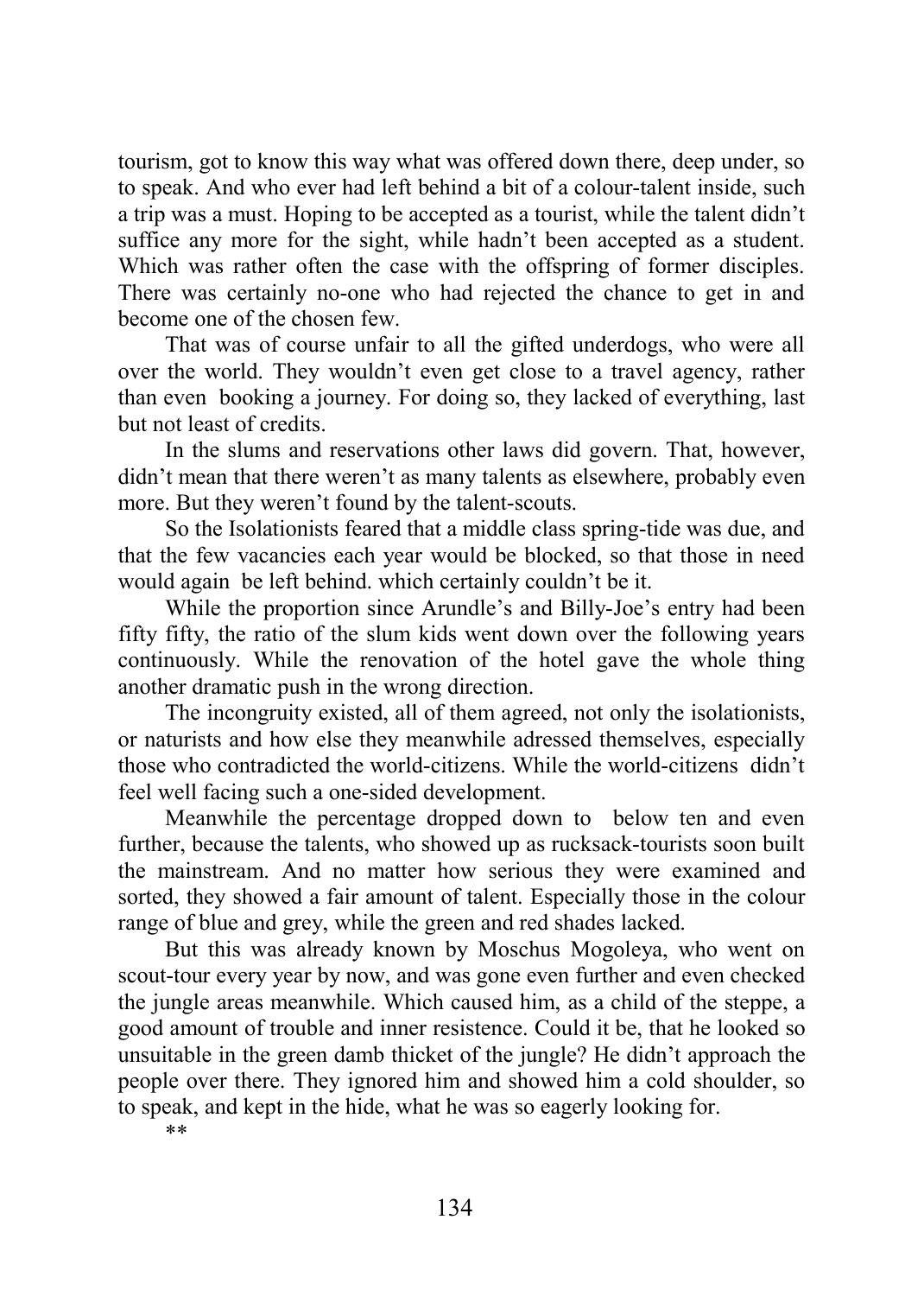tourism, got to know this way what was offered down there, deep under, so to speak. And who ever had left behind a bit of a colour-talent inside, such a trip was a must. Hoping to be accepted as a tourist, while the talent didn't suffice any more for the sight, while hadn't been accepted as a student. Which was rather often the case with the offspring of former disciples. There was certainly no-one who had rejected the chance to get in and become one of the chosen few.

That was of course unfair to all the gifted underdogs, who were all over the world. They wouldn't even get close to a travel agency, rather than even booking a journey. For doing so, they lacked of everything, last but not least of credits.

In the slums and reservations other laws did govern. That, however, didn't mean that there weren't as many talents as elsewhere, probably even more. But they weren't found by the talent-scouts.

So the Isolationists feared that a middle class spring-tide was due, and that the few vacancies each year would be blocked, so that those in need would again be left behind. which certainly couldn't be it.

While the proportion since Arundle's and Billy-Joe's entry had been fifty fifty, the ratio of the slum kids went down over the following years continuously. While the renovation of the hotel gave the whole thing another dramatic push in the wrong direction.

The incongruity existed, all of them agreed, not only the isolationists, or naturists and how else they meanwhile adressed themselves, especially those who contradicted the world-citizens. While the world-citizens didn't feel well facing such a one-sided development.

Meanwhile the percentage dropped down to below ten and even further, because the talents, who showed up as rucksack-tourists soon built the mainstream. And no matter how serious they were examined and sorted, they showed a fair amount of talent. Especially those in the colour range of blue and grey, while the green and red shades lacked.

But this was already known by Moschus Mogoleya, who went on scout-tour every year by now, and was gone even further and even checked the jungle areas meanwhile. Which caused him, as a child of the steppe, a good amount of trouble and inner resistence. Could it be, that he looked so unsuitable in the green damb thicket of the jungle? He didn't approach the people over there. They ignored him and showed him a cold shoulder, so to speak, and kept in the hide, what he was so eagerly looking for.

**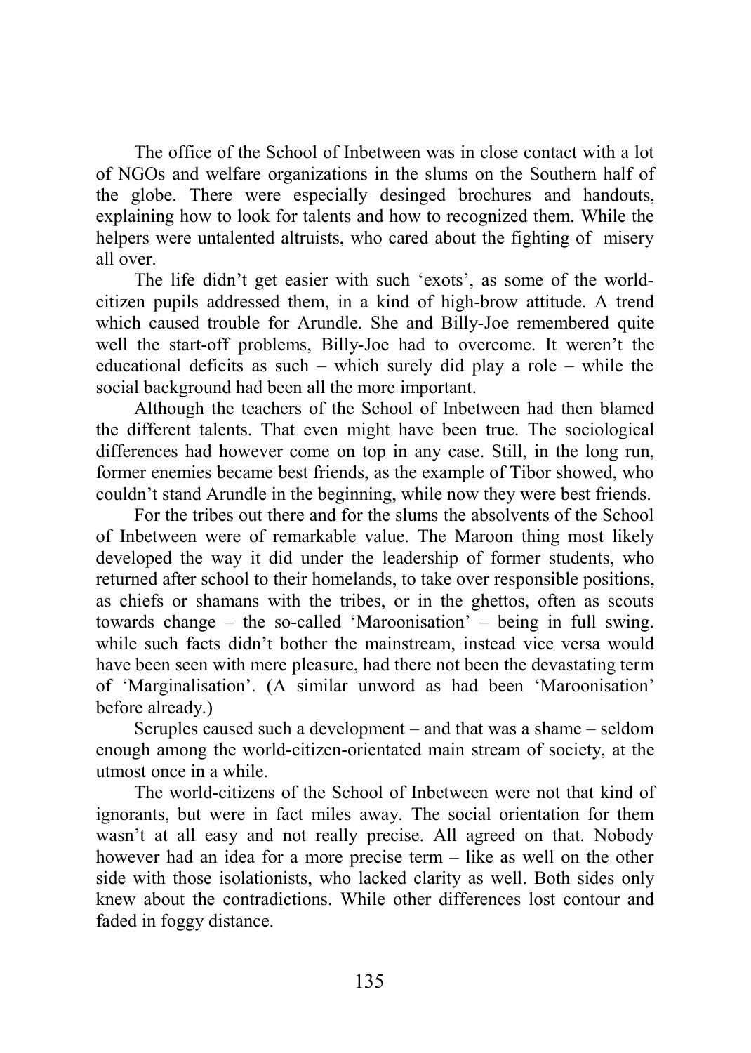The office of the School of Inbetween was in close contact with a lot of NGOs and welfare organizations in the slums on the Southern half of the globe. There were especially desinged brochures and handouts, explaining how to look for talents and how to recognized them. While the helpers were untalented altruists, who cared about the fighting of misery all over.

The life didn't get easier with such 'exots', as some of the world-citizen pupils addressed them, in a kind of high-brow attitude. A trend which caused trouble for Arundle. She and Billy-Joe remembered quite well the start-off problems, Billy-Joe had to overcome. It weren't the educational deficits as such – which surely did play a role – while the social background had been all the more important.

Although the teachers of the School of Inbetween had then blamed the different talents. That even might have been true. The sociological differences had however come on top in any case. Still, in the long run, former enemies became best friends, as the example of Tibor showed, who couldn't stand Arundle in the beginning, while now they were best friends.

For the tribes out there and for the slums the absolvents of the School of Inbetween were of remarkable value. The Maroon thing most likely developed the way it did under the leadership of former students, who returned after school to their homelands, to take over responsible positions, as chiefs or shamans with the tribes, or in the ghettos, often as scouts towards change – the so-called 'Maroonisation' – being in full swing. while such facts didn't bother the mainstream, instead vice versa would have been seen with mere pleasure, had there not been the devastating term of 'Marginalisation'. (A similar unword as had been 'Maroonisation' before already.)

Scruples caused such a development – and that was a shame – seldom enough among the world-citizen-orientated main stream of society, at the utmost once in a while.

The world-citizens of the School of Inbetween were not that kind of ignorants, but were in fact miles away. The social orientation for them wasn't at all easy and not really precise. All agreed on that. Nobody however had an idea for a more precise term – like as well on the other side with those isolationists, who lacked clarity as well. Both sides only knew about the contradictions. While other differences lost contour and faded in foggy distance.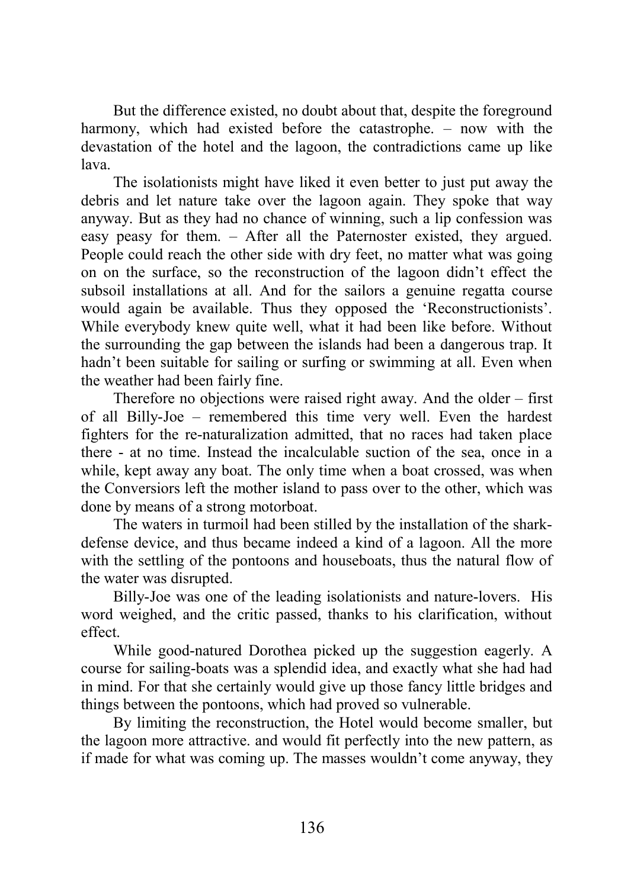But the difference existed, no doubt about that, despite the foreground harmony, which had existed before the catastrophe. – now with the devastation of the hotel and the lagoon, the contradictions came up like lava.

The isolationists might have liked it even better to just put away the debris and let nature take over the lagoon again. They spoke that way anyway. But as they had no chance of winning, such a lip confession was easy peasy for them. – After all the Paternoster existed, they argued. People could reach the other side with dry feet, no matter what was going on on the surface, so the reconstruction of the lagoon didn't effect the subsoil installations at all. And for the sailors a genuine regatta course would again be available. Thus they opposed the 'Reconstructionists'. While everybody knew quite well, what it had been like before. Without the surrounding the gap between the islands had been a dangerous trap. It hadn't been suitable for sailing or surfing or swimming at all. Even when the weather had been fairly fine.

Therefore no objections were raised right away. And the older – first of all Billy-Joe – remembered this time very well. Even the hardest fighters for the re-naturalization admitted, that no races had taken place there - at no time. Instead the incalculable suction of the sea, once in a while, kept away any boat. The only time when a boat crossed, was when the Conversiors left the mother island to pass over to the other, which was done by means of a strong motorboat.

The waters in turmoil had been stilled by the installation of the shark-defense device, and thus became indeed a kind of a lagoon. All the more with the settling of the pontoons and houseboats, thus the natural flow of the water was disrupted.

Billy-Joe was one of the leading isolationists and nature-lovers. His word weighed, and the critic passed, thanks to his clarification, without effect.

While good-natured Dorothea picked up the suggestion eagerly. A course for sailing-boats was a splendid idea, and exactly what she had had in mind. For that she certainly would give up those fancy little bridges and things between the pontoons, which had proved so vulnerable.

By limiting the reconstruction, the Hotel would become smaller, but the lagoon more attractive. and would fit perfectly into the new pattern, as if made for what was coming up. The masses wouldn't come anyway, they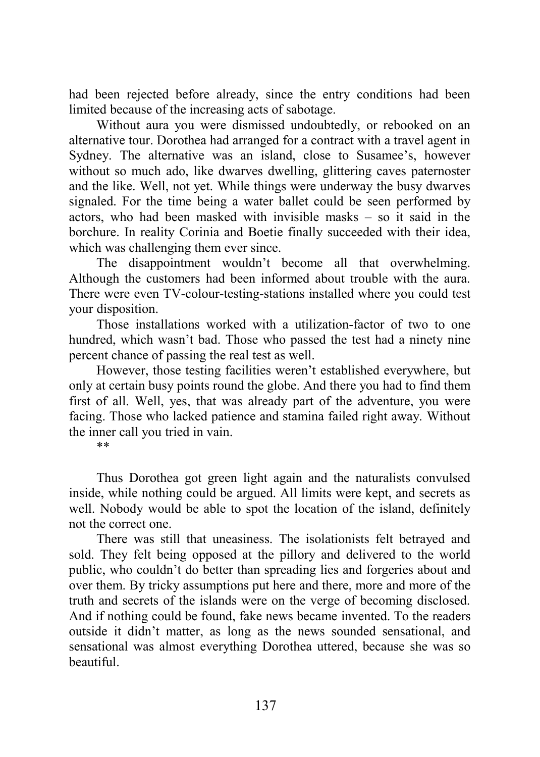had been rejected before already, since the entry conditions had been limited because of the increasing acts of sabotage.

Without aura you were dismissed undoubtedly, or rebooked on an alternative tour. Dorothea had arranged for a contract with a travel agent in Sydney. The alternative was an island, close to Susamee's, however without so much ado, like dwarves dwelling, glittering caves paternoster and the like. Well, not yet. While things were underway the busy dwarves signaled. For the time being a water ballet could be seen performed by actors, who had been masked with invisible masks – so it said in the borchure. In reality Corinia and Boetie finally succeeded with their idea, which was challenging them ever since.

The disappointment wouldn't become all that overwhelming. Although the customers had been informed about trouble with the aura. There were even TV-colour-testing-stations installed where you could test your disposition.

Those installations worked with a utilization-factor of two to one hundred, which wasn't bad. Those who passed the test had a ninety nine percent chance of passing the real test as well.

However, those testing facilities weren't established everywhere, but only at certain busy points round the globe. And there you had to find them first of all. Well, yes, that was already part of the adventure, you were facing. Those who lacked patience and stamina failed right away. Without the inner call you tried in vain.

**

Thus Dorothea got green light again and the naturalists convulsed inside, while nothing could be argued. All limits were kept, and secrets as well. Nobody would be able to spot the location of the island, definitely not the correct one.

There was still that uneasiness. The isolationists felt betrayed and sold. They felt being opposed at the pillory and delivered to the world public, who couldn't do better than spreading lies and forgeries about and over them. By tricky assumptions put here and there, more and more of the truth and secrets of the islands were on the verge of becoming disclosed. And if nothing could be found, fake news became invented. To the readers outside it didn't matter, as long as the news sounded sensational, and sensational was almost everything Dorothea uttered, because she was so beautiful.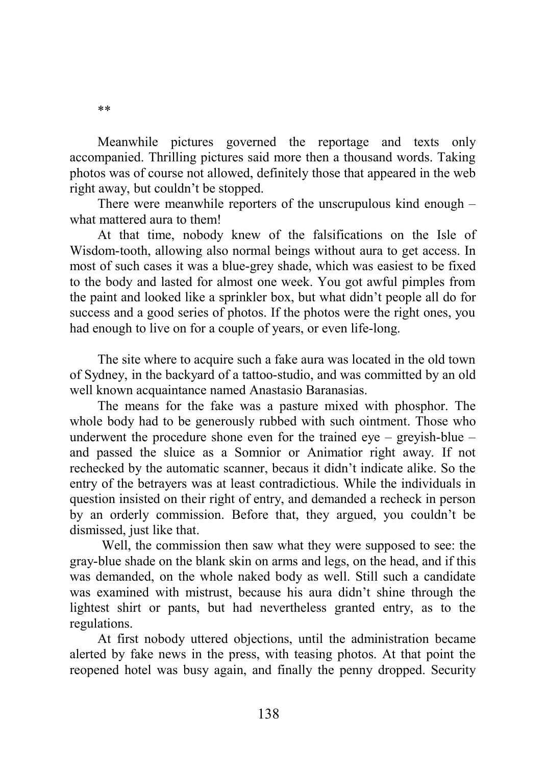**

Meanwhile pictures governed the reportage and texts only accompanied. Thrilling pictures said more then a thousand words. Taking photos was of course not allowed, definitely those that appeared in the web right away, but couldn't be stopped.

There were meanwhile reporters of the unscrupulous kind enough – what mattered aura to them!

At that time, nobody knew of the falsifications on the Isle of Wisdom-tooth, allowing also normal beings without aura to get access. In most of such cases it was a blue-grey shade, which was easiest to be fixed to the body and lasted for almost one week. You got awful pimples from the paint and looked like a sprinkler box, but what didn't people all do for success and a good series of photos. If the photos were the right ones, you had enough to live on for a couple of years, or even life-long.

The site where to acquire such a fake aura was located in the old town of Sydney, in the backyard of a tattoo-studio, and was committed by an old well known acquaintance named Anastasio Baranasias.

The means for the fake was a pasture mixed with phosphor. The whole body had to be generously rubbed with such ointment. Those who underwent the procedure shone even for the trained eye – greyish-blue – and passed the sluice as a Somnior or Animatior right away. If not rechecked by the automatic scanner, becaus it didn't indicate alike. So the entry of the betrayers was at least contradictious. While the individuals in question insisted on their right of entry, and demanded a recheck in person by an orderly commission. Before that, they argued, you couldn't be dismissed, just like that.

Well, the commission then saw what they were supposed to see: the gray-blue shade on the blank skin on arms and legs, on the head, and if this was demanded, on the whole naked body as well. Still such a candidate was examined with mistrust, because his aura didn't shine through the lightest shirt or pants, but had nevertheless granted entry, as to the regulations.

At first nobody uttered objections, until the administration became alerted by fake news in the press, with teasing photos. At that point the reopened hotel was busy again, and finally the penny dropped. Security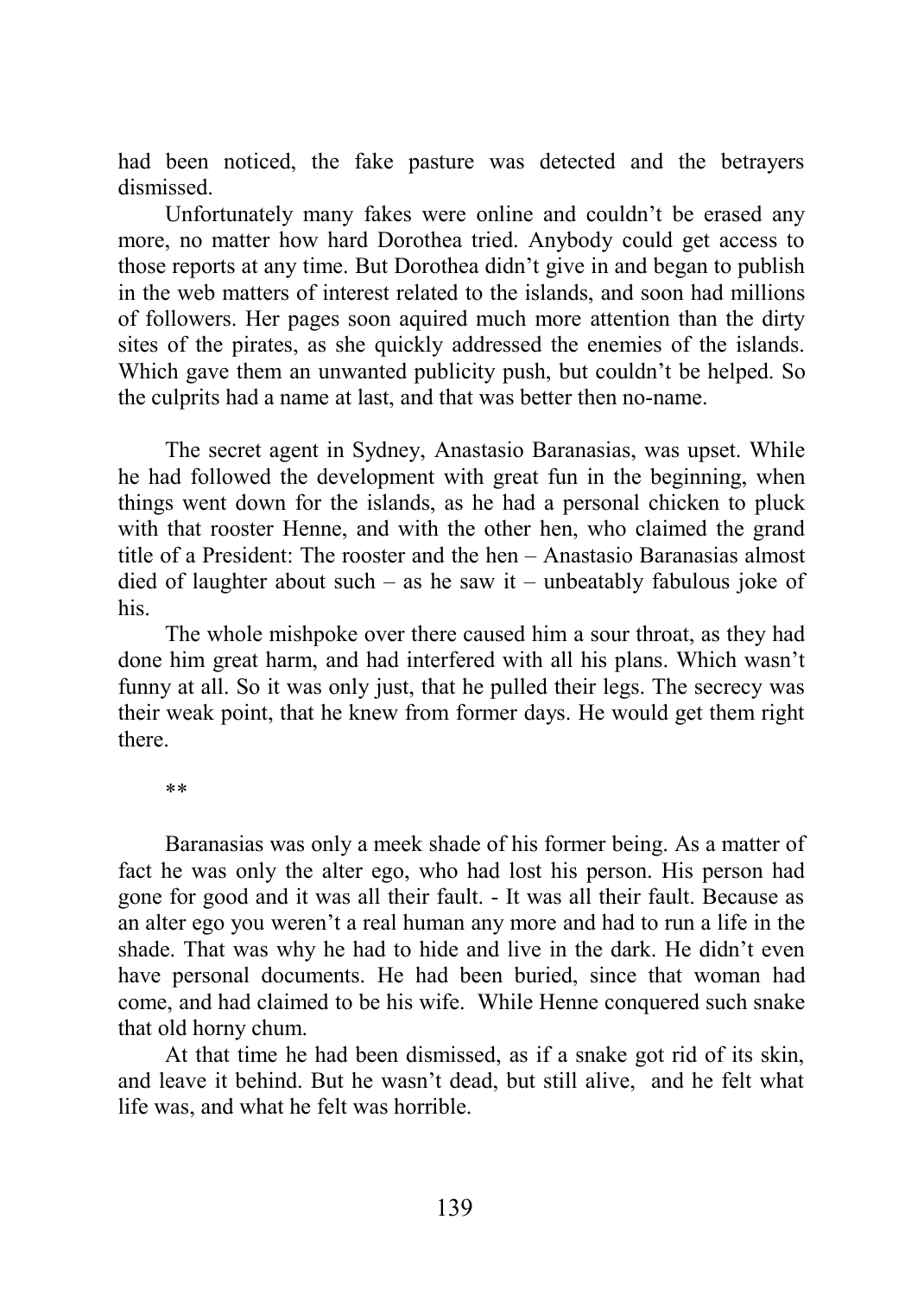had been noticed, the fake pasture was detected and the betrayers dismissed.

Unfortunately many fakes were online and couldn't be erased any more, no matter how hard Dorothea tried. Anybody could get access to those reports at any time. But Dorothea didn't give in and began to publish in the web matters of interest related to the islands, and soon had millions of followers. Her pages soon aquired much more attention than the dirty sites of the pirates, as she quickly addressed the enemies of the islands. Which gave them an unwanted publicity push, but couldn't be helped. So the culprits had a name at last, and that was better then no-name.

The secret agent in Sydney, Anastasio Baranasias, was upset. While he had followed the development with great fun in the beginning, when things went down for the islands, as he had a personal chicken to pluck with that rooster Henne, and with the other hen, who claimed the grand title of a President: The rooster and the hen – Anastasio Baranasias almost died of laughter about such – as he saw it – unbeatably fabulous joke of his.

The whole mishpoke over there caused him a sour throat, as they had done him great harm, and had interfered with all his plans. Which wasn't funny at all. So it was only just, that he pulled their legs. The secrecy was their weak point, that he knew from former days. He would get them right there.

**

Baranasias was only a meek shade of his former being. As a matter of fact he was only the alter ego, who had lost his person. His person had gone for good and it was all their fault. - It was all their fault. Because as an alter ego you weren't a real human any more and had to run a life in the shade. That was why he had to hide and live in the dark. He didn't even have personal documents. He had been buried, since that woman had come, and had claimed to be his wife. While Henne conquered such snake that old horny chum.

At that time he had been dismissed, as if a snake got rid of its skin, and leave it behind. But he wasn't dead, but still alive, and he felt what life was, and what he felt was horrible.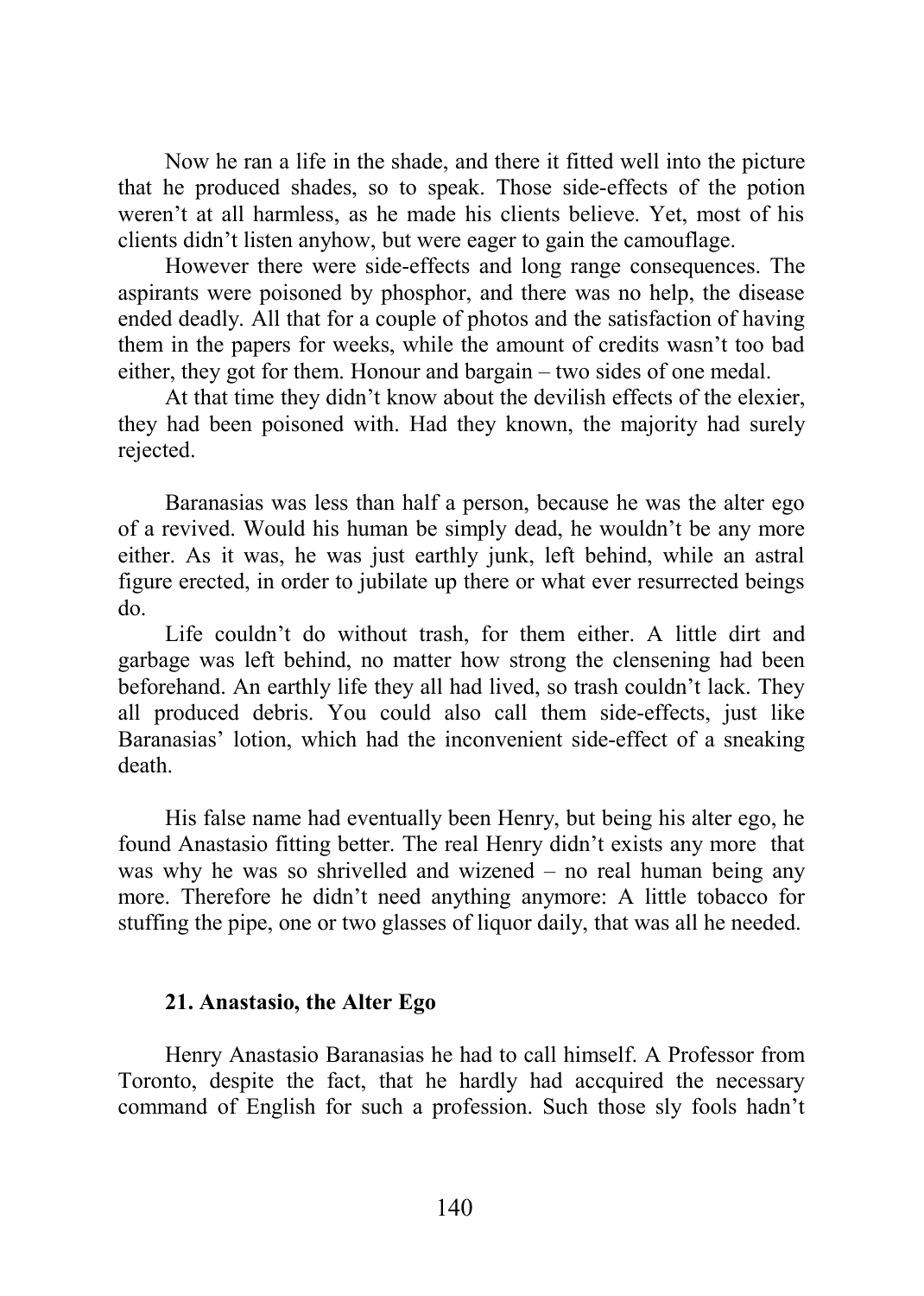Now he ran a life in the shade, and there it fitted well into the picture that he produced shades, so to speak. Those side-effects of the potion weren't at all harmless, as he made his clients believe. Yet, most of his clients didn't listen anyhow, but were eager to gain the camouflage.

However there were side-effects and long range consequences. The aspirants were poisoned by phosphor, and there was no help, the disease ended deadly. All that for a couple of photos and the satisfaction of having them in the papers for weeks, while the amount of credits wasn't too bad either, they got for them. Honour and bargain – two sides of one medal.

At that time they didn't know about the devilish effects of the elexier, they had been poisoned with. Had they known, the majority had surely rejected.

Baranasias was less than half a person, because he was the alter ego of a revived. Would his human be simply dead, he wouldn't be any more either. As it was, he was just earthly junk, left behind, while an astral figure erected, in order to jubilate up there or what ever resurrected beings do.

Life couldn't do without trash, for them either. A little dirt and garbage was left behind, no matter how strong the clensening had been beforehand. An earthly life they all had lived, so trash couldn't lack. They all produced debris. You could also call them side-effects, just like Baranasias' lotion, which had the inconvenient side-effect of a sneaking death.

His false name had eventually been Henry, but being his alter ego, he found Anastasio fitting better. The real Henry didn't exists any more that was why he was so shrivelled and wizened – no real human being any more. Therefore he didn't need anything anymore: A little tobacco for stuffing the pipe, one or two glasses of liquor daily, that was all he needed.

### 21. Anastasio, the Alter Ego

Henry Anastasio Baranasias he had to call himself. A Professor from Toronto, despite the fact, that he hardly had accquired the necessary command of English for such a profession. Such those sly fools hadn't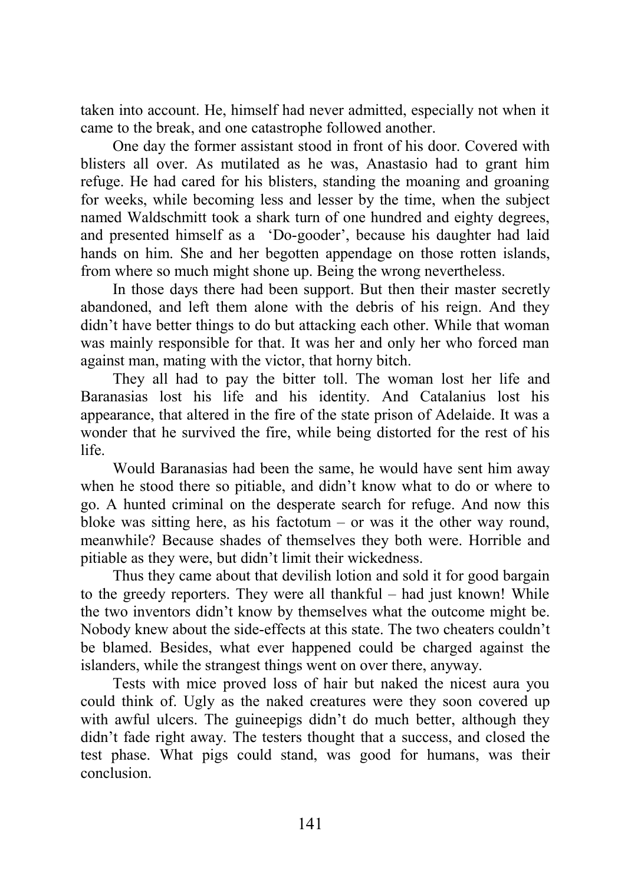taken into account. He, himself had never admitted, especially not when it came to the break, and one catastrophe followed another.

One day the former assistant stood in front of his door. Covered with blisters all over. As mutilated as he was, Anastasio had to grant him refuge. He had cared for his blisters, standing the moaning and groaning for weeks, while becoming less and lesser by the time, when the subject named Waldschmitt took a shark turn of one hundred and eighty degrees, and presented himself as a 'Do-gooder', because his daughter had laid hands on him. She and her begotten appendage on those rotten islands, from where so much might shone up. Being the wrong nevertheless.

In those days there had been support. But then their master secretly abandoned, and left them alone with the debris of his reign. And they didn't have better things to do but attacking each other. While that woman was mainly responsible for that. It was her and only her who forced man against man, mating with the victor, that horny bitch.

They all had to pay the bitter toll. The woman lost her life and Baranasias lost his life and his identity. And Catalanius lost his appearance, that altered in the fire of the state prison of Adelaide. It was a wonder that he survived the fire, while being distorted for the rest of his life.

Would Baranasias had been the same, he would have sent him away when he stood there so pitiable, and didn't know what to do or where to go. A hunted criminal on the desperate search for refuge. And now this bloke was sitting here, as his factotum – or was it the other way round, meanwhile? Because shades of themselves they both were. Horrible and pitiable as they were, but didn't limit their wickedness.

Thus they came about that devilish lotion and sold it for good bargain to the greedy reporters. They were all thankful – had just known! While the two inventors didn't know by themselves what the outcome might be. Nobody knew about the side-effects at this state. The two cheaters couldn't be blamed. Besides, what ever happened could be charged against the islanders, while the strangest things went on over there, anyway.

Tests with mice proved loss of hair but naked the nicest aura you could think of. Ugly as the naked creatures were they soon covered up with awful ulcers. The guineepigs didn't do much better, although they didn't fade right away. The testers thought that a success, and closed the test phase. What pigs could stand, was good for humans, was their conclusion.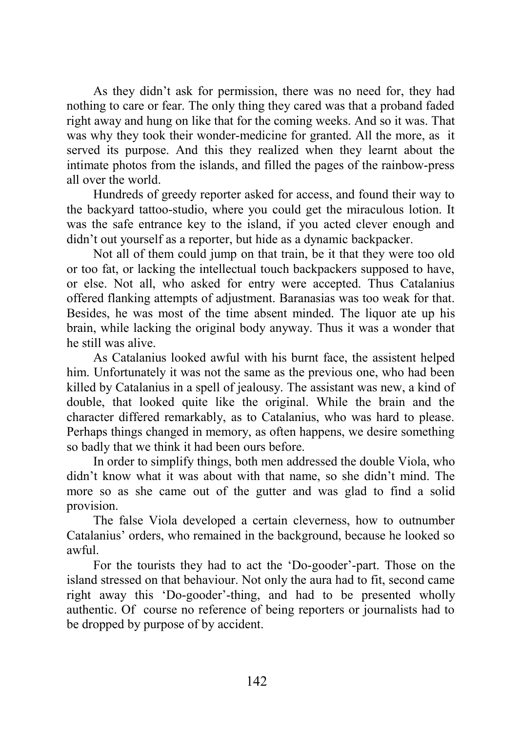As they didn't ask for permission, there was no need for, they had nothing to care or fear. The only thing they cared was that a proband faded right away and hung on like that for the coming weeks. And so it was. That was why they took their wonder-medicine for granted. All the more, as it served its purpose. And this they realized when they learnt about the intimate photos from the islands, and filled the pages of the rainbow-press all over the world.

Hundreds of greedy reporter asked for access, and found their way to the backyard tattoo-studio, where you could get the miraculous lotion. It was the safe entrance key to the island, if you acted clever enough and didn't out yourself as a reporter, but hide as a dynamic backpacker.

Not all of them could jump on that train, be it that they were too old or too fat, or lacking the intellectual touch backpackers supposed to have, or else. Not all, who asked for entry were accepted. Thus Catalanius offered flanking attempts of adjustment. Baranasias was too weak for that. Besides, he was most of the time absent minded. The liquor ate up his brain, while lacking the original body anyway. Thus it was a wonder that he still was alive.

As Catalanius looked awful with his burnt face, the assistent helped him. Unfortunately it was not the same as the previous one, who had been killed by Catalanius in a spell of jealousy. The assistant was new, a kind of double, that looked quite like the original. While the brain and the character differed remarkably, as to Catalanius, who was hard to please. Perhaps things changed in memory, as often happens, we desire something so badly that we think it had been ours before.

In order to simplify things, both men addressed the double Viola, who didn't know what it was about with that name, so she didn't mind. The more so as she came out of the gutter and was glad to find a solid provision.

The false Viola developed a certain cleverness, how to outnumber Catalanius' orders, who remained in the background, because he looked so awful.

For the tourists they had to act the 'Do-gooder'-part. Those on the island stressed on that behaviour. Not only the aura had to fit, second came right away this 'Do-gooder'-thing, and had to be presented wholly authentic. Of course no reference of being reporters or journalists had to be dropped by purpose of by accident.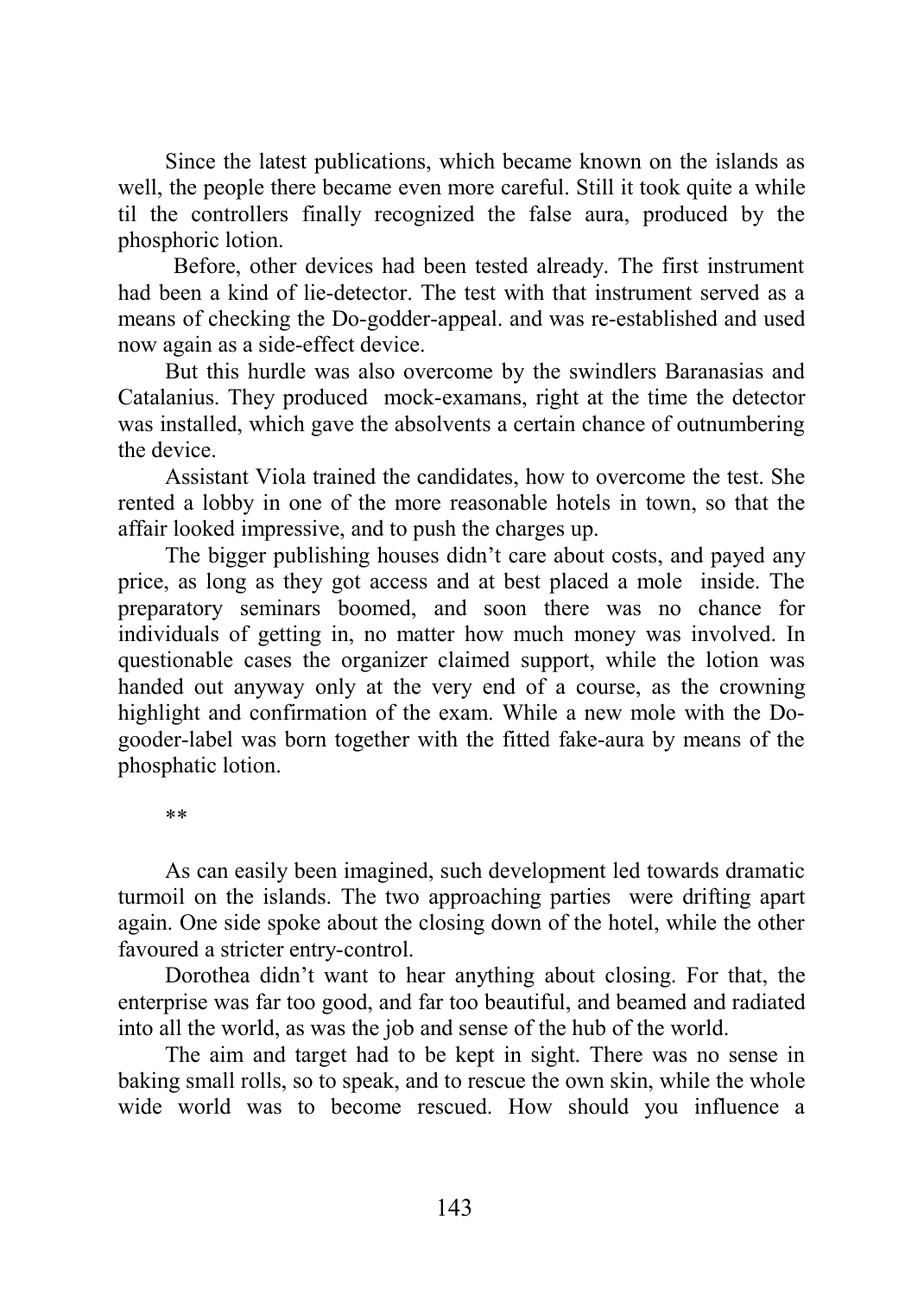Since the latest publications, which became known on the islands as well, the people there became even more careful. Still it took quite a while til the controllers finally recognized the false aura, produced by the phosphoric lotion.

Before, other devices had been tested already. The first instrument had been a kind of lie-detector. The test with that instrument served as a means of checking the Do-godder-appeal. and was re-established and used now again as a side-effect device.

But this hurdle was also overcome by the swindlers Baranasias and Catalanius. They produced mock-examans, right at the time the detector was installed, which gave the absolvents a certain chance of outnumbering the device.

Assistant Viola trained the candidates, how to overcome the test. She rented a lobby in one of the more reasonable hotels in town, so that the affair looked impressive, and to push the charges up.

The bigger publishing houses didn't care about costs, and payed any price, as long as they got access and at best placed a mole inside. The preparatory seminars boomed, and soon there was no chance for individuals of getting in, no matter how much money was involved. In questionable cases the organizer claimed support, while the lotion was handed out anyway only at the very end of a course, as the crowning highlight and confirmation of the exam. While a new mole with the Do-gooder-label was born together with the fitted fake-aura by means of the phosphatic lotion.

**

As can easily been imagined, such development led towards dramatic turmoil on the islands. The two approaching parties were drifting apart again. One side spoke about the closing down of the hotel, while the other favoured a stricter entry-control.

Dorothea didn't want to hear anything about closing. For that, the enterprise was far too good, and far too beautiful, and beamed and radiated into all the world, as was the job and sense of the hub of the world.

The aim and target had to be kept in sight. There was no sense in baking small rolls, so to speak, and to rescue the own skin, while the whole wide world was to become rescued. How should you influence a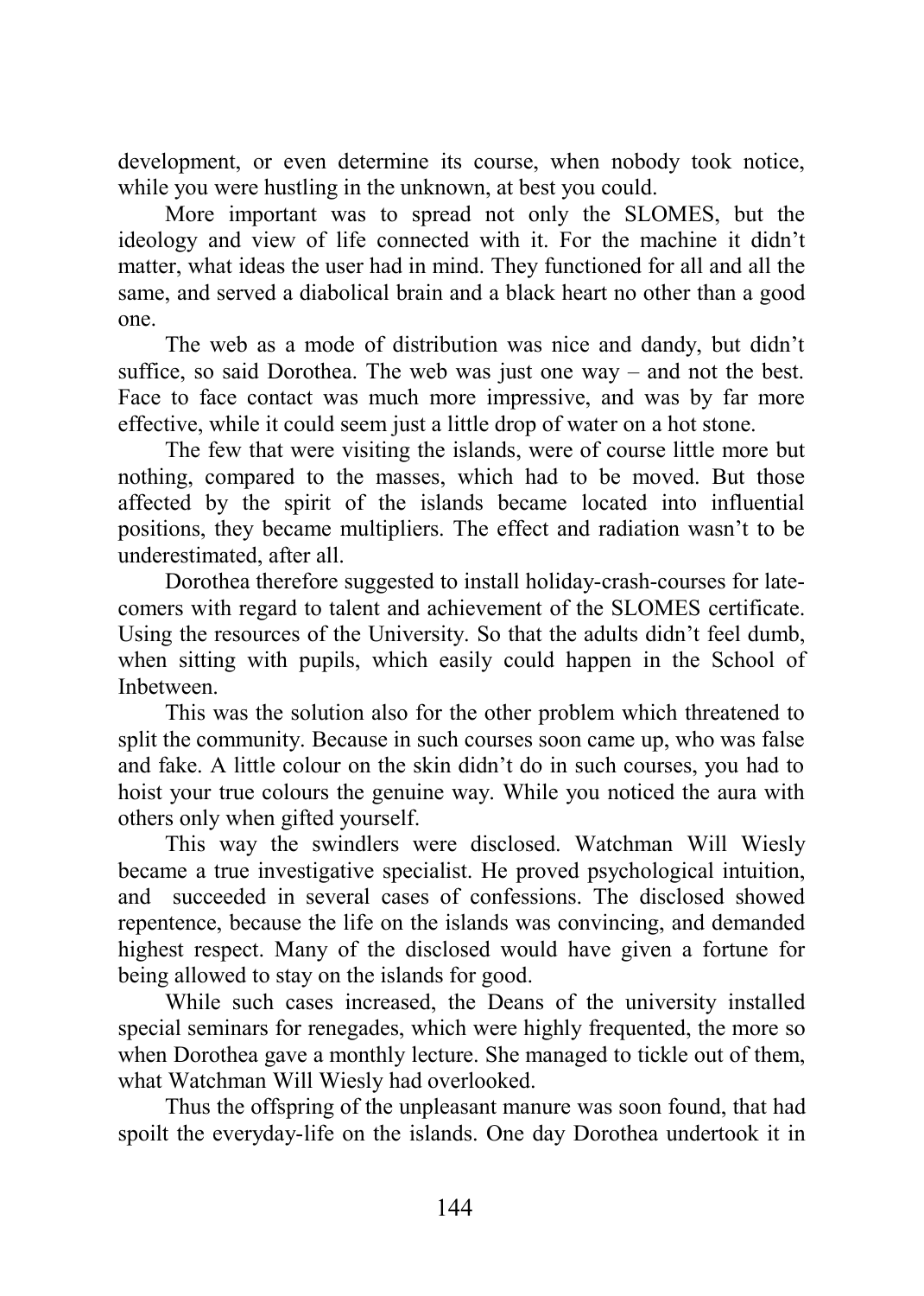development, or even determine its course, when nobody took notice, while you were hustling in the unknown, at best you could.

More important was to spread not only the SLOMES, but the ideology and view of life connected with it. For the machine it didn't matter, what ideas the user had in mind. They functioned for all and all the same, and served a diabolical brain and a black heart no other than a good one.

The web as a mode of distribution was nice and dandy, but didn't suffice, so said Dorothea. The web was just one way – and not the best. Face to face contact was much more impressive, and was by far more effective, while it could seem just a little drop of water on a hot stone.

The few that were visiting the islands, were of course little more but nothing, compared to the masses, which had to be moved. But those affected by the spirit of the islands became located into influential positions, they became multipliers. The effect and radiation wasn't to be underestimated, after all.

Dorothea therefore suggested to install holiday-crash-courses for late-comers with regard to talent and achievement of the SLOMES certificate. Using the resources of the University. So that the adults didn't feel dumb, when sitting with pupils, which easily could happen in the School of Inbetween.

This was the solution also for the other problem which threatened to split the community. Because in such courses soon came up, who was false and fake. A little colour on the skin didn't do in such courses, you had to hoist your true colours the genuine way. While you noticed the aura with others only when gifted yourself.

This way the swindlers were disclosed. Watchman Will Wiesly became a true investigative specialist. He proved psychological intuition, and succeeded in several cases of confessions. The disclosed showed repentence, because the life on the islands was convincing, and demanded highest respect. Many of the disclosed would have given a fortune for being allowed to stay on the islands for good.

While such cases increased, the Deans of the university installed special seminars for renegades, which were highly frequented, the more so when Dorothea gave a monthly lecture. She managed to tickle out of them, what Watchman Will Wiesly had overlooked.

Thus the offspring of the unpleasant manure was soon found, that had spoilt the everyday-life on the islands. One day Dorothea undertook it in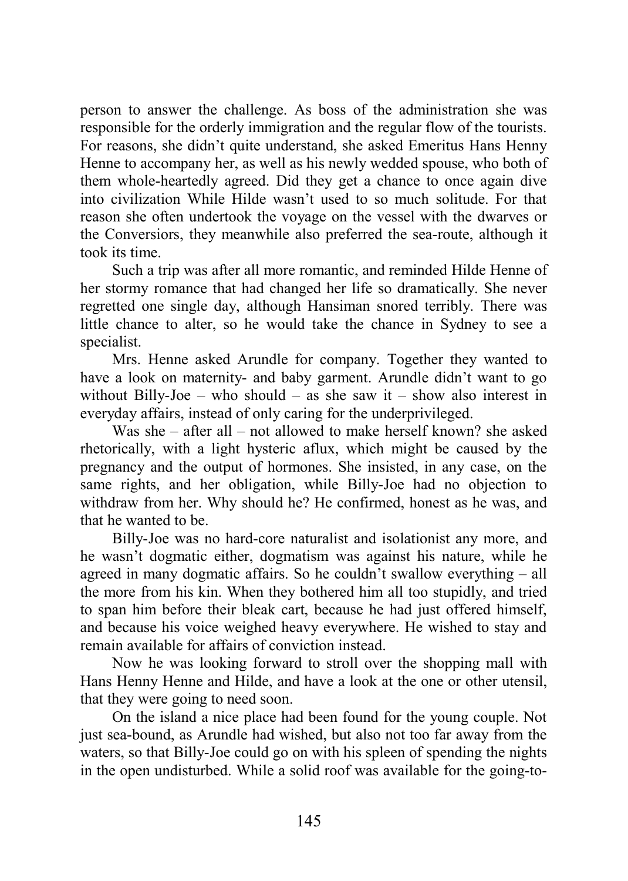person to answer the challenge. As boss of the administration she was responsible for the orderly immigration and the regular flow of the tourists. For reasons, she didn't quite understand, she asked Emeritus Hans Henny Henne to accompany her, as well as his newly wedded spouse, who both of them whole-heartedly agreed. Did they get a chance to once again dive into civilization While Hilde wasn't used to so much solitude. For that reason she often undertook the voyage on the vessel with the dwarves or the Conversiors, they meanwhile also preferred the sea-route, although it took its time.

Such a trip was after all more romantic, and reminded Hilde Henne of her stormy romance that had changed her life so dramatically. She never regretted one single day, although Hansiman snored terribly. There was little chance to alter, so he would take the chance in Sydney to see a specialist.

Mrs. Henne asked Arundle for company. Together they wanted to have a look on maternity- and baby garment. Arundle didn't want to go without Billy-Joe – who should – as she saw it – show also interest in everyday affairs, instead of only caring for the underprivileged.

Was she – after all – not allowed to make herself known? she asked rhetorically, with a light hysteric aflux, which might be caused by the pregnancy and the output of hormones. She insisted, in any case, on the same rights, and her obligation, while Billy-Joe had no objection to withdraw from her. Why should he? He confirmed, honest as he was, and that he wanted to be.

Billy-Joe was no hard-core naturalist and isolationist any more, and he wasn't dogmatic either, dogmatism was against his nature, while he agreed in many dogmatic affairs. So he couldn't swallow everything – all the more from his kin. When they bothered him all too stupidly, and tried to span him before their bleak cart, because he had just offered himself, and because his voice weighed heavy everywhere. He wished to stay and remain available for affairs of conviction instead.

Now he was looking forward to stroll over the shopping mall with Hans Henny Henne and Hilde, and have a look at the one or other utensil, that they were going to need soon.

On the island a nice place had been found for the young couple. Not just sea-bound, as Arundle had wished, but also not too far away from the waters, so that Billy-Joe could go on with his spleen of spending the nights in the open undisturbed. While a solid roof was available for the going-to-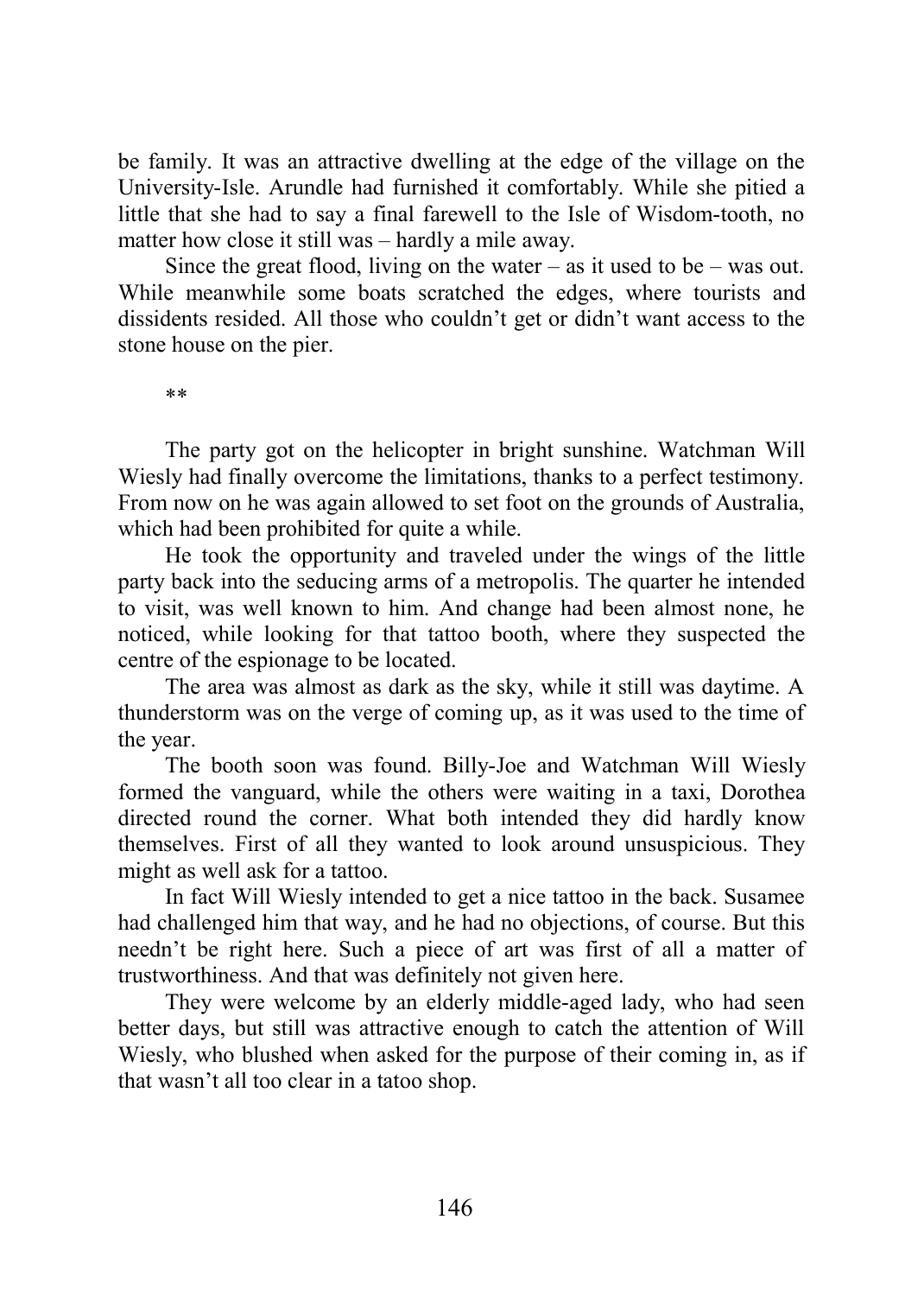be family. It was an attractive dwelling at the edge of the village on the University-Isle. Arundle had furnished it comfortably. While she pitied a little that she had to say a final farewell to the Isle of Wisdom-tooth, no matter how close it still was – hardly a mile away.

Since the great flood, living on the water – as it used to be – was out. While meanwhile some boats scratched the edges, where tourists and dissidents resided. All those who couldn't get or didn't want access to the stone house on the pier.

**

The party got on the helicopter in bright sunshine. Watchman Will Wiesly had finally overcome the limitations, thanks to a perfect testimony. From now on he was again allowed to set foot on the grounds of Australia, which had been prohibited for quite a while.

He took the opportunity and traveled under the wings of the little party back into the seducing arms of a metropolis. The quarter he intended to visit, was well known to him. And change had been almost none, he noticed, while looking for that tattoo booth, where they suspected the centre of the espionage to be located.

The area was almost as dark as the sky, while it still was daytime. A thunderstorm was on the verge of coming up, as it was used to the time of the year.

The booth soon was found. Billy-Joe and Watchman Will Wiesly formed the vanguard, while the others were waiting in a taxi, Dorothea directed round the corner. What both intended they did hardly know themselves. First of all they wanted to look around unsuspicious. They might as well ask for a tattoo.

In fact Will Wiesly intended to get a nice tattoo in the back. Susamee had challenged him that way, and he had no objections, of course. But this needn't be right here. Such a piece of art was first of all a matter of trustworthiness. And that was definitely not given here.

They were welcome by an elderly middle-aged lady, who had seen better days, but still was attractive enough to catch the attention of Will Wiesly, who blushed when asked for the purpose of their coming in, as if that wasn't all too clear in a tatoo shop.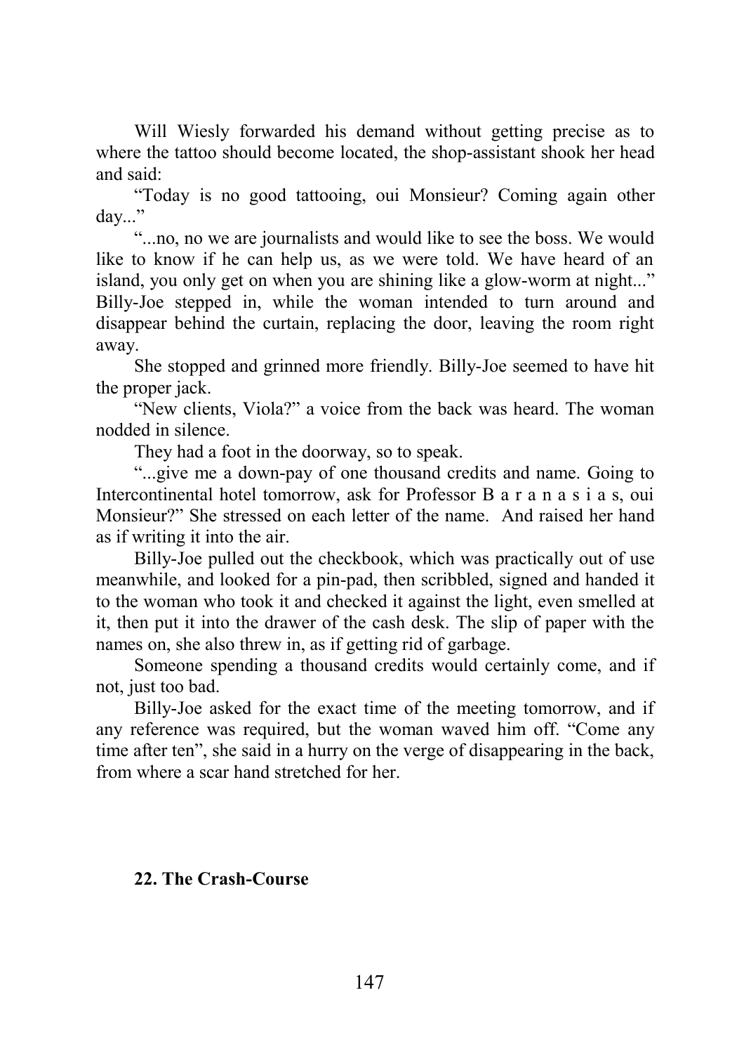Will Wiesly forwarded his demand without getting precise as to where the tattoo should become located, the shop-assistant shook her head and said:

"Today is no good tattooing, oui Monsieur? Coming again other day..."

"...no, no we are journalists and would like to see the boss. We would like to know if he can help us, as we were told. We have heard of an island, you only get on when you are shining like a glow-worm at night..." Billy-Joe stepped in, while the woman intended to turn around and disappear behind the curtain, replacing the door, leaving the room right away.

She stopped and grinned more friendly. Billy-Joe seemed to have hit the proper jack.

"New clients, Viola?" a voice from the back was heard. The woman nodded in silence.

They had a foot in the doorway, so to speak.

"...give me a down-pay of one thousand credits and name. Going to Intercontinental hotel tomorrow, ask for Professor B a r a n a s i a s, oui Monsieur?" She stressed on each letter of the name. And raised her hand as if writing it into the air.

Billy-Joe pulled out the checkbook, which was practically out of use meanwhile, and looked for a pin-pad, then scribbled, signed and handed it to the woman who took it and checked it against the light, even smelled at it, then put it into the drawer of the cash desk. The slip of paper with the names on, she also threw in, as if getting rid of garbage.

Someone spending a thousand credits would certainly come, and if not, just too bad.

Billy-Joe asked for the exact time of the meeting tomorrow, and if any reference was required, but the woman waved him off. "Come any time after ten", she said in a hurry on the verge of disappearing in the back, from where a scar hand stretched for her.

## 22. The Crash-Course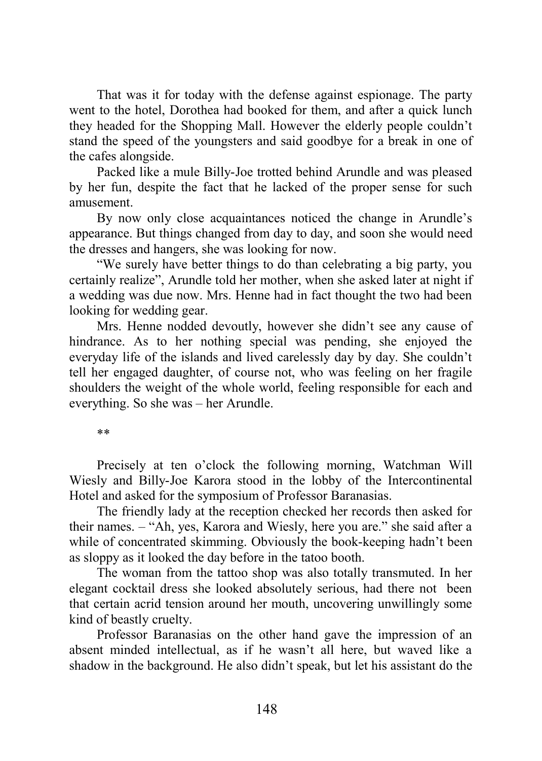That was it for today with the defense against espionage. The party went to the hotel, Dorothea had booked for them, and after a quick lunch they headed for the Shopping Mall. However the elderly people couldn't stand the speed of the youngsters and said goodbye for a break in one of the cafes alongside.

Packed like a mule Billy-Joe trotted behind Arundle and was pleased by her fun, despite the fact that he lacked of the proper sense for such amusement.

By now only close acquaintances noticed the change in Arundle's appearance. But things changed from day to day, and soon she would need the dresses and hangers, she was looking for now.

"We surely have better things to do than celebrating a big party, you certainly realize", Arundle told her mother, when she asked later at night if a wedding was due now. Mrs. Henne had in fact thought the two had been looking for wedding gear.

Mrs. Henne nodded devoutly, however she didn't see any cause of hindrance. As to her nothing special was pending, she enjoyed the everyday life of the islands and lived carelessly day by day. She couldn't tell her engaged daughter, of course not, who was feeling on her fragile shoulders the weight of the whole world, feeling responsible for each and everything. So she was – her Arundle.

**

Precisely at ten o'clock the following morning, Watchman Will Wiesly and Billy-Joe Karora stood in the lobby of the Intercontinental Hotel and asked for the symposium of Professor Baranasias.

The friendly lady at the reception checked her records then asked for their names. – "Ah, yes, Karora and Wiesly, here you are." she said after a while of concentrated skimming. Obviously the book-keeping hadn't been as sloppy as it looked the day before in the tatoo booth.

The woman from the tattoo shop was also totally transmuted. In her elegant cocktail dress she looked absolutely serious, had there not been that certain acrid tension around her mouth, uncovering unwillingly some kind of beastly cruelty.

Professor Baranasias on the other hand gave the impression of an absent minded intellectual, as if he wasn't all here, but waved like a shadow in the background. He also didn't speak, but let his assistant do the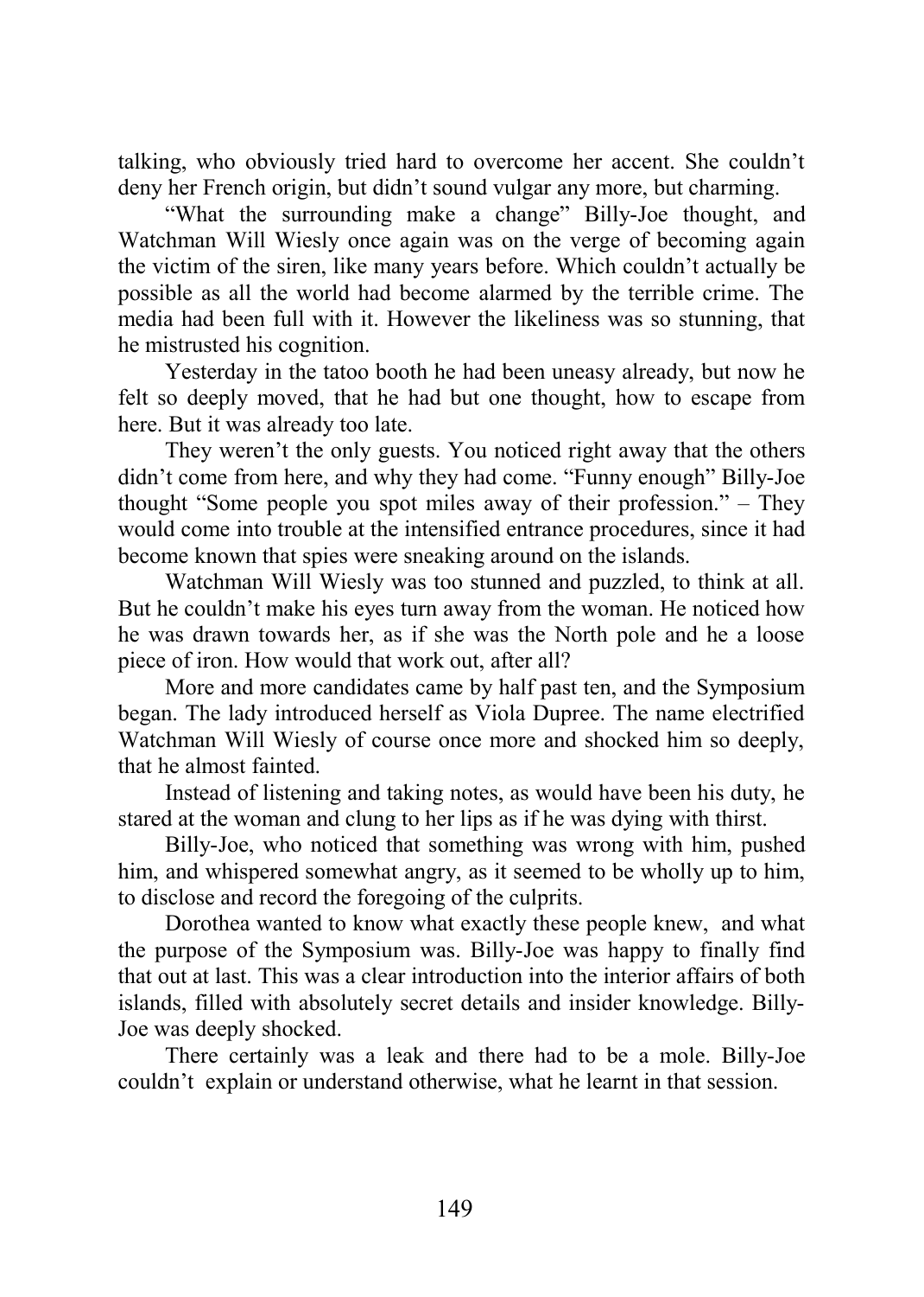talking, who obviously tried hard to overcome her accent. She couldn't deny her French origin, but didn't sound vulgar any more, but charming.

"What the surrounding make a change" Billy-Joe thought, and Watchman Will Wiesly once again was on the verge of becoming again the victim of the siren, like many years before. Which couldn't actually be possible as all the world had become alarmed by the terrible crime. The media had been full with it. However the likeliness was so stunning, that he mistrusted his cognition.

Yesterday in the tatoo booth he had been uneasy already, but now he felt so deeply moved, that he had but one thought, how to escape from here. But it was already too late.

They weren't the only guests. You noticed right away that the others didn't come from here, and why they had come. "Funny enough" Billy-Joe thought "Some people you spot miles away of their profession." – They would come into trouble at the intensified entrance procedures, since it had become known that spies were sneaking around on the islands.

Watchman Will Wiesly was too stunned and puzzled, to think at all. But he couldn't make his eyes turn away from the woman. He noticed how he was drawn towards her, as if she was the North pole and he a loose piece of iron. How would that work out, after all?

More and more candidates came by half past ten, and the Symposium began. The lady introduced herself as Viola Dupree. The name electrified Watchman Will Wiesly of course once more and shocked him so deeply, that he almost fainted.

Instead of listening and taking notes, as would have been his duty, he stared at the woman and clung to her lips as if he was dying with thirst.

Billy-Joe, who noticed that something was wrong with him, pushed him, and whispered somewhat angry, as it seemed to be wholly up to him, to disclose and record the foregoing of the culprits.

Dorothea wanted to know what exactly these people knew, and what the purpose of the Symposium was. Billy-Joe was happy to finally find that out at last. This was a clear introduction into the interior affairs of both islands, filled with absolutely secret details and insider knowledge. Billy-Joe was deeply shocked.

There certainly was a leak and there had to be a mole. Billy-Joe couldn't explain or understand otherwise, what he learnt in that session.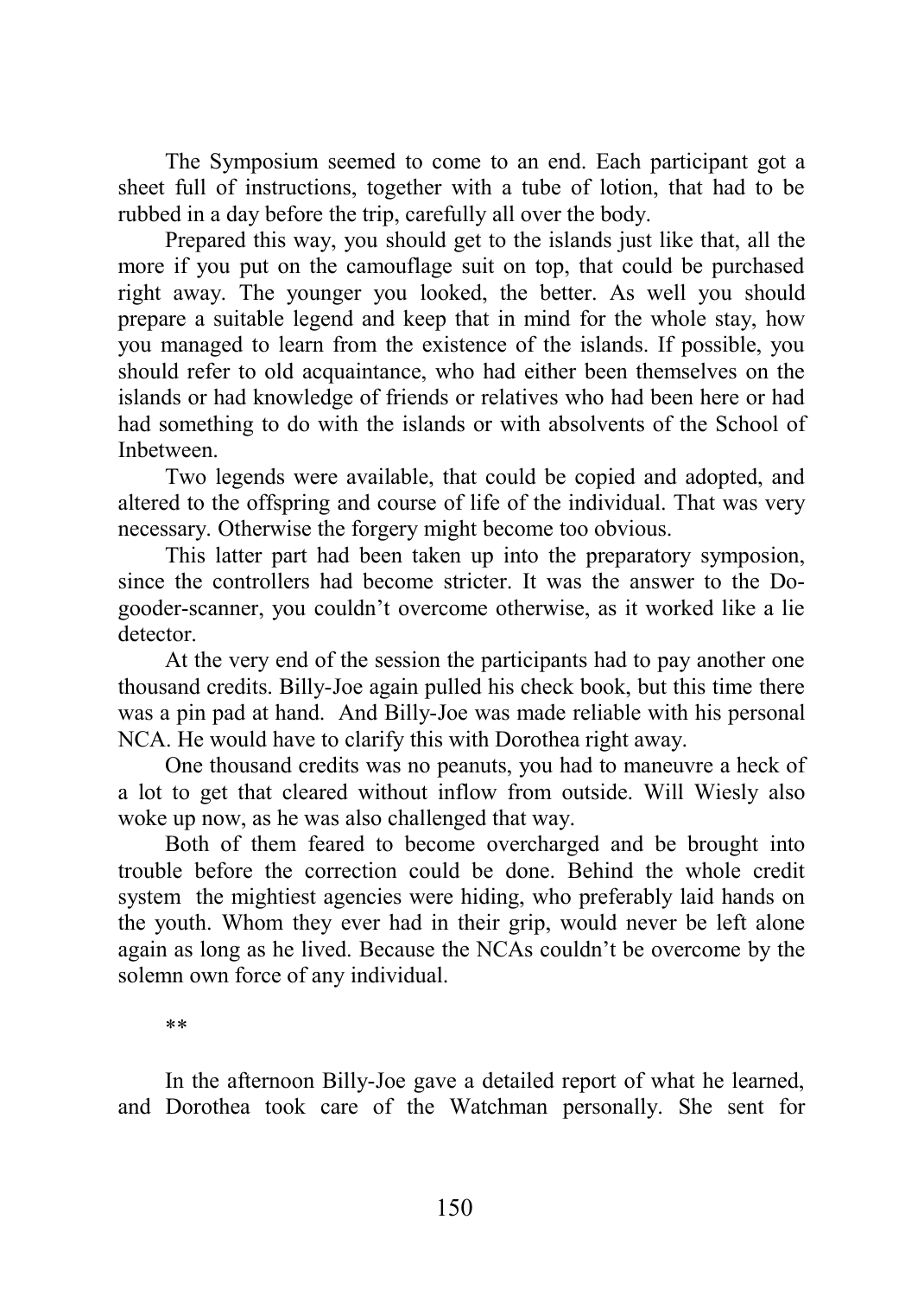The Symposium seemed to come to an end. Each participant got a sheet full of instructions, together with a tube of lotion, that had to be rubbed in a day before the trip, carefully all over the body.

Prepared this way, you should get to the islands just like that, all the more if you put on the camouflage suit on top, that could be purchased right away. The younger you looked, the better. As well you should prepare a suitable legend and keep that in mind for the whole stay, how you managed to learn from the existence of the islands. If possible, you should refer to old acquaintance, who had either been themselves on the islands or had knowledge of friends or relatives who had been here or had had something to do with the islands or with absolvents of the School of Inbetween.

Two legends were available, that could be copied and adopted, and altered to the offspring and course of life of the individual. That was very necessary. Otherwise the forgery might become too obvious.

This latter part had been taken up into the preparatory symposion, since the controllers had become stricter. It was the answer to the Do-gooder-scanner, you couldn't overcome otherwise, as it worked like a lie detector.

At the very end of the session the participants had to pay another one thousand credits. Billy-Joe again pulled his check book, but this time there was a pin pad at hand. And Billy-Joe was made reliable with his personal NCA. He would have to clarify this with Dorothea right away.

One thousand credits was no peanuts, you had to maneuvre a heck of a lot to get that cleared without inflow from outside. Will Wiesly also woke up now, as he was also challenged that way.

Both of them feared to become overcharged and be brought into trouble before the correction could be done. Behind the whole credit system the mightiest agencies were hiding, who preferably laid hands on the youth. Whom they ever had in their grip, would never be left alone again as long as he lived. Because the NCAs couldn't be overcome by the solemn own force of any individual.

**

In the afternoon Billy-Joe gave a detailed report of what he learned, and Dorothea took care of the Watchman personally. She sent for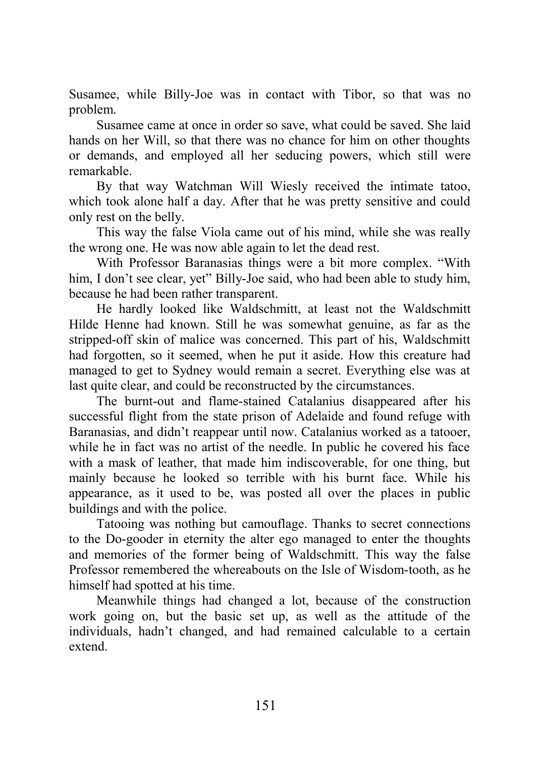Susamee, while Billy-Joe was in contact with Tibor, so that was no problem.

Susamee came at once in order so save, what could be saved. She laid hands on her Will, so that there was no chance for him on other thoughts or demands, and employed all her seducing powers, which still were remarkable.

By that way Watchman Will Wiesly received the intimate tatoo, which took alone half a day. After that he was pretty sensitive and could only rest on the belly.

This way the false Viola came out of his mind, while she was really the wrong one. He was now able again to let the dead rest.

With Professor Baranasias things were a bit more complex. "With him, I don't see clear, yet" Billy-Joe said, who had been able to study him, because he had been rather transparent.

He hardly looked like Waldschmitt, at least not the Waldschmitt Hilde Henne had known. Still he was somewhat genuine, as far as the stripped-off skin of malice was concerned. This part of his, Waldschmitt had forgotten, so it seemed, when he put it aside. How this creature had managed to get to Sydney would remain a secret. Everything else was at last quite clear, and could be reconstructed by the circumstances.

The burnt-out and flame-stained Catalanius disappeared after his successful flight from the state prison of Adelaide and found refuge with Baranasias, and didn't reappear until now. Catalanius worked as a tatooer, while he in fact was no artist of the needle. In public he covered his face with a mask of leather, that made him indiscoverable, for one thing, but mainly because he looked so terrible with his burnt face. While his appearance, as it used to be, was posted all over the places in public buildings and with the police.

Tatooing was nothing but camouflage. Thanks to secret connections to the Do-gooder in eternity the alter ego managed to enter the thoughts and memories of the former being of Waldschmitt. This way the false Professor remembered the whereabouts on the Isle of Wisdom-tooth, as he himself had spotted at his time.

Meanwhile things had changed a lot, because of the construction work going on, but the basic set up, as well as the attitude of the individuals, hadn't changed, and had remained calculable to a certain extend.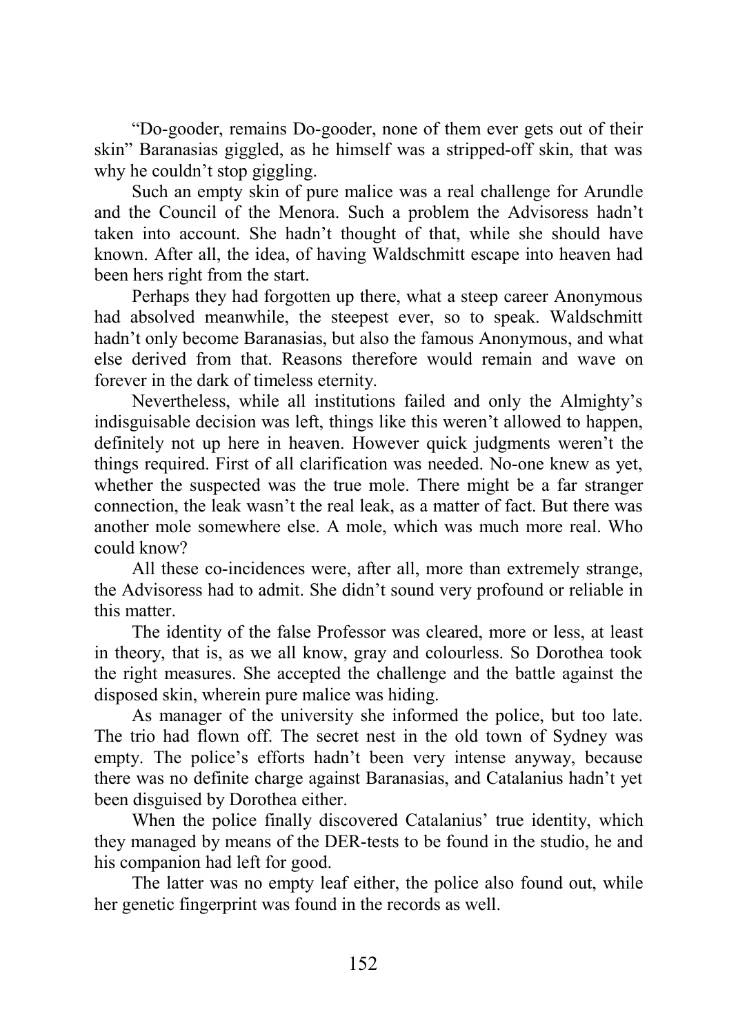“Do-gooder, remains Do-gooder, none of them ever gets out of their skin” Baranasias giggled, as he himself was a stripped-off skin, that was why he couldn’t stop giggling.

Such an empty skin of pure malice was a real challenge for Arundle and the Council of the Menora. Such a problem the Advisoress hadn’t taken into account. She hadn’t thought of that, while she should have known. After all, the idea, of having Waldschmitt escape into heaven had been hers right from the start.

Perhaps they had forgotten up there, what a steep career Anonymous had absolved meanwhile, the steepest ever, so to speak. Waldschmitt hadn’t only become Baranasias, but also the famous Anonymous, and what else derived from that. Reasons therefore would remain and wave on forever in the dark of timeless eternity.

Nevertheless, while all institutions failed and only the Almighty’s indisguisable decision was left, things like this weren’t allowed to happen, definitely not up here in heaven. However quick judgments weren’t the things required. First of all clarification was needed. No-one knew as yet, whether the suspected was the true mole. There might be a far stranger connection, the leak wasn’t the real leak, as a matter of fact. But there was another mole somewhere else. A mole, which was much more real. Who could know?

All these co-incidences were, after all, more than extremely strange, the Advisoress had to admit. She didn’t sound very profound or reliable in this matter.

The identity of the false Professor was cleared, more or less, at least in theory, that is, as we all know, gray and colourless. So Dorothea took the right measures. She accepted the challenge and the battle against the disposed skin, wherein pure malice was hiding.

As manager of the university she informed the police, but too late. The trio had flown off. The secret nest in the old town of Sydney was empty. The police’s efforts hadn’t been very intense anyway, because there was no definite charge against Baranasias, and Catalanius hadn’t yet been disguised by Dorothea either.

When the police finally discovered Catalanius’ true identity, which they managed by means of the DER-tests to be found in the studio, he and his companion had left for good.

The latter was no empty leaf either, the police also found out, while her genetic fingerprint was found in the records as well.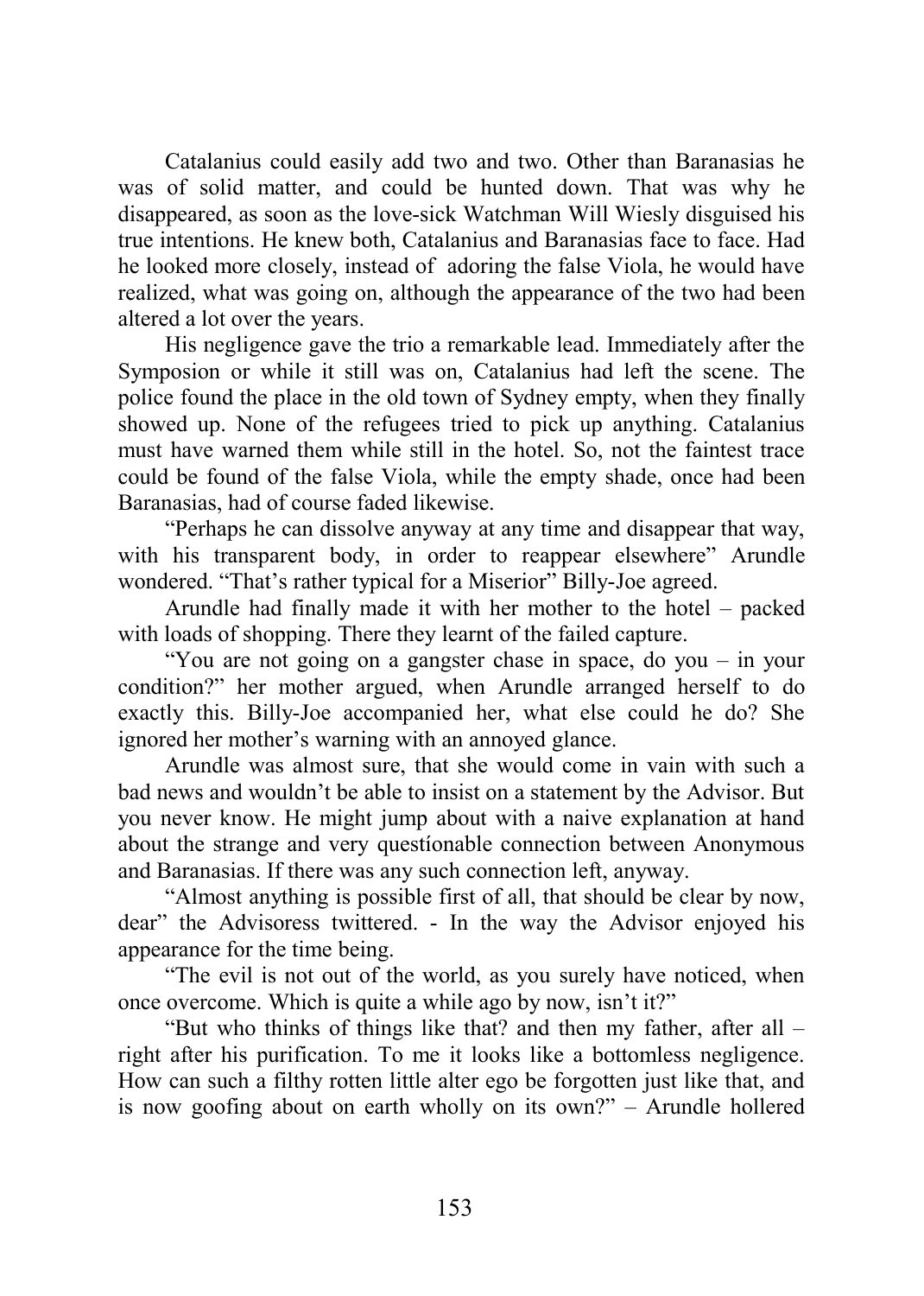Catalanius could easily add two and two. Other than Baranasias he was of solid matter, and could be hunted down. That was why he disappeared, as soon as the love-sick Watchman Will Wiesly disguised his true intentions. He knew both, Catalanius and Baranasias face to face. Had he looked more closely, instead of adoring the false Viola, he would have realized, what was going on, although the appearance of the two had been altered a lot over the years.

His negligence gave the trio a remarkable lead. Immediately after the Symposion or while it still was on, Catalanius had left the scene. The police found the place in the old town of Sydney empty, when they finally showed up. None of the refugees tried to pick up anything. Catalanius must have warned them while still in the hotel. So, not the faintest trace could be found of the false Viola, while the empty shade, once had been Baranasias, had of course faded likewise.

"Perhaps he can dissolve anyway at any time and disappear that way, with his transparent body, in order to reappear elsewhere" Arundle wondered. "That's rather typical for a Miserior" Billy-Joe agreed.

Arundle had finally made it with her mother to the hotel – packed with loads of shopping. There they learnt of the failed capture.

"You are not going on a gangster chase in space, do you – in your condition?" her mother argued, when Arundle arranged herself to do exactly this. Billy-Joe accompanied her, what else could he do? She ignored her mother's warning with an annoyed glance.

Arundle was almost sure, that she would come in vain with such a bad news and wouldn't be able to insist on a statement by the Advisor. But you never know. He might jump about with a naive explanation at hand about the strange and very questíonable connection between Anonymous and Baranasias. If there was any such connection left, anyway.

"Almost anything is possible first of all, that should be clear by now, dear" the Advisoress twittered. - In the way the Advisor enjoyed his appearance for the time being.

"The evil is not out of the world, as you surely have noticed, when once overcome. Which is quite a while ago by now, isn't it?"

"But who thinks of things like that? and then my father, after all – right after his purification. To me it looks like a bottomless negligence. How can such a filthy rotten little alter ego be forgotten just like that, and is now goofing about on earth wholly on its own?" – Arundle hollered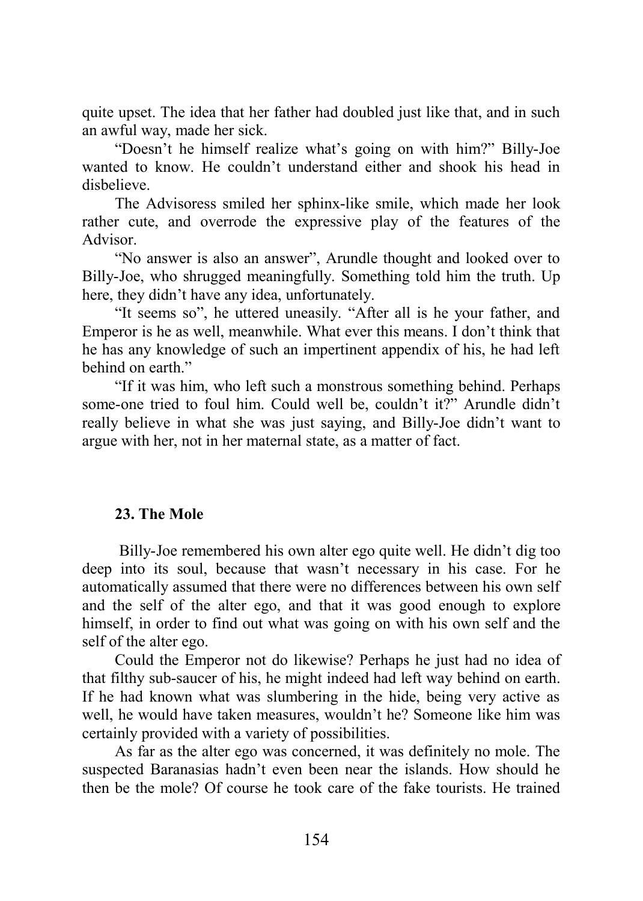quite upset. The idea that her father had doubled just like that, and in such an awful way, made her sick.

"Doesn't he himself realize what's going on with him?" Billy-Joe wanted to know. He couldn't understand either and shook his head in disbelieve.

The Advisoress smiled her sphinx-like smile, which made her look rather cute, and overrode the expressive play of the features of the Advisor.

"No answer is also an answer", Arundle thought and looked over to Billy-Joe, who shrugged meaningfully. Something told him the truth. Up here, they didn't have any idea, unfortunately.

"It seems so", he uttered uneasily. "After all is he your father, and Emperor is he as well, meanwhile. What ever this means. I don't think that he has any knowledge of such an impertinent appendix of his, he had left behind on earth."

"If it was him, who left such a monstrous something behind. Perhaps some-one tried to foul him. Could well be, couldn't it?" Arundle didn't really believe in what she was just saying, and Billy-Joe didn't want to argue with her, not in her maternal state, as a matter of fact.

### 23. The Mole

Billy-Joe remembered his own alter ego quite well. He didn't dig too deep into its soul, because that wasn't necessary in his case. For he automatically assumed that there were no differences between his own self and the self of the alter ego, and that it was good enough to explore himself, in order to find out what was going on with his own self and the self of the alter ego.

Could the Emperor not do likewise? Perhaps he just had no idea of that filthy sub-saucer of his, he might indeed had left way behind on earth. If he had known what was slumbering in the hide, being very active as well, he would have taken measures, wouldn't he? Someone like him was certainly provided with a variety of possibilities.

As far as the alter ego was concerned, it was definitely no mole. The suspected Baranasias hadn't even been near the islands. How should he then be the mole? Of course he took care of the fake tourists. He trained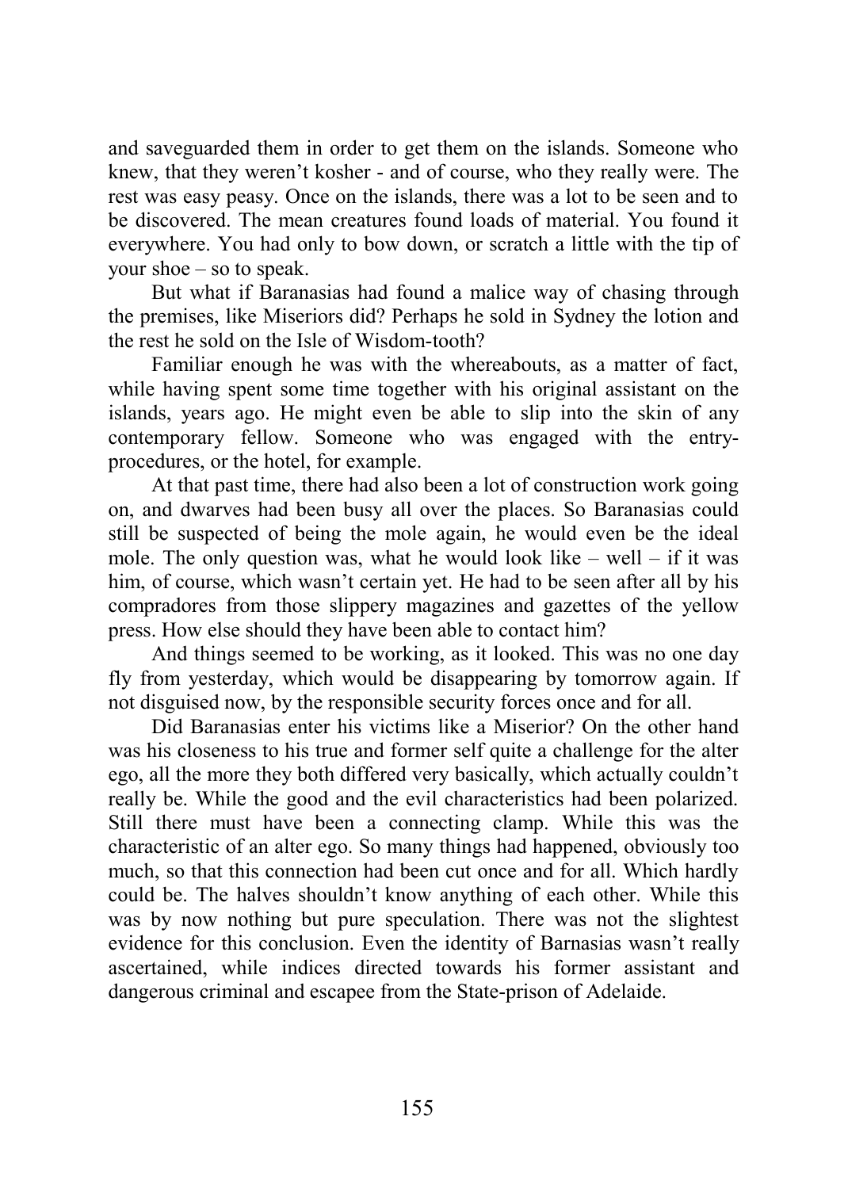and saveguarded them in order to get them on the islands. Someone who knew, that they weren't kosher - and of course, who they really were. The rest was easy peasy. Once on the islands, there was a lot to be seen and to be discovered. The mean creatures found loads of material. You found it everywhere. You had only to bow down, or scratch a little with the tip of your shoe – so to speak.

But what if Baranasias had found a malice way of chasing through the premises, like Miseriors did? Perhaps he sold in Sydney the lotion and the rest he sold on the Isle of Wisdom-tooth?

Familiar enough he was with the whereabouts, as a matter of fact, while having spent some time together with his original assistant on the islands, years ago. He might even be able to slip into the skin of any contemporary fellow. Someone who was engaged with the entry-procedures, or the hotel, for example.

At that past time, there had also been a lot of construction work going on, and dwarves had been busy all over the places. So Baranasias could still be suspected of being the mole again, he would even be the ideal mole. The only question was, what he would look like – well – if it was him, of course, which wasn't certain yet. He had to be seen after all by his compradores from those slippery magazines and gazettes of the yellow press. How else should they have been able to contact him?

And things seemed to be working, as it looked. This was no one day fly from yesterday, which would be disappearing by tomorrow again. If not disguised now, by the responsible security forces once and for all.

Did Baranasias enter his victims like a Miserior? On the other hand was his closeness to his true and former self quite a challenge for the alter ego, all the more they both differed very basically, which actually couldn't really be. While the good and the evil characteristics had been polarized. Still there must have been a connecting clamp. While this was the characteristic of an alter ego. So many things had happened, obviously too much, so that this connection had been cut once and for all. Which hardly could be. The halves shouldn't know anything of each other. While this was by now nothing but pure speculation. There was not the slightest evidence for this conclusion. Even the identity of Barnasias wasn't really ascertained, while indices directed towards his former assistant and dangerous criminal and escapee from the State-prison of Adelaide.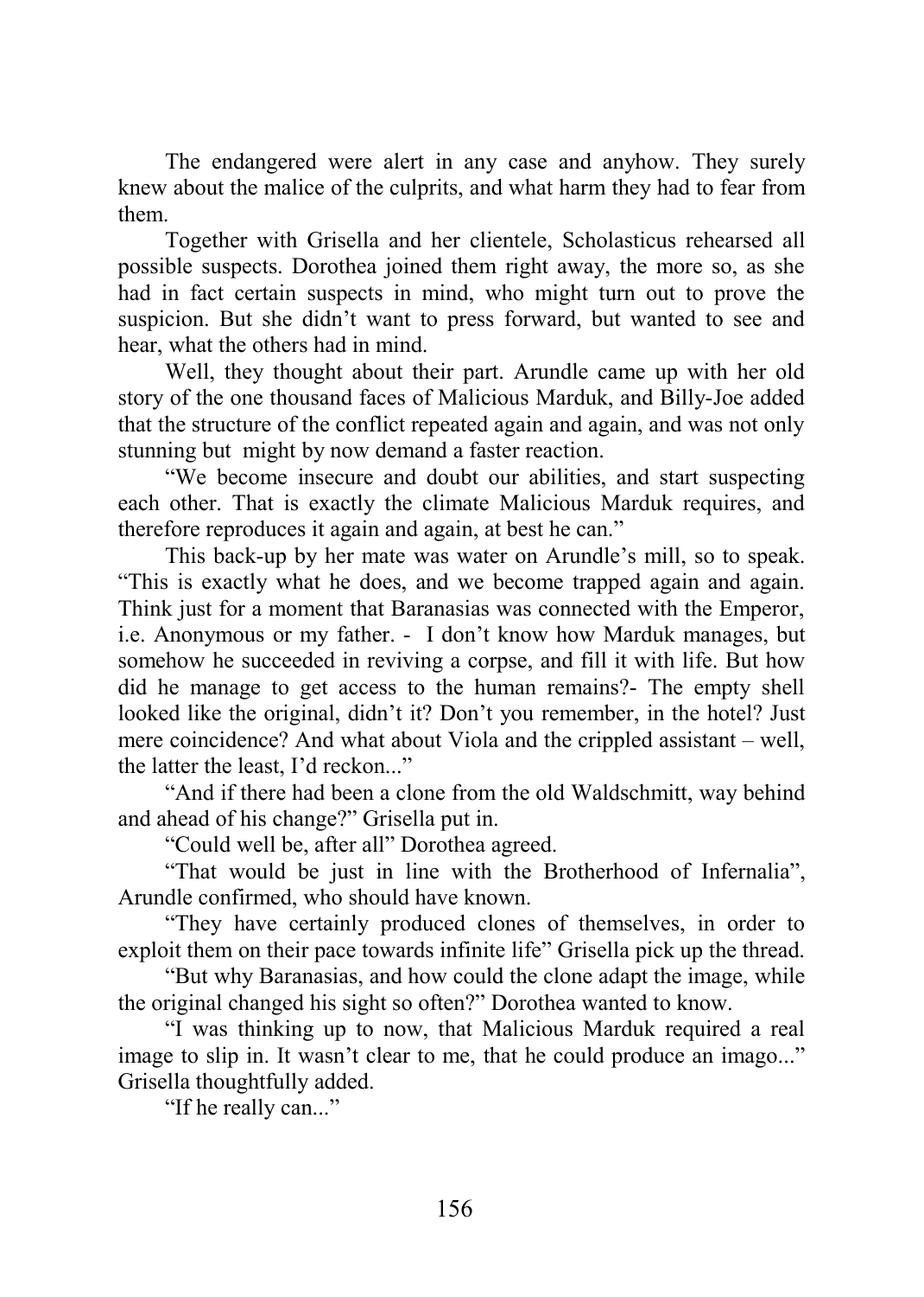The endangered were alert in any case and anyhow. They surely knew about the malice of the culprits, and what harm they had to fear from them.

Together with Grisella and her clientele, Scholasticus rehearsed all possible suspects. Dorothea joined them right away, the more so, as she had in fact certain suspects in mind, who might turn out to prove the suspicion. But she didn't want to press forward, but wanted to see and hear, what the others had in mind.

Well, they thought about their part. Arundle came up with her old story of the one thousand faces of Malicious Marduk, and Billy-Joe added that the structure of the conflict repeated again and again, and was not only stunning but might by now demand a faster reaction.

"We become insecure and doubt our abilities, and start suspecting each other. That is exactly the climate Malicious Marduk requires, and therefore reproduces it again and again, at best he can."

This back-up by her mate was water on Arundle's mill, so to speak. "This is exactly what he does, and we become trapped again and again. Think just for a moment that Baranasias was connected with the Emperor, i.e. Anonymous or my father. - I don't know how Marduk manages, but somehow he succeeded in reviving a corpse, and fill it with life. But how did he manage to get access to the human remains?- The empty shell looked like the original, didn't it? Don't you remember, in the hotel? Just mere coincidence? And what about Viola and the crippled assistant – well, the latter the least, I'd reckon..."

"And if there had been a clone from the old Waldschmitt, way behind and ahead of his change?" Grisella put in.

"Could well be, after all" Dorothea agreed.

"That would be just in line with the Brotherhood of Infernalia", Arundle confirmed, who should have known.

"They have certainly produced clones of themselves, in order to exploit them on their pace towards infinite life" Grisella pick up the thread.

"But why Baranasias, and how could the clone adapt the image, while the original changed his sight so often?" Dorothea wanted to know.

"I was thinking up to now, that Malicious Marduk required a real image to slip in. It wasn't clear to me, that he could produce an imago..." Grisella thoughtfully added.

"If he really can..."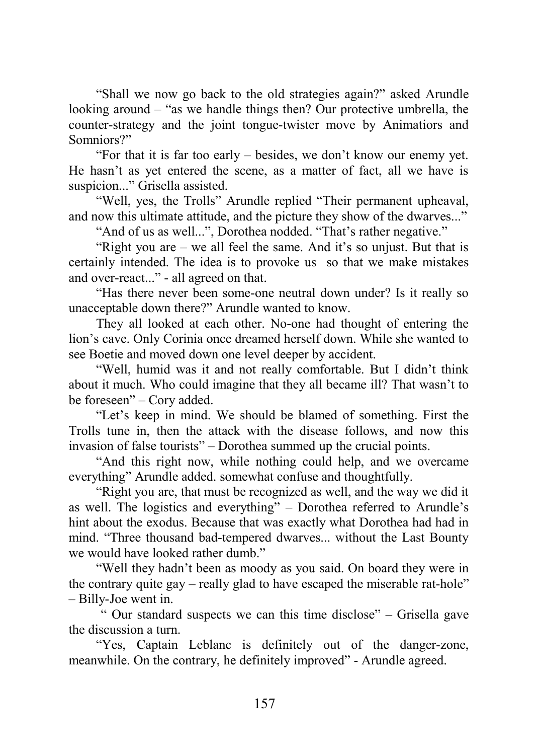"Shall we now go back to the old strategies again?" asked Arundle looking around – "as we handle things then? Our protective umbrella, the counter-strategy and the joint tongue-twister move by Animatiors and Somniors?"

"For that it is far too early – besides, we don't know our enemy yet. He hasn't as yet entered the scene, as a matter of fact, all we have is suspicion..." Grisella assisted.

"Well, yes, the Trolls" Arundle replied "Their permanent upheaval, and now this ultimate attitude, and the picture they show of the dwarves..."

"And of us as well...", Dorothea nodded. "That's rather negative."

"Right you are – we all feel the same. And it's so unjust. But that is certainly intended. The idea is to provoke us so that we make mistakes and over-react..." - all agreed on that.

"Has there never been some-one neutral down under? Is it really so unacceptable down there?" Arundle wanted to know.

They all looked at each other. No-one had thought of entering the lion's cave. Only Corinia once dreamed herself down. While she wanted to see Boetie and moved down one level deeper by accident.

"Well, humid was it and not really comfortable. But I didn't think about it much. Who could imagine that they all became ill? That wasn't to be foreseen" – Cory added.

"Let's keep in mind. We should be blamed of something. First the Trolls tune in, then the attack with the disease follows, and now this invasion of false tourists" – Dorothea summed up the crucial points.

"And this right now, while nothing could help, and we overcame everything" Arundle added. somewhat confuse and thoughtfully.

"Right you are, that must be recognized as well, and the way we did it as well. The logistics and everything" – Dorothea referred to Arundle's hint about the exodus. Because that was exactly what Dorothea had had in mind. "Three thousand bad-tempered dwarves... without the Last Bounty we would have looked rather dumb."

"Well they hadn't been as moody as you said. On board they were in the contrary quite gay – really glad to have escaped the miserable rat-hole" – Billy-Joe went in.

" Our standard suspects we can this time disclose" – Grisella gave the discussion a turn.

"Yes, Captain Leblanc is definitely out of the danger-zone, meanwhile. On the contrary, he definitely improved" - Arundle agreed.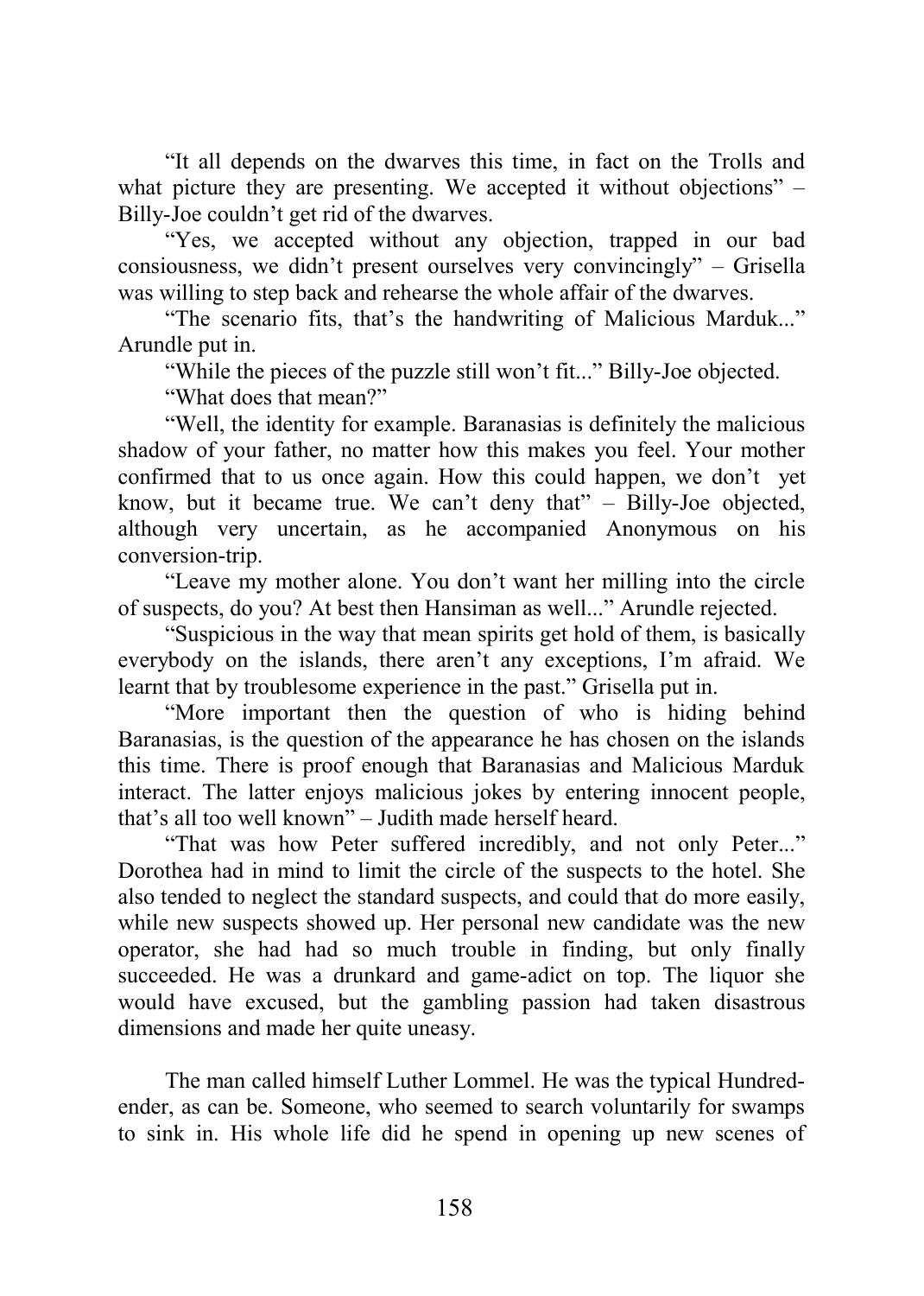"It all depends on the dwarves this time, in fact on the Trolls and what picture they are presenting. We accepted it without objections" – Billy-Joe couldn't get rid of the dwarves.

"Yes, we accepted without any objection, trapped in our bad consiousness, we didn't present ourselves very convincingly" – Grisella was willing to step back and rehearse the whole affair of the dwarves.

"The scenario fits, that's the handwriting of Malicious Marduk..." Arundle put in.

"While the pieces of the puzzle still won't fit..." Billy-Joe objected.

"What does that mean?"

"Well, the identity for example. Baranasias is definitely the malicious shadow of your father, no matter how this makes you feel. Your mother confirmed that to us once again. How this could happen, we don't yet know, but it became true. We can't deny that" – Billy-Joe objected, although very uncertain, as he accompanied Anonymous on his conversion-trip.

"Leave my mother alone. You don't want her milling into the circle of suspects, do you? At best then Hansiman as well..." Arundle rejected.

"Suspicious in the way that mean spirits get hold of them, is basically everybody on the islands, there aren't any exceptions, I'm afraid. We learnt that by troublesome experience in the past." Grisella put in.

"More important then the question of who is hiding behind Baranasias, is the question of the appearance he has chosen on the islands this time. There is proof enough that Baranasias and Malicious Marduk interact. The latter enjoys malicious jokes by entering innocent people, that's all too well known" – Judith made herself heard.

"That was how Peter suffered incredibly, and not only Peter..." Dorothea had in mind to limit the circle of the suspects to the hotel. She also tended to neglect the standard suspects, and could that do more easily, while new suspects showed up. Her personal new candidate was the new operator, she had had so much trouble in finding, but only finally succeeded. He was a drunkard and game-adict on top. The liquor she would have excused, but the gambling passion had taken disastrous dimensions and made her quite uneasy.

The man called himself Luther Lommel. He was the typical Hundred-ender, as can be. Someone, who seemed to search voluntarily for swamps to sink in. His whole life did he spend in opening up new scenes of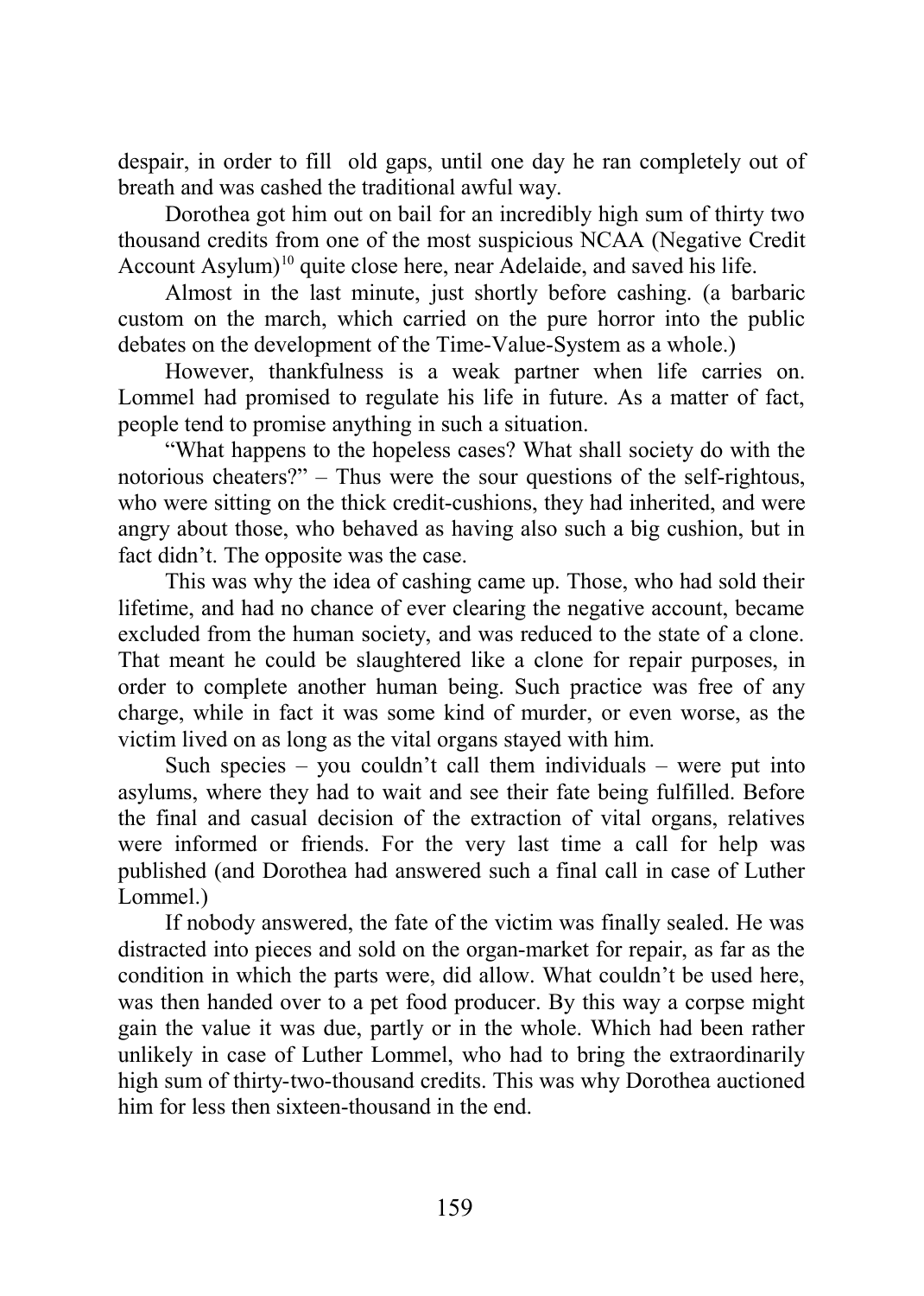despair, in order to fill old gaps, until one day he ran completely out of breath and was cashed the traditional awful way.

Dorothea got him out on bail for an incredibly high sum of thirty two thousand credits from one of the most suspicious NCAA (Negative Credit Account Asylum)[10] quite close here, near Adelaide, and saved his life.

Almost in the last minute, just shortly before cashing. (a barbaric custom on the march, which carried on the pure horror into the public debates on the development of the Time-Value-System as a whole.)

However, thankfulness is a weak partner when life carries on. Lommel had promised to regulate his life in future. As a matter of fact, people tend to promise anything in such a situation.

"What happens to the hopeless cases? What shall society do with the notorious cheaters?" – Thus were the sour questions of the self-rightous, who were sitting on the thick credit-cushions, they had inherited, and were angry about those, who behaved as having also such a big cushion, but in fact didn't. The opposite was the case.

This was why the idea of cashing came up. Those, who had sold their lifetime, and had no chance of ever clearing the negative account, became excluded from the human society, and was reduced to the state of a clone. That meant he could be slaughtered like a clone for repair purposes, in order to complete another human being. Such practice was free of any charge, while in fact it was some kind of murder, or even worse, as the victim lived on as long as the vital organs stayed with him.

Such species – you couldn't call them individuals – were put into asylums, where they had to wait and see their fate being fulfilled. Before the final and casual decision of the extraction of vital organs, relatives were informed or friends. For the very last time a call for help was published (and Dorothea had answered such a final call in case of Luther Lommel.)

If nobody answered, the fate of the victim was finally sealed. He was distracted into pieces and sold on the organ-market for repair, as far as the condition in which the parts were, did allow. What couldn't be used here, was then handed over to a pet food producer. By this way a corpse might gain the value it was due, partly or in the whole. Which had been rather unlikely in case of Luther Lommel, who had to bring the extraordinarily high sum of thirty-two-thousand credits. This was why Dorothea auctioned him for less then sixteen-thousand in the end.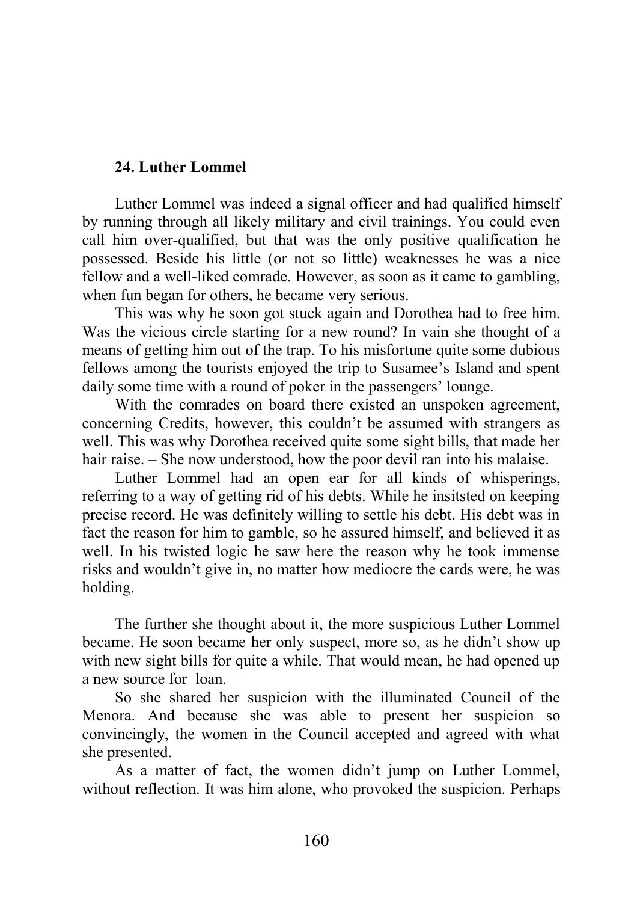## 24. Luther Lommel

Luther Lommel was indeed a signal officer and had qualified himself by running through all likely military and civil trainings. You could even call him over-qualified, but that was the only positive qualification he possessed. Beside his little (or not so little) weaknesses he was a nice fellow and a well-liked comrade. However, as soon as it came to gambling, when fun began for others, he became very serious.

This was why he soon got stuck again and Dorothea had to free him. Was the vicious circle starting for a new round? In vain she thought of a means of getting him out of the trap. To his misfortune quite some dubious fellows among the tourists enjoyed the trip to Susamee's Island and spent daily some time with a round of poker in the passengers' lounge.

With the comrades on board there existed an unspoken agreement, concerning Credits, however, this couldn't be assumed with strangers as well. This was why Dorothea received quite some sight bills, that made her hair raise. – She now understood, how the poor devil ran into his malaise.

Luther Lommel had an open ear for all kinds of whisperings, referring to a way of getting rid of his debts. While he insitsted on keeping precise record. He was definitely willing to settle his debt. His debt was in fact the reason for him to gamble, so he assured himself, and believed it as well. In his twisted logic he saw here the reason why he took immense risks and wouldn't give in, no matter how mediocre the cards were, he was holding.

The further she thought about it, the more suspicious Luther Lommel became. He soon became her only suspect, more so, as he didn't show up with new sight bills for quite a while. That would mean, he had opened up a new source for loan.

So she shared her suspicion with the illuminated Council of the Menora. And because she was able to present her suspicion so convincingly, the women in the Council accepted and agreed with what she presented.

As a matter of fact, the women didn't jump on Luther Lommel, without reflection. It was him alone, who provoked the suspicion. Perhaps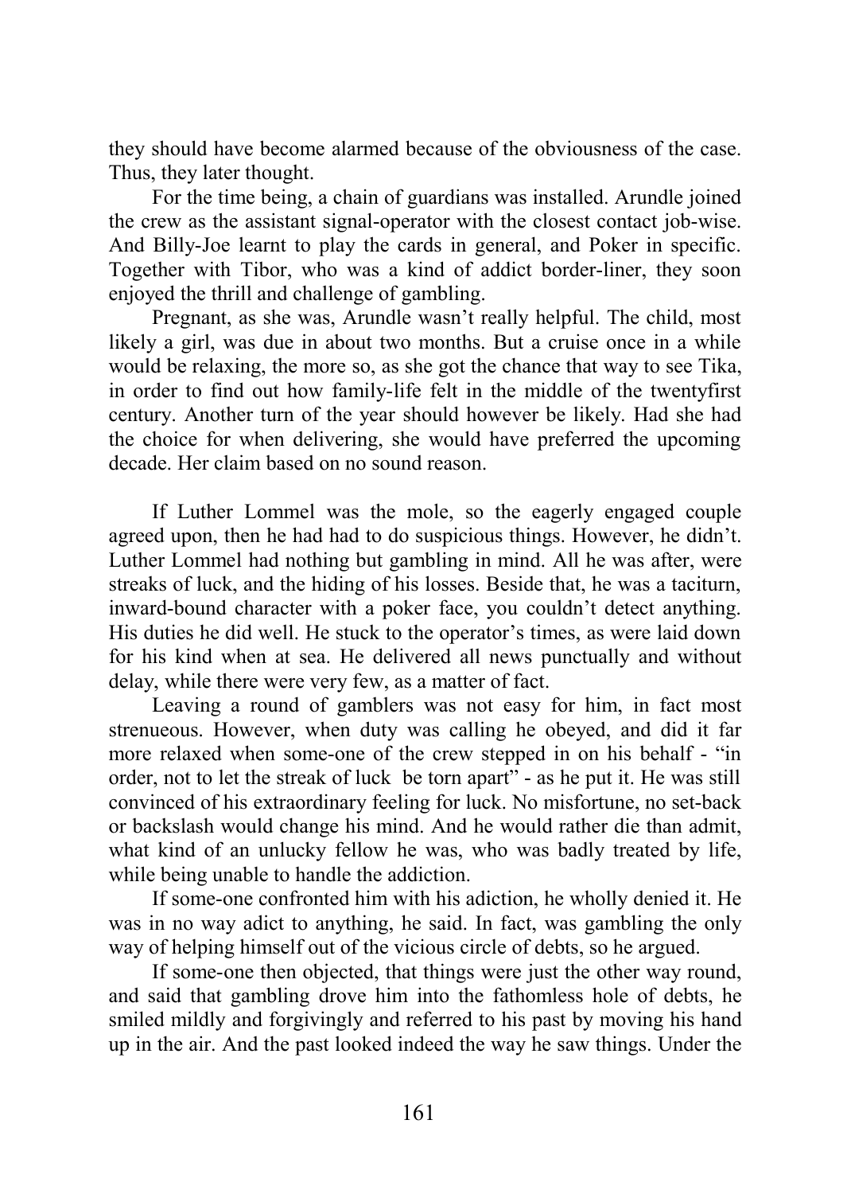they should have become alarmed because of the obviousness of the case. Thus, they later thought.

For the time being, a chain of guardians was installed. Arundle joined the crew as the assistant signal-operator with the closest contact job-wise. And Billy-Joe learnt to play the cards in general, and Poker in specific. Together with Tibor, who was a kind of addict border-liner, they soon enjoyed the thrill and challenge of gambling.

Pregnant, as she was, Arundle wasn't really helpful. The child, most likely a girl, was due in about two months. But a cruise once in a while would be relaxing, the more so, as she got the chance that way to see Tika, in order to find out how family-life felt in the middle of the twentyfirst century. Another turn of the year should however be likely. Had she had the choice for when delivering, she would have preferred the upcoming decade. Her claim based on no sound reason.

If Luther Lommel was the mole, so the eagerly engaged couple agreed upon, then he had had to do suspicious things. However, he didn't. Luther Lommel had nothing but gambling in mind. All he was after, were streaks of luck, and the hiding of his losses. Beside that, he was a taciturn, inward-bound character with a poker face, you couldn't detect anything. His duties he did well. He stuck to the operator's times, as were laid down for his kind when at sea. He delivered all news punctually and without delay, while there were very few, as a matter of fact.

Leaving a round of gamblers was not easy for him, in fact most strenuous. However, when duty was calling he obeyed, and did it far more relaxed when some-one of the crew stepped in on his behalf - "in order, not to let the streak of luck  be torn apart" - as he put it. He was still convinced of his extraordinary feeling for luck. No misfortune, no set-back or backslash would change his mind. And he would rather die than admit, what kind of an unlucky fellow he was, who was badly treated by life, while being unable to handle the addiction.

If some-one confronted him with his adiction, he wholly denied it. He was in no way adict to anything, he said. In fact, was gambling the only way of helping himself out of the vicious circle of debts, so he argued.

If some-one then objected, that things were just the other way round, and said that gambling drove him into the fathomless hole of debts, he smiled mildly and forgivingly and referred to his past by moving his hand up in the air. And the past looked indeed the way he saw things. Under the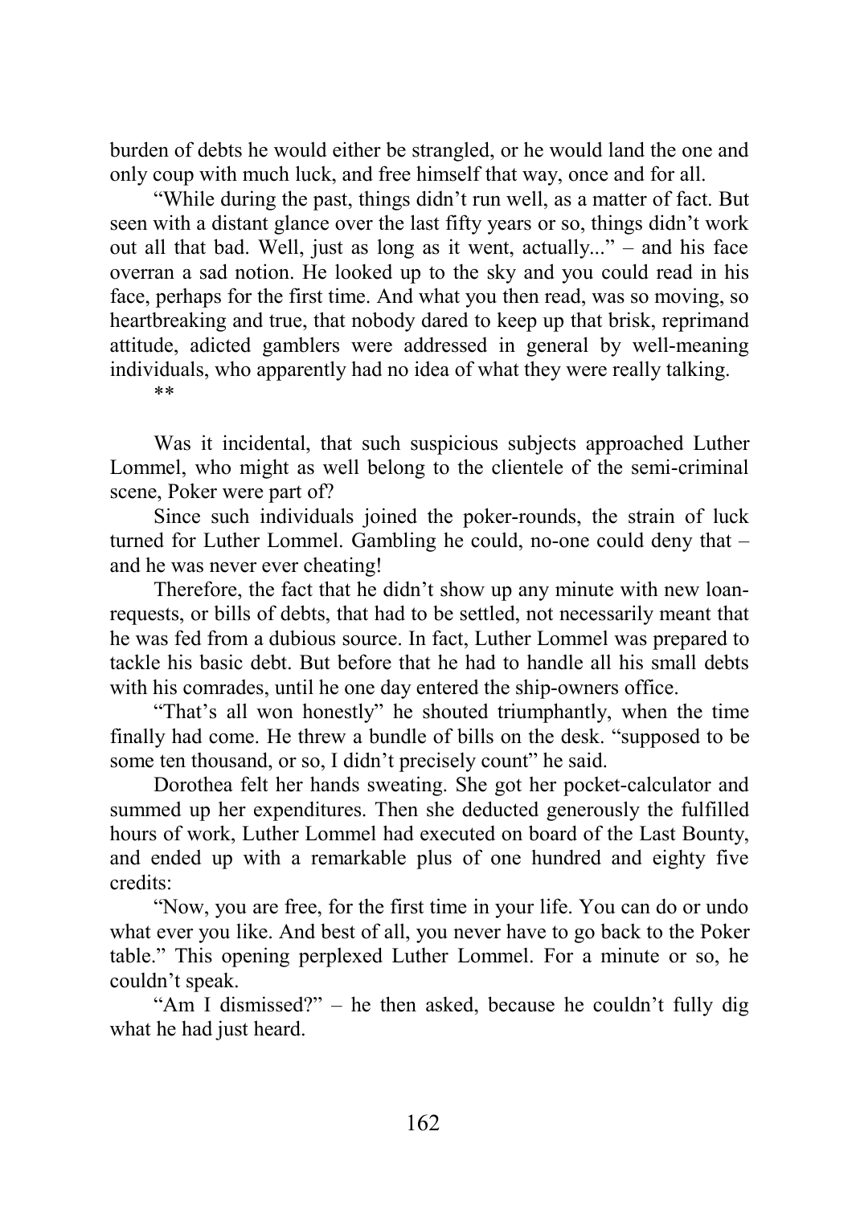burden of debts he would either be strangled, or he would land the one and only coup with much luck, and free himself that way, once and for all.

"While during the past, things didn't run well, as a matter of fact. But seen with a distant glance over the last fifty years or so, things didn't work out all that bad. Well, just as long as it went, actually..." – and his face overran a sad notion. He looked up to the sky and you could read in his face, perhaps for the first time. And what you then read, was so moving, so heartbreaking and true, that nobody dared to keep up that brisk, reprimand attitude, adicted gamblers were addressed in general by well-meaning individuals, who apparently had no idea of what they were really talking.

**

Was it incidental, that such suspicious subjects approached Luther Lommel, who might as well belong to the clientele of the semi-criminal scene, Poker were part of?

Since such individuals joined the poker-rounds, the strain of luck turned for Luther Lommel. Gambling he could, no-one could deny that – and he was never ever cheating!

Therefore, the fact that he didn't show up any minute with new loan-requests, or bills of debts, that had to be settled, not necessarily meant that he was fed from a dubious source. In fact, Luther Lommel was prepared to tackle his basic debt. But before that he had to handle all his small debts with his comrades, until he one day entered the ship-owners office.

"That's all won honestly" he shouted triumphantly, when the time finally had come. He threw a bundle of bills on the desk. "supposed to be some ten thousand, or so, I didn't precisely count" he said.

Dorothea felt her hands sweating. She got her pocket-calculator and summed up her expenditures. Then she deducted generously the fulfilled hours of work, Luther Lommel had executed on board of the Last Bounty, and ended up with a remarkable plus of one hundred and eighty five credits:

"Now, you are free, for the first time in your life. You can do or undo what ever you like. And best of all, you never have to go back to the Poker table." This opening perplexed Luther Lommel. For a minute or so, he couldn't speak.

"Am I dismissed?" – he then asked, because he couldn't fully dig what he had just heard.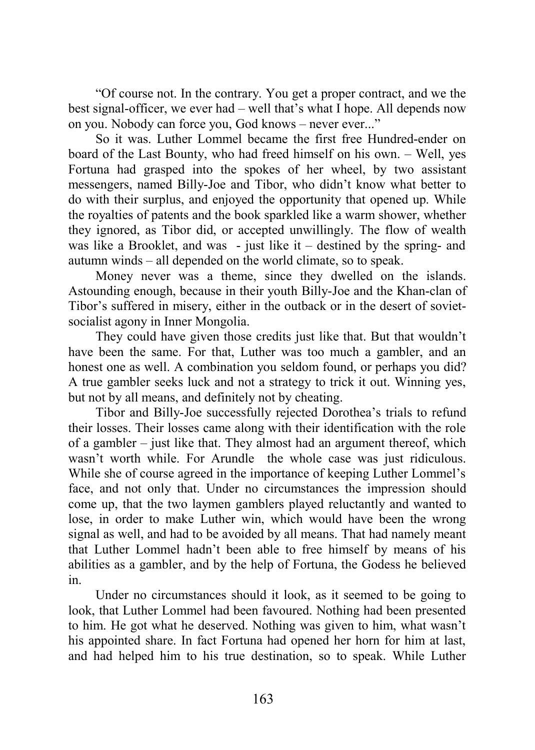"Of course not. In the contrary. You get a proper contract, and we the best signal-officer, we ever had – well that's what I hope. All depends now on you. Nobody can force you, God knows – never ever..."

So it was. Luther Lommel became the first free Hundred-ender on board of the Last Bounty, who had freed himself on his own. – Well, yes Fortuna had grasped into the spokes of her wheel, by two assistant messengers, named Billy-Joe and Tibor, who didn't know what better to do with their surplus, and enjoyed the opportunity that opened up. While the royalties of patents and the book sparkled like a warm shower, whether they ignored, as Tibor did, or accepted unwillingly. The flow of wealth was like a Brooklet, and was - just like it – destined by the spring- and autumn winds – all depended on the world climate, so to speak.

Money never was a theme, since they dwelled on the islands. Astounding enough, because in their youth Billy-Joe and the Khan-clan of Tibor's suffered in misery, either in the outback or in the desert of soviet-socialist agony in Inner Mongolia.

They could have given those credits just like that. But that wouldn't have been the same. For that, Luther was too much a gambler, and an honest one as well. A combination you seldom found, or perhaps you did? A true gambler seeks luck and not a strategy to trick it out. Winning yes, but not by all means, and definitely not by cheating.

Tibor and Billy-Joe successfully rejected Dorothea's trials to refund their losses. Their losses came along with their identification with the role of a gambler – just like that. They almost had an argument thereof, which wasn't worth while. For Arundle the whole case was just ridiculous. While she of course agreed in the importance of keeping Luther Lommel's face, and not only that. Under no circumstances the impression should come up, that the two laymen gamblers played reluctantly and wanted to lose, in order to make Luther win, which would have been the wrong signal as well, and had to be avoided by all means. That had namely meant that Luther Lommel hadn't been able to free himself by means of his abilities as a gambler, and by the help of Fortuna, the Godess he believed in.

Under no circumstances should it look, as it seemed to be going to look, that Luther Lommel had been favoured. Nothing had been presented to him. He got what he deserved. Nothing was given to him, what wasn't his appointed share. In fact Fortuna had opened her horn for him at last, and had helped him to his true destination, so to speak. While Luther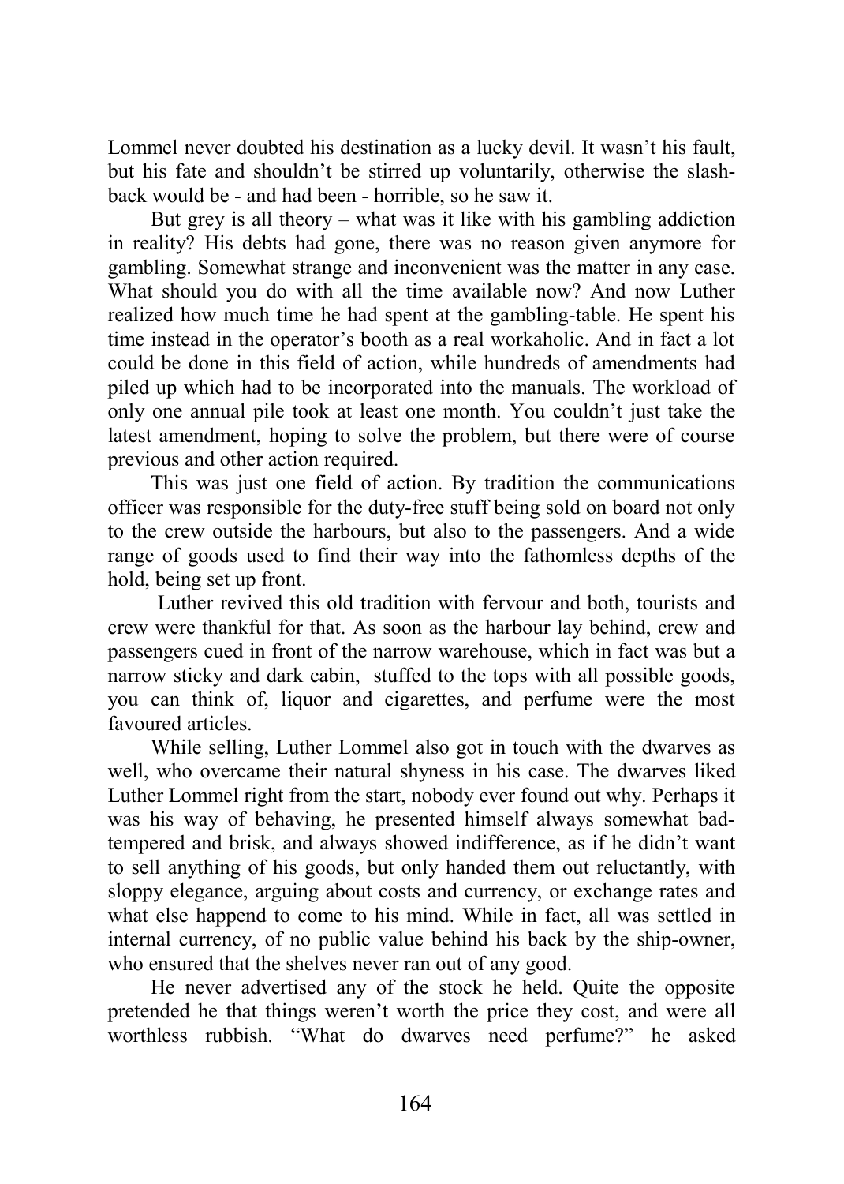Lommel never doubted his destination as a lucky devil. It wasn't his fault, but his fate and shouldn't be stirred up voluntarily, otherwise the slash-back would be - and had been - horrible, so he saw it.

But grey is all theory – what was it like with his gambling addiction in reality? His debts had gone, there was no reason given anymore for gambling. Somewhat strange and inconvenient was the matter in any case. What should you do with all the time available now? And now Luther realized how much time he had spent at the gambling-table. He spent his time instead in the operator's booth as a real workaholic. And in fact a lot could be done in this field of action, while hundreds of amendments had piled up which had to be incorporated into the manuals. The workload of only one annual pile took at least one month. You couldn't just take the latest amendment, hoping to solve the problem, but there were of course previous and other action required.

This was just one field of action. By tradition the communications officer was responsible for the duty-free stuff being sold on board not only to the crew outside the harbours, but also to the passengers. And a wide range of goods used to find their way into the fathomless depths of the hold, being set up front.

Luther revived this old tradition with fervour and both, tourists and crew were thankful for that. As soon as the harbour lay behind, crew and passengers cued in front of the narrow warehouse, which in fact was but a narrow sticky and dark cabin, stuffed to the tops with all possible goods, you can think of, liquor and cigarettes, and perfume were the most favoured articles.

While selling, Luther Lommel also got in touch with the dwarves as well, who overcame their natural shyness in his case. The dwarves liked Luther Lommel right from the start, nobody ever found out why. Perhaps it was his way of behaving, he presented himself always somewhat bad-tempered and brisk, and always showed indifference, as if he didn't want to sell anything of his goods, but only handed them out reluctantly, with sloppy elegance, arguing about costs and currency, or exchange rates and what else happend to come to his mind. While in fact, all was settled in internal currency, of no public value behind his back by the ship-owner, who ensured that the shelves never ran out of any good.

He never advertised any of the stock he held. Quite the opposite pretended he that things weren't worth the price they cost, and were all worthless rubbish. "What do dwarves need perfume?" he asked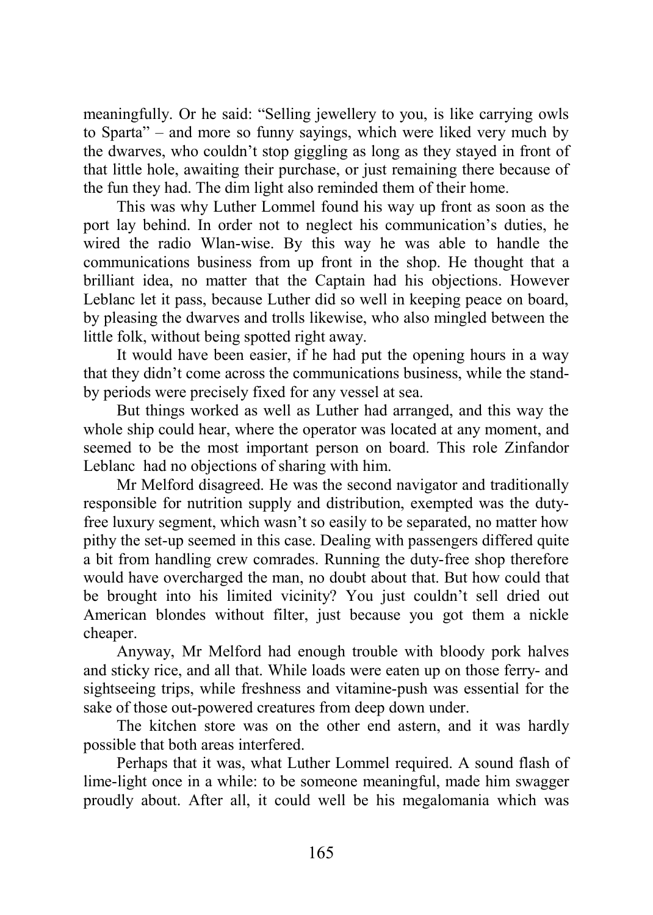meaningfully. Or he said: "Selling jewellery to you, is like carrying owls to Sparta" – and more so funny sayings, which were liked very much by the dwarves, who couldn't stop giggling as long as they stayed in front of that little hole, awaiting their purchase, or just remaining there because of the fun they had. The dim light also reminded them of their home.

This was why Luther Lommel found his way up front as soon as the port lay behind. In order not to neglect his communication's duties, he wired the radio Wlan-wise. By this way he was able to handle the communications business from up front in the shop. He thought that a brilliant idea, no matter that the Captain had his objections. However Leblanc let it pass, because Luther did so well in keeping peace on board, by pleasing the dwarves and trolls likewise, who also mingled between the little folk, without being spotted right away.

It would have been easier, if he had put the opening hours in a way that they didn't come across the communications business, while the stand-by periods were precisely fixed for any vessel at sea.

But things worked as well as Luther had arranged, and this way the whole ship could hear, where the operator was located at any moment, and seemed to be the most important person on board. This role Zinfandor Leblanc had no objections of sharing with him.

Mr Melford disagreed. He was the second navigator and traditionally responsible for nutrition supply and distribution, exempted was the duty-free luxury segment, which wasn't so easily to be separated, no matter how pithy the set-up seemed in this case. Dealing with passengers differed quite a bit from handling crew comrades. Running the duty-free shop therefore would have overcharged the man, no doubt about that. But how could that be brought into his limited vicinity? You just couldn't sell dried out American blondes without filter, just because you got them a nickle cheaper.

Anyway, Mr Melford had enough trouble with bloody pork halves and sticky rice, and all that. While loads were eaten up on those ferry- and sightseeing trips, while freshness and vitamine-push was essential for the sake of those out-powered creatures from deep down under.

The kitchen store was on the other end astern, and it was hardly possible that both areas interfered.

Perhaps that it was, what Luther Lommel required. A sound flash of lime-light once in a while: to be someone meaningful, made him swagger proudly about. After all, it could well be his megalomania which was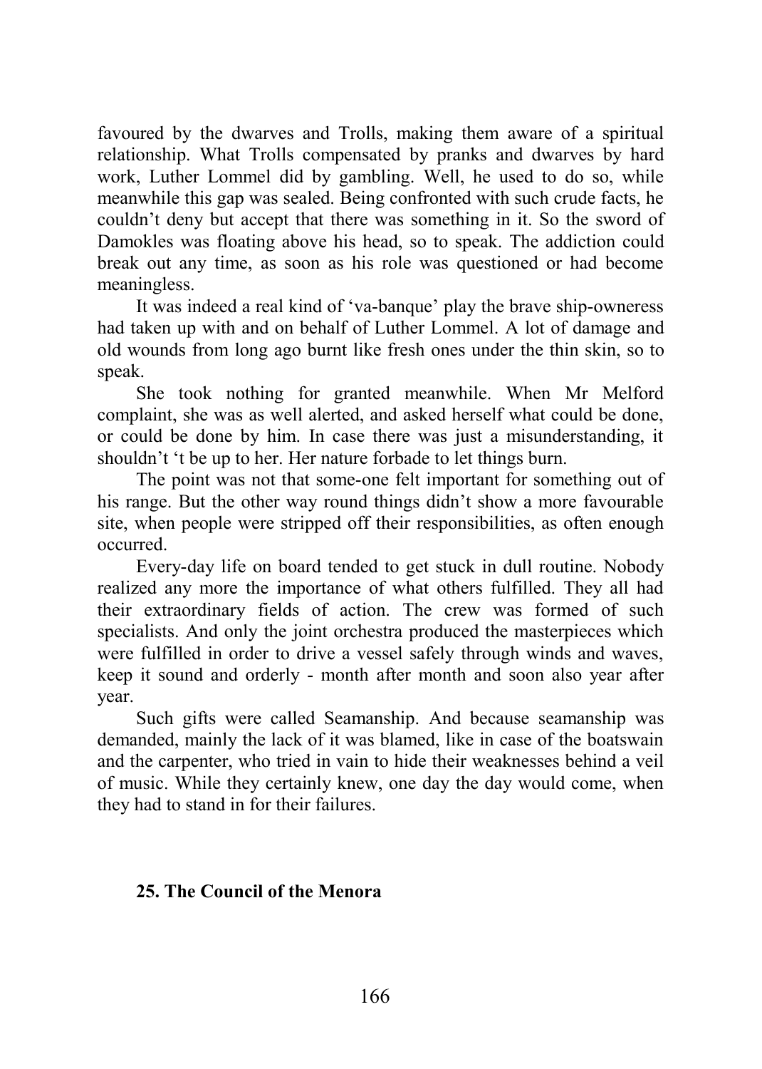favoured by the dwarves and Trolls, making them aware of a spiritual relationship. What Trolls compensated by pranks and dwarves by hard work, Luther Lommel did by gambling. Well, he used to do so, while meanwhile this gap was sealed. Being confronted with such crude facts, he couldn't deny but accept that there was something in it. So the sword of Damokles was floating above his head, so to speak. The addiction could break out any time, as soon as his role was questioned or had become meaningless.

It was indeed a real kind of 'va-banque' play the brave ship-owneress had taken up with and on behalf of Luther Lommel. A lot of damage and old wounds from long ago burnt like fresh ones under the thin skin, so to speak.

She took nothing for granted meanwhile. When Mr Melford complaint, she was as well alerted, and asked herself what could be done, or could be done by him. In case there was just a misunderstanding, it shouldn't 't be up to her. Her nature forbade to let things burn.

The point was not that some-one felt important for something out of his range. But the other way round things didn't show a more favourable site, when people were stripped off their responsibilities, as often enough occurred.

Every-day life on board tended to get stuck in dull routine. Nobody realized any more the importance of what others fulfilled. They all had their extraordinary fields of action. The crew was formed of such specialists. And only the joint orchestra produced the masterpieces which were fulfilled in order to drive a vessel safely through winds and waves, keep it sound and orderly - month after month and soon also year after year.

Such gifts were called Seamanship. And because seamanship was demanded, mainly the lack of it was blamed, like in case of the boatswain and the carpenter, who tried in vain to hide their weaknesses behind a veil of music. While they certainly knew, one day the day would come, when they had to stand in for their failures.

## 25. The Council of the Menora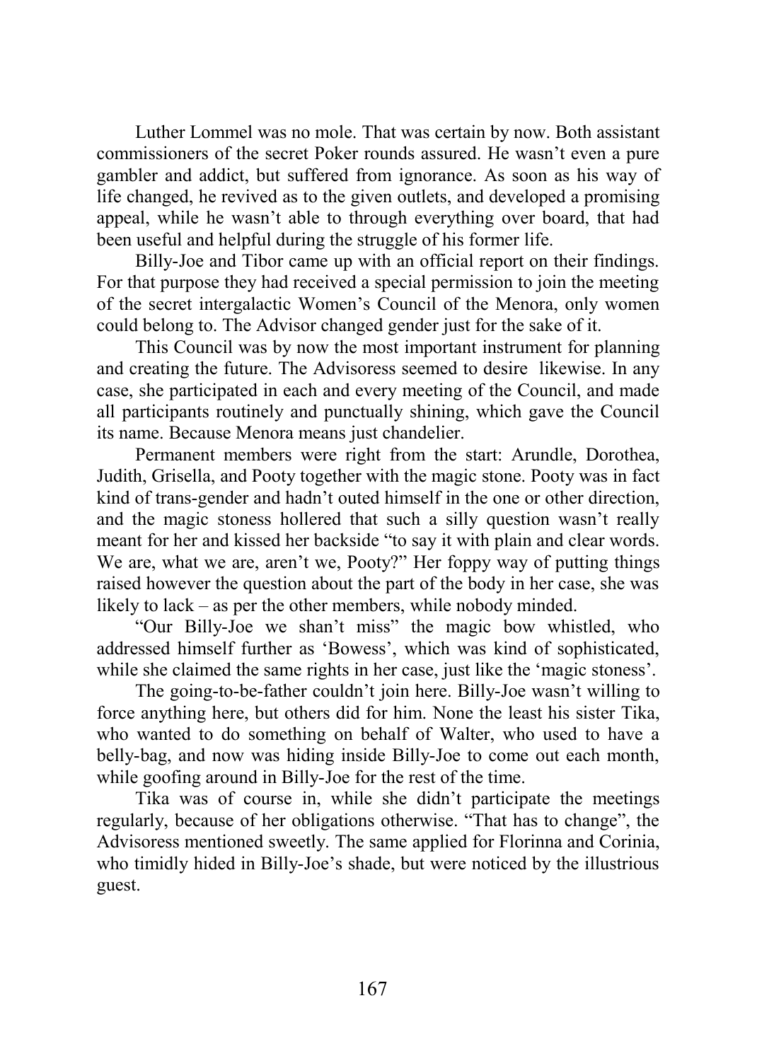Luther Lommel was no mole. That was certain by now. Both assistant commissioners of the secret Poker rounds assured. He wasn't even a pure gambler and addict, but suffered from ignorance. As soon as his way of life changed, he revived as to the given outlets, and developed a promising appeal, while he wasn't able to through everything over board, that had been useful and helpful during the struggle of his former life.

Billy-Joe and Tibor came up with an official report on their findings. For that purpose they had received a special permission to join the meeting of the secret intergalactic Women's Council of the Menora, only women could belong to. The Advisor changed gender just for the sake of it.

This Council was by now the most important instrument for planning and creating the future. The Advisoress seemed to desire likewise. In any case, she participated in each and every meeting of the Council, and made all participants routinely and punctually shining, which gave the Council its name. Because Menora means just chandelier.

Permanent members were right from the start: Arundle, Dorothea, Judith, Grisella, and Pooty together with the magic stone. Pooty was in fact kind of trans-gender and hadn't outed himself in the one or other direction, and the magic stoness hollered that such a silly question wasn't really meant for her and kissed her backside "to say it with plain and clear words. We are, what we are, aren't we, Pooty?" Her foppy way of putting things raised however the question about the part of the body in her case, she was likely to lack – as per the other members, while nobody minded.

"Our Billy-Joe we shan't miss" the magic bow whistled, who addressed himself further as 'Bowess', which was kind of sophisticated, while she claimed the same rights in her case, just like the 'magic stoness'.

The going-to-be-father couldn't join here. Billy-Joe wasn't willing to force anything here, but others did for him. None the least his sister Tika, who wanted to do something on behalf of Walter, who used to have a belly-bag, and now was hiding inside Billy-Joe to come out each month, while goofing around in Billy-Joe for the rest of the time.

Tika was of course in, while she didn't participate the meetings regularly, because of her obligations otherwise. "That has to change", the Advisoress mentioned sweetly. The same applied for Florinna and Corinia, who timidly hided in Billy-Joe's shade, but were noticed by the illustrious guest.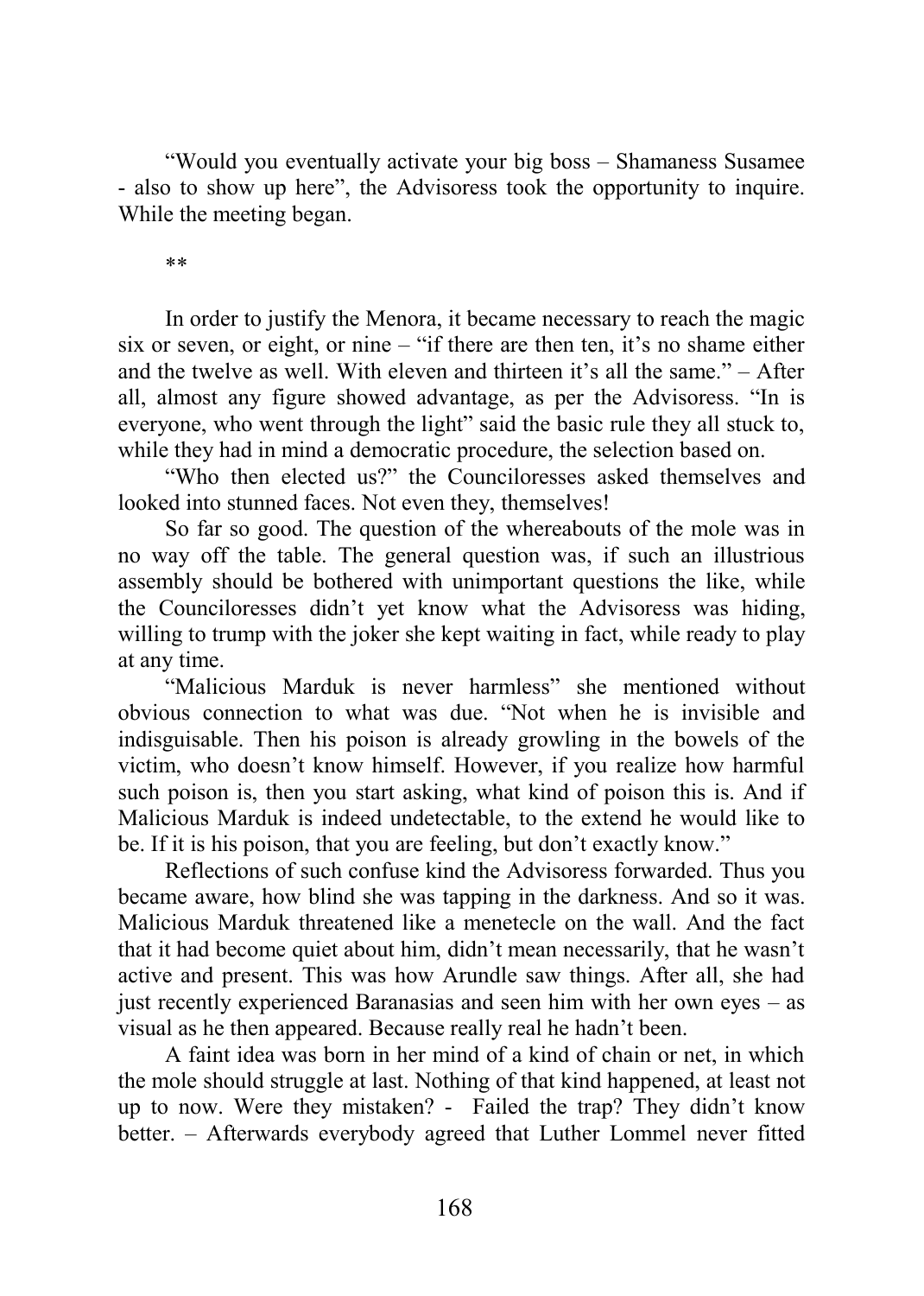"Would you eventually activate your big boss – Shamaness Susamee - also to show up here", the Advisoress took the opportunity to inquire. While the meeting began.

**

In order to justify the Menora, it became necessary to reach the magic six or seven, or eight, or nine – "if there are then ten, it's no shame either and the twelve as well. With eleven and thirteen it's all the same." – After all, almost any figure showed advantage, as per the Advisoress. "In is everyone, who went through the light" said the basic rule they all stuck to, while they had in mind a democratic procedure, the selection based on.

"Who then elected us?" the Counciloresses asked themselves and looked into stunned faces. Not even they, themselves!

So far so good. The question of the whereabouts of the mole was in no way off the table. The general question was, if such an illustrious assembly should be bothered with unimportant questions the like, while the Counciloresses didn't yet know what the Advisoress was hiding, willing to trump with the joker she kept waiting in fact, while ready to play at any time.

"Malicious Marduk is never harmless" she mentioned without obvious connection to what was due. "Not when he is invisible and indisguisable. Then his poison is already growling in the bowels of the victim, who doesn't know himself. However, if you realize how harmful such poison is, then you start asking, what kind of poison this is. And if Malicious Marduk is indeed undetectable, to the extend he would like to be. If it is his poison, that you are feeling, but don't exactly know."

Reflections of such confuse kind the Advisoress forwarded. Thus you became aware, how blind she was tapping in the darkness. And so it was. Malicious Marduk threatened like a menetecle on the wall. And the fact that it had become quiet about him, didn't mean necessarily, that he wasn't active and present. This was how Arundle saw things. After all, she had just recently experienced Baranasias and seen him with her own eyes – as visual as he then appeared. Because really real he hadn't been.

A faint idea was born in her mind of a kind of chain or net, in which the mole should struggle at last. Nothing of that kind happened, at least not up to now. Were they mistaken? - Failed the trap? They didn't know better. – Afterwards everybody agreed that Luther Lommel never fitted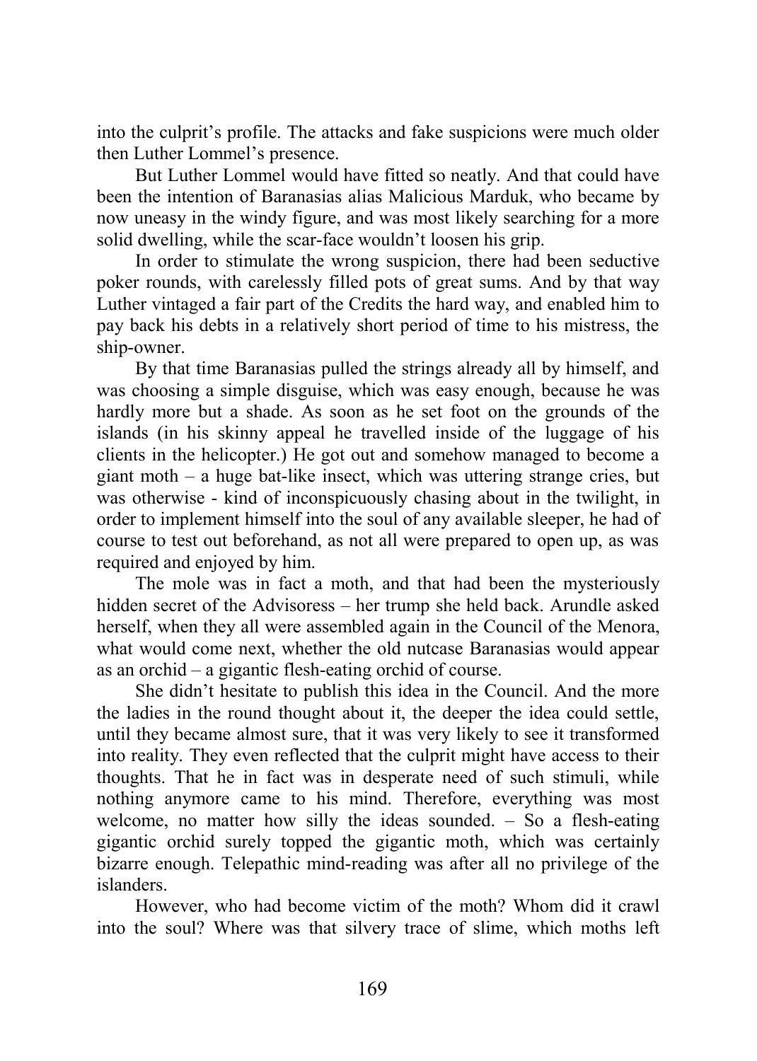into the culprit's profile. The attacks and fake suspicions were much older then Luther Lommel's presence.

But Luther Lommel would have fitted so neatly. And that could have been the intention of Baranasias alias Malicious Marduk, who became by now uneasy in the windy figure, and was most likely searching for a more solid dwelling, while the scar-face wouldn't loosen his grip.

In order to stimulate the wrong suspicion, there had been seductive poker rounds, with carelessly filled pots of great sums. And by that way Luther vintaged a fair part of the Credits the hard way, and enabled him to pay back his debts in a relatively short period of time to his mistress, the ship-owner.

By that time Baranasias pulled the strings already all by himself, and was choosing a simple disguise, which was easy enough, because he was hardly more but a shade. As soon as he set foot on the grounds of the islands (in his skinny appeal he travelled inside of the luggage of his clients in the helicopter.) He got out and somehow managed to become a giant moth – a huge bat-like insect, which was uttering strange cries, but was otherwise - kind of inconspicuously chasing about in the twilight, in order to implement himself into the soul of any available sleeper, he had of course to test out beforehand, as not all were prepared to open up, as was required and enjoyed by him.

The mole was in fact a moth, and that had been the mysteriously hidden secret of the Advisoress – her trump she held back. Arundle asked herself, when they all were assembled again in the Council of the Menora, what would come next, whether the old nutcase Baranasias would appear as an orchid – a gigantic flesh-eating orchid of course.

She didn't hesitate to publish this idea in the Council. And the more the ladies in the round thought about it, the deeper the idea could settle, until they became almost sure, that it was very likely to see it transformed into reality. They even reflected that the culprit might have access to their thoughts. That he in fact was in desperate need of such stimuli, while nothing anymore came to his mind. Therefore, everything was most welcome, no matter how silly the ideas sounded. – So a flesh-eating gigantic orchid surely topped the gigantic moth, which was certainly bizarre enough. Telepathic mind-reading was after all no privilege of the islanders.

However, who had become victim of the moth? Whom did it crawl into the soul? Where was that silvery trace of slime, which moths left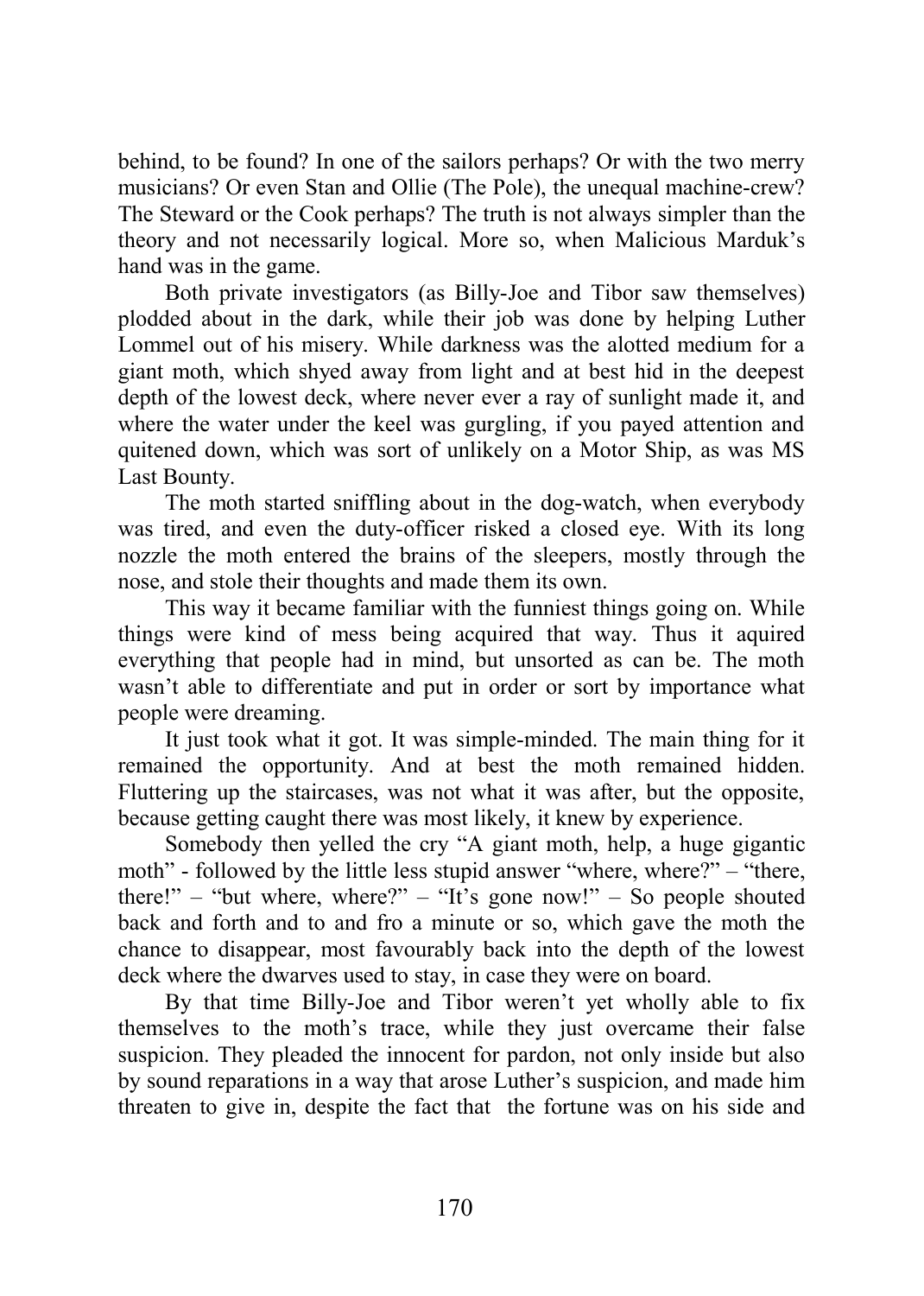behind, to be found? In one of the sailors perhaps? Or with the two merry musicians? Or even Stan and Ollie (The Pole), the unequal machine-crew? The Steward or the Cook perhaps? The truth is not always simpler than the theory and not necessarily logical. More so, when Malicious Marduk's hand was in the game.

Both private investigators (as Billy-Joe and Tibor saw themselves) plodded about in the dark, while their job was done by helping Luther Lommel out of his misery. While darkness was the alotted medium for a giant moth, which shyed away from light and at best hid in the deepest depth of the lowest deck, where never ever a ray of sunlight made it, and where the water under the keel was gurgling, if you payed attention and quitened down, which was sort of unlikely on a Motor Ship, as was MS Last Bounty.

The moth started sniffling about in the dog-watch, when everybody was tired, and even the duty-officer risked a closed eye. With its long nozzle the moth entered the brains of the sleepers, mostly through the nose, and stole their thoughts and made them its own.

This way it became familiar with the funniest things going on. While things were kind of mess being acquired that way. Thus it aquired everything that people had in mind, but unsorted as can be. The moth wasn't able to differentiate and put in order or sort by importance what people were dreaming.

It just took what it got. It was simple-minded. The main thing for it remained the opportunity. And at best the moth remained hidden. Fluttering up the staircases, was not what it was after, but the opposite, because getting caught there was most likely, it knew by experience.

Somebody then yelled the cry "A giant moth, help, a huge gigantic moth" - followed by the little less stupid answer "where, where?" – "there, there!" – "but where, where?" – "It's gone now!" – So people shouted back and forth and to and fro a minute or so, which gave the moth the chance to disappear, most favourably back into the depth of the lowest deck where the dwarves used to stay, in case they were on board.

By that time Billy-Joe and Tibor weren't yet wholly able to fix themselves to the moth's trace, while they just overcame their false suspicion. They pleaded the innocent for pardon, not only inside but also by sound reparations in a way that arose Luther's suspicion, and made him threaten to give in, despite the fact that the fortune was on his side and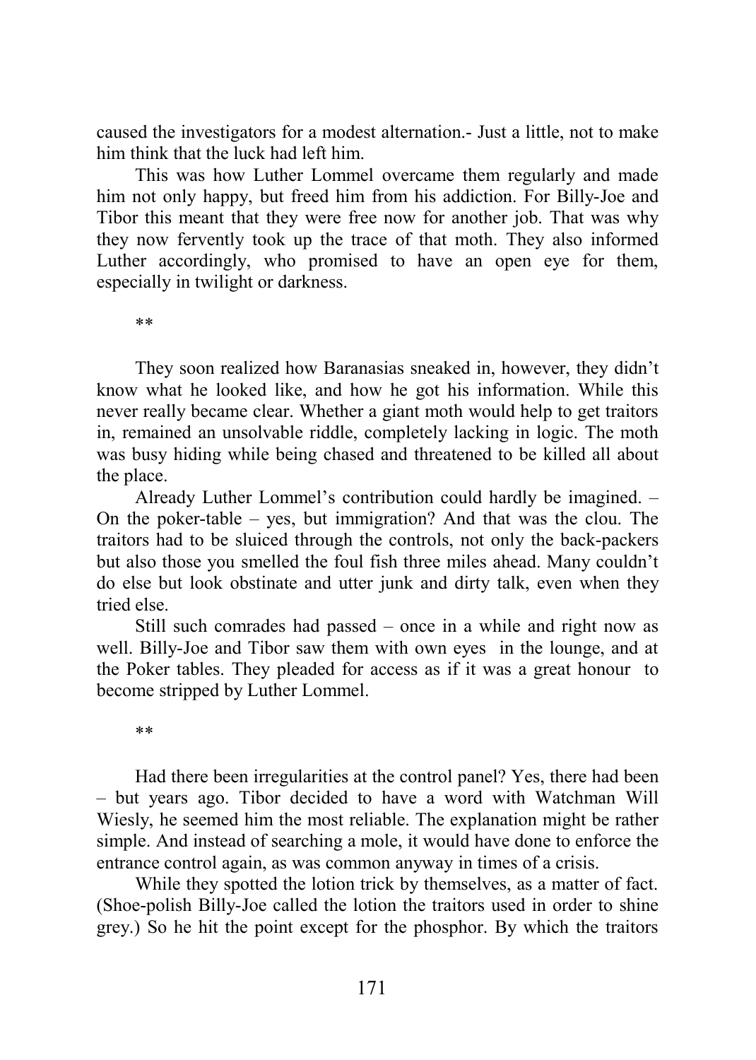caused the investigators for a modest alternation.- Just a little, not to make him think that the luck had left him.

This was how Luther Lommel overcame them regularly and made him not only happy, but freed him from his addiction. For Billy-Joe and Tibor this meant that they were free now for another job. That was why they now fervently took up the trace of that moth. They also informed Luther accordingly, who promised to have an open eye for them, especially in twilight or darkness.

**

They soon realized how Baranasias sneaked in, however, they didn't know what he looked like, and how he got his information. While this never really became clear. Whether a giant moth would help to get traitors in, remained an unsolvable riddle, completely lacking in logic. The moth was busy hiding while being chased and threatened to be killed all about the place.

Already Luther Lommel's contribution could hardly be imagined. – On the poker-table – yes, but immigration? And that was the clou. The traitors had to be sluiced through the controls, not only the back-packers but also those you smelled the foul fish three miles ahead. Many couldn't do else but look obstinate and utter junk and dirty talk, even when they tried else.

Still such comrades had passed – once in a while and right now as well. Billy-Joe and Tibor saw them with own eyes in the lounge, and at the Poker tables. They pleaded for access as if it was a great honour to become stripped by Luther Lommel.

**

Had there been irregularities at the control panel? Yes, there had been – but years ago. Tibor decided to have a word with Watchman Will Wiesly, he seemed him the most reliable. The explanation might be rather simple. And instead of searching a mole, it would have done to enforce the entrance control again, as was common anyway in times of a crisis.

While they spotted the lotion trick by themselves, as a matter of fact. (Shoe-polish Billy-Joe called the lotion the traitors used in order to shine grey.) So he hit the point except for the phosphor. By which the traitors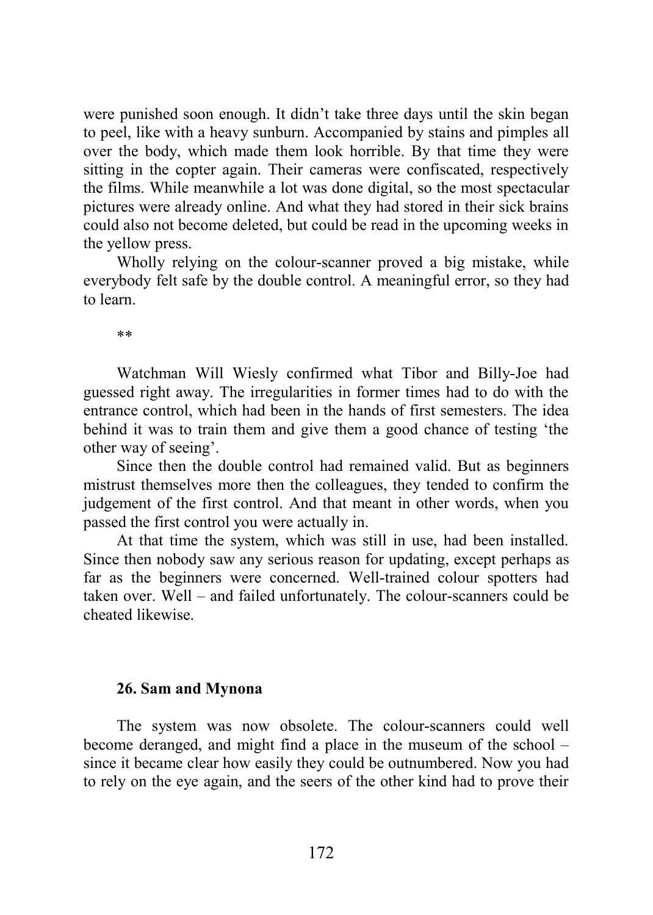were punished soon enough. It didn't take three days until the skin began to peel, like with a heavy sunburn. Accompanied by stains and pimples all over the body, which made them look horrible. By that time they were sitting in the copter again. Their cameras were confiscated, respectively the films. While meanwhile a lot was done digital, so the most spectacular pictures were already online. And what they had stored in their sick brains could also not become deleted, but could be read in the upcoming weeks in the yellow press.

Wholly relying on the colour-scanner proved a big mistake, while everybody felt safe by the double control. A meaningful error, so they had to learn.

**

Watchman Will Wiesly confirmed what Tibor and Billy-Joe had guessed right away. The irregularities in former times had to do with the entrance control, which had been in the hands of first semesters. The idea behind it was to train them and give them a good chance of testing 'the other way of seeing'.

Since then the double control had remained valid. But as beginners mistrust themselves more then the colleagues, they tended to confirm the judgement of the first control. And that meant in other words, when you passed the first control you were actually in.

At that time the system, which was still in use, had been installed. Since then nobody saw any serious reason for updating, except perhaps as far as the beginners were concerned. Well-trained colour spotters had taken over. Well – and failed unfortunately. The colour-scanners could be cheated likewise.

### 26. Sam and Mynona

The system was now obsolete. The colour-scanners could well become deranged, and might find a place in the museum of the school – since it became clear how easily they could be outnumbered. Now you had to rely on the eye again, and the seers of the other kind had to prove their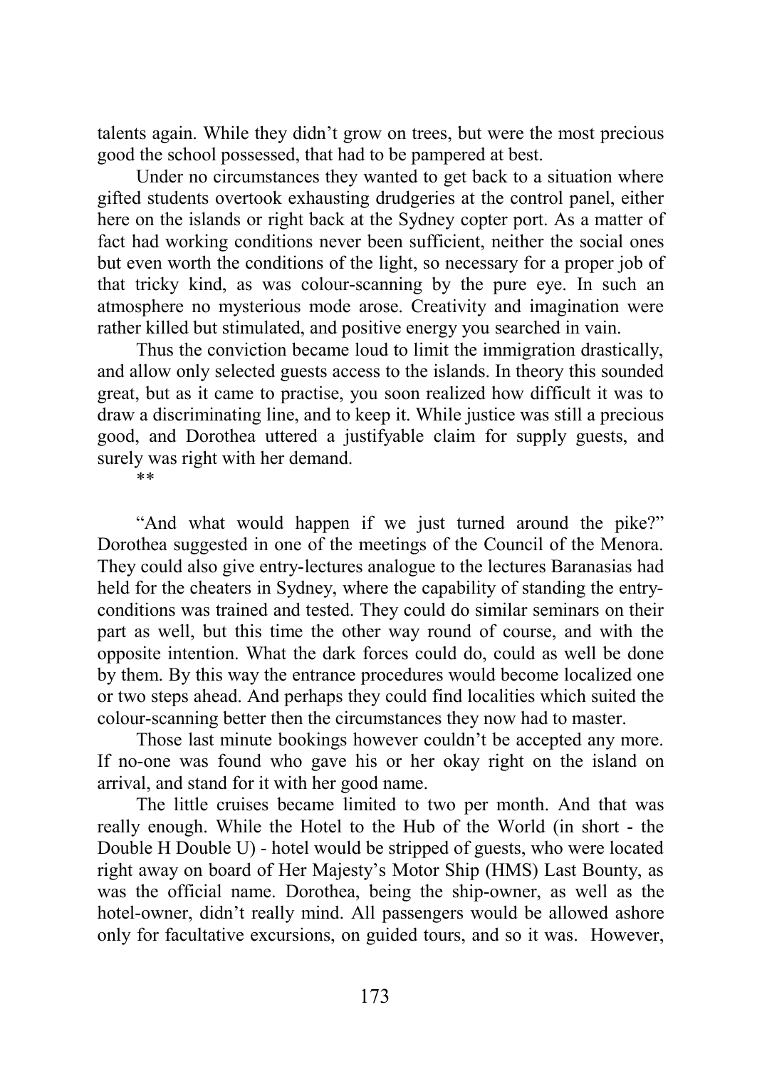talents again. While they didn't grow on trees, but were the most precious good the school possessed, that had to be pampered at best.

Under no circumstances they wanted to get back to a situation where gifted students overtook exhausting drudgeries at the control panel, either here on the islands or right back at the Sydney copter port. As a matter of fact had working conditions never been sufficient, neither the social ones but even worth the conditions of the light, so necessary for a proper job of that tricky kind, as was colour-scanning by the pure eye. In such an atmosphere no mysterious mode arose. Creativity and imagination were rather killed but stimulated, and positive energy you searched in vain.

Thus the conviction became loud to limit the immigration drastically, and allow only selected guests access to the islands. In theory this sounded great, but as it came to practise, you soon realized how difficult it was to draw a discriminating line, and to keep it. While justice was still a precious good, and Dorothea uttered a justifyable claim for supply guests, and surely was right with her demand.

**

"And what would happen if we just turned around the pike?" Dorothea suggested in one of the meetings of the Council of the Menora. They could also give entry-lectures analogue to the lectures Baranasias had held for the cheaters in Sydney, where the capability of standing the entry-conditions was trained and tested. They could do similar seminars on their part as well, but this time the other way round of course, and with the opposite intention. What the dark forces could do, could as well be done by them. By this way the entrance procedures would become localized one or two steps ahead. And perhaps they could find localities which suited the colour-scanning better then the circumstances they now had to master.

Those last minute bookings however couldn't be accepted any more. If no-one was found who gave his or her okay right on the island on arrival, and stand for it with her good name.

The little cruises became limited to two per month. And that was really enough. While the Hotel to the Hub of the World (in short - the Double H Double U) - hotel would be stripped of guests, who were located right away on board of Her Majesty's Motor Ship (HMS) Last Bounty, as was the official name. Dorothea, being the ship-owner, as well as the hotel-owner, didn't really mind. All passengers would be allowed ashore only for facultative excursions, on guided tours, and so it was. However,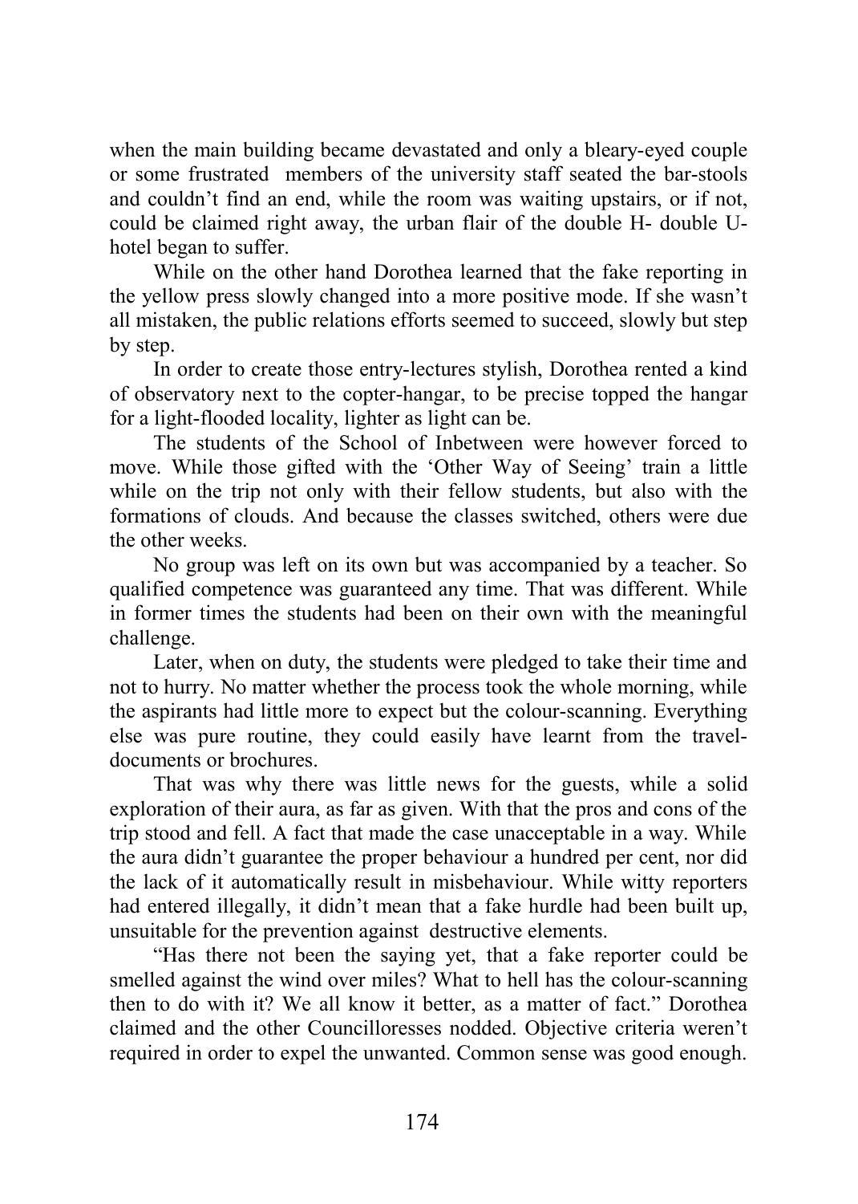when the main building became devastated and only a bleary-eyed couple or some frustrated members of the university staff seated the bar-stools and couldn't find an end, while the room was waiting upstairs, or if not, could be claimed right away, the urban flair of the double H- double U-hotel began to suffer.

While on the other hand Dorothea learned that the fake reporting in the yellow press slowly changed into a more positive mode. If she wasn't all mistaken, the public relations efforts seemed to succeed, slowly but step by step.

In order to create those entry-lectures stylish, Dorothea rented a kind of observatory next to the copter-hangar, to be precise topped the hangar for a light-flooded locality, lighter as light can be.

The students of the School of Inbetween were however forced to move. While those gifted with the 'Other Way of Seeing' train a little while on the trip not only with their fellow students, but also with the formations of clouds. And because the classes switched, others were due the other weeks.

No group was left on its own but was accompanied by a teacher. So qualified competence was guaranteed any time. That was different. While in former times the students had been on their own with the meaningful challenge.

Later, when on duty, the students were pledged to take their time and not to hurry. No matter whether the process took the whole morning, while the aspirants had little more to expect but the colour-scanning. Everything else was pure routine, they could easily have learnt from the travel-documents or brochures.

That was why there was little news for the guests, while a solid exploration of their aura, as far as given. With that the pros and cons of the trip stood and fell. A fact that made the case unacceptable in a way. While the aura didn't guarantee the proper behaviour a hundred per cent, nor did the lack of it automatically result in misbehaviour. While witty reporters had entered illegally, it didn't mean that a fake hurdle had been built up, unsuitable for the prevention against destructive elements.

"Has there not been the saying yet, that a fake reporter could be smelled against the wind over miles? What to hell has the colour-scanning then to do with it? We all know it better, as a matter of fact." Dorothea claimed and the other Councilloresses nodded. Objective criteria weren't required in order to expel the unwanted. Common sense was good enough.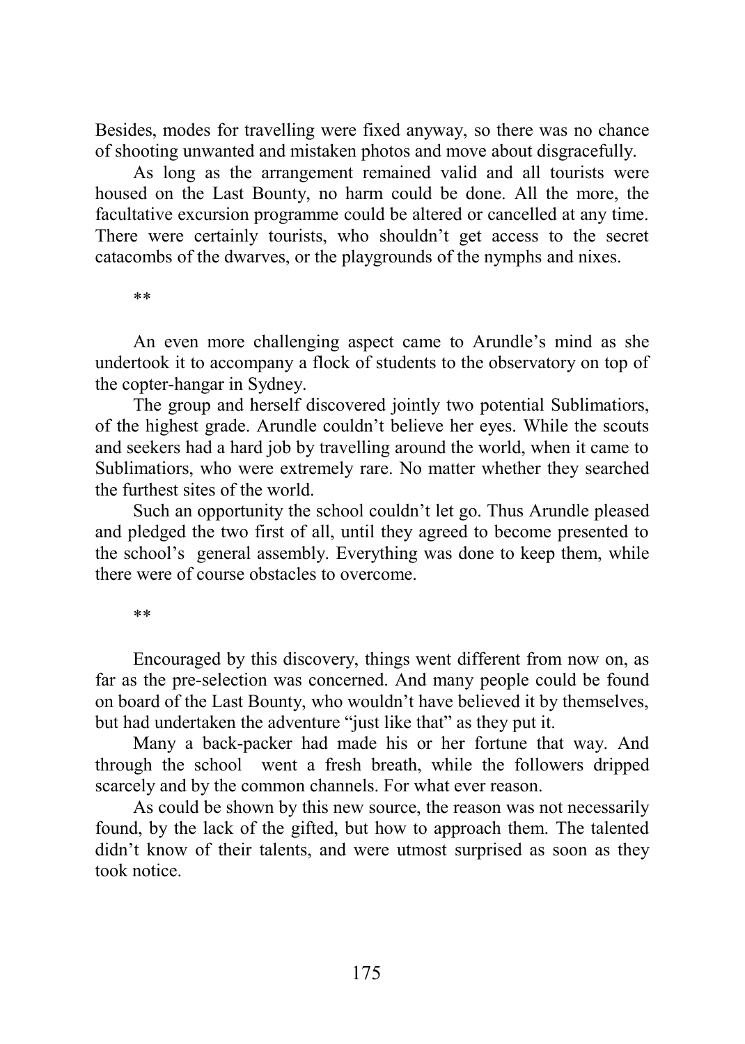Besides, modes for travelling were fixed anyway, so there was no chance of shooting unwanted and mistaken photos and move about disgracefully.

As long as the arrangement remained valid and all tourists were housed on the Last Bounty, no harm could be done. All the more, the facultative excursion programme could be altered or cancelled at any time. There were certainly tourists, who shouldn't get access to the secret catacombs of the dwarves, or the playgrounds of the nymphs and nixes.

**

An even more challenging aspect came to Arundle's mind as she undertook it to accompany a flock of students to the observatory on top of the copter-hangar in Sydney.

The group and herself discovered jointly two potential Sublimatiors, of the highest grade. Arundle couldn't believe her eyes. While the scouts and seekers had a hard job by travelling around the world, when it came to Sublimatiors, who were extremely rare. No matter whether they searched the furthest sites of the world.

Such an opportunity the school couldn't let go. Thus Arundle pleased and pledged the two first of all, until they agreed to become presented to the school's general assembly. Everything was done to keep them, while there were of course obstacles to overcome.

**

Encouraged by this discovery, things went different from now on, as far as the pre-selection was concerned. And many people could be found on board of the Last Bounty, who wouldn't have believed it by themselves, but had undertaken the adventure "just like that" as they put it.

Many a back-packer had made his or her fortune that way. And through the school went a fresh breath, while the followers dripped scarcely and by the common channels. For what ever reason.

As could be shown by this new source, the reason was not necessarily found, by the lack of the gifted, but how to approach them. The talented didn't know of their talents, and were utmost surprised as soon as they took notice.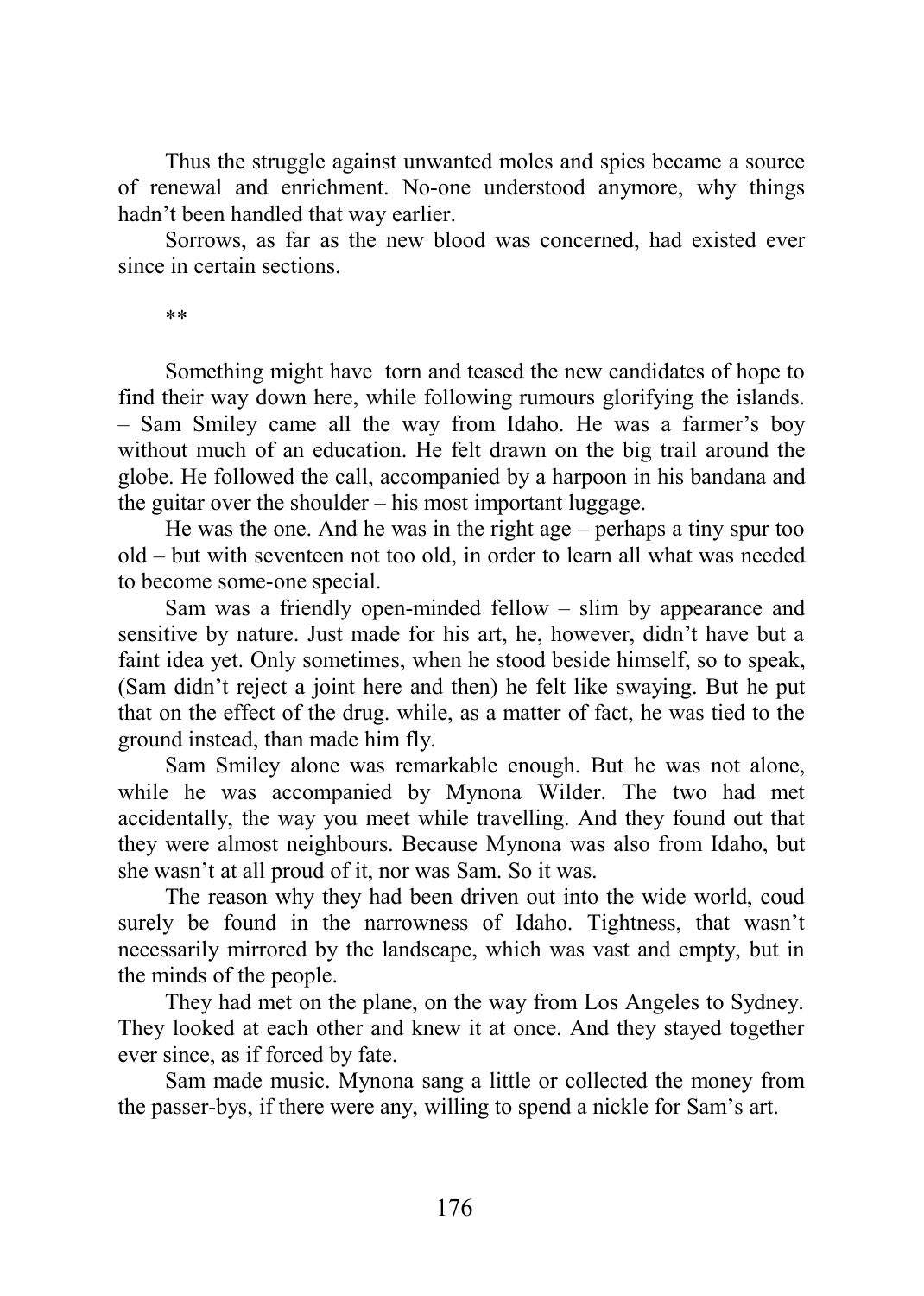Thus the struggle against unwanted moles and spies became a source of renewal and enrichment. No-one understood anymore, why things hadn't been handled that way earlier.

Sorrows, as far as the new blood was concerned, had existed ever since in certain sections.

**

Something might have torn and teased the new candidates of hope to find their way down here, while following rumours glorifying the islands. – Sam Smiley came all the way from Idaho. He was a farmer's boy without much of an education. He felt drawn on the big trail around the globe. He followed the call, accompanied by a harpoon in his bandana and the guitar over the shoulder – his most important luggage.

He was the one. And he was in the right age – perhaps a tiny spur too old – but with seventeen not too old, in order to learn all what was needed to become some-one special.

Sam was a friendly open-minded fellow – slim by appearance and sensitive by nature. Just made for his art, he, however, didn't have but a faint idea yet. Only sometimes, when he stood beside himself, so to speak, (Sam didn't reject a joint here and then) he felt like swaying. But he put that on the effect of the drug. while, as a matter of fact, he was tied to the ground instead, than made him fly.

Sam Smiley alone was remarkable enough. But he was not alone, while he was accompanied by Mynona Wilder. The two had met accidentally, the way you meet while travelling. And they found out that they were almost neighbours. Because Mynona was also from Idaho, but she wasn't at all proud of it, nor was Sam. So it was.

The reason why they had been driven out into the wide world, coud surely be found in the narrowness of Idaho. Tightness, that wasn't necessarily mirrored by the landscape, which was vast and empty, but in the minds of the people.

They had met on the plane, on the way from Los Angeles to Sydney. They looked at each other and knew it at once. And they stayed together ever since, as if forced by fate.

Sam made music. Mynona sang a little or collected the money from the passer-bys, if there were any, willing to spend a nickle for Sam's art.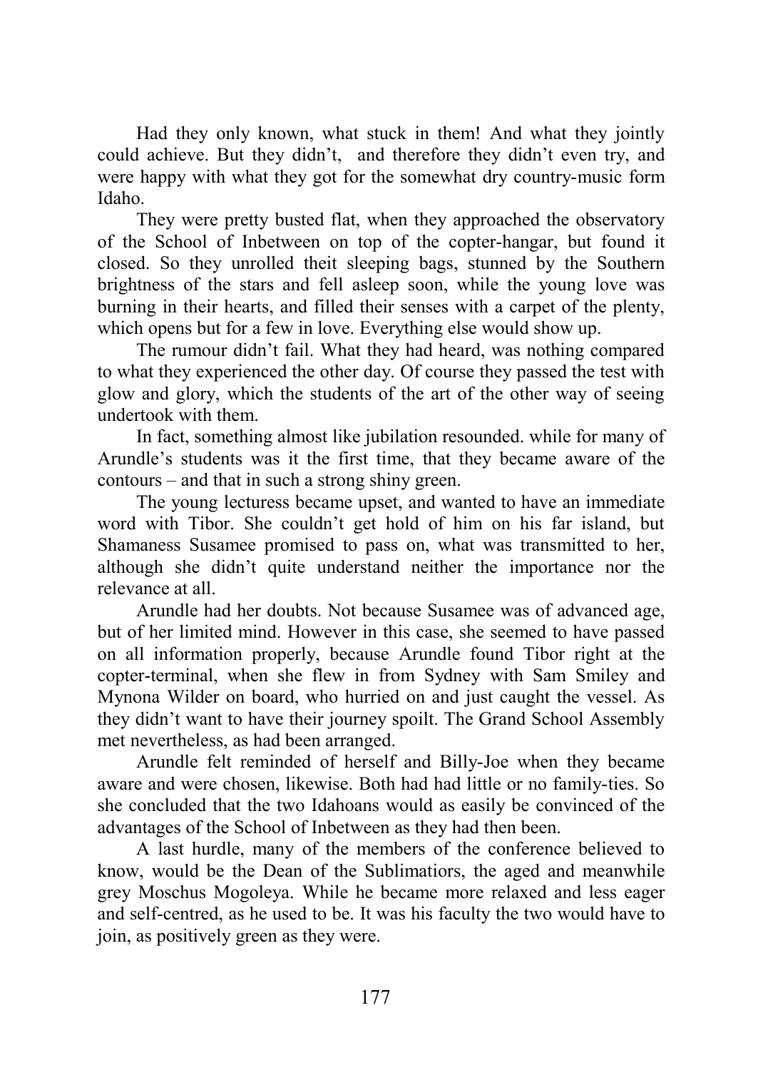Had they only known, what stuck in them! And what they jointly could achieve. But they didn't, and therefore they didn't even try, and were happy with what they got for the somewhat dry country-music form Idaho.

They were pretty busted flat, when they approached the observatory of the School of Inbetween on top of the copter-hangar, but found it closed. So they unrolled theit sleeping bags, stunned by the Southern brightness of the stars and fell asleep soon, while the young love was burning in their hearts, and filled their senses with a carpet of the plenty, which opens but for a few in love. Everything else would show up.

The rumour didn't fail. What they had heard, was nothing compared to what they experienced the other day. Of course they passed the test with glow and glory, which the students of the art of the other way of seeing undertook with them.

In fact, something almost like jubilation resounded. while for many of Arundle's students was it the first time, that they became aware of the contours – and that in such a strong shiny green.

The young lecturess became upset, and wanted to have an immediate word with Tibor. She couldn't get hold of him on his far island, but Shamaness Susamee promised to pass on, what was transmitted to her, although she didn't quite understand neither the importance nor the relevance at all.

Arundle had her doubts. Not because Susamee was of advanced age, but of her limited mind. However in this case, she seemed to have passed on all information properly, because Arundle found Tibor right at the copter-terminal, when she flew in from Sydney with Sam Smiley and Mynona Wilder on board, who hurried on and just caught the vessel. As they didn't want to have their journey spoilt. The Grand School Assembly met nevertheless, as had been arranged.

Arundle felt reminded of herself and Billy-Joe when they became aware and were chosen, likewise. Both had had little or no family-ties. So she concluded that the two Idahoans would as easily be convinced of the advantages of the School of Inbetween as they had then been.

A last hurdle, many of the members of the conference believed to know, would be the Dean of the Sublimatiors, the aged and meanwhile grey Moschus Mogoleya. While he became more relaxed and less eager and self-centred, as he used to be. It was his faculty the two would have to join, as positively green as they were.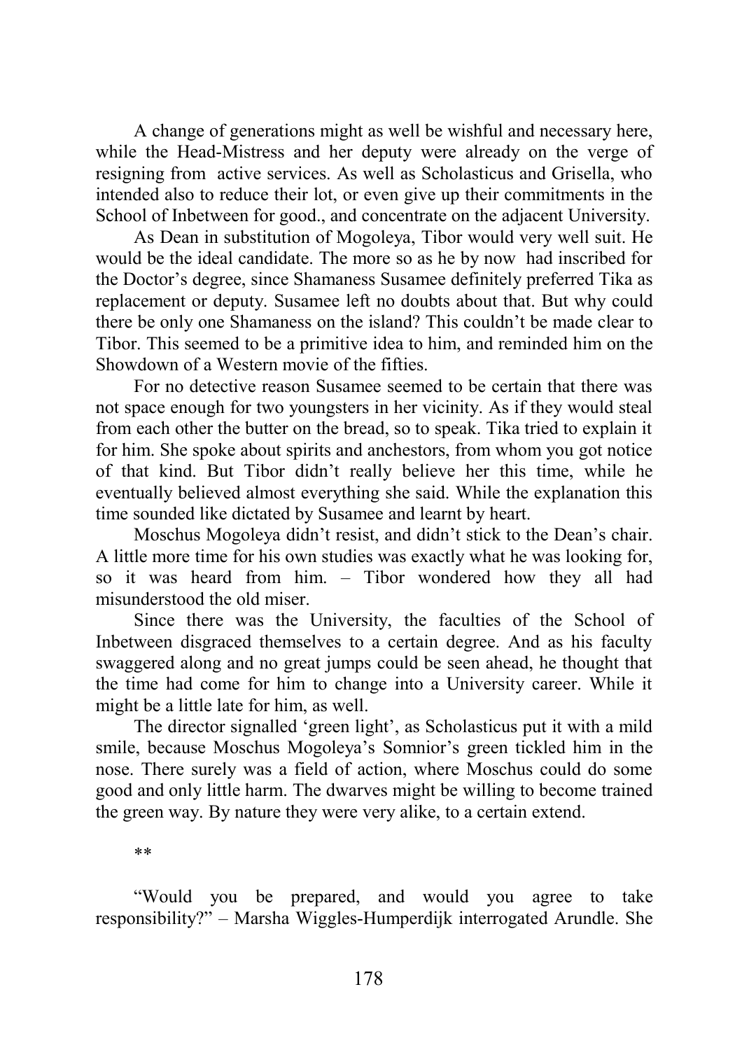A change of generations might as well be wishful and necessary here, while the Head-Mistress and her deputy were already on the verge of resigning from active services. As well as Scholasticus and Grisella, who intended also to reduce their lot, or even give up their commitments in the School of Inbetween for good., and concentrate on the adjacent University.

As Dean in substitution of Mogoleya, Tibor would very well suit. He would be the ideal candidate. The more so as he by now had inscribed for the Doctor's degree, since Shamaness Susamee definitely preferred Tika as replacement or deputy. Susamee left no doubts about that. But why could there be only one Shamaness on the island? This couldn't be made clear to Tibor. This seemed to be a primitive idea to him, and reminded him on the Showdown of a Western movie of the fifties.

For no detective reason Susamee seemed to be certain that there was not space enough for two youngsters in her vicinity. As if they would steal from each other the butter on the bread, so to speak. Tika tried to explain it for him. She spoke about spirits and anchestors, from whom you got notice of that kind. But Tibor didn't really believe her this time, while he eventually believed almost everything she said. While the explanation this time sounded like dictated by Susamee and learnt by heart.

Moschus Mogoleya didn't resist, and didn't stick to the Dean's chair. A little more time for his own studies was exactly what he was looking for, so it was heard from him. – Tibor wondered how they all had misunderstood the old miser.

Since there was the University, the faculties of the School of Inbetween disgraced themselves to a certain degree. And as his faculty swaggered along and no great jumps could be seen ahead, he thought that the time had come for him to change into a University career. While it might be a little late for him, as well.

The director signalled 'green light', as Scholasticus put it with a mild smile, because Moschus Mogoleya's Somnior's green tickled him in the nose. There surely was a field of action, where Moschus could do some good and only little harm. The dwarves might be willing to become trained the green way. By nature they were very alike, to a certain extend.

**

"Would you be prepared, and would you agree to take responsibility?" – Marsha Wiggles-Humperdijk interrogated Arundle. She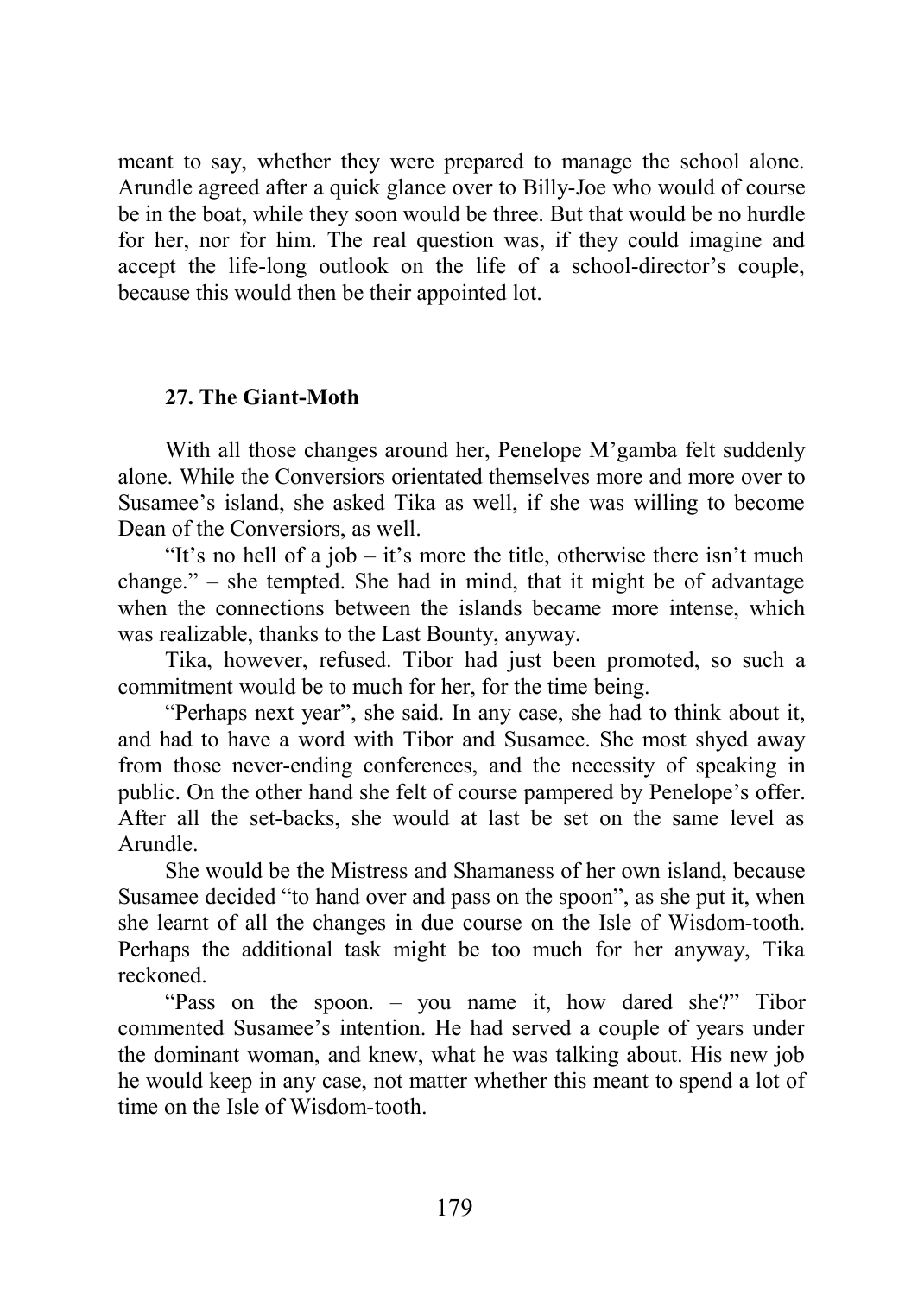meant to say, whether they were prepared to manage the school alone. Arundle agreed after a quick glance over to Billy-Joe who would of course be in the boat, while they soon would be three. But that would be no hurdle for her, nor for him. The real question was, if they could imagine and accept the life-long outlook on the life of a school-director's couple, because this would then be their appointed lot.

### 27. The Giant-Moth

With all those changes around her, Penelope M'gamba felt suddenly alone. While the Conversiors orientated themselves more and more over to Susamee's island, she asked Tika as well, if she was willing to become Dean of the Conversiors, as well.

"It's no hell of a job – it's more the title, otherwise there isn't much change." – she tempted. She had in mind, that it might be of advantage when the connections between the islands became more intense, which was realizable, thanks to the Last Bounty, anyway.

Tika, however, refused. Tibor had just been promoted, so such a commitment would be to much for her, for the time being.

"Perhaps next year", she said. In any case, she had to think about it, and had to have a word with Tibor and Susamee. She most shyed away from those never-ending conferences, and the necessity of speaking in public. On the other hand she felt of course pampered by Penelope's offer. After all the set-backs, she would at last be set on the same level as Arundle.

She would be the Mistress and Shamaness of her own island, because Susamee decided "to hand over and pass on the spoon", as she put it, when she learnt of all the changes in due course on the Isle of Wisdom-tooth. Perhaps the additional task might be too much for her anyway, Tika reckoned.

"Pass on the spoon. – you name it, how dared she?" Tibor commented Susamee's intention. He had served a couple of years under the dominant woman, and knew, what he was talking about. His new job he would keep in any case, not matter whether this meant to spend a lot of time on the Isle of Wisdom-tooth.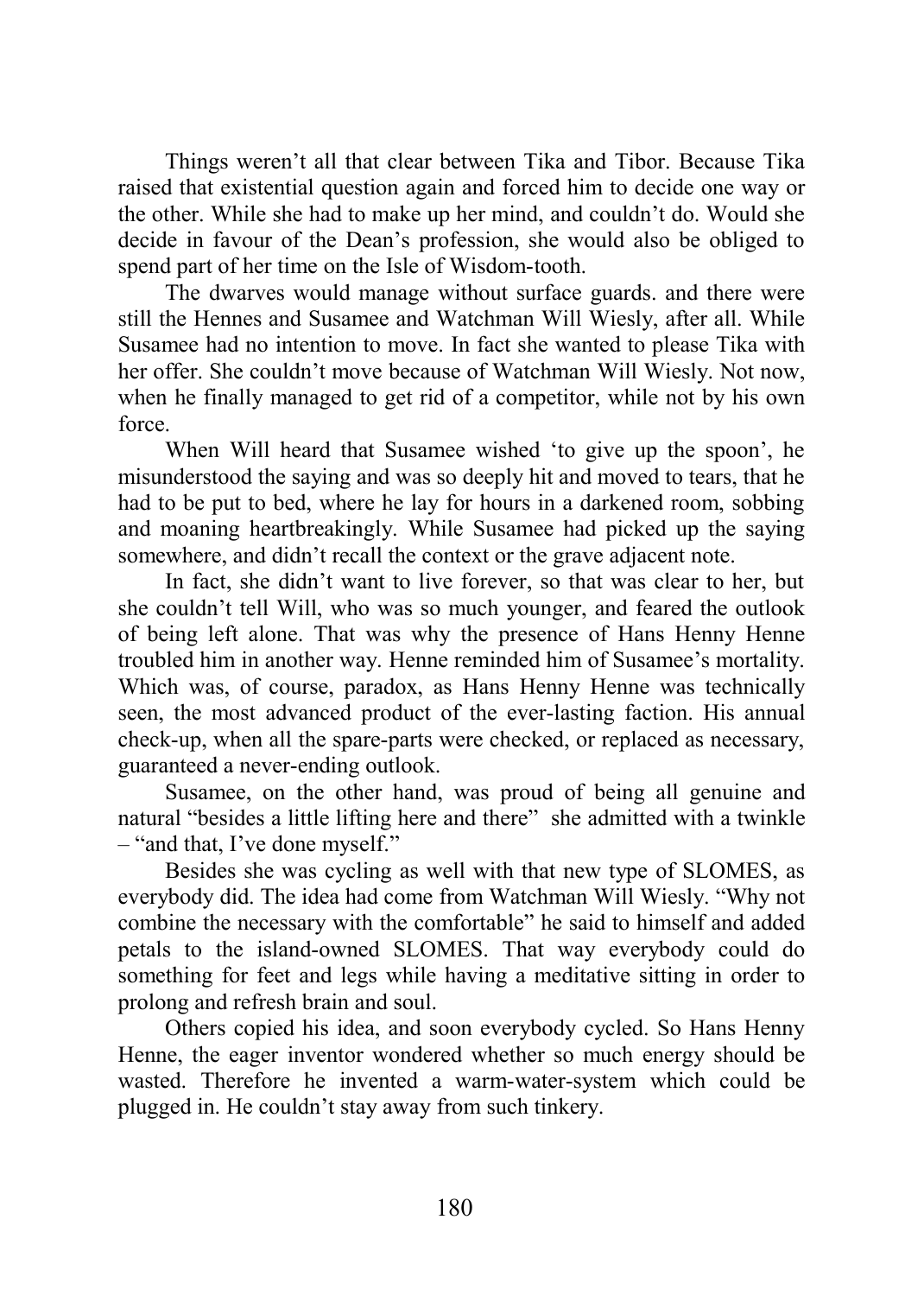Things weren't all that clear between Tika and Tibor. Because Tika raised that existential question again and forced him to decide one way or the other. While she had to make up her mind, and couldn't do. Would she decide in favour of the Dean's profession, she would also be obliged to spend part of her time on the Isle of Wisdom-tooth.

The dwarves would manage without surface guards. and there were still the Hennes and Susamee and Watchman Will Wiesly, after all. While Susamee had no intention to move. In fact she wanted to please Tika with her offer. She couldn't move because of Watchman Will Wiesly. Not now, when he finally managed to get rid of a competitor, while not by his own force.

When Will heard that Susamee wished 'to give up the spoon', he misunderstood the saying and was so deeply hit and moved to tears, that he had to be put to bed, where he lay for hours in a darkened room, sobbing and moaning heartbreakingly. While Susamee had picked up the saying somewhere, and didn't recall the context or the grave adjacent note.

In fact, she didn't want to live forever, so that was clear to her, but she couldn't tell Will, who was so much younger, and feared the outlook of being left alone. That was why the presence of Hans Henny Henne troubled him in another way. Henne reminded him of Susamee's mortality. Which was, of course, paradox, as Hans Henny Henne was technically seen, the most advanced product of the ever-lasting faction. His annual check-up, when all the spare-parts were checked, or replaced as necessary, guaranteed a never-ending outlook.

Susamee, on the other hand, was proud of being all genuine and natural "besides a little lifting here and there" she admitted with a twinkle – "and that, I've done myself."

Besides she was cycling as well with that new type of SLOMES, as everybody did. The idea had come from Watchman Will Wiesly. "Why not combine the necessary with the comfortable" he said to himself and added petals to the island-owned SLOMES. That way everybody could do something for feet and legs while having a meditative sitting in order to prolong and refresh brain and soul.

Others copied his idea, and soon everybody cycled. So Hans Henny Henne, the eager inventor wondered whether so much energy should be wasted. Therefore he invented a warm-water-system which could be plugged in. He couldn't stay away from such tinkery.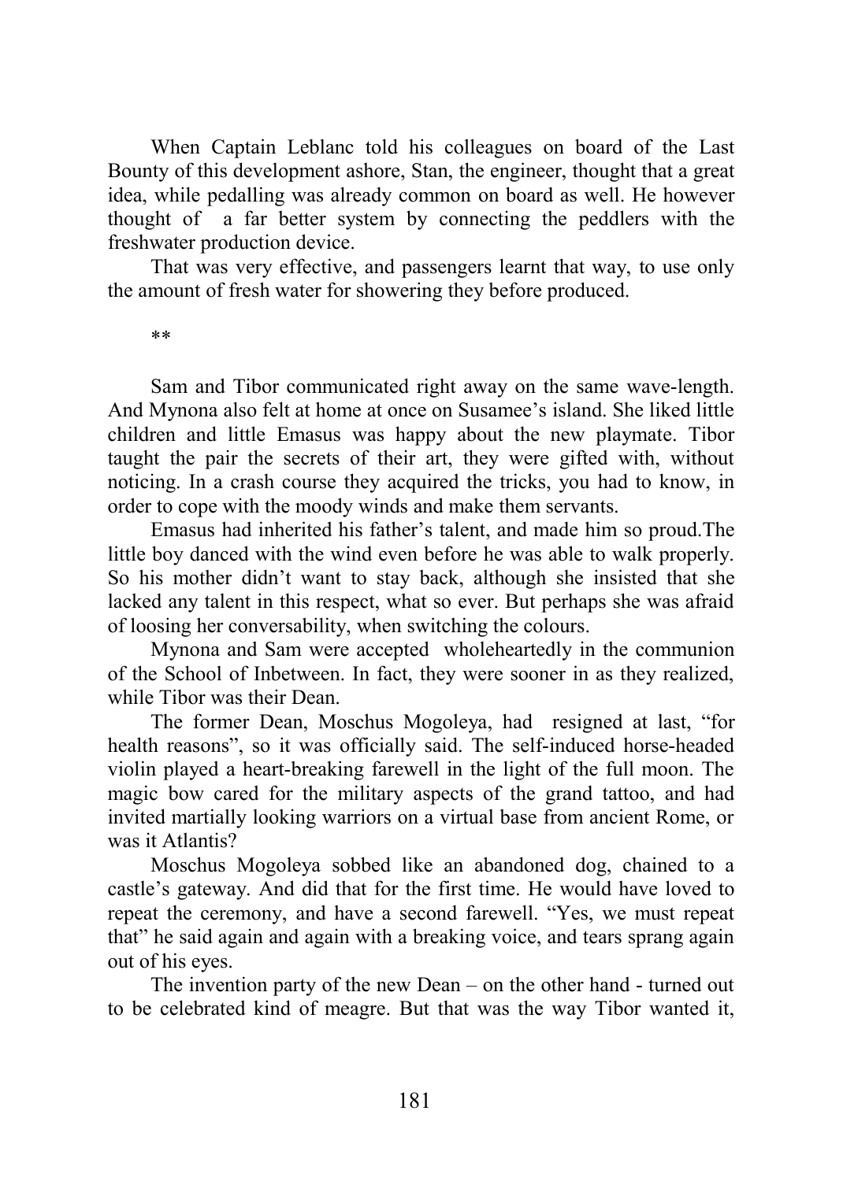When Captain Leblanc told his colleagues on board of the Last Bounty of this development ashore, Stan, the engineer, thought that a great idea, while pedalling was already common on board as well. He however thought of a far better system by connecting the peddlers with the freshwater production device.

That was very effective, and passengers learnt that way, to use only the amount of fresh water for showering they before produced.

**

Sam and Tibor communicated right away on the same wave-length. And Mynona also felt at home at once on Susamee's island. She liked little children and little Emasus was happy about the new playmate. Tibor taught the pair the secrets of their art, they were gifted with, without noticing. In a crash course they acquired the tricks, you had to know, in order to cope with the moody winds and make them servants.

Emasus had inherited his father's talent, and made him so proud.The little boy danced with the wind even before he was able to walk properly. So his mother didn't want to stay back, although she insisted that she lacked any talent in this respect, what so ever. But perhaps she was afraid of loosing her conversability, when switching the colours.

Mynona and Sam were accepted wholeheartedly in the communion of the School of Inbetween. In fact, they were sooner in as they realized, while Tibor was their Dean.

The former Dean, Moschus Mogoleya, had resigned at last, "for health reasons", so it was officially said. The self-induced horse-headed violin played a heart-breaking farewell in the light of the full moon. The magic bow cared for the military aspects of the grand tattoo, and had invited martially looking warriors on a virtual base from ancient Rome, or was it Atlantis?

Moschus Mogoleya sobbed like an abandoned dog, chained to a castle's gateway. And did that for the first time. He would have loved to repeat the ceremony, and have a second farewell. "Yes, we must repeat that" he said again and again with a breaking voice, and tears sprang again out of his eyes.

The invention party of the new Dean – on the other hand - turned out to be celebrated kind of meagre. But that was the way Tibor wanted it,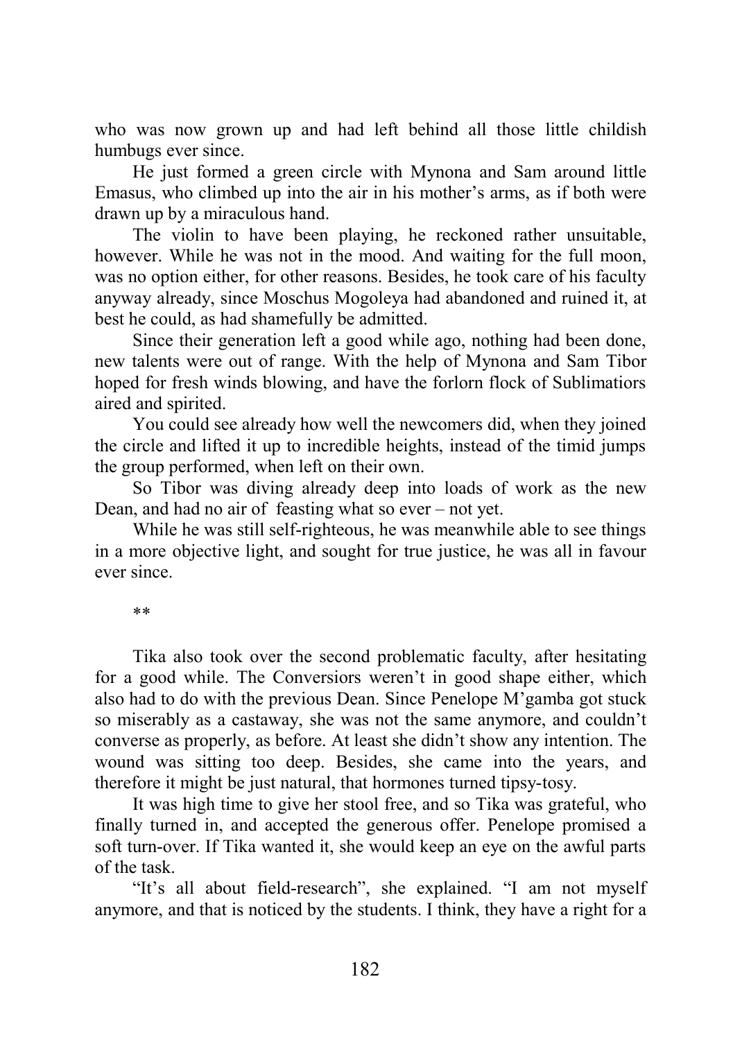who was now grown up and had left behind all those little childish humbugs ever since.

He just formed a green circle with Mynona and Sam around little Emasus, who climbed up into the air in his mother's arms, as if both were drawn up by a miraculous hand.

The violin to have been playing, he reckoned rather unsuitable, however. While he was not in the mood. And waiting for the full moon, was no option either, for other reasons. Besides, he took care of his faculty anyway already, since Moschus Mogoleya had abandoned and ruined it, at best he could, as had shamefully be admitted.

Since their generation left a good while ago, nothing had been done, new talents were out of range. With the help of Mynona and Sam Tibor hoped for fresh winds blowing, and have the forlorn flock of Sublimatiors aired and spirited.

You could see already how well the newcomers did, when they joined the circle and lifted it up to incredible heights, instead of the timid jumps the group performed, when left on their own.

So Tibor was diving already deep into loads of work as the new Dean, and had no air of feasting what so ever – not yet.

While he was still self-righteous, he was meanwhile able to see things in a more objective light, and sought for true justice, he was all in favour ever since.

**

Tika also took over the second problematic faculty, after hesitating for a good while. The Conversiors weren't in good shape either, which also had to do with the previous Dean. Since Penelope M'gamba got stuck so miserably as a castaway, she was not the same anymore, and couldn't converse as properly, as before. At least she didn't show any intention. The wound was sitting too deep. Besides, she came into the years, and therefore it might be just natural, that hormones turned tipsy-tosy.

It was high time to give her stool free, and so Tika was grateful, who finally turned in, and accepted the generous offer. Penelope promised a soft turn-over. If Tika wanted it, she would keep an eye on the awful parts of the task.

"It's all about field-research", she explained. "I am not myself anymore, and that is noticed by the students. I think, they have a right for a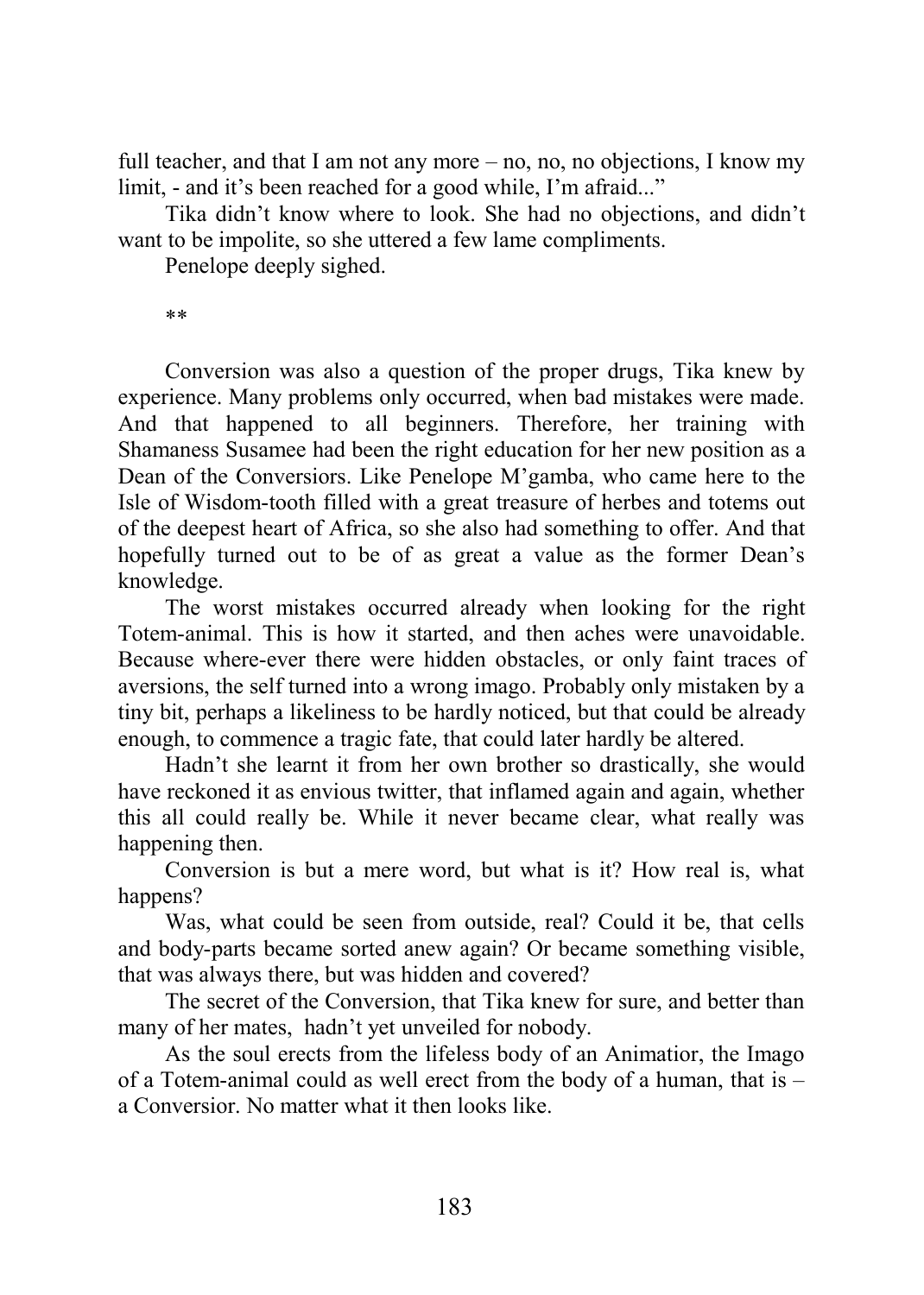full teacher, and that I am not any more – no, no, no objections, I know my limit, - and it's been reached for a good while, I'm afraid..."

Tika didn't know where to look. She had no objections, and didn't want to be impolite, so she uttered a few lame compliments.

Penelope deeply sighed.

**

Conversion was also a question of the proper drugs, Tika knew by experience. Many problems only occurred, when bad mistakes were made. And that happened to all beginners. Therefore, her training with Shamaness Susamee had been the right education for her new position as a Dean of the Conversiors. Like Penelope M'gamba, who came here to the Isle of Wisdom-tooth filled with a great treasure of herbes and totems out of the deepest heart of Africa, so she also had something to offer. And that hopefully turned out to be of as great a value as the former Dean's knowledge.

The worst mistakes occurred already when looking for the right Totem-animal. This is how it started, and then aches were unavoidable. Because where-ever there were hidden obstacles, or only faint traces of aversions, the self turned into a wrong imago. Probably only mistaken by a tiny bit, perhaps a likeliness to be hardly noticed, but that could be already enough, to commence a tragic fate, that could later hardly be altered.

Hadn't she learnt it from her own brother so drastically, she would have reckoned it as envious twitter, that inflamed again and again, whether this all could really be. While it never became clear, what really was happening then.

Conversion is but a mere word, but what is it? How real is, what happens?

Was, what could be seen from outside, real? Could it be, that cells and body-parts became sorted anew again? Or became something visible, that was always there, but was hidden and covered?

The secret of the Conversion, that Tika knew for sure, and better than many of her mates, hadn't yet unveiled for nobody.

As the soul erects from the lifeless body of an Animatior, the Imago of a Totem-animal could as well erect from the body of a human, that is – a Conversior. No matter what it then looks like.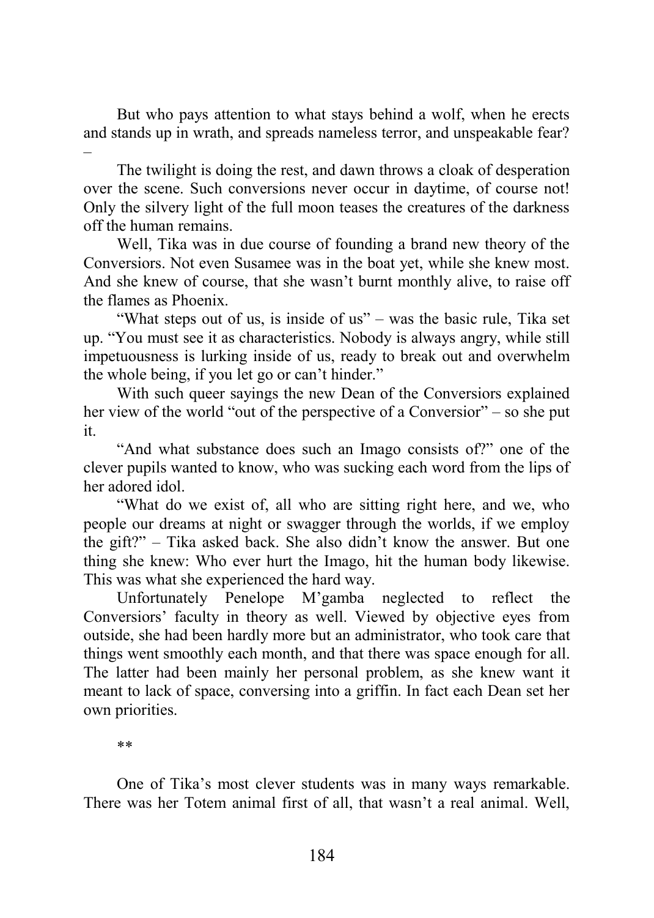But who pays attention to what stays behind a wolf, when he erects and stands up in wrath, and spreads nameless terror, and unspeakable fear? –

The twilight is doing the rest, and dawn throws a cloak of desperation over the scene. Such conversions never occur in daytime, of course not! Only the silvery light of the full moon teases the creatures of the darkness off the human remains.

Well, Tika was in due course of founding a brand new theory of the Conversiors. Not even Susamee was in the boat yet, while she knew most. And she knew of course, that she wasn't burnt monthly alive, to raise off the flames as Phoenix.

"What steps out of us, is inside of us" – was the basic rule, Tika set up. "You must see it as characteristics. Nobody is always angry, while still impetuousness is lurking inside of us, ready to break out and overwhelm the whole being, if you let go or can't hinder."

With such queer sayings the new Dean of the Conversiors explained her view of the world "out of the perspective of a Conversior" – so she put it.

"And what substance does such an Imago consists of?" one of the clever pupils wanted to know, who was sucking each word from the lips of her adored idol.

"What do we exist of, all who are sitting right here, and we, who people our dreams at night or swagger through the worlds, if we employ the gift?" – Tika asked back. She also didn't know the answer. But one thing she knew: Who ever hurt the Imago, hit the human body likewise. This was what she experienced the hard way.

Unfortunately Penelope M'gamba neglected to reflect the Conversiors' faculty in theory as well. Viewed by objective eyes from outside, she had been hardly more but an administrator, who took care that things went smoothly each month, and that there was space enough for all. The latter had been mainly her personal problem, as she knew want it meant to lack of space, conversing into a griffin. In fact each Dean set her own priorities.

\*\*

One of Tika's most clever students was in many ways remarkable. There was her Totem animal first of all, that wasn't a real animal. Well,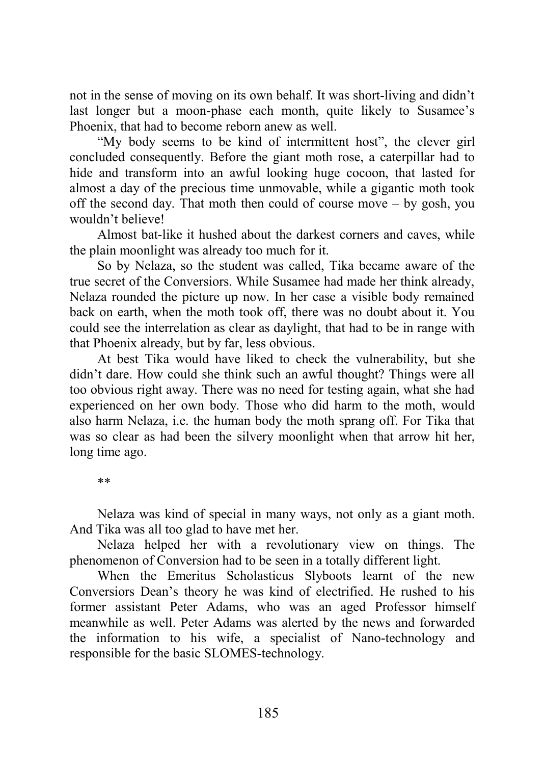not in the sense of moving on its own behalf. It was short-living and didn't last longer but a moon-phase each month, quite likely to Susamee's Phoenix, that had to become reborn anew as well.

"My body seems to be kind of intermittent host", the clever girl concluded consequently. Before the giant moth rose, a caterpillar had to hide and transform into an awful looking huge cocoon, that lasted for almost a day of the precious time unmovable, while a gigantic moth took off the second day. That moth then could of course move – by gosh, you wouldn't believe!

Almost bat-like it hushed about the darkest corners and caves, while the plain moonlight was already too much for it.

So by Nelaza, so the student was called, Tika became aware of the true secret of the Conversiors. While Susamee had made her think already, Nelaza rounded the picture up now. In her case a visible body remained back on earth, when the moth took off, there was no doubt about it. You could see the interrelation as clear as daylight, that had to be in range with that Phoenix already, but by far, less obvious.

At best Tika would have liked to check the vulnerability, but she didn't dare. How could she think such an awful thought? Things were all too obvious right away. There was no need for testing again, what she had experienced on her own body. Those who did harm to the moth, would also harm Nelaza, i.e. the human body the moth sprang off. For Tika that was so clear as had been the silvery moonlight when that arrow hit her, long time ago.

**

Nelaza was kind of special in many ways, not only as a giant moth. And Tika was all too glad to have met her.

Nelaza helped her with a revolutionary view on things. The phenomenon of Conversion had to be seen in a totally different light.

When the Emeritus Scholasticus Slyboots learnt of the new Conversiors Dean's theory he was kind of electrified. He rushed to his former assistant Peter Adams, who was an aged Professor himself meanwhile as well. Peter Adams was alerted by the news and forwarded the information to his wife, a specialist of Nano-technology and responsible for the basic SLOMES-technology.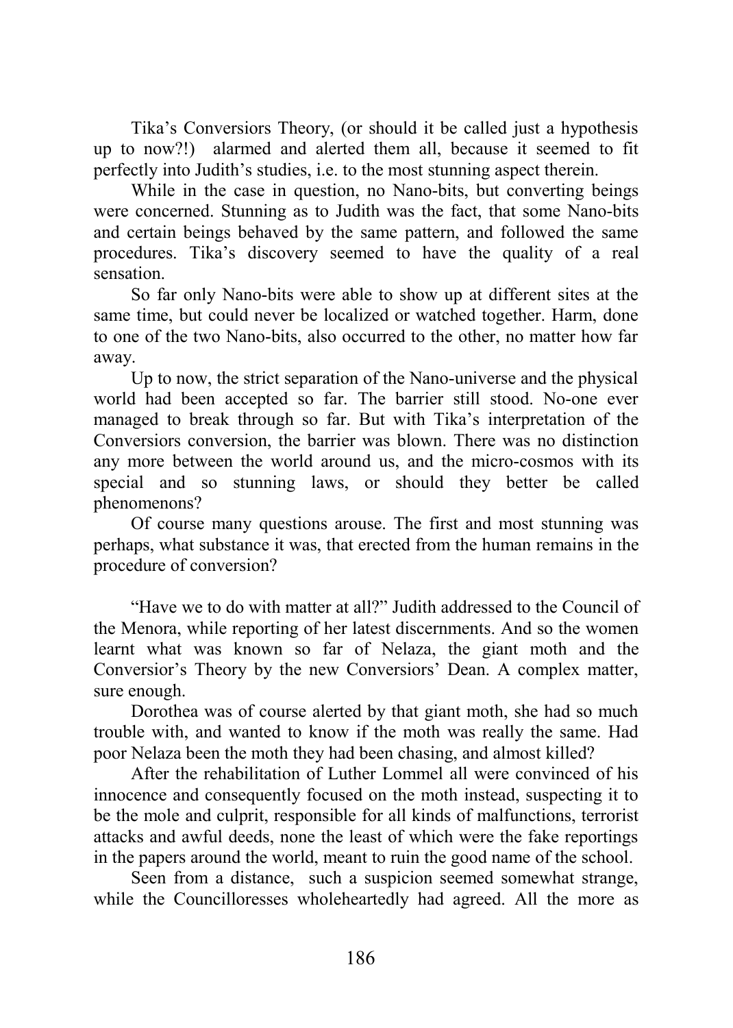Tika's Conversiors Theory, (or should it be called just a hypothesis up to now?!) alarmed and alerted them all, because it seemed to fit perfectly into Judith's studies, i.e. to the most stunning aspect therein.

While in the case in question, no Nano-bits, but converting beings were concerned. Stunning as to Judith was the fact, that some Nano-bits and certain beings behaved by the same pattern, and followed the same procedures. Tika's discovery seemed to have the quality of a real sensation.

So far only Nano-bits were able to show up at different sites at the same time, but could never be localized or watched together. Harm, done to one of the two Nano-bits, also occurred to the other, no matter how far away.

Up to now, the strict separation of the Nano-universe and the physical world had been accepted so far. The barrier still stood. No-one ever managed to break through so far. But with Tika's interpretation of the Conversiors conversion, the barrier was blown. There was no distinction any more between the world around us, and the micro-cosmos with its special and so stunning laws, or should they better be called phenomenons?

Of course many questions arouse. The first and most stunning was perhaps, what substance it was, that erected from the human remains in the procedure of conversion?

"Have we to do with matter at all?" Judith addressed to the Council of the Menora, while reporting of her latest discernments. And so the women learnt what was known so far of Nelaza, the giant moth and the Conversior's Theory by the new Conversiors' Dean. A complex matter, sure enough.

Dorothea was of course alerted by that giant moth, she had so much trouble with, and wanted to know if the moth was really the same. Had poor Nelaza been the moth they had been chasing, and almost killed?

After the rehabilitation of Luther Lommel all were convinced of his innocence and consequently focused on the moth instead, suspecting it to be the mole and culprit, responsible for all kinds of malfunctions, terrorist attacks and awful deeds, none the least of which were the fake reportings in the papers around the world, meant to ruin the good name of the school.

Seen from a distance, such a suspicion seemed somewhat strange, while the Councilloresses wholeheartedly had agreed. All the more as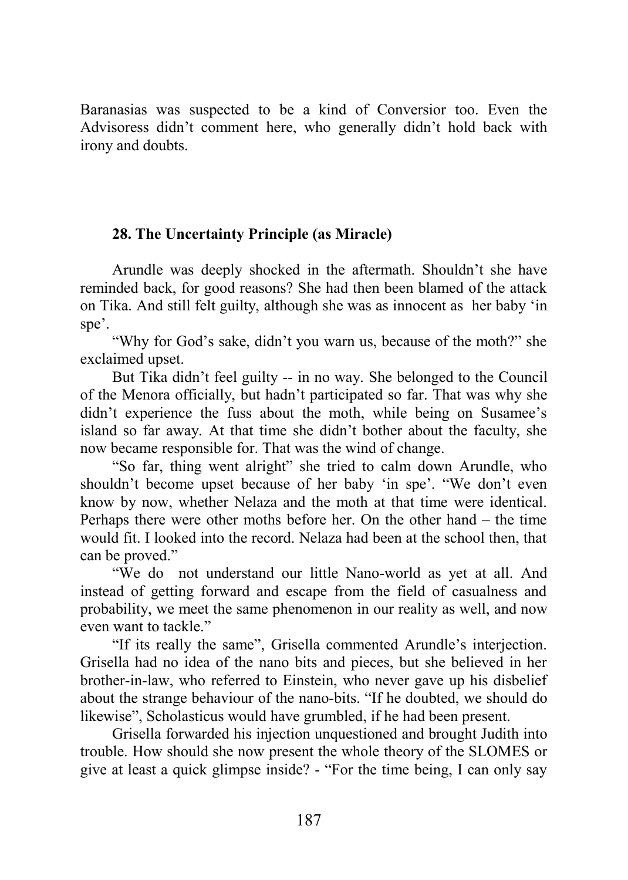Baranasias was suspected to be a kind of Conversior too. Even the Advisoress didn't comment here, who generally didn't hold back with irony and doubts.

### 28. The Uncertainty Principle (as Miracle)

Arundle was deeply shocked in the aftermath. Shouldn't she have reminded back, for good reasons? She had then been blamed of the attack on Tika. And still felt guilty, although she was as innocent as her baby 'in spe'.

"Why for God's sake, didn't you warn us, because of the moth?" she exclaimed upset.

But Tika didn't feel guilty -- in no way. She belonged to the Council of the Menora officially, but hadn't participated so far. That was why she didn't experience the fuss about the moth, while being on Susamee's island so far away. At that time she didn't bother about the faculty, she now became responsible for. That was the wind of change.

"So far, thing went alright" she tried to calm down Arundle, who shouldn't become upset because of her baby 'in spe'. "We don't even know by now, whether Nelaza and the moth at that time were identical. Perhaps there were other moths before her. On the other hand – the time would fit. I looked into the record. Nelaza had been at the school then, that can be proved."

"We do not understand our little Nano-world as yet at all. And instead of getting forward and escape from the field of casualness and probability, we meet the same phenomenon in our reality as well, and now even want to tackle."

"If its really the same", Grisella commented Arundle's interjection. Grisella had no idea of the nano bits and pieces, but she believed in her brother-in-law, who referred to Einstein, who never gave up his disbelief about the strange behaviour of the nano-bits. "If he doubted, we should do likewise", Scholasticus would have grumbled, if he had been present.

Grisella forwarded his injection unquestioned and brought Judith into trouble. How should she now present the whole theory of the SLOMES or give at least a quick glimpse inside? - "For the time being, I can only say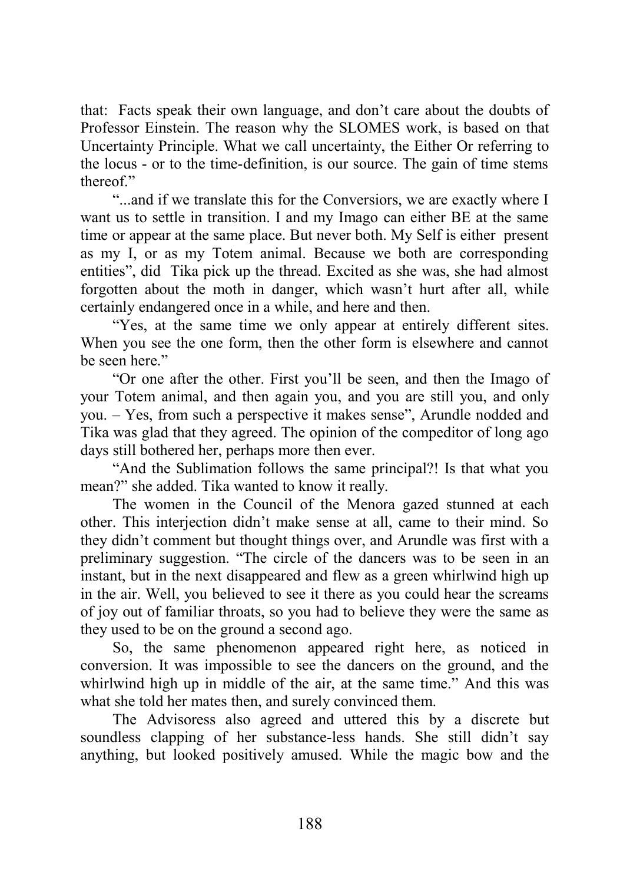that: Facts speak their own language, and don't care about the doubts of Professor Einstein. The reason why the SLOMES work, is based on that Uncertainty Principle. What we call uncertainty, the Either Or referring to the locus - or to the time-definition, is our source. The gain of time stems thereof."

"...and if we translate this for the Conversiors, we are exactly where I want us to settle in transition. I and my Imago can either BE at the same time or appear at the same place. But never both. My Self is either present as my I, or as my Totem animal. Because we both are corresponding entities", did Tika pick up the thread. Excited as she was, she had almost forgotten about the moth in danger, which wasn't hurt after all, while certainly endangered once in a while, and here and then.

"Yes, at the same time we only appear at entirely different sites. When you see the one form, then the other form is elsewhere and cannot be seen here."

"Or one after the other. First you'll be seen, and then the Imago of your Totem animal, and then again you, and you are still you, and only you. – Yes, from such a perspective it makes sense", Arundle nodded and Tika was glad that they agreed. The opinion of the compeditor of long ago days still bothered her, perhaps more then ever.

"And the Sublimation follows the same principal?! Is that what you mean?" she added. Tika wanted to know it really.

The women in the Council of the Menora gazed stunned at each other. This interjection didn't make sense at all, came to their mind. So they didn't comment but thought things over, and Arundle was first with a preliminary suggestion. "The circle of the dancers was to be seen in an instant, but in the next disappeared and flew as a green whirlwind high up in the air. Well, you believed to see it there as you could hear the screams of joy out of familiar throats, so you had to believe they were the same as they used to be on the ground a second ago.

So, the same phenomenon appeared right here, as noticed in conversion. It was impossible to see the dancers on the ground, and the whirlwind high up in middle of the air, at the same time." And this was what she told her mates then, and surely convinced them.

The Advisoress also agreed and uttered this by a discrete but soundless clapping of her substance-less hands. She still didn't say anything, but looked positively amused. While the magic bow and the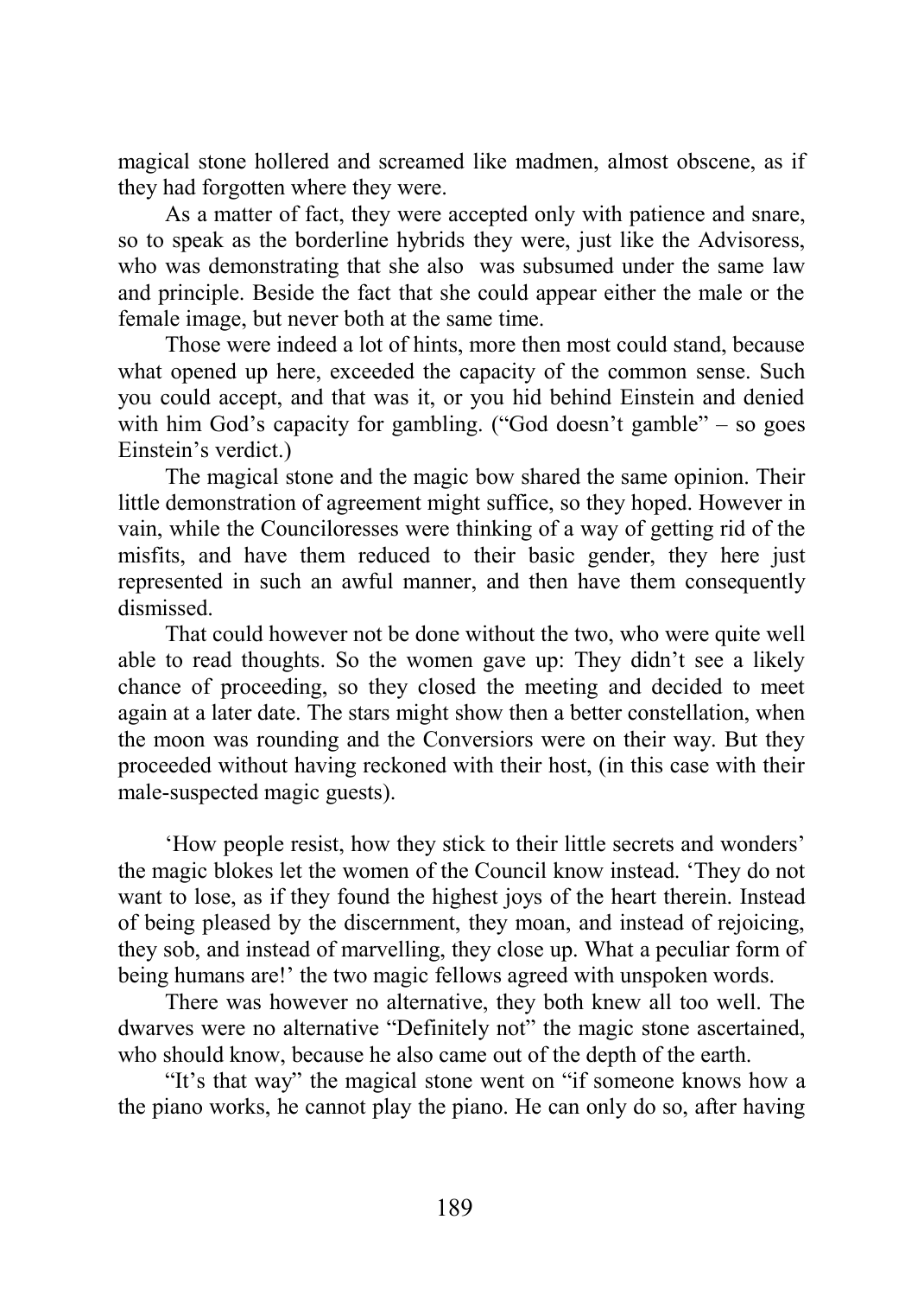magical stone hollered and screamed like madmen, almost obscene, as if they had forgotten where they were.

As a matter of fact, they were accepted only with patience and snare, so to speak as the borderline hybrids they were, just like the Advisoress, who was demonstrating that she also was subsumed under the same law and principle. Beside the fact that she could appear either the male or the female image, but never both at the same time.

Those were indeed a lot of hints, more then most could stand, because what opened up here, exceeded the capacity of the common sense. Such you could accept, and that was it, or you hid behind Einstein and denied with him God's capacity for gambling. ("God doesn't gamble" – so goes Einstein's verdict.)

The magical stone and the magic bow shared the same opinion. Their little demonstration of agreement might suffice, so they hoped. However in vain, while the Counciloresses were thinking of a way of getting rid of the misfits, and have them reduced to their basic gender, they here just represented in such an awful manner, and then have them consequently dismissed.

That could however not be done without the two, who were quite well able to read thoughts. So the women gave up: They didn't see a likely chance of proceeding, so they closed the meeting and decided to meet again at a later date. The stars might show then a better constellation, when the moon was rounding and the Conversiors were on their way. But they proceeded without having reckoned with their host, (in this case with their male-suspected magic guests).

'How people resist, how they stick to their little secrets and wonders' the magic blokes let the women of the Council know instead. 'They do not want to lose, as if they found the highest joys of the heart therein. Instead of being pleased by the discernment, they moan, and instead of rejoicing, they sob, and instead of marvelling, they close up. What a peculiar form of being humans are!' the two magic fellows agreed with unspoken words.

There was however no alternative, they both knew all too well. The dwarves were no alternative "Definitely not" the magic stone ascertained, who should know, because he also came out of the depth of the earth.

"It's that way" the magical stone went on "if someone knows how a the piano works, he cannot play the piano. He can only do so, after having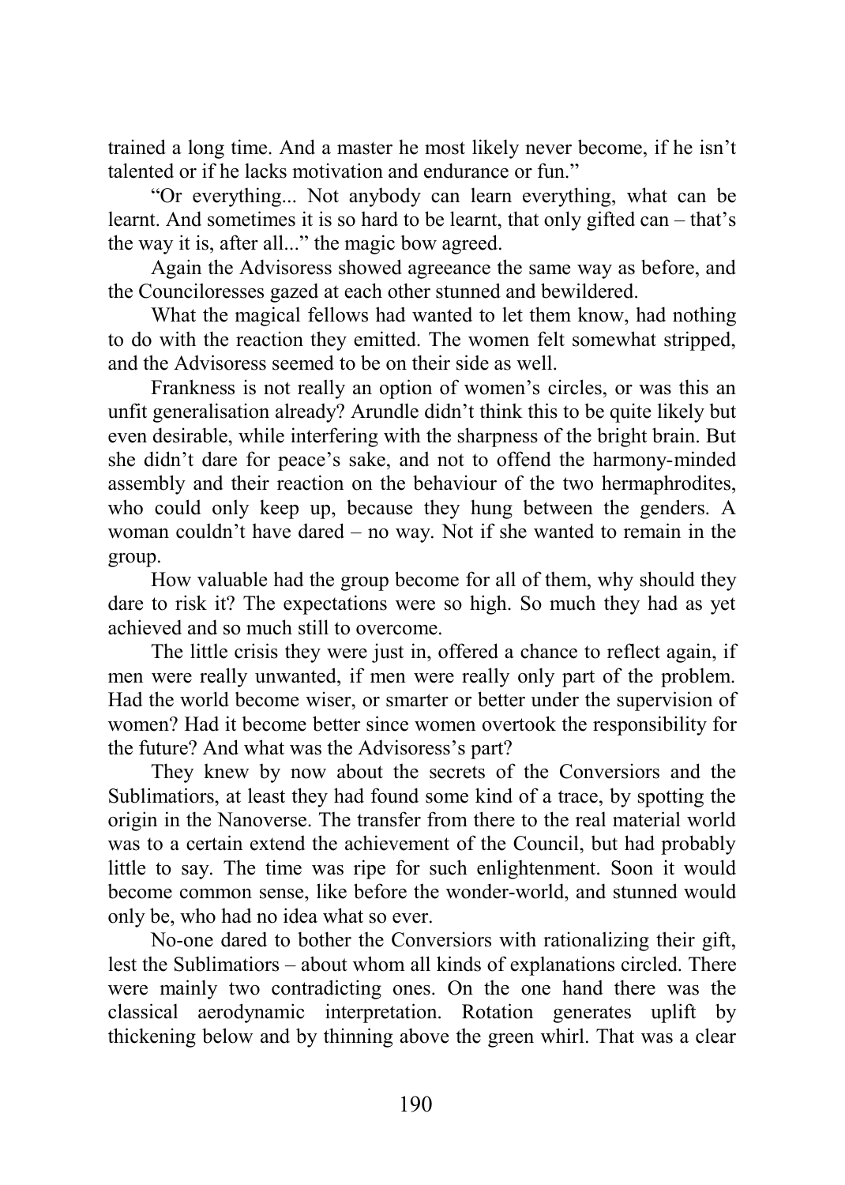trained a long time. And a master he most likely never become, if he isn't talented or if he lacks motivation and endurance or fun."

"Or everything... Not anybody can learn everything, what can be learnt. And sometimes it is so hard to be learnt, that only gifted can – that's the way it is, after all..." the magic bow agreed.

Again the Advisoress showed agreeance the same way as before, and the Counciloresses gazed at each other stunned and bewildered.

What the magical fellows had wanted to let them know, had nothing to do with the reaction they emitted. The women felt somewhat stripped, and the Advisoress seemed to be on their side as well.

Frankness is not really an option of women's circles, or was this an unfit generalisation already? Arundle didn't think this to be quite likely but even desirable, while interfering with the sharpness of the bright brain. But she didn't dare for peace's sake, and not to offend the harmony-minded assembly and their reaction on the behaviour of the two hermaphrodites, who could only keep up, because they hung between the genders. A woman couldn't have dared – no way. Not if she wanted to remain in the group.

How valuable had the group become for all of them, why should they dare to risk it? The expectations were so high. So much they had as yet achieved and so much still to overcome.

The little crisis they were just in, offered a chance to reflect again, if men were really unwanted, if men were really only part of the problem. Had the world become wiser, or smarter or better under the supervision of women? Had it become better since women overtook the responsibility for the future? And what was the Advisoress's part?

They knew by now about the secrets of the Conversiors and the Sublimatiors, at least they had found some kind of a trace, by spotting the origin in the Nanoverse. The transfer from there to the real material world was to a certain extend the achievement of the Council, but had probably little to say. The time was ripe for such enlightenment. Soon it would become common sense, like before the wonder-world, and stunned would only be, who had no idea what so ever.

No-one dared to bother the Conversiors with rationalizing their gift, lest the Sublimatiors – about whom all kinds of explanations circled. There were mainly two contradicting ones. On the one hand there was the classical aerodynamic interpretation. Rotation generates uplift by thickening below and by thinning above the green whirl. That was a clear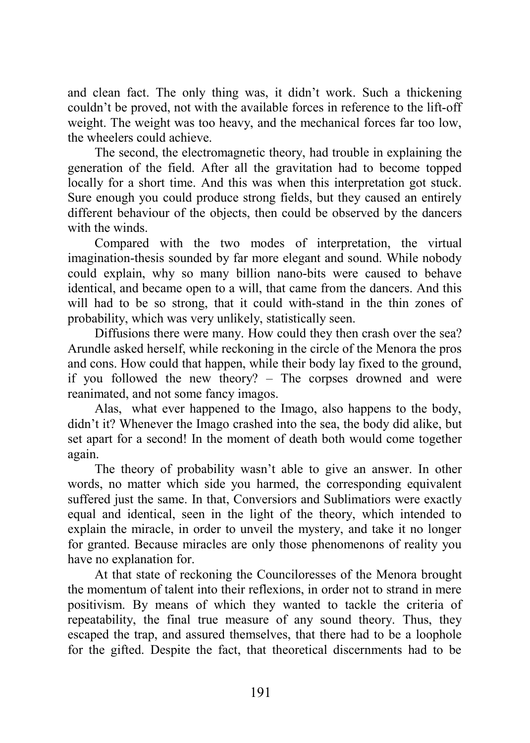and clean fact. The only thing was, it didn't work. Such a thickening couldn't be proved, not with the available forces in reference to the lift-off weight. The weight was too heavy, and the mechanical forces far too low, the wheelers could achieve.

The second, the electromagnetic theory, had trouble in explaining the generation of the field. After all the gravitation had to become topped locally for a short time. And this was when this interpretation got stuck. Sure enough you could produce strong fields, but they caused an entirely different behaviour of the objects, then could be observed by the dancers with the winds.

Compared with the two modes of interpretation, the virtual imagination-thesis sounded by far more elegant and sound. While nobody could explain, why so many billion nano-bits were caused to behave identical, and became open to a will, that came from the dancers. And this will had to be so strong, that it could with-stand in the thin zones of probability, which was very unlikely, statistically seen.

Diffusions there were many. How could they then crash over the sea? Arundle asked herself, while reckoning in the circle of the Menora the pros and cons. How could that happen, while their body lay fixed to the ground, if you followed the new theory? – The corpses drowned and were reanimated, and not some fancy imagos.

Alas, what ever happened to the Imago, also happens to the body, didn't it? Whenever the Imago crashed into the sea, the body did alike, but set apart for a second! In the moment of death both would come together again.

The theory of probability wasn't able to give an answer. In other words, no matter which side you harmed, the corresponding equivalent suffered just the same. In that, Conversiors and Sublimatiors were exactly equal and identical, seen in the light of the theory, which intended to explain the miracle, in order to unveil the mystery, and take it no longer for granted. Because miracles are only those phenomenons of reality you have no explanation for.

At that state of reckoning the Counciloresses of the Menora brought the momentum of talent into their reflexions, in order not to strand in mere positivism. By means of which they wanted to tackle the criteria of repeatability, the final true measure of any sound theory. Thus, they escaped the trap, and assured themselves, that there had to be a loophole for the gifted. Despite the fact, that theoretical discernments had to be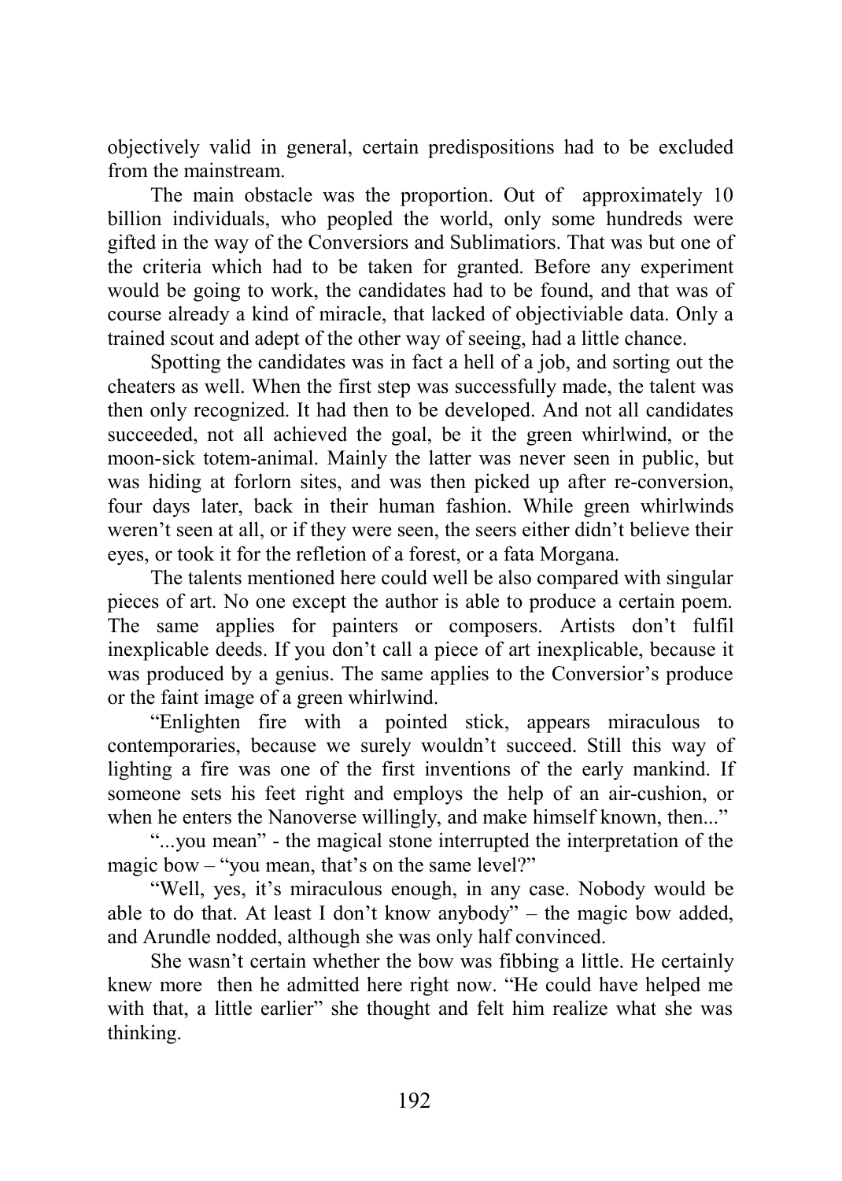objectively valid in general, certain predispositions had to be excluded from the mainstream.

The main obstacle was the proportion. Out of approximately 10 billion individuals, who peopled the world, only some hundreds were gifted in the way of the Conversiors and Sublimatiors. That was but one of the criteria which had to be taken for granted. Before any experiment would be going to work, the candidates had to be found, and that was of course already a kind of miracle, that lacked of objectiviable data. Only a trained scout and adept of the other way of seeing, had a little chance.

Spotting the candidates was in fact a hell of a job, and sorting out the cheaters as well. When the first step was successfully made, the talent was then only recognized. It had then to be developed. And not all candidates succeeded, not all achieved the goal, be it the green whirlwind, or the moon-sick totem-animal. Mainly the latter was never seen in public, but was hiding at forlorn sites, and was then picked up after re-conversion, four days later, back in their human fashion. While green whirlwinds weren't seen at all, or if they were seen, the seers either didn't believe their eyes, or took it for the refletion of a forest, or a fata Morgana.

The talents mentioned here could well be also compared with singular pieces of art. No one except the author is able to produce a certain poem. The same applies for painters or composers. Artists don't fulfil inexplicable deeds. If you don't call a piece of art inexplicable, because it was produced by a genius. The same applies to the Conversior's produce or the faint image of a green whirlwind.

"Enlighten fire with a pointed stick, appears miraculous to contemporaries, because we surely wouldn't succeed. Still this way of lighting a fire was one of the first inventions of the early mankind. If someone sets his feet right and employs the help of an air-cushion, or when he enters the Nanoverse willingly, and make himself known, then..."

"...you mean" - the magical stone interrupted the interpretation of the magic bow – "you mean, that's on the same level?"

"Well, yes, it's miraculous enough, in any case. Nobody would be able to do that. At least I don't know anybody" – the magic bow added, and Arundle nodded, although she was only half convinced.

She wasn't certain whether the bow was fibbing a little. He certainly knew more then he admitted here right now. "He could have helped me with that, a little earlier" she thought and felt him realize what she was thinking.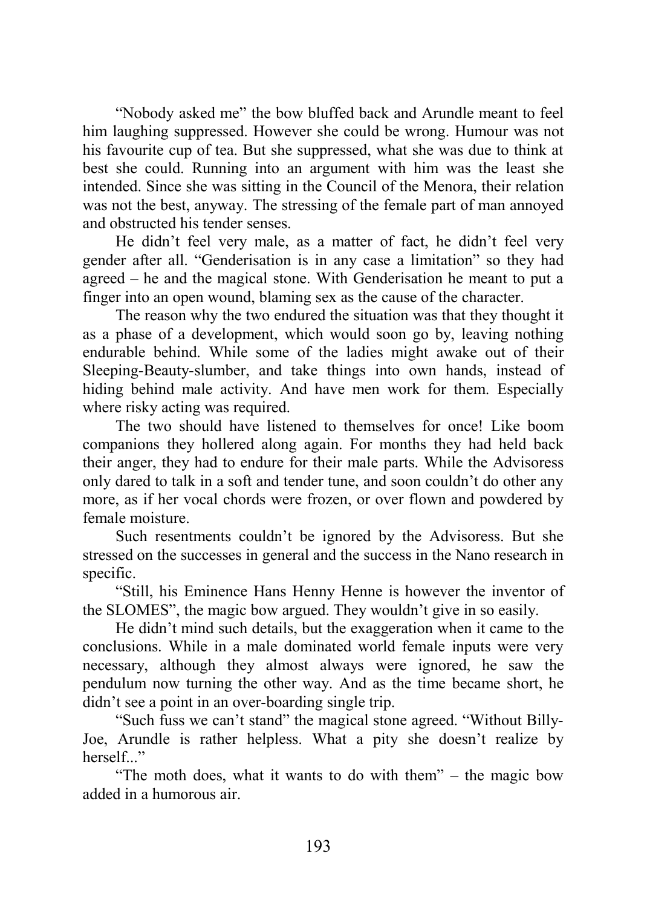"Nobody asked me" the bow bluffed back and Arundle meant to feel him laughing suppressed. However she could be wrong. Humour was not his favourite cup of tea. But she suppressed, what she was due to think at best she could. Running into an argument with him was the least she intended. Since she was sitting in the Council of the Menora, their relation was not the best, anyway. The stressing of the female part of man annoyed and obstructed his tender senses.

He didn't feel very male, as a matter of fact, he didn't feel very gender after all. "Genderisation is in any case a limitation" so they had agreed – he and the magical stone. With Genderisation he meant to put a finger into an open wound, blaming sex as the cause of the character.

The reason why the two endured the situation was that they thought it as a phase of a development, which would soon go by, leaving nothing endurable behind. While some of the ladies might awake out of their Sleeping-Beauty-slumber, and take things into own hands, instead of hiding behind male activity. And have men work for them. Especially where risky acting was required.

The two should have listened to themselves for once! Like boom companions they hollered along again. For months they had held back their anger, they had to endure for their male parts. While the Advisoress only dared to talk in a soft and tender tune, and soon couldn't do other any more, as if her vocal chords were frozen, or over flown and powdered by female moisture.

Such resentments couldn't be ignored by the Advisoress. But she stressed on the successes in general and the success in the Nano research in specific.

"Still, his Eminence Hans Henny Henne is however the inventor of the SLOMES", the magic bow argued. They wouldn't give in so easily.

He didn't mind such details, but the exaggeration when it came to the conclusions. While in a male dominated world female inputs were very necessary, although they almost always were ignored, he saw the pendulum now turning the other way. And as the time became short, he didn't see a point in an over-boarding single trip.

"Such fuss we can't stand" the magical stone agreed. "Without Billy-Joe, Arundle is rather helpless. What a pity she doesn't realize by herself..."

"The moth does, what it wants to do with them" – the magic bow added in a humorous air.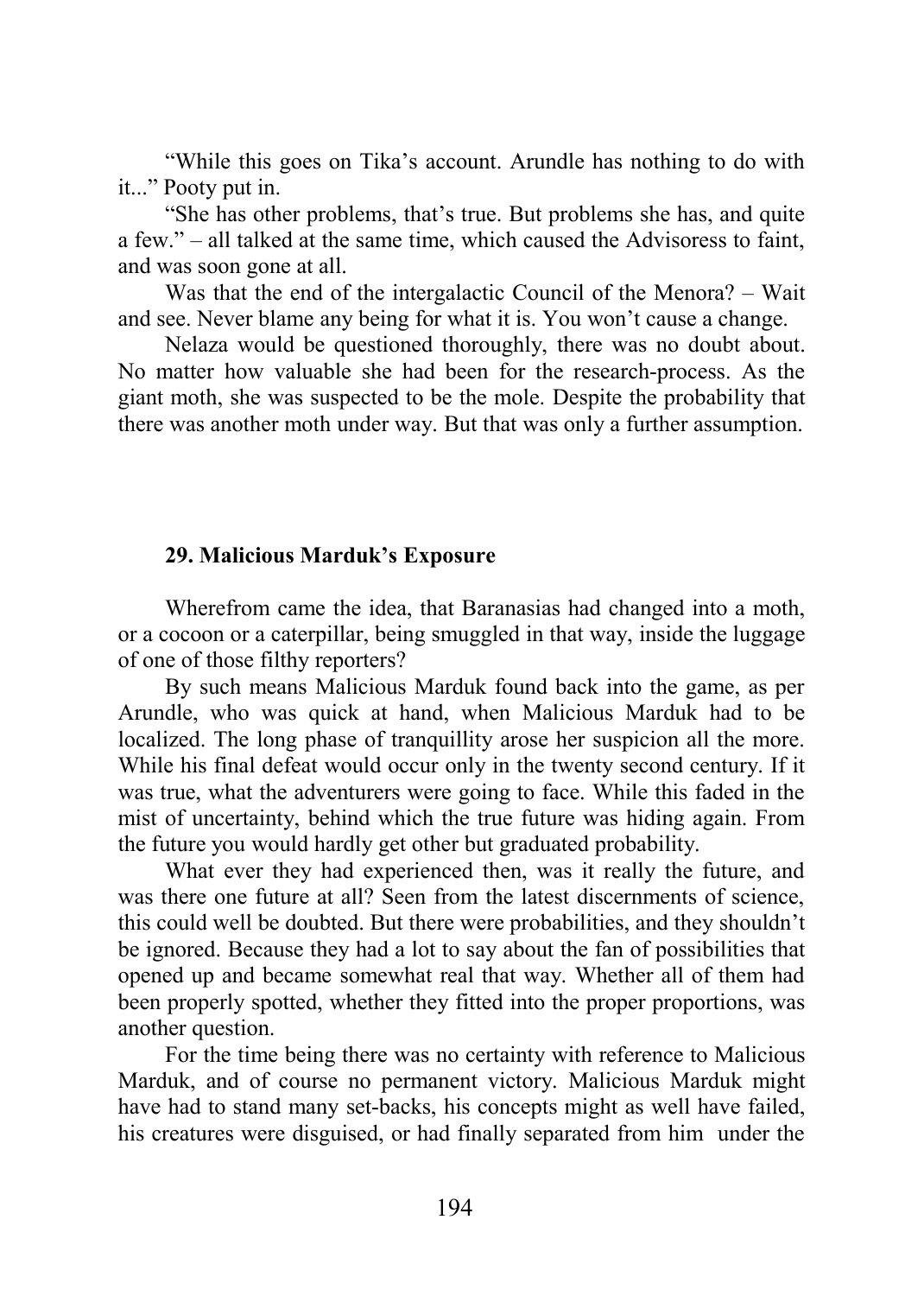“While this goes on Tika’s account. Arundle has nothing to do with it...” Pooty put in.

“She has other problems, that’s true. But problems she has, and quite a few.” – all talked at the same time, which caused the Advisoress to faint, and was soon gone at all.

Was that the end of the intergalactic Council of the Menora? – Wait and see. Never blame any being for what it is. You won’t cause a change.

Nelaza would be questioned thoroughly, there was no doubt about. No matter how valuable she had been for the research-process. As the giant moth, she was suspected to be the mole. Despite the probability that there was another moth under way. But that was only a further assumption.

### 29. Malicious Marduk’s Exposure

Wherefrom came the idea, that Baranasias had changed into a moth, or a cocoon or a caterpillar, being smuggled in that way, inside the luggage of one of those filthy reporters?

By such means Malicious Marduk found back into the game, as per Arundle, who was quick at hand, when Malicious Marduk had to be localized. The long phase of tranquillity arose her suspicion all the more. While his final defeat would occur only in the twenty second century. If it was true, what the adventurers were going to face. While this faded in the mist of uncertainty, behind which the true future was hiding again. From the future you would hardly get other but graduated probability.

What ever they had experienced then, was it really the future, and was there one future at all? Seen from the latest discernments of science, this could well be doubted. But there were probabilities, and they shouldn’t be ignored. Because they had a lot to say about the fan of possibilities that opened up and became somewhat real that way. Whether all of them had been properly spotted, whether they fitted into the proper proportions, was another question.

For the time being there was no certainty with reference to Malicious Marduk, and of course no permanent victory. Malicious Marduk might have had to stand many set-backs, his concepts might as well have failed, his creatures were disguised, or had finally separated from him under the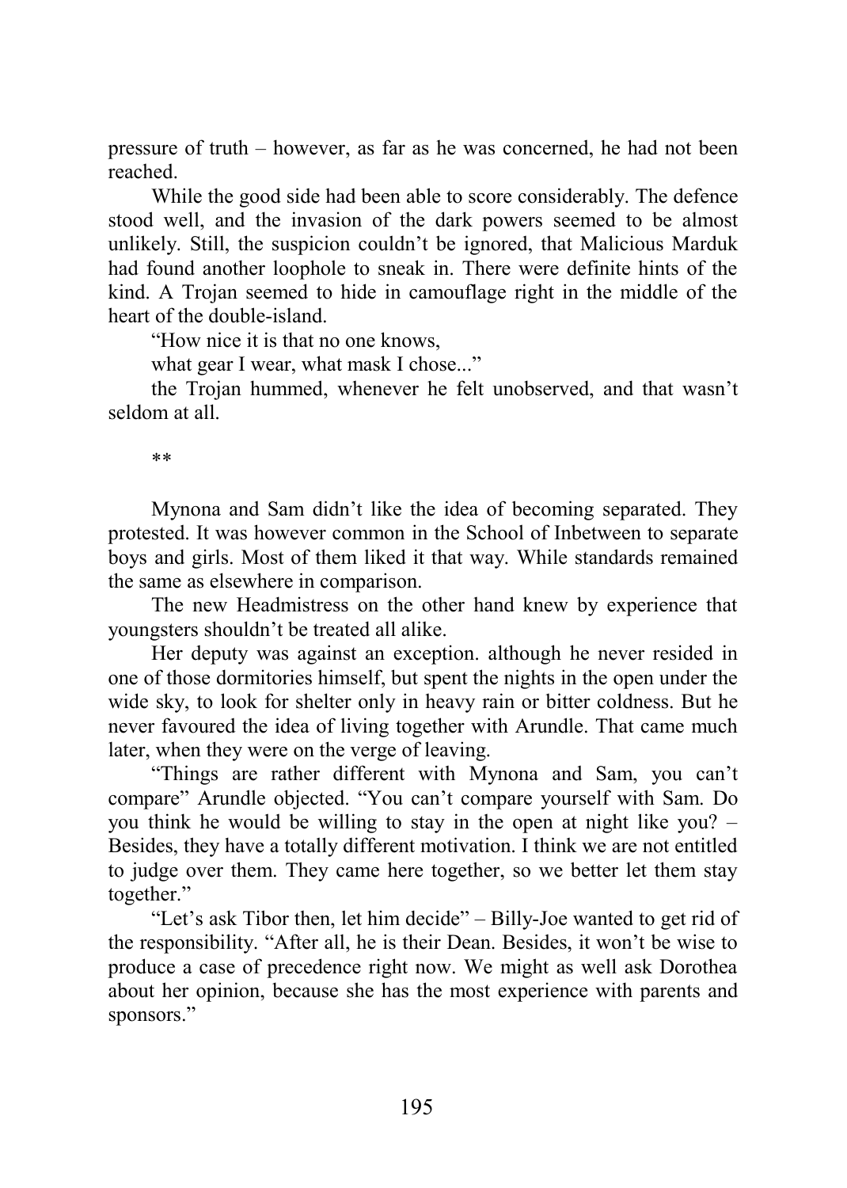pressure of truth – however, as far as he was concerned, he had not been reached.

While the good side had been able to score considerably. The defence stood well, and the invasion of the dark powers seemed to be almost unlikely. Still, the suspicion couldn't be ignored, that Malicious Marduk had found another loophole to sneak in. There were definite hints of the kind. A Trojan seemed to hide in camouflage right in the middle of the heart of the double-island.

"How nice it is that no one knows,

what gear I wear, what mask I chose..."

the Trojan hummed, whenever he felt unobserved, and that wasn't seldom at all.

**

Mynona and Sam didn't like the idea of becoming separated. They protested. It was however common in the School of Inbetween to separate boys and girls. Most of them liked it that way. While standards remained the same as elsewhere in comparison.

The new Headmistress on the other hand knew by experience that youngsters shouldn't be treated all alike.

Her deputy was against an exception. although he never resided in one of those dormitories himself, but spent the nights in the open under the wide sky, to look for shelter only in heavy rain or bitter coldness. But he never favoured the idea of living together with Arundle. That came much later, when they were on the verge of leaving.

"Things are rather different with Mynona and Sam, you can't compare" Arundle objected. "You can't compare yourself with Sam. Do you think he would be willing to stay in the open at night like you? – Besides, they have a totally different motivation. I think we are not entitled to judge over them. They came here together, so we better let them stay together."

"Let's ask Tibor then, let him decide" – Billy-Joe wanted to get rid of the responsibility. "After all, he is their Dean. Besides, it won't be wise to produce a case of precedence right now. We might as well ask Dorothea about her opinion, because she has the most experience with parents and sponsors."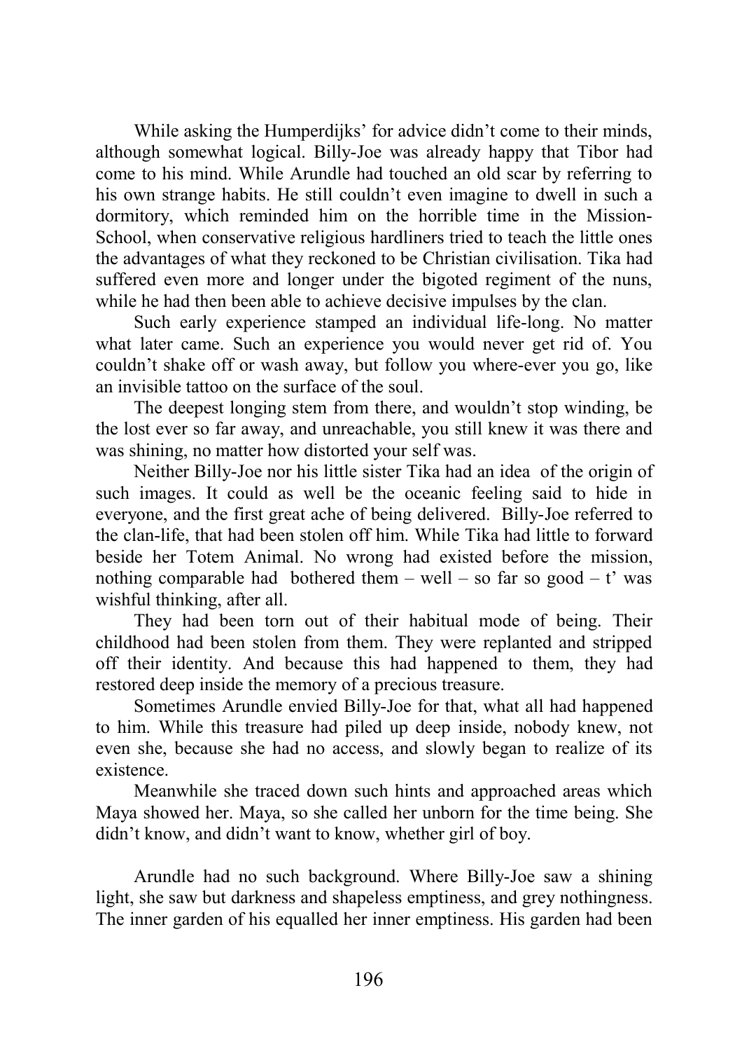While asking the Humperdijks' for advice didn't come to their minds, although somewhat logical. Billy-Joe was already happy that Tibor had come to his mind. While Arundle had touched an old scar by referring to his own strange habits. He still couldn't even imagine to dwell in such a dormitory, which reminded him on the horrible time in the Mission-School, when conservative religious hardliners tried to teach the little ones the advantages of what they reckoned to be Christian civilisation. Tika had suffered even more and longer under the bigoted regiment of the nuns, while he had then been able to achieve decisive impulses by the clan.

Such early experience stamped an individual life-long. No matter what later came. Such an experience you would never get rid of. You couldn't shake off or wash away, but follow you where-ever you go, like an invisible tattoo on the surface of the soul.

The deepest longing stem from there, and wouldn't stop winding, be the lost ever so far away, and unreachable, you still knew it was there and was shining, no matter how distorted your self was.

Neither Billy-Joe nor his little sister Tika had an idea of the origin of such images. It could as well be the oceanic feeling said to hide in everyone, and the first great ache of being delivered. Billy-Joe referred to the clan-life, that had been stolen off him. While Tika had little to forward beside her Totem Animal. No wrong had existed before the mission, nothing comparable had bothered them – well – so far so good – t' was wishful thinking, after all.

They had been torn out of their habitual mode of being. Their childhood had been stolen from them. They were replanted and stripped off their identity. And because this had happened to them, they had restored deep inside the memory of a precious treasure.

Sometimes Arundle envied Billy-Joe for that, what all had happened to him. While this treasure had piled up deep inside, nobody knew, not even she, because she had no access, and slowly began to realize of its existence.

Meanwhile she traced down such hints and approached areas which Maya showed her. Maya, so she called her unborn for the time being. She didn't know, and didn't want to know, whether girl of boy.

Arundle had no such background. Where Billy-Joe saw a shining light, she saw but darkness and shapeless emptiness, and grey nothingness. The inner garden of his equalled her inner emptiness. His garden had been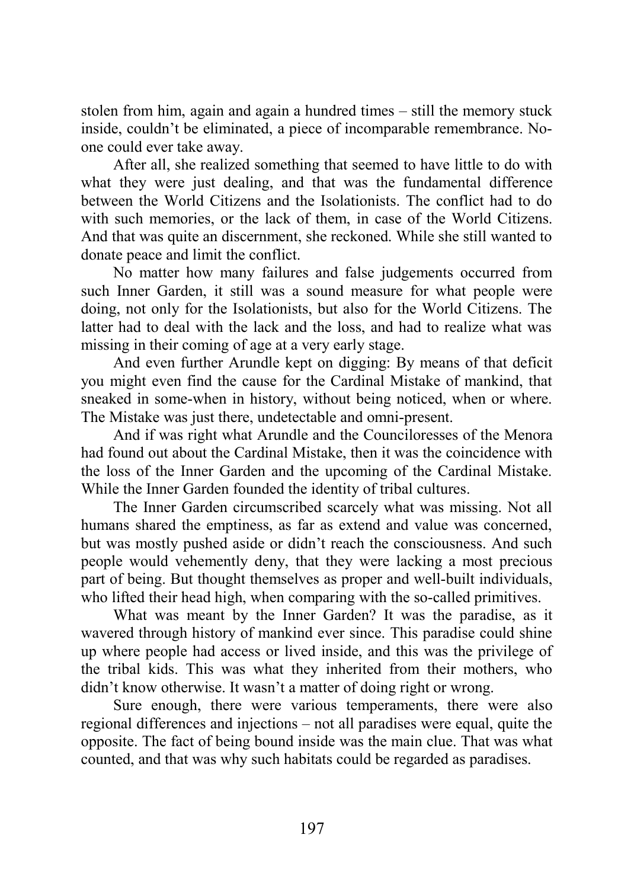stolen from him, again and again a hundred times – still the memory stuck inside, couldn't be eliminated, a piece of incomparable remembrance. No-one could ever take away.

After all, she realized something that seemed to have little to do with what they were just dealing, and that was the fundamental difference between the World Citizens and the Isolationists. The conflict had to do with such memories, or the lack of them, in case of the World Citizens. And that was quite an discernment, she reckoned. While she still wanted to donate peace and limit the conflict.

No matter how many failures and false judgements occurred from such Inner Garden, it still was a sound measure for what people were doing, not only for the Isolationists, but also for the World Citizens. The latter had to deal with the lack and the loss, and had to realize what was missing in their coming of age at a very early stage.

And even further Arundle kept on digging: By means of that deficit you might even find the cause for the Cardinal Mistake of mankind, that sneaked in some-when in history, without being noticed, when or where. The Mistake was just there, undetectable and omni-present.

And if was right what Arundle and the Counciloresses of the Menora had found out about the Cardinal Mistake, then it was the coincidence with the loss of the Inner Garden and the upcoming of the Cardinal Mistake. While the Inner Garden founded the identity of tribal cultures.

The Inner Garden circumscribed scarcely what was missing. Not all humans shared the emptiness, as far as extend and value was concerned, but was mostly pushed aside or didn't reach the consciousness. And such people would vehemently deny, that they were lacking a most precious part of being. But thought themselves as proper and well-built individuals, who lifted their head high, when comparing with the so-called primitives.

What was meant by the Inner Garden? It was the paradise, as it wavered through history of mankind ever since. This paradise could shine up where people had access or lived inside, and this was the privilege of the tribal kids. This was what they inherited from their mothers, who didn't know otherwise. It wasn't a matter of doing right or wrong.

Sure enough, there were various temperaments, there were also regional differences and injections – not all paradises were equal, quite the opposite. The fact of being bound inside was the main clue. That was what counted, and that was why such habitats could be regarded as paradises.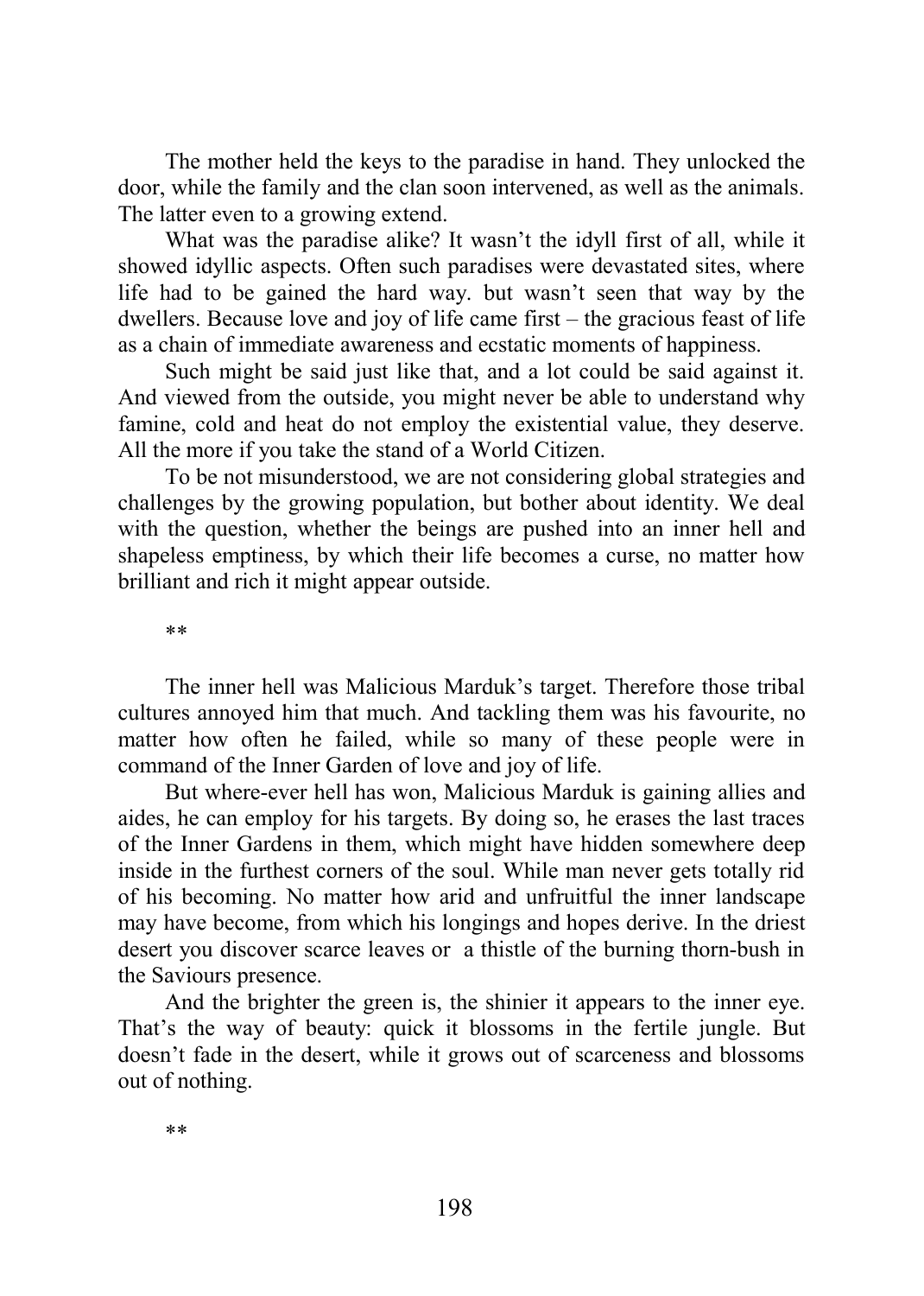The mother held the keys to the paradise in hand. They unlocked the door, while the family and the clan soon intervened, as well as the animals. The latter even to a growing extend.

What was the paradise alike? It wasn't the idyll first of all, while it showed idyllic aspects. Often such paradises were devastated sites, where life had to be gained the hard way. but wasn't seen that way by the dwellers. Because love and joy of life came first – the gracious feast of life as a chain of immediate awareness and ecstatic moments of happiness.

Such might be said just like that, and a lot could be said against it. And viewed from the outside, you might never be able to understand why famine, cold and heat do not employ the existential value, they deserve. All the more if you take the stand of a World Citizen.

To be not misunderstood, we are not considering global strategies and challenges by the growing population, but bother about identity. We deal with the question, whether the beings are pushed into an inner hell and shapeless emptiness, by which their life becomes a curse, no matter how brilliant and rich it might appear outside.

**

The inner hell was Malicious Marduk's target. Therefore those tribal cultures annoyed him that much. And tackling them was his favourite, no matter how often he failed, while so many of these people were in command of the Inner Garden of love and joy of life.

But where-ever hell has won, Malicious Marduk is gaining allies and aides, he can employ for his targets. By doing so, he erases the last traces of the Inner Gardens in them, which might have hidden somewhere deep inside in the furthest corners of the soul. While man never gets totally rid of his becoming. No matter how arid and unfruitful the inner landscape may have become, from which his longings and hopes derive. In the driest desert you discover scarce leaves or a thistle of the burning thorn-bush in the Saviours presence.

And the brighter the green is, the shinier it appears to the inner eye. That's the way of beauty: quick it blossoms in the fertile jungle. But doesn't fade in the desert, while it grows out of scarceness and blossoms out of nothing.

**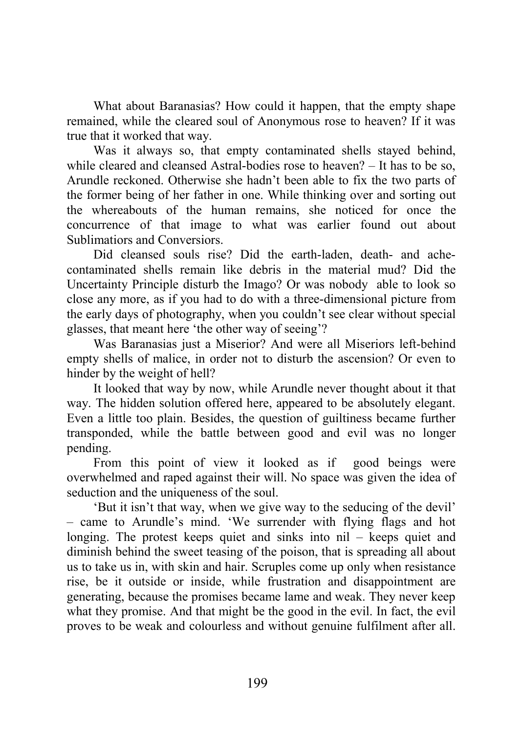What about Baranasias? How could it happen, that the empty shape remained, while the cleared soul of Anonymous rose to heaven? If it was true that it worked that way.

Was it always so, that empty contaminated shells stayed behind, while cleared and cleansed Astral-bodies rose to heaven? – It has to be so, Arundle reckoned. Otherwise she hadn't been able to fix the two parts of the former being of her father in one. While thinking over and sorting out the whereabouts of the human remains, she noticed for once the concurrence of that image to what was earlier found out about Sublimatiors and Conversiors.

Did cleansed souls rise? Did the earth-laden, death- and ache-contaminated shells remain like debris in the material mud? Did the Uncertainty Principle disturb the Imago? Or was nobody able to look so close any more, as if you had to do with a three-dimensional picture from the early days of photography, when you couldn't see clear without special glasses, that meant here 'the other way of seeing'?

Was Baranasias just a Miserior? And were all Miseriors left-behind empty shells of malice, in order not to disturb the ascension? Or even to hinder by the weight of hell?

It looked that way by now, while Arundle never thought about it that way. The hidden solution offered here, appeared to be absolutely elegant. Even a little too plain. Besides, the question of guiltiness became further transponded, while the battle between good and evil was no longer pending.

From this point of view it looked as if good beings were overwhelmed and raped against their will. No space was given the idea of seduction and the uniqueness of the soul.

'But it isn't that way, when we give way to the seducing of the devil' – came to Arundle's mind. 'We surrender with flying flags and hot longing. The protest keeps quiet and sinks into nil – keeps quiet and diminish behind the sweet teasing of the poison, that is spreading all about us to take us in, with skin and hair. Scruples come up only when resistance rise, be it outside or inside, while frustration and disappointment are generating, because the promises became lame and weak. They never keep what they promise. And that might be the good in the evil. In fact, the evil proves to be weak and colourless and without genuine fulfilment after all.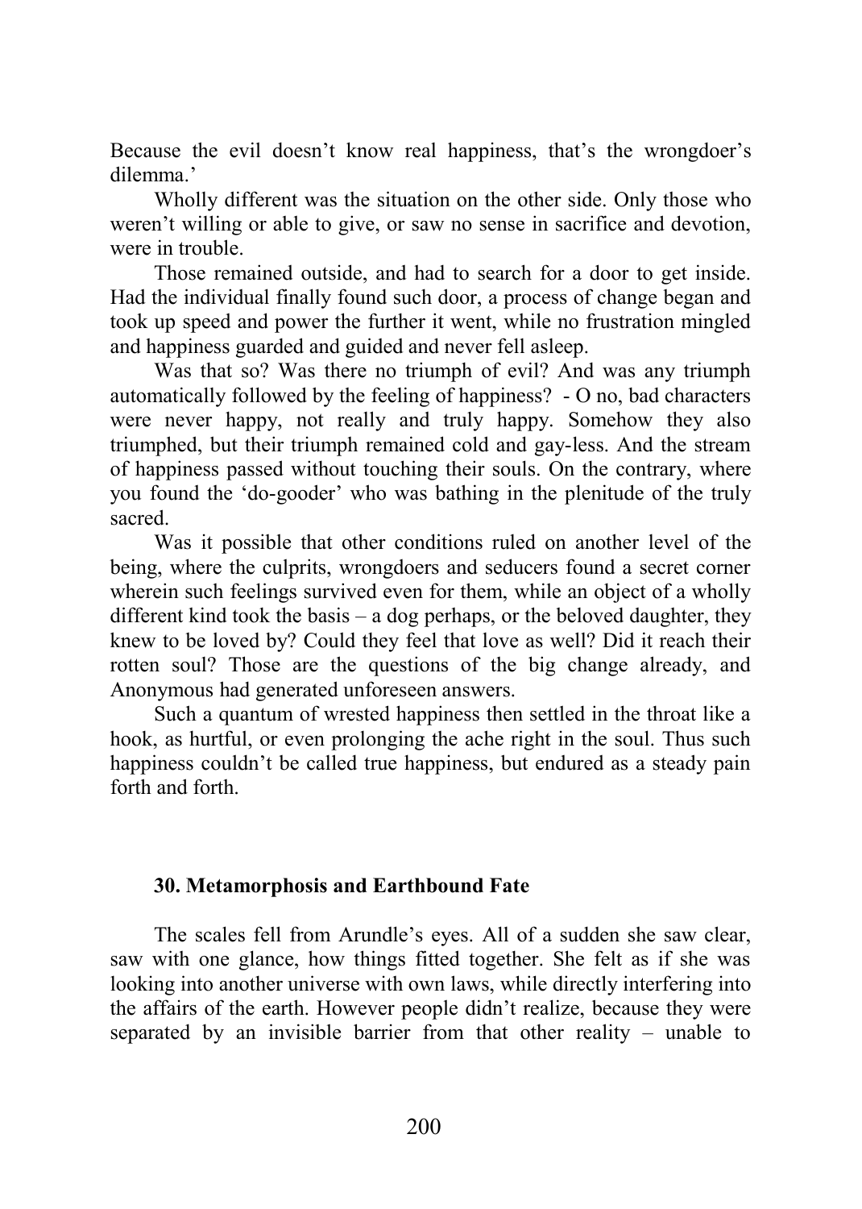Because the evil doesn't know real happiness, that's the wrongdoer's dilemma.'

Wholly different was the situation on the other side. Only those who weren't willing or able to give, or saw no sense in sacrifice and devotion, were in trouble.

Those remained outside, and had to search for a door to get inside. Had the individual finally found such door, a process of change began and took up speed and power the further it went, while no frustration mingled and happiness guarded and guided and never fell asleep.

Was that so? Was there no triumph of evil? And was any triumph automatically followed by the feeling of happiness? - O no, bad characters were never happy, not really and truly happy. Somehow they also triumphed, but their triumph remained cold and gay-less. And the stream of happiness passed without touching their souls. On the contrary, where you found the 'do-gooder' who was bathing in the plenitude of the truly sacred.

Was it possible that other conditions ruled on another level of the being, where the culprits, wrongdoers and seducers found a secret corner wherein such feelings survived even for them, while an object of a wholly different kind took the basis – a dog perhaps, or the beloved daughter, they knew to be loved by? Could they feel that love as well? Did it reach their rotten soul? Those are the questions of the big change already, and Anonymous had generated unforeseen answers.

Such a quantum of wrested happiness then settled in the throat like a hook, as hurtful, or even prolonging the ache right in the soul. Thus such happiness couldn't be called true happiness, but endured as a steady pain forth and forth.

### 30. Metamorphosis and Earthbound Fate

The scales fell from Arundle's eyes. All of a sudden she saw clear, saw with one glance, how things fitted together. She felt as if she was looking into another universe with own laws, while directly interfering into the affairs of the earth. However people didn't realize, because they were separated by an invisible barrier from that other reality – unable to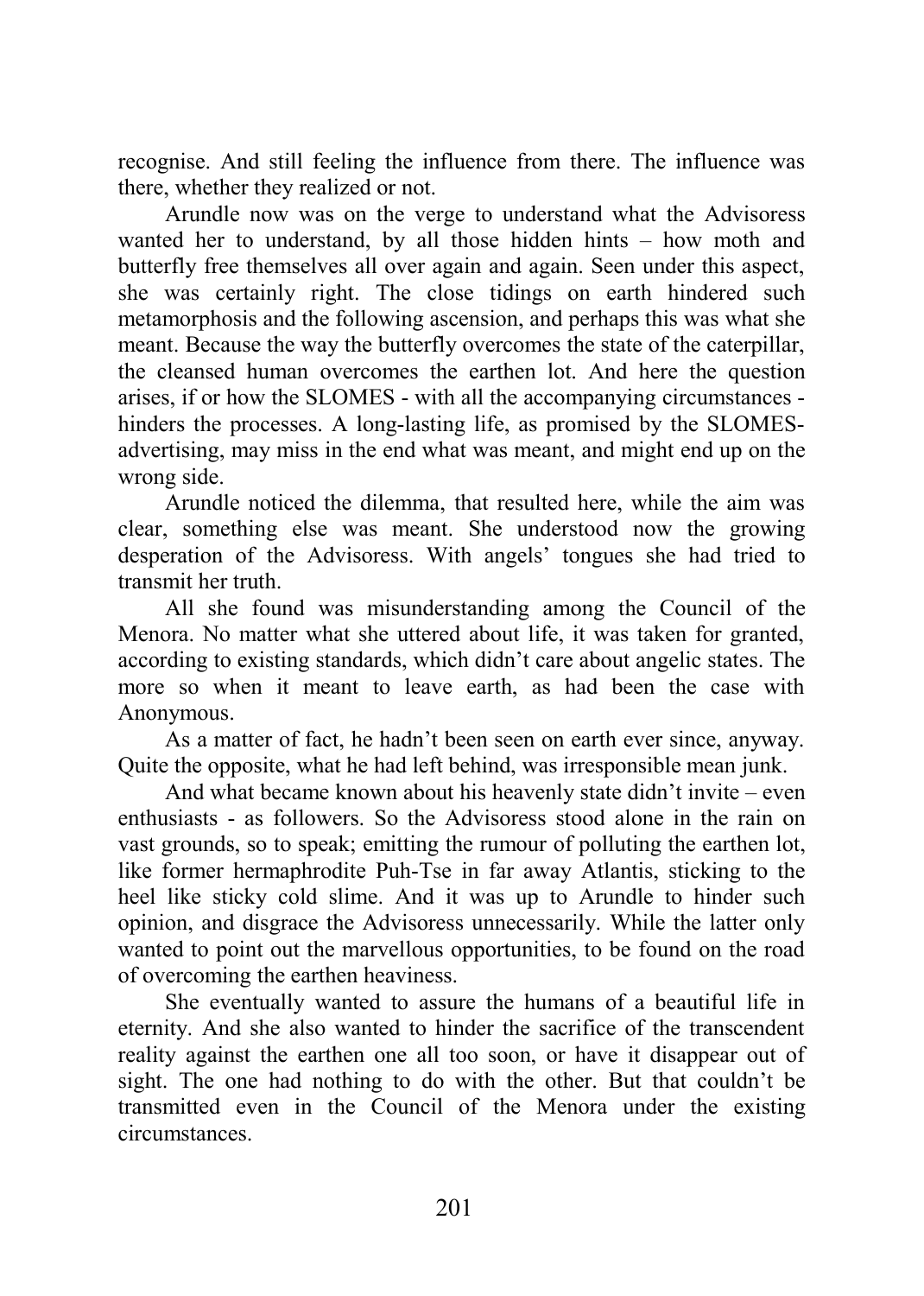recognise. And still feeling the influence from there. The influence was there, whether they realized or not.

Arundle now was on the verge to understand what the Advisoress wanted her to understand, by all those hidden hints – how moth and butterfly free themselves all over again and again. Seen under this aspect, she was certainly right. The close tidings on earth hindered such metamorphosis and the following ascension, and perhaps this was what she meant. Because the way the butterfly overcomes the state of the caterpillar, the cleansed human overcomes the earthen lot. And here the question arises, if or how the SLOMES - with all the accompanying circumstances - hinders the processes. A long-lasting life, as promised by the SLOMES-advertising, may miss in the end what was meant, and might end up on the wrong side.

Arundle noticed the dilemma, that resulted here, while the aim was clear, something else was meant. She understood now the growing desperation of the Advisoress. With angels' tongues she had tried to transmit her truth.

All she found was misunderstanding among the Council of the Menora. No matter what she uttered about life, it was taken for granted, according to existing standards, which didn't care about angelic states. The more so when it meant to leave earth, as had been the case with Anonymous.

As a matter of fact, he hadn't been seen on earth ever since, anyway. Quite the opposite, what he had left behind, was irresponsible mean junk.

And what became known about his heavenly state didn't invite – even enthusiasts - as followers. So the Advisoress stood alone in the rain on vast grounds, so to speak; emitting the rumour of polluting the earthen lot, like former hermaphrodite Puh-Tse in far away Atlantis, sticking to the heel like sticky cold slime. And it was up to Arundle to hinder such opinion, and disgrace the Advisoress unnecessarily. While the latter only wanted to point out the marvellous opportunities, to be found on the road of overcoming the earthen heaviness.

She eventually wanted to assure the humans of a beautiful life in eternity. And she also wanted to hinder the sacrifice of the transcendent reality against the earthen one all too soon, or have it disappear out of sight. The one had nothing to do with the other. But that couldn't be transmitted even in the Council of the Menora under the existing circumstances.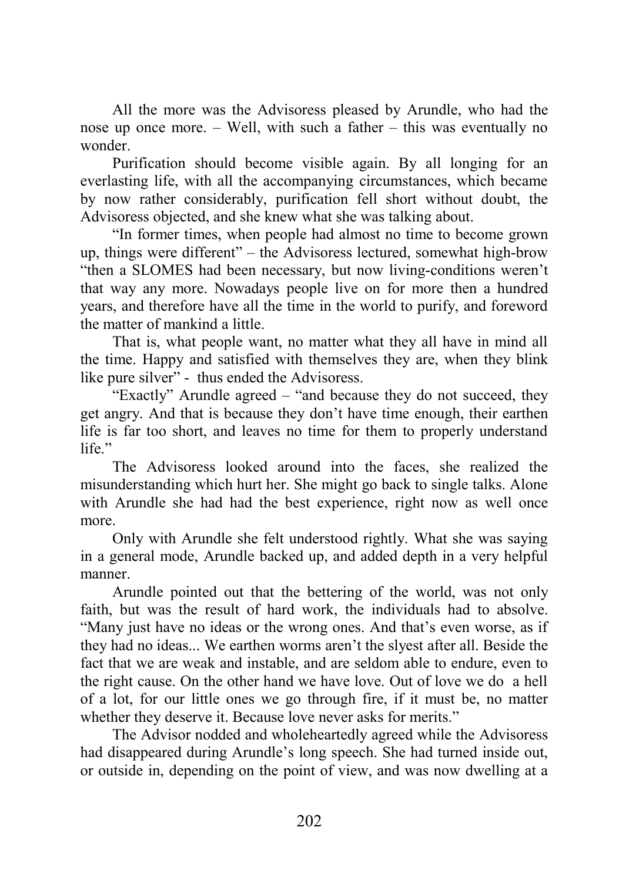All the more was the Advisoress pleased by Arundle, who had the nose up once more. – Well, with such a father – this was eventually no wonder.

Purification should become visible again. By all longing for an everlasting life, with all the accompanying circumstances, which became by now rather considerably, purification fell short without doubt, the Advisoress objected, and she knew what she was talking about.

"In former times, when people had almost no time to become grown up, things were different" – the Advisoress lectured, somewhat high-brow "then a SLOMES had been necessary, but now living-conditions weren't that way any more. Nowadays people live on for more then a hundred years, and therefore have all the time in the world to purify, and foreword the matter of mankind a little.

That is, what people want, no matter what they all have in mind all the time. Happy and satisfied with themselves they are, when they blink like pure silver" - thus ended the Advisoress.

"Exactly" Arundle agreed – "and because they do not succeed, they get angry. And that is because they don't have time enough, their earthen life is far too short, and leaves no time for them to properly understand life."

The Advisoress looked around into the faces, she realized the misunderstanding which hurt her. She might go back to single talks. Alone with Arundle she had had the best experience, right now as well once more.

Only with Arundle she felt understood rightly. What she was saying in a general mode, Arundle backed up, and added depth in a very helpful manner.

Arundle pointed out that the bettering of the world, was not only faith, but was the result of hard work, the individuals had to absolve. "Many just have no ideas or the wrong ones. And that's even worse, as if they had no ideas... We earthen worms aren't the slyest after all. Beside the fact that we are weak and instable, and are seldom able to endure, even to the right cause. On the other hand we have love. Out of love we do a hell of a lot, for our little ones we go through fire, if it must be, no matter whether they deserve it. Because love never asks for merits."

The Advisor nodded and wholeheartedly agreed while the Advisoress had disappeared during Arundle's long speech. She had turned inside out, or outside in, depending on the point of view, and was now dwelling at a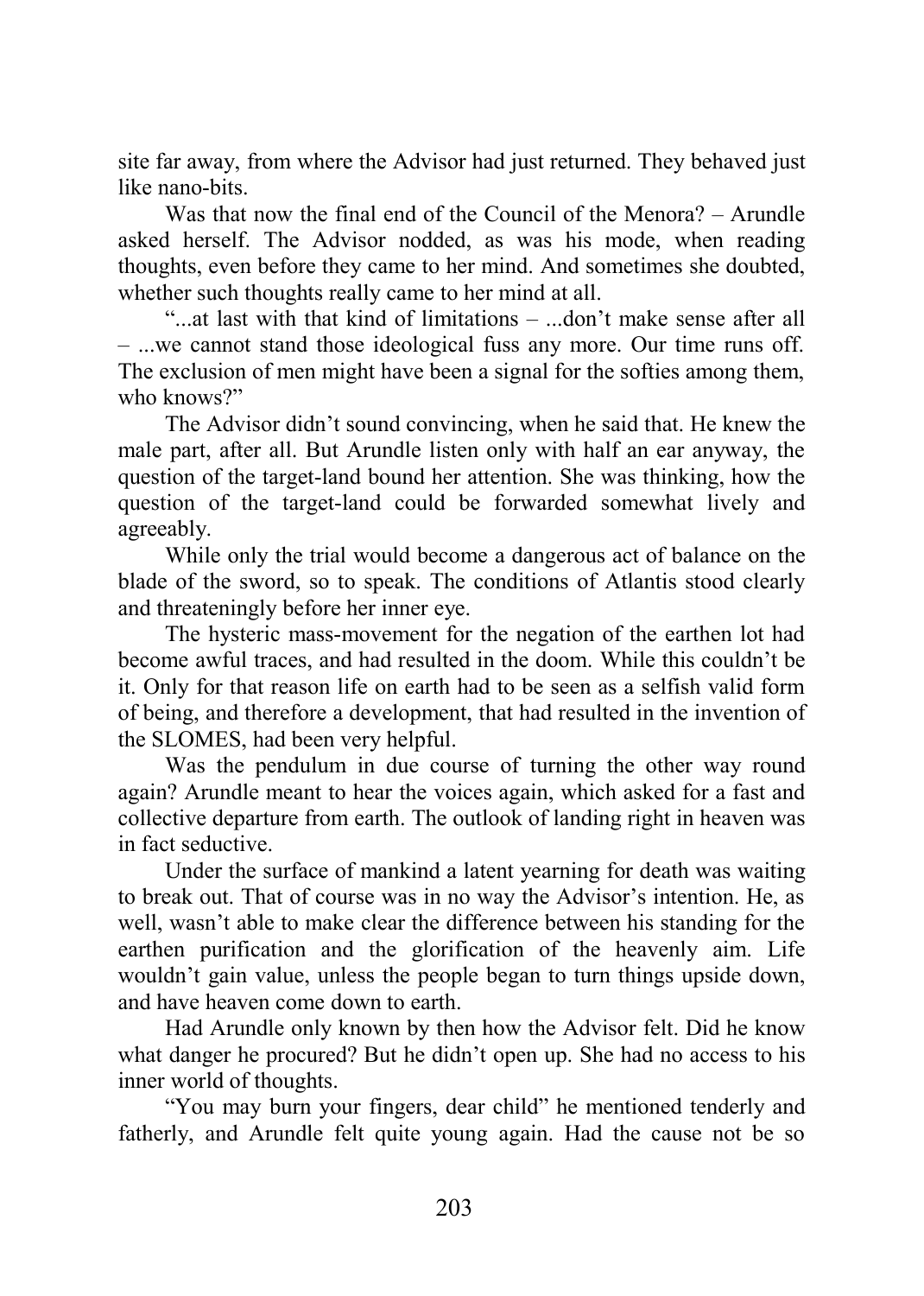site far away, from where the Advisor had just returned. They behaved just like nano-bits.

Was that now the final end of the Council of the Menora? – Arundle asked herself. The Advisor nodded, as was his mode, when reading thoughts, even before they came to her mind. And sometimes she doubted, whether such thoughts really came to her mind at all.

"...at last with that kind of limitations – ...don't make sense after all – ...we cannot stand those ideological fuss any more. Our time runs off. The exclusion of men might have been a signal for the softies among them, who knows?"

The Advisor didn't sound convincing, when he said that. He knew the male part, after all. But Arundle listen only with half an ear anyway, the question of the target-land bound her attention. She was thinking, how the question of the target-land could be forwarded somewhat lively and agreeably.

While only the trial would become a dangerous act of balance on the blade of the sword, so to speak. The conditions of Atlantis stood clearly and threateningly before her inner eye.

The hysteric mass-movement for the negation of the earthen lot had become awful traces, and had resulted in the doom. While this couldn't be it. Only for that reason life on earth had to be seen as a selfish valid form of being, and therefore a development, that had resulted in the invention of the SLOMES, had been very helpful.

Was the pendulum in due course of turning the other way round again? Arundle meant to hear the voices again, which asked for a fast and collective departure from earth. The outlook of landing right in heaven was in fact seductive.

Under the surface of mankind a latent yearning for death was waiting to break out. That of course was in no way the Advisor's intention. He, as well, wasn't able to make clear the difference between his standing for the earthen purification and the glorification of the heavenly aim. Life wouldn't gain value, unless the people began to turn things upside down, and have heaven come down to earth.

Had Arundle only known by then how the Advisor felt. Did he know what danger he procured? But he didn't open up. She had no access to his inner world of thoughts.

"You may burn your fingers, dear child" he mentioned tenderly and fatherly, and Arundle felt quite young again. Had the cause not be so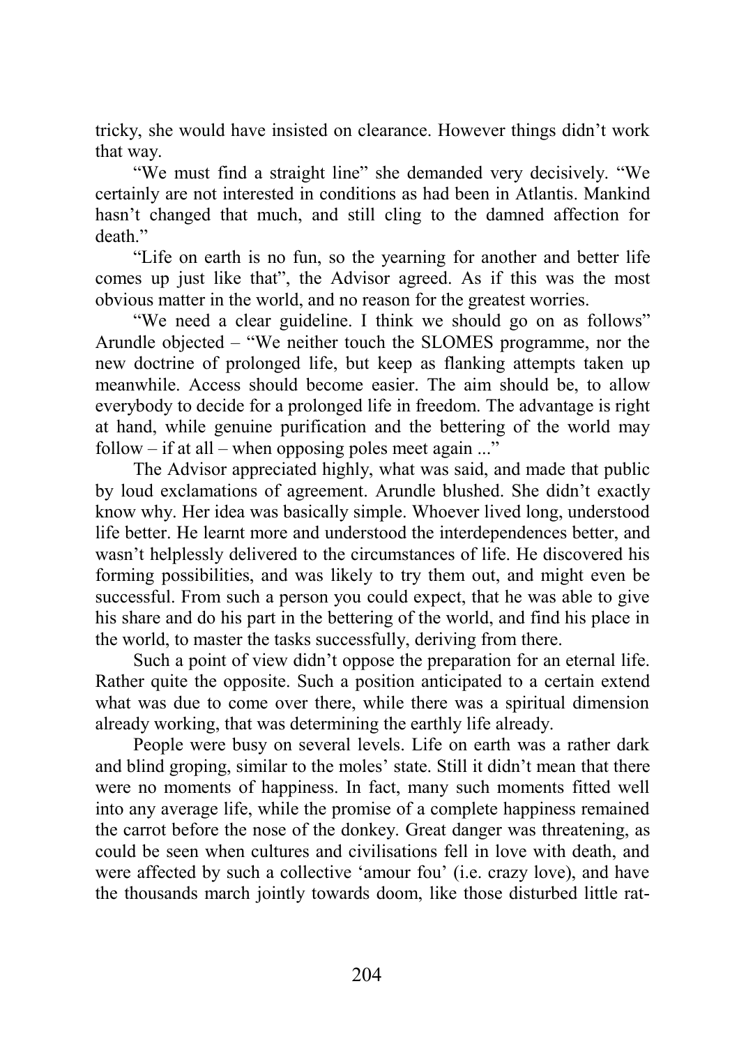tricky, she would have insisted on clearance. However things didn't work that way.

"We must find a straight line" she demanded very decisively. "We certainly are not interested in conditions as had been in Atlantis. Mankind hasn't changed that much, and still cling to the damned affection for death."

"Life on earth is no fun, so the yearning for another and better life comes up just like that", the Advisor agreed. As if this was the most obvious matter in the world, and no reason for the greatest worries.

"We need a clear guideline. I think we should go on as follows" Arundle objected – "We neither touch the SLOMES programme, nor the new doctrine of prolonged life, but keep as flanking attempts taken up meanwhile. Access should become easier. The aim should be, to allow everybody to decide for a prolonged life in freedom. The advantage is right at hand, while genuine purification and the bettering of the world may follow – if at all – when opposing poles meet again ..."

The Advisor appreciated highly, what was said, and made that public by loud exclamations of agreement. Arundle blushed. She didn't exactly know why. Her idea was basically simple. Whoever lived long, understood life better. He learnt more and understood the interdependences better, and wasn't helplessly delivered to the circumstances of life. He discovered his forming possibilities, and was likely to try them out, and might even be successful. From such a person you could expect, that he was able to give his share and do his part in the bettering of the world, and find his place in the world, to master the tasks successfully, deriving from there.

Such a point of view didn't oppose the preparation for an eternal life. Rather quite the opposite. Such a position anticipated to a certain extend what was due to come over there, while there was a spiritual dimension already working, that was determining the earthly life already.

People were busy on several levels. Life on earth was a rather dark and blind groping, similar to the moles' state. Still it didn't mean that there were no moments of happiness. In fact, many such moments fitted well into any average life, while the promise of a complete happiness remained the carrot before the nose of the donkey. Great danger was threatening, as could be seen when cultures and civilisations fell in love with death, and were affected by such a collective 'amour fou' (i.e. crazy love), and have the thousands march jointly towards doom, like those disturbed little rat-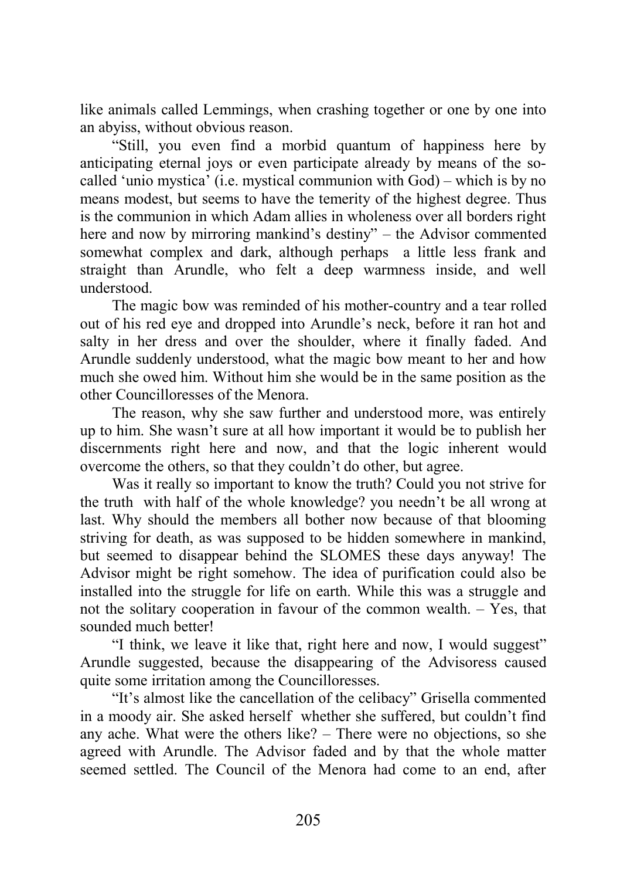like animals called Lemmings, when crashing together or one by one into an abyiss, without obvious reason.

"Still, you even find a morbid quantum of happiness here by anticipating eternal joys or even participate already by means of the so-called 'unio mystica' (i.e. mystical communion with God) – which is by no means modest, but seems to have the temerity of the highest degree. Thus is the communion in which Adam allies in wholeness over all borders right here and now by mirroring mankind's destiny" – the Advisor commented somewhat complex and dark, although perhaps a little less frank and straight than Arundle, who felt a deep warmness inside, and well understood.

The magic bow was reminded of his mother-country and a tear rolled out of his red eye and dropped into Arundle's neck, before it ran hot and salty in her dress and over the shoulder, where it finally faded. And Arundle suddenly understood, what the magic bow meant to her and how much she owed him. Without him she would be in the same position as the other Councilloresses of the Menora.

The reason, why she saw further and understood more, was entirely up to him. She wasn't sure at all how important it would be to publish her discernments right here and now, and that the logic inherent would overcome the others, so that they couldn't do other, but agree.

Was it really so important to know the truth? Could you not strive for the truth with half of the whole knowledge? you needn't be all wrong at last. Why should the members all bother now because of that blooming striving for death, as was supposed to be hidden somewhere in mankind, but seemed to disappear behind the SLOMES these days anyway! The Advisor might be right somehow. The idea of purification could also be installed into the struggle for life on earth. While this was a struggle and not the solitary cooperation in favour of the common wealth. – Yes, that sounded much better!

"I think, we leave it like that, right here and now, I would suggest" Arundle suggested, because the disappearing of the Advisoress caused quite some irritation among the Councilloresses.

"It's almost like the cancellation of the celibacy" Grisella commented in a moody air. She asked herself whether she suffered, but couldn't find any ache. What were the others like? – There were no objections, so she agreed with Arundle. The Advisor faded and by that the whole matter seemed settled. The Council of the Menora had come to an end, after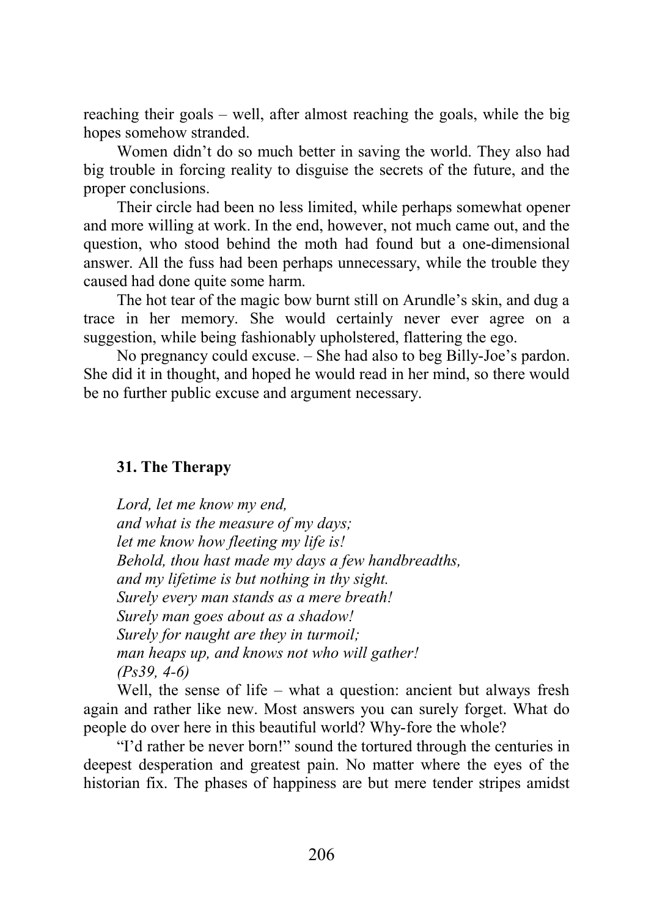reaching their goals – well, after almost reaching the goals, while the big hopes somehow stranded.

Women didn't do so much better in saving the world. They also had big trouble in forcing reality to disguise the secrets of the future, and the proper conclusions.

Their circle had been no less limited, while perhaps somewhat opener and more willing at work. In the end, however, not much came out, and the question, who stood behind the moth had found but a one-dimensional answer. All the fuss had been perhaps unnecessary, while the trouble they caused had done quite some harm.

The hot tear of the magic bow burnt still on Arundle's skin, and dug a trace in her memory. She would certainly never ever agree on a suggestion, while being fashionably upholstered, flattering the ego.

No pregnancy could excuse. – She had also to beg Billy-Joe's pardon. She did it in thought, and hoped he would read in her mind, so there would be no further public excuse and argument necessary.

### 31. The Therapy

*Lord, let me know my end,*
*and what is the measure of my days;*
*let me know how fleeting my life is!*
*Behold, thou hast made my days a few handbreadths,*
*and my lifetime is but nothing in thy sight.*
*Surely every man stands as a mere breath!*
*Surely man goes about as a shadow!*
*Surely for naught are they in turmoil;*
*man heaps up, and knows not who will gather!*
*(Ps39, 4-6)*

Well, the sense of life – what a question: ancient but always fresh again and rather like new. Most answers you can surely forget. What do people do over here in this beautiful world? Why-fore the whole?

"I'd rather be never born!" sound the tortured through the centuries in deepest desperation and greatest pain. No matter where the eyes of the historian fix. The phases of happiness are but mere tender stripes amidst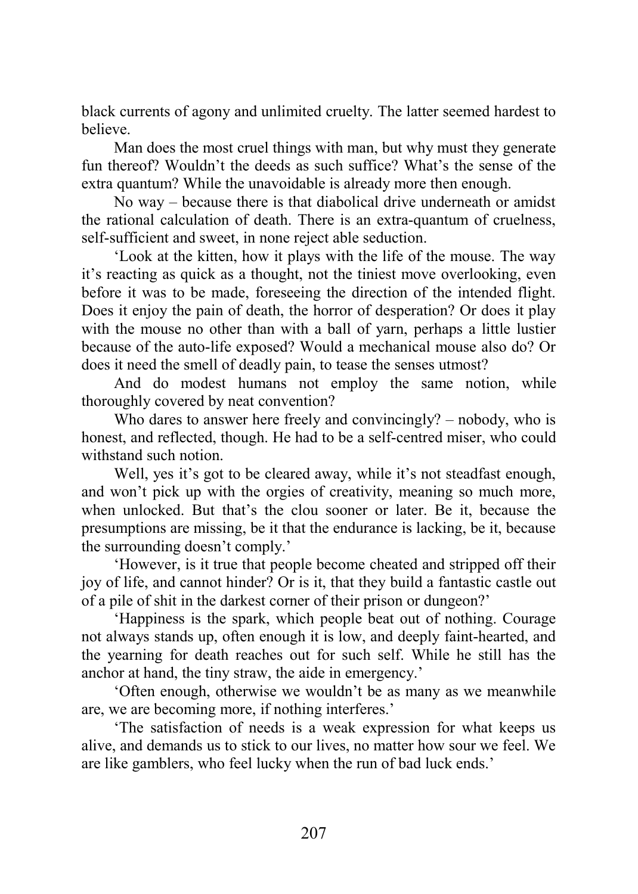black currents of agony and unlimited cruelty. The latter seemed hardest to believe.

Man does the most cruel things with man, but why must they generate fun thereof? Wouldn't the deeds as such suffice? What's the sense of the extra quantum? While the unavoidable is already more then enough.

No way – because there is that diabolical drive underneath or amidst the rational calculation of death. There is an extra-quantum of cruelness, self-sufficient and sweet, in none reject able seduction.

'Look at the kitten, how it plays with the life of the mouse. The way it's reacting as quick as a thought, not the tiniest move overlooking, even before it was to be made, foreseeing the direction of the intended flight. Does it enjoy the pain of death, the horror of desperation? Or does it play with the mouse no other than with a ball of yarn, perhaps a little lustier because of the auto-life exposed? Would a mechanical mouse also do? Or does it need the smell of deadly pain, to tease the senses utmost?

And do modest humans not employ the same notion, while thoroughly covered by neat convention?

Who dares to answer here freely and convincingly? – nobody, who is honest, and reflected, though. He had to be a self-centred miser, who could withstand such notion.

Well, yes it's got to be cleared away, while it's not steadfast enough, and won't pick up with the orgies of creativity, meaning so much more, when unlocked. But that's the clou sooner or later. Be it, because the presumptions are missing, be it that the endurance is lacking, be it, because the surrounding doesn't comply.'

'However, is it true that people become cheated and stripped off their joy of life, and cannot hinder? Or is it, that they build a fantastic castle out of a pile of shit in the darkest corner of their prison or dungeon?'

'Happiness is the spark, which people beat out of nothing. Courage not always stands up, often enough it is low, and deeply faint-hearted, and the yearning for death reaches out for such self. While he still has the anchor at hand, the tiny straw, the aide in emergency.'

'Often enough, otherwise we wouldn't be as many as we meanwhile are, we are becoming more, if nothing interferes.'

'The satisfaction of needs is a weak expression for what keeps us alive, and demands us to stick to our lives, no matter how sour we feel. We are like gamblers, who feel lucky when the run of bad luck ends.'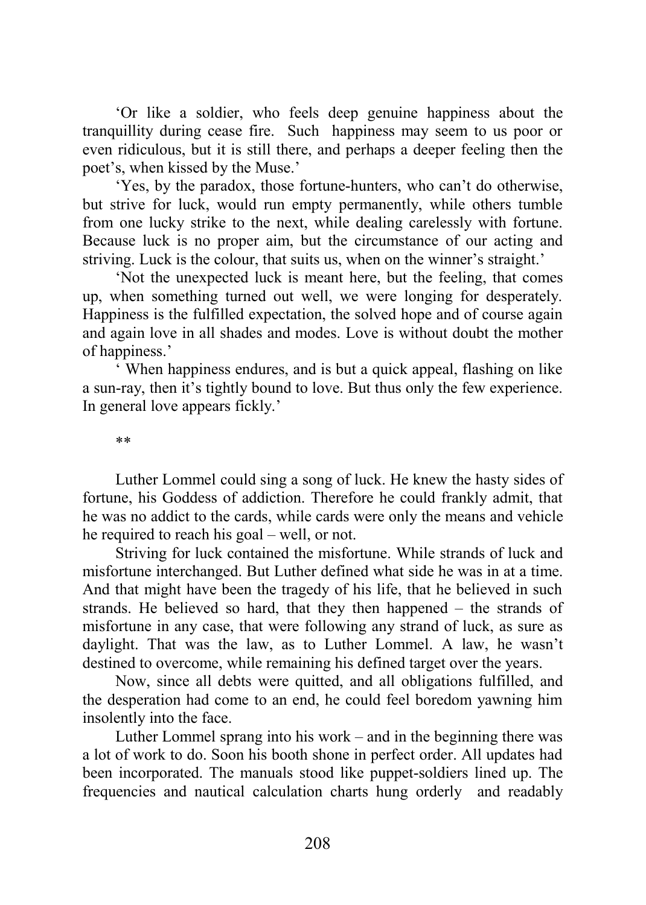‘Or like a soldier, who feels deep genuine happiness about the tranquillity during cease fire. Such happiness may seem to us poor or even ridiculous, but it is still there, and perhaps a deeper feeling then the poet’s, when kissed by the Muse.’

‘Yes, by the paradox, those fortune-hunters, who can’t do otherwise, but strive for luck, would run empty permanently, while others tumble from one lucky strike to the next, while dealing carelessly with fortune. Because luck is no proper aim, but the circumstance of our acting and striving. Luck is the colour, that suits us, when on the winner’s straight.’

‘Not the unexpected luck is meant here, but the feeling, that comes up, when something turned out well, we were longing for desperately. Happiness is the fulfilled expectation, the solved hope and of course again and again love in all shades and modes. Love is without doubt the mother of happiness.’

‘ When happiness endures, and is but a quick appeal, flashing on like a sun-ray, then it’s tightly bound to love. But thus only the few experience. In general love appears fickly.’

**

Luther Lommel could sing a song of luck. He knew the hasty sides of fortune, his Goddess of addiction. Therefore he could frankly admit, that he was no addict to the cards, while cards were only the means and vehicle he required to reach his goal – well, or not.

Striving for luck contained the misfortune. While strands of luck and misfortune interchanged. But Luther defined what side he was in at a time. And that might have been the tragedy of his life, that he believed in such strands. He believed so hard, that they then happened – the strands of misfortune in any case, that were following any strand of luck, as sure as daylight. That was the law, as to Luther Lommel. A law, he wasn’t destined to overcome, while remaining his defined target over the years.

Now, since all debts were quitted, and all obligations fulfilled, and the desperation had come to an end, he could feel boredom yawning him insolently into the face.

Luther Lommel sprang into his work – and in the beginning there was a lot of work to do. Soon his booth shone in perfect order. All updates had been incorporated. The manuals stood like puppet-soldiers lined up. The frequencies and nautical calculation charts hung orderly and readably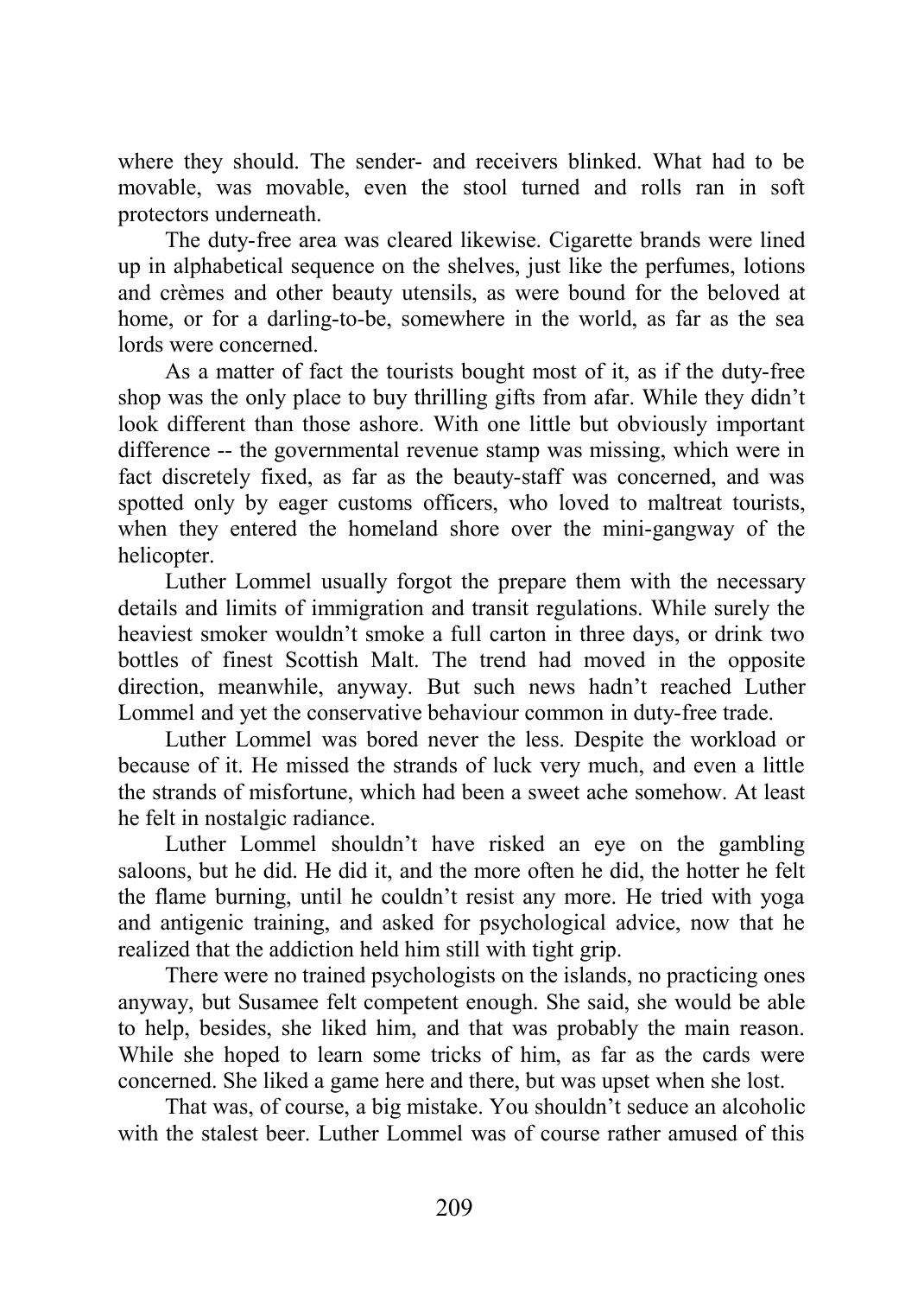where they should. The sender- and receivers blinked. What had to be movable, was movable, even the stool turned and rolls ran in soft protectors underneath.

The duty-free area was cleared likewise. Cigarette brands were lined up in alphabetical sequence on the shelves, just like the perfumes, lotions and crèmes and other beauty utensils, as were bound for the beloved at home, or for a darling-to-be, somewhere in the world, as far as the sea lords were concerned.

As a matter of fact the tourists bought most of it, as if the duty-free shop was the only place to buy thrilling gifts from afar. While they didn't look different than those ashore. With one little but obviously important difference -- the governmental revenue stamp was missing, which were in fact discretely fixed, as far as the beauty-staff was concerned, and was spotted only by eager customs officers, who loved to maltreat tourists, when they entered the homeland shore over the mini-gangway of the helicopter.

Luther Lommel usually forgot the prepare them with the necessary details and limits of immigration and transit regulations. While surely the heaviest smoker wouldn't smoke a full carton in three days, or drink two bottles of finest Scottish Malt. The trend had moved in the opposite direction, meanwhile, anyway. But such news hadn't reached Luther Lommel and yet the conservative behaviour common in duty-free trade.

Luther Lommel was bored never the less. Despite the workload or because of it. He missed the strands of luck very much, and even a little the strands of misfortune, which had been a sweet ache somehow. At least he felt in nostalgic radiance.

Luther Lommel shouldn't have risked an eye on the gambling saloons, but he did. He did it, and the more often he did, the hotter he felt the flame burning, until he couldn't resist any more. He tried with yoga and antigenic training, and asked for psychological advice, now that he realized that the addiction held him still with tight grip.

There were no trained psychologists on the islands, no practicing ones anyway, but Susamee felt competent enough. She said, she would be able to help, besides, she liked him, and that was probably the main reason. While she hoped to learn some tricks of him, as far as the cards were concerned. She liked a game here and there, but was upset when she lost.

That was, of course, a big mistake. You shouldn't seduce an alcoholic with the stalest beer. Luther Lommel was of course rather amused of this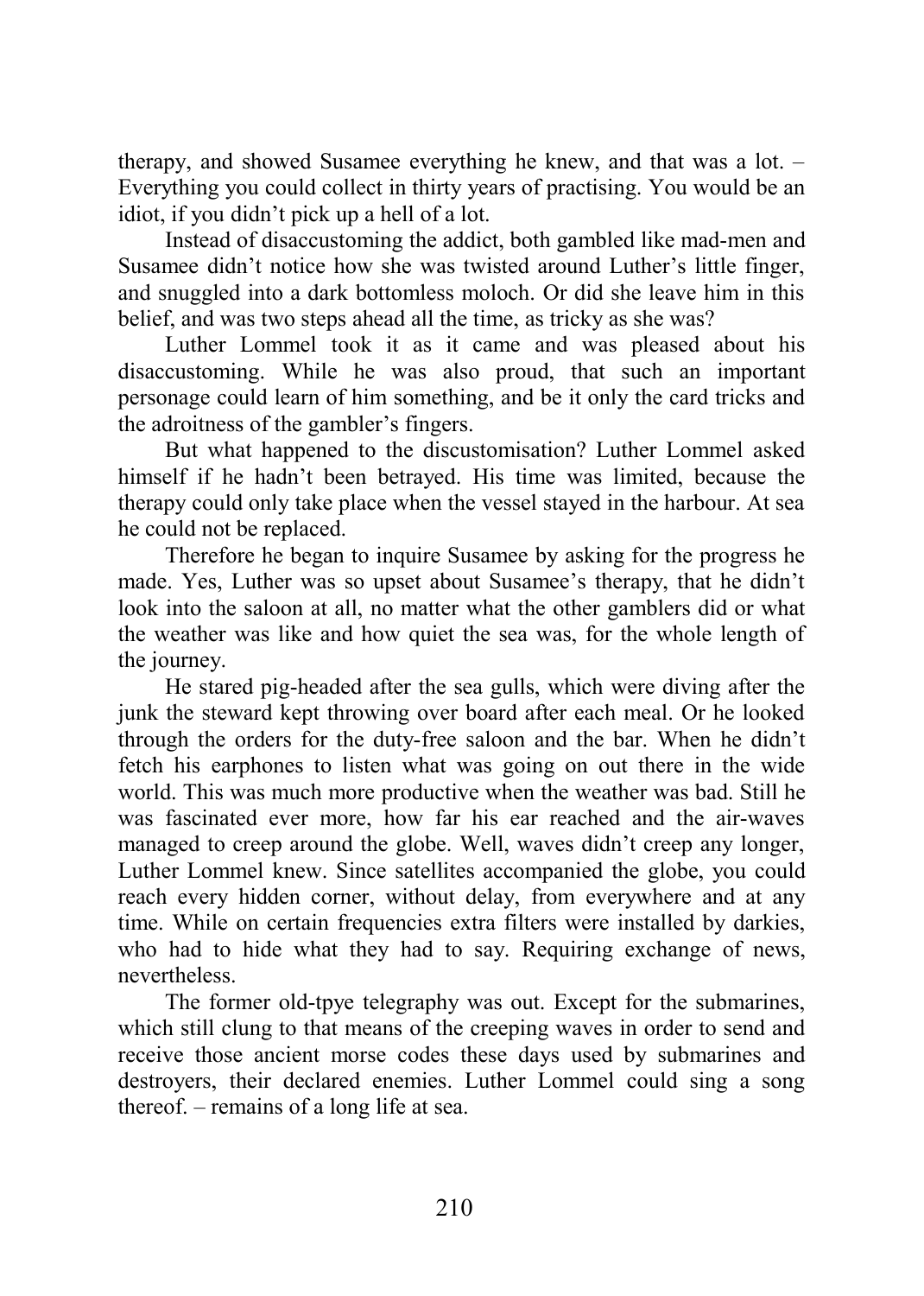therapy, and showed Susamee everything he knew, and that was a lot. – Everything you could collect in thirty years of practising. You would be an idiot, if you didn't pick up a hell of a lot.

Instead of disaccustoming the addict, both gambled like mad-men and Susamee didn't notice how she was twisted around Luther's little finger, and snuggled into a dark bottomless moloch. Or did she leave him in this belief, and was two steps ahead all the time, as tricky as she was?

Luther Lommel took it as it came and was pleased about his disaccustoming. While he was also proud, that such an important personage could learn of him something, and be it only the card tricks and the adroitness of the gambler's fingers.

But what happened to the discustomisation? Luther Lommel asked himself if he hadn't been betrayed. His time was limited, because the therapy could only take place when the vessel stayed in the harbour. At sea he could not be replaced.

Therefore he began to inquire Susamee by asking for the progress he made. Yes, Luther was so upset about Susamee's therapy, that he didn't look into the saloon at all, no matter what the other gamblers did or what the weather was like and how quiet the sea was, for the whole length of the journey.

He stared pig-headed after the sea gulls, which were diving after the junk the steward kept throwing over board after each meal. Or he looked through the orders for the duty-free saloon and the bar. When he didn't fetch his earphones to listen what was going on out there in the wide world. This was much more productive when the weather was bad. Still he was fascinated ever more, how far his ear reached and the air-waves managed to creep around the globe. Well, waves didn't creep any longer, Luther Lommel knew. Since satellites accompanied the globe, you could reach every hidden corner, without delay, from everywhere and at any time. While on certain frequencies extra filters were installed by darkies, who had to hide what they had to say. Requiring exchange of news, nevertheless.

The former old-tpye telegraphy was out. Except for the submarines, which still clung to that means of the creeping waves in order to send and receive those ancient morse codes these days used by submarines and destroyers, their declared enemies. Luther Lommel could sing a song thereof. – remains of a long life at sea.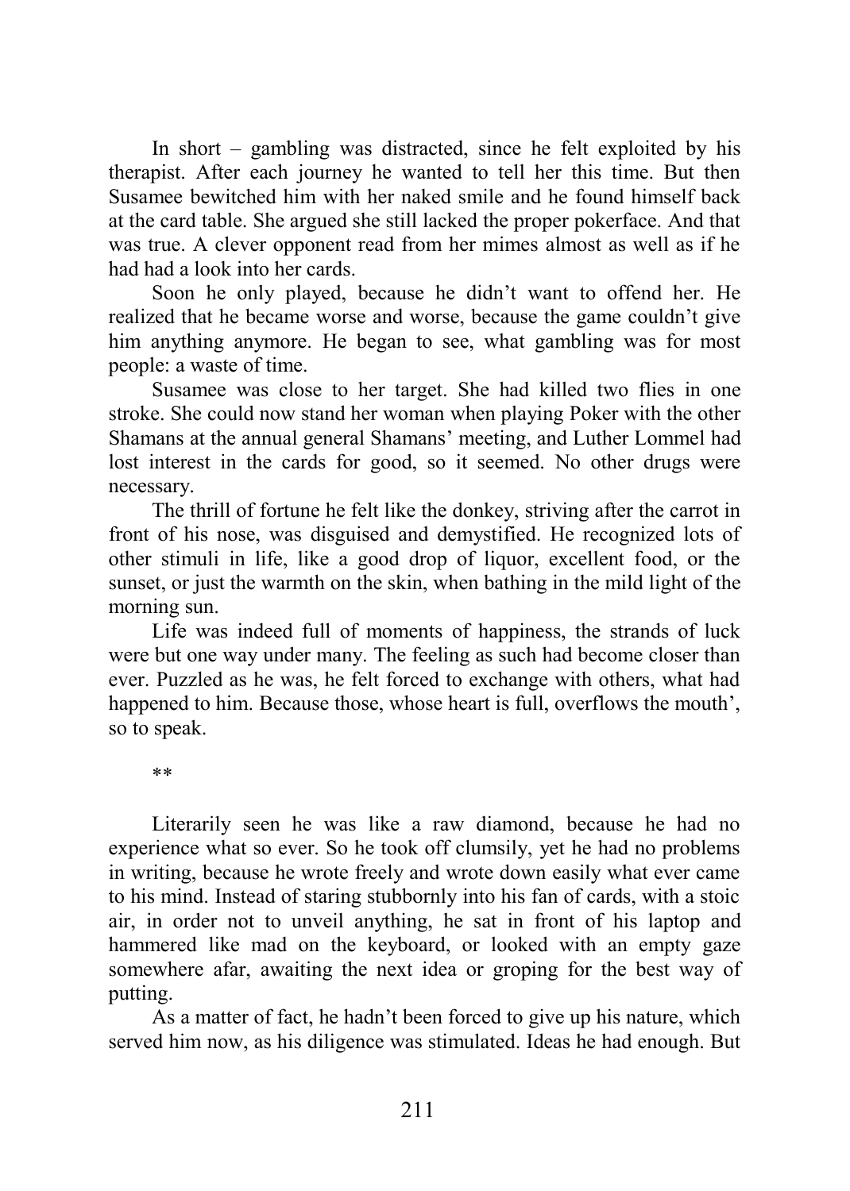In short – gambling was distracted, since he felt exploited by his therapist. After each journey he wanted to tell her this time. But then Susamee bewitched him with her naked smile and he found himself back at the card table. She argued she still lacked the proper pokerface. And that was true. A clever opponent read from her mimes almost as well as if he had had a look into her cards.

Soon he only played, because he didn't want to offend her. He realized that he became worse and worse, because the game couldn't give him anything anymore. He began to see, what gambling was for most people: a waste of time.

Susamee was close to her target. She had killed two flies in one stroke. She could now stand her woman when playing Poker with the other Shamans at the annual general Shamans' meeting, and Luther Lommel had lost interest in the cards for good, so it seemed. No other drugs were necessary.

The thrill of fortune he felt like the donkey, striving after the carrot in front of his nose, was disguised and demystified. He recognized lots of other stimuli in life, like a good drop of liquor, excellent food, or the sunset, or just the warmth on the skin, when bathing in the mild light of the morning sun.

Life was indeed full of moments of happiness, the strands of luck were but one way under many. The feeling as such had become closer than ever. Puzzled as he was, he felt forced to exchange with others, what had happened to him. Because those, whose heart is full, overflows the mouth', so to speak.

**

Literarily seen he was like a raw diamond, because he had no experience what so ever. So he took off clumsily, yet he had no problems in writing, because he wrote freely and wrote down easily what ever came to his mind. Instead of staring stubbornly into his fan of cards, with a stoic air, in order not to unveil anything, he sat in front of his laptop and hammered like mad on the keyboard, or looked with an empty gaze somewhere afar, awaiting the next idea or groping for the best way of putting.

As a matter of fact, he hadn't been forced to give up his nature, which served him now, as his diligence was stimulated. Ideas he had enough. But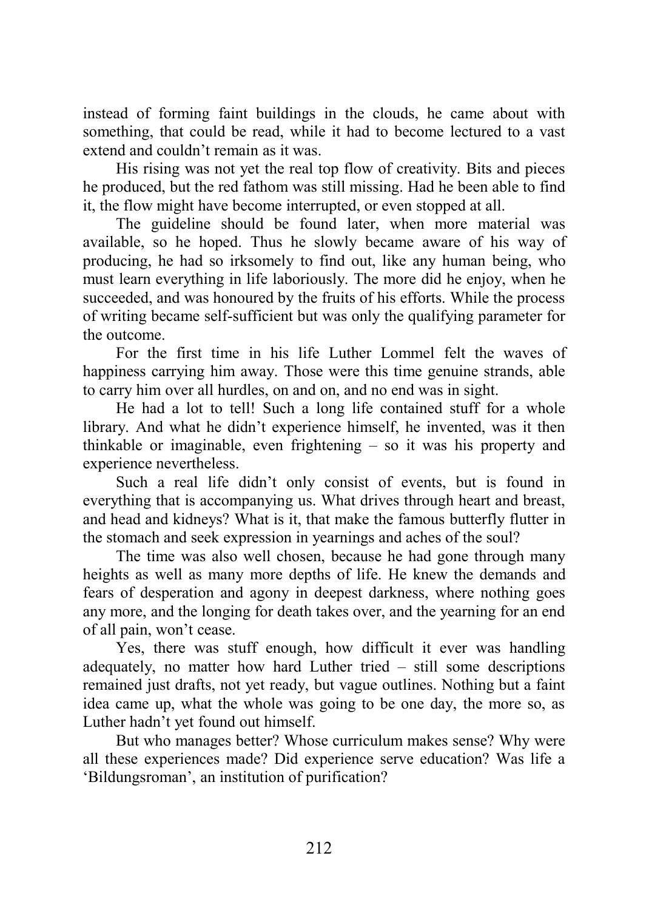instead of forming faint buildings in the clouds, he came about with something, that could be read, while it had to become lectured to a vast extend and couldn't remain as it was.

His rising was not yet the real top flow of creativity. Bits and pieces he produced, but the red fathom was still missing. Had he been able to find it, the flow might have become interrupted, or even stopped at all.

The guideline should be found later, when more material was available, so he hoped. Thus he slowly became aware of his way of producing, he had so irksomely to find out, like any human being, who must learn everything in life laboriously. The more did he enjoy, when he succeeded, and was honoured by the fruits of his efforts. While the process of writing became self-sufficient but was only the qualifying parameter for the outcome.

For the first time in his life Luther Lommel felt the waves of happiness carrying him away. Those were this time genuine strands, able to carry him over all hurdles, on and on, and no end was in sight.

He had a lot to tell! Such a long life contained stuff for a whole library. And what he didn't experience himself, he invented, was it then thinkable or imaginable, even frightening – so it was his property and experience nevertheless.

Such a real life didn't only consist of events, but is found in everything that is accompanying us. What drives through heart and breast, and head and kidneys? What is it, that make the famous butterfly flutter in the stomach and seek expression in yearnings and aches of the soul?

The time was also well chosen, because he had gone through many heights as well as many more depths of life. He knew the demands and fears of desperation and agony in deepest darkness, where nothing goes any more, and the longing for death takes over, and the yearning for an end of all pain, won't cease.

Yes, there was stuff enough, how difficult it ever was handling adequately, no matter how hard Luther tried – still some descriptions remained just drafts, not yet ready, but vague outlines. Nothing but a faint idea came up, what the whole was going to be one day, the more so, as Luther hadn't yet found out himself.

But who manages better? Whose curriculum makes sense? Why were all these experiences made? Did experience serve education? Was life a 'Bildungsroman', an institution of purification?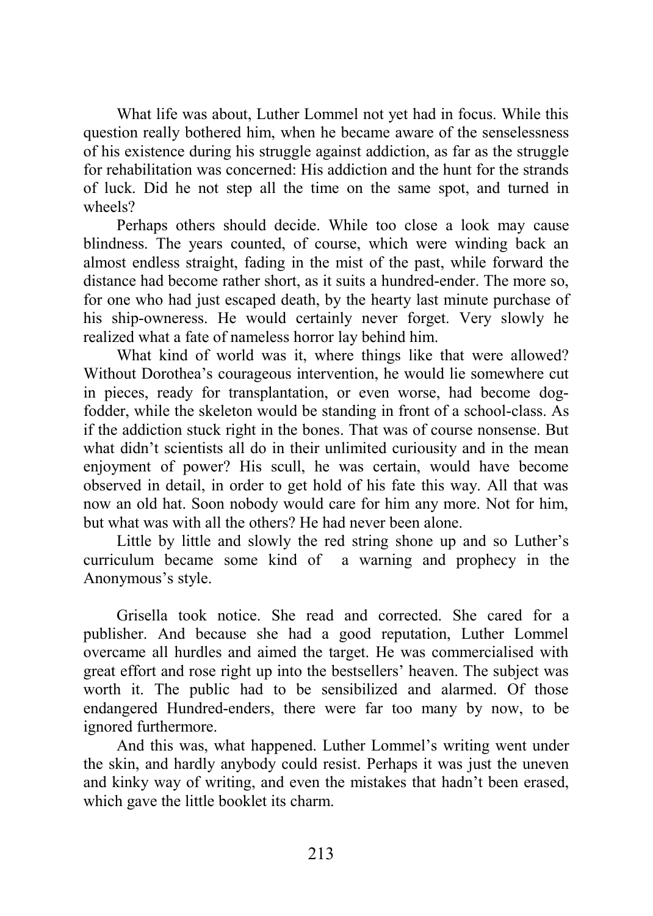What life was about, Luther Lommel not yet had in focus. While this question really bothered him, when he became aware of the senselessness of his existence during his struggle against addiction, as far as the struggle for rehabilitation was concerned: His addiction and the hunt for the strands of luck. Did he not step all the time on the same spot, and turned in wheels?

Perhaps others should decide. While too close a look may cause blindness. The years counted, of course, which were winding back an almost endless straight, fading in the mist of the past, while forward the distance had become rather short, as it suits a hundred-ender. The more so, for one who had just escaped death, by the hearty last minute purchase of his ship-owneress. He would certainly never forget. Very slowly he realized what a fate of nameless horror lay behind him.

What kind of world was it, where things like that were allowed? Without Dorothea's courageous intervention, he would lie somewhere cut in pieces, ready for transplantation, or even worse, had become dog-fodder, while the skeleton would be standing in front of a school-class. As if the addiction stuck right in the bones. That was of course nonsense. But what didn't scientists all do in their unlimited curiousity and in the mean enjoyment of power? His scull, he was certain, would have become observed in detail, in order to get hold of his fate this way. All that was now an old hat. Soon nobody would care for him any more. Not for him, but what was with all the others? He had never been alone.

Little by little and slowly the red string shone up and so Luther's curriculum became some kind of a warning and prophecy in the Anonymous's style.

Grisella took notice. She read and corrected. She cared for a publisher. And because she had a good reputation, Luther Lommel overcame all hurdles and aimed the target. He was commercialised with great effort and rose right up into the bestsellers' heaven. The subject was worth it. The public had to be sensibilized and alarmed. Of those endangered Hundred-enders, there were far too many by now, to be ignored furthermore.

And this was, what happened. Luther Lommel's writing went under the skin, and hardly anybody could resist. Perhaps it was just the uneven and kinky way of writing, and even the mistakes that hadn't been erased, which gave the little booklet its charm.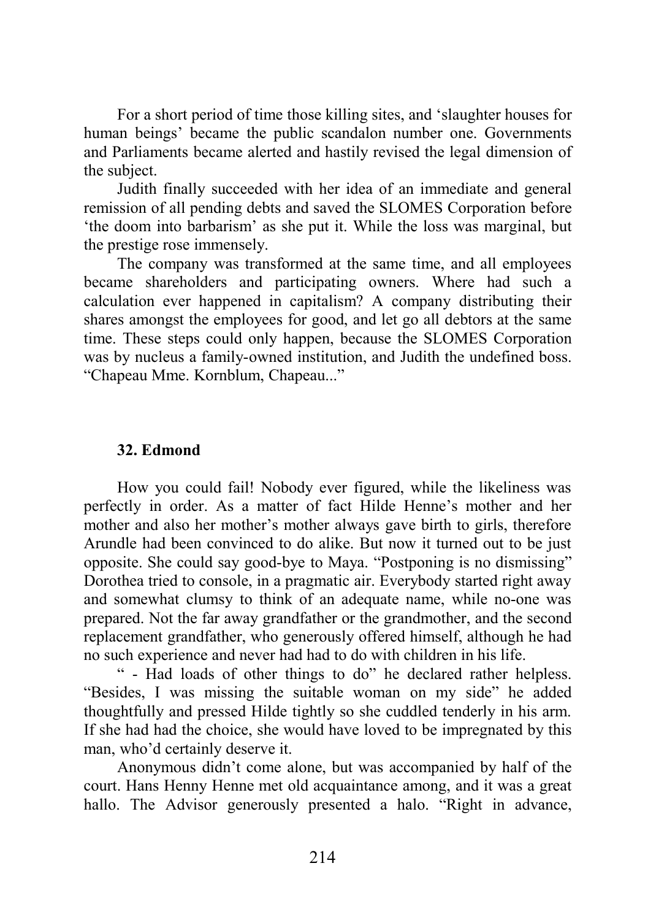For a short period of time those killing sites, and 'slaughter houses for human beings' became the public scandalon number one. Governments and Parliaments became alerted and hastily revised the legal dimension of the subject.

Judith finally succeeded with her idea of an immediate and general remission of all pending debts and saved the SLOMES Corporation before 'the doom into barbarism' as she put it. While the loss was marginal, but the prestige rose immensely.

The company was transformed at the same time, and all employees became shareholders and participating owners. Where had such a calculation ever happened in capitalism? A company distributing their shares amongst the employees for good, and let go all debtors at the same time. These steps could only happen, because the SLOMES Corporation was by nucleus a family-owned institution, and Judith the undefined boss. "Chapeau Mme. Kornblum, Chapeau..."

### 32. Edmond

How you could fail! Nobody ever figured, while the likeliness was perfectly in order. As a matter of fact Hilde Henne's mother and her mother and also her mother's mother always gave birth to girls, therefore Arundle had been convinced to do alike. But now it turned out to be just opposite. She could say good-bye to Maya. "Postponing is no dismissing" Dorothea tried to console, in a pragmatic air. Everybody started right away and somewhat clumsy to think of an adequate name, while no-one was prepared. Not the far away grandfather or the grandmother, and the second replacement grandfather, who generously offered himself, although he had no such experience and never had had to do with children in his life.

" - Had loads of other things to do" he declared rather helpless. "Besides, I was missing the suitable woman on my side" he added thoughtfully and pressed Hilde tightly so she cuddled tenderly in his arm. If she had had the choice, she would have loved to be impregnated by this man, who'd certainly deserve it.

Anonymous didn't come alone, but was accompanied by half of the court. Hans Henny Henne met old acquaintance among, and it was a great hallo. The Advisor generously presented a halo. "Right in advance,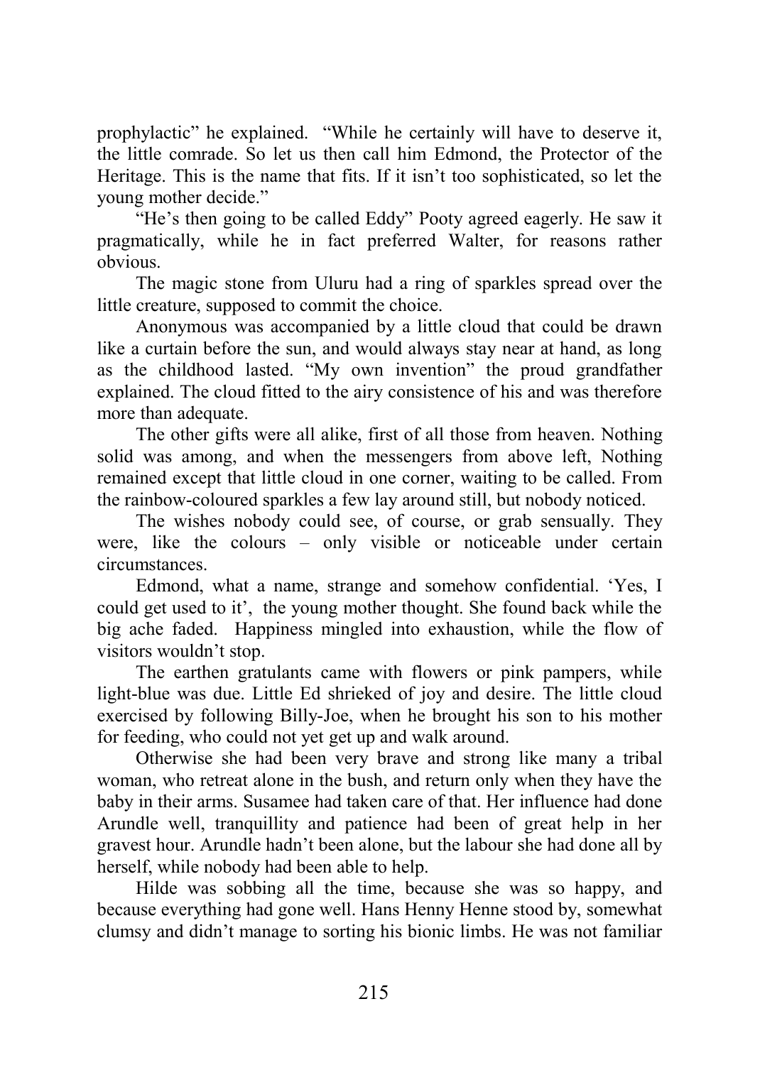prophylactic" he explained. "While he certainly will have to deserve it, the little comrade. So let us then call him Edmond, the Protector of the Heritage. This is the name that fits. If it isn't too sophisticated, so let the young mother decide."

"He's then going to be called Eddy" Pooty agreed eagerly. He saw it pragmatically, while he in fact preferred Walter, for reasons rather obvious.

The magic stone from Uluru had a ring of sparkles spread over the little creature, supposed to commit the choice.

Anonymous was accompanied by a little cloud that could be drawn like a curtain before the sun, and would always stay near at hand, as long as the childhood lasted. "My own invention" the proud grandfather explained. The cloud fitted to the airy consistence of his and was therefore more than adequate.

The other gifts were all alike, first of all those from heaven. Nothing solid was among, and when the messengers from above left, Nothing remained except that little cloud in one corner, waiting to be called. From the rainbow-coloured sparkles a few lay around still, but nobody noticed.

The wishes nobody could see, of course, or grab sensually. They were, like the colours – only visible or noticeable under certain circumstances.

Edmond, what a name, strange and somehow confidential. 'Yes, I could get used to it', the young mother thought. She found back while the big ache faded. Happiness mingled into exhaustion, while the flow of visitors wouldn't stop.

The earthen gratulants came with flowers or pink pampers, while light-blue was due. Little Ed shrieked of joy and desire. The little cloud exercised by following Billy-Joe, when he brought his son to his mother for feeding, who could not yet get up and walk around.

Otherwise she had been very brave and strong like many a tribal woman, who retreat alone in the bush, and return only when they have the baby in their arms. Susamee had taken care of that. Her influence had done Arundle well, tranquillity and patience had been of great help in her gravest hour. Arundle hadn't been alone, but the labour she had done all by herself, while nobody had been able to help.

Hilde was sobbing all the time, because she was so happy, and because everything had gone well. Hans Henny Henne stood by, somewhat clumsy and didn't manage to sorting his bionic limbs. He was not familiar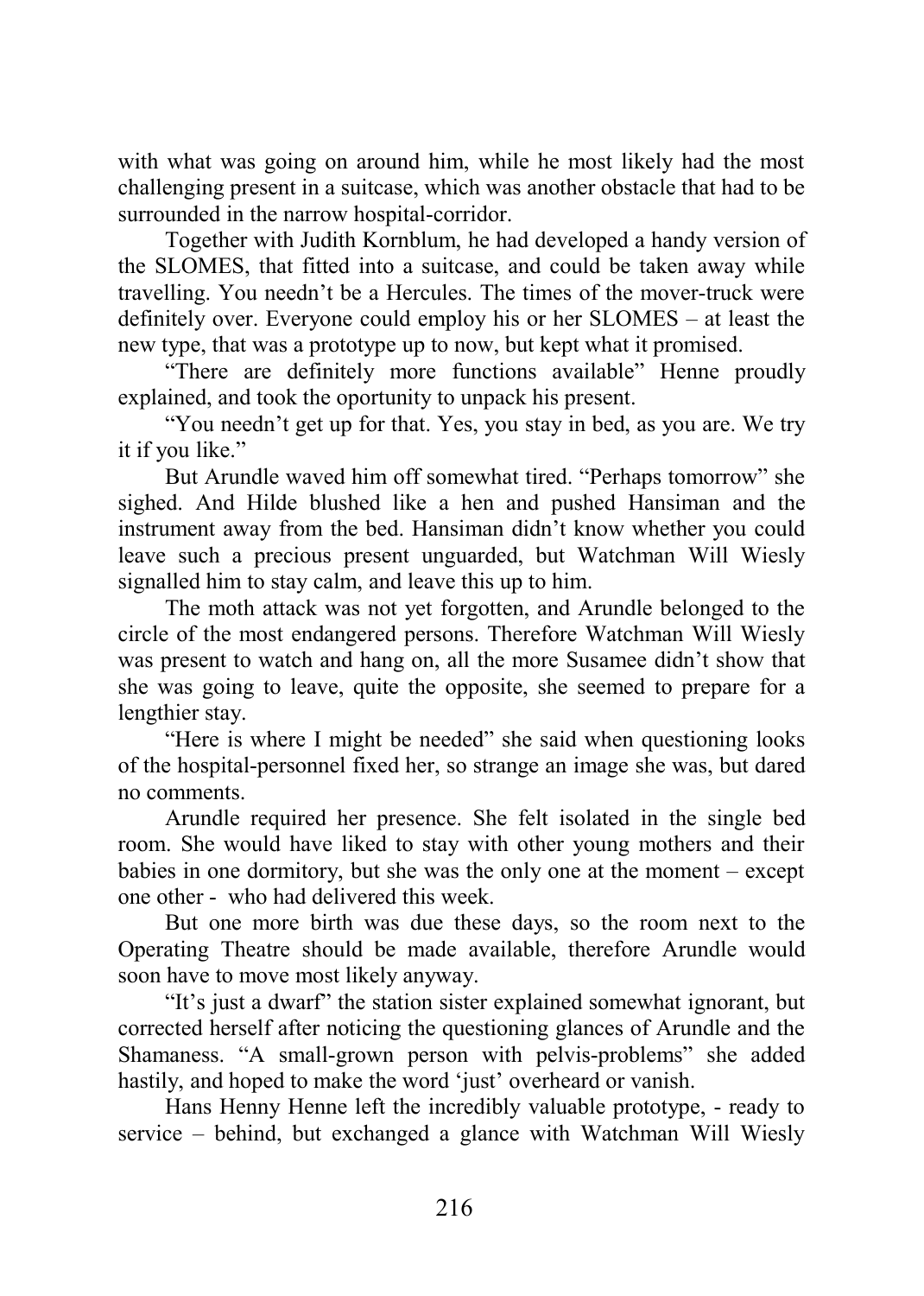with what was going on around him, while he most likely had the most challenging present in a suitcase, which was another obstacle that had to be surrounded in the narrow hospital-corridor.

Together with Judith Kornblum, he had developed a handy version of the SLOMES, that fitted into a suitcase, and could be taken away while travelling. You needn't be a Hercules. The times of the mover-truck were definitely over. Everyone could employ his or her SLOMES – at least the new type, that was a prototype up to now, but kept what it promised.

"There are definitely more functions available" Henne proudly explained, and took the oportunity to unpack his present.

"You needn't get up for that. Yes, you stay in bed, as you are. We try it if you like."

But Arundle waved him off somewhat tired. "Perhaps tomorrow" she sighed. And Hilde blushed like a hen and pushed Hansiman and the instrument away from the bed. Hansiman didn't know whether you could leave such a precious present unguarded, but Watchman Will Wiesly signalled him to stay calm, and leave this up to him.

The moth attack was not yet forgotten, and Arundle belonged to the circle of the most endangered persons. Therefore Watchman Will Wiesly was present to watch and hang on, all the more Susamee didn't show that she was going to leave, quite the opposite, she seemed to prepare for a lengthier stay.

"Here is where I might be needed" she said when questioning looks of the hospital-personnel fixed her, so strange an image she was, but dared no comments.

Arundle required her presence. She felt isolated in the single bed room. She would have liked to stay with other young mothers and their babies in one dormitory, but she was the only one at the moment – except one other - who had delivered this week.

But one more birth was due these days, so the room next to the Operating Theatre should be made available, therefore Arundle would soon have to move most likely anyway.

"It's just a dwarf" the station sister explained somewhat ignorant, but corrected herself after noticing the questioning glances of Arundle and the Shamaness. "A small-grown person with pelvis-problems" she added hastily, and hoped to make the word 'just' overheard or vanish.

Hans Henny Henne left the incredibly valuable prototype, - ready to service – behind, but exchanged a glance with Watchman Will Wiesly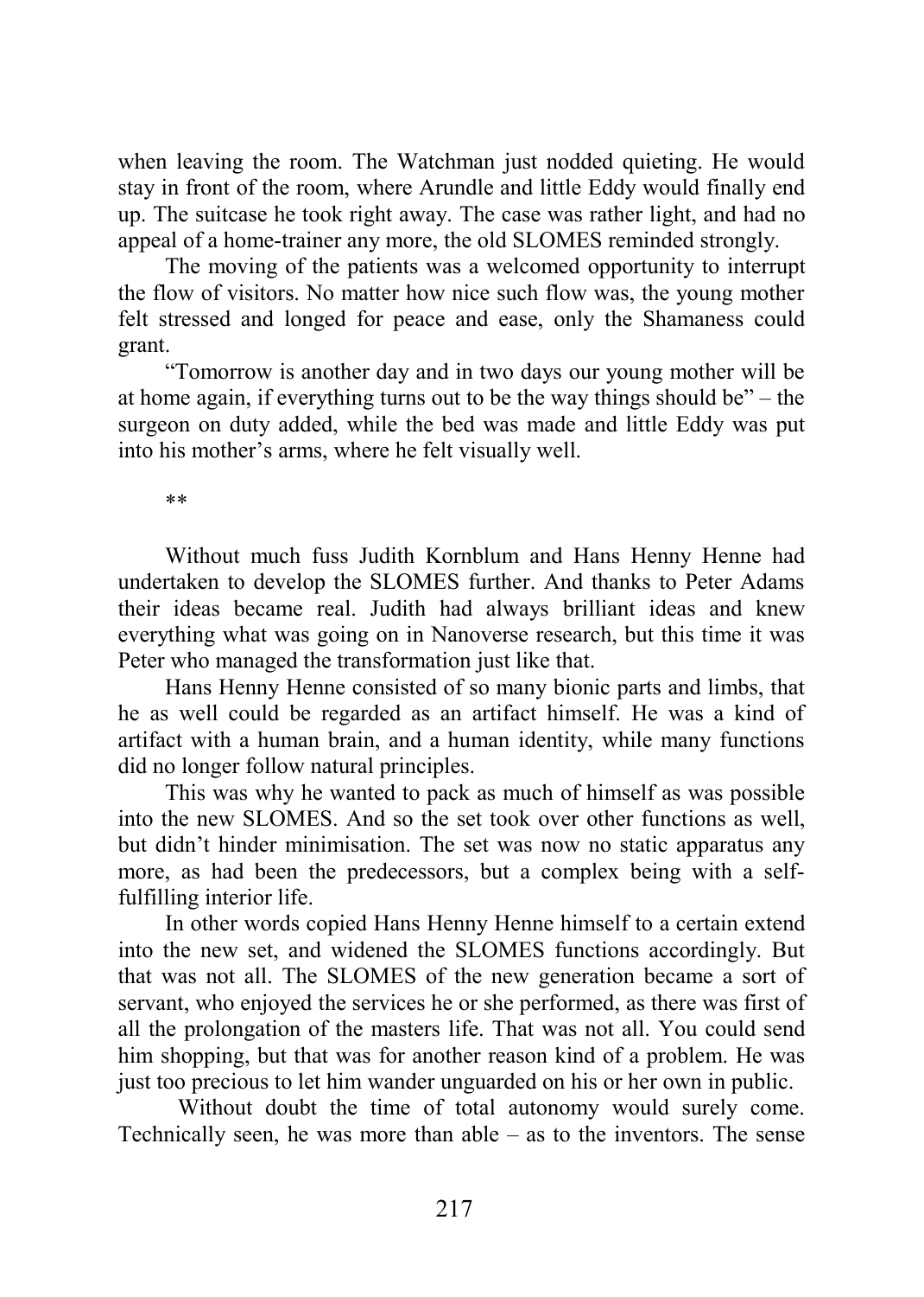when leaving the room. The Watchman just nodded quieting. He would stay in front of the room, where Arundle and little Eddy would finally end up. The suitcase he took right away. The case was rather light, and had no appeal of a home-trainer any more, the old SLOMES reminded strongly.

The moving of the patients was a welcomed opportunity to interrupt the flow of visitors. No matter how nice such flow was, the young mother felt stressed and longed for peace and ease, only the Shamaness could grant.

"Tomorrow is another day and in two days our young mother will be at home again, if everything turns out to be the way things should be" – the surgeon on duty added, while the bed was made and little Eddy was put into his mother's arms, where he felt visually well.

**

Without much fuss Judith Kornblum and Hans Henny Henne had undertaken to develop the SLOMES further. And thanks to Peter Adams their ideas became real. Judith had always brilliant ideas and knew everything what was going on in Nanoverse research, but this time it was Peter who managed the transformation just like that.

Hans Henny Henne consisted of so many bionic parts and limbs, that he as well could be regarded as an artifact himself. He was a kind of artifact with a human brain, and a human identity, while many functions did no longer follow natural principles.

This was why he wanted to pack as much of himself as was possible into the new SLOMES. And so the set took over other functions as well, but didn't hinder minimisation. The set was now no static apparatus any more, as had been the predecessors, but a complex being with a self-fulfilling interior life.

In other words copied Hans Henny Henne himself to a certain extend into the new set, and widened the SLOMES functions accordingly. But that was not all. The SLOMES of the new generation became a sort of servant, who enjoyed the services he or she performed, as there was first of all the prolongation of the masters life. That was not all. You could send him shopping, but that was for another reason kind of a problem. He was just too precious to let him wander unguarded on his or her own in public.

Without doubt the time of total autonomy would surely come. Technically seen, he was more than able – as to the inventors. The sense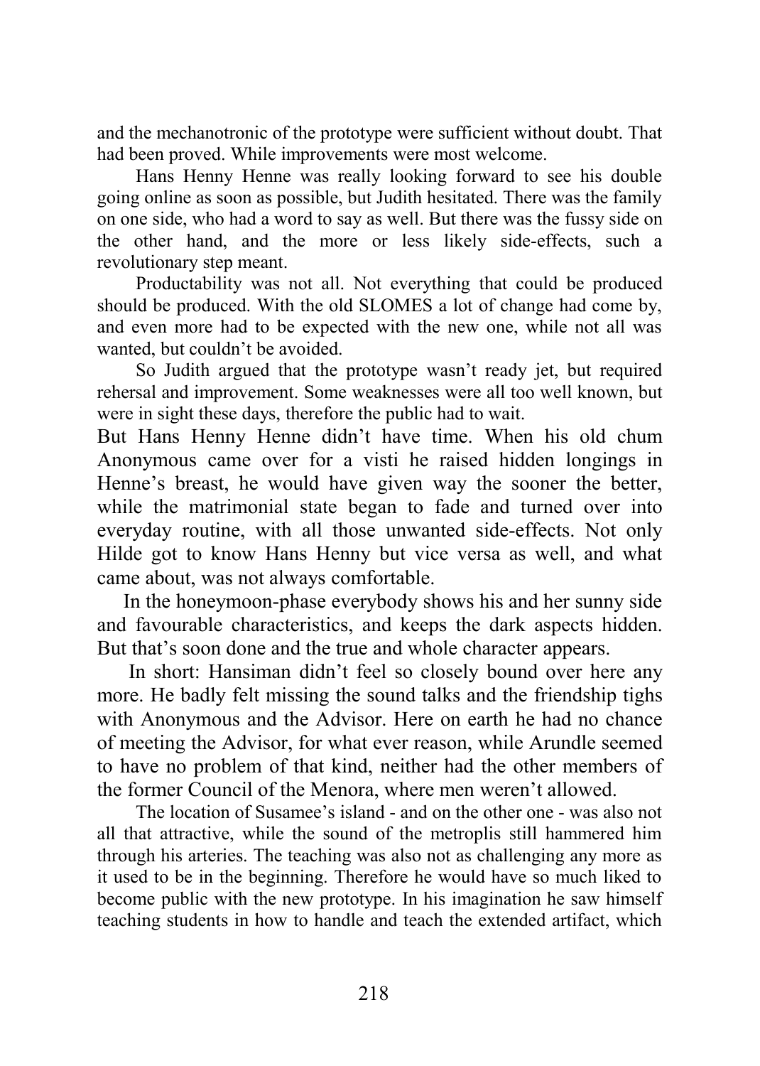and the mechanotronic of the prototype were sufficient without doubt. That had been proved. While improvements were most welcome.

Hans Henny Henne was really looking forward to see his double going online as soon as possible, but Judith hesitated. There was the family on one side, who had a word to say as well. But there was the fussy side on the other hand, and the more or less likely side-effects, such a revolutionary step meant.

Productability was not all. Not everything that could be produced should be produced. With the old SLOMES a lot of change had come by, and even more had to be expected with the new one, while not all was wanted, but couldn't be avoided.

So Judith argued that the prototype wasn't ready jet, but required rehersal and improvement. Some weaknesses were all too well known, but were in sight these days, therefore the public had to wait.

But Hans Henny Henne didn't have time. When his old chum Anonymous came over for a visti he raised hidden longings in Henne's breast, he would have given way the sooner the better, while the matrimonial state began to fade and turned over into everyday routine, with all those unwanted side-effects. Not only Hilde got to know Hans Henny but vice versa as well, and what came about, was not always comfortable.

In the honeymoon-phase everybody shows his and her sunny side and favourable characteristics, and keeps the dark aspects hidden. But that's soon done and the true and whole character appears.

In short: Hansiman didn't feel so closely bound over here any more. He badly felt missing the sound talks and the friendship tighs with Anonymous and the Advisor. Here on earth he had no chance of meeting the Advisor, for what ever reason, while Arundle seemed to have no problem of that kind, neither had the other members of the former Council of the Menora, where men weren't allowed.

The location of Susamee's island - and on the other one - was also not all that attractive, while the sound of the metroplis still hammered him through his arteries. The teaching was also not as challenging any more as it used to be in the beginning. Therefore he would have so much liked to become public with the new prototype. In his imagination he saw himself teaching students in how to handle and teach the extended artifact, which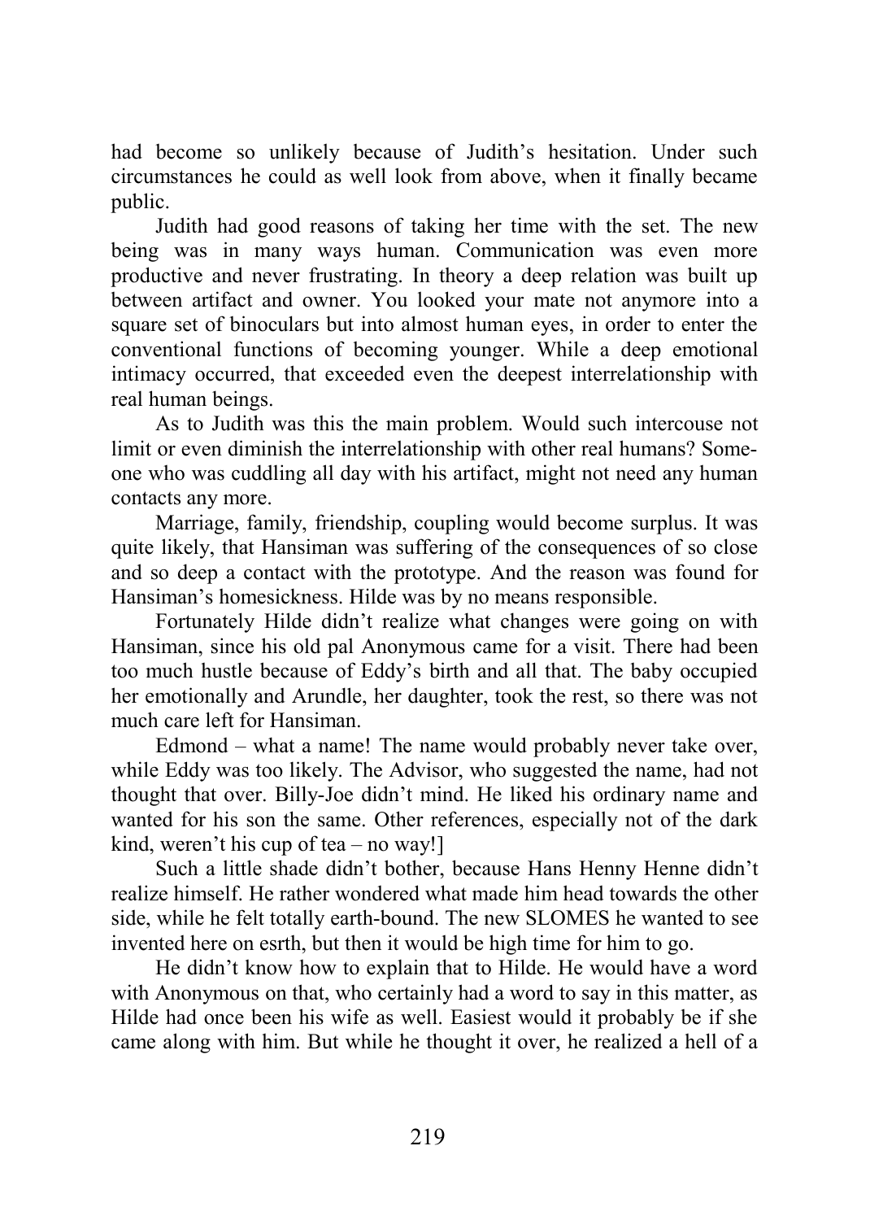had become so unlikely because of Judith's hesitation. Under such circumstances he could as well look from above, when it finally became public.

Judith had good reasons of taking her time with the set. The new being was in many ways human. Communication was even more productive and never frustrating. In theory a deep relation was built up between artifact and owner. You looked your mate not anymore into a square set of binoculars but into almost human eyes, in order to enter the conventional functions of becoming younger. While a deep emotional intimacy occurred, that exceeded even the deepest interrelationship with real human beings.

As to Judith was this the main problem. Would such intercouse not limit or even diminish the interrelationship with other real humans? Someone who was cuddling all day with his artifact, might not need any human contacts any more.

Marriage, family, friendship, coupling would become surplus. It was quite likely, that Hansiman was suffering of the consequences of so close and so deep a contact with the prototype. And the reason was found for Hansiman's homesickness. Hilde was by no means responsible.

Fortunately Hilde didn't realize what changes were going on with Hansiman, since his old pal Anonymous came for a visit. There had been too much hustle because of Eddy's birth and all that. The baby occupied her emotionally and Arundle, her daughter, took the rest, so there was not much care left for Hansiman.

Edmond – what a name! The name would probably never take over, while Eddy was too likely. The Advisor, who suggested the name, had not thought that over. Billy-Joe didn't mind. He liked his ordinary name and wanted for his son the same. Other references, especially not of the dark kind, weren't his cup of tea – no way!]

Such a little shade didn't bother, because Hans Henny Henne didn't realize himself. He rather wondered what made him head towards the other side, while he felt totally earth-bound. The new SLOMES he wanted to see invented here on esrth, but then it would be high time for him to go.

He didn't know how to explain that to Hilde. He would have a word with Anonymous on that, who certainly had a word to say in this matter, as Hilde had once been his wife as well. Easiest would it probably be if she came along with him. But while he thought it over, he realized a hell of a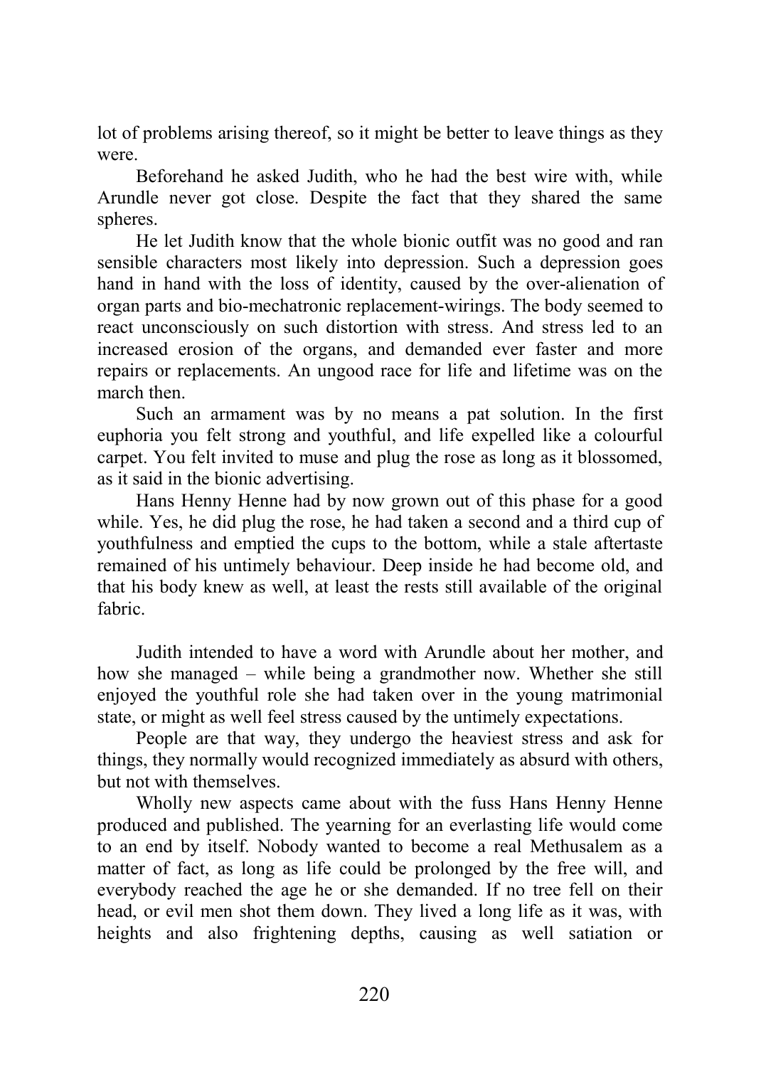lot of problems arising thereof, so it might be better to leave things as they were.

Beforehand he asked Judith, who he had the best wire with, while Arundle never got close. Despite the fact that they shared the same spheres.

He let Judith know that the whole bionic outfit was no good and ran sensible characters most likely into depression. Such a depression goes hand in hand with the loss of identity, caused by the over-alienation of organ parts and bio-mechatronic replacement-wirings. The body seemed to react unconsciously on such distortion with stress. And stress led to an increased erosion of the organs, and demanded ever faster and more repairs or replacements. An ungood race for life and lifetime was on the march then.

Such an armament was by no means a pat solution. In the first euphoria you felt strong and youthful, and life expelled like a colourful carpet. You felt invited to muse and plug the rose as long as it blossomed, as it said in the bionic advertising.

Hans Henny Henne had by now grown out of this phase for a good while. Yes, he did plug the rose, he had taken a second and a third cup of youthfulness and emptied the cups to the bottom, while a stale aftertaste remained of his untimely behaviour. Deep inside he had become old, and that his body knew as well, at least the rests still available of the original fabric.

Judith intended to have a word with Arundle about her mother, and how she managed – while being a grandmother now. Whether she still enjoyed the youthful role she had taken over in the young matrimonial state, or might as well feel stress caused by the untimely expectations.

People are that way, they undergo the heaviest stress and ask for things, they normally would recognized immediately as absurd with others, but not with themselves.

Wholly new aspects came about with the fuss Hans Henny Henne produced and published. The yearning for an everlasting life would come to an end by itself. Nobody wanted to become a real Methusalem as a matter of fact, as long as life could be prolonged by the free will, and everybody reached the age he or she demanded. If no tree fell on their head, or evil men shot them down. They lived a long life as it was, with heights and also frightening depths, causing as well satiation or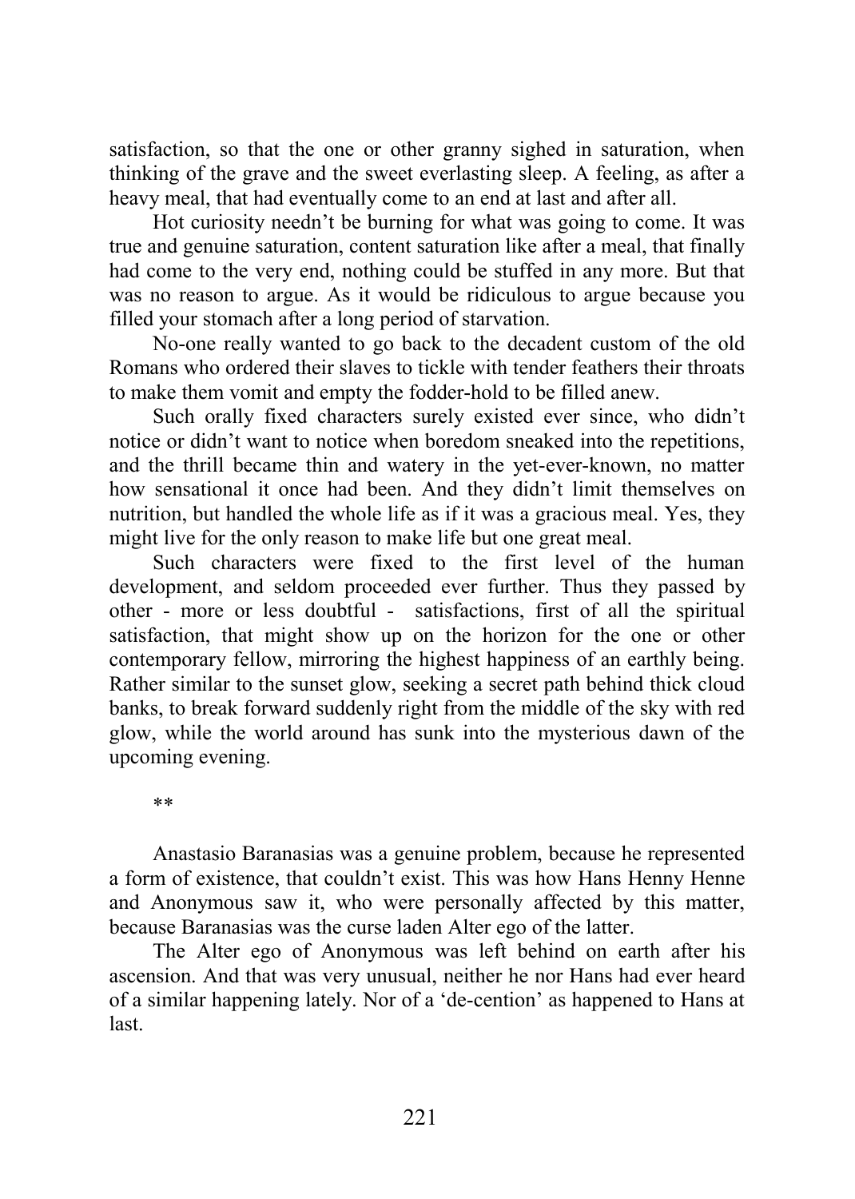satisfaction, so that the one or other granny sighed in saturation, when thinking of the grave and the sweet everlasting sleep. A feeling, as after a heavy meal, that had eventually come to an end at last and after all.

Hot curiosity needn't be burning for what was going to come. It was true and genuine saturation, content saturation like after a meal, that finally had come to the very end, nothing could be stuffed in any more. But that was no reason to argue. As it would be ridiculous to argue because you filled your stomach after a long period of starvation.

No-one really wanted to go back to the decadent custom of the old Romans who ordered their slaves to tickle with tender feathers their throats to make them vomit and empty the fodder-hold to be filled anew.

Such orally fixed characters surely existed ever since, who didn't notice or didn't want to notice when boredom sneaked into the repetitions, and the thrill became thin and watery in the yet-ever-known, no matter how sensational it once had been. And they didn't limit themselves on nutrition, but handled the whole life as if it was a gracious meal. Yes, they might live for the only reason to make life but one great meal.

Such characters were fixed to the first level of the human development, and seldom proceeded ever further. Thus they passed by other - more or less doubtful - satisfactions, first of all the spiritual satisfaction, that might show up on the horizon for the one or other contemporary fellow, mirroring the highest happiness of an earthly being. Rather similar to the sunset glow, seeking a secret path behind thick cloud banks, to break forward suddenly right from the middle of the sky with red glow, while the world around has sunk into the mysterious dawn of the upcoming evening.

**

Anastasio Baranasias was a genuine problem, because he represented a form of existence, that couldn't exist. This was how Hans Henny Henne and Anonymous saw it, who were personally affected by this matter, because Baranasias was the curse laden Alter ego of the latter.

The Alter ego of Anonymous was left behind on earth after his ascension. And that was very unusual, neither he nor Hans had ever heard of a similar happening lately. Nor of a 'de-cention' as happened to Hans at last.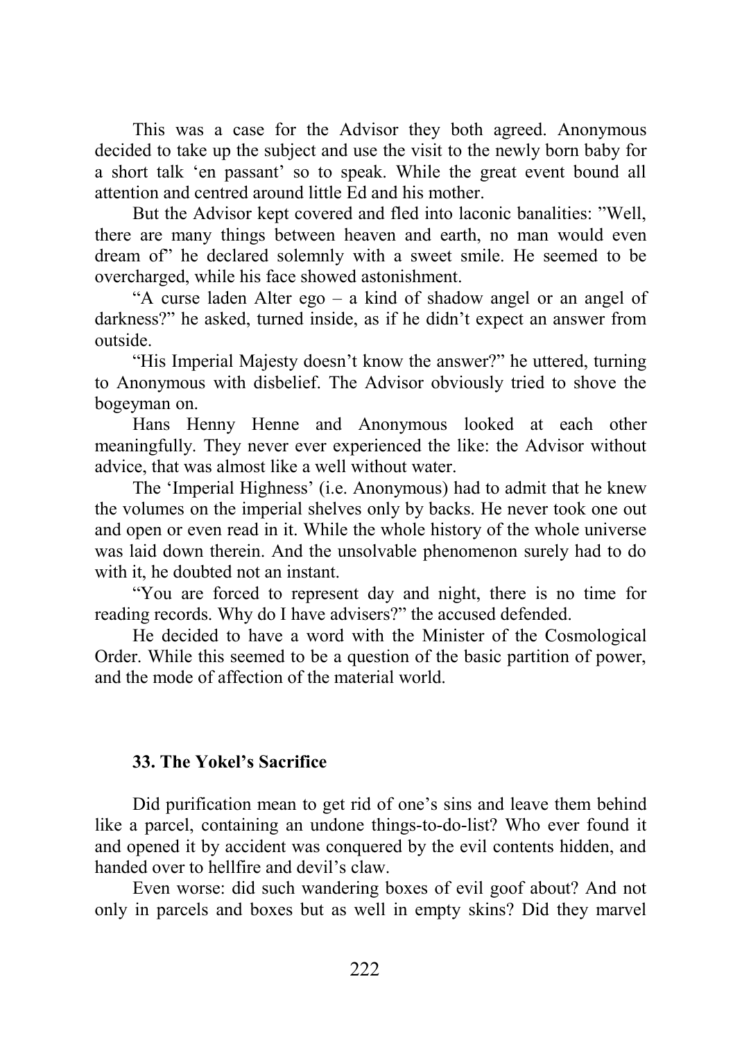This was a case for the Advisor they both agreed. Anonymous decided to take up the subject and use the visit to the newly born baby for a short talk 'en passant' so to speak. While the great event bound all attention and centred around little Ed and his mother.

But the Advisor kept covered and fled into laconic banalities: "Well, there are many things between heaven and earth, no man would even dream of" he declared solemnly with a sweet smile. He seemed to be overcharged, while his face showed astonishment.

"A curse laden Alter ego – a kind of shadow angel or an angel of darkness?" he asked, turned inside, as if he didn't expect an answer from outside.

"His Imperial Majesty doesn't know the answer?" he uttered, turning to Anonymous with disbelief. The Advisor obviously tried to shove the bogeyman on.

Hans Henny Henne and Anonymous looked at each other meaningfully. They never ever experienced the like: the Advisor without advice, that was almost like a well without water.

The 'Imperial Highness' (i.e. Anonymous) had to admit that he knew the volumes on the imperial shelves only by backs. He never took one out and open or even read in it. While the whole history of the whole universe was laid down therein. And the unsolvable phenomenon surely had to do with it, he doubted not an instant.

"You are forced to represent day and night, there is no time for reading records. Why do I have advisers?" the accused defended.

He decided to have a word with the Minister of the Cosmological Order. While this seemed to be a question of the basic partition of power, and the mode of affection of the material world.

### 33. The Yokel's Sacrifice

Did purification mean to get rid of one's sins and leave them behind like a parcel, containing an undone things-to-do-list? Who ever found it and opened it by accident was conquered by the evil contents hidden, and handed over to hellfire and devil's claw.

Even worse: did such wandering boxes of evil goof about? And not only in parcels and boxes but as well in empty skins? Did they marvel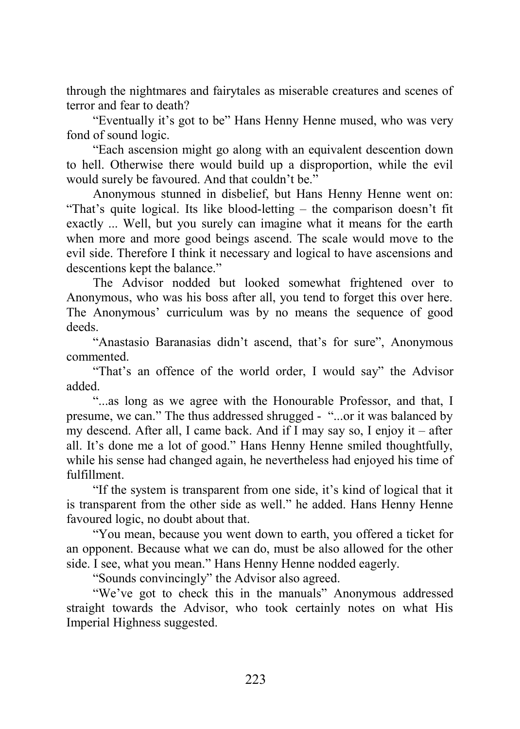through the nightmares and fairytales as miserable creatures and scenes of terror and fear to death?

"Eventually it's got to be" Hans Henny Henne mused, who was very fond of sound logic.

"Each ascension might go along with an equivalent descention down to hell. Otherwise there would build up a disproportion, while the evil would surely be favoured. And that couldn't be."

Anonymous stunned in disbelief, but Hans Henny Henne went on: "That's quite logical. Its like blood-letting – the comparison doesn't fit exactly ... Well, but you surely can imagine what it means for the earth when more and more good beings ascend. The scale would move to the evil side. Therefore I think it necessary and logical to have ascensions and descentions kept the balance."

The Advisor nodded but looked somewhat frightened over to Anonymous, who was his boss after all, you tend to forget this over here. The Anonymous' curriculum was by no means the sequence of good deeds.

"Anastasio Baranasias didn't ascend, that's for sure", Anonymous commented.

"That's an offence of the world order, I would say" the Advisor added.

"...as long as we agree with the Honourable Professor, and that, I presume, we can." The thus addressed shrugged - "...or it was balanced by my descend. After all, I came back. And if I may say so, I enjoy it – after all. It's done me a lot of good." Hans Henny Henne smiled thoughtfully, while his sense had changed again, he nevertheless had enjoyed his time of fulfillment.

"If the system is transparent from one side, it's kind of logical that it is transparent from the other side as well." he added. Hans Henny Henne favoured logic, no doubt about that.

"You mean, because you went down to earth, you offered a ticket for an opponent. Because what we can do, must be also allowed for the other side. I see, what you mean." Hans Henny Henne nodded eagerly.

"Sounds convincingly" the Advisor also agreed.

"We've got to check this in the manuals" Anonymous addressed straight towards the Advisor, who took certainly notes on what His Imperial Highness suggested.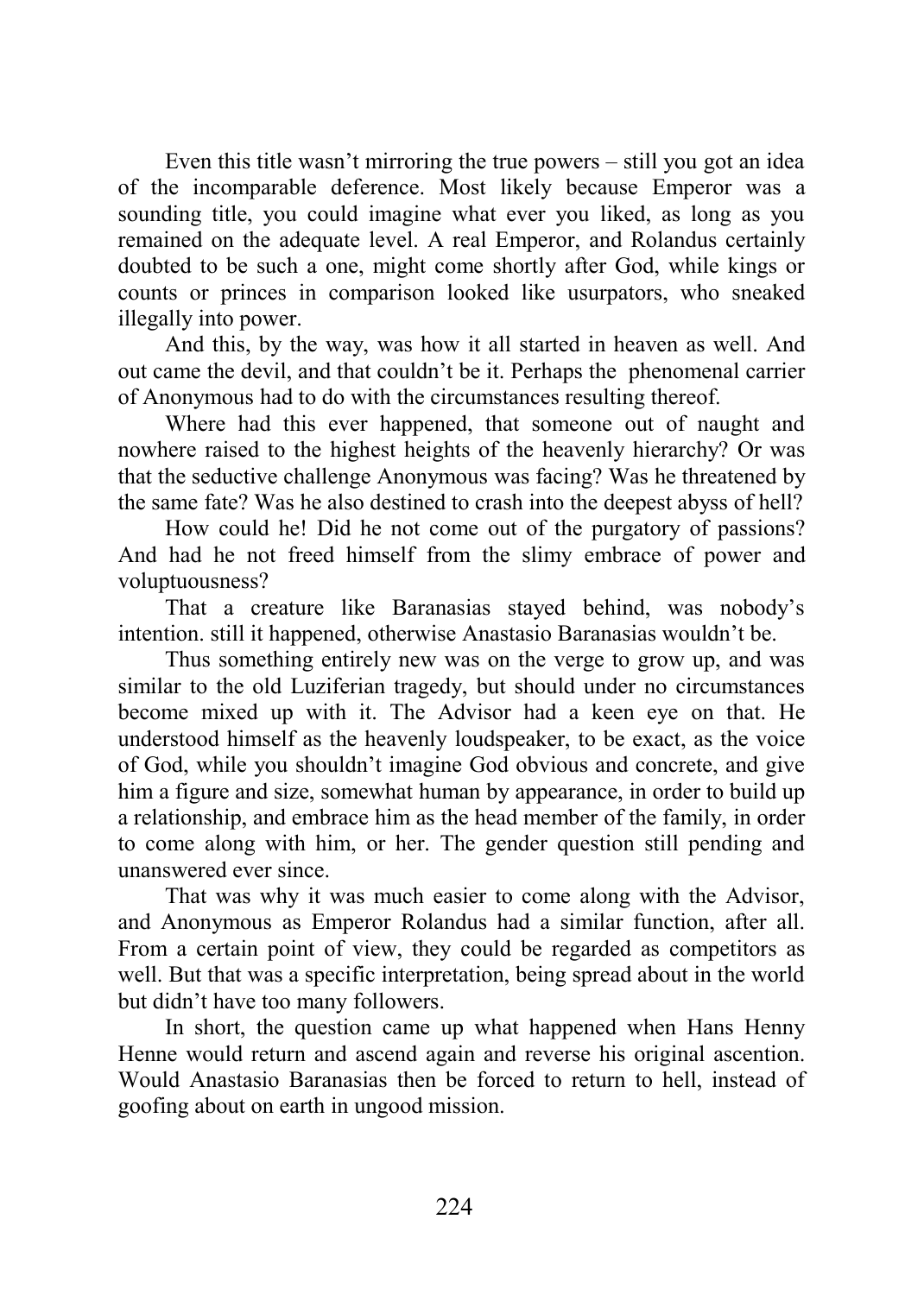Even this title wasn't mirroring the true powers – still you got an idea of the incomparable deference. Most likely because Emperor was a sounding title, you could imagine what ever you liked, as long as you remained on the adequate level. A real Emperor, and Rolandus certainly doubted to be such a one, might come shortly after God, while kings or counts or princes in comparison looked like usurpators, who sneaked illegally into power.

And this, by the way, was how it all started in heaven as well. And out came the devil, and that couldn't be it. Perhaps the phenomenal carrier of Anonymous had to do with the circumstances resulting thereof.

Where had this ever happened, that someone out of naught and nowhere raised to the highest heights of the heavenly hierarchy? Or was that the seductive challenge Anonymous was facing? Was he threatened by the same fate? Was he also destined to crash into the deepest abyss of hell?

How could he! Did he not come out of the purgatory of passions? And had he not freed himself from the slimy embrace of power and voluptuousness?

That a creature like Baranasias stayed behind, was nobody's intention. still it happened, otherwise Anastasio Baranasias wouldn't be.

Thus something entirely new was on the verge to grow up, and was similar to the old Luziferian tragedy, but should under no circumstances become mixed up with it. The Advisor had a keen eye on that. He understood himself as the heavenly loudspeaker, to be exact, as the voice of God, while you shouldn't imagine God obvious and concrete, and give him a figure and size, somewhat human by appearance, in order to build up a relationship, and embrace him as the head member of the family, in order to come along with him, or her. The gender question still pending and unanswered ever since.

That was why it was much easier to come along with the Advisor, and Anonymous as Emperor Rolandus had a similar function, after all. From a certain point of view, they could be regarded as competitors as well. But that was a specific interpretation, being spread about in the world but didn't have too many followers.

In short, the question came up what happened when Hans Henny Henne would return and ascend again and reverse his original ascention. Would Anastasio Baranasias then be forced to return to hell, instead of goofing about on earth in ungood mission.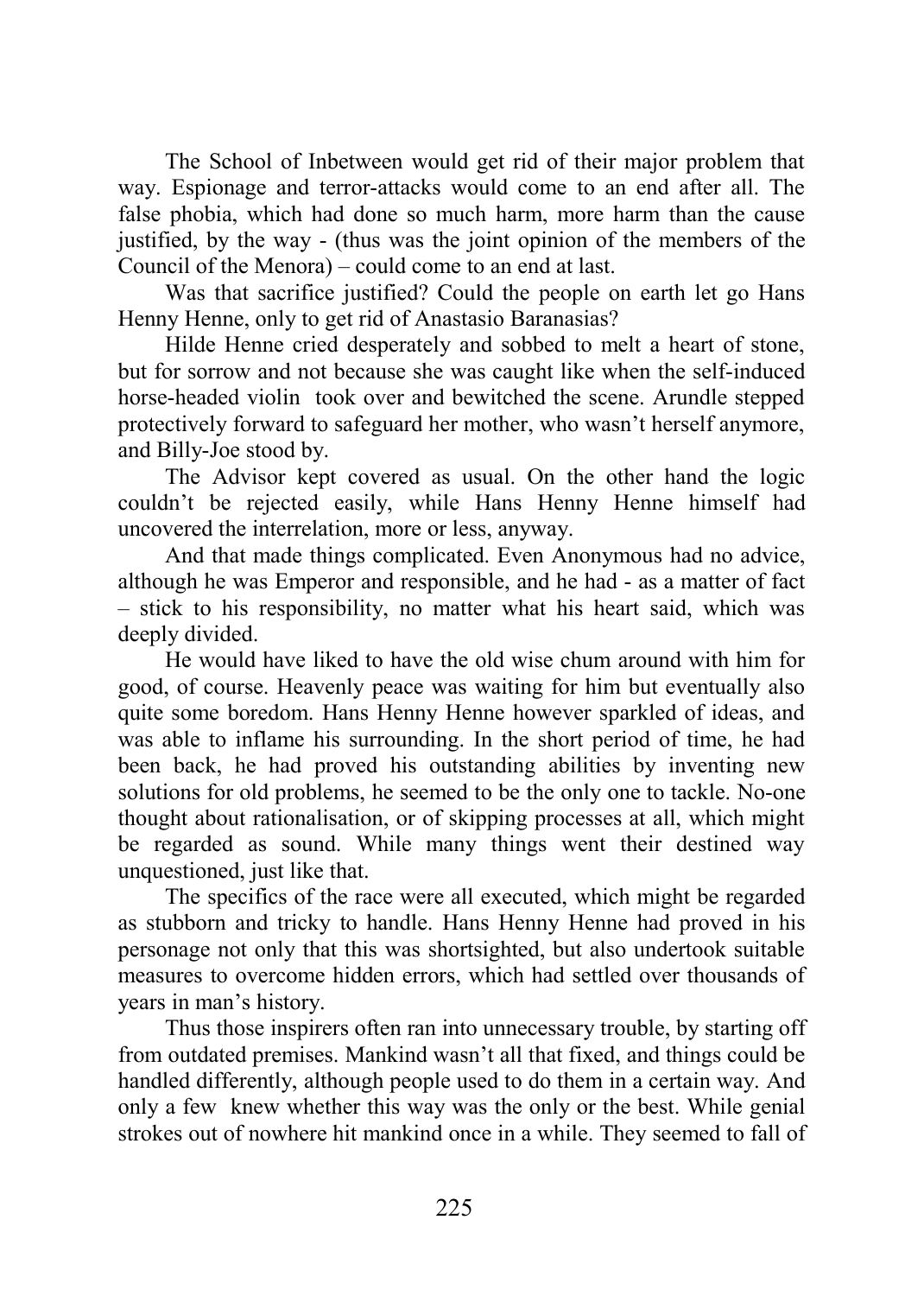The School of Inbetween would get rid of their major problem that way. Espionage and terror-attacks would come to an end after all. The false phobia, which had done so much harm, more harm than the cause justified, by the way - (thus was the joint opinion of the members of the Council of the Menora) – could come to an end at last.

Was that sacrifice justified? Could the people on earth let go Hans Henny Henne, only to get rid of Anastasio Baranasias?

Hilde Henne cried desperately and sobbed to melt a heart of stone, but for sorrow and not because she was caught like when the self-induced horse-headed violin took over and bewitched the scene. Arundle stepped protectively forward to safeguard her mother, who wasn't herself anymore, and Billy-Joe stood by.

The Advisor kept covered as usual. On the other hand the logic couldn't be rejected easily, while Hans Henny Henne himself had uncovered the interrelation, more or less, anyway.

And that made things complicated. Even Anonymous had no advice, although he was Emperor and responsible, and he had - as a matter of fact – stick to his responsibility, no matter what his heart said, which was deeply divided.

He would have liked to have the old wise chum around with him for good, of course. Heavenly peace was waiting for him but eventually also quite some boredom. Hans Henny Henne however sparkled of ideas, and was able to inflame his surrounding. In the short period of time, he had been back, he had proved his outstanding abilities by inventing new solutions for old problems, he seemed to be the only one to tackle. No-one thought about rationalisation, or of skipping processes at all, which might be regarded as sound. While many things went their destined way unquestioned, just like that.

The specifics of the race were all executed, which might be regarded as stubborn and tricky to handle. Hans Henny Henne had proved in his personage not only that this was shortsighted, but also undertook suitable measures to overcome hidden errors, which had settled over thousands of years in man's history.

Thus those inspirers often ran into unnecessary trouble, by starting off from outdated premises. Mankind wasn't all that fixed, and things could be handled differently, although people used to do them in a certain way. And only a few knew whether this way was the only or the best. While genial strokes out of nowhere hit mankind once in a while. They seemed to fall of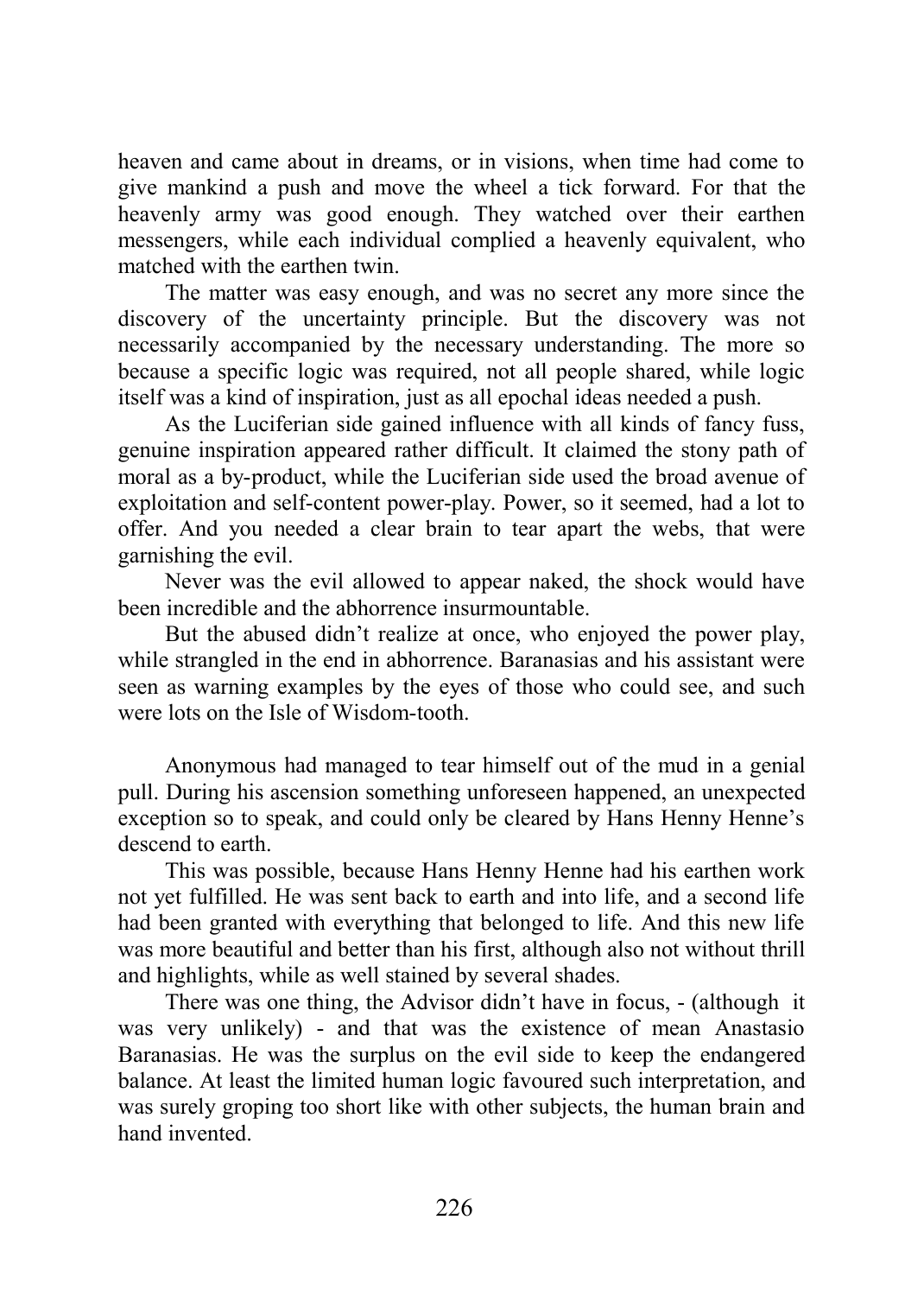heaven and came about in dreams, or in visions, when time had come to give mankind a push and move the wheel a tick forward. For that the heavenly army was good enough. They watched over their earthen messengers, while each individual complied a heavenly equivalent, who matched with the earthen twin.

The matter was easy enough, and was no secret any more since the discovery of the uncertainty principle. But the discovery was not necessarily accompanied by the necessary understanding. The more so because a specific logic was required, not all people shared, while logic itself was a kind of inspiration, just as all epochal ideas needed a push.

As the Luciferian side gained influence with all kinds of fancy fuss, genuine inspiration appeared rather difficult. It claimed the stony path of moral as a by-product, while the Luciferian side used the broad avenue of exploitation and self-content power-play. Power, so it seemed, had a lot to offer. And you needed a clear brain to tear apart the webs, that were garnishing the evil.

Never was the evil allowed to appear naked, the shock would have been incredible and the abhorrence insurmountable.

But the abused didn't realize at once, who enjoyed the power play, while strangled in the end in abhorrence. Baranasias and his assistant were seen as warning examples by the eyes of those who could see, and such were lots on the Isle of Wisdom-tooth.

Anonymous had managed to tear himself out of the mud in a genial pull. During his ascension something unforeseen happened, an unexpected exception so to speak, and could only be cleared by Hans Henny Henne's descend to earth.

This was possible, because Hans Henny Henne had his earthen work not yet fulfilled. He was sent back to earth and into life, and a second life had been granted with everything that belonged to life. And this new life was more beautiful and better than his first, although also not without thrill and highlights, while as well stained by several shades.

There was one thing, the Advisor didn't have in focus, - (although it was very unlikely) - and that was the existence of mean Anastasio Baranasias. He was the surplus on the evil side to keep the endangered balance. At least the limited human logic favoured such interpretation, and was surely groping too short like with other subjects, the human brain and hand invented.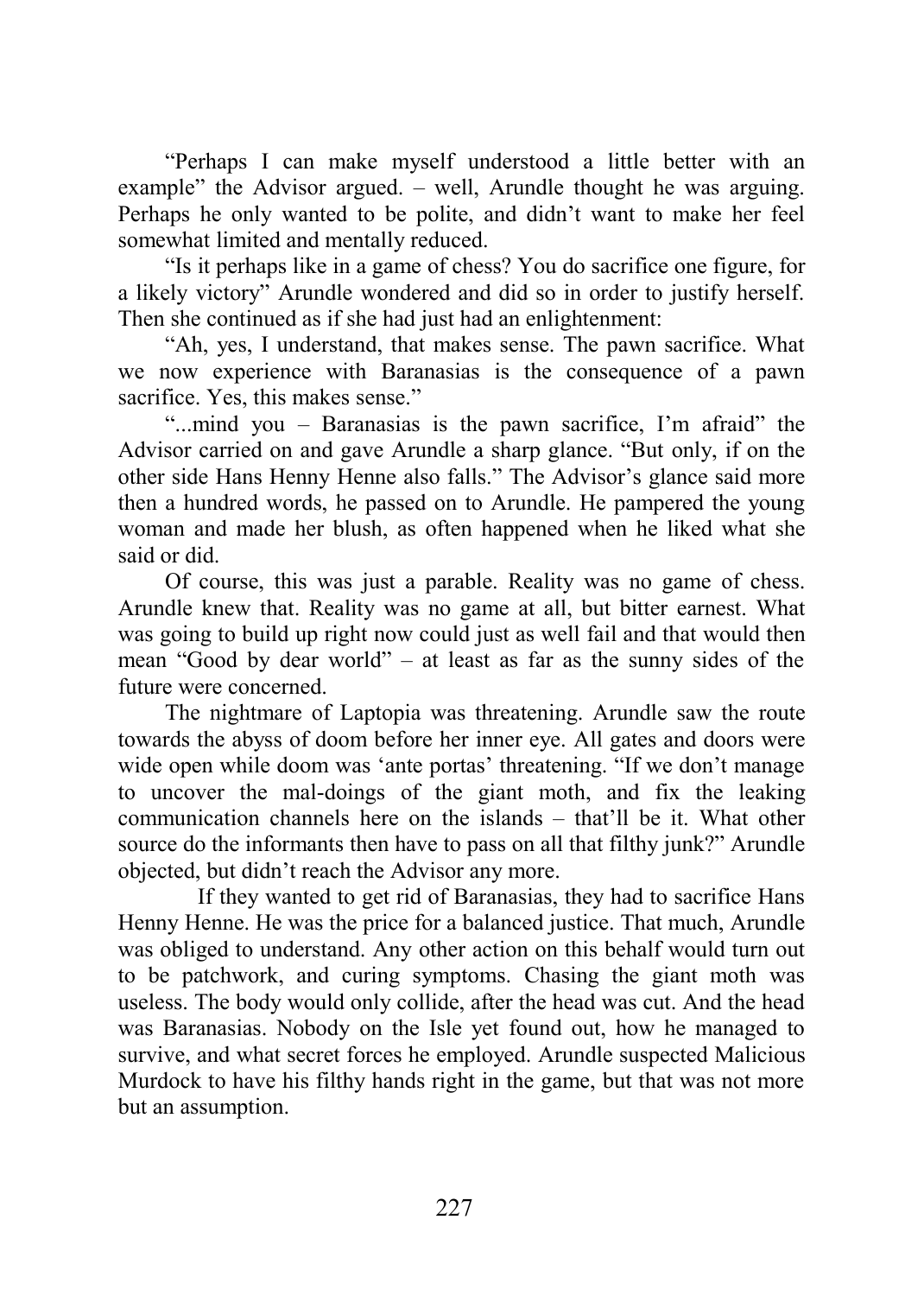"Perhaps I can make myself understood a little better with an example" the Advisor argued. – well, Arundle thought he was arguing. Perhaps he only wanted to be polite, and didn't want to make her feel somewhat limited and mentally reduced.

"Is it perhaps like in a game of chess? You do sacrifice one figure, for a likely victory" Arundle wondered and did so in order to justify herself. Then she continued as if she had just had an enlightenment:

"Ah, yes, I understand, that makes sense. The pawn sacrifice. What we now experience with Baranasias is the consequence of a pawn sacrifice. Yes, this makes sense."

"...mind you – Baranasias is the pawn sacrifice, I'm afraid" the Advisor carried on and gave Arundle a sharp glance. "But only, if on the other side Hans Henny Henne also falls." The Advisor's glance said more then a hundred words, he passed on to Arundle. He pampered the young woman and made her blush, as often happened when he liked what she said or did.

Of course, this was just a parable. Reality was no game of chess. Arundle knew that. Reality was no game at all, but bitter earnest. What was going to build up right now could just as well fail and that would then mean "Good by dear world" – at least as far as the sunny sides of the future were concerned.

The nightmare of Laptopia was threatening. Arundle saw the route towards the abyss of doom before her inner eye. All gates and doors were wide open while doom was 'ante portas' threatening. "If we don't manage to uncover the mal-doings of the giant moth, and fix the leaking communication channels here on the islands – that'll be it. What other source do the informants then have to pass on all that filthy junk?" Arundle objected, but didn't reach the Advisor any more.

If they wanted to get rid of Baranasias, they had to sacrifice Hans Henny Henne. He was the price for a balanced justice. That much, Arundle was obliged to understand. Any other action on this behalf would turn out to be patchwork, and curing symptoms. Chasing the giant moth was useless. The body would only collide, after the head was cut. And the head was Baranasias. Nobody on the Isle yet found out, how he managed to survive, and what secret forces he employed. Arundle suspected Malicious Murdock to have his filthy hands right in the game, but that was not more but an assumption.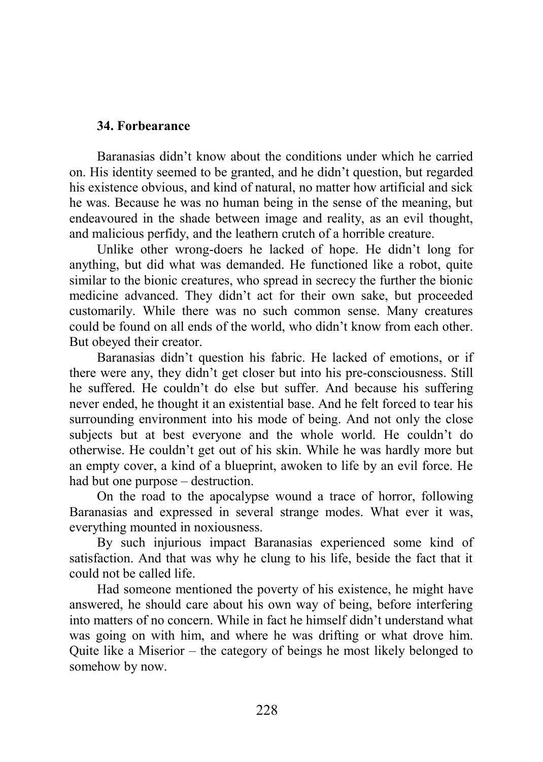## 34. Forbearance

Baranasias didn't know about the conditions under which he carried on. His identity seemed to be granted, and he didn't question, but regarded his existence obvious, and kind of natural, no matter how artificial and sick he was. Because he was no human being in the sense of the meaning, but endeavoured in the shade between image and reality, as an evil thought, and malicious perfidy, and the leathern crutch of a horrible creature.

Unlike other wrong-doers he lacked of hope. He didn't long for anything, but did what was demanded. He functioned like a robot, quite similar to the bionic creatures, who spread in secrecy the further the bionic medicine advanced. They didn't act for their own sake, but proceeded customarily. While there was no such common sense. Many creatures could be found on all ends of the world, who didn't know from each other. But obeyed their creator.

Baranasias didn't question his fabric. He lacked of emotions, or if there were any, they didn't get closer but into his pre-consciousness. Still he suffered. He couldn't do else but suffer. And because his suffering never ended, he thought it an existential base. And he felt forced to tear his surrounding environment into his mode of being. And not only the close subjects but at best everyone and the whole world. He couldn't do otherwise. He couldn't get out of his skin. While he was hardly more but an empty cover, a kind of a blueprint, awoken to life by an evil force. He had but one purpose – destruction.

On the road to the apocalypse wound a trace of horror, following Baranasias and expressed in several strange modes. What ever it was, everything mounted in noxiousness.

By such injurious impact Baranasias experienced some kind of satisfaction. And that was why he clung to his life, beside the fact that it could not be called life.

Had someone mentioned the poverty of his existence, he might have answered, he should care about his own way of being, before interfering into matters of no concern. While in fact he himself didn't understand what was going on with him, and where he was drifting or what drove him. Quite like a Miserior – the category of beings he most likely belonged to somehow by now.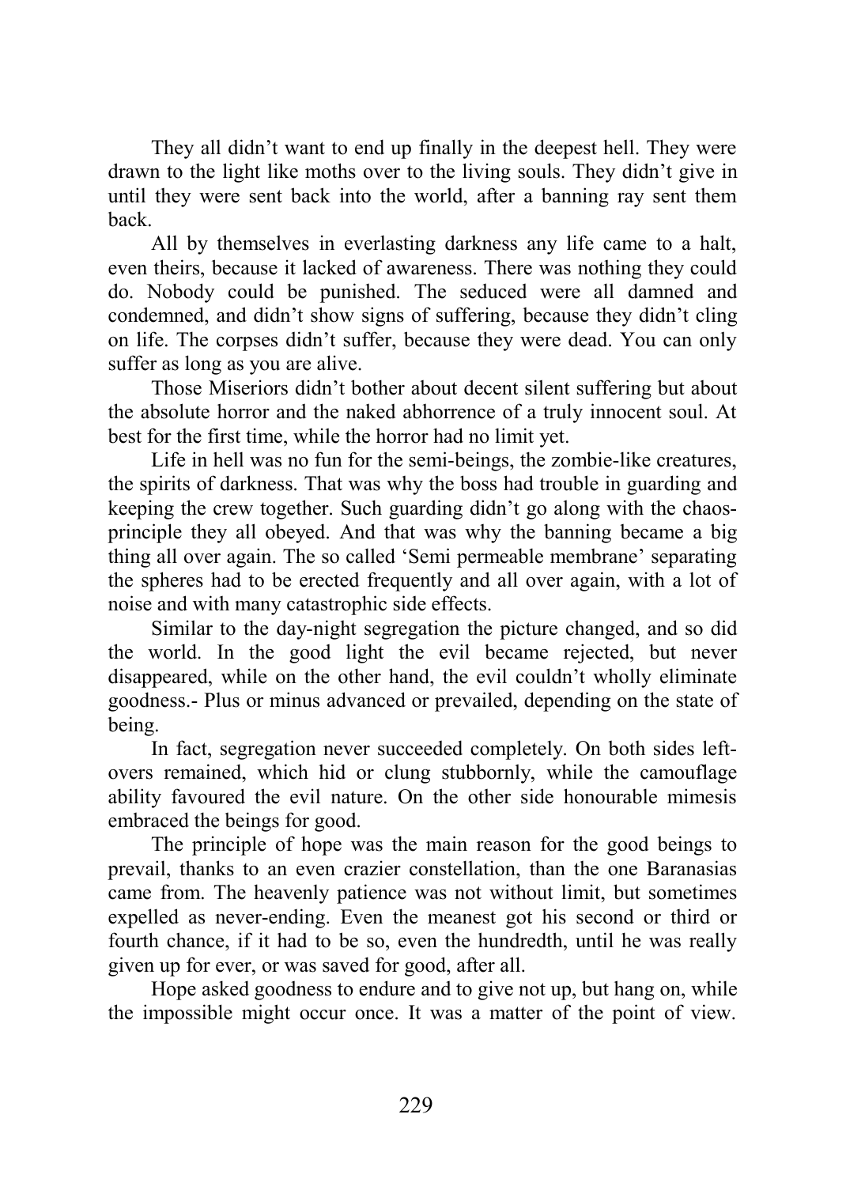They all didn't want to end up finally in the deepest hell. They were drawn to the light like moths over to the living souls. They didn't give in until they were sent back into the world, after a banning ray sent them back.

All by themselves in everlasting darkness any life came to a halt, even theirs, because it lacked of awareness. There was nothing they could do. Nobody could be punished. The seduced were all damned and condemned, and didn't show signs of suffering, because they didn't cling on life. The corpses didn't suffer, because they were dead. You can only suffer as long as you are alive.

Those Miseriors didn't bother about decent silent suffering but about the absolute horror and the naked abhorrence of a truly innocent soul. At best for the first time, while the horror had no limit yet.

Life in hell was no fun for the semi-beings, the zombie-like creatures, the spirits of darkness. That was why the boss had trouble in guarding and keeping the crew together. Such guarding didn't go along with the chaos-principle they all obeyed. And that was why the banning became a big thing all over again. The so called 'Semi permeable membrane' separating the spheres had to be erected frequently and all over again, with a lot of noise and with many catastrophic side effects.

Similar to the day-night segregation the picture changed, and so did the world. In the good light the evil became rejected, but never disappeared, while on the other hand, the evil couldn't wholly eliminate goodness.- Plus or minus advanced or prevailed, depending on the state of being.

In fact, segregation never succeeded completely. On both sides left-overs remained, which hid or clung stubbornly, while the camouflage ability favoured the evil nature. On the other side honourable mimesis embraced the beings for good.

The principle of hope was the main reason for the good beings to prevail, thanks to an even crazier constellation, than the one Baranasias came from. The heavenly patience was not without limit, but sometimes expelled as never-ending. Even the meanest got his second or third or fourth chance, if it had to be so, even the hundredth, until he was really given up for ever, or was saved for good, after all.

Hope asked goodness to endure and to give not up, but hang on, while the impossible might occur once. It was a matter of the point of view.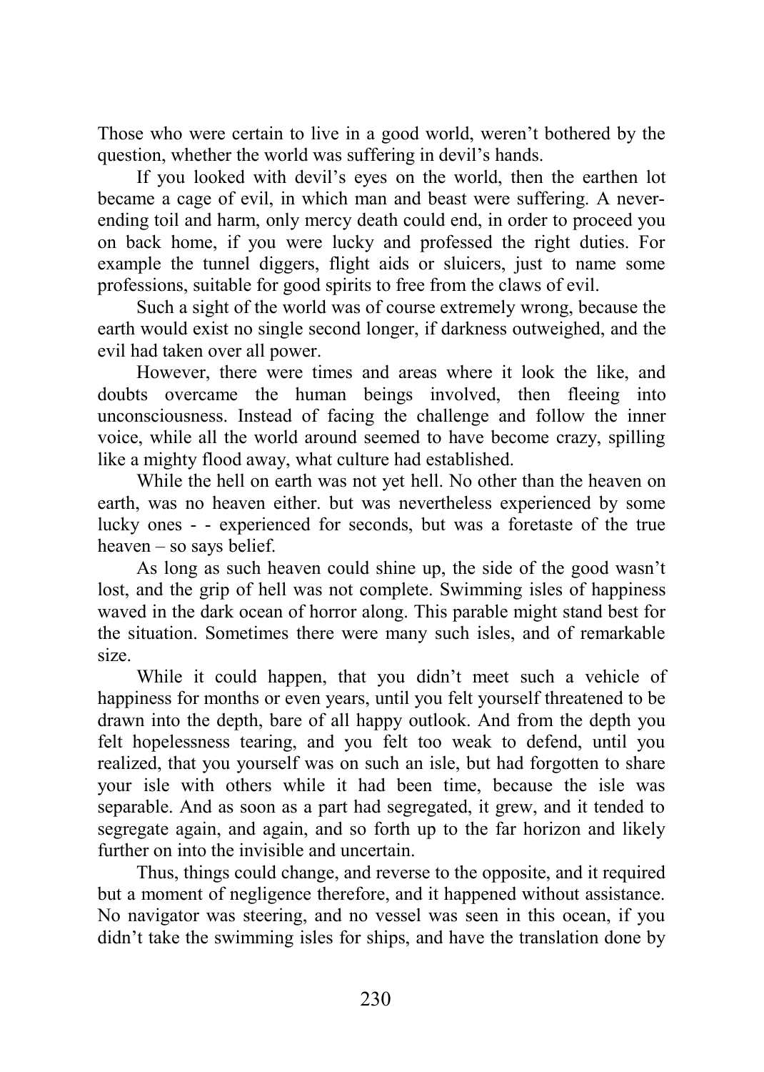Those who were certain to live in a good world, weren't bothered by the question, whether the world was suffering in devil's hands.

If you looked with devil's eyes on the world, then the earthen lot became a cage of evil, in which man and beast were suffering. A never-ending toil and harm, only mercy death could end, in order to proceed you on back home, if you were lucky and professed the right duties. For example the tunnel diggers, flight aids or sluicers, just to name some professions, suitable for good spirits to free from the claws of evil.

Such a sight of the world was of course extremely wrong, because the earth would exist no single second longer, if darkness outweighed, and the evil had taken over all power.

However, there were times and areas where it look the like, and doubts overcame the human beings involved, then fleeing into unconsciousness. Instead of facing the challenge and follow the inner voice, while all the world around seemed to have become crazy, spilling like a mighty flood away, what culture had established.

While the hell on earth was not yet hell. No other than the heaven on earth, was no heaven either. but was nevertheless experienced by some lucky ones - - experienced for seconds, but was a foretaste of the true heaven – so says belief.

As long as such heaven could shine up, the side of the good wasn't lost, and the grip of hell was not complete. Swimming isles of happiness waved in the dark ocean of horror along. This parable might stand best for the situation. Sometimes there were many such isles, and of remarkable size.

While it could happen, that you didn't meet such a vehicle of happiness for months or even years, until you felt yourself threatened to be drawn into the depth, bare of all happy outlook. And from the depth you felt hopelessness tearing, and you felt too weak to defend, until you realized, that you yourself was on such an isle, but had forgotten to share your isle with others while it had been time, because the isle was separable. And as soon as a part had segregated, it grew, and it tended to segregate again, and again, and so forth up to the far horizon and likely further on into the invisible and uncertain.

Thus, things could change, and reverse to the opposite, and it required but a moment of negligence therefore, and it happened without assistance. No navigator was steering, and no vessel was seen in this ocean, if you didn't take the swimming isles for ships, and have the translation done by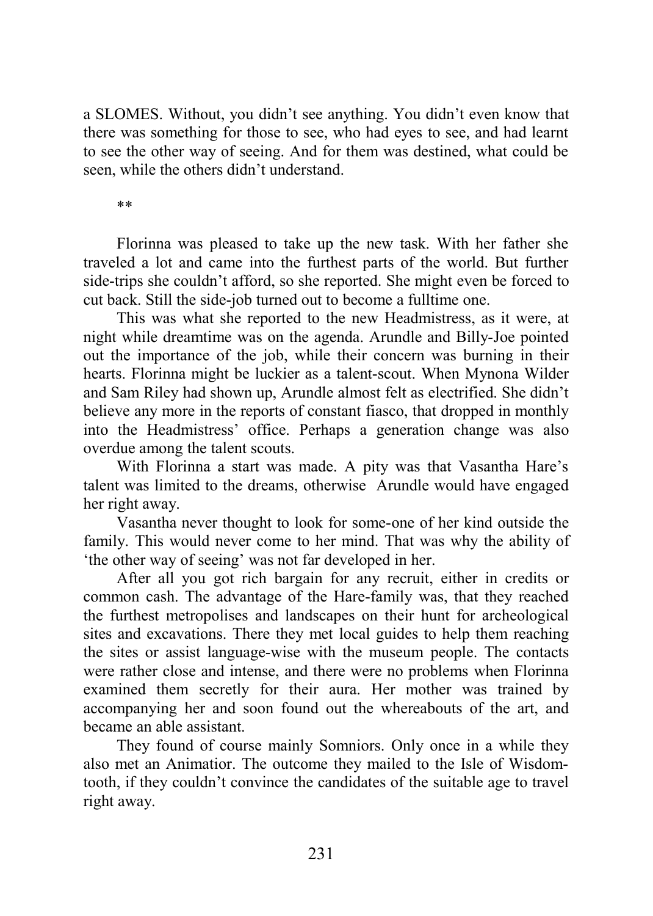a SLOMES. Without, you didn't see anything. You didn't even know that there was something for those to see, who had eyes to see, and had learnt to see the other way of seeing. And for them was destined, what could be seen, while the others didn't understand.

**

Florinna was pleased to take up the new task. With her father she traveled a lot and came into the furthest parts of the world. But further side-trips she couldn't afford, so she reported. She might even be forced to cut back. Still the side-job turned out to become a fulltime one.

This was what she reported to the new Headmistress, as it were, at night while dreamtime was on the agenda. Arundle and Billy-Joe pointed out the importance of the job, while their concern was burning in their hearts. Florinna might be luckier as a talent-scout. When Mynona Wilder and Sam Riley had shown up, Arundle almost felt as electrified. She didn't believe any more in the reports of constant fiasco, that dropped in monthly into the Headmistress' office. Perhaps a generation change was also overdue among the talent scouts.

With Florinna a start was made. A pity was that Vasantha Hare's talent was limited to the dreams, otherwise Arundle would have engaged her right away.

Vasantha never thought to look for some-one of her kind outside the family. This would never come to her mind. That was why the ability of 'the other way of seeing' was not far developed in her.

After all you got rich bargain for any recruit, either in credits or common cash. The advantage of the Hare-family was, that they reached the furthest metropolises and landscapes on their hunt for archeological sites and excavations. There they met local guides to help them reaching the sites or assist language-wise with the museum people. The contacts were rather close and intense, and there were no problems when Florinna examined them secretly for their aura. Her mother was trained by accompanying her and soon found out the whereabouts of the art, and became an able assistant.

They found of course mainly Somniors. Only once in a while they also met an Animatior. The outcome they mailed to the Isle of Wisdom-tooth, if they couldn't convince the candidates of the suitable age to travel right away.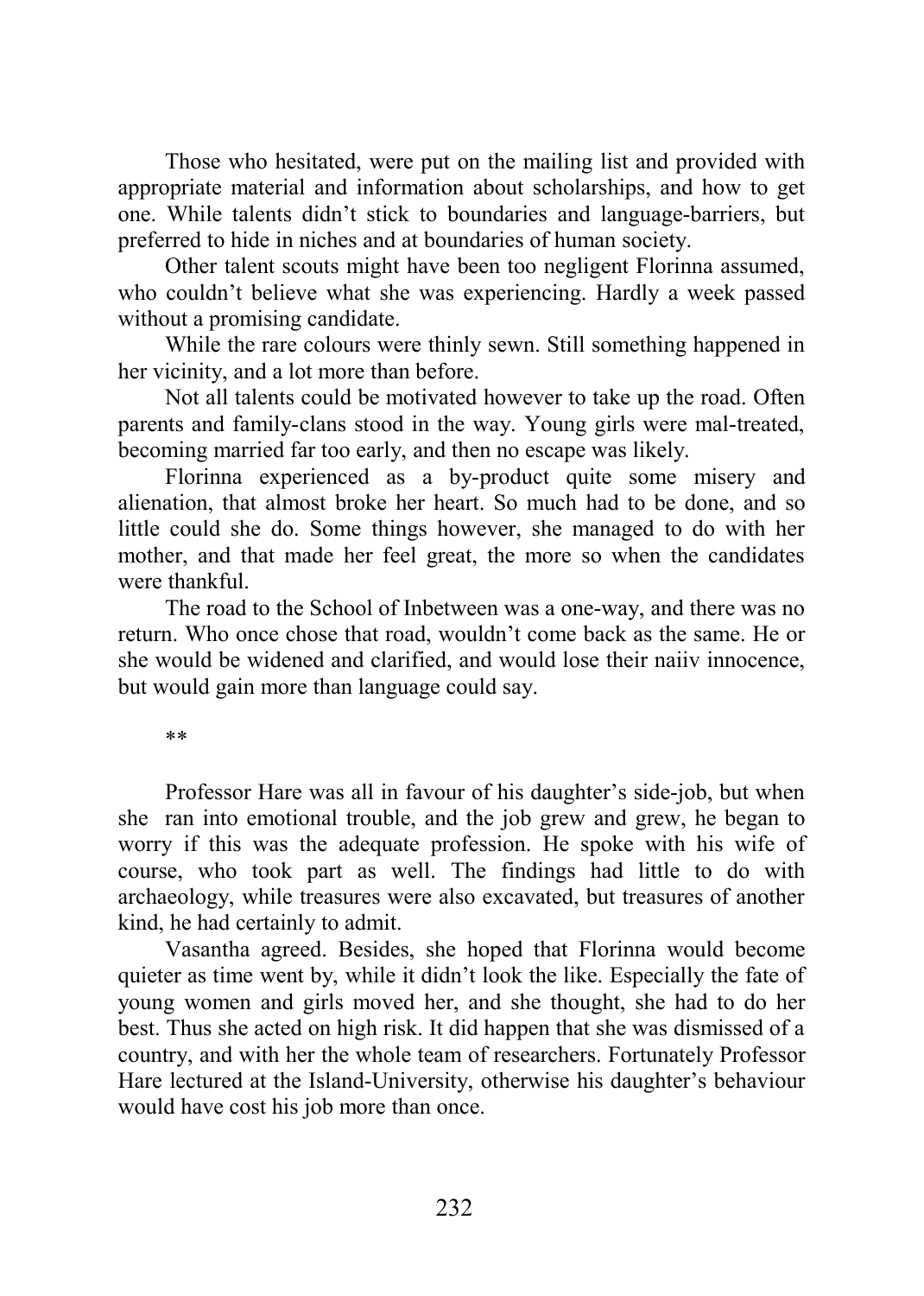Those who hesitated, were put on the mailing list and provided with appropriate material and information about scholarships, and how to get one. While talents didn't stick to boundaries and language-barriers, but preferred to hide in niches and at boundaries of human society.

Other talent scouts might have been too negligent Florinna assumed, who couldn't believe what she was experiencing. Hardly a week passed without a promising candidate.

While the rare colours were thinly sewn. Still something happened in her vicinity, and a lot more than before.

Not all talents could be motivated however to take up the road. Often parents and family-clans stood in the way. Young girls were mal-treated, becoming married far too early, and then no escape was likely.

Florinna experienced as a by-product quite some misery and alienation, that almost broke her heart. So much had to be done, and so little could she do. Some things however, she managed to do with her mother, and that made her feel great, the more so when the candidates were thankful.

The road to the School of Inbetween was a one-way, and there was no return. Who once chose that road, wouldn't come back as the same. He or she would be widened and clarified, and would lose their naiiv innocence, but would gain more than language could say.

**

Professor Hare was all in favour of his daughter's side-job, but when she ran into emotional trouble, and the job grew and grew, he began to worry if this was the adequate profession. He spoke with his wife of course, who took part as well. The findings had little to do with archaeology, while treasures were also excavated, but treasures of another kind, he had certainly to admit.

Vasantha agreed. Besides, she hoped that Florinna would become quieter as time went by, while it didn't look the like. Especially the fate of young women and girls moved her, and she thought, she had to do her best. Thus she acted on high risk. It did happen that she was dismissed of a country, and with her the whole team of researchers. Fortunately Professor Hare lectured at the Island-University, otherwise his daughter's behaviour would have cost his job more than once.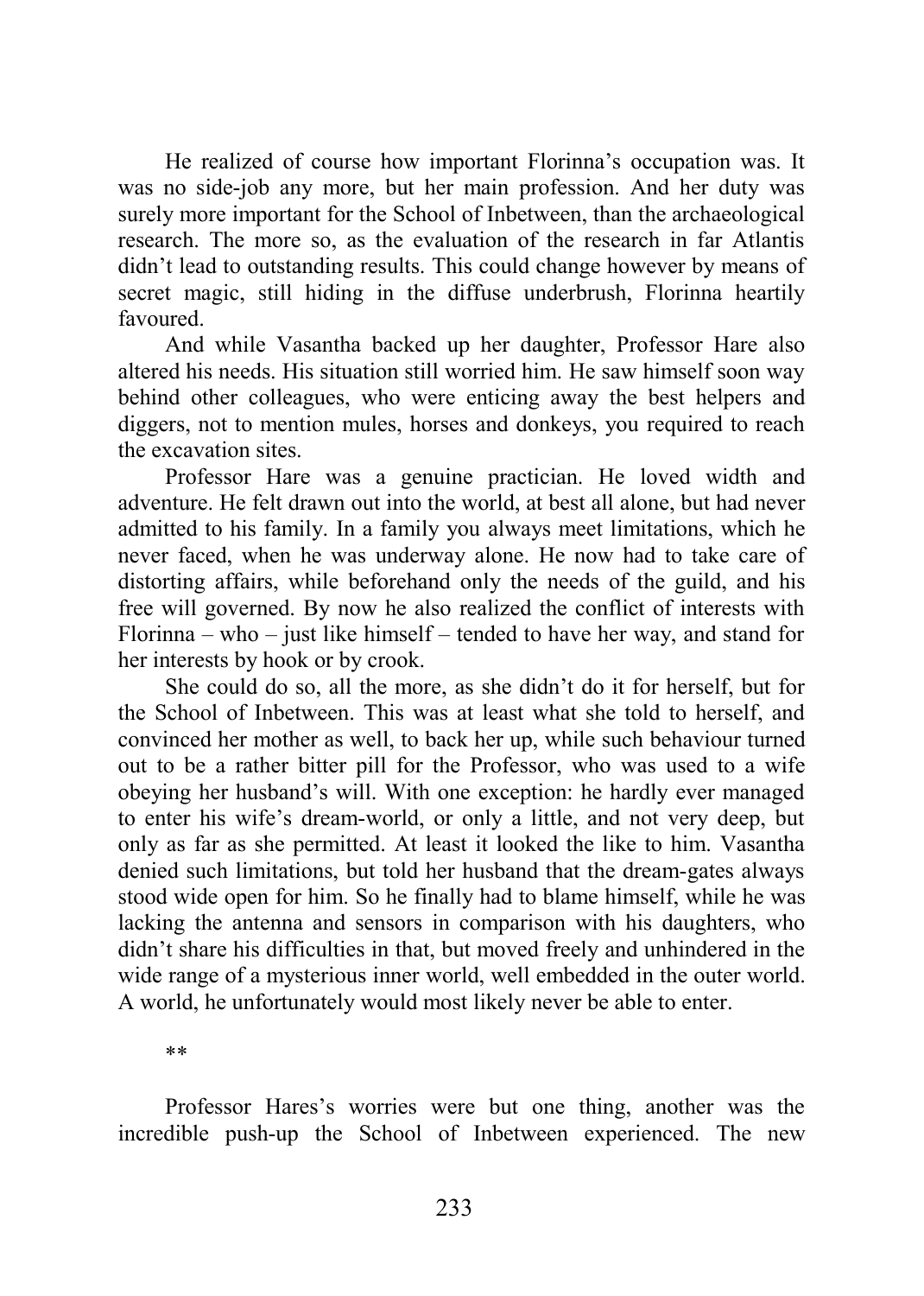He realized of course how important Florinna's occupation was. It was no side-job any more, but her main profession. And her duty was surely more important for the School of Inbetween, than the archaeological research. The more so, as the evaluation of the research in far Atlantis didn't lead to outstanding results. This could change however by means of secret magic, still hiding in the diffuse underbrush, Florinna heartily favoured.

And while Vasantha backed up her daughter, Professor Hare also altered his needs. His situation still worried him. He saw himself soon way behind other colleagues, who were enticing away the best helpers and diggers, not to mention mules, horses and donkeys, you required to reach the excavation sites.

Professor Hare was a genuine practician. He loved width and adventure. He felt drawn out into the world, at best all alone, but had never admitted to his family. In a family you always meet limitations, which he never faced, when he was underway alone. He now had to take care of distorting affairs, while beforehand only the needs of the guild, and his free will governed. By now he also realized the conflict of interests with Florinna – who – just like himself – tended to have her way, and stand for her interests by hook or by crook.

She could do so, all the more, as she didn't do it for herself, but for the School of Inbetween. This was at least what she told to herself, and convinced her mother as well, to back her up, while such behaviour turned out to be a rather bitter pill for the Professor, who was used to a wife obeying her husband's will. With one exception: he hardly ever managed to enter his wife's dream-world, or only a little, and not very deep, but only as far as she permitted. At least it looked the like to him. Vasantha denied such limitations, but told her husband that the dream-gates always stood wide open for him. So he finally had to blame himself, while he was lacking the antenna and sensors in comparison with his daughters, who didn't share his difficulties in that, but moved freely and unhindered in the wide range of a mysterious inner world, well embedded in the outer world. A world, he unfortunately would most likely never be able to enter.

**

Professor Hares's worries were but one thing, another was the incredible push-up the School of Inbetween experienced. The new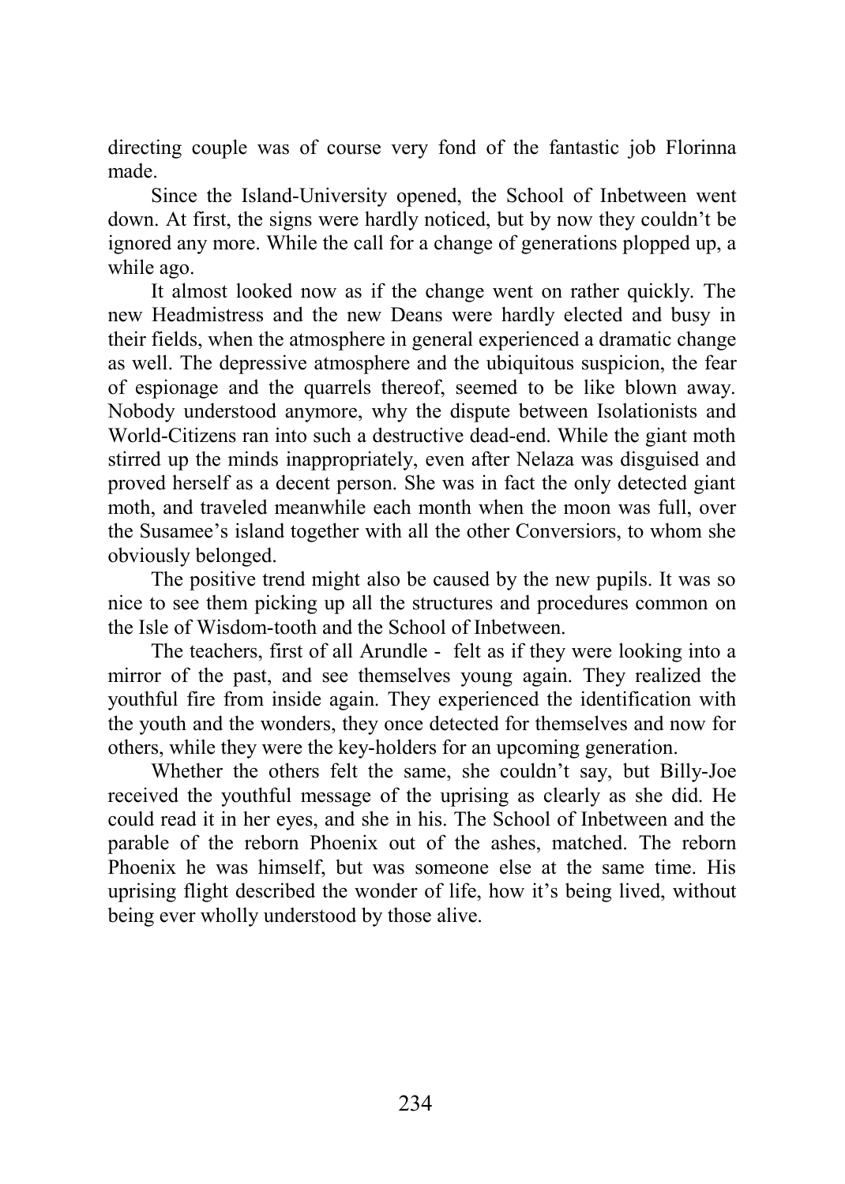directing couple was of course very fond of the fantastic job Florinna made.

Since the Island-University opened, the School of Inbetween went down. At first, the signs were hardly noticed, but by now they couldn't be ignored any more. While the call for a change of generations plopped up, a while ago.

It almost looked now as if the change went on rather quickly. The new Headmistress and the new Deans were hardly elected and busy in their fields, when the atmosphere in general experienced a dramatic change as well. The depressive atmosphere and the ubiquitous suspicion, the fear of espionage and the quarrels thereof, seemed to be like blown away. Nobody understood anymore, why the dispute between Isolationists and World-Citizens ran into such a destructive dead-end. While the giant moth stirred up the minds inappropriately, even after Nelaza was disguised and proved herself as a decent person. She was in fact the only detected giant moth, and traveled meanwhile each month when the moon was full, over the Susamee's island together with all the other Conversiors, to whom she obviously belonged.

The positive trend might also be caused by the new pupils. It was so nice to see them picking up all the structures and procedures common on the Isle of Wisdom-tooth and the School of Inbetween.

The teachers, first of all Arundle - felt as if they were looking into a mirror of the past, and see themselves young again. They realized the youthful fire from inside again. They experienced the identification with the youth and the wonders, they once detected for themselves and now for others, while they were the key-holders for an upcoming generation.

Whether the others felt the same, she couldn't say, but Billy-Joe received the youthful message of the uprising as clearly as she did. He could read it in her eyes, and she in his. The School of Inbetween and the parable of the reborn Phoenix out of the ashes, matched. The reborn Phoenix he was himself, but was someone else at the same time. His uprising flight described the wonder of life, how it's being lived, without being ever wholly understood by those alive.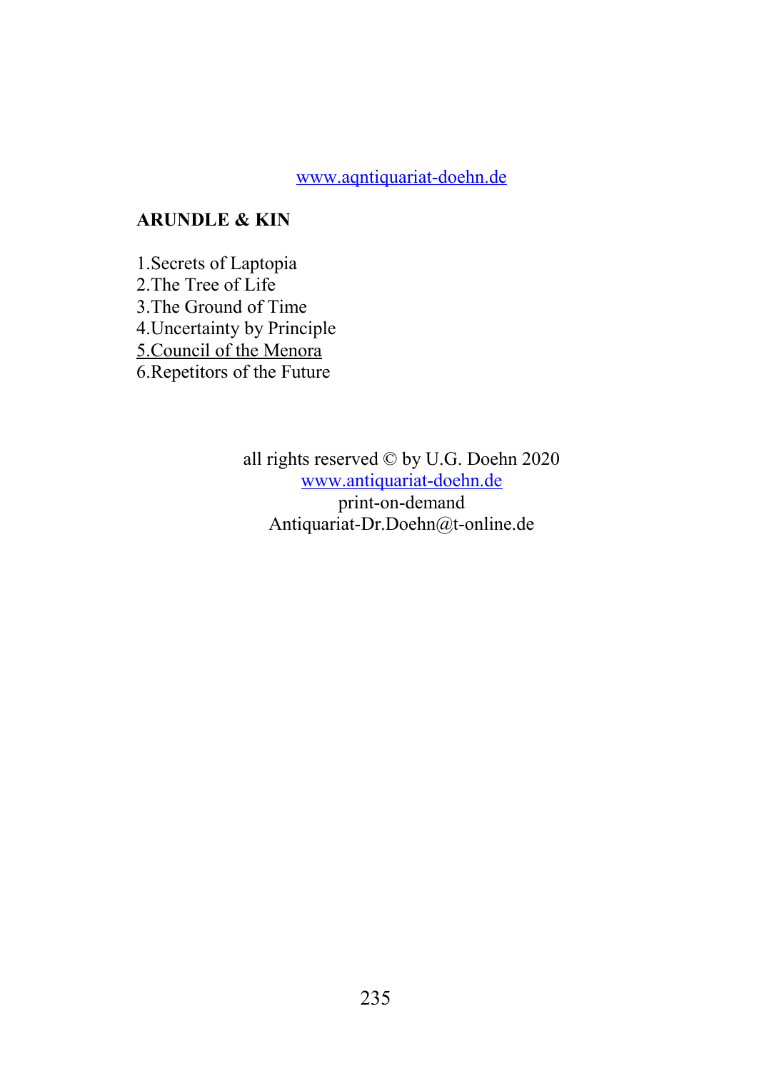www.aqntiquariat-doehn.de

**ARUNDLE & KIN**

1.Secrets of Laptopia
2.The Tree of Life
3.The Ground of Time
4.Uncertainty by Principle
5.Council of the Menora
6.Repetitors of the Future

all rights reserved © by U.G. Doehn 2020
www.antiquariat-doehn.de
print-on-demand
Antiquariat-Dr.Doehn@t-online.de